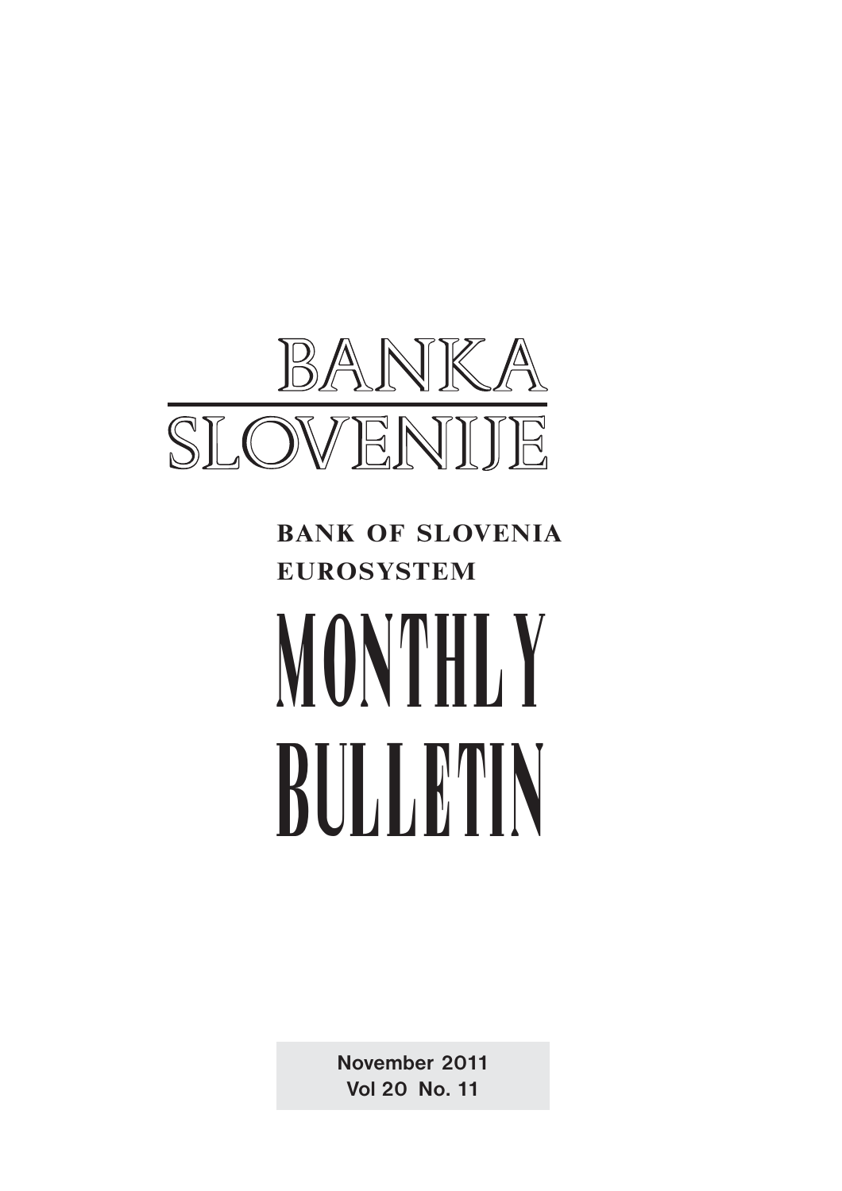# BANKA SLOVENIJE

**BANK OF SLOVENIA**
**EUROSYSTEM**

# MONTHLY BULLETIN

**November 2011**
**Vol 20 No. 11**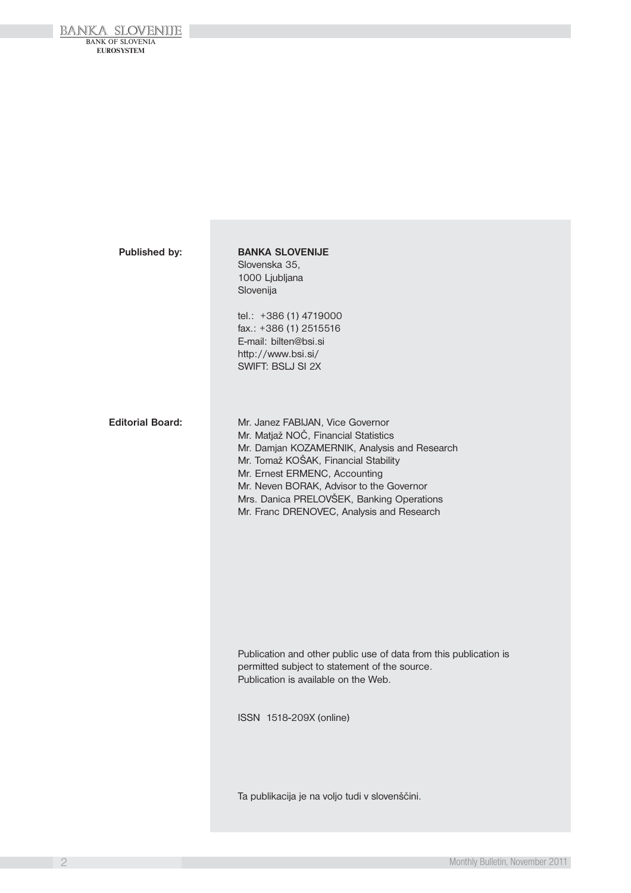**Published by:**

**BANKA SLOVENIJE**
Slovenska 35,
1000 Ljubljana
Slovenija

tel.: +386 (1) 4719000
fax.: +386 (1) 2515516
E-mail: bilten@bsi.si
http://www.bsi.si/
SWIFT: BSLJ SI 2X

**Editorial Board:**

Mr. Janez FABIJAN, Vice Governor
Mr. Matjaž NOČ, Financial Statistics
Mr. Damjan KOZAMERNIK, Analysis and Research
Mr. Tomaž KOŠAK, Financial Stability
Mr. Ernest ERMENC, Accounting
Mr. Neven BORAK, Advisor to the Governor
Mrs. Danica PRELOVŠEK, Banking Operations
Mr. Franc DRENOVEC, Analysis and Research

Publication and other public use of data from this publication is permitted subject to statement of the source.
Publication is available on the Web.

ISSN 1518-209X (online)

Ta publikacija je na voljo tudi v slovenščini.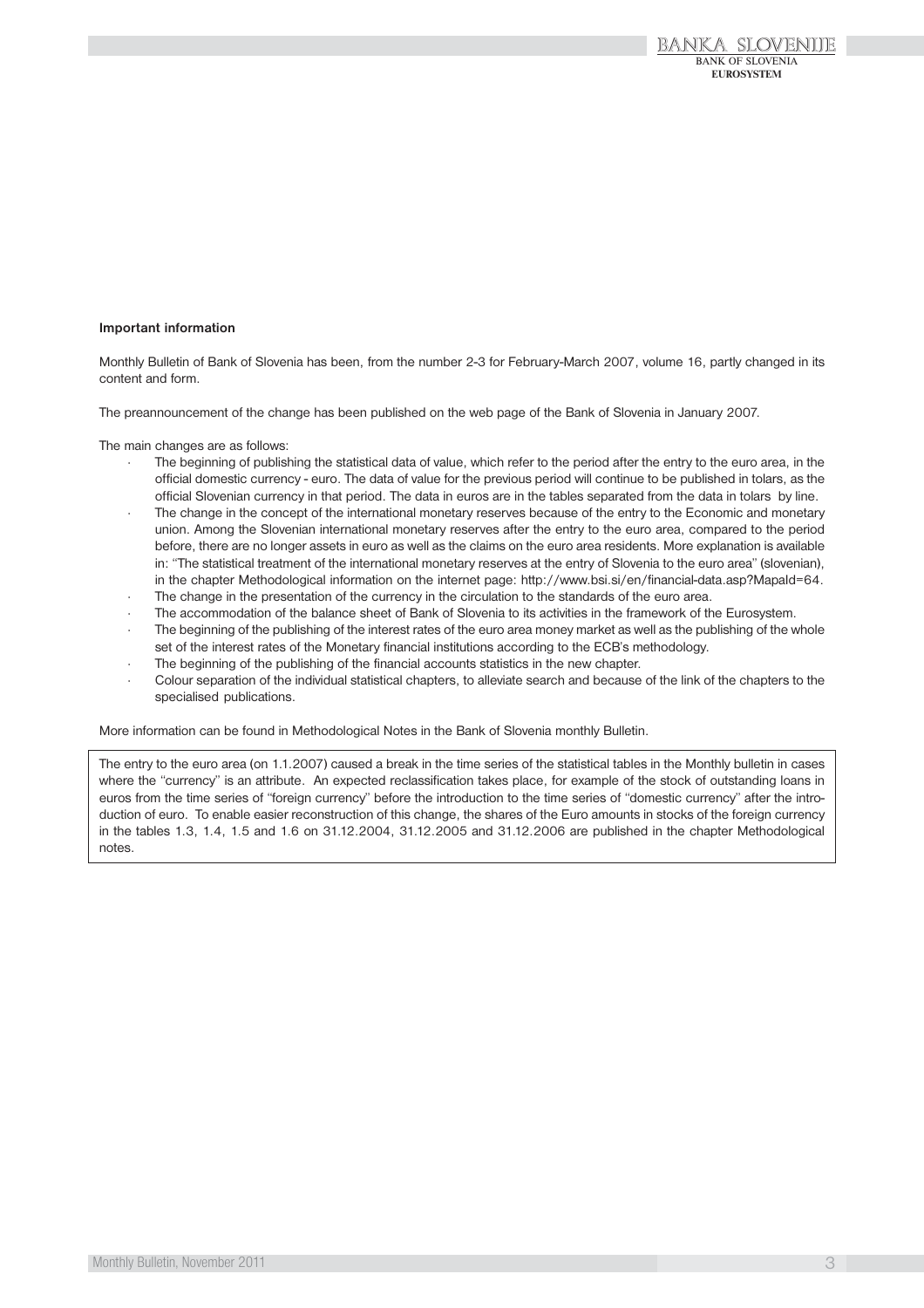**Important information**

Monthly Bulletin of Bank of Slovenia has been, from the number 2-3 for February-March 2007, volume 16, partly changed in its content and form.

The preannouncement of the change has been published on the web page of the Bank of Slovenia in January 2007.

The main changes are as follows:

- The beginning of publishing the statistical data of value, which refer to the period after the entry to the euro area, in the official domestic currency - euro. The data of value for the previous period will continue to be published in tolars, as the official Slovenian currency in that period. The data in euros are in the tables separated from the data in tolars by line.
- The change in the concept of the international monetary reserves because of the entry to the Economic and monetary union. Among the Slovenian international monetary reserves after the entry to the euro area, compared to the period before, there are no longer assets in euro as well as the claims on the euro area residents. More explanation is available in: "The statistical treatment of the international monetary reserves at the entry of Slovenia to the euro area" (slovenian), in the chapter Methodological information on the internet page: http://www.bsi.si/en/financial-data.asp?MapaId=64.
- The change in the presentation of the currency in the circulation to the standards of the euro area.
- The accommodation of the balance sheet of Bank of Slovenia to its activities in the framework of the Eurosystem.
- The beginning of the publishing of the interest rates of the euro area money market as well as the publishing of the whole set of the interest rates of the Monetary financial institutions according to the ECB's methodology.
- The beginning of the publishing of the financial accounts statistics in the new chapter.
- Colour separation of the individual statistical chapters, to alleviate search and because of the link of the chapters to the specialised publications.

More information can be found in Methodological Notes in the Bank of Slovenia monthly Bulletin.

The entry to the euro area (on 1.1.2007) caused a break in the time series of the statistical tables in the Monthly bulletin in cases where the "currency" is an attribute. An expected reclassification takes place, for example of the stock of outstanding loans in euros from the time series of "foreign currency" before the introduction to the time series of "domestic currency" after the introduction of euro. To enable easier reconstruction of this change, the shares of the Euro amounts in stocks of the foreign currency in the tables 1.3, 1.4, 1.5 and 1.6 on 31.12.2004, 31.12.2005 and 31.12.2006 are published in the chapter Methodological notes.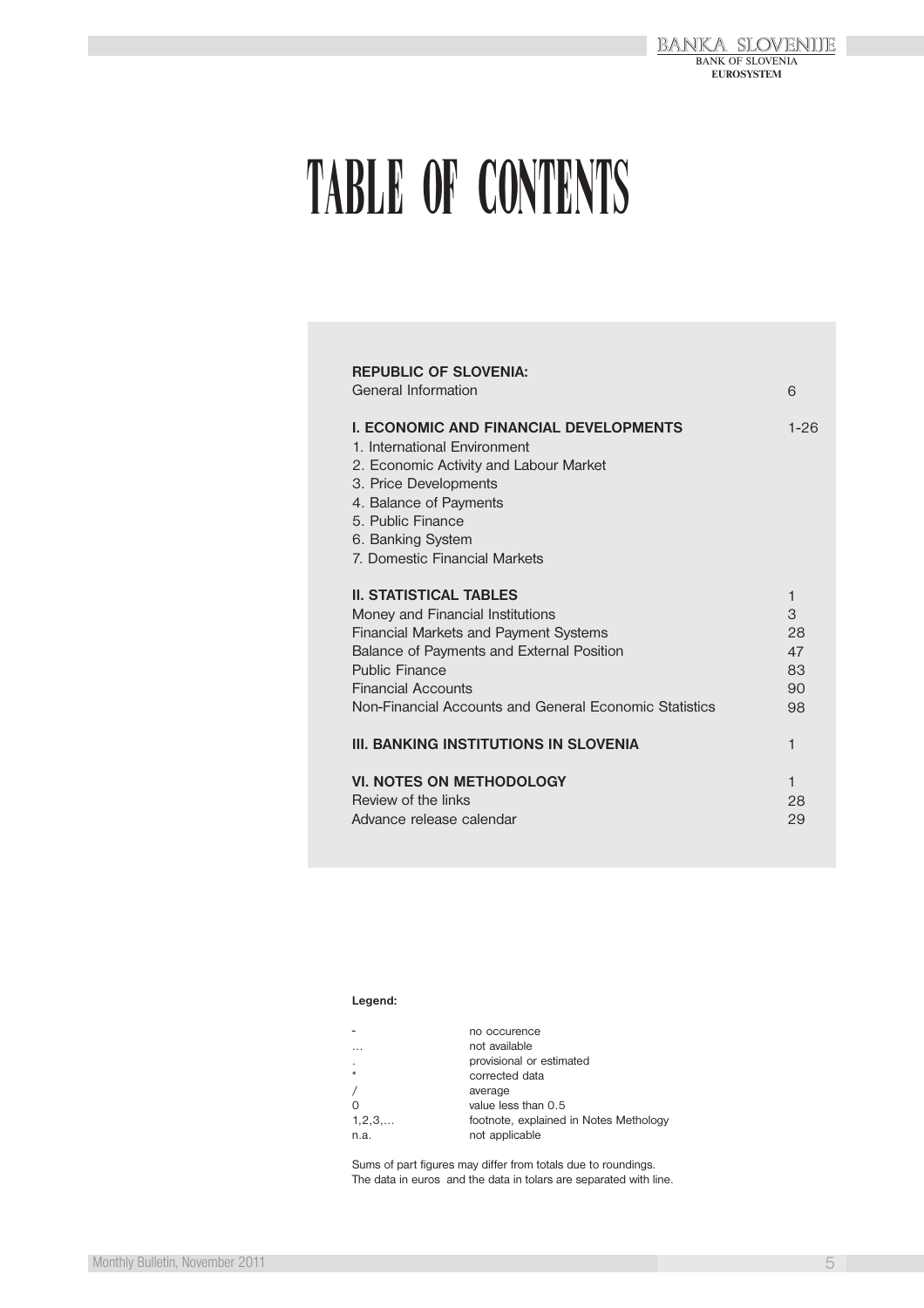# TABLE OF CONTENTS

| | |
|---|---|
| **REPUBLIC OF SLOVENIA:** | |
| General Information | 6 |
| | |
| **I. ECONOMIC AND FINANCIAL DEVELOPMENTS** | 1-26 |
| 1. International Environment | |
| 2. Economic Activity and Labour Market | |
| 3. Price Developments | |
| 4. Balance of Payments | |
| 5. Public Finance | |
| 6. Banking System | |
| 7. Domestic Financial Markets | |
| | |
| **II. STATISTICAL TABLES** | 1 |
| Money and Financial Institutions | 3 |
| Financial Markets and Payment Systems | 28 |
| Balance of Payments and External Position | 47 |
| Public Finance | 83 |
| Financial Accounts | 90 |
| Non-Financial Accounts and General Economic Statistics | 98 |
| | |
| **III. BANKING INSTITUTIONS IN SLOVENIA** | 1 |
| | |
| **VI. NOTES ON METHODOLOGY** | 1 |
| Review of the links | 28 |
| Advance release calendar | 29 |

**Legend:**

| | |
|---|---|
| - | no occurence |
| … | not available |
| . | provisional or estimated |
| * | corrected data |
| / | average |
| 0 | value less than 0.5 |
| 1,2,3,… | footnote, explained in Notes Methology |
| n.a. | not applicable |

Sums of part figures may differ from totals due to roundings.
The data in euros and the data in tolars are separated with line.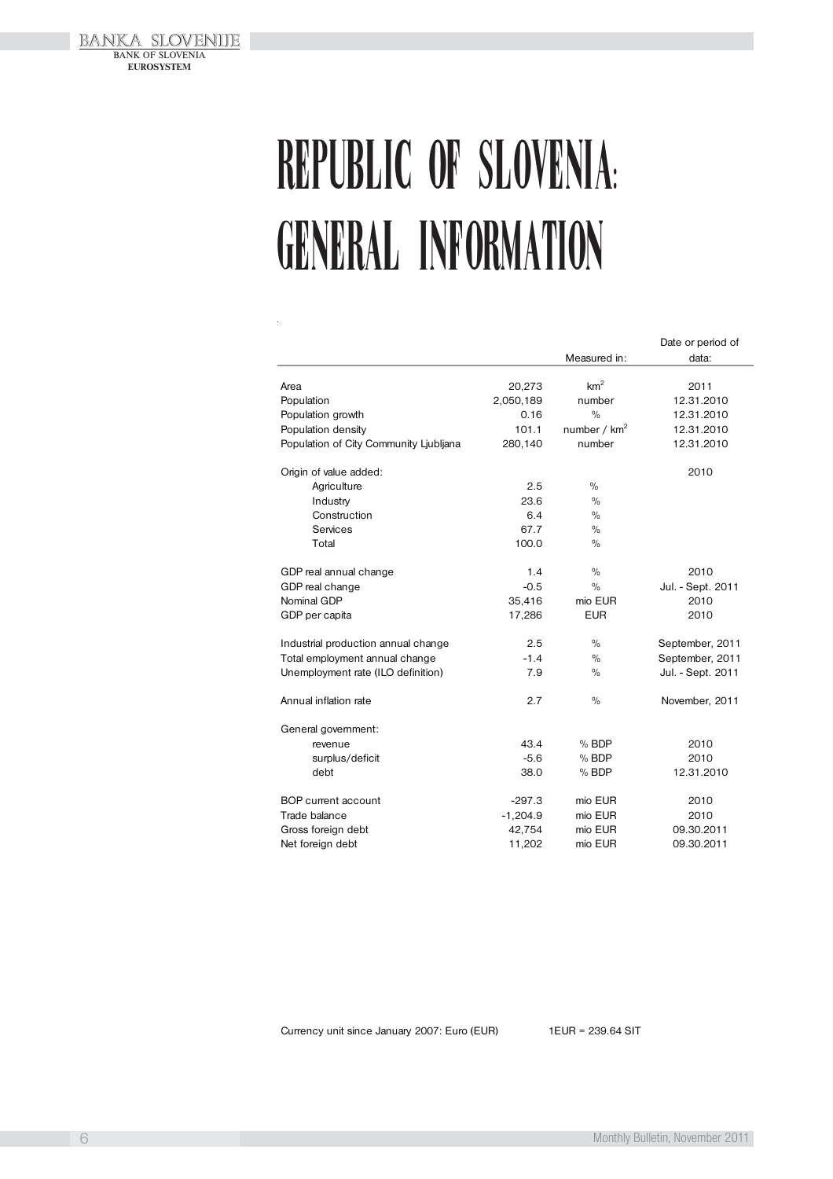# REPUBLIC OF SLOVENIA: GENERAL INFORMATION

| | | Measured in: | Date or period of data: |
|---|---|---|---|
| Area | 20,273 | $km^2$ | 2011 |
| Population | 2,050,189 | number | 12.31.2010 |
| Population growth | 0.16 | % | 12.31.2010 |
| Population density | 101.1 | number / $km^2$ | 12.31.2010 |
| Population of City Community Ljubljana | 280,140 | number | 12.31.2010 |
| | | | |
| Origin of value added: | | | 2010 |
| Agriculture | 2.5 | % | |
| Industry | 23.6 | % | |
| Construction | 6.4 | % | |
| Services | 67.7 | % | |
| Total | 100.0 | % | |
| | | | |
| GDP real annual change | 1.4 | % | 2010 |
| GDP real change | -0.5 | % | Jul. - Sept. 2011 |
| Nominal GDP | 35,416 | mio EUR | 2010 |
| GDP per capita | 17,286 | EUR | 2010 |
| | | | |
| Industrial production annual change | 2.5 | % | September, 2011 |
| Total employment annual change | -1.4 | % | September, 2011 |
| Unemployment rate (ILO definition) | 7.9 | % | Jul. - Sept. 2011 |
| | | | |
| Annual inflation rate | 2.7 | % | November, 2011 |
| | | | |
| General government: | | | |
| revenue | 43.4 | % BDP | 2010 |
| surplus/deficit | -5.6 | % BDP | 2010 |
| debt | 38.0 | % BDP | 12.31.2010 |
| | | | |
| BOP current account | -297.3 | mio EUR | 2010 |
| Trade balance | -1,204.9 | mio EUR | 2010 |
| Gross foreign debt | 42,754 | mio EUR | 09.30.2011 |
| Net foreign debt | 11,202 | mio EUR | 09.30.2011 |

Currency unit since January 2007: Euro (EUR) 1EUR = 239.64 SIT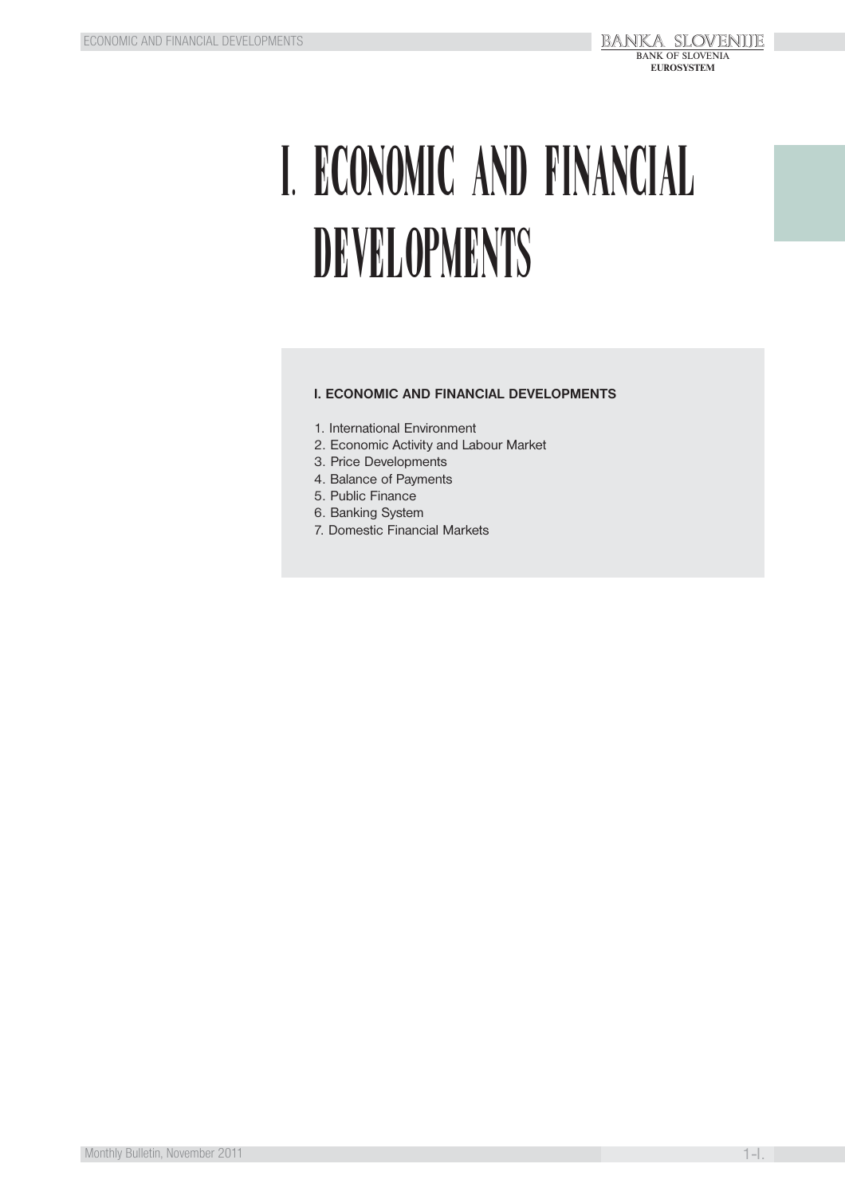# I. ECONOMIC AND FINANCIAL DEVELOPMENTS

**I. ECONOMIC AND FINANCIAL DEVELOPMENTS**

1. International Environment
2. Economic Activity and Labour Market
3. Price Developments
4. Balance of Payments
5. Public Finance
6. Banking System
7. Domestic Financial Markets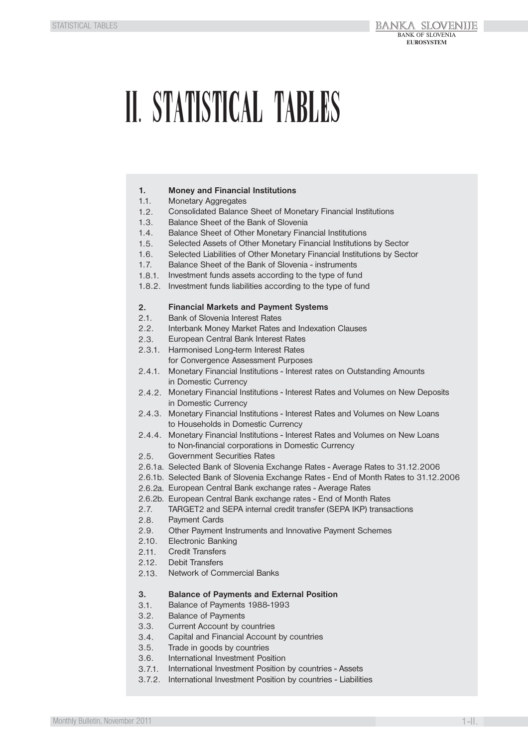# II. STATISTICAL TABLES

**1. Money and Financial Institutions**

1.1. Monetary Aggregates
1.2. Consolidated Balance Sheet of Monetary Financial Institutions
1.3. Balance Sheet of the Bank of Slovenia
1.4. Balance Sheet of Other Monetary Financial Institutions
1.5. Selected Assets of Other Monetary Financial Institutions by Sector
1.6. Selected Liabilities of Other Monetary Financial Institutions by Sector
1.7. Balance Sheet of the Bank of Slovenia - instruments
1.8.1. Investment funds assets according to the type of fund
1.8.2. Investment funds liabilities according to the type of fund

**2. Financial Markets and Payment Systems**

2.1. Bank of Slovenia Interest Rates
2.2. Interbank Money Market Rates and Indexation Clauses
2.3. European Central Bank Interest Rates
2.3.1. Harmonised Long-term Interest Rates for Convergence Assessment Purposes
2.4.1. Monetary Financial Institutions - Interest rates on Outstanding Amounts in Domestic Currency
2.4.2. Monetary Financial Institutions - Interest Rates and Volumes on New Deposits in Domestic Currency
2.4.3. Monetary Financial Institutions - Interest Rates and Volumes on New Loans to Households in Domestic Currency
2.4.4. Monetary Financial Institutions - Interest Rates and Volumes on New Loans to Non-financial corporations in Domestic Currency
2.5. Government Securities Rates
2.6.1a. Selected Bank of Slovenia Exchange Rates - Average Rates to 31.12.2006
2.6.1b. Selected Bank of Slovenia Exchange Rates - End of Month Rates to 31.12.2006
2.6.2a. European Central Bank exchange rates - Average Rates
2.6.2b. European Central Bank exchange rates - End of Month Rates
2.7. TARGET2 and SEPA internal credit transfer (SEPA IKP) transactions
2.8. Payment Cards
2.9. Other Payment Instruments and Innovative Payment Schemes
2.10. Electronic Banking
2.11. Credit Transfers
2.12. Debit Transfers
2.13. Network of Commercial Banks

**3. Balance of Payments and External Position**

3.1. Balance of Payments 1988-1993
3.2. Balance of Payments
3.3. Current Account by countries
3.4. Capital and Financial Account by countries
3.5. Trade in goods by countries
3.6. International Investment Position
3.7.1. International Investment Position by countries - Assets
3.7.2. International Investment Position by countries - Liabilities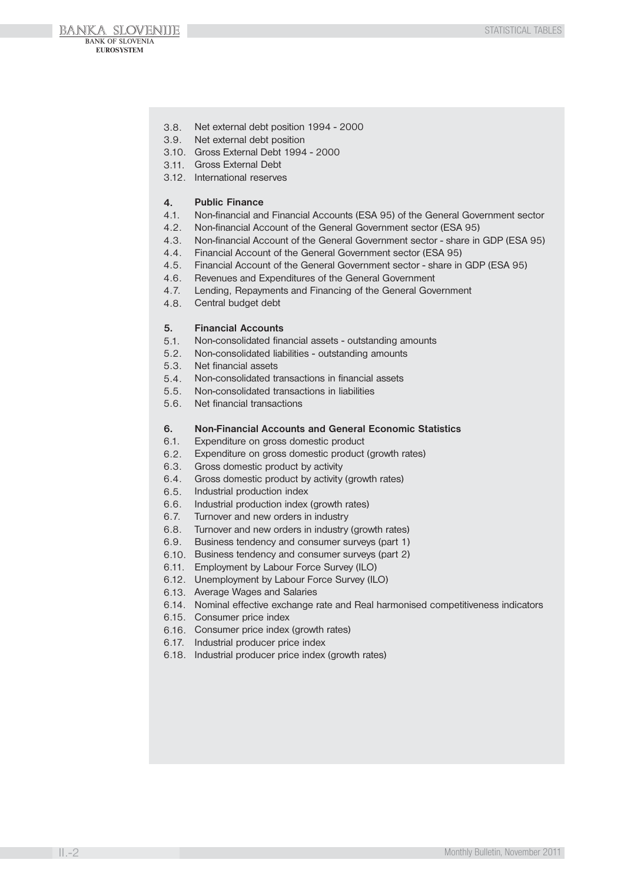3.8. Net external debt position 1994 - 2000
3.9. Net external debt position
3.10. Gross External Debt 1994 - 2000
3.11. Gross External Debt
3.12. International reserves

**4. Public Finance**
4.1. Non-financial and Financial Accounts (ESA 95) of the General Government sector
4.2. Non-financial Account of the General Government sector (ESA 95)
4.3. Non-financial Account of the General Government sector - share in GDP (ESA 95)
4.4. Financial Account of the General Government sector (ESA 95)
4.5. Financial Account of the General Government sector - share in GDP (ESA 95)
4.6. Revenues and Expenditures of the General Government
4.7. Lending, Repayments and Financing of the General Government
4.8. Central budget debt

**5. Financial Accounts**
5.1. Non-consolidated financial assets - outstanding amounts
5.2. Non-consolidated liabilities - outstanding amounts
5.3. Net financial assets
5.4. Non-consolidated transactions in financial assets
5.5. Non-consolidated transactions in liabilities
5.6. Net financial transactions

**6. Non-Financial Accounts and General Economic Statistics**
6.1. Expenditure on gross domestic product
6.2. Expenditure on gross domestic product (growth rates)
6.3. Gross domestic product by activity
6.4. Gross domestic product by activity (growth rates)
6.5. Industrial production index
6.6. Industrial production index (growth rates)
6.7. Turnover and new orders in industry
6.8. Turnover and new orders in industry (growth rates)
6.9. Business tendency and consumer surveys (part 1)
6.10. Business tendency and consumer surveys (part 2)
6.11. Employment by Labour Force Survey (ILO)
6.12. Unemployment by Labour Force Survey (ILO)
6.13. Average Wages and Salaries
6.14. Nominal effective exchange rate and Real harmonised competitiveness indicators
6.15. Consumer price index
6.16. Consumer price index (growth rates)
6.17. Industrial producer price index
6.18. Industrial producer price index (growth rates)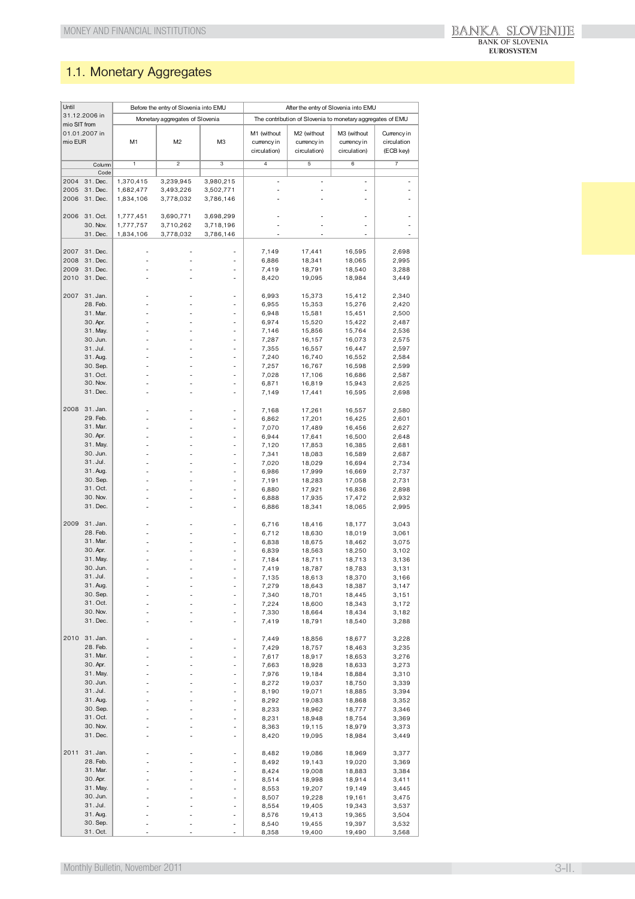# 1.1. Monetary Aggregates

| Until 31.12.2006 in mio SIT from 01.01.2007 in mio EUR | | Before the entry of Slovenia into EMU | | | After the entry of Slovenia into EMU | | | |
|---|---|---|---|---|---|---|---|---|
| | | Monetary aggregates of Slovenia | | | The contribution of Slovenia to monetary aggregates of EMU | | | |
| | | M1 | M2 | M3 | M1 (without currency in circulation) | M2 (without currency in circulation) | M3 (without currency in circulation) | Currency in circulation (ECB key) |
| | Column | 1 | 2 | 3 | 4 | 5 | 6 | 7 |
| | Code | | | | | | | |
| 2004 | 31. Dec. | 1,370,415 | 3,239,945 | 3,980,215 | - | - | - | - |
| 2005 | 31. Dec. | 1,682,477 | 3,493,226 | 3,502,771 | - | - | - | - |
| 2006 | 31. Dec. | 1,834,106 | 3,778,032 | 3,786,146 | - | - | - | - |
| 2006 | 31. Oct. | 1,777,451 | 3,690,771 | 3,698,299 | - | - | - | - |
| | 30. Nov. | 1,777,757 | 3,710,262 | 3,718,196 | - | - | - | - |
| | 31. Dec. | 1,834,106 | 3,778,032 | 3,786,146 | - | - | - | - |
| 2007 | 31. Dec. | - | - | - | 7,149 | 17,441 | 16,595 | 2,698 |
| 2008 | 31. Dec. | - | - | - | 6,886 | 18,341 | 18,065 | 2,995 |
| 2009 | 31. Dec. | - | - | - | 7,419 | 18,791 | 18,540 | 3,288 |
| 2010 | 31. Dec. | - | - | - | 8,420 | 19,095 | 18,984 | 3,449 |
| 2007 | 31. Jan. | - | - | - | 6,993 | 15,373 | 15,412 | 2,340 |
| | 28. Feb. | - | - | - | 6,955 | 15,353 | 15,276 | 2,420 |
| | 31. Mar. | - | - | - | 6,948 | 15,581 | 15,451 | 2,500 |
| | 30. Apr. | - | - | - | 6,974 | 15,520 | 15,422 | 2,487 |
| | 31. May. | - | - | - | 7,146 | 15,856 | 15,764 | 2,536 |
| | 30. Jun. | - | - | - | 7,287 | 16,157 | 16,073 | 2,575 |
| | 31. Jul. | - | - | - | 7,355 | 16,557 | 16,447 | 2,597 |
| | 31. Aug. | - | - | - | 7,240 | 16,740 | 16,552 | 2,584 |
| | 30. Sep. | - | - | - | 7,257 | 16,767 | 16,598 | 2,599 |
| | 31. Oct. | - | - | - | 7,028 | 17,106 | 16,686 | 2,587 |
| | 30. Nov. | - | - | - | 6,871 | 16,819 | 15,943 | 2,625 |
| | 31. Dec. | - | - | - | 7,149 | 17,441 | 16,595 | 2,698 |
| 2008 | 31. Jan. | - | - | - | 7,168 | 17,261 | 16,557 | 2,580 |
| | 29. Feb. | - | - | - | 6,862 | 17,201 | 16,425 | 2,601 |
| | 31. Mar. | - | - | - | 7,070 | 17,489 | 16,456 | 2,627 |
| | 30. Apr. | - | - | - | 6,944 | 17,641 | 16,500 | 2,648 |
| | 31. May. | - | - | - | 7,120 | 17,853 | 16,385 | 2,681 |
| | 30. Jun. | - | - | - | 7,341 | 18,083 | 16,589 | 2,687 |
| | 31. Jul. | - | - | - | 7,020 | 18,029 | 16,694 | 2,734 |
| | 31. Aug. | - | - | - | 6,986 | 17,999 | 16,669 | 2,737 |
| | 30. Sep. | - | - | - | 7,191 | 18,283 | 17,058 | 2,731 |
| | 31. Oct. | - | - | - | 6,880 | 17,921 | 16,836 | 2,898 |
| | 30. Nov. | - | - | - | 6,888 | 17,935 | 17,472 | 2,932 |
| | 31. Dec. | - | - | - | 6,886 | 18,341 | 18,065 | 2,995 |
| 2009 | 31. Jan. | - | - | - | 6,716 | 18,416 | 18,177 | 3,043 |
| | 28. Feb. | - | - | - | 6,712 | 18,630 | 18,019 | 3,061 |
| | 31. Mar. | - | - | - | 6,838 | 18,675 | 18,462 | 3,075 |
| | 30. Apr. | - | - | - | 6,839 | 18,563 | 18,250 | 3,102 |
| | 31. May. | - | - | - | 7,184 | 18,711 | 18,713 | 3,136 |
| | 30. Jun. | - | - | - | 7,419 | 18,787 | 18,783 | 3,131 |
| | 31. Jul. | - | - | - | 7,135 | 18,613 | 18,370 | 3,166 |
| | 31. Aug. | - | - | - | 7,279 | 18,643 | 18,387 | 3,147 |
| | 30. Sep. | - | - | - | 7,340 | 18,701 | 18,445 | 3,151 |
| | 31. Oct. | - | - | - | 7,224 | 18,600 | 18,343 | 3,172 |
| | 30. Nov. | - | - | - | 7,330 | 18,664 | 18,434 | 3,182 |
| | 31. Dec. | - | - | - | 7,419 | 18,791 | 18,540 | 3,288 |
| 2010 | 31. Jan. | - | - | - | 7,449 | 18,856 | 18,677 | 3,228 |
| | 28. Feb. | - | - | - | 7,429 | 18,757 | 18,463 | 3,235 |
| | 31. Mar. | - | - | - | 7,617 | 18,917 | 18,653 | 3,276 |
| | 30. Apr. | - | - | - | 7,663 | 18,928 | 18,633 | 3,273 |
| | 31. May. | - | - | - | 7,976 | 19,184 | 18,884 | 3,310 |
| | 30. Jun. | - | - | - | 8,272 | 19,037 | 18,750 | 3,339 |
| | 31. Jul. | - | - | - | 8,190 | 19,071 | 18,885 | 3,394 |
| | 31. Aug. | - | - | - | 8,292 | 19,083 | 18,868 | 3,352 |
| | 30. Sep. | - | - | - | 8,233 | 18,962 | 18,777 | 3,346 |
| | 31. Oct. | - | - | - | 8,231 | 18,948 | 18,754 | 3,369 |
| | 30. Nov. | - | - | - | 8,363 | 19,115 | 18,979 | 3,373 |
| | 31. Dec. | - | - | - | 8,420 | 19,095 | 18,984 | 3,449 |
| 2011 | 31. Jan. | - | - | - | 8,482 | 19,086 | 18,969 | 3,377 |
| | 28. Feb. | - | - | - | 8,492 | 19,143 | 19,020 | 3,369 |
| | 31. Mar. | - | - | - | 8,424 | 19,008 | 18,883 | 3,384 |
| | 30. Apr. | - | - | - | 8,514 | 18,998 | 18,914 | 3,411 |
| | 31. May. | - | - | - | 8,553 | 19,207 | 19,149 | 3,445 |
| | 30. Jun. | - | - | - | 8,507 | 19,228 | 19,161 | 3,475 |
| | 31. Jul. | - | - | - | 8,554 | 19,405 | 19,343 | 3,537 |
| | 31. Aug. | - | - | - | 8,576 | 19,413 | 19,365 | 3,504 |
| | 30. Sep. | - | - | - | 8,540 | 19,455 | 19,397 | 3,532 |
| | 31. Oct. | - | - | - | 8,358 | 19,400 | 19,490 | 3,568 |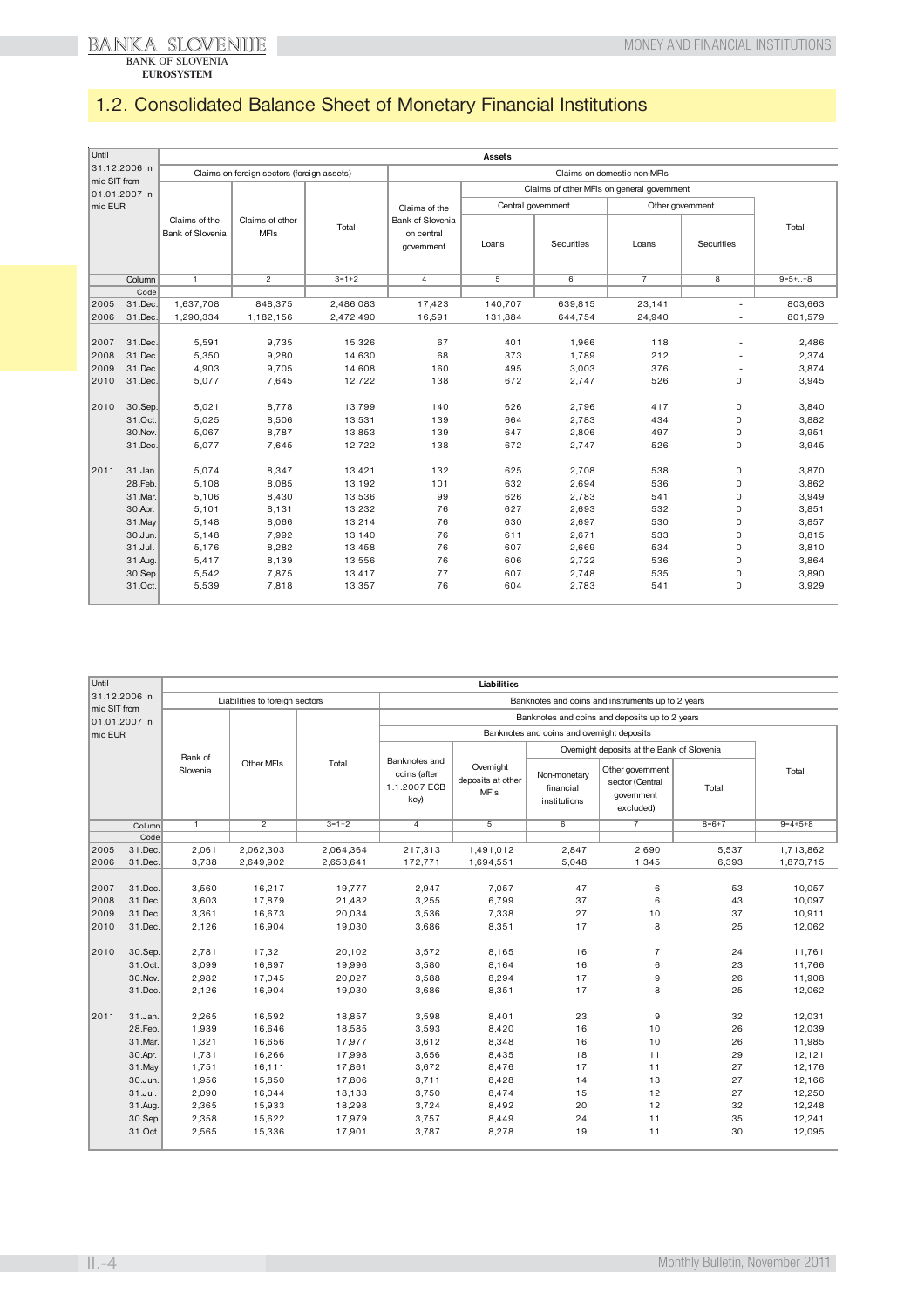## 1.2. Consolidated Balance Sheet of Monetary Financial Institutions

| Until 31.12.2006 in mio SIT from 01.01.2007 in mio EUR | | Assets | | | | | | | | |
|---|---|---|---|---|---|---|---|---|---|---|
| | | Claims on foreign sectors (foreign assets) | | | Claims on domestic non-MFIs | | | | | |
| | | | | | Claims of the Bank of Slovenia on central government | Claims of other MFIs on general government | | | | Total |
| | | | | | | Central government | | Other government | | |
| | | Claims of the Bank of Slovenia | Claims of other MFIs | Total | | Loans | Securities | Loans | Securities | |
| | Column | 1 | 2 | 3=1+2 | 4 | 5 | 6 | 7 | 8 | 9=5+..+8 |
| | Code | | | | | | | | | |
| 2005 | 31.Dec. | 1,637,708 | 848,375 | 2,486,083 | 17,423 | 140,707 | 639,815 | 23,141 | - | 803,663 |
| 2006 | 31.Dec. | 1,290,334 | 1,182,156 | 2,472,490 | 16,591 | 131,884 | 644,754 | 24,940 | - | 801,579 |
| 2007 | 31.Dec. | 5,591 | 9,735 | 15,326 | 67 | 401 | 1,966 | 118 | - | 2,486 |
| 2008 | 31.Dec. | 5,350 | 9,280 | 14,630 | 68 | 373 | 1,789 | 212 | - | 2,374 |
| 2009 | 31.Dec. | 4,903 | 9,705 | 14,608 | 160 | 495 | 3,003 | 376 | - | 3,874 |
| 2010 | 31.Dec. | 5,077 | 7,645 | 12,722 | 138 | 672 | 2,747 | 526 | 0 | 3,945 |
| 2010 | 30.Sep. | 5,021 | 8,778 | 13,799 | 140 | 626 | 2,796 | 417 | 0 | 3,840 |
| | 31.Oct. | 5,025 | 8,506 | 13,531 | 139 | 664 | 2,783 | 434 | 0 | 3,882 |
| | 30.Nov. | 5,067 | 8,787 | 13,853 | 139 | 647 | 2,806 | 497 | 0 | 3,951 |
| | 31.Dec. | 5,077 | 7,645 | 12,722 | 138 | 672 | 2,747 | 526 | 0 | 3,945 |
| 2011 | 31.Jan. | 5,074 | 8,347 | 13,421 | 132 | 625 | 2,708 | 538 | 0 | 3,870 |
| | 28.Feb. | 5,108 | 8,085 | 13,192 | 101 | 632 | 2,694 | 536 | 0 | 3,862 |
| | 31.Mar. | 5,106 | 8,430 | 13,536 | 99 | 626 | 2,783 | 541 | 0 | 3,949 |
| | 30.Apr. | 5,101 | 8,131 | 13,232 | 76 | 627 | 2,693 | 532 | 0 | 3,851 |
| | 31.May | 5,148 | 8,066 | 13,214 | 76 | 630 | 2,697 | 530 | 0 | 3,857 |
| | 30.Jun. | 5,148 | 7,992 | 13,140 | 76 | 611 | 2,671 | 533 | 0 | 3,815 |
| | 31.Jul. | 5,176 | 8,282 | 13,458 | 76 | 607 | 2,669 | 534 | 0 | 3,810 |
| | 31.Aug. | 5,417 | 8,139 | 13,556 | 76 | 606 | 2,722 | 536 | 0 | 3,864 |
| | 30.Sep. | 5,542 | 7,875 | 13,417 | 77 | 607 | 2,748 | 535 | 0 | 3,890 |
| | 31.Oct. | 5,539 | 7,818 | 13,357 | 76 | 604 | 2,783 | 541 | 0 | 3,929 |

| Until 31.12.2006 in mio SIT from 01.01.2007 in mio EUR | | Liabilities | | | | | | | | |
|---|---|---|---|---|---|---|---|---|---|---|
| | | Liabilities to foreign sectors | | | Banknotes and coins and instruments up to 2 years | | | | | |
| | | | | | Banknotes and coins and deposits up to 2 years | | | | | |
| | | | | | Banknotes and coins and overnight deposits | | | | | |
| | | | | | | | Overnight deposits at the Bank of Slovenia | | | Total |
| | | Bank of Slovenia | Other MFIs | Total | Banknotes and coins (after 1.1.2007 ECB key) | Overnight deposits at other MFIs | Non-monetary financial institutions | Other government sector (Central government excluded) | Total | |
| | Column | 1 | 2 | 3=1+2 | 4 | 5 | 6 | 7 | 8=6+7 | 9=4+5+8 |
| | Code | | | | | | | | | |
| 2005 | 31.Dec. | 2,061 | 2,062,303 | 2,064,364 | 217,313 | 1,491,012 | 2,847 | 2,690 | 5,537 | 1,713,862 |
| 2006 | 31.Dec. | 3,738 | 2,649,902 | 2,653,641 | 172,771 | 1,694,551 | 5,048 | 1,345 | 6,393 | 1,873,715 |
| 2007 | 31.Dec. | 3,560 | 16,217 | 19,777 | 2,947 | 7,057 | 47 | 6 | 53 | 10,057 |
| 2008 | 31.Dec. | 3,603 | 17,879 | 21,482 | 3,255 | 6,799 | 37 | 6 | 43 | 10,097 |
| 2009 | 31.Dec. | 3,361 | 16,673 | 20,034 | 3,536 | 7,338 | 27 | 10 | 37 | 10,911 |
| 2010 | 31.Dec. | 2,126 | 16,904 | 19,030 | 3,686 | 8,351 | 17 | 8 | 25 | 12,062 |
| 2010 | 30.Sep. | 2,781 | 17,321 | 20,102 | 3,572 | 8,165 | 16 | 7 | 24 | 11,761 |
| | 31.Oct. | 3,099 | 16,897 | 19,996 | 3,580 | 8,164 | 16 | 6 | 23 | 11,766 |
| | 30.Nov. | 2,982 | 17,045 | 20,027 | 3,588 | 8,294 | 17 | 9 | 26 | 11,908 |
| | 31.Dec. | 2,126 | 16,904 | 19,030 | 3,686 | 8,351 | 17 | 8 | 25 | 12,062 |
| 2011 | 31.Jan. | 2,265 | 16,592 | 18,857 | 3,598 | 8,401 | 23 | 9 | 32 | 12,031 |
| | 28.Feb. | 1,939 | 16,646 | 18,585 | 3,593 | 8,420 | 16 | 10 | 26 | 12,039 |
| | 31.Mar. | 1,321 | 16,656 | 17,977 | 3,612 | 8,348 | 16 | 10 | 26 | 11,985 |
| | 30.Apr. | 1,731 | 16,266 | 17,998 | 3,656 | 8,435 | 18 | 11 | 29 | 12,121 |
| | 31.May | 1,751 | 16,111 | 17,861 | 3,672 | 8,476 | 17 | 11 | 27 | 12,176 |
| | 30.Jun. | 1,956 | 15,850 | 17,806 | 3,711 | 8,428 | 14 | 13 | 27 | 12,166 |
| | 31.Jul. | 2,090 | 16,044 | 18,133 | 3,750 | 8,474 | 15 | 12 | 27 | 12,250 |
| | 31.Aug. | 2,365 | 15,933 | 18,298 | 3,724 | 8,492 | 20 | 12 | 32 | 12,248 |
| | 30.Sep. | 2,358 | 15,622 | 17,979 | 3,757 | 8,449 | 24 | 11 | 35 | 12,241 |
| | 31.Oct. | 2,565 | 15,336 | 17,901 | 3,787 | 8,278 | 19 | 11 | 30 | 12,095 |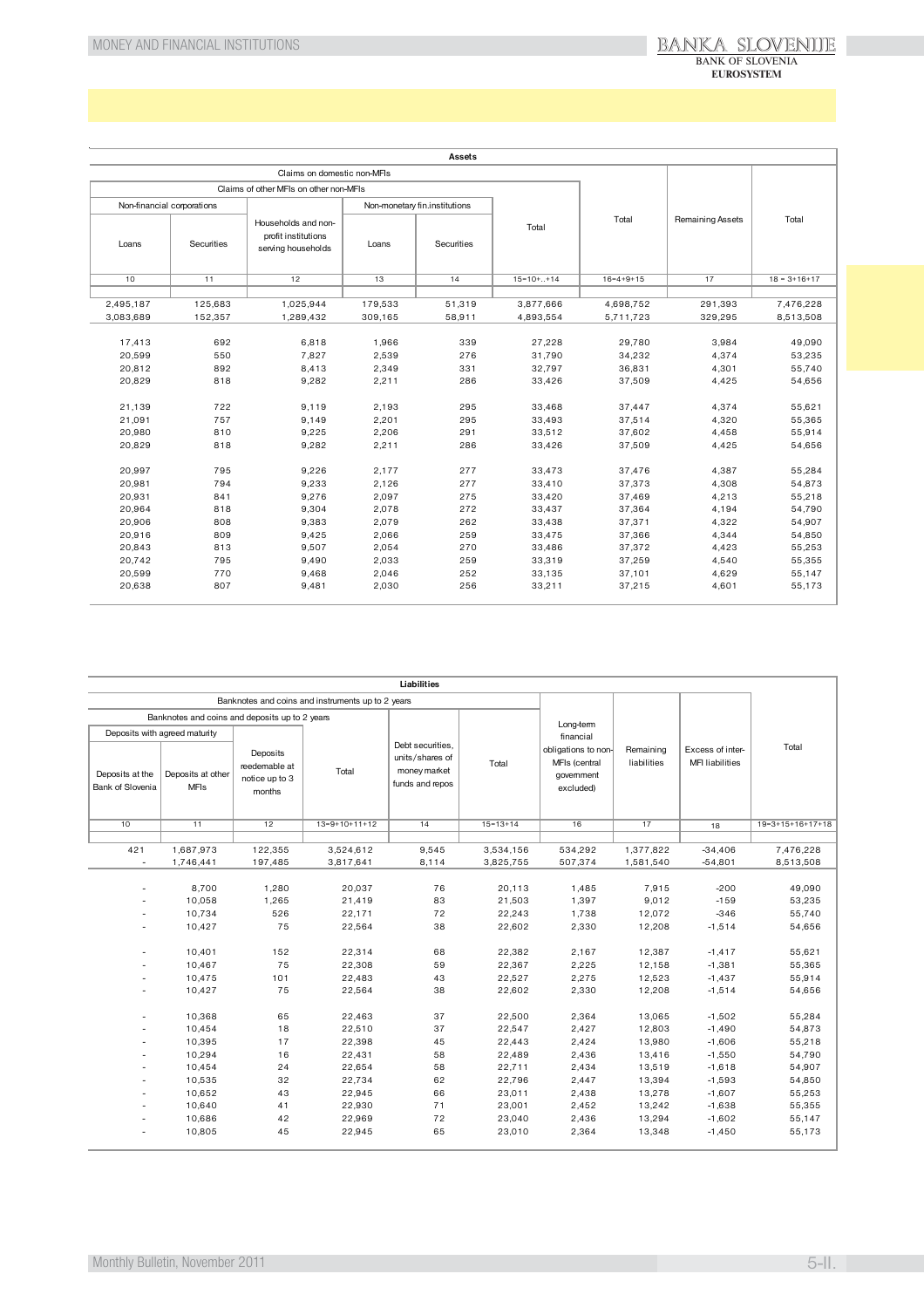| Assets | | | | | | | | |
|---|---|---|---|---|---|---|---|---|
| Claims on domestic non-MFIs | | | | | | | | |
| Claims of other MFIs on other non-MFIs | | | | | | | | |
| Non-financial corporations | | Households and non-profit institutions serving households | Non-monetary fin.institutions | | Total | Total | Remaining Assets | Total |
| Loans | Securities | | Loans | Securities | | | | |
| 10 | 11 | 12 | 13 | 14 | 15=10+..+14 | 16=4+9+15 | 17 | 18 = 3+16+17 |
| 2,495,187 | 125,683 | 1,025,944 | 179,533 | 51,319 | 3,877,666 | 4,698,752 | 291,393 | 7,476,228 |
| 3,083,689 | 152,357 | 1,289,432 | 309,165 | 58,911 | 4,893,554 | 5,711,723 | 329,295 | 8,513,508 |
| | | | | | | | | |
| 17,413 | 692 | 6,818 | 1,966 | 339 | 27,228 | 29,780 | 3,984 | 49,090 |
| 20,599 | 550 | 7,827 | 2,539 | 276 | 31,790 | 34,232 | 4,374 | 53,235 |
| 20,812 | 892 | 8,413 | 2,349 | 331 | 32,797 | 36,831 | 4,301 | 55,740 |
| 20,829 | 818 | 9,282 | 2,211 | 286 | 33,426 | 37,509 | 4,425 | 54,656 |
| | | | | | | | | |
| 21,139 | 722 | 9,119 | 2,193 | 295 | 33,468 | 37,447 | 4,374 | 55,621 |
| 21,091 | 757 | 9,149 | 2,201 | 295 | 33,493 | 37,514 | 4,320 | 55,365 |
| 20,980 | 810 | 9,225 | 2,206 | 291 | 33,512 | 37,602 | 4,458 | 55,914 |
| 20,829 | 818 | 9,282 | 2,211 | 286 | 33,426 | 37,509 | 4,425 | 54,656 |
| | | | | | | | | |
| 20,997 | 795 | 9,226 | 2,177 | 277 | 33,473 | 37,476 | 4,387 | 55,284 |
| 20,981 | 794 | 9,233 | 2,126 | 277 | 33,410 | 37,373 | 4,308 | 54,873 |
| 20,931 | 841 | 9,276 | 2,097 | 275 | 33,420 | 37,469 | 4,213 | 55,218 |
| 20,964 | 818 | 9,304 | 2,078 | 272 | 33,437 | 37,364 | 4,194 | 54,790 |
| 20,906 | 808 | 9,383 | 2,079 | 262 | 33,438 | 37,371 | 4,322 | 54,907 |
| 20,916 | 809 | 9,425 | 2,066 | 259 | 33,475 | 37,366 | 4,344 | 54,850 |
| 20,843 | 813 | 9,507 | 2,054 | 270 | 33,486 | 37,372 | 4,423 | 55,253 |
| 20,742 | 795 | 9,490 | 2,033 | 259 | 33,319 | 37,259 | 4,540 | 55,355 |
| 20,599 | 770 | 9,468 | 2,046 | 252 | 33,135 | 37,101 | 4,629 | 55,147 |
| 20,638 | 807 | 9,481 | 2,030 | 256 | 33,211 | 37,215 | 4,601 | 55,173 |

| Liabilities | | | | | | | | | |
|---|---|---|---|---|---|---|---|---|---|
| Banknotes and coins and instruments up to 2 years | | | | | | Long-term financial obligations to non-MFIs (central government excluded) | Remaining liabilities | Excess of inter-MFI liabilities | Total |
| Banknotes and coins and deposits up to 2 years | | | | Debt securities, units/shares of money market funds and repos | Total | | | | |
| Deposits with agreed maturity | | Deposits reedemable at notice up to 3 months | Total | | | | | | |
| Deposits at the Bank of Slovenia | Deposits at other MFIs | | | | | | | | |
| 10 | 11 | 12 | 13=9+10+11+12 | 14 | 15=13+14 | 16 | 17 | 18 | 19=3+15+16+17+18 |
| 421 | 1,687,973 | 122,355 | 3,524,612 | 9,545 | 3,534,156 | 534,292 | 1,377,822 | -34,406 | 7,476,228 |
| - | 1,746,441 | 197,485 | 3,817,641 | 8,114 | 3,825,755 | 507,374 | 1,581,540 | -54,801 | 8,513,508 |
| | | | | | | | | | |
| - | 8,700 | 1,280 | 20,037 | 76 | 20,113 | 1,485 | 7,915 | -200 | 49,090 |
| - | 10,058 | 1,265 | 21,419 | 83 | 21,503 | 1,397 | 9,012 | -159 | 53,235 |
| - | 10,734 | 526 | 22,171 | 72 | 22,243 | 1,738 | 12,072 | -346 | 55,740 |
| - | 10,427 | 75 | 22,564 | 38 | 22,602 | 2,330 | 12,208 | -1,514 | 54,656 |
| | | | | | | | | | |
| - | 10,401 | 152 | 22,314 | 68 | 22,382 | 2,167 | 12,387 | -1,417 | 55,621 |
| - | 10,467 | 75 | 22,308 | 59 | 22,367 | 2,225 | 12,158 | -1,381 | 55,365 |
| - | 10,475 | 101 | 22,483 | 43 | 22,527 | 2,275 | 12,523 | -1,437 | 55,914 |
| - | 10,427 | 75 | 22,564 | 38 | 22,602 | 2,330 | 12,208 | -1,514 | 54,656 |
| | | | | | | | | | |
| - | 10,368 | 65 | 22,463 | 37 | 22,500 | 2,364 | 13,065 | -1,502 | 55,284 |
| - | 10,454 | 18 | 22,510 | 37 | 22,547 | 2,427 | 12,803 | -1,490 | 54,873 |
| - | 10,395 | 17 | 22,398 | 45 | 22,443 | 2,424 | 13,980 | -1,606 | 55,218 |
| - | 10,294 | 16 | 22,431 | 58 | 22,489 | 2,436 | 13,416 | -1,550 | 54,790 |
| - | 10,454 | 24 | 22,654 | 58 | 22,711 | 2,434 | 13,519 | -1,618 | 54,907 |
| - | 10,535 | 32 | 22,734 | 62 | 22,796 | 2,447 | 13,394 | -1,593 | 54,850 |
| - | 10,652 | 43 | 22,945 | 66 | 23,011 | 2,438 | 13,278 | -1,607 | 55,253 |
| - | 10,640 | 41 | 22,930 | 71 | 23,001 | 2,452 | 13,242 | -1,638 | 55,355 |
| - | 10,686 | 42 | 22,969 | 72 | 23,040 | 2,436 | 13,294 | -1,602 | 55,147 |
| - | 10,805 | 45 | 22,945 | 65 | 23,010 | 2,364 | 13,348 | -1,450 | 55,173 |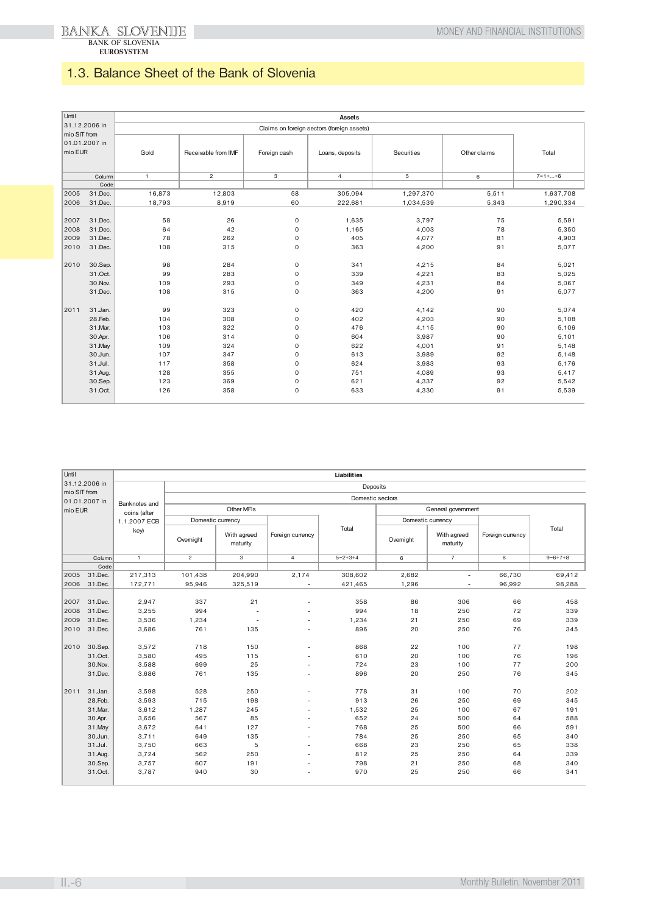## 1.3. Balance Sheet of the Bank of Slovenia

| Until 31.12.2006 in mio SIT from 01.01.2007 in mio EUR | | Assets | | | | | | |
|---|---|---|---|---|---|---|---|---|
| | | Claims on foreign sectors (foreign assets) | | | | | | |
| | | Gold | Receivable from IMF | Foreign cash | Loans, deposits | Securities | Other claims | Total |
| | Column | 1 | 2 | 3 | 4 | 5 | 6 | 7=1+...+6 |
| | Code | | | | | | | |
| 2005 | 31.Dec. | 16,873 | 12,803 | 58 | 305,094 | 1,297,370 | 5,511 | 1,637,708 |
| 2006 | 31.Dec. | 18,793 | 8,919 | 60 | 222,681 | 1,034,539 | 5,343 | 1,290,334 |
| 2007 | 31.Dec. | 58 | 26 | 0 | 1,635 | 3,797 | 75 | 5,591 |
| 2008 | 31.Dec. | 64 | 42 | 0 | 1,165 | 4,003 | 78 | 5,350 |
| 2009 | 31.Dec. | 78 | 262 | 0 | 405 | 4,077 | 81 | 4,903 |
| 2010 | 31.Dec. | 108 | 315 | 0 | 363 | 4,200 | 91 | 5,077 |
| 2010 | 30.Sep. | 98 | 284 | 0 | 341 | 4,215 | 84 | 5,021 |
| | 31.Oct. | 99 | 283 | 0 | 339 | 4,221 | 83 | 5,025 |
| | 30.Nov. | 109 | 293 | 0 | 349 | 4,231 | 84 | 5,067 |
| | 31.Dec. | 108 | 315 | 0 | 363 | 4,200 | 91 | 5,077 |
| 2011 | 31.Jan. | 99 | 323 | 0 | 420 | 4,142 | 90 | 5,074 |
| | 28.Feb. | 104 | 308 | 0 | 402 | 4,203 | 90 | 5,108 |
| | 31.Mar. | 103 | 322 | 0 | 476 | 4,115 | 90 | 5,106 |
| | 30.Apr. | 106 | 314 | 0 | 604 | 3,987 | 90 | 5,101 |
| | 31.May | 109 | 324 | 0 | 622 | 4,001 | 91 | 5,148 |
| | 30.Jun. | 107 | 347 | 0 | 613 | 3,989 | 92 | 5,148 |
| | 31.Jul. | 117 | 358 | 0 | 624 | 3,983 | 93 | 5,176 |
| | 31.Aug. | 128 | 355 | 0 | 751 | 4,089 | 93 | 5,417 |
| | 30.Sep. | 123 | 369 | 0 | 621 | 4,337 | 92 | 5,542 |
| | 31.Oct. | 126 | 358 | 0 | 633 | 4,330 | 91 | 5,539 |

| Until 31.12.2006 in mio SIT from 01.01.2007 in mio EUR | | Liabilities | | | | | | | | |
|---|---|---|---|---|---|---|---|---|---|---|
| | | Banknotes and coins (after 1.1.2007 ECB key) | Deposits | | | | | | | |
| | | | Domestic sectors | | | | | | | |
| | | | Other MFIs | | | | General government | | | |
| | | | Domestic currency | | Foreign currency | Total | Domestic currency | | Foreign currency | Total |
| | | | Overnight | With agreed maturity | | | Overnight | With agreed maturity | | |
| | Column | 1 | 2 | 3 | 4 | 5=2+3+4 | 6 | 7 | 8 | 9=6+7+8 |
| | Code | | | | | | | | | |
| 2005 | 31.Dec. | 217,313 | 101,438 | 204,990 | 2,174 | 308,602 | 2,682 | - | 66,730 | 69,412 |
| 2006 | 31.Dec. | 172,771 | 95,946 | 325,519 | - | 421,465 | 1,296 | - | 96,992 | 98,288 |
| 2007 | 31.Dec. | 2,947 | 337 | 21 | - | 358 | 86 | 306 | 66 | 458 |
| 2008 | 31.Dec. | 3,255 | 994 | - | - | 994 | 18 | 250 | 72 | 339 |
| 2009 | 31.Dec. | 3,536 | 1,234 | - | - | 1,234 | 21 | 250 | 69 | 339 |
| 2010 | 31.Dec. | 3,686 | 761 | 135 | - | 896 | 20 | 250 | 76 | 345 |
| 2010 | 30.Sep. | 3,572 | 718 | 150 | - | 868 | 22 | 100 | 77 | 198 |
| | 31.Oct. | 3,580 | 495 | 115 | - | 610 | 20 | 100 | 76 | 196 |
| | 30.Nov. | 3,588 | 699 | 25 | - | 724 | 23 | 100 | 77 | 200 |
| | 31.Dec. | 3,686 | 761 | 135 | - | 896 | 20 | 250 | 76 | 345 |
| 2011 | 31.Jan. | 3,598 | 528 | 250 | - | 778 | 31 | 100 | 70 | 202 |
| | 28.Feb. | 3,593 | 715 | 198 | - | 913 | 26 | 250 | 69 | 345 |
| | 31.Mar. | 3,612 | 1,287 | 245 | - | 1,532 | 25 | 100 | 67 | 191 |
| | 30.Apr. | 3,656 | 567 | 85 | - | 652 | 24 | 500 | 64 | 588 |
| | 31.May | 3,672 | 641 | 127 | - | 768 | 25 | 500 | 66 | 591 |
| | 30.Jun. | 3,711 | 649 | 135 | - | 784 | 25 | 250 | 65 | 340 |
| | 31.Jul. | 3,750 | 663 | 5 | - | 668 | 23 | 250 | 65 | 338 |
| | 31.Aug. | 3,724 | 562 | 250 | - | 812 | 25 | 250 | 64 | 339 |
| | 30.Sep. | 3,757 | 607 | 191 | - | 798 | 21 | 250 | 68 | 340 |
| | 31.Oct. | 3,787 | 940 | 30 | - | 970 | 25 | 250 | 66 | 341 |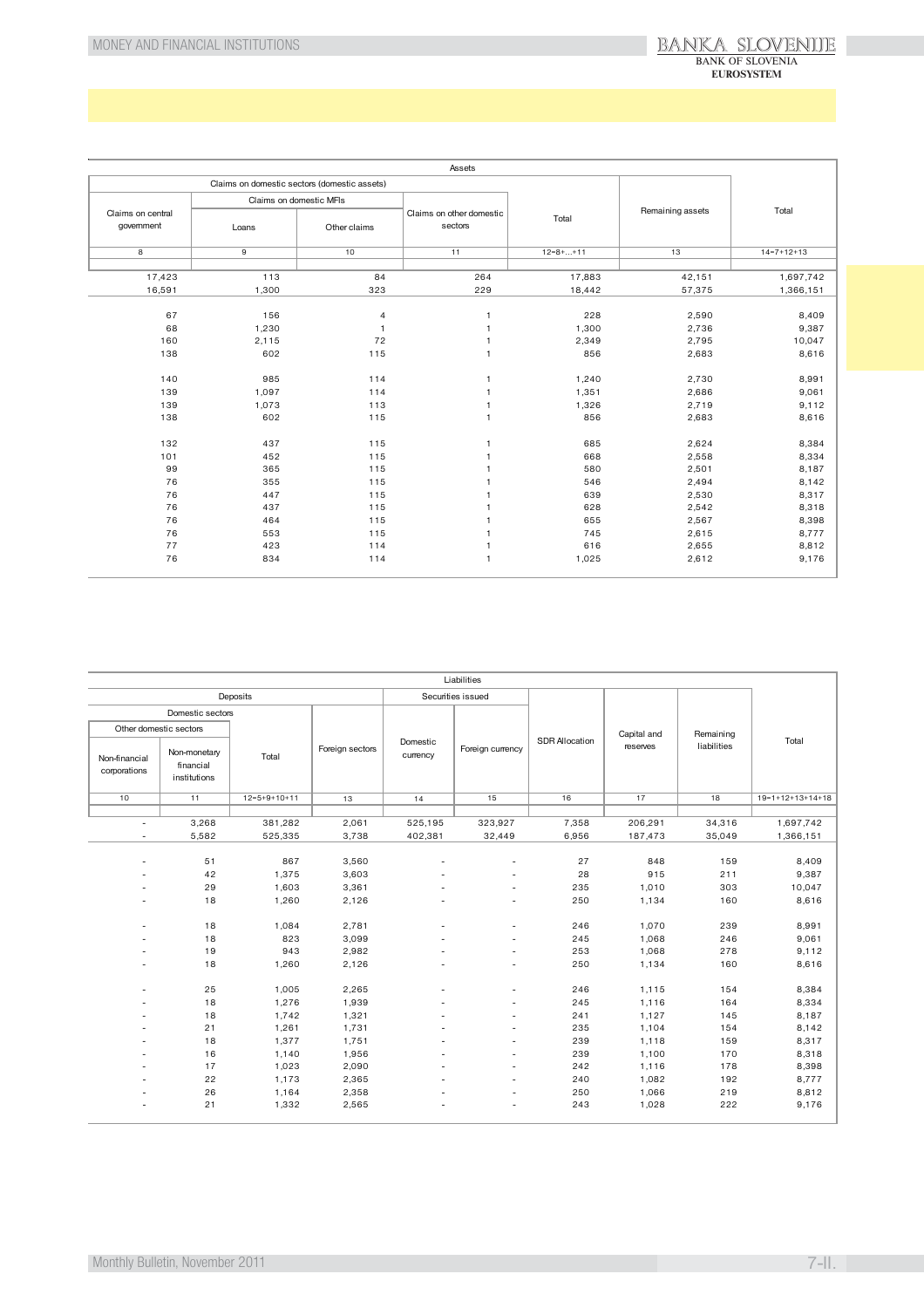| Assets | | | | | | |
|---|---|---|---|---|---|---|
| Claims on domestic sectors (domestic assets) | | | | | Remaining assets | Total |
| Claims on central government | Claims on domestic MFIs | | Claims on other domestic sectors | Total | | |
| | Loans | Other claims | | | | |
| 8 | 9 | 10 | 11 | 12=8+...+11 | 13 | 14=7+12+13 |
| | | | | | | |
| 17,423 | 113 | 84 | 264 | 17,883 | 42,151 | 1,697,742 |
| 16,591 | 1,300 | 323 | 229 | 18,442 | 57,375 | 1,366,151 |
| | | | | | | |
| 67 | 156 | 4 | 1 | 228 | 2,590 | 8,409 |
| 68 | 1,230 | 1 | 1 | 1,300 | 2,736 | 9,387 |
| 160 | 2,115 | 72 | 1 | 2,349 | 2,795 | 10,047 |
| 138 | 602 | 115 | 1 | 856 | 2,683 | 8,616 |
| | | | | | | |
| 140 | 985 | 114 | 1 | 1,240 | 2,730 | 8,991 |
| 139 | 1,097 | 114 | 1 | 1,351 | 2,686 | 9,061 |
| 139 | 1,073 | 113 | 1 | 1,326 | 2,719 | 9,112 |
| 138 | 602 | 115 | 1 | 856 | 2,683 | 8,616 |
| | | | | | | |
| 132 | 437 | 115 | 1 | 685 | 2,624 | 8,384 |
| 101 | 452 | 115 | 1 | 668 | 2,558 | 8,334 |
| 99 | 365 | 115 | 1 | 580 | 2,501 | 8,187 |
| 76 | 355 | 115 | 1 | 546 | 2,494 | 8,142 |
| 76 | 447 | 115 | 1 | 639 | 2,530 | 8,317 |
| 76 | 437 | 115 | 1 | 628 | 2,542 | 8,318 |
| 76 | 464 | 115 | 1 | 655 | 2,567 | 8,398 |
| 76 | 553 | 115 | 1 | 745 | 2,615 | 8,777 |
| 77 | 423 | 114 | 1 | 616 | 2,655 | 8,812 |
| 76 | 834 | 114 | 1 | 1,025 | 2,612 | 9,176 |

| Liabilities | | | | | | | | | |
|---|---|---|---|---|---|---|---|---|---|
| Deposits | | | | Securities issued | | SDR Allocation | Capital and reserves | Remaining liabilities | Total |
| Domestic sectors | | | Foreign sectors | Domestic currency | Foreign currency | | | | |
| Other domestic sectors | | Total | | | | | | | |
| Non-financial corporations | Non-monetary financial institutions | | | | | | | | |
| 10 | 11 | 12=5+9+10+11 | 13 | 14 | 15 | 16 | 17 | 18 | 19=1+12+13+14+18 |
| | | | | | | | | | |
| - | 3,268 | 381,282 | 2,061 | 525,195 | 323,927 | 7,358 | 206,291 | 34,316 | 1,697,742 |
| - | 5,582 | 525,335 | 3,738 | 402,381 | 32,449 | 6,956 | 187,473 | 35,049 | 1,366,151 |
| | | | | | | | | | |
| - | 51 | 867 | 3,560 | - | - | 27 | 848 | 159 | 8,409 |
| - | 42 | 1,375 | 3,603 | - | - | 28 | 915 | 211 | 9,387 |
| - | 29 | 1,603 | 3,361 | - | - | 235 | 1,010 | 303 | 10,047 |
| - | 18 | 1,260 | 2,126 | - | - | 250 | 1,134 | 160 | 8,616 |
| | | | | | | | | | |
| - | 18 | 1,084 | 2,781 | - | - | 246 | 1,070 | 239 | 8,991 |
| - | 18 | 823 | 3,099 | - | - | 245 | 1,068 | 246 | 9,061 |
| - | 19 | 943 | 2,982 | - | - | 253 | 1,068 | 278 | 9,112 |
| - | 18 | 1,260 | 2,126 | - | - | 250 | 1,134 | 160 | 8,616 |
| | | | | | | | | | |
| - | 25 | 1,005 | 2,265 | - | - | 246 | 1,115 | 154 | 8,384 |
| - | 18 | 1,276 | 1,939 | - | - | 245 | 1,116 | 164 | 8,334 |
| - | 18 | 1,742 | 1,321 | - | - | 241 | 1,127 | 145 | 8,187 |
| - | 21 | 1,261 | 1,731 | - | - | 235 | 1,104 | 154 | 8,142 |
| - | 18 | 1,377 | 1,751 | - | - | 239 | 1,118 | 159 | 8,317 |
| - | 16 | 1,140 | 1,956 | - | - | 239 | 1,100 | 170 | 8,318 |
| - | 17 | 1,023 | 2,090 | - | - | 242 | 1,116 | 178 | 8,398 |
| - | 22 | 1,173 | 2,365 | - | - | 240 | 1,082 | 192 | 8,777 |
| - | 26 | 1,164 | 2,358 | - | - | 250 | 1,066 | 219 | 8,812 |
| - | 21 | 1,332 | 2,565 | - | - | 243 | 1,028 | 222 | 9,176 |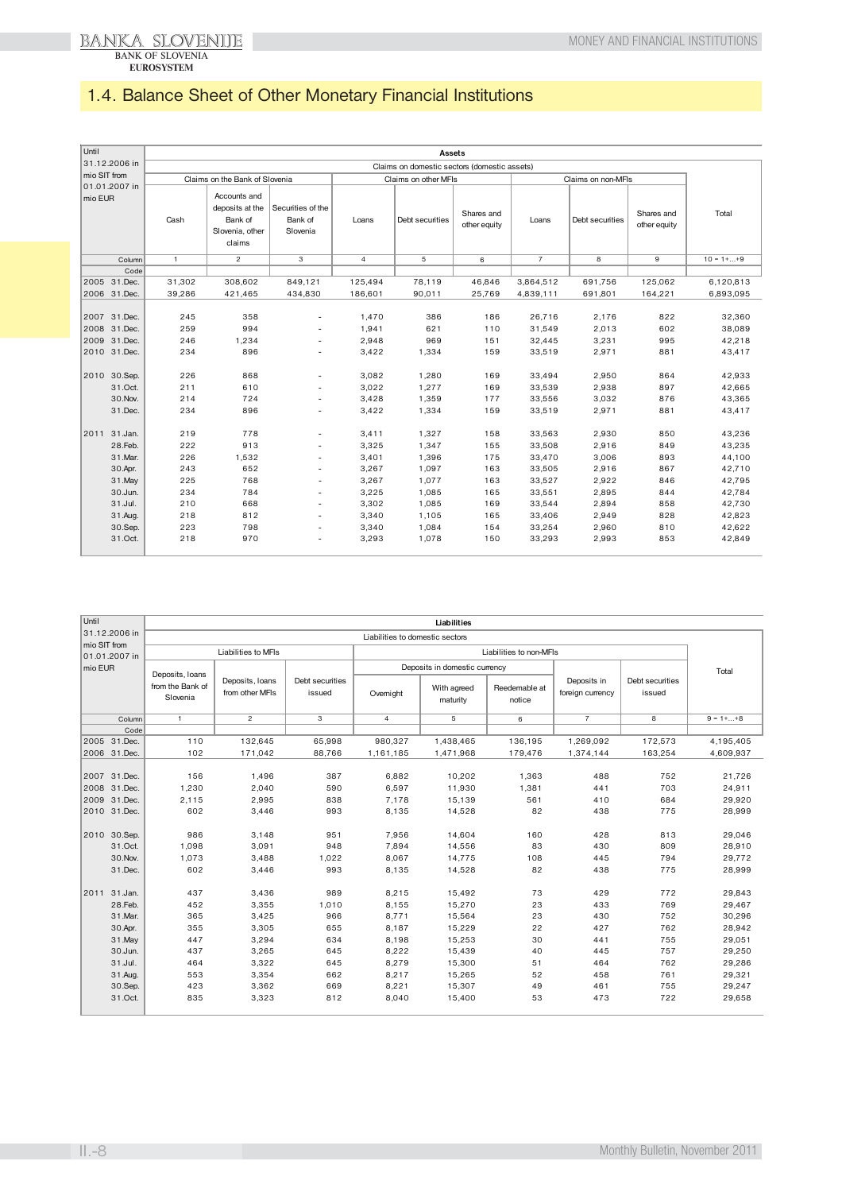# 1.4. Balance Sheet of Other Monetary Financial Institutions

| Until 31.12.2006 in mio SIT from 01.01.2007 in mio EUR | Assets | | | | | | | | | |
|---|---|---|---|---|---|---|---|---|---|---|
| | Claims on domestic sectors (domestic assets) | | | | | | | | | Total |
| | Claims on the Bank of Slovenia | | | Claims on other MFIs | | | Claims on non-MFIs | | | |
| | Cash | Accounts and deposits at the Bank of Slovenia, other claims | Securities of the Bank of Slovenia | Loans | Debt securities | Shares and other equity | Loans | Debt securities | Shares and other equity | |
| Column | 1 | 2 | 3 | 4 | 5 | 6 | 7 | 8 | 9 | 10 = 1+...+9 |
| Code | | | | | | | | | | |
| 2005 31.Dec. | 31,302 | 308,602 | 849,121 | 125,494 | 78,119 | 46,846 | 3,864,512 | 691,756 | 125,062 | 6,120,813 |
| 2006 31.Dec. | 39,286 | 421,465 | 434,830 | 186,601 | 90,011 | 25,769 | 4,839,111 | 691,801 | 164,221 | 6,893,095 |
| 2007 31.Dec. | 245 | 358 | - | 1,470 | 386 | 186 | 26,716 | 2,176 | 822 | 32,360 |
| 2008 31.Dec. | 259 | 994 | - | 1,941 | 621 | 110 | 31,549 | 2,013 | 602 | 38,089 |
| 2009 31.Dec. | 246 | 1,234 | - | 2,948 | 969 | 151 | 32,445 | 3,231 | 995 | 42,218 |
| 2010 31.Dec. | 234 | 896 | - | 3,422 | 1,334 | 159 | 33,519 | 2,971 | 881 | 43,417 |
| 2010 30.Sep. | 226 | 868 | - | 3,082 | 1,280 | 169 | 33,494 | 2,950 | 864 | 42,933 |
| 31.Oct. | 211 | 610 | - | 3,022 | 1,277 | 169 | 33,539 | 2,938 | 897 | 42,665 |
| 30.Nov. | 214 | 724 | - | 3,428 | 1,359 | 177 | 33,556 | 3,032 | 876 | 43,365 |
| 31.Dec. | 234 | 896 | - | 3,422 | 1,334 | 159 | 33,519 | 2,971 | 881 | 43,417 |
| 2011 31.Jan. | 219 | 778 | - | 3,411 | 1,327 | 158 | 33,563 | 2,930 | 850 | 43,236 |
| 28.Feb. | 222 | 913 | - | 3,325 | 1,347 | 155 | 33,508 | 2,916 | 849 | 43,235 |
| 31.Mar. | 226 | 1,532 | - | 3,401 | 1,396 | 175 | 33,470 | 3,006 | 893 | 44,100 |
| 30.Apr. | 243 | 652 | - | 3,267 | 1,097 | 163 | 33,505 | 2,916 | 867 | 42,710 |
| 31.May | 225 | 768 | - | 3,267 | 1,077 | 163 | 33,527 | 2,922 | 846 | 42,795 |
| 30.Jun. | 234 | 784 | - | 3,225 | 1,085 | 165 | 33,551 | 2,895 | 844 | 42,784 |
| 31.Jul. | 210 | 668 | - | 3,302 | 1,085 | 169 | 33,544 | 2,894 | 858 | 42,730 |
| 31.Aug. | 218 | 812 | - | 3,340 | 1,105 | 165 | 33,406 | 2,949 | 828 | 42,823 |
| 30.Sep. | 223 | 798 | - | 3,340 | 1,084 | 154 | 33,254 | 2,960 | 810 | 42,622 |
| 31.Oct. | 218 | 970 | - | 3,293 | 1,078 | 150 | 33,293 | 2,993 | 853 | 42,849 |

| Until 31.12.2006 in mio SIT from 01.01.2007 in mio EUR | Liabilities | | | | | | | | |
|---|---|---|---|---|---|---|---|---|---|
| | Liabilities to domestic sectors | | | | | | | | Total |
| | Liabilities to MFIs | | | Liabilities to non-MFIs | | | | | |
| | | | | Deposits in domestic currency | | | | | |
| | Deposits, loans from the Bank of Slovenia | Deposits, loans from other MFIs | Debt securities issued | Overnight | With agreed maturity | Reedemable at notice | Deposits in foreign currency | Debt securities issued | |
| Column | 1 | 2 | 3 | 4 | 5 | 6 | 7 | 8 | 9 = 1+...+8 |
| Code | | | | | | | | | |
| 2005 31.Dec. | 110 | 132,645 | 65,998 | 980,327 | 1,438,465 | 136,195 | 1,269,092 | 172,573 | 4,195,405 |
| 2006 31.Dec. | 102 | 171,042 | 88,766 | 1,161,185 | 1,471,968 | 179,476 | 1,374,144 | 163,254 | 4,609,937 |
| 2007 31.Dec. | 156 | 1,496 | 387 | 6,882 | 10,202 | 1,363 | 488 | 752 | 21,726 |
| 2008 31.Dec. | 1,230 | 2,040 | 590 | 6,597 | 11,930 | 1,381 | 441 | 703 | 24,911 |
| 2009 31.Dec. | 2,115 | 2,995 | 838 | 7,178 | 15,139 | 561 | 410 | 684 | 29,920 |
| 2010 31.Dec. | 602 | 3,446 | 993 | 8,135 | 14,528 | 82 | 438 | 775 | 28,999 |
| 2010 30.Sep. | 986 | 3,148 | 951 | 7,956 | 14,604 | 160 | 428 | 813 | 29,046 |
| 31.Oct. | 1,098 | 3,091 | 948 | 7,894 | 14,556 | 83 | 430 | 809 | 28,910 |
| 30.Nov. | 1,073 | 3,488 | 1,022 | 8,067 | 14,775 | 108 | 445 | 794 | 29,772 |
| 31.Dec. | 602 | 3,446 | 993 | 8,135 | 14,528 | 82 | 438 | 775 | 28,999 |
| 2011 31.Jan. | 437 | 3,436 | 989 | 8,215 | 15,492 | 73 | 429 | 772 | 29,843 |
| 28.Feb. | 452 | 3,355 | 1,010 | 8,155 | 15,270 | 23 | 433 | 769 | 29,467 |
| 31.Mar. | 365 | 3,425 | 966 | 8,771 | 15,564 | 23 | 430 | 752 | 30,296 |
| 30.Apr. | 355 | 3,305 | 655 | 8,187 | 15,229 | 22 | 427 | 762 | 28,942 |
| 31.May | 447 | 3,294 | 634 | 8,198 | 15,253 | 30 | 441 | 755 | 29,051 |
| 30.Jun. | 437 | 3,265 | 645 | 8,222 | 15,439 | 40 | 445 | 757 | 29,250 |
| 31.Jul. | 464 | 3,322 | 645 | 8,279 | 15,300 | 51 | 464 | 762 | 29,286 |
| 31.Aug. | 553 | 3,354 | 662 | 8,217 | 15,265 | 52 | 458 | 761 | 29,321 |
| 30.Sep. | 423 | 3,362 | 669 | 8,221 | 15,307 | 49 | 461 | 755 | 29,247 |
| 31.Oct. | 835 | 3,323 | 812 | 8,040 | 15,400 | 53 | 473 | 722 | 29,658 |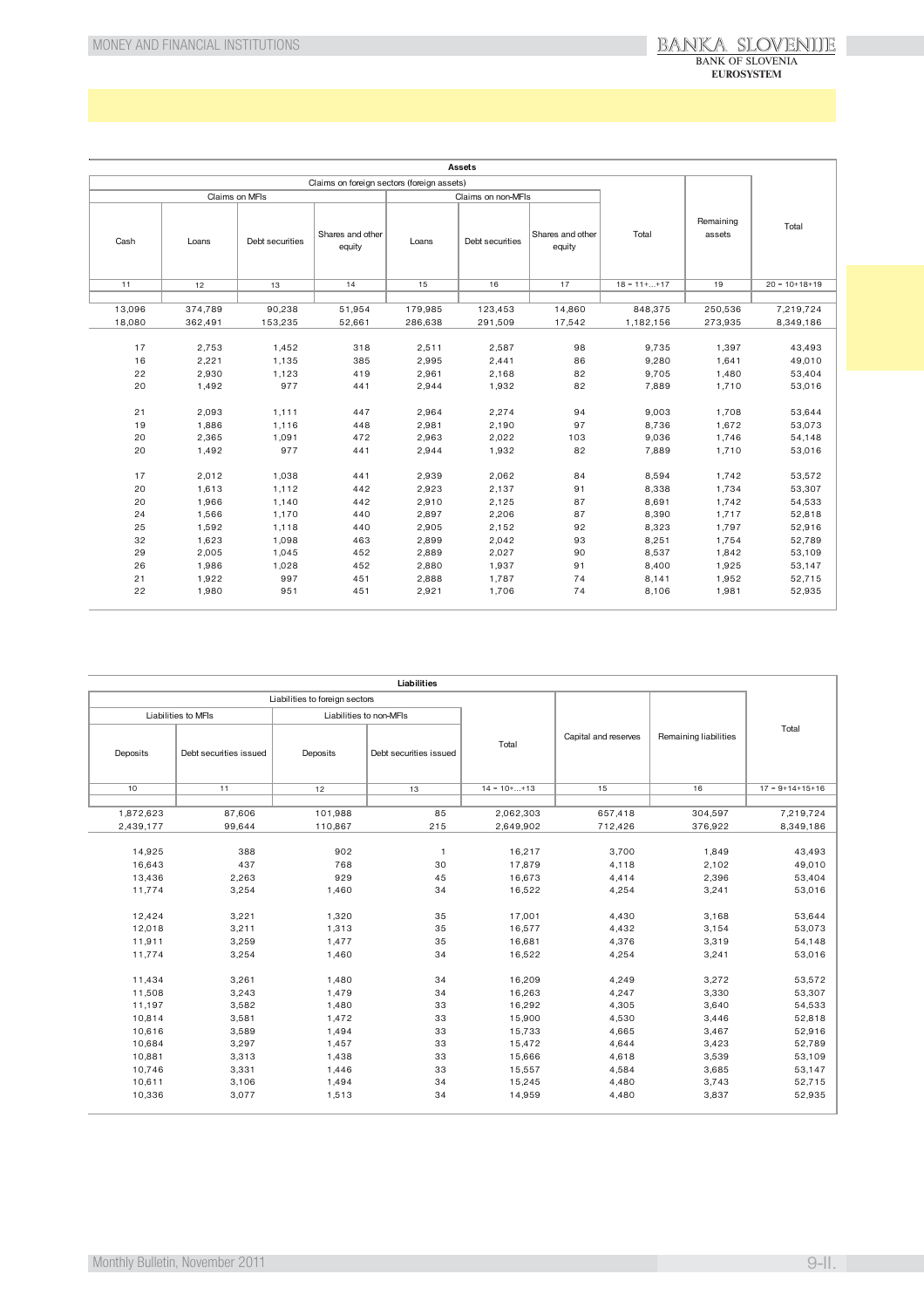| Assets | | | | | | | | | |
|---|---|---|---|---|---|---|---|---|---|
| Claims on foreign sectors (foreign assets) | | | | | | | | Remaining assets | Total |
| Cash | Claims on MFIs | | | Claims on non-MFIs | | | Total | | |
| | Loans | Debt securities | Shares and other equity | Loans | Debt securities | Shares and other equity | | | |
| 11 | 12 | 13 | 14 | 15 | 16 | 17 | 18 = 11+...+17 | 19 | 20 = 10+18+19 |
| 13,096 | 374,789 | 90,238 | 51,954 | 179,985 | 123,453 | 14,860 | 848,375 | 250,536 | 7,219,724 |
| 18,080 | 362,491 | 153,235 | 52,661 | 286,638 | 291,509 | 17,542 | 1,182,156 | 273,935 | 8,349,186 |
| | | | | | | | | | |
| 17 | 2,753 | 1,452 | 318 | 2,511 | 2,587 | 98 | 9,735 | 1,397 | 43,493 |
| 16 | 2,221 | 1,135 | 385 | 2,995 | 2,441 | 86 | 9,280 | 1,641 | 49,010 |
| 22 | 2,930 | 1,123 | 419 | 2,961 | 2,168 | 82 | 9,705 | 1,480 | 53,404 |
| 20 | 1,492 | 977 | 441 | 2,944 | 1,932 | 82 | 7,889 | 1,710 | 53,016 |
| | | | | | | | | | |
| 21 | 2,093 | 1,111 | 447 | 2,964 | 2,274 | 94 | 9,003 | 1,708 | 53,644 |
| 19 | 1,886 | 1,116 | 448 | 2,981 | 2,190 | 97 | 8,736 | 1,672 | 53,073 |
| 20 | 2,365 | 1,091 | 472 | 2,963 | 2,022 | 103 | 9,036 | 1,746 | 54,148 |
| 20 | 1,492 | 977 | 441 | 2,944 | 1,932 | 82 | 7,889 | 1,710 | 53,016 |
| | | | | | | | | | |
| 17 | 2,012 | 1,038 | 441 | 2,939 | 2,062 | 84 | 8,594 | 1,742 | 53,572 |
| 20 | 1,613 | 1,112 | 442 | 2,923 | 2,137 | 91 | 8,338 | 1,734 | 53,307 |
| 20 | 1,966 | 1,140 | 442 | 2,910 | 2,125 | 87 | 8,691 | 1,742 | 54,533 |
| 24 | 1,566 | 1,170 | 440 | 2,897 | 2,206 | 87 | 8,390 | 1,717 | 52,818 |
| 25 | 1,592 | 1,118 | 440 | 2,905 | 2,152 | 92 | 8,323 | 1,797 | 52,916 |
| 32 | 1,623 | 1,098 | 463 | 2,899 | 2,042 | 93 | 8,251 | 1,754 | 52,789 |
| 29 | 2,005 | 1,045 | 452 | 2,889 | 2,027 | 90 | 8,537 | 1,842 | 53,109 |
| 26 | 1,986 | 1,028 | 452 | 2,880 | 1,937 | 91 | 8,400 | 1,925 | 53,147 |
| 21 | 1,922 | 997 | 451 | 2,888 | 1,787 | 74 | 8,141 | 1,952 | 52,715 |
| 22 | 1,980 | 951 | 451 | 2,921 | 1,706 | 74 | 8,106 | 1,981 | 52,935 |

| Liabilities | | | | | | | |
|---|---|---|---|---|---|---|---|
| Liabilities to foreign sectors | | | | | Capital and reserves | Remaining liabilities | Total |
| Liabilities to MFIs | | Liabilities to non-MFIs | | Total | | | |
| Deposits | Debt securities issued | Deposits | Debt securities issued | | | | |
| 10 | 11 | 12 | 13 | 14 = 10+...+13 | 15 | 16 | 17 = 9+14+15+16 |
| 1,872,623 | 87,606 | 101,988 | 85 | 2,062,303 | 657,418 | 304,597 | 7,219,724 |
| 2,439,177 | 99,644 | 110,867 | 215 | 2,649,902 | 712,426 | 376,922 | 8,349,186 |
| | | | | | | | |
| 14,925 | 388 | 902 | 1 | 16,217 | 3,700 | 1,849 | 43,493 |
| 16,643 | 437 | 768 | 30 | 17,879 | 4,118 | 2,102 | 49,010 |
| 13,436 | 2,263 | 929 | 45 | 16,673 | 4,414 | 2,396 | 53,404 |
| 11,774 | 3,254 | 1,460 | 34 | 16,522 | 4,254 | 3,241 | 53,016 |
| | | | | | | | |
| 12,424 | 3,221 | 1,320 | 35 | 17,001 | 4,430 | 3,168 | 53,644 |
| 12,018 | 3,211 | 1,313 | 35 | 16,577 | 4,432 | 3,154 | 53,073 |
| 11,911 | 3,259 | 1,477 | 35 | 16,681 | 4,376 | 3,319 | 54,148 |
| 11,774 | 3,254 | 1,460 | 34 | 16,522 | 4,254 | 3,241 | 53,016 |
| | | | | | | | |
| 11,434 | 3,261 | 1,480 | 34 | 16,209 | 4,249 | 3,272 | 53,572 |
| 11,508 | 3,243 | 1,479 | 34 | 16,263 | 4,247 | 3,330 | 53,307 |
| 11,197 | 3,582 | 1,480 | 33 | 16,292 | 4,305 | 3,640 | 54,533 |
| 10,814 | 3,581 | 1,472 | 33 | 15,900 | 4,530 | 3,446 | 52,818 |
| 10,616 | 3,589 | 1,494 | 33 | 15,733 | 4,665 | 3,467 | 52,916 |
| 10,684 | 3,297 | 1,457 | 33 | 15,472 | 4,644 | 3,423 | 52,789 |
| 10,881 | 3,313 | 1,438 | 33 | 15,666 | 4,618 | 3,539 | 53,109 |
| 10,746 | 3,331 | 1,446 | 33 | 15,557 | 4,584 | 3,685 | 53,147 |
| 10,611 | 3,106 | 1,494 | 34 | 15,245 | 4,480 | 3,743 | 52,715 |
| 10,336 | 3,077 | 1,513 | 34 | 14,959 | 4,480 | 3,837 | 52,935 |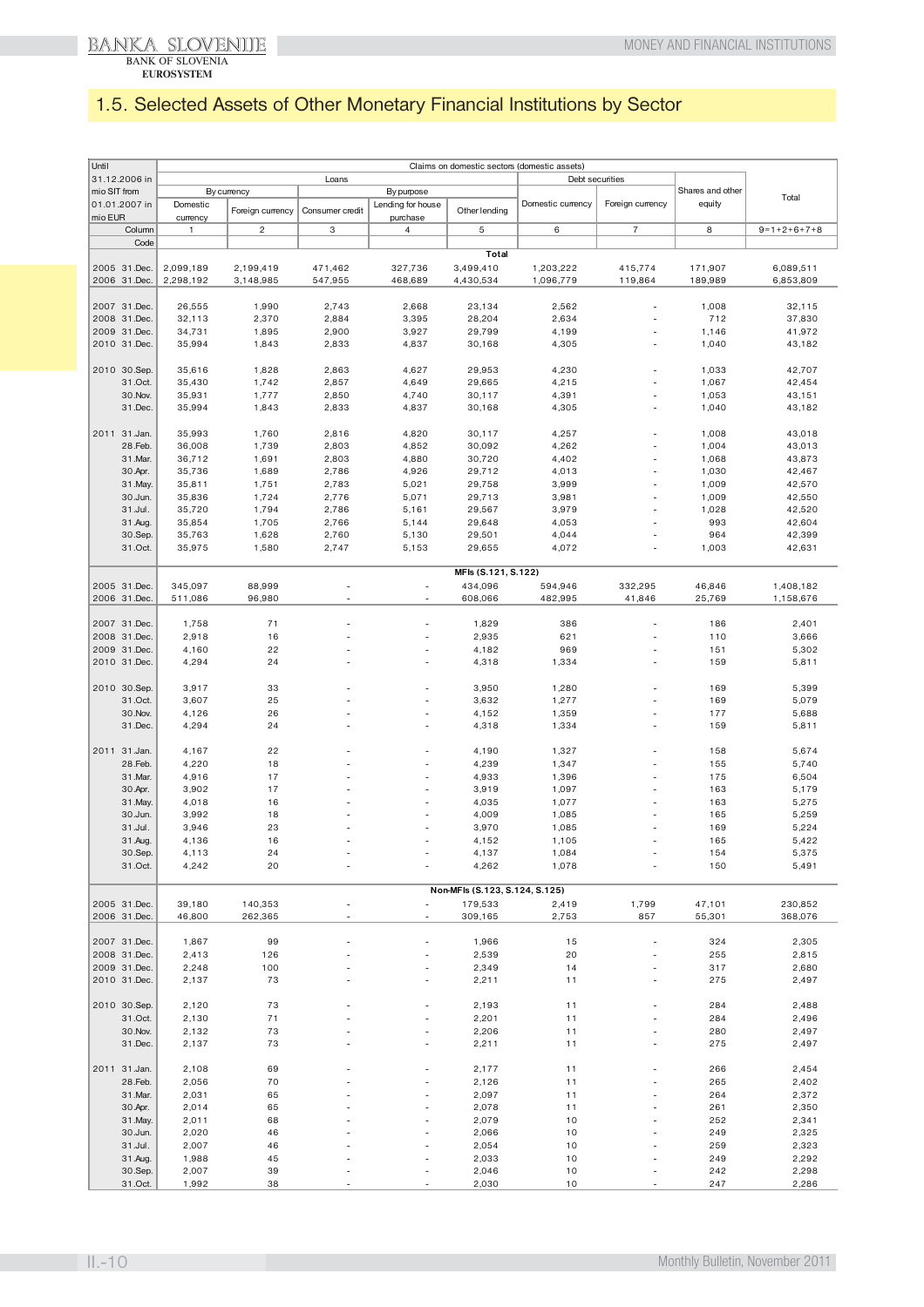## 1.5. Selected Assets of Other Monetary Financial Institutions by Sector

| Until 31.12.2006 in mio SIT from 01.01.2007 in mio EUR | Claims on domestic sectors (domestic assets) | | | | | | | | |
|---|---|---|---|---|---|---|---|---|---|
| | Loans | | | | | Debt securities | | Shares and other equity | Total |
| | By currency | | By purpose | | | | | | |
| | Domestic currency | Foreign currency | Consumer credit | Lending for house purchase | Other lending | Domestic currency | Foreign currency | | |
| Column | 1 | 2 | 3 | 4 | 5 | 6 | 7 | 8 | 9=1+2+6+7+8 |
| Code | | | | | | | | | |
| | | | | | **Total** | | | | |
| 2005 31.Dec. | 2,099,189 | 2,199,419 | 471,462 | 327,736 | 3,499,410 | 1,203,222 | 415,774 | 171,907 | 6,089,511 |
| 2006 31.Dec. | 2,298,192 | 3,148,985 | 547,955 | 468,689 | 4,430,534 | 1,096,779 | 119,864 | 189,989 | 6,853,809 |
| 2007 31.Dec. | 26,555 | 1,990 | 2,743 | 2,668 | 23,134 | 2,562 | - | 1,008 | 32,115 |
| 2008 31.Dec. | 32,113 | 2,370 | 2,884 | 3,395 | 28,204 | 2,634 | - | 712 | 37,830 |
| 2009 31.Dec. | 34,731 | 1,895 | 2,900 | 3,927 | 29,799 | 4,199 | - | 1,146 | 41,972 |
| 2010 31.Dec. | 35,994 | 1,843 | 2,833 | 4,837 | 30,168 | 4,305 | - | 1,040 | 43,182 |
| 2010 30.Sep. | 35,616 | 1,828 | 2,863 | 4,627 | 29,953 | 4,230 | - | 1,033 | 42,707 |
| 31.Oct. | 35,430 | 1,742 | 2,857 | 4,649 | 29,665 | 4,215 | - | 1,067 | 42,454 |
| 30.Nov. | 35,931 | 1,777 | 2,850 | 4,740 | 30,117 | 4,391 | - | 1,053 | 43,151 |
| 31.Dec. | 35,994 | 1,843 | 2,833 | 4,837 | 30,168 | 4,305 | - | 1,040 | 43,182 |
| 2011 31.Jan. | 35,993 | 1,760 | 2,816 | 4,820 | 30,117 | 4,257 | - | 1,008 | 43,018 |
| 28.Feb. | 36,008 | 1,739 | 2,803 | 4,852 | 30,092 | 4,262 | - | 1,004 | 43,013 |
| 31.Mar. | 36,712 | 1,691 | 2,803 | 4,880 | 30,720 | 4,402 | - | 1,068 | 43,873 |
| 30.Apr. | 35,736 | 1,689 | 2,786 | 4,926 | 29,712 | 4,013 | - | 1,030 | 42,467 |
| 31.May. | 35,811 | 1,751 | 2,783 | 5,021 | 29,758 | 3,999 | - | 1,009 | 42,570 |
| 30.Jun. | 35,836 | 1,724 | 2,776 | 5,071 | 29,713 | 3,981 | - | 1,009 | 42,550 |
| 31.Jul. | 35,720 | 1,794 | 2,786 | 5,161 | 29,567 | 3,979 | - | 1,028 | 42,520 |
| 31.Aug. | 35,854 | 1,705 | 2,766 | 5,144 | 29,648 | 4,053 | - | 993 | 42,604 |
| 30.Sep. | 35,763 | 1,628 | 2,760 | 5,130 | 29,501 | 4,044 | - | 964 | 42,399 |
| 31.Oct. | 35,975 | 1,580 | 2,747 | 5,153 | 29,655 | 4,072 | - | 1,003 | 42,631 |
| | | | | | **MFIs (S.121, S.122)** | | | | |
| 2005 31.Dec. | 345,097 | 88,999 | - | - | 434,096 | 594,946 | 332,295 | 46,846 | 1,408,182 |
| 2006 31.Dec. | 511,086 | 96,980 | - | - | 608,066 | 482,995 | 41,846 | 25,769 | 1,158,676 |
| 2007 31.Dec. | 1,758 | 71 | - | - | 1,829 | 386 | - | 186 | 2,401 |
| 2008 31.Dec. | 2,918 | 16 | - | - | 2,935 | 621 | - | 110 | 3,666 |
| 2009 31.Dec. | 4,160 | 22 | - | - | 4,182 | 969 | - | 151 | 5,302 |
| 2010 31.Dec. | 4,294 | 24 | - | - | 4,318 | 1,334 | - | 159 | 5,811 |
| 2010 30.Sep. | 3,917 | 33 | - | - | 3,950 | 1,280 | - | 169 | 5,399 |
| 31.Oct. | 3,607 | 25 | - | - | 3,632 | 1,277 | - | 169 | 5,079 |
| 30.Nov. | 4,126 | 26 | - | - | 4,152 | 1,359 | - | 177 | 5,688 |
| 31.Dec. | 4,294 | 24 | - | - | 4,318 | 1,334 | - | 159 | 5,811 |
| 2011 31.Jan. | 4,167 | 22 | - | - | 4,190 | 1,327 | - | 158 | 5,674 |
| 28.Feb. | 4,220 | 18 | - | - | 4,239 | 1,347 | - | 155 | 5,740 |
| 31.Mar. | 4,916 | 17 | - | - | 4,933 | 1,396 | - | 175 | 6,504 |
| 30.Apr. | 3,902 | 17 | - | - | 3,919 | 1,097 | - | 163 | 5,179 |
| 31.May. | 4,018 | 16 | - | - | 4,035 | 1,077 | - | 163 | 5,275 |
| 30.Jun. | 3,992 | 18 | - | - | 4,009 | 1,085 | - | 165 | 5,259 |
| 31.Jul. | 3,946 | 23 | - | - | 3,970 | 1,085 | - | 169 | 5,224 |
| 31.Aug. | 4,136 | 16 | - | - | 4,152 | 1,105 | - | 165 | 5,422 |
| 30.Sep. | 4,113 | 24 | - | - | 4,137 | 1,084 | - | 154 | 5,375 |
| 31.Oct. | 4,242 | 20 | - | - | 4,262 | 1,078 | - | 150 | 5,491 |
| | | | | | **Non-MFIs (S.123, S.124, S.125)** | | | | |
| 2005 31.Dec. | 39,180 | 140,353 | - | - | 179,533 | 2,419 | 1,799 | 47,101 | 230,852 |
| 2006 31.Dec. | 46,800 | 262,365 | - | - | 309,165 | 2,753 | 857 | 55,301 | 368,076 |
| 2007 31.Dec. | 1,867 | 99 | - | - | 1,966 | 15 | - | 324 | 2,305 |
| 2008 31.Dec. | 2,413 | 126 | - | - | 2,539 | 20 | - | 255 | 2,815 |
| 2009 31.Dec. | 2,248 | 100 | - | - | 2,349 | 14 | - | 317 | 2,680 |
| 2010 31.Dec. | 2,137 | 73 | - | - | 2,211 | 11 | - | 275 | 2,497 |
| 2010 30.Sep. | 2,120 | 73 | - | - | 2,193 | 11 | - | 284 | 2,488 |
| 31.Oct. | 2,130 | 71 | - | - | 2,201 | 11 | - | 284 | 2,496 |
| 30.Nov. | 2,132 | 73 | - | - | 2,206 | 11 | - | 280 | 2,497 |
| 31.Dec. | 2,137 | 73 | - | - | 2,211 | 11 | - | 275 | 2,497 |
| 2011 31.Jan. | 2,108 | 69 | - | - | 2,177 | 11 | - | 266 | 2,454 |
| 28.Feb. | 2,056 | 70 | - | - | 2,126 | 11 | - | 265 | 2,402 |
| 31.Mar. | 2,031 | 65 | - | - | 2,097 | 11 | - | 264 | 2,372 |
| 30.Apr. | 2,014 | 65 | - | - | 2,078 | 11 | - | 261 | 2,350 |
| 31.May. | 2,011 | 68 | - | - | 2,079 | 10 | - | 252 | 2,341 |
| 30.Jun. | 2,020 | 46 | - | - | 2,066 | 10 | - | 249 | 2,325 |
| 31.Jul. | 2,007 | 46 | - | - | 2,054 | 10 | - | 259 | 2,323 |
| 31.Aug. | 1,988 | 45 | - | - | 2,033 | 10 | - | 249 | 2,292 |
| 30.Sep. | 2,007 | 39 | - | - | 2,046 | 10 | - | 242 | 2,298 |
| 31.Oct. | 1,992 | 38 | - | - | 2,030 | 10 | - | 247 | 2,286 |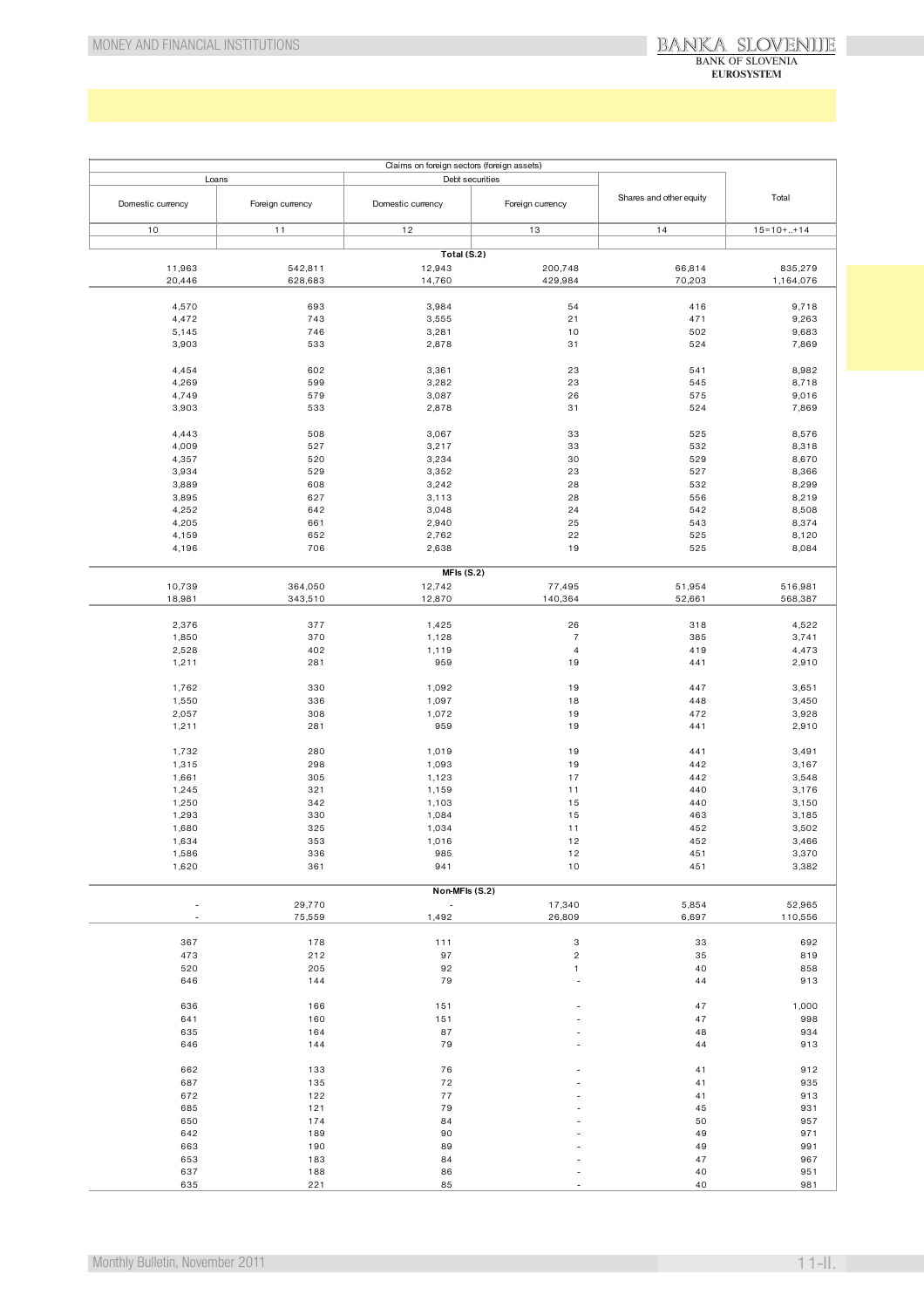| Claims on foreign sectors (foreign assets) | | | | | |
|---|---|---|---|---|---|
| Loans | | Debt securities | | Shares and other equity | Total |
| Domestic currency | Foreign currency | Domestic currency | Foreign currency | | |
| 10 | 11 | 12 | 13 | 14 | 15=10+..+14 |
| | | **Total (S.2)** | | | |
| 11,963 | 542,811 | 12,943 | 200,748 | 66,814 | 835,279 |
| 20,446 | 628,683 | 14,760 | 429,984 | 70,203 | 1,164,076 |
| | | | | | |
| 4,570 | 693 | 3,984 | 54 | 416 | 9,718 |
| 4,472 | 743 | 3,555 | 21 | 471 | 9,263 |
| 5,145 | 746 | 3,281 | 10 | 502 | 9,683 |
| 3,903 | 533 | 2,878 | 31 | 524 | 7,869 |
| | | | | | |
| 4,454 | 602 | 3,361 | 23 | 541 | 8,982 |
| 4,269 | 599 | 3,282 | 23 | 545 | 8,718 |
| 4,749 | 579 | 3,087 | 26 | 575 | 9,016 |
| 3,903 | 533 | 2,878 | 31 | 524 | 7,869 |
| | | | | | |
| 4,443 | 508 | 3,067 | 33 | 525 | 8,576 |
| 4,009 | 527 | 3,217 | 33 | 532 | 8,318 |
| 4,357 | 520 | 3,234 | 30 | 529 | 8,670 |
| 3,934 | 529 | 3,352 | 23 | 527 | 8,366 |
| 3,889 | 608 | 3,242 | 28 | 532 | 8,299 |
| 3,895 | 627 | 3,113 | 28 | 556 | 8,219 |
| 4,252 | 642 | 3,048 | 24 | 542 | 8,508 |
| 4,205 | 661 | 2,940 | 25 | 543 | 8,374 |
| 4,159 | 652 | 2,762 | 22 | 525 | 8,120 |
| 4,196 | 706 | 2,638 | 19 | 525 | 8,084 |
| | | **MFIs (S.2)** | | | |
| 10,739 | 364,050 | 12,742 | 77,495 | 51,954 | 516,981 |
| 18,981 | 343,510 | 12,870 | 140,364 | 52,661 | 568,387 |
| | | | | | |
| 2,376 | 377 | 1,425 | 26 | 318 | 4,522 |
| 1,850 | 370 | 1,128 | 7 | 385 | 3,741 |
| 2,528 | 402 | 1,119 | 4 | 419 | 4,473 |
| 1,211 | 281 | 959 | 19 | 441 | 2,910 |
| | | | | | |
| 1,762 | 330 | 1,092 | 19 | 447 | 3,651 |
| 1,550 | 336 | 1,097 | 18 | 448 | 3,450 |
| 2,057 | 308 | 1,072 | 19 | 472 | 3,928 |
| 1,211 | 281 | 959 | 19 | 441 | 2,910 |
| | | | | | |
| 1,732 | 280 | 1,019 | 19 | 441 | 3,491 |
| 1,315 | 298 | 1,093 | 19 | 442 | 3,167 |
| 1,661 | 305 | 1,123 | 17 | 442 | 3,548 |
| 1,245 | 321 | 1,159 | 11 | 440 | 3,176 |
| 1,250 | 342 | 1,103 | 15 | 440 | 3,150 |
| 1,293 | 330 | 1,084 | 15 | 463 | 3,185 |
| 1,680 | 325 | 1,034 | 11 | 452 | 3,502 |
| 1,634 | 353 | 1,016 | 12 | 452 | 3,466 |
| 1,586 | 336 | 985 | 12 | 451 | 3,370 |
| 1,620 | 361 | 941 | 10 | 451 | 3,382 |
| | | **Non-MFIs (S.2)** | | | |
| - | 29,770 | - | 17,340 | 5,854 | 52,965 |
| - | 75,559 | 1,492 | 26,809 | 6,697 | 110,556 |
| | | | | | |
| 367 | 178 | 111 | 3 | 33 | 692 |
| 473 | 212 | 97 | 2 | 35 | 819 |
| 520 | 205 | 92 | 1 | 40 | 858 |
| 646 | 144 | 79 | - | 44 | 913 |
| | | | | | |
| 636 | 166 | 151 | - | 47 | 1,000 |
| 641 | 160 | 151 | - | 47 | 998 |
| 635 | 164 | 87 | - | 48 | 934 |
| 646 | 144 | 79 | - | 44 | 913 |
| | | | | | |
| 662 | 133 | 76 | - | 41 | 912 |
| 687 | 135 | 72 | - | 41 | 935 |
| 672 | 122 | 77 | - | 41 | 913 |
| 685 | 121 | 79 | - | 45 | 931 |
| 650 | 174 | 84 | - | 50 | 957 |
| 642 | 189 | 90 | - | 49 | 971 |
| 663 | 190 | 89 | - | 49 | 991 |
| 653 | 183 | 84 | - | 47 | 967 |
| 637 | 188 | 86 | - | 40 | 951 |
| 635 | 221 | 85 | - | 40 | 981 |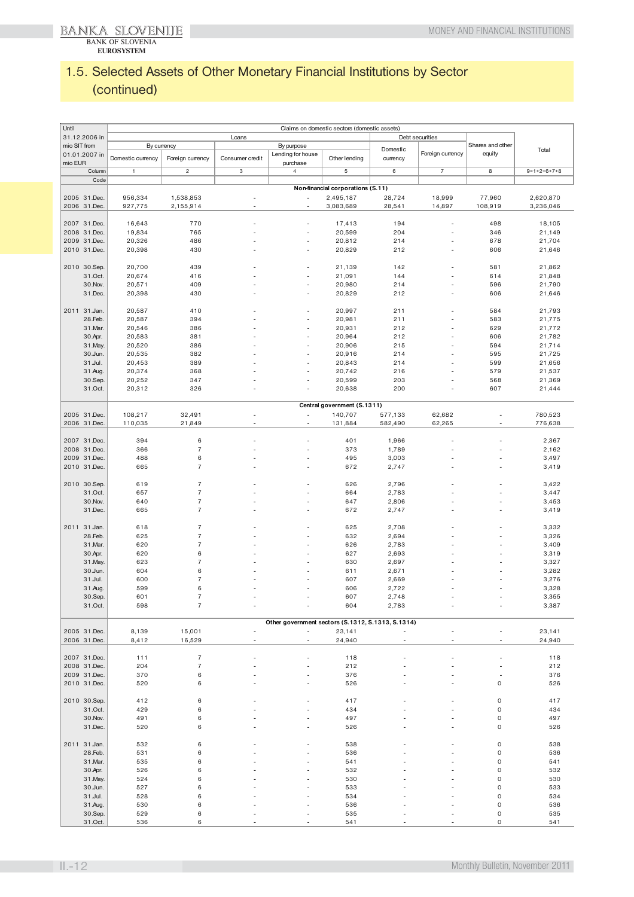# 1.5. Selected Assets of Other Monetary Financial Institutions by Sector (continued)

| Until 31.12.2006 in mio SIT from 01.01.2007 in mio EUR | Claims on domestic sectors (domestic assets) | | | | | | | | |
|---|---|---|---|---|---|---|---|---|---|
| | Loans | | | | | Debt securities | | Shares and other equity | Total |
| | By currency | | By purpose | | | Domestic currency | Foreign currency | | |
| | Domestic currency | Foreign currency | Consumer credit | Lending for house purchase | Other lending | | | | |
| Column | 1 | 2 | 3 | 4 | 5 | 6 | 7 | 8 | 9=1+2+6+7+8 |
| Code | | | | | | | | | |
| | | | | | **Non-financial corporations (S.11)** | | | | |
| 2005 31.Dec. | 956,334 | 1,538,853 | - | - | 2,495,187 | 28,724 | 18,999 | 77,960 | 2,620,870 |
| 2006 31.Dec. | 927,775 | 2,155,914 | - | - | 3,083,689 | 28,541 | 14,897 | 108,919 | 3,236,046 |
| 2007 31.Dec. | 16,643 | 770 | - | - | 17,413 | 194 | - | 498 | 18,105 |
| 2008 31.Dec. | 19,834 | 765 | - | - | 20,599 | 204 | - | 346 | 21,149 |
| 2009 31.Dec. | 20,326 | 486 | - | - | 20,812 | 214 | - | 678 | 21,704 |
| 2010 31.Dec. | 20,398 | 430 | - | - | 20,829 | 212 | - | 606 | 21,646 |
| 2010 30.Sep. | 20,700 | 439 | - | - | 21,139 | 142 | - | 581 | 21,862 |
| 31.Oct. | 20,674 | 416 | - | - | 21,091 | 144 | - | 614 | 21,848 |
| 30.Nov. | 20,571 | 409 | - | - | 20,980 | 214 | - | 596 | 21,790 |
| 31.Dec. | 20,398 | 430 | - | - | 20,829 | 212 | - | 606 | 21,646 |
| 2011 31.Jan. | 20,587 | 410 | - | - | 20,997 | 211 | - | 584 | 21,793 |
| 28.Feb. | 20,587 | 394 | - | - | 20,981 | 211 | - | 583 | 21,775 |
| 31.Mar. | 20,546 | 386 | - | - | 20,931 | 212 | - | 629 | 21,772 |
| 30.Apr. | 20,583 | 381 | - | - | 20,964 | 212 | - | 606 | 21,782 |
| 31.May. | 20,520 | 386 | - | - | 20,906 | 215 | - | 594 | 21,714 |
| 30.Jun. | 20,535 | 382 | - | - | 20,916 | 214 | - | 595 | 21,725 |
| 31.Jul. | 20,453 | 389 | - | - | 20,843 | 214 | - | 599 | 21,656 |
| 31.Aug. | 20,374 | 368 | - | - | 20,742 | 216 | - | 579 | 21,537 |
| 30.Sep. | 20,252 | 347 | - | - | 20,599 | 203 | - | 568 | 21,369 |
| 31.Oct. | 20,312 | 326 | - | - | 20,638 | 200 | - | 607 | 21,444 |
| | | | | | **Central government (S.1311)** | | | | |
| 2005 31.Dec. | 108,217 | 32,491 | - | - | 140,707 | 577,133 | 62,682 | - | 780,523 |
| 2006 31.Dec. | 110,035 | 21,849 | - | - | 131,884 | 582,490 | 62,265 | - | 776,638 |
| 2007 31.Dec. | 394 | 6 | - | - | 401 | 1,966 | - | - | 2,367 |
| 2008 31.Dec. | 366 | 7 | - | - | 373 | 1,789 | - | - | 2,162 |
| 2009 31.Dec. | 488 | 6 | - | - | 495 | 3,003 | - | - | 3,497 |
| 2010 31.Dec. | 665 | 7 | - | - | 672 | 2,747 | - | - | 3,419 |
| 2010 30.Sep. | 619 | 7 | - | - | 626 | 2,796 | - | - | 3,422 |
| 31.Oct. | 657 | 7 | - | - | 664 | 2,783 | - | - | 3,447 |
| 30.Nov. | 640 | 7 | - | - | 647 | 2,806 | - | - | 3,453 |
| 31.Dec. | 665 | 7 | - | - | 672 | 2,747 | - | - | 3,419 |
| 2011 31.Jan. | 618 | 7 | - | - | 625 | 2,708 | - | - | 3,332 |
| 28.Feb. | 625 | 7 | - | - | 632 | 2,694 | - | - | 3,326 |
| 31.Mar. | 620 | 7 | - | - | 626 | 2,783 | - | - | 3,409 |
| 30.Apr. | 620 | 6 | - | - | 627 | 2,693 | - | - | 3,319 |
| 31.May. | 623 | 7 | - | - | 630 | 2,697 | - | - | 3,327 |
| 30.Jun. | 604 | 6 | - | - | 611 | 2,671 | - | - | 3,282 |
| 31.Jul. | 600 | 7 | - | - | 607 | 2,669 | - | - | 3,276 |
| 31.Aug. | 599 | 6 | - | - | 606 | 2,722 | - | - | 3,328 |
| 30.Sep. | 601 | 7 | - | - | 607 | 2,748 | - | - | 3,355 |
| 31.Oct. | 598 | 7 | - | - | 604 | 2,783 | - | - | 3,387 |
| | | | | | **Other government sectors (S.1312, S.1313, S.1314)** | | | | |
| 2005 31.Dec. | 8,139 | 15,001 | - | - | 23,141 | - | - | - | 23,141 |
| 2006 31.Dec. | 8,412 | 16,529 | - | - | 24,940 | - | - | - | 24,940 |
| 2007 31.Dec. | 111 | 7 | - | - | 118 | - | - | - | 118 |
| 2008 31.Dec. | 204 | 7 | - | - | 212 | - | - | - | 212 |
| 2009 31.Dec. | 370 | 6 | - | - | 376 | - | - | - | 376 |
| 2010 31.Dec. | 520 | 6 | - | - | 526 | - | - | 0 | 526 |
| 2010 30.Sep. | 412 | 6 | - | - | 417 | - | - | 0 | 417 |
| 31.Oct. | 429 | 6 | - | - | 434 | - | - | 0 | 434 |
| 30.Nov. | 491 | 6 | - | - | 497 | - | - | 0 | 497 |
| 31.Dec. | 520 | 6 | - | - | 526 | - | - | 0 | 526 |
| 2011 31.Jan. | 532 | 6 | - | - | 538 | - | - | 0 | 538 |
| 28.Feb. | 531 | 6 | - | - | 536 | - | - | 0 | 536 |
| 31.Mar. | 535 | 6 | - | - | 541 | - | - | 0 | 541 |
| 30.Apr. | 526 | 6 | - | - | 532 | - | - | 0 | 532 |
| 31.May. | 524 | 6 | - | - | 530 | - | - | 0 | 530 |
| 30.Jun. | 527 | 6 | - | - | 533 | - | - | 0 | 533 |
| 31.Jul. | 528 | 6 | - | - | 534 | - | - | 0 | 534 |
| 31.Aug. | 530 | 6 | - | - | 536 | - | - | 0 | 536 |
| 30.Sep. | 529 | 6 | - | - | 535 | - | - | 0 | 535 |
| 31.Oct. | 536 | 6 | - | - | 541 | - | - | 0 | 541 |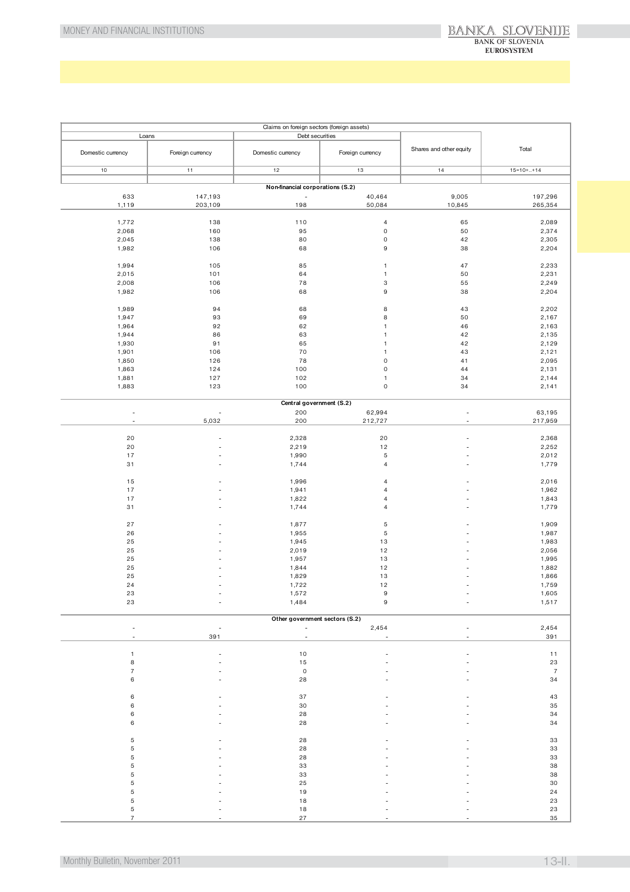| Claims on foreign sectors (foreign assets) | | | | | |
|---|---|---|---|---|---|
| Loans | | Debt securities | | Shares and other equity | Total |
| Domestic currency | Foreign currency | Domestic currency | Foreign currency | | |
| 10 | 11 | 12 | 13 | 14 | 15=10+..+14 |
| **Non-financial corporations (S.2)** | | | | | |
| 633 | 147,193 | - | 40,464 | 9,005 | 197,296 |
| 1,119 | 203,109 | 198 | 50,084 | 10,845 | 265,354 |
| | | | | | |
| 1,772 | 138 | 110 | 4 | 65 | 2,089 |
| 2,068 | 160 | 95 | 0 | 50 | 2,374 |
| 2,045 | 138 | 80 | 0 | 42 | 2,305 |
| 1,982 | 106 | 68 | 9 | 38 | 2,204 |
| | | | | | |
| 1,994 | 105 | 85 | 1 | 47 | 2,233 |
| 2,015 | 101 | 64 | 1 | 50 | 2,231 |
| 2,008 | 106 | 78 | 3 | 55 | 2,249 |
| 1,982 | 106 | 68 | 9 | 38 | 2,204 |
| | | | | | |
| 1,989 | 94 | 68 | 8 | 43 | 2,202 |
| 1,947 | 93 | 69 | 8 | 50 | 2,167 |
| 1,964 | 92 | 62 | 1 | 46 | 2,163 |
| 1,944 | 86 | 63 | 1 | 42 | 2,135 |
| 1,930 | 91 | 65 | 1 | 42 | 2,129 |
| 1,901 | 106 | 70 | 1 | 43 | 2,121 |
| 1,850 | 126 | 78 | 0 | 41 | 2,095 |
| 1,863 | 124 | 100 | 0 | 44 | 2,131 |
| 1,881 | 127 | 102 | 1 | 34 | 2,144 |
| 1,883 | 123 | 100 | 0 | 34 | 2,141 |
| **Central government (S.2)** | | | | | |
| - | - | 200 | 62,994 | - | 63,195 |
| - | 5,032 | 200 | 212,727 | - | 217,959 |
| | | | | | |
| 20 | - | 2,328 | 20 | - | 2,368 |
| 20 | - | 2,219 | 12 | - | 2,252 |
| 17 | - | 1,990 | 5 | - | 2,012 |
| 31 | - | 1,744 | 4 | - | 1,779 |
| | | | | | |
| 15 | - | 1,996 | 4 | - | 2,016 |
| 17 | - | 1,941 | 4 | - | 1,962 |
| 17 | - | 1,822 | 4 | - | 1,843 |
| 31 | - | 1,744 | 4 | - | 1,779 |
| | | | | | |
| 27 | - | 1,877 | 5 | - | 1,909 |
| 26 | - | 1,955 | 5 | - | 1,987 |
| 25 | - | 1,945 | 13 | - | 1,983 |
| 25 | - | 2,019 | 12 | - | 2,056 |
| 25 | - | 1,957 | 13 | - | 1,995 |
| 25 | - | 1,844 | 12 | - | 1,882 |
| 25 | - | 1,829 | 13 | - | 1,866 |
| 24 | - | 1,722 | 12 | - | 1,759 |
| 23 | - | 1,572 | 9 | - | 1,605 |
| 23 | - | 1,484 | 9 | - | 1,517 |
| **Other government sectors (S.2)** | | | | | |
| - | - | - | 2,454 | - | 2,454 |
| - | 391 | - | - | - | 391 |
| | | | | | |
| 1 | - | 10 | - | - | 11 |
| 8 | - | 15 | - | - | 23 |
| 7 | - | 0 | - | - | 7 |
| 6 | - | 28 | - | - | 34 |
| | | | | | |
| 6 | - | 37 | - | - | 43 |
| 6 | - | 30 | - | - | 35 |
| 6 | - | 28 | - | - | 34 |
| 6 | - | 28 | - | - | 34 |
| | | | | | |
| 5 | - | 28 | - | - | 33 |
| 5 | - | 28 | - | - | 33 |
| 5 | - | 28 | - | - | 33 |
| 5 | - | 33 | - | - | 38 |
| 5 | - | 33 | - | - | 38 |
| 5 | - | 25 | - | - | 30 |
| 5 | - | 19 | - | - | 24 |
| 5 | - | 18 | - | - | 23 |
| 5 | - | 18 | - | - | 23 |
| 7 | - | 27 | - | - | 35 |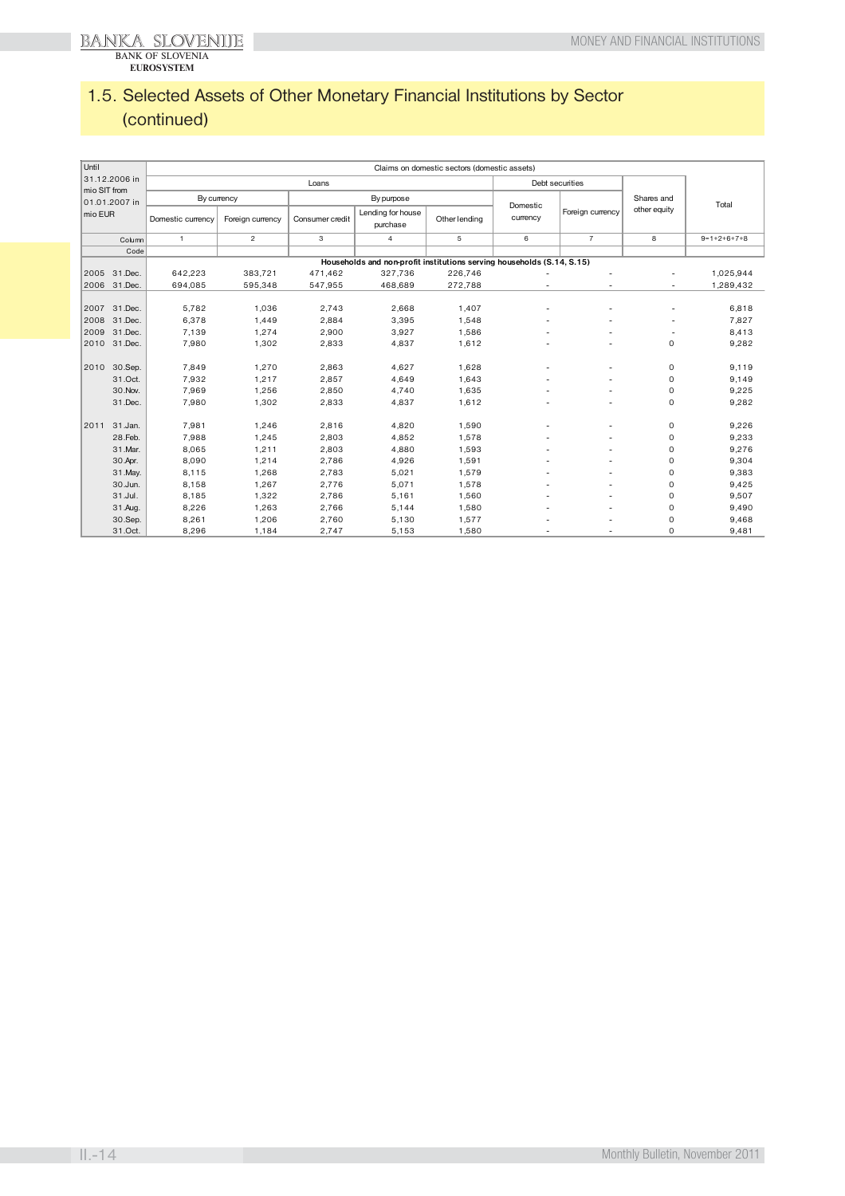## 1.5. Selected Assets of Other Monetary Financial Institutions by Sector (continued)

| Until 31.12.2006 in mio SIT from 01.01.2007 in mio EUR | | Claims on domestic sectors (domestic assets) | | | | | | | | |
|---|---|---|---|---|---|---|---|---|---|---|
| | | Loans | | | | | Debt securities | | Shares and other equity | Total |
| | | By currency | | By purpose | | | Domestic currency | Foreign currency | | |
| | | Domestic currency | Foreign currency | Consumer credit | Lending for house purchase | Other lending | | | | |
| | Column | 1 | 2 | 3 | 4 | 5 | 6 | 7 | 8 | 9=1+2+6+7+8 |
| | Code | | | | | | | | | |
| | | **Households and non-profit institutions serving households (S.14, S.15)** | | | | | | | | |
| 2005 | 31.Dec. | 642,223 | 383,721 | 471,462 | 327,736 | 226,746 | - | - | - | 1,025,944 |
| 2006 | 31.Dec. | 694,085 | 595,348 | 547,955 | 468,689 | 272,788 | - | - | - | 1,289,432 |
| 2007 | 31.Dec. | 5,782 | 1,036 | 2,743 | 2,668 | 1,407 | - | - | - | 6,818 |
| 2008 | 31.Dec. | 6,378 | 1,449 | 2,884 | 3,395 | 1,548 | - | - | - | 7,827 |
| 2009 | 31.Dec. | 7,139 | 1,274 | 2,900 | 3,927 | 1,586 | - | - | - | 8,413 |
| 2010 | 31.Dec. | 7,980 | 1,302 | 2,833 | 4,837 | 1,612 | - | - | 0 | 9,282 |
| 2010 | 30.Sep. | 7,849 | 1,270 | 2,863 | 4,627 | 1,628 | - | - | 0 | 9,119 |
| | 31.Oct. | 7,932 | 1,217 | 2,857 | 4,649 | 1,643 | - | - | 0 | 9,149 |
| | 30.Nov. | 7,969 | 1,256 | 2,850 | 4,740 | 1,635 | - | - | 0 | 9,225 |
| | 31.Dec. | 7,980 | 1,302 | 2,833 | 4,837 | 1,612 | - | - | 0 | 9,282 |
| 2011 | 31.Jan. | 7,981 | 1,246 | 2,816 | 4,820 | 1,590 | - | - | 0 | 9,226 |
| | 28.Feb. | 7,988 | 1,245 | 2,803 | 4,852 | 1,578 | - | - | 0 | 9,233 |
| | 31.Mar. | 8,065 | 1,211 | 2,803 | 4,880 | 1,593 | - | - | 0 | 9,276 |
| | 30.Apr. | 8,090 | 1,214 | 2,786 | 4,926 | 1,591 | - | - | 0 | 9,304 |
| | 31.May. | 8,115 | 1,268 | 2,783 | 5,021 | 1,579 | - | - | 0 | 9,383 |
| | 30.Jun. | 8,158 | 1,267 | 2,776 | 5,071 | 1,578 | - | - | 0 | 9,425 |
| | 31.Jul. | 8,185 | 1,322 | 2,786 | 5,161 | 1,560 | - | - | 0 | 9,507 |
| | 31.Aug. | 8,226 | 1,263 | 2,766 | 5,144 | 1,580 | - | - | 0 | 9,490 |
| | 30.Sep. | 8,261 | 1,206 | 2,760 | 5,130 | 1,577 | - | - | 0 | 9,468 |
| | 31.Oct. | 8,296 | 1,184 | 2,747 | 5,153 | 1,580 | - | - | 0 | 9,481 |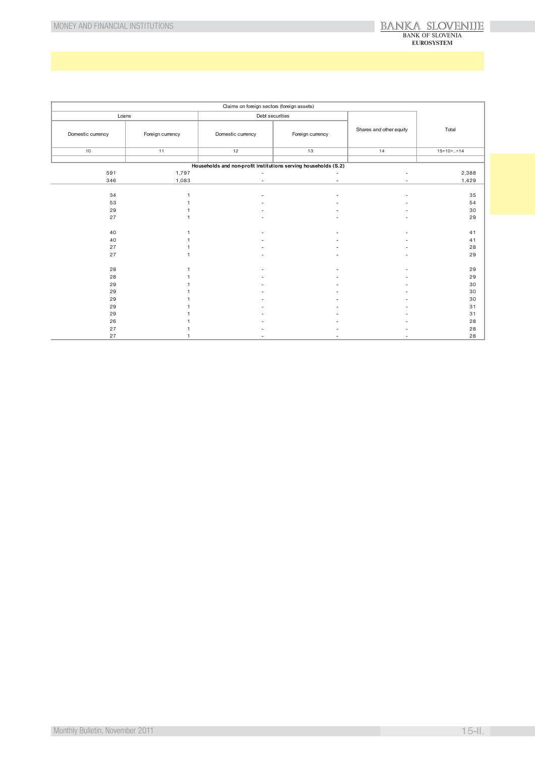| Claims on foreign sectors (foreign assets) | | | | | |
|---|---|---|---|---|---|
| Loans | | Debt securities | | Shares and other equity | Total |
| Domestic currency | Foreign currency | Domestic currency | Foreign currency | | |
| 10 | 11 | 12 | 13 | 14 | 15=10+..+14 |
| | | | | | |
| **Households and non-profit institutions serving households (S.2)** | | | | | |
| 591 | 1,797 | - | - | - | 2,388 |
| 346 | 1,083 | - | - | - | 1,429 |
| | | | | | |
| 34 | 1 | - | - | - | 35 |
| 53 | 1 | - | - | - | 54 |
| 29 | 1 | - | - | - | 30 |
| 27 | 1 | - | - | - | 29 |
| | | | | | |
| 40 | 1 | - | - | - | 41 |
| 40 | 1 | - | - | - | 41 |
| 27 | 1 | - | - | - | 28 |
| 27 | 1 | - | - | - | 29 |
| | | | | | |
| 28 | 1 | - | - | - | 29 |
| 28 | 1 | - | - | - | 29 |
| 29 | 1 | - | - | - | 30 |
| 29 | 1 | - | - | - | 30 |
| 29 | 1 | - | - | - | 30 |
| 29 | 1 | - | - | - | 31 |
| 29 | 1 | - | - | - | 31 |
| 26 | 1 | - | - | - | 28 |
| 27 | 1 | - | - | - | 28 |
| 27 | 1 | - | - | - | 28 |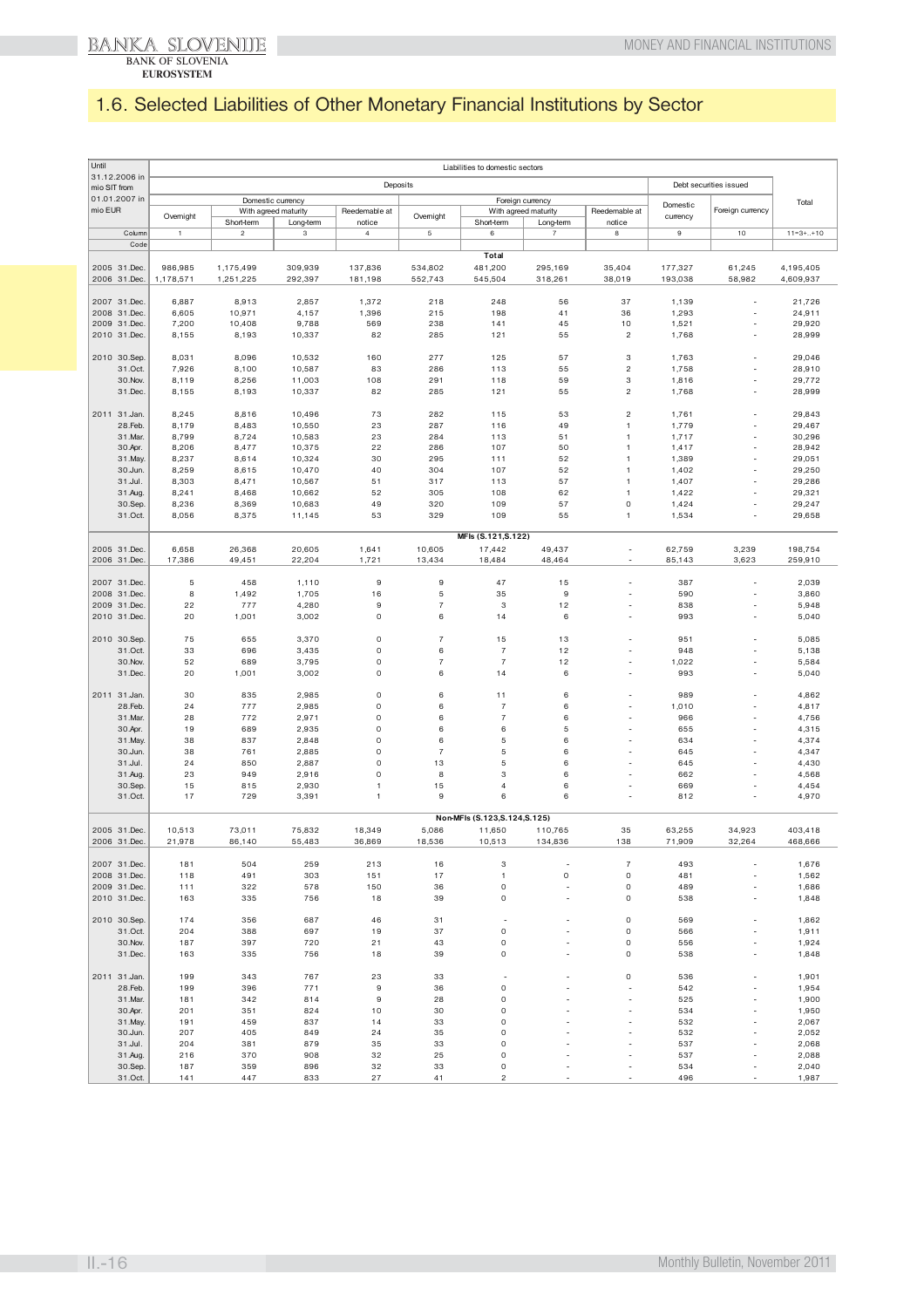# 1.6. Selected Liabilities of Other Monetary Financial Institutions by Sector

| Until 31.12.2006 in mio SIT from 01.01.2007 in mio EUR | Liabilities to domestic sectors | | | | | | | | | | |
|---|---|---|---|---|---|---|---|---|---|---|---|
| | Deposits | | | | | | | | Debt securities issued | | Total |
| | Domestic currency | | | | Foreign currency | | | | Domestic currency | Foreign currency | |
| | Overnight | With agreed maturity | | Reedemable at notice | Overnight | With agreed maturity | | Reedemable at notice | | | |
| | | Short-term | Long-term | | | Short-term | Long-term | | | | |
| Column | 1 | 2 | 3 | 4 | 5 | 6 | 7 | 8 | 9 | 10 | 11=3+..+10 |
| Code | | | | | | | | | | | |
| | | | | | | **Total** | | | | | |
| 2005 31.Dec. | 986,985 | 1,175,499 | 309,939 | 137,836 | 534,802 | 481,200 | 295,169 | 35,404 | 177,327 | 61,245 | 4,195,405 |
| 2006 31.Dec. | 1,178,571 | 1,251,225 | 292,397 | 181,198 | 552,743 | 545,504 | 318,261 | 38,019 | 193,038 | 58,982 | 4,609,937 |
| 2007 31.Dec. | 6,887 | 8,913 | 2,857 | 1,372 | 218 | 248 | 56 | 37 | 1,139 | - | 21,726 |
| 2008 31.Dec. | 6,605 | 10,971 | 4,157 | 1,396 | 215 | 198 | 41 | 36 | 1,293 | - | 24,911 |
| 2009 31.Dec. | 7,200 | 10,408 | 9,788 | 569 | 238 | 141 | 45 | 10 | 1,521 | - | 29,920 |
| 2010 31.Dec. | 8,155 | 8,193 | 10,337 | 82 | 285 | 121 | 55 | 2 | 1,768 | - | 28,999 |
| 2010 30.Sep. | 8,031 | 8,096 | 10,532 | 160 | 277 | 125 | 57 | 3 | 1,763 | - | 29,046 |
| 31.Oct. | 7,926 | 8,100 | 10,587 | 83 | 286 | 113 | 55 | 2 | 1,758 | - | 28,910 |
| 30.Nov. | 8,119 | 8,256 | 11,003 | 108 | 291 | 118 | 59 | 3 | 1,816 | - | 29,772 |
| 31.Dec. | 8,155 | 8,193 | 10,337 | 82 | 285 | 121 | 55 | 2 | 1,768 | - | 28,999 |
| 2011 31.Jan. | 8,245 | 8,816 | 10,496 | 73 | 282 | 115 | 53 | 2 | 1,761 | - | 29,843 |
| 28.Feb. | 8,179 | 8,483 | 10,550 | 23 | 287 | 116 | 49 | 1 | 1,779 | - | 29,467 |
| 31.Mar. | 8,799 | 8,724 | 10,583 | 23 | 284 | 113 | 51 | 1 | 1,717 | - | 30,296 |
| 30.Apr. | 8,206 | 8,477 | 10,375 | 22 | 286 | 107 | 50 | 1 | 1,417 | - | 28,942 |
| 31.May. | 8,237 | 8,614 | 10,324 | 30 | 295 | 111 | 52 | 1 | 1,389 | - | 29,051 |
| 30.Jun. | 8,259 | 8,615 | 10,470 | 40 | 304 | 107 | 52 | 1 | 1,402 | - | 29,250 |
| 31.Jul. | 8,303 | 8,471 | 10,567 | 51 | 317 | 113 | 57 | 1 | 1,407 | - | 29,286 |
| 31.Aug. | 8,241 | 8,468 | 10,662 | 52 | 305 | 108 | 62 | 1 | 1,422 | - | 29,321 |
| 30.Sep. | 8,236 | 8,369 | 10,683 | 49 | 320 | 109 | 57 | 0 | 1,424 | - | 29,247 |
| 31.Oct. | 8,056 | 8,375 | 11,145 | 53 | 329 | 109 | 55 | 1 | 1,534 | - | 29,658 |
| | | | | | | **MFIs (S.121,S.122)** | | | | | |
| 2005 31.Dec. | 6,658 | 26,368 | 20,605 | 1,641 | 10,605 | 17,442 | 49,437 | - | 62,759 | 3,239 | 198,754 |
| 2006 31.Dec. | 17,386 | 49,451 | 22,204 | 1,721 | 13,434 | 18,484 | 48,464 | - | 85,143 | 3,623 | 259,910 |
| 2007 31.Dec. | 5 | 458 | 1,110 | 9 | 9 | 47 | 15 | - | 387 | - | 2,039 |
| 2008 31.Dec. | 8 | 1,492 | 1,705 | 16 | 5 | 35 | 9 | - | 590 | - | 3,860 |
| 2009 31.Dec. | 22 | 777 | 4,280 | 9 | 7 | 3 | 12 | - | 838 | - | 5,948 |
| 2010 31.Dec. | 20 | 1,001 | 3,002 | 0 | 6 | 14 | 6 | - | 993 | - | 5,040 |
| 2010 30.Sep. | 75 | 655 | 3,370 | 0 | 7 | 15 | 13 | - | 951 | - | 5,085 |
| 31.Oct. | 33 | 696 | 3,435 | 0 | 6 | 7 | 12 | - | 948 | - | 5,138 |
| 30.Nov. | 52 | 689 | 3,795 | 0 | 7 | 7 | 12 | - | 1,022 | - | 5,584 |
| 31.Dec. | 20 | 1,001 | 3,002 | 0 | 6 | 14 | 6 | - | 993 | - | 5,040 |
| 2011 31.Jan. | 30 | 835 | 2,985 | 0 | 6 | 11 | 6 | - | 989 | - | 4,862 |
| 28.Feb. | 24 | 777 | 2,985 | 0 | 6 | 7 | 6 | - | 1,010 | - | 4,817 |
| 31.Mar. | 28 | 772 | 2,971 | 0 | 6 | 7 | 6 | - | 966 | - | 4,756 |
| 30.Apr. | 19 | 689 | 2,935 | 0 | 6 | 6 | 5 | - | 655 | - | 4,315 |
| 31.May. | 38 | 837 | 2,848 | 0 | 6 | 5 | 6 | - | 634 | - | 4,374 |
| 30.Jun. | 38 | 761 | 2,885 | 0 | 7 | 5 | 6 | - | 645 | - | 4,347 |
| 31.Jul. | 24 | 850 | 2,887 | 0 | 13 | 5 | 6 | - | 645 | - | 4,430 |
| 31.Aug. | 23 | 949 | 2,916 | 0 | 8 | 3 | 6 | - | 662 | - | 4,568 |
| 30.Sep. | 15 | 815 | 2,930 | 1 | 15 | 4 | 6 | - | 669 | - | 4,454 |
| 31.Oct. | 17 | 729 | 3,391 | 1 | 9 | 6 | 6 | - | 812 | - | 4,970 |
| | | | | | | **Non-MFIs (S.123,S.124,S.125)** | | | | | |
| 2005 31.Dec. | 10,513 | 73,011 | 75,832 | 18,349 | 5,086 | 11,650 | 110,765 | 35 | 63,255 | 34,923 | 403,418 |
| 2006 31.Dec. | 21,978 | 86,140 | 55,483 | 36,869 | 18,536 | 10,513 | 134,836 | 138 | 71,909 | 32,264 | 468,666 |
| 2007 31.Dec. | 181 | 504 | 259 | 213 | 16 | 3 | - | 7 | 493 | - | 1,676 |
| 2008 31.Dec. | 118 | 491 | 303 | 151 | 17 | 1 | 0 | 0 | 481 | - | 1,562 |
| 2009 31.Dec. | 111 | 322 | 578 | 150 | 36 | 0 | - | 0 | 489 | - | 1,686 |
| 2010 31.Dec. | 163 | 335 | 756 | 18 | 39 | 0 | - | 0 | 538 | - | 1,848 |
| 2010 30.Sep. | 174 | 356 | 687 | 46 | 31 | - | - | 0 | 569 | - | 1,862 |
| 31.Oct. | 204 | 388 | 697 | 19 | 37 | 0 | - | 0 | 566 | - | 1,911 |
| 30.Nov. | 187 | 397 | 720 | 21 | 43 | 0 | - | 0 | 556 | - | 1,924 |
| 31.Dec. | 163 | 335 | 756 | 18 | 39 | 0 | - | 0 | 538 | - | 1,848 |
| 2011 31.Jan. | 199 | 343 | 767 | 23 | 33 | - | - | 0 | 536 | - | 1,901 |
| 28.Feb. | 199 | 396 | 771 | 9 | 36 | 0 | - | - | 542 | - | 1,954 |
| 31.Mar. | 181 | 342 | 814 | 9 | 28 | 0 | - | - | 525 | - | 1,900 |
| 30.Apr. | 201 | 351 | 824 | 10 | 30 | 0 | - | - | 534 | - | 1,950 |
| 31.May. | 191 | 459 | 837 | 14 | 33 | 0 | - | - | 532 | - | 2,067 |
| 30.Jun. | 207 | 405 | 849 | 24 | 35 | 0 | - | - | 532 | - | 2,052 |
| 31.Jul. | 204 | 381 | 879 | 35 | 33 | 0 | - | - | 537 | - | 2,068 |
| 31.Aug. | 216 | 370 | 908 | 32 | 25 | 0 | - | - | 537 | - | 2,088 |
| 30.Sep. | 187 | 359 | 896 | 32 | 33 | 0 | - | - | 534 | - | 2,040 |
| 31.Oct. | 141 | 447 | 833 | 27 | 41 | 2 | - | - | 496 | - | 1,987 |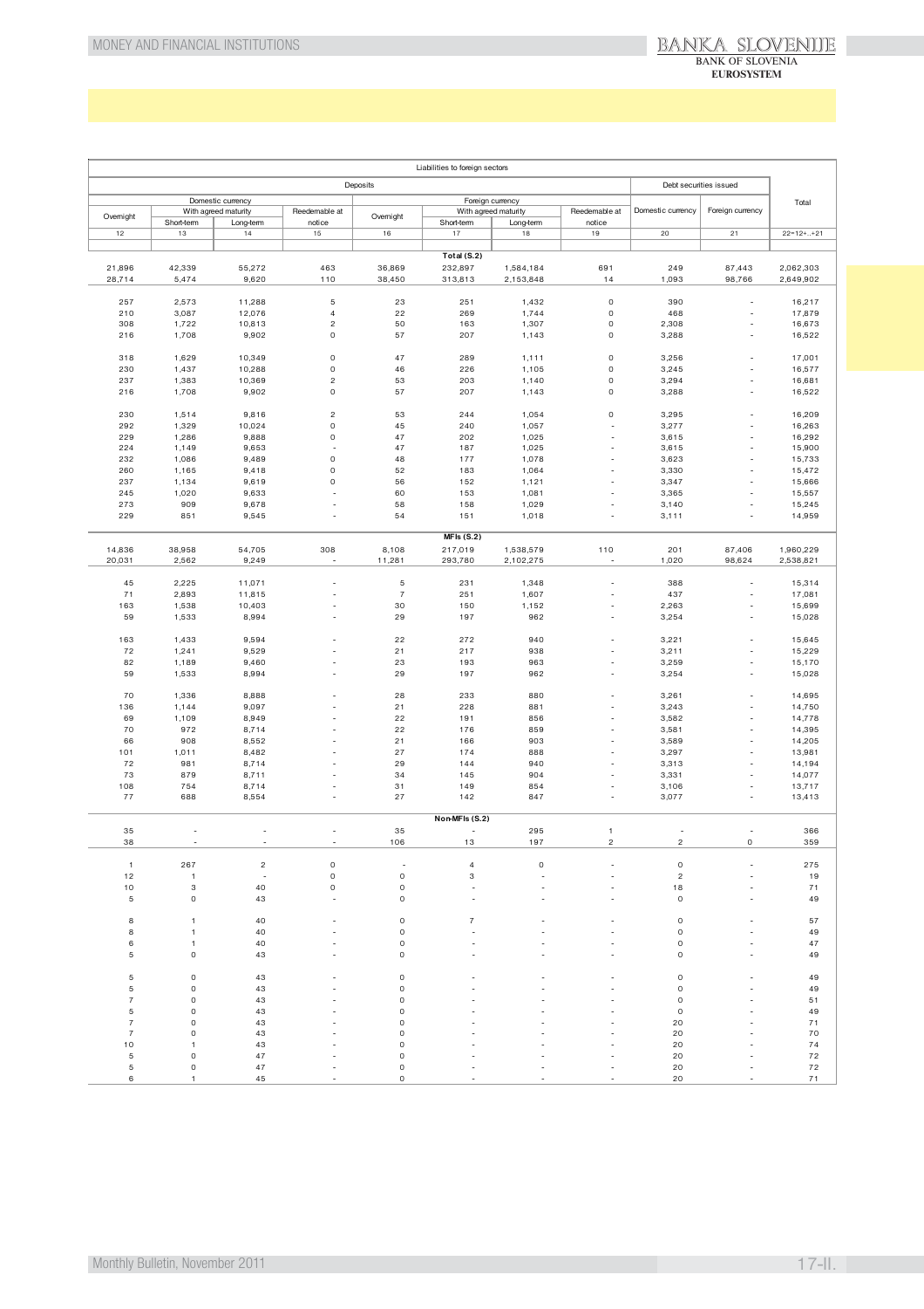| Liabilities to foreign sectors | | | | | | | | | | |
|---|---|---|---|---|---|---|---|---|---|---|
| Deposits | | | | | | | | Debt securities issued | | Total |
| Domestic currency | | | | Foreign currency | | | | | | |
| Overnight | With agreed maturity | | Reedemable at notice | Overnight | With agreed maturity | | Reedemable at notice | Domestic currency | Foreign currency | |
| | Short-term | Long-term | | | Short-term | Long-term | | | | |
| 12 | 13 | 14 | 15 | 16 | 17 | 18 | 19 | 20 | 21 | 22=12+..+21 |
| | | | | | **Total (S.2)** | | | | | |
| 21,896 | 42,339 | 55,272 | 463 | 36,869 | 232,897 | 1,584,184 | 691 | 249 | 87,443 | 2,062,303 |
| 28,714 | 5,474 | 9,620 | 110 | 38,450 | 313,813 | 2,153,848 | 14 | 1,093 | 98,766 | 2,649,902 |
| 257 | 2,573 | 11,288 | 5 | 23 | 251 | 1,432 | 0 | 390 | - | 16,217 |
| 210 | 3,087 | 12,076 | 4 | 22 | 269 | 1,744 | 0 | 468 | - | 17,879 |
| 308 | 1,722 | 10,813 | 2 | 50 | 163 | 1,307 | 0 | 2,308 | - | 16,673 |
| 216 | 1,708 | 9,902 | 0 | 57 | 207 | 1,143 | 0 | 3,288 | - | 16,522 |
| 318 | 1,629 | 10,349 | 0 | 47 | 289 | 1,111 | 0 | 3,256 | - | 17,001 |
| 230 | 1,437 | 10,288 | 0 | 46 | 226 | 1,105 | 0 | 3,245 | - | 16,577 |
| 237 | 1,383 | 10,369 | 2 | 53 | 203 | 1,140 | 0 | 3,294 | - | 16,681 |
| 216 | 1,708 | 9,902 | 0 | 57 | 207 | 1,143 | 0 | 3,288 | - | 16,522 |
| 230 | 1,514 | 9,816 | 2 | 53 | 244 | 1,054 | 0 | 3,295 | - | 16,209 |
| 292 | 1,329 | 10,024 | 0 | 45 | 240 | 1,057 | - | 3,277 | - | 16,263 |
| 229 | 1,286 | 9,888 | 0 | 47 | 202 | 1,025 | - | 3,615 | - | 16,292 |
| 224 | 1,149 | 9,653 | - | 47 | 187 | 1,025 | - | 3,615 | - | 15,900 |
| 232 | 1,086 | 9,489 | 0 | 48 | 177 | 1,078 | - | 3,623 | - | 15,733 |
| 260 | 1,165 | 9,418 | 0 | 52 | 183 | 1,064 | - | 3,330 | - | 15,472 |
| 237 | 1,134 | 9,619 | 0 | 56 | 152 | 1,121 | - | 3,347 | - | 15,666 |
| 245 | 1,020 | 9,633 | - | 60 | 153 | 1,081 | - | 3,365 | - | 15,557 |
| 273 | 909 | 9,678 | - | 58 | 158 | 1,029 | - | 3,140 | - | 15,245 |
| 229 | 851 | 9,545 | - | 54 | 151 | 1,018 | - | 3,111 | - | 14,959 |
| | | | | | **MFIs (S.2)** | | | | | |
| 14,836 | 38,958 | 54,705 | 308 | 8,108 | 217,019 | 1,538,579 | 110 | 201 | 87,406 | 1,960,229 |
| 20,031 | 2,562 | 9,249 | - | 11,281 | 293,780 | 2,102,275 | - | 1,020 | 98,624 | 2,538,821 |
| 45 | 2,225 | 11,071 | - | 5 | 231 | 1,348 | - | 388 | - | 15,314 |
| 71 | 2,893 | 11,815 | - | 7 | 251 | 1,607 | - | 437 | - | 17,081 |
| 163 | 1,538 | 10,403 | - | 30 | 150 | 1,152 | - | 2,263 | - | 15,699 |
| 59 | 1,533 | 8,994 | - | 29 | 197 | 962 | - | 3,254 | - | 15,028 |
| 163 | 1,433 | 9,594 | - | 22 | 272 | 940 | - | 3,221 | - | 15,645 |
| 72 | 1,241 | 9,529 | - | 21 | 217 | 938 | - | 3,211 | - | 15,229 |
| 82 | 1,189 | 9,460 | - | 23 | 193 | 963 | - | 3,259 | - | 15,170 |
| 59 | 1,533 | 8,994 | - | 29 | 197 | 962 | - | 3,254 | - | 15,028 |
| 70 | 1,336 | 8,888 | - | 28 | 233 | 880 | - | 3,261 | - | 14,695 |
| 136 | 1,144 | 9,097 | - | 21 | 228 | 881 | - | 3,243 | - | 14,750 |
| 69 | 1,109 | 8,949 | - | 22 | 191 | 856 | - | 3,582 | - | 14,778 |
| 70 | 972 | 8,714 | - | 22 | 176 | 859 | - | 3,581 | - | 14,395 |
| 66 | 908 | 8,552 | - | 21 | 166 | 903 | - | 3,589 | - | 14,205 |
| 101 | 1,011 | 8,482 | - | 27 | 174 | 888 | - | 3,297 | - | 13,981 |
| 72 | 981 | 8,714 | - | 29 | 144 | 940 | - | 3,313 | - | 14,194 |
| 73 | 879 | 8,711 | - | 34 | 145 | 904 | - | 3,331 | - | 14,077 |
| 108 | 754 | 8,714 | - | 31 | 149 | 854 | - | 3,106 | - | 13,717 |
| 77 | 688 | 8,554 | - | 27 | 142 | 847 | - | 3,077 | - | 13,413 |
| | | | | | **Non-MFIs (S.2)** | | | | | |
| 35 | - | - | - | 35 | - | 295 | 1 | - | - | 366 |
| 38 | - | - | - | 106 | 13 | 197 | 2 | 2 | 0 | 359 |
| 1 | 267 | 2 | 0 | - | 4 | 0 | - | 0 | - | 275 |
| 12 | 1 | - | 0 | 0 | 3 | - | - | 2 | - | 19 |
| 10 | 3 | 40 | 0 | 0 | - | - | - | 18 | - | 71 |
| 5 | 0 | 43 | - | 0 | - | - | - | 0 | - | 49 |
| 8 | 1 | 40 | - | 0 | 7 | - | - | 0 | - | 57 |
| 8 | 1 | 40 | - | 0 | - | - | - | 0 | - | 49 |
| 6 | 1 | 40 | - | 0 | - | - | - | 0 | - | 47 |
| 5 | 0 | 43 | - | 0 | - | - | - | 0 | - | 49 |
| 5 | 0 | 43 | - | 0 | - | - | - | 0 | - | 49 |
| 5 | 0 | 43 | - | 0 | - | - | - | 0 | - | 49 |
| 7 | 0 | 43 | - | 0 | - | - | - | 0 | - | 51 |
| 5 | 0 | 43 | - | 0 | - | - | - | 0 | - | 49 |
| 7 | 0 | 43 | - | 0 | - | - | - | 20 | - | 71 |
| 7 | 0 | 43 | - | 0 | - | - | - | 20 | - | 70 |
| 10 | 1 | 43 | - | 0 | - | - | - | 20 | - | 74 |
| 5 | 0 | 47 | - | 0 | - | - | - | 20 | - | 72 |
| 5 | 0 | 47 | - | 0 | - | - | - | 20 | - | 72 |
| 6 | 1 | 45 | - | 0 | - | - | - | 20 | - | 71 |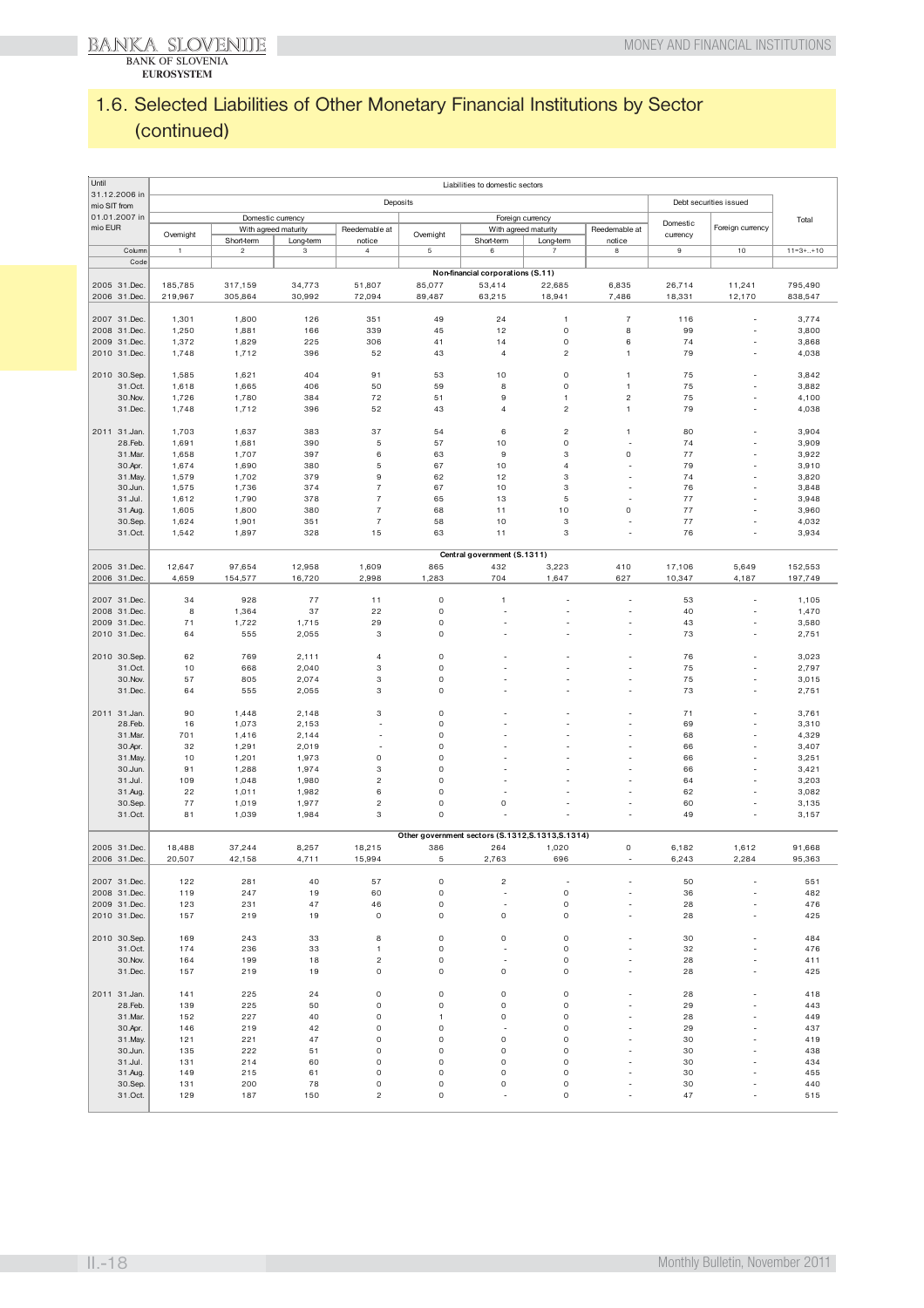# 1.6. Selected Liabilities of Other Monetary Financial Institutions by Sector (continued)

| Until 31.12.2006 in mio SIT from 01.01.2007 in mio EUR | Liabilities to domestic sectors | | | | | | | | | | |
|---|---|---|---|---|---|---|---|---|---|---|---|
| | Deposits | | | | | | | | Debt securities issued | | Total |
| | Domestic currency | | | | Foreign currency | | | | Domestic currency | Foreign currency | |
| | Overnight | With agreed maturity | | Reedemable at notice | Overnight | With agreed maturity | | Reedemable at notice | | | |
| | | Short-term | Long-term | | | Short-term | Long-term | | | | |
| Column | 1 | 2 | 3 | 4 | 5 | 6 | 7 | 8 | 9 | 10 | 11=3+..+10 |
| Code | | | | | | | | | | | |
| | **Non-financial corporations (S.11)** | | | | | | | | | | |
| 2005 31.Dec. | 185,785 | 317,159 | 34,773 | 51,807 | 85,077 | 53,414 | 22,685 | 6,835 | 26,714 | 11,241 | 795,490 |
| 2006 31.Dec. | 219,967 | 305,864 | 30,992 | 72,094 | 89,487 | 63,215 | 18,941 | 7,486 | 18,331 | 12,170 | 838,547 |
| 2007 31.Dec. | 1,301 | 1,800 | 126 | 351 | 49 | 24 | 1 | 7 | 116 | - | 3,774 |
| 2008 31.Dec. | 1,250 | 1,881 | 166 | 339 | 45 | 12 | 0 | 8 | 99 | - | 3,800 |
| 2009 31.Dec. | 1,372 | 1,829 | 225 | 306 | 41 | 14 | 0 | 6 | 74 | - | 3,868 |
| 2010 31.Dec. | 1,748 | 1,712 | 396 | 52 | 43 | 4 | 2 | 1 | 79 | - | 4,038 |
| 2010 30.Sep. | 1,585 | 1,621 | 404 | 91 | 53 | 10 | 0 | 1 | 75 | - | 3,842 |
| 31.Oct. | 1,618 | 1,665 | 406 | 50 | 59 | 8 | 0 | 1 | 75 | - | 3,882 |
| 30.Nov. | 1,726 | 1,780 | 384 | 72 | 51 | 9 | 1 | 2 | 75 | - | 4,100 |
| 31.Dec. | 1,748 | 1,712 | 396 | 52 | 43 | 4 | 2 | 1 | 79 | - | 4,038 |
| 2011 31.Jan. | 1,703 | 1,637 | 383 | 37 | 54 | 6 | 2 | 1 | 80 | - | 3,904 |
| 28.Feb. | 1,691 | 1,681 | 390 | 5 | 57 | 10 | 0 | - | 74 | - | 3,909 |
| 31.Mar. | 1,658 | 1,707 | 397 | 6 | 63 | 9 | 3 | 0 | 77 | - | 3,922 |
| 30.Apr. | 1,674 | 1,690 | 380 | 5 | 67 | 10 | 4 | - | 79 | - | 3,910 |
| 31.May. | 1,579 | 1,702 | 379 | 9 | 62 | 12 | 3 | - | 74 | - | 3,820 |
| 30.Jun. | 1,575 | 1,736 | 374 | 7 | 67 | 10 | 3 | - | 76 | - | 3,848 |
| 31.Jul. | 1,612 | 1,790 | 378 | 7 | 65 | 13 | 5 | - | 77 | - | 3,948 |
| 31.Aug. | 1,605 | 1,800 | 380 | 7 | 68 | 11 | 10 | 0 | 77 | - | 3,960 |
| 30.Sep. | 1,624 | 1,901 | 351 | 7 | 58 | 10 | 3 | - | 77 | - | 4,032 |
| 31.Oct. | 1,542 | 1,897 | 328 | 15 | 63 | 11 | 3 | - | 76 | - | 3,934 |
| | **Central government (S.1311)** | | | | | | | | | | |
| 2005 31.Dec. | 12,647 | 97,654 | 12,958 | 1,609 | 865 | 432 | 3,223 | 410 | 17,106 | 5,649 | 152,553 |
| 2006 31.Dec. | 4,659 | 154,577 | 16,720 | 2,998 | 1,283 | 704 | 1,647 | 627 | 10,347 | 4,187 | 197,749 |
| 2007 31.Dec. | 34 | 928 | 77 | 11 | 0 | 1 | - | - | 53 | - | 1,105 |
| 2008 31.Dec. | 8 | 1,364 | 37 | 22 | 0 | - | - | - | 40 | - | 1,470 |
| 2009 31.Dec. | 71 | 1,722 | 1,715 | 29 | 0 | - | - | - | 43 | - | 3,580 |
| 2010 31.Dec. | 64 | 555 | 2,055 | 3 | 0 | - | - | - | 73 | - | 2,751 |
| 2010 30.Sep. | 62 | 769 | 2,111 | 4 | 0 | - | - | - | 76 | - | 3,023 |
| 31.Oct. | 10 | 668 | 2,040 | 3 | 0 | - | - | - | 75 | - | 2,797 |
| 30.Nov. | 57 | 805 | 2,074 | 3 | 0 | - | - | - | 75 | - | 3,015 |
| 31.Dec. | 64 | 555 | 2,055 | 3 | 0 | - | - | - | 73 | - | 2,751 |
| 2011 31.Jan. | 90 | 1,448 | 2,148 | 3 | 0 | - | - | - | 71 | - | 3,761 |
| 28.Feb. | 16 | 1,073 | 2,153 | - | 0 | - | - | - | 69 | - | 3,310 |
| 31.Mar. | 701 | 1,416 | 2,144 | - | 0 | - | - | - | 68 | - | 4,329 |
| 30.Apr. | 32 | 1,291 | 2,019 | - | 0 | - | - | - | 66 | - | 3,407 |
| 31.May. | 10 | 1,201 | 1,973 | 0 | 0 | - | - | - | 66 | - | 3,251 |
| 30.Jun. | 91 | 1,288 | 1,974 | 3 | 0 | - | - | - | 66 | - | 3,421 |
| 31.Jul. | 109 | 1,048 | 1,980 | 2 | 0 | - | - | - | 64 | - | 3,203 |
| 31.Aug. | 22 | 1,011 | 1,982 | 6 | 0 | - | - | - | 62 | - | 3,082 |
| 30.Sep. | 77 | 1,019 | 1,977 | 2 | 0 | 0 | - | - | 60 | - | 3,135 |
| 31.Oct. | 81 | 1,039 | 1,984 | 3 | 0 | - | - | - | 49 | - | 3,157 |
| | **Other government sectors (S.1312,S.1313,S.1314)** | | | | | | | | | | |
| 2005 31.Dec. | 18,488 | 37,244 | 8,257 | 18,215 | 386 | 264 | 1,020 | 0 | 6,182 | 1,612 | 91,668 |
| 2006 31.Dec. | 20,507 | 42,158 | 4,711 | 15,994 | 5 | 2,763 | 696 | - | 6,243 | 2,284 | 95,363 |
| 2007 31.Dec. | 122 | 281 | 40 | 57 | 0 | 2 | - | - | 50 | - | 551 |
| 2008 31.Dec. | 119 | 247 | 19 | 60 | 0 | - | 0 | - | 36 | - | 482 |
| 2009 31.Dec. | 123 | 231 | 47 | 46 | 0 | - | 0 | - | 28 | - | 476 |
| 2010 31.Dec. | 157 | 219 | 19 | 0 | 0 | 0 | 0 | - | 28 | - | 425 |
| 2010 30.Sep. | 169 | 243 | 33 | 8 | 0 | 0 | 0 | - | 30 | - | 484 |
| 31.Oct. | 174 | 236 | 33 | 1 | 0 | - | 0 | - | 32 | - | 476 |
| 30.Nov. | 164 | 199 | 18 | 2 | 0 | - | 0 | - | 28 | - | 411 |
| 31.Dec. | 157 | 219 | 19 | 0 | 0 | 0 | 0 | - | 28 | - | 425 |
| 2011 31.Jan. | 141 | 225 | 24 | 0 | 0 | 0 | 0 | - | 28 | - | 418 |
| 28.Feb. | 139 | 225 | 50 | 0 | 0 | 0 | 0 | - | 29 | - | 443 |
| 31.Mar. | 152 | 227 | 40 | 0 | 1 | 0 | 0 | - | 28 | - | 449 |
| 30.Apr. | 146 | 219 | 42 | 0 | 0 | - | 0 | - | 29 | - | 437 |
| 31.May. | 121 | 221 | 47 | 0 | 0 | 0 | 0 | - | 30 | - | 419 |
| 30.Jun. | 135 | 222 | 51 | 0 | 0 | 0 | 0 | - | 30 | - | 438 |
| 31.Jul. | 131 | 214 | 60 | 0 | 0 | 0 | 0 | - | 30 | - | 434 |
| 31.Aug. | 149 | 215 | 61 | 0 | 0 | 0 | 0 | - | 30 | - | 455 |
| 30.Sep. | 131 | 200 | 78 | 0 | 0 | 0 | 0 | - | 30 | - | 440 |
| 31.Oct. | 129 | 187 | 150 | 2 | 0 | - | 0 | - | 47 | - | 515 |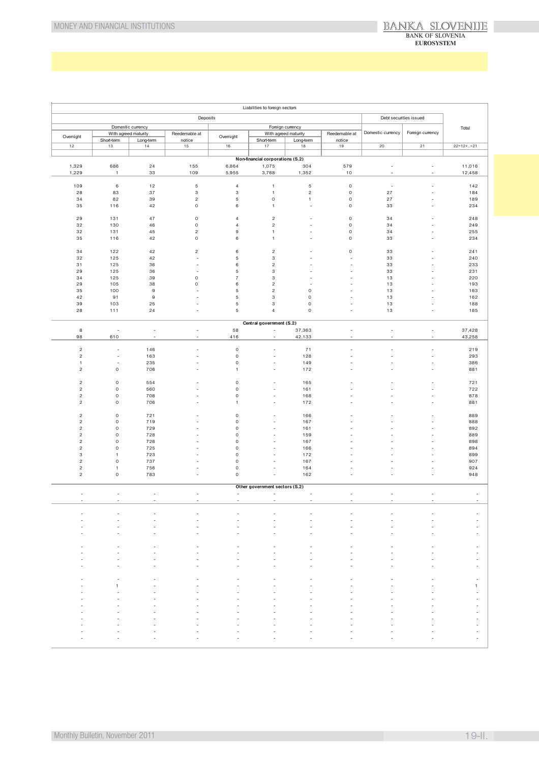| Liabilities to foreign sectors | | | | | | | | | | |
|---|---|---|---|---|---|---|---|---|---|---|
| Deposits | | | | | | | | Debt securities issued | | Total |
| Domestic currency | | | | Foreign currency | | | | Domestic currency | Foreign currency | |
| Overnight | With agreed maturity | | Reedemable at notice | Overnight | With agreed maturity | | Reedemable at notice | | | |
| | Short-term | Long-term | | | Short-term | Long-term | | | | |
| 12 | 13 | 14 | 15 | 16 | 17 | 18 | 19 | 20 | 21 | 22=12+..+21 |
| **Non-financial corporations (S.2)** | | | | | | | | | | |
| 1,329 | 686 | 24 | 155 | 6,864 | 1,075 | 304 | 579 | - | - | 11,016 |
| 1,229 | 1 | 33 | 109 | 5,955 | 3,768 | 1,352 | 10 | - | - | 12,458 |
| 109 | 6 | 12 | 5 | 4 | 1 | 5 | 0 | - | - | 142 |
| 28 | 83 | 37 | 3 | 3 | 1 | 2 | 0 | 27 | - | 184 |
| 34 | 82 | 39 | 2 | 5 | 0 | 1 | 0 | 27 | - | 189 |
| 35 | 116 | 42 | 0 | 6 | 1 | - | 0 | 33 | - | 234 |
| 29 | 131 | 47 | 0 | 4 | 2 | - | 0 | 34 | - | 248 |
| 32 | 130 | 46 | 0 | 4 | 2 | - | 0 | 34 | - | 249 |
| 32 | 131 | 45 | 2 | 9 | 1 | - | 0 | 34 | - | 255 |
| 35 | 116 | 42 | 0 | 6 | 1 | - | 0 | 33 | - | 234 |
| 34 | 122 | 42 | 2 | 6 | 2 | - | 0 | 33 | - | 241 |
| 32 | 125 | 42 | - | 5 | 3 | - | - | 33 | - | 240 |
| 31 | 125 | 36 | - | 6 | 2 | - | - | 33 | - | 233 |
| 29 | 125 | 36 | - | 5 | 3 | - | - | 33 | - | 231 |
| 34 | 125 | 39 | 0 | 7 | 3 | - | - | 13 | - | 220 |
| 29 | 105 | 38 | 0 | 6 | 2 | - | - | 13 | - | 193 |
| 35 | 100 | 9 | - | 5 | 2 | 0 | - | 13 | - | 163 |
| 42 | 91 | 9 | - | 5 | 3 | 0 | - | 13 | - | 162 |
| 39 | 103 | 25 | - | 5 | 3 | 0 | - | 13 | - | 188 |
| 28 | 111 | 24 | - | 5 | 4 | 0 | - | 13 | - | 185 |
| **Central government (S.2)** | | | | | | | | | | |
| 8 | - | - | - | 58 | - | 37,363 | - | - | - | 37,428 |
| 98 | 610 | - | - | 416 | - | 42,133 | - | - | - | 43,258 |
| 2 | - | 146 | - | 0 | - | 71 | - | - | - | 219 |
| 2 | - | 163 | - | 0 | - | 128 | - | - | - | 293 |
| 1 | - | 235 | - | 0 | - | 149 | - | - | - | 386 |
| 2 | 0 | 706 | - | 1 | - | 172 | - | - | - | 881 |
| 2 | 0 | 554 | - | 0 | - | 165 | - | - | - | 721 |
| 2 | 0 | 560 | - | 0 | - | 161 | - | - | - | 722 |
| 2 | 0 | 708 | - | 0 | - | 168 | - | - | - | 878 |
| 2 | 0 | 706 | - | 1 | - | 172 | - | - | - | 881 |
| 2 | 0 | 721 | - | 0 | - | 166 | - | - | - | 889 |
| 2 | 0 | 719 | - | 0 | - | 167 | - | - | - | 888 |
| 2 | 0 | 729 | - | 0 | - | 161 | - | - | - | 892 |
| 2 | 0 | 728 | - | 0 | - | 159 | - | - | - | 889 |
| 2 | 0 | 728 | - | 0 | - | 167 | - | - | - | 898 |
| 2 | 0 | 725 | - | 0 | - | 166 | - | - | - | 894 |
| 3 | 1 | 723 | - | 0 | - | 172 | - | - | - | 899 |
| 2 | 0 | 737 | - | 0 | - | 167 | - | - | - | 907 |
| 2 | 1 | 756 | - | 0 | - | 164 | - | - | - | 924 |
| 2 | 0 | 783 | - | 0 | - | 162 | - | - | - | 948 |
| **Other government sectors (S.2)** | | | | | | | | | | |
| - | - | - | - | - | - | - | - | - | - | - |
| - | - | - | - | - | - | - | - | - | - | - |
| - | - | - | - | - | - | - | - | - | - | - |
| - | - | - | - | - | - | - | - | - | - | - |
| - | - | - | - | - | - | - | - | - | - | - |
| - | - | - | - | - | - | - | - | - | - | - |
| - | - | - | - | - | - | - | - | - | - | - |
| - | - | - | - | - | - | - | - | - | - | - |
| - | - | - | - | - | - | - | - | - | - | - |
| - | - | - | - | - | - | - | - | - | - | - |
| - | - | - | - | - | - | - | - | - | - | - |
| - | 1 | - | - | - | - | - | - | - | - | 1 |
| - | - | - | - | - | - | - | - | - | - | - |
| - | - | - | - | - | - | - | - | - | - | - |
| - | - | - | - | - | - | - | - | - | - | - |
| - | - | - | - | - | - | - | - | - | - | - |
| - | - | - | - | - | - | - | - | - | - | - |
| - | - | - | - | - | - | - | - | - | - | - |
| - | - | - | - | - | - | - | - | - | - | - |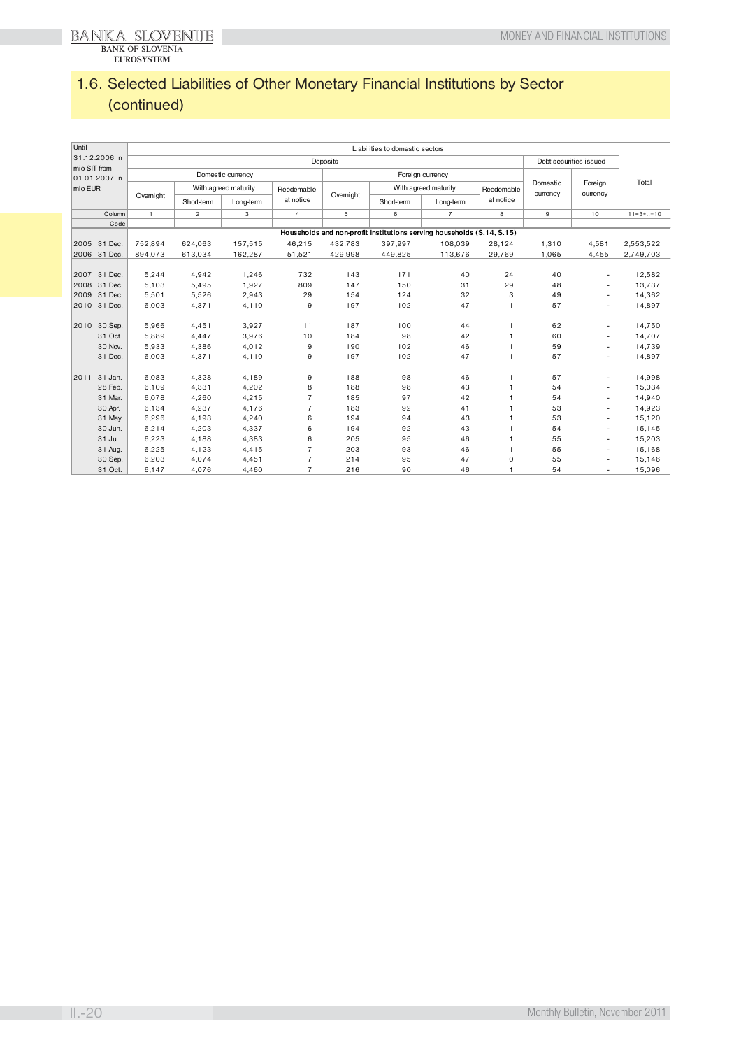# 1.6. Selected Liabilities of Other Monetary Financial Institutions by Sector (continued)

| Until 31.12.2006 in mio SIT from 01.01.2007 in mio EUR | | Liabilities to domestic sectors | | | | | | | | | | |
|---|---|---|---|---|---|---|---|---|---|---|---|---|
| | | Deposits | | | | | | | | Debt securities issued | | Total |
| | | Domestic currency | | | | Foreign currency | | | | Domestic currency | Foreign currency | |
| | | Overnight | With agreed maturity | | Reedemable at notice | Overnight | With agreed maturity | | Reedemable at notice | | | |
| | | | Short-term | Long-term | | | Short-term | Long-term | | | | |
| | Column | 1 | 2 | 3 | 4 | 5 | 6 | 7 | 8 | 9 | 10 | 11=3+..+10 |
| | Code | | | | | | | | | | | |
| | | Households and non-profit institutions serving households (S.14, S.15) | | | | | | | | | | |
| 2005 | 31.Dec. | 752,894 | 624,063 | 157,515 | 46,215 | 432,783 | 397,997 | 108,039 | 28,124 | 1,310 | 4,581 | 2,553,522 |
| 2006 | 31.Dec. | 894,073 | 613,034 | 162,287 | 51,521 | 429,998 | 449,825 | 113,676 | 29,769 | 1,065 | 4,455 | 2,749,703 |
| 2007 | 31.Dec. | 5,244 | 4,942 | 1,246 | 732 | 143 | 171 | 40 | 24 | 40 | - | 12,582 |
| 2008 | 31.Dec. | 5,103 | 5,495 | 1,927 | 809 | 147 | 150 | 31 | 29 | 48 | - | 13,737 |
| 2009 | 31.Dec. | 5,501 | 5,526 | 2,943 | 29 | 154 | 124 | 32 | 3 | 49 | - | 14,362 |
| 2010 | 31.Dec. | 6,003 | 4,371 | 4,110 | 9 | 197 | 102 | 47 | 1 | 57 | - | 14,897 |
| 2010 | 30.Sep. | 5,966 | 4,451 | 3,927 | 11 | 187 | 100 | 44 | 1 | 62 | - | 14,750 |
| | 31.Oct. | 5,889 | 4,447 | 3,976 | 10 | 184 | 98 | 42 | 1 | 60 | - | 14,707 |
| | 30.Nov. | 5,933 | 4,386 | 4,012 | 9 | 190 | 102 | 46 | 1 | 59 | - | 14,739 |
| | 31.Dec. | 6,003 | 4,371 | 4,110 | 9 | 197 | 102 | 47 | 1 | 57 | - | 14,897 |
| 2011 | 31.Jan. | 6,083 | 4,328 | 4,189 | 9 | 188 | 98 | 46 | 1 | 57 | - | 14,998 |
| | 28.Feb. | 6,109 | 4,331 | 4,202 | 8 | 188 | 98 | 43 | 1 | 54 | - | 15,034 |
| | 31.Mar. | 6,078 | 4,260 | 4,215 | 7 | 185 | 97 | 42 | 1 | 54 | - | 14,940 |
| | 30.Apr. | 6,134 | 4,237 | 4,176 | 7 | 183 | 92 | 41 | 1 | 53 | - | 14,923 |
| | 31.May. | 6,296 | 4,193 | 4,240 | 6 | 194 | 94 | 43 | 1 | 53 | - | 15,120 |
| | 30.Jun. | 6,214 | 4,203 | 4,337 | 6 | 194 | 92 | 43 | 1 | 54 | - | 15,145 |
| | 31.Jul. | 6,223 | 4,188 | 4,383 | 6 | 205 | 95 | 46 | 1 | 55 | - | 15,203 |
| | 31.Aug. | 6,225 | 4,123 | 4,415 | 7 | 203 | 93 | 46 | 1 | 55 | - | 15,168 |
| | 30.Sep. | 6,203 | 4,074 | 4,451 | 7 | 214 | 95 | 47 | 0 | 55 | - | 15,146 |
| | 31.Oct. | 6,147 | 4,076 | 4,460 | 7 | 216 | 90 | 46 | 1 | 54 | - | 15,096 |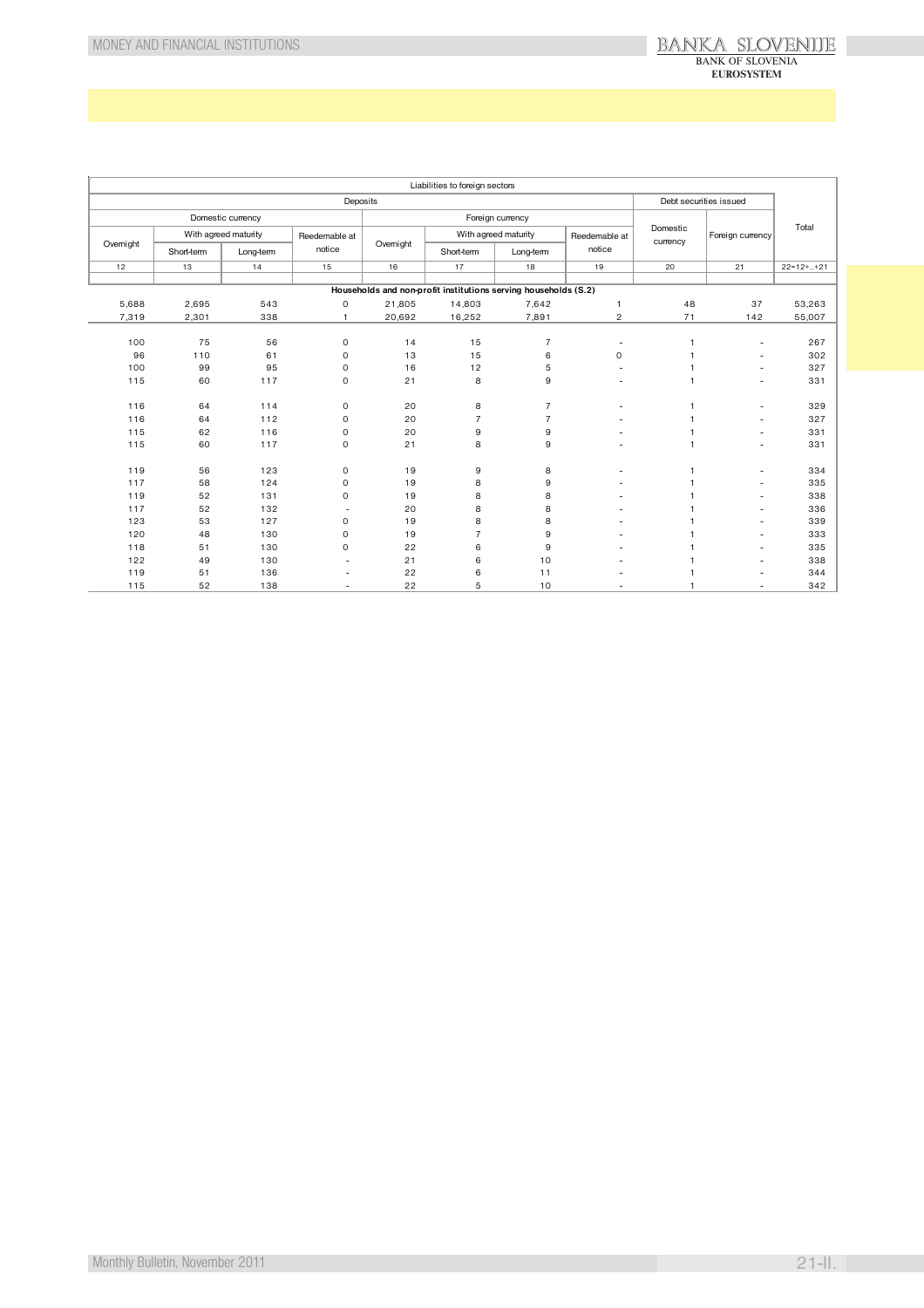| Liabilities to foreign sectors | | | | | | | | | | |
|---|---|---|---|---|---|---|---|---|---|---|
| Deposits | | | | | | | | Debt securities issued | | Total |
| Domestic currency | | | | Foreign currency | | | | Domestic currency | Foreign currency | |
| Overnight | With agreed maturity | | Reedemable at notice | Overnight | With agreed maturity | | Reedemable at notice | | | |
| | Short-term | Long-term | | | Short-term | Long-term | | | | |
| 12 | 13 | 14 | 15 | 16 | 17 | 18 | 19 | 20 | 21 | 22=12+..+21 |
| **Households and non-profit institutions serving households (S.2)** | | | | | | | | | | |
| 5,688 | 2,695 | 543 | 0 | 21,805 | 14,803 | 7,642 | 1 | 48 | 37 | 53,263 |
| 7,319 | 2,301 | 338 | 1 | 20,692 | 16,252 | 7,891 | 2 | 71 | 142 | 55,007 |
| | | | | | | | | | | |
| 100 | 75 | 56 | 0 | 14 | 15 | 7 | - | 1 | - | 267 |
| 96 | 110 | 61 | 0 | 13 | 15 | 6 | 0 | 1 | - | 302 |
| 100 | 99 | 95 | 0 | 16 | 12 | 5 | - | 1 | - | 327 |
| 115 | 60 | 117 | 0 | 21 | 8 | 9 | - | 1 | - | 331 |
| | | | | | | | | | | |
| 116 | 64 | 114 | 0 | 20 | 8 | 7 | - | 1 | - | 329 |
| 116 | 64 | 112 | 0 | 20 | 7 | 7 | - | 1 | - | 327 |
| 115 | 62 | 116 | 0 | 20 | 9 | 9 | - | 1 | - | 331 |
| 115 | 60 | 117 | 0 | 21 | 8 | 9 | - | 1 | - | 331 |
| | | | | | | | | | | |
| 119 | 56 | 123 | 0 | 19 | 9 | 8 | - | 1 | - | 334 |
| 117 | 58 | 124 | 0 | 19 | 8 | 9 | - | 1 | - | 335 |
| 119 | 52 | 131 | 0 | 19 | 8 | 8 | - | 1 | - | 338 |
| 117 | 52 | 132 | - | 20 | 8 | 8 | - | 1 | - | 336 |
| 123 | 53 | 127 | 0 | 19 | 8 | 8 | - | 1 | - | 339 |
| 120 | 48 | 130 | 0 | 19 | 7 | 9 | - | 1 | - | 333 |
| 118 | 51 | 130 | 0 | 22 | 6 | 9 | - | 1 | - | 335 |
| 122 | 49 | 130 | - | 21 | 6 | 10 | - | 1 | - | 338 |
| 119 | 51 | 136 | - | 22 | 6 | 11 | - | 1 | - | 344 |
| 115 | 52 | 138 | - | 22 | 5 | 10 | - | 1 | - | 342 |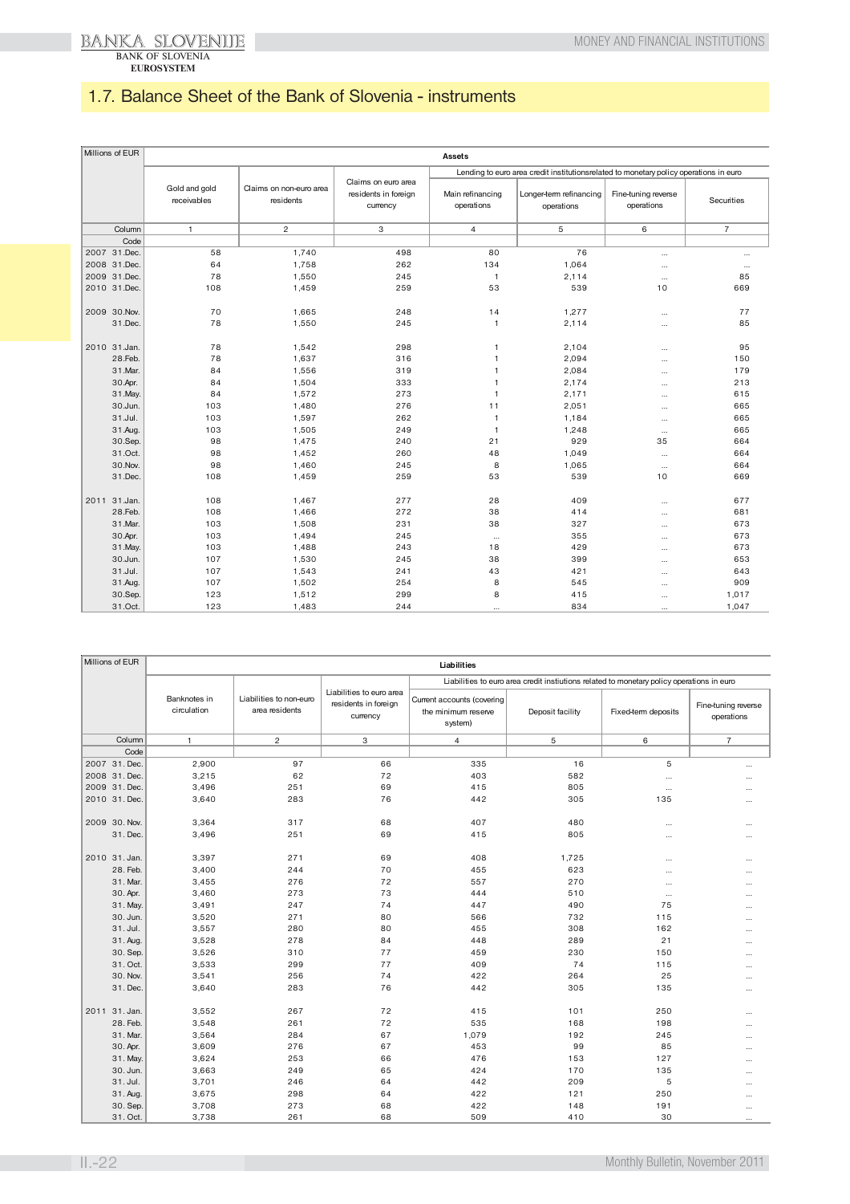## 1.7. Balance Sheet of the Bank of Slovenia - instruments

| Millions of EUR | Assets | | | | | | |
|---|---|---|---|---|---|---|---|
| | Gold and gold receivables | Claims on non-euro area residents | Claims on euro area residents in foreign currency | Lending to euro area credit institutionsrelated to monetary policy operations in euro | | | |
| | | | | Main refinancing operations | Longer-term refinancing operations | Fine-tuning reverse operations | Securities |
| Column | 1 | 2 | 3 | 4 | 5 | 6 | 7 |
| Code | | | | | | | |
| 2007 31.Dec. | 58 | 1,740 | 498 | 80 | 76 | ... | ... |
| 2008 31.Dec. | 64 | 1,758 | 262 | 134 | 1,064 | ... | ... |
| 2009 31.Dec. | 78 | 1,550 | 245 | 1 | 2,114 | ... | 85 |
| 2010 31.Dec. | 108 | 1,459 | 259 | 53 | 539 | 10 | 669 |
| 2009 30.Nov. | 70 | 1,665 | 248 | 14 | 1,277 | ... | 77 |
| 31.Dec. | 78 | 1,550 | 245 | 1 | 2,114 | ... | 85 |
| 2010 31.Jan. | 78 | 1,542 | 298 | 1 | 2,104 | ... | 95 |
| 28.Feb. | 78 | 1,637 | 316 | 1 | 2,094 | ... | 150 |
| 31.Mar. | 84 | 1,556 | 319 | 1 | 2,084 | ... | 179 |
| 30.Apr. | 84 | 1,504 | 333 | 1 | 2,174 | ... | 213 |
| 31.May. | 84 | 1,572 | 273 | 1 | 2,171 | ... | 615 |
| 30.Jun. | 103 | 1,480 | 276 | 11 | 2,051 | ... | 665 |
| 31.Jul. | 103 | 1,597 | 262 | 1 | 1,184 | ... | 665 |
| 31.Aug. | 103 | 1,505 | 249 | 1 | 1,248 | ... | 665 |
| 30.Sep. | 98 | 1,475 | 240 | 21 | 929 | 35 | 664 |
| 31.Oct. | 98 | 1,452 | 260 | 48 | 1,049 | ... | 664 |
| 30.Nov. | 98 | 1,460 | 245 | 8 | 1,065 | ... | 664 |
| 31.Dec. | 108 | 1,459 | 259 | 53 | 539 | 10 | 669 |
| 2011 31.Jan. | 108 | 1,467 | 277 | 28 | 409 | ... | 677 |
| 28.Feb. | 108 | 1,466 | 272 | 38 | 414 | ... | 681 |
| 31.Mar. | 103 | 1,508 | 231 | 38 | 327 | ... | 673 |
| 30.Apr. | 103 | 1,494 | 245 | ... | 355 | ... | 673 |
| 31.May. | 103 | 1,488 | 243 | 18 | 429 | ... | 673 |
| 30.Jun. | 107 | 1,530 | 245 | 38 | 399 | ... | 653 |
| 31.Jul. | 107 | 1,543 | 241 | 43 | 421 | ... | 643 |
| 31.Aug. | 107 | 1,502 | 254 | 8 | 545 | ... | 909 |
| 30.Sep. | 123 | 1,512 | 299 | 8 | 415 | ... | 1,017 |
| 31.Oct. | 123 | 1,483 | 244 | ... | 834 | ... | 1,047 |

| Millions of EUR | Liabilities | | | | | | |
|---|---|---|---|---|---|---|---|
| | Banknotes in circulation | Liabilities to non-euro area residents | Liabilities to euro area residents in foreign currency | Liabilities to euro area credit instiutions related to monetary policy operations in euro | | | |
| | | | | Current accounts (covering the minimum reserve system) | Deposit facility | Fixed-term deposits | Fine-tuning reverse operations |
| Column | 1 | 2 | 3 | 4 | 5 | 6 | 7 |
| Code | | | | | | | |
| 2007 31. Dec. | 2,900 | 97 | 66 | 335 | 16 | 5 | ... |
| 2008 31. Dec. | 3,215 | 62 | 72 | 403 | 582 | ... | ... |
| 2009 31. Dec. | 3,496 | 251 | 69 | 415 | 805 | ... | ... |
| 2010 31. Dec. | 3,640 | 283 | 76 | 442 | 305 | 135 | ... |
| 2009 30. Nov. | 3,364 | 317 | 68 | 407 | 480 | ... | ... |
| 31. Dec. | 3,496 | 251 | 69 | 415 | 805 | ... | ... |
| 2010 31. Jan. | 3,397 | 271 | 69 | 408 | 1,725 | ... | ... |
| 28. Feb. | 3,400 | 244 | 70 | 455 | 623 | ... | ... |
| 31. Mar. | 3,455 | 276 | 72 | 557 | 270 | ... | ... |
| 30. Apr. | 3,460 | 273 | 73 | 444 | 510 | ... | ... |
| 31. May. | 3,491 | 247 | 74 | 447 | 490 | 75 | ... |
| 30. Jun. | 3,520 | 271 | 80 | 566 | 732 | 115 | ... |
| 31. Jul. | 3,557 | 280 | 80 | 455 | 308 | 162 | ... |
| 31. Aug. | 3,528 | 278 | 84 | 448 | 289 | 21 | ... |
| 30. Sep. | 3,526 | 310 | 77 | 459 | 230 | 150 | ... |
| 31. Oct. | 3,533 | 299 | 77 | 409 | 74 | 115 | ... |
| 30. Nov. | 3,541 | 256 | 74 | 422 | 264 | 25 | ... |
| 31. Dec. | 3,640 | 283 | 76 | 442 | 305 | 135 | ... |
| 2011 31. Jan. | 3,552 | 267 | 72 | 415 | 101 | 250 | ... |
| 28. Feb. | 3,548 | 261 | 72 | 535 | 168 | 198 | ... |
| 31. Mar. | 3,564 | 284 | 67 | 1,079 | 192 | 245 | ... |
| 30. Apr. | 3,609 | 276 | 67 | 453 | 99 | 85 | ... |
| 31. May. | 3,624 | 253 | 66 | 476 | 153 | 127 | ... |
| 30. Jun. | 3,663 | 249 | 65 | 424 | 170 | 135 | ... |
| 31. Jul. | 3,701 | 246 | 64 | 442 | 209 | 5 | ... |
| 31. Aug. | 3,675 | 298 | 64 | 422 | 121 | 250 | ... |
| 30. Sep. | 3,708 | 273 | 68 | 422 | 148 | 191 | ... |
| 31. Oct. | 3,738 | 261 | 68 | 509 | 410 | 30 | ... |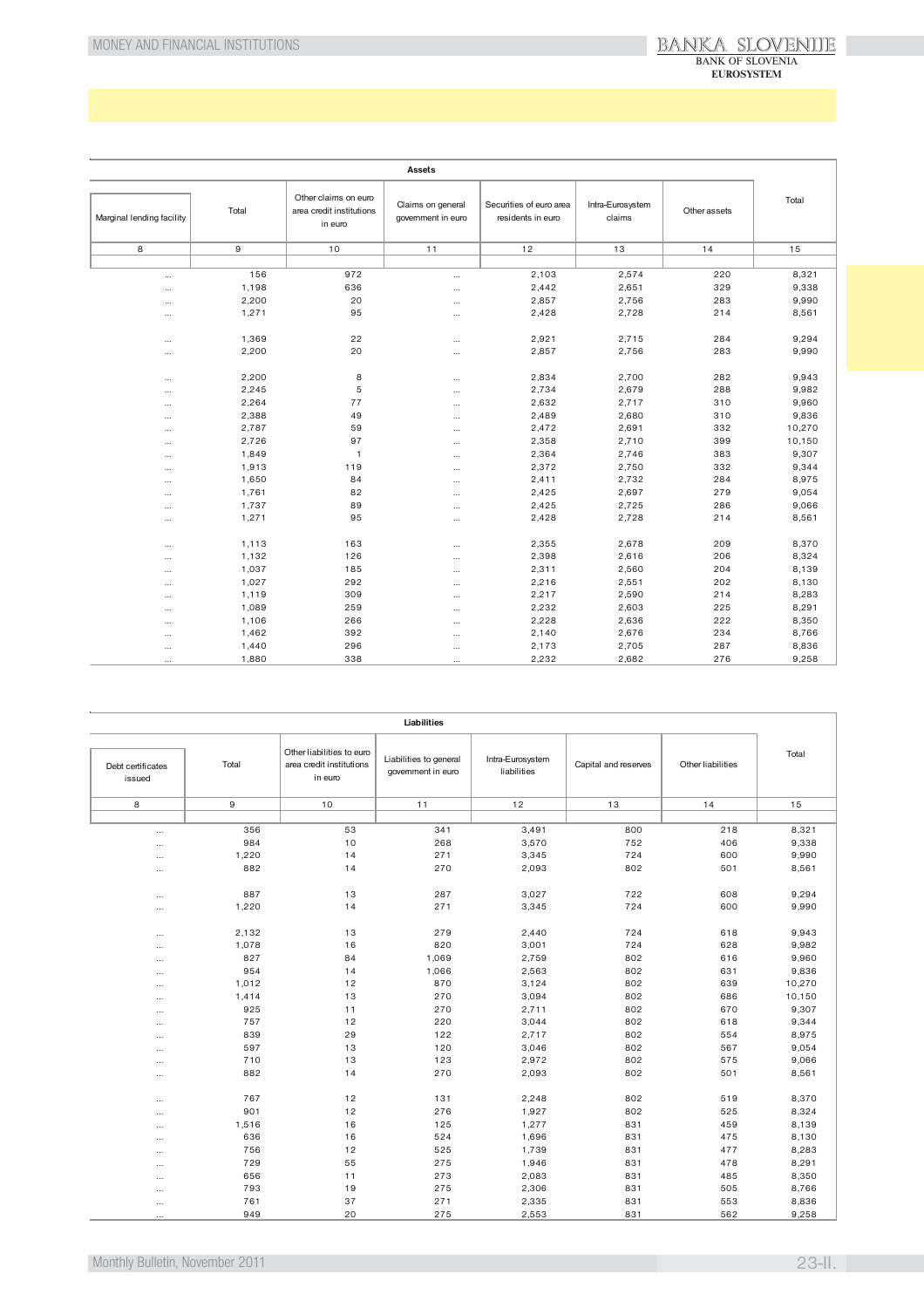| Assets | | | | | | | |
|---|---|---|---|---|---|---|---|
| Marginal lending facility | Total | Other claims on euro area credit institutions in euro | Claims on general government in euro | Securities of euro area residents in euro | Intra-Eurosystem claims | Other assets | Total |
| 8 | 9 | 10 | 11 | 12 | 13 | 14 | 15 |
| | | | | | | | |
| ... | 156 | 972 | ... | 2,103 | 2,574 | 220 | 8,321 |
| ... | 1,198 | 636 | ... | 2,442 | 2,651 | 329 | 9,338 |
| ... | 2,200 | 20 | ... | 2,857 | 2,756 | 283 | 9,990 |
| ... | 1,271 | 95 | ... | 2,428 | 2,728 | 214 | 8,561 |
| | | | | | | | |
| ... | 1,369 | 22 | ... | 2,921 | 2,715 | 284 | 9,294 |
| ... | 2,200 | 20 | ... | 2,857 | 2,756 | 283 | 9,990 |
| | | | | | | | |
| ... | 2,200 | 8 | ... | 2,834 | 2,700 | 282 | 9,943 |
| ... | 2,245 | 5 | ... | 2,734 | 2,679 | 288 | 9,982 |
| ... | 2,264 | 77 | ... | 2,632 | 2,717 | 310 | 9,960 |
| ... | 2,388 | 49 | ... | 2,489 | 2,680 | 310 | 9,836 |
| ... | 2,787 | 59 | ... | 2,472 | 2,691 | 332 | 10,270 |
| ... | 2,726 | 97 | ... | 2,358 | 2,710 | 399 | 10,150 |
| ... | 1,849 | 1 | ... | 2,364 | 2,746 | 383 | 9,307 |
| ... | 1,913 | 119 | ... | 2,372 | 2,750 | 332 | 9,344 |
| ... | 1,650 | 84 | ... | 2,411 | 2,732 | 284 | 8,975 |
| ... | 1,761 | 82 | ... | 2,425 | 2,697 | 279 | 9,054 |
| ... | 1,737 | 89 | ... | 2,425 | 2,725 | 286 | 9,066 |
| ... | 1,271 | 95 | ... | 2,428 | 2,728 | 214 | 8,561 |
| | | | | | | | |
| ... | 1,113 | 163 | ... | 2,355 | 2,678 | 209 | 8,370 |
| ... | 1,132 | 126 | ... | 2,398 | 2,616 | 206 | 8,324 |
| ... | 1,037 | 185 | ... | 2,311 | 2,560 | 204 | 8,139 |
| ... | 1,027 | 292 | ... | 2,216 | 2,551 | 202 | 8,130 |
| ... | 1,119 | 309 | ... | 2,217 | 2,590 | 214 | 8,283 |
| ... | 1,089 | 259 | ... | 2,232 | 2,603 | 225 | 8,291 |
| ... | 1,106 | 266 | ... | 2,228 | 2,636 | 222 | 8,350 |
| ... | 1,462 | 392 | ... | 2,140 | 2,676 | 234 | 8,766 |
| ... | 1,440 | 296 | ... | 2,173 | 2,705 | 287 | 8,836 |
| ... | 1,880 | 338 | ... | 2,232 | 2,682 | 276 | 9,258 |

| Liabilities | | | | | | | |
|---|---|---|---|---|---|---|---|
| Debt certificates issued | Total | Other liabilities to euro area credit institutions in euro | Liabilities to general government in euro | Intra-Eurosystem liabilities | Capital and reserves | Other liabilities | Total |
| 8 | 9 | 10 | 11 | 12 | 13 | 14 | 15 |
| | | | | | | | |
| ... | 356 | 53 | 341 | 3,491 | 800 | 218 | 8,321 |
| ... | 984 | 10 | 268 | 3,570 | 752 | 406 | 9,338 |
| ... | 1,220 | 14 | 271 | 3,345 | 724 | 600 | 9,990 |
| ... | 882 | 14 | 270 | 2,093 | 802 | 501 | 8,561 |
| | | | | | | | |
| ... | 887 | 13 | 287 | 3,027 | 722 | 608 | 9,294 |
| ... | 1,220 | 14 | 271 | 3,345 | 724 | 600 | 9,990 |
| | | | | | | | |
| ... | 2,132 | 13 | 279 | 2,440 | 724 | 618 | 9,943 |
| ... | 1,078 | 16 | 820 | 3,001 | 724 | 628 | 9,982 |
| ... | 827 | 84 | 1,069 | 2,759 | 802 | 616 | 9,960 |
| ... | 954 | 14 | 1,066 | 2,563 | 802 | 631 | 9,836 |
| ... | 1,012 | 12 | 870 | 3,124 | 802 | 639 | 10,270 |
| ... | 1,414 | 13 | 270 | 3,094 | 802 | 686 | 10,150 |
| ... | 925 | 11 | 270 | 2,711 | 802 | 670 | 9,307 |
| ... | 757 | 12 | 220 | 3,044 | 802 | 618 | 9,344 |
| ... | 839 | 29 | 122 | 2,717 | 802 | 554 | 8,975 |
| ... | 597 | 13 | 120 | 3,046 | 802 | 567 | 9,054 |
| ... | 710 | 13 | 123 | 2,972 | 802 | 575 | 9,066 |
| ... | 882 | 14 | 270 | 2,093 | 802 | 501 | 8,561 |
| | | | | | | | |
| ... | 767 | 12 | 131 | 2,248 | 802 | 519 | 8,370 |
| ... | 901 | 12 | 276 | 1,927 | 802 | 525 | 8,324 |
| ... | 1,516 | 16 | 125 | 1,277 | 831 | 459 | 8,139 |
| ... | 636 | 16 | 524 | 1,696 | 831 | 475 | 8,130 |
| ... | 756 | 12 | 525 | 1,739 | 831 | 477 | 8,283 |
| ... | 729 | 55 | 275 | 1,946 | 831 | 478 | 8,291 |
| ... | 656 | 11 | 273 | 2,083 | 831 | 485 | 8,350 |
| ... | 793 | 19 | 275 | 2,306 | 831 | 505 | 8,766 |
| ... | 761 | 37 | 271 | 2,335 | 831 | 553 | 8,836 |
| ... | 949 | 20 | 275 | 2,553 | 831 | 562 | 9,258 |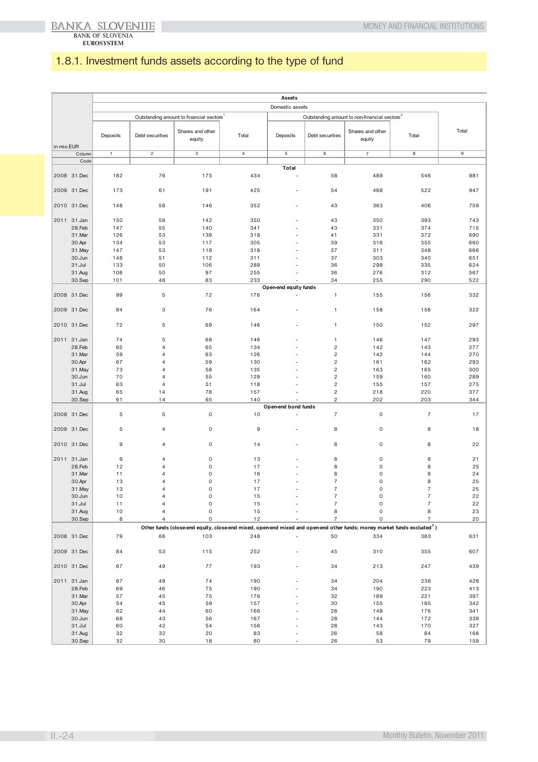## 1.8.1. Investment funds assets according to the type of fund

| in mio EUR | Assets | | | | | | | | |
|---|---|---|---|---|---|---|---|---|---|
| | Domestic assets | | | | | | | | |
| | Outstanding amount to financial sectors[1] | | | | Outstanding amount to non-financial sectors[2] | | | | Total |
| | Deposits | Debt securities | Shares and other equity | Total | Deposits | Debt securities | Shares and other equity | Total | |
| Column | 1 | 2 | 3 | 4 | 5 | 6 | 7 | 8 | 9 |
| Code | | | | | | | | | |
| **Total** | | | | | | | | | |
| 2008 31.Dec | 182 | 76 | 175 | 434 | - | 58 | 489 | 546 | 981 |
| 2009 31.Dec | 173 | 61 | 191 | 425 | - | 54 | 468 | 522 | 947 |
| 2010 31.Dec | 148 | 58 | 146 | 352 | - | 43 | 363 | 406 | 759 |
| 2011 31.Jan | 150 | 58 | 142 | 350 | - | 43 | 350 | 393 | 743 |
| 28.Feb | 147 | 55 | 140 | 341 | - | 43 | 331 | 374 | 715 |
| 31.Mar | 126 | 53 | 139 | 318 | - | 41 | 331 | 372 | 690 |
| 30.Apr | 134 | 53 | 117 | 305 | - | 39 | 316 | 355 | 660 |
| 31.May | 147 | 53 | 118 | 318 | - | 37 | 311 | 348 | 666 |
| 30.Jun | 148 | 51 | 112 | 311 | - | 37 | 303 | 340 | 651 |
| 31.Jul | 133 | 50 | 106 | 289 | - | 36 | 298 | 335 | 624 |
| 31.Aug | 108 | 50 | 97 | 255 | - | 36 | 276 | 312 | 567 |
| 30.Sep | 101 | 48 | 83 | 233 | - | 34 | 255 | 290 | 522 |
| **Open-end equity funds** | | | | | | | | | |
| 2008 31.Dec | 99 | 5 | 72 | 176 | - | 1 | 155 | 156 | 332 |
| 2009 31.Dec | 84 | 3 | 76 | 164 | - | 1 | 158 | 158 | 322 |
| 2010 31.Dec | 72 | 5 | 69 | 146 | - | 1 | 150 | 152 | 297 |
| 2011 31.Jan | 74 | 5 | 68 | 146 | - | 1 | 146 | 147 | 293 |
| 28.Feb | 65 | 4 | 65 | 134 | - | 2 | 142 | 143 | 277 |
| 31.Mar | 59 | 4 | 63 | 126 | - | 2 | 142 | 144 | 270 |
| 30.Apr | 67 | 4 | 59 | 130 | - | 2 | 161 | 162 | 293 |
| 31.May | 73 | 4 | 58 | 135 | - | 2 | 163 | 165 | 300 |
| 30.Jun | 70 | 4 | 55 | 129 | - | 2 | 159 | 160 | 289 |
| 31.Jul | 63 | 4 | 51 | 118 | - | 2 | 155 | 157 | 275 |
| 31.Aug | 65 | 14 | 78 | 157 | - | 2 | 218 | 220 | 377 |
| 30.Sep | 61 | 14 | 65 | 140 | - | 2 | 202 | 203 | 344 |
| **Open-end bond funds** | | | | | | | | | |
| 2008 31.Dec | 5 | 5 | 0 | 10 | - | 7 | 0 | 7 | 17 |
| 2009 31.Dec | 5 | 4 | 0 | 9 | - | 8 | 0 | 8 | 18 |
| 2010 31.Dec | 9 | 4 | 0 | 14 | - | 8 | 0 | 8 | 22 |
| 2011 31.Jan | 9 | 4 | 0 | 13 | - | 8 | 0 | 8 | 21 |
| 28.Feb | 12 | 4 | 0 | 17 | - | 8 | 0 | 8 | 25 |
| 31.Mar | 11 | 4 | 0 | 16 | - | 8 | 0 | 8 | 24 |
| 30.Apr | 13 | 4 | 0 | 17 | - | 7 | 0 | 8 | 25 |
| 31.May | 13 | 4 | 0 | 17 | - | 7 | 0 | 7 | 25 |
| 30.Jun | 10 | 4 | 0 | 15 | - | 7 | 0 | 7 | 22 |
| 31.Jul | 11 | 4 | 0 | 15 | - | 7 | 0 | 7 | 22 |
| 31.Aug | 10 | 4 | 0 | 15 | - | 8 | 0 | 8 | 23 |
| 30.Sep | 8 | 4 | 0 | 12 | - | 7 | 0 | 7 | 20 |
| **Other funds (close-end equity, close-end mixed, open-end mixed and open-end other funds; money market funds excluded[3])** | | | | | | | | | |
| 2008 31.Dec | 79 | 66 | 103 | 248 | - | 50 | 334 | 383 | 631 |
| 2009 31.Dec | 84 | 53 | 115 | 252 | - | 45 | 310 | 355 | 607 |
| 2010 31.Dec | 67 | 49 | 77 | 193 | - | 34 | 213 | 247 | 439 |
| 2011 31.Jan | 67 | 49 | 74 | 190 | - | 34 | 204 | 238 | 428 |
| 28.Feb | 69 | 46 | 75 | 190 | - | 34 | 190 | 223 | 413 |
| 31.Mar | 57 | 45 | 75 | 176 | - | 32 | 189 | 221 | 397 |
| 30.Apr | 54 | 45 | 59 | 157 | - | 30 | 155 | 185 | 342 |
| 31.May | 62 | 44 | 60 | 166 | - | 28 | 148 | 176 | 341 |
| 30.Jun | 68 | 43 | 56 | 167 | - | 28 | 144 | 172 | 339 |
| 31.Jul | 60 | 42 | 54 | 156 | - | 28 | 143 | 170 | 327 |
| 31.Aug | 32 | 32 | 20 | 83 | - | 26 | 58 | 84 | 168 |
| 30.Sep | 32 | 30 | 18 | 80 | - | 26 | 53 | 79 | 159 |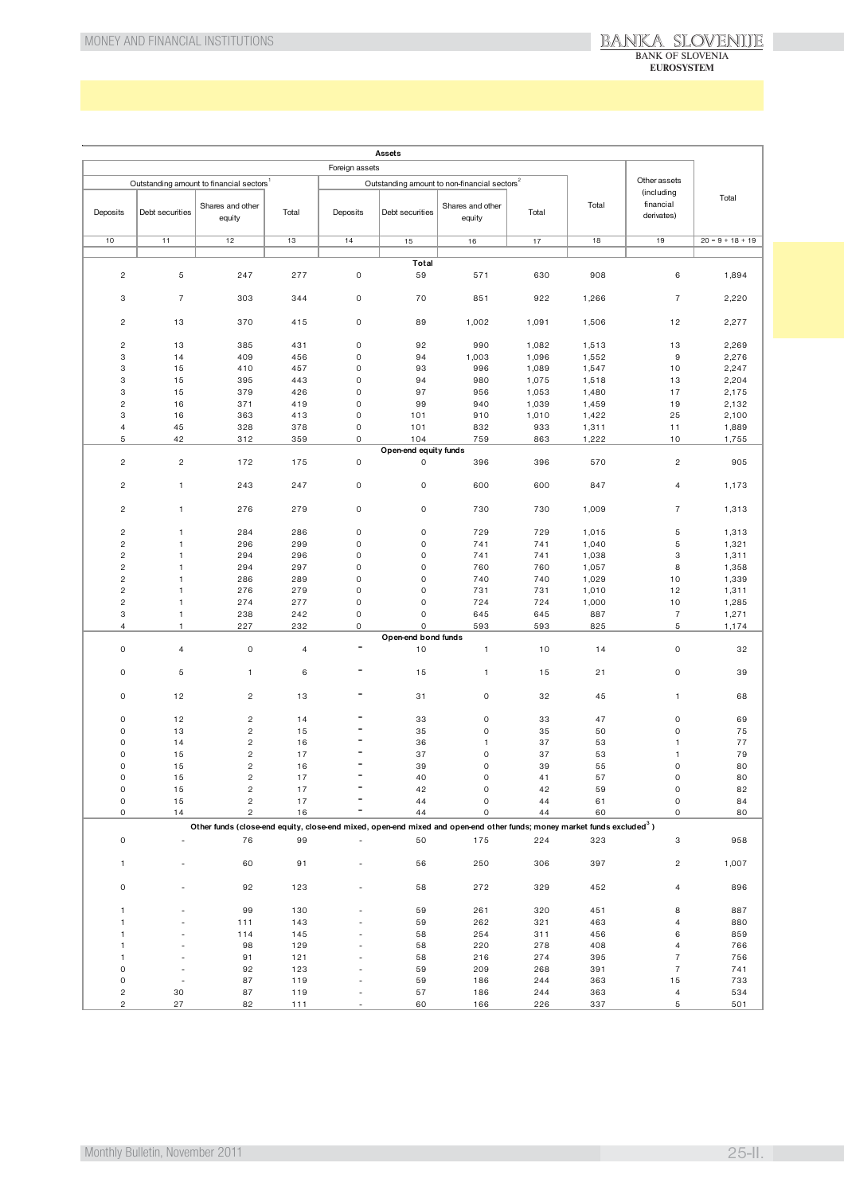| Assets | | | | | | | | | | | |
|---|---|---|---|---|---|---|---|---|---|---|---|
| Foreign assets | | | | | | | | | | | |
| Outstanding amount to financial sectors [1] | | | | Outstanding amount to non-financial sectors [2] | | | | Total | Other assets (including financial derivates) | Total |
| Deposits | Debt securities | Shares and other equity | Total | Deposits | Debt securities | Shares and other equity | Total | | | |
| 10 | 11 | 12 | 13 | 14 | 15 | 16 | 17 | 18 | 19 | 20 = 9 + 18 + 19 |
| **Total** | | | | | | | | | | |
| 2 | 5 | 247 | 277 | 0 | 59 | 571 | 630 | 908 | 6 | 1,894 |
| 3 | 7 | 303 | 344 | 0 | 70 | 851 | 922 | 1,266 | 7 | 2,220 |
| 2 | 13 | 370 | 415 | 0 | 89 | 1,002 | 1,091 | 1,506 | 12 | 2,277 |
| 2 | 13 | 385 | 431 | 0 | 92 | 990 | 1,082 | 1,513 | 13 | 2,269 |
| 3 | 14 | 409 | 456 | 0 | 94 | 1,003 | 1,096 | 1,552 | 9 | 2,276 |
| 3 | 15 | 410 | 457 | 0 | 93 | 996 | 1,089 | 1,547 | 10 | 2,247 |
| 3 | 15 | 395 | 443 | 0 | 94 | 980 | 1,075 | 1,518 | 13 | 2,204 |
| 3 | 15 | 379 | 426 | 0 | 97 | 956 | 1,053 | 1,480 | 17 | 2,175 |
| 2 | 16 | 371 | 419 | 0 | 99 | 940 | 1,039 | 1,459 | 19 | 2,132 |
| 3 | 16 | 363 | 413 | 0 | 101 | 910 | 1,010 | 1,422 | 25 | 2,100 |
| 4 | 45 | 328 | 378 | 0 | 101 | 832 | 933 | 1,311 | 11 | 1,889 |
| 5 | 42 | 312 | 359 | 0 | 104 | 759 | 863 | 1,222 | 10 | 1,755 |
| **Open-end equity funds** | | | | | | | | | | |
| 2 | 2 | 172 | 175 | 0 | 0 | 396 | 396 | 570 | 2 | 905 |
| 2 | 1 | 243 | 247 | 0 | 0 | 600 | 600 | 847 | 4 | 1,173 |
| 2 | 1 | 276 | 279 | 0 | 0 | 730 | 730 | 1,009 | 7 | 1,313 |
| 2 | 1 | 284 | 286 | 0 | 0 | 729 | 729 | 1,015 | 5 | 1,313 |
| 2 | 1 | 296 | 299 | 0 | 0 | 741 | 741 | 1,040 | 5 | 1,321 |
| 2 | 1 | 294 | 296 | 0 | 0 | 741 | 741 | 1,038 | 3 | 1,311 |
| 2 | 1 | 294 | 297 | 0 | 0 | 760 | 760 | 1,057 | 8 | 1,358 |
| 2 | 1 | 286 | 289 | 0 | 0 | 740 | 740 | 1,029 | 10 | 1,339 |
| 2 | 1 | 276 | 279 | 0 | 0 | 731 | 731 | 1,010 | 12 | 1,311 |
| 2 | 1 | 274 | 277 | 0 | 0 | 724 | 724 | 1,000 | 10 | 1,285 |
| 3 | 1 | 238 | 242 | 0 | 0 | 645 | 645 | 887 | 7 | 1,271 |
| 4 | 1 | 227 | 232 | 0 | 0 | 593 | 593 | 825 | 5 | 1,174 |
| **Open-end bond funds** | | | | | | | | | | |
| 0 | 4 | 0 | 4 | - | 10 | 1 | 10 | 14 | 0 | 32 |
| 0 | 5 | 1 | 6 | - | 15 | 1 | 15 | 21 | 0 | 39 |
| 0 | 12 | 2 | 13 | - | 31 | 0 | 32 | 45 | 1 | 68 |
| 0 | 12 | 2 | 14 | - | 33 | 0 | 33 | 47 | 0 | 69 |
| 0 | 13 | 2 | 15 | - | 35 | 0 | 35 | 50 | 0 | 75 |
| 0 | 14 | 2 | 16 | - | 36 | 1 | 37 | 53 | 1 | 77 |
| 0 | 15 | 2 | 17 | - | 37 | 0 | 37 | 53 | 1 | 79 |
| 0 | 15 | 2 | 16 | - | 39 | 0 | 39 | 55 | 0 | 80 |
| 0 | 15 | 2 | 17 | - | 40 | 0 | 41 | 57 | 0 | 80 |
| 0 | 15 | 2 | 17 | - | 42 | 0 | 42 | 59 | 0 | 82 |
| 0 | 15 | 2 | 17 | - | 44 | 0 | 44 | 61 | 0 | 84 |
| 0 | 14 | 2 | 16 | - | 44 | 0 | 44 | 60 | 0 | 80 |
| **Other funds (close-end equity, close-end mixed, open-end mixed and open-end other funds; money market funds excluded [3])** | | | | | | | | | | |
| 0 | - | 76 | 99 | - | 50 | 175 | 224 | 323 | 3 | 958 |
| 1 | - | 60 | 91 | - | 56 | 250 | 306 | 397 | 2 | 1,007 |
| 0 | - | 92 | 123 | - | 58 | 272 | 329 | 452 | 4 | 896 |
| 1 | - | 99 | 130 | - | 59 | 261 | 320 | 451 | 8 | 887 |
| 1 | - | 111 | 143 | - | 59 | 262 | 321 | 463 | 4 | 880 |
| 1 | - | 114 | 145 | - | 58 | 254 | 311 | 456 | 6 | 859 |
| 1 | - | 98 | 129 | - | 58 | 220 | 278 | 408 | 4 | 766 |
| 1 | - | 91 | 121 | - | 58 | 216 | 274 | 395 | 7 | 756 |
| 0 | - | 92 | 123 | - | 59 | 209 | 268 | 391 | 7 | 741 |
| 0 | - | 87 | 119 | - | 59 | 186 | 244 | 363 | 15 | 733 |
| 2 | 30 | 87 | 119 | - | 57 | 186 | 244 | 363 | 4 | 534 |
| 2 | 27 | 82 | 111 | - | 60 | 166 | 226 | 337 | 5 | 501 |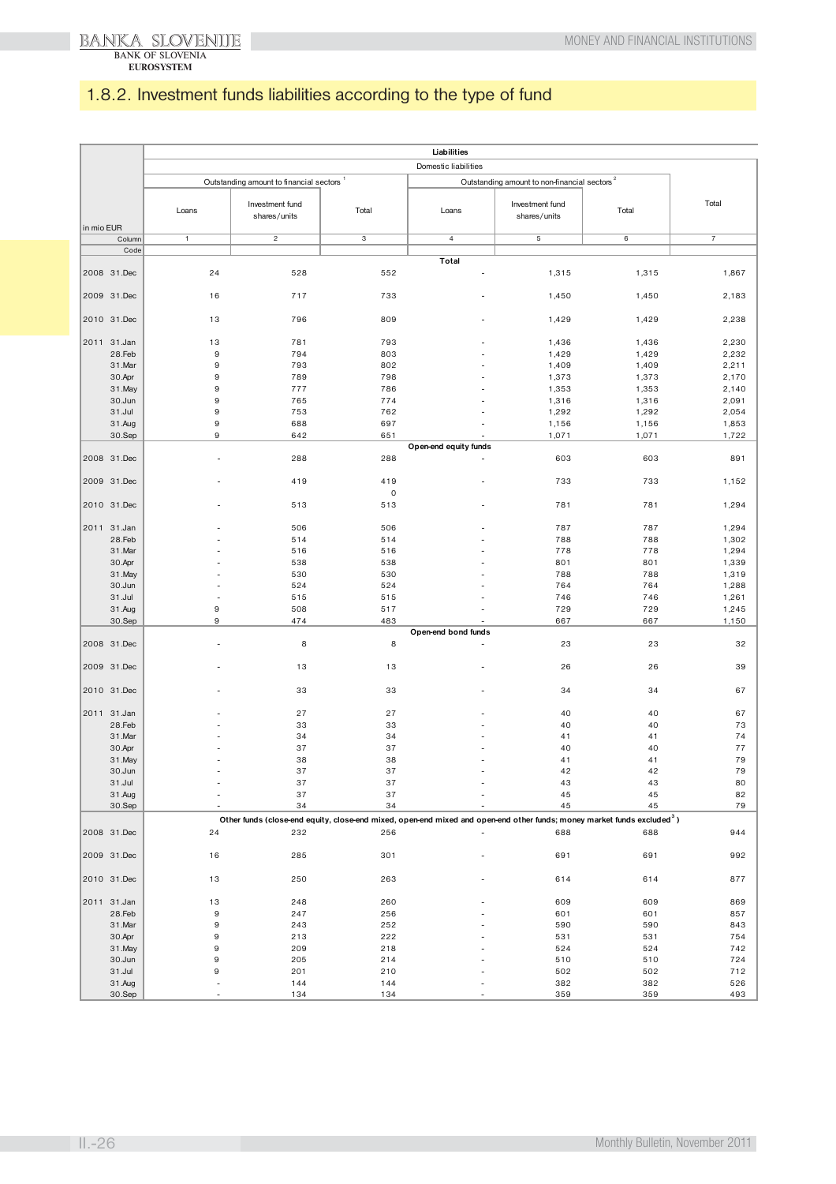## 1.8.2. Investment funds liabilities according to the type of fund

| in mio EUR | Liabilities | | | | | | |
|---|---|---|---|---|---|---|---|
| | Domestic liabilities | | | | | | |
| | Outstanding amount to financial sectors [1] | | | Outstanding amount to non-financial sectors [2] | | | Total |
| | Loans | Investment fund shares/units | Total | Loans | Investment fund shares/units | Total | |
| Column | 1 | 2 | 3 | 4 | 5 | 6 | 7 |
| Code | | | | | | | |
| | | | | **Total** | | | |
| 2008 31.Dec | 24 | 528 | 552 | - | 1,315 | 1,315 | 1,867 |
| 2009 31.Dec | 16 | 717 | 733 | - | 1,450 | 1,450 | 2,183 |
| 2010 31.Dec | 13 | 796 | 809 | - | 1,429 | 1,429 | 2,238 |
| 2011 31.Jan | 13 | 781 | 793 | - | 1,436 | 1,436 | 2,230 |
| 28.Feb | 9 | 794 | 803 | - | 1,429 | 1,429 | 2,232 |
| 31.Mar | 9 | 793 | 802 | - | 1,409 | 1,409 | 2,211 |
| 30.Apr | 9 | 789 | 798 | - | 1,373 | 1,373 | 2,170 |
| 31.May | 9 | 777 | 786 | - | 1,353 | 1,353 | 2,140 |
| 30.Jun | 9 | 765 | 774 | - | 1,316 | 1,316 | 2,091 |
| 31.Jul | 9 | 753 | 762 | - | 1,292 | 1,292 | 2,054 |
| 31.Aug | 9 | 688 | 697 | - | 1,156 | 1,156 | 1,853 |
| 30.Sep | 9 | 642 | 651 | - | 1,071 | 1,071 | 1,722 |
| | | | | **Open-end equity funds** | | | |
| 2008 31.Dec | - | 288 | 288 | - | 603 | 603 | 891 |
| 2009 31.Dec | - | 419 | 419 | - | 733 | 733 | 1,152 |
| | | | 0 | | | | |
| 2010 31.Dec | - | 513 | 513 | - | 781 | 781 | 1,294 |
| 2011 31.Jan | - | 506 | 506 | - | 787 | 787 | 1,294 |
| 28.Feb | - | 514 | 514 | - | 788 | 788 | 1,302 |
| 31.Mar | - | 516 | 516 | - | 778 | 778 | 1,294 |
| 30.Apr | - | 538 | 538 | - | 801 | 801 | 1,339 |
| 31.May | - | 530 | 530 | - | 788 | 788 | 1,319 |
| 30.Jun | - | 524 | 524 | - | 764 | 764 | 1,288 |
| 31.Jul | - | 515 | 515 | - | 746 | 746 | 1,261 |
| 31.Aug | 9 | 508 | 517 | - | 729 | 729 | 1,245 |
| 30.Sep | 9 | 474 | 483 | - | 667 | 667 | 1,150 |
| | | | | **Open-end bond funds** | | | |
| 2008 31.Dec | - | 8 | 8 | - | 23 | 23 | 32 |
| 2009 31.Dec | - | 13 | 13 | - | 26 | 26 | 39 |
| 2010 31.Dec | - | 33 | 33 | - | 34 | 34 | 67 |
| 2011 31.Jan | - | 27 | 27 | - | 40 | 40 | 67 |
| 28.Feb | - | 33 | 33 | - | 40 | 40 | 73 |
| 31.Mar | - | 34 | 34 | - | 41 | 41 | 74 |
| 30.Apr | - | 37 | 37 | - | 40 | 40 | 77 |
| 31.May | - | 38 | 38 | - | 41 | 41 | 79 |
| 30.Jun | - | 37 | 37 | - | 42 | 42 | 79 |
| 31.Jul | - | 37 | 37 | - | 43 | 43 | 80 |
| 31.Aug | - | 37 | 37 | - | 45 | 45 | 82 |
| 30.Sep | - | 34 | 34 | - | 45 | 45 | 79 |
| | **Other funds (close-end equity, close-end mixed, open-end mixed and open-end other funds; money market funds excluded[3])** | | | | | | |
| 2008 31.Dec | 24 | 232 | 256 | - | 688 | 688 | 944 |
| 2009 31.Dec | 16 | 285 | 301 | - | 691 | 691 | 992 |
| 2010 31.Dec | 13 | 250 | 263 | - | 614 | 614 | 877 |
| 2011 31.Jan | 13 | 248 | 260 | - | 609 | 609 | 869 |
| 28.Feb | 9 | 247 | 256 | - | 601 | 601 | 857 |
| 31.Mar | 9 | 243 | 252 | - | 590 | 590 | 843 |
| 30.Apr | 9 | 213 | 222 | - | 531 | 531 | 754 |
| 31.May | 9 | 209 | 218 | - | 524 | 524 | 742 |
| 30.Jun | 9 | 205 | 214 | - | 510 | 510 | 724 |
| 31.Jul | 9 | 201 | 210 | - | 502 | 502 | 712 |
| 31.Aug | - | 144 | 144 | - | 382 | 382 | 526 |
| 30.Sep | - | 134 | 134 | - | 359 | 359 | 493 |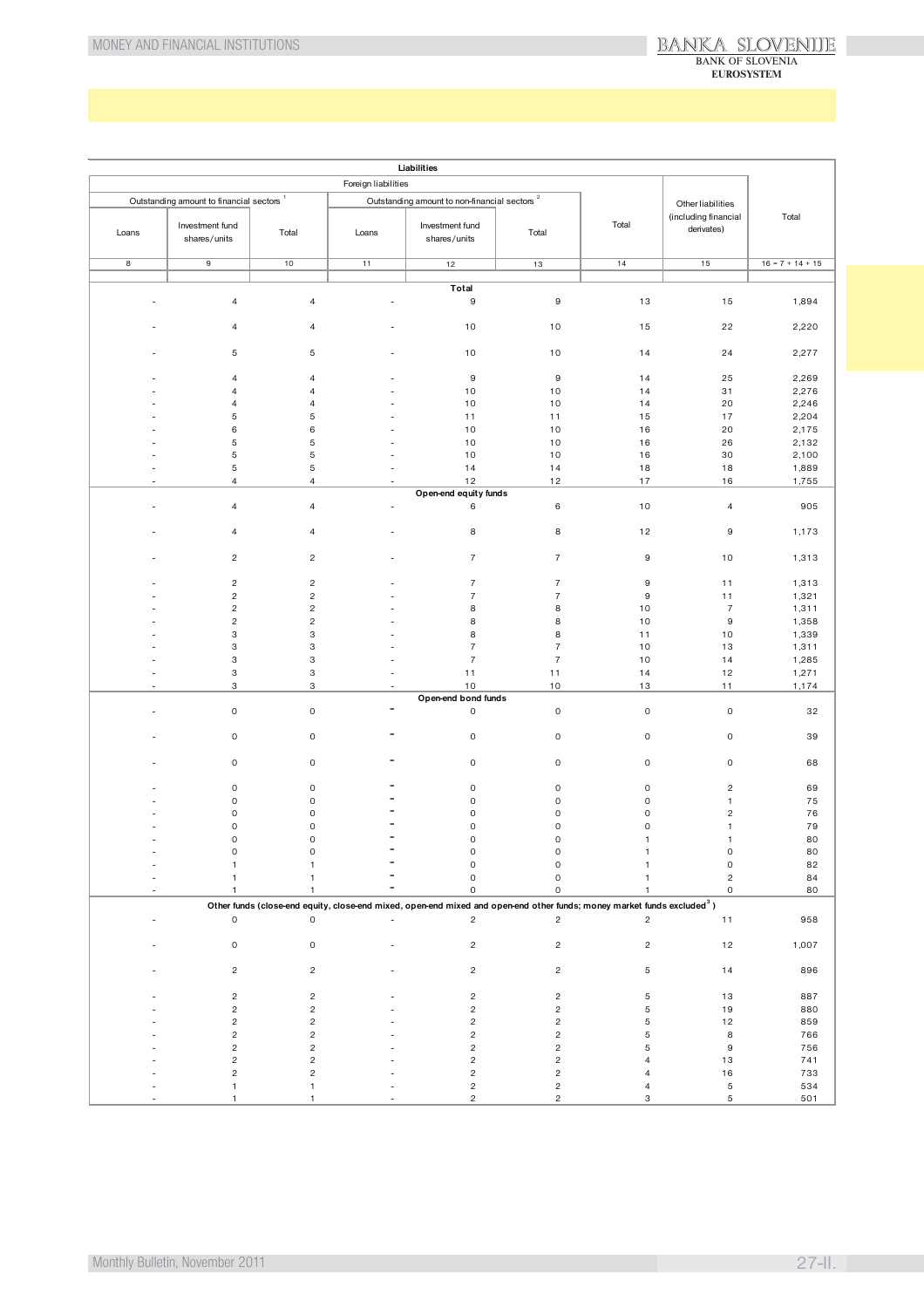| Liabilities | | | | | | | | |
|---|---|---|---|---|---|---|---|---|
| Foreign liabilities | | | | | | | Other liabilities (including financial derivates) | Total |
| Outstanding amount to financial sectors [1] | | | Outstanding amount to non-financial sectors [2] | | | Total | | |
| Loans | Investment fund shares/units | Total | Loans | Investment fund shares/units | Total | | | |
| 8 | 9 | 10 | 11 | 12 | 13 | 14 | 15 | 16 = 7 + 14 + 15 |
| **Total** | | | | | | | | |
| - | 4 | 4 | - | 9 | 9 | 13 | 15 | 1,894 |
| - | 4 | 4 | - | 10 | 10 | 15 | 22 | 2,220 |
| - | 5 | 5 | - | 10 | 10 | 14 | 24 | 2,277 |
| - | 4 | 4 | - | 9 | 9 | 14 | 25 | 2,269 |
| - | 4 | 4 | - | 10 | 10 | 14 | 31 | 2,276 |
| - | 4 | 4 | - | 10 | 10 | 14 | 20 | 2,246 |
| - | 5 | 5 | - | 11 | 11 | 15 | 17 | 2,204 |
| - | 6 | 6 | - | 10 | 10 | 16 | 20 | 2,175 |
| - | 5 | 5 | - | 10 | 10 | 16 | 26 | 2,132 |
| - | 5 | 5 | - | 10 | 10 | 16 | 30 | 2,100 |
| - | 5 | 5 | - | 14 | 14 | 18 | 18 | 1,889 |
| - | 4 | 4 | - | 12 | 12 | 17 | 16 | 1,755 |
| **Open-end equity funds** | | | | | | | | |
| - | 4 | 4 | - | 6 | 6 | 10 | 4 | 905 |
| - | 4 | 4 | - | 8 | 8 | 12 | 9 | 1,173 |
| - | 2 | 2 | - | 7 | 7 | 9 | 10 | 1,313 |
| - | 2 | 2 | - | 7 | 7 | 9 | 11 | 1,313 |
| - | 2 | 2 | - | 7 | 7 | 9 | 11 | 1,321 |
| - | 2 | 2 | - | 8 | 8 | 10 | 7 | 1,311 |
| - | 2 | 2 | - | 8 | 8 | 10 | 9 | 1,358 |
| - | 3 | 3 | - | 8 | 8 | 11 | 10 | 1,339 |
| - | 3 | 3 | - | 7 | 7 | 10 | 13 | 1,311 |
| - | 3 | 3 | - | 7 | 7 | 10 | 14 | 1,285 |
| - | 3 | 3 | - | 11 | 11 | 14 | 12 | 1,271 |
| - | 3 | 3 | - | 10 | 10 | 13 | 11 | 1,174 |
| **Open-end bond funds** | | | | | | | | |
| - | 0 | 0 | - | 0 | 0 | 0 | 0 | 32 |
| - | 0 | 0 | - | 0 | 0 | 0 | 0 | 39 |
| - | 0 | 0 | - | 0 | 0 | 0 | 0 | 68 |
| - | 0 | 0 | - | 0 | 0 | 0 | 2 | 69 |
| - | 0 | 0 | - | 0 | 0 | 0 | 1 | 75 |
| - | 0 | 0 | - | 0 | 0 | 0 | 2 | 76 |
| - | 0 | 0 | - | 0 | 0 | 0 | 1 | 79 |
| - | 0 | 0 | - | 0 | 0 | 1 | 1 | 80 |
| - | 0 | 0 | - | 0 | 0 | 1 | 0 | 80 |
| - | 1 | 1 | - | 0 | 0 | 1 | 0 | 82 |
| - | 1 | 1 | - | 0 | 0 | 1 | 2 | 84 |
| - | 1 | 1 | - | 0 | 0 | 1 | 0 | 80 |
| **Other funds (close-end equity, close-end mixed, open-end mixed and open-end other funds; money market funds excluded [3])** | | | | | | | | |
| - | 0 | 0 | - | 2 | 2 | 2 | 11 | 958 |
| - | 0 | 0 | - | 2 | 2 | 2 | 12 | 1,007 |
| - | 2 | 2 | - | 2 | 2 | 5 | 14 | 896 |
| - | 2 | 2 | - | 2 | 2 | 5 | 13 | 887 |
| - | 2 | 2 | - | 2 | 2 | 5 | 19 | 880 |
| - | 2 | 2 | - | 2 | 2 | 5 | 12 | 859 |
| - | 2 | 2 | - | 2 | 2 | 5 | 8 | 766 |
| - | 2 | 2 | - | 2 | 2 | 5 | 9 | 756 |
| - | 2 | 2 | - | 2 | 2 | 4 | 13 | 741 |
| - | 2 | 2 | - | 2 | 2 | 4 | 16 | 733 |
| - | 1 | 1 | - | 2 | 2 | 4 | 5 | 534 |
| - | 1 | 1 | - | 2 | 2 | 3 | 5 | 501 |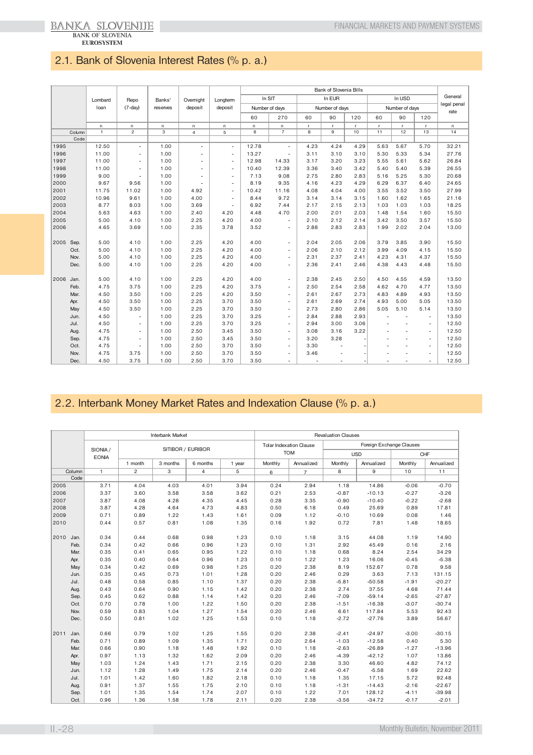## 2.1. Bank of Slovenia Interest Rates (% p. a.)

| | Lombard loan | Repo (7-day) | Banks' reserves | Overnight deposit | Longterm deposit | Bank of Slovenia Bills: In SIT, Number of days 60 | In SIT, 270 | In EUR, Number of days 60 | In EUR, 90 | In EUR, 120 | In USD, Number of days 60 | In USD, 90 | In USD, 120 | General legal penal rate |
|---|---|---|---|---|---|---|---|---|---|---|---|---|---|---|
| | n | n | n | n | n | n | n | r | r | r | r | r | r | n |
| Column | 1 | 2 | 3 | 4 | 5 | 6 | 7 | 8 | 9 | 10 | 11 | 12 | 13 | 14 |
| Code | | | | | | | | | | | | | | |
| 1995 | 12.50 | - | 1.00 | - | - | 12.78 | - | 4.23 | 4.24 | 4.29 | 5.63 | 5.67 | 5.70 | 32.21 |
| 1996 | 11.00 | - | 1.00 | - | - | 13.27 | - | 3.11 | 3.10 | 3.10 | 5.30 | 5.33 | 5.34 | 27.76 |
| 1997 | 11.00 | - | 1.00 | - | - | 12.98 | 14.33 | 3.17 | 3.20 | 3.23 | 5.55 | 5.61 | 5.62 | 26.84 |
| 1998 | 11.00 | - | 1.00 | - | - | 10.40 | 12.39 | 3.36 | 3.40 | 3.42 | 5.40 | 5.40 | 5.39 | 26.55 |
| 1999 | 9.00 | - | 1.00 | - | - | 7.13 | 9.08 | 2.75 | 2.80 | 2.83 | 5.16 | 5.25 | 5.30 | 20.68 |
| 2000 | 9.67 | 9.56 | 1.00 | - | - | 8.19 | 9.35 | 4.16 | 4.23 | 4.29 | 6.29 | 6.37 | 6.40 | 24.65 |
| 2001 | 11.75 | 11.02 | 1.00 | 4.92 | - | 10.42 | 11.16 | 4.08 | 4.04 | 4.00 | 3.55 | 3.52 | 3.50 | 27.99 |
| 2002 | 10.96 | 9.61 | 1.00 | 4.00 | - | 8.44 | 9.72 | 3.14 | 3.14 | 3.15 | 1.60 | 1.62 | 1.65 | 21.16 |
| 2003 | 8.77 | 8.03 | 1.00 | 3.69 | - | 6.92 | 7.44 | 2.17 | 2.15 | 2.13 | 1.03 | 1.03 | 1.03 | 18.25 |
| 2004 | 5.63 | 4.63 | 1.00 | 2.40 | 4.20 | 4.48 | 4.70 | 2.00 | 2.01 | 2.03 | 1.48 | 1.54 | 1.60 | 15.50 |
| 2005 | 5.00 | 4.10 | 1.00 | 2.25 | 4.20 | 4.00 | - | 2.10 | 2.12 | 2.14 | 3.42 | 3.50 | 3.57 | 15.50 |
| 2006 | 4.65 | 3.69 | 1.00 | 2.35 | 3.78 | 3.52 | - | 2.88 | 2.83 | 2.83 | 1.99 | 2.02 | 2.04 | 13.00 |
| 2005 Sep. | 5.00 | 4.10 | 1.00 | 2.25 | 4.20 | 4.00 | - | 2.04 | 2.05 | 2.06 | 3.79 | 3.85 | 3.90 | 15.50 |
| Oct. | 5.00 | 4.10 | 1.00 | 2.25 | 4.20 | 4.00 | - | 2.06 | 2.10 | 2.12 | 3.99 | 4.09 | 4.15 | 15.50 |
| Nov. | 5.00 | 4.10 | 1.00 | 2.25 | 4.20 | 4.00 | - | 2.31 | 2.37 | 2.41 | 4.23 | 4.31 | 4.37 | 15.50 |
| Dec. | 5.00 | 4.10 | 1.00 | 2.25 | 4.20 | 4.00 | - | 2.36 | 2.41 | 2.46 | 4.38 | 4.43 | 4.48 | 15.50 |
| 2006 Jan. | 5.00 | 4.10 | 1.00 | 2.25 | 4.20 | 4.00 | - | 2.38 | 2.45 | 2.50 | 4.50 | 4.55 | 4.59 | 13.50 |
| Feb. | 4.75 | 3.75 | 1.00 | 2.25 | 4.20 | 3.75 | - | 2.50 | 2.54 | 2.58 | 4.62 | 4.70 | 4.77 | 13.50 |
| Mar. | 4.50 | 3.50 | 1.00 | 2.25 | 4.20 | 3.50 | - | 2.61 | 2.67 | 2.73 | 4.83 | 4.89 | 4.93 | 13.50 |
| Apr. | 4.50 | 3.50 | 1.00 | 2.25 | 3.70 | 3.50 | - | 2.61 | 2.69 | 2.74 | 4.93 | 5.00 | 5.05 | 13.50 |
| May | 4.50 | 3.50 | 1.00 | 2.25 | 3.70 | 3.50 | - | 2.73 | 2.80 | 2.86 | 5.05 | 5.10 | 5.14 | 13.50 |
| Jun. | 4.50 | - | 1.00 | 2.25 | 3.70 | 3.25 | - | 2.84 | 2.88 | 2.93 | - | - | - | 13.50 |
| Jul. | 4.50 | - | 1.00 | 2.25 | 3.70 | 3.25 | - | 2.94 | 3.00 | 3.06 | - | - | - | 12.50 |
| Aug. | 4.75 | - | 1.00 | 2.50 | 3.45 | 3.50 | - | 3.08 | 3.16 | 3.22 | - | - | - | 12.50 |
| Sep. | 4.75 | - | 1.00 | 2.50 | 3.45 | 3.50 | - | 3.20 | 3.28 | - | - | - | - | 12.50 |
| Oct. | 4.75 | - | 1.00 | 2.50 | 3.70 | 3.50 | - | 3.30 | - | - | - | - | - | 12.50 |
| Nov. | 4.75 | 3.75 | 1.00 | 2.50 | 3.70 | 3.50 | - | 3.46 | - | - | - | - | - | 12.50 |
| Dec. | 4.50 | 3.75 | 1.00 | 2.50 | 3.70 | 3.50 | - | - | - | - | - | - | - | 12.50 |

## 2.2. Interbank Money Market Rates and Indexation Clause (% p. a.)

| | Interbank Market: SIONIA / EONIA | SITIBOR / EURIBOR: 1 month | 3 months | 6 months | 1 year | Revaluation Clauses: Tolar Indexation Clause TOM: Monthly | Annualized | Foreign Exchange Clauses: USD Monthly | USD Annualized | CHF Monthly | CHF Annualized |
|---|---|---|---|---|---|---|---|---|---|---|---|
| Column | 1 | 2 | 3 | 4 | 5 | 6 | 7 | 8 | 9 | 10 | 11 |
| Code | | | | | | | | | | | |
| 2005 | 3.71 | 4.04 | 4.03 | 4.01 | 3.94 | 0.24 | 2.94 | 1.18 | 14.86 | -0.06 | -0.70 |
| 2006 | 3.37 | 3.60 | 3.58 | 3.58 | 3.62 | 0.21 | 2.53 | -0.87 | -10.13 | -0.27 | -3.26 |
| 2007 | 3.87 | 4.08 | 4.28 | 4.35 | 4.45 | 0.28 | 3.35 | -0.90 | -10.40 | -0.22 | -2.68 |
| 2008 | 3.87 | 4.28 | 4.64 | 4.73 | 4.83 | 0.50 | 6.18 | 0.49 | 25.69 | 0.89 | 17.81 |
| 2009 | 0.71 | 0.89 | 1.22 | 1.43 | 1.61 | 0.09 | 1.12 | -0.10 | 10.69 | 0.08 | 1.46 |
| 2010 | 0.44 | 0.57 | 0.81 | 1.08 | 1.35 | 0.16 | 1.92 | 0.72 | 7.81 | 1.48 | 18.65 |
| 2010 Jan. | 0.34 | 0.44 | 0.68 | 0.98 | 1.23 | 0.10 | 1.18 | 3.15 | 44.08 | 1.19 | 14.90 |
| Feb. | 0.34 | 0.42 | 0.66 | 0.96 | 1.23 | 0.10 | 1.31 | 2.92 | 45.49 | 0.16 | 2.16 |
| Mar. | 0.35 | 0.41 | 0.65 | 0.95 | 1.22 | 0.10 | 1.18 | 0.68 | 8.24 | 2.54 | 34.29 |
| Apr. | 0.35 | 0.40 | 0.64 | 0.96 | 1.23 | 0.10 | 1.22 | 1.23 | 16.06 | -0.45 | -5.38 |
| May | 0.34 | 0.42 | 0.69 | 0.98 | 1.25 | 0.20 | 2.38 | 8.19 | 152.67 | 0.78 | 9.58 |
| Jun. | 0.35 | 0.45 | 0.73 | 1.01 | 1.28 | 0.20 | 2.46 | 0.29 | 3.63 | 7.13 | 131.15 |
| Jul. | 0.48 | 0.58 | 0.85 | 1.10 | 1.37 | 0.20 | 2.38 | -5.81 | -50.58 | -1.91 | -20.27 |
| Aug. | 0.43 | 0.64 | 0.90 | 1.15 | 1.42 | 0.20 | 2.38 | 2.74 | 37.55 | 4.68 | 71.44 |
| Sep. | 0.45 | 0.62 | 0.88 | 1.14 | 1.42 | 0.20 | 2.46 | -7.09 | -59.14 | -2.65 | -27.87 |
| Oct. | 0.70 | 0.78 | 1.00 | 1.22 | 1.50 | 0.20 | 2.38 | -1.51 | -16.38 | -3.07 | -30.74 |
| Nov. | 0.59 | 0.83 | 1.04 | 1.27 | 1.54 | 0.20 | 2.46 | 6.61 | 117.84 | 5.53 | 92.43 |
| Dec. | 0.50 | 0.81 | 1.02 | 1.25 | 1.53 | 0.10 | 1.18 | -2.72 | -27.76 | 3.89 | 56.67 |
| 2011 Jan. | 0.66 | 0.79 | 1.02 | 1.25 | 1.55 | 0.20 | 2.38 | -2.41 | -24.97 | -3.00 | -30.15 |
| Feb. | 0.71 | 0.89 | 1.09 | 1.35 | 1.71 | 0.20 | 2.64 | -1.03 | -12.58 | 0.40 | 5.30 |
| Mar. | 0.66 | 0.90 | 1.18 | 1.48 | 1.92 | 0.10 | 1.18 | -2.63 | -26.89 | -1.27 | -13.96 |
| Apr. | 0.97 | 1.13 | 1.32 | 1.62 | 2.09 | 0.20 | 2.46 | -4.39 | -42.12 | 1.07 | 13.86 |
| May | 1.03 | 1.24 | 1.43 | 1.71 | 2.15 | 0.20 | 2.38 | 3.30 | 46.60 | 4.82 | 74.12 |
| Jun. | 1.12 | 1.28 | 1.49 | 1.75 | 2.14 | 0.20 | 2.46 | -0.47 | -5.58 | 1.69 | 22.62 |
| Jul. | 1.01 | 1.42 | 1.60 | 1.82 | 2.18 | 0.10 | 1.18 | 1.35 | 17.15 | 5.72 | 92.48 |
| Aug. | 0.91 | 1.37 | 1.55 | 1.75 | 2.10 | 0.10 | 1.18 | -1.31 | -14.43 | -2.16 | -22.67 |
| Sep. | 1.01 | 1.35 | 1.54 | 1.74 | 2.07 | 0.10 | 1.22 | 7.01 | 128.12 | -4.11 | -39.98 |
| Oct. | 0.96 | 1.36 | 1.58 | 1.78 | 2.11 | 0.20 | 2.38 | -3.56 | -34.72 | -0.17 | -2.01 |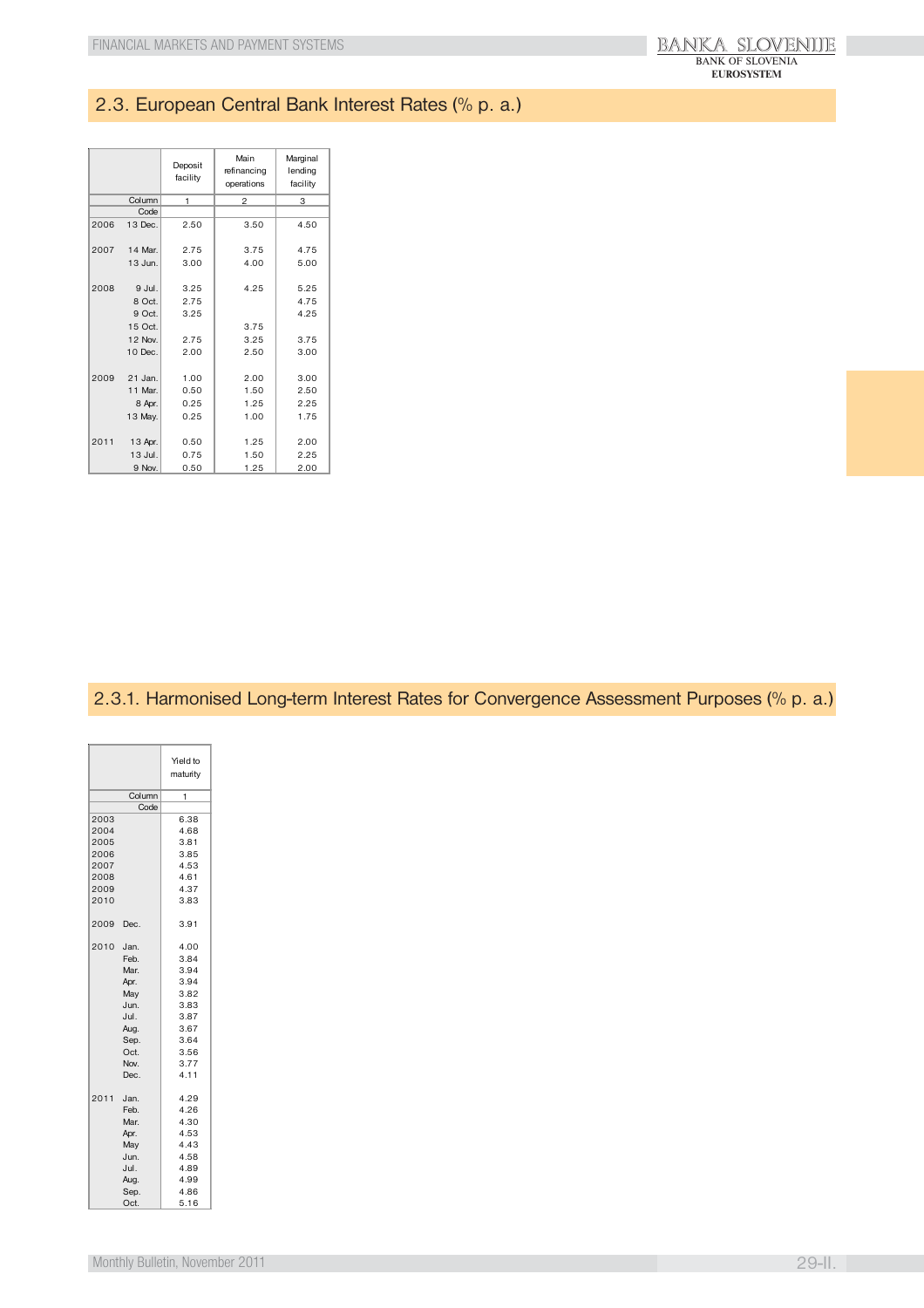## 2.3. European Central Bank Interest Rates (% p. a.)

| | | Deposit facility | Main refinancing operations | Marginal lending facility |
|---|---|---|---|---|
| | Column | 1 | 2 | 3 |
| | Code | | | |
| 2006 | 13 Dec. | 2.50 | 3.50 | 4.50 |
| 2007 | 14 Mar. | 2.75 | 3.75 | 4.75 |
| | 13 Jun. | 3.00 | 4.00 | 5.00 |
| 2008 | 9 Jul. | 3.25 | 4.25 | 5.25 |
| | 8 Oct. | 2.75 | | 4.75 |
| | 9 Oct. | 3.25 | | 4.25 |
| | 15 Oct. | | 3.75 | |
| | 12 Nov. | 2.75 | 3.25 | 3.75 |
| | 10 Dec. | 2.00 | 2.50 | 3.00 |
| 2009 | 21 Jan. | 1.00 | 2.00 | 3.00 |
| | 11 Mar. | 0.50 | 1.50 | 2.50 |
| | 8 Apr. | 0.25 | 1.25 | 2.25 |
| | 13 May. | 0.25 | 1.00 | 1.75 |
| 2011 | 13 Apr. | 0.50 | 1.25 | 2.00 |
| | 13 Jul. | 0.75 | 1.50 | 2.25 |
| | 9 Nov. | 0.50 | 1.25 | 2.00 |

## 2.3.1. Harmonised Long-term Interest Rates for Convergence Assessment Purposes (% p. a.)

| | | Yield to maturity |
|---|---|---|
| | Column | 1 |
| | Code | |
| 2003 | | 6.38 |
| 2004 | | 4.68 |
| 2005 | | 3.81 |
| 2006 | | 3.85 |
| 2007 | | 4.53 |
| 2008 | | 4.61 |
| 2009 | | 4.37 |
| 2010 | | 3.83 |
| 2009 | Dec. | 3.91 |
| 2010 | Jan. | 4.00 |
| | Feb. | 3.84 |
| | Mar. | 3.94 |
| | Apr. | 3.94 |
| | May | 3.82 |
| | Jun. | 3.83 |
| | Jul. | 3.87 |
| | Aug. | 3.67 |
| | Sep. | 3.64 |
| | Oct. | 3.56 |
| | Nov. | 3.77 |
| | Dec. | 4.11 |
| 2011 | Jan. | 4.29 |
| | Feb. | 4.26 |
| | Mar. | 4.30 |
| | Apr. | 4.53 |
| | May | 4.43 |
| | Jun. | 4.58 |
| | Jul. | 4.89 |
| | Aug. | 4.99 |
| | Sep. | 4.86 |
| | Oct. | 5.16 |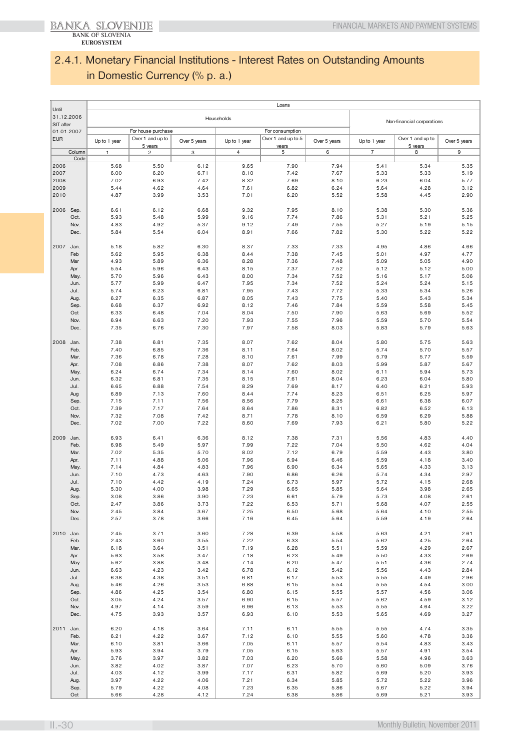## 2.4.1. Monetary Financial Institutions - Interest Rates on Outstanding Amounts in Domestic Currency (% p. a.)

| Until 31.12.2006 SIT after 01.01.2007 EUR | | Loans | | | | | | | | |
|---|---|---|---|---|---|---|---|---|---|---|
| | | Households | | | | | | Non-financial corporations | | |
| | | For house purchase | | | For consumption | | | | | |
| | | Up to 1 year | Over 1 and up to 5 years | Over 5 years | Up to 1 year | Over 1 and up to 5 years | Over 5 years | Up to 1 year | Over 1 and up to 5 years | Over 5 years |
| | Column | 1 | 2 | 3 | 4 | 5 | 6 | 7 | 8 | 9 |
| | Code | | | | | | | | | |
| 2006 | | 5.68 | 5.50 | 6.12 | 9.65 | 7.90 | 7.94 | 5.41 | 5.34 | 5.35 |
| 2007 | | 6.00 | 6.20 | 6.71 | 8.10 | 7.42 | 7.67 | 5.33 | 5.33 | 5.19 |
| 2008 | | 7.02 | 6.93 | 7.42 | 8.32 | 7.69 | 8.10 | 6.23 | 6.04 | 5.77 |
| 2009 | | 5.44 | 4.62 | 4.64 | 7.61 | 6.82 | 6.24 | 5.64 | 4.28 | 3.12 |
| 2010 | | 4.87 | 3.99 | 3.53 | 7.01 | 6.20 | 5.52 | 5.58 | 4.45 | 2.90 |
| 2006 | Sep. | 6.61 | 6.12 | 6.68 | 9.32 | 7.95 | 8.10 | 5.38 | 5.30 | 5.36 |
| | Oct. | 5.93 | 5.48 | 5.99 | 9.16 | 7.74 | 7.86 | 5.31 | 5.21 | 5.25 |
| | Nov. | 4.83 | 4.92 | 5.37 | 9.12 | 7.49 | 7.55 | 5.27 | 5.19 | 5.15 |
| | Dec. | 5.84 | 5.54 | 6.04 | 8.91 | 7.66 | 7.82 | 5.30 | 5.22 | 5.22 |
| 2007 | Jan. | 5.18 | 5.82 | 6.30 | 8.37 | 7.33 | 7.33 | 4.95 | 4.86 | 4.66 |
| | Feb | 5.62 | 5.95 | 6.38 | 8.44 | 7.38 | 7.45 | 5.01 | 4.97 | 4.77 |
| | Mar | 4.93 | 5.89 | 6.36 | 8.28 | 7.36 | 7.48 | 5.09 | 5.05 | 4.90 |
| | Apr | 5.54 | 5.96 | 6.43 | 8.15 | 7.37 | 7.52 | 5.12 | 5.12 | 5.00 |
| | May. | 5.70 | 5.96 | 6.43 | 8.00 | 7.34 | 7.52 | 5.16 | 5.17 | 5.06 |
| | Jun. | 5.77 | 5.99 | 6.47 | 7.95 | 7.34 | 7.52 | 5.24 | 5.24 | 5.15 |
| | Jul. | 5.74 | 6.23 | 6.81 | 7.95 | 7.43 | 7.72 | 5.33 | 5.34 | 5.26 |
| | Aug. | 6.27 | 6.35 | 6.87 | 8.05 | 7.43 | 7.75 | 5.40 | 5.43 | 5.34 |
| | Sep. | 6.68 | 6.37 | 6.92 | 8.12 | 7.46 | 7.84 | 5.59 | 5.58 | 5.45 |
| | Oct | 6.33 | 6.48 | 7.04 | 8.04 | 7.50 | 7.90 | 5.63 | 5.69 | 5.52 |
| | Nov. | 6.94 | 6.63 | 7.20 | 7.93 | 7.55 | 7.96 | 5.59 | 5.70 | 5.54 |
| | Dec. | 7.35 | 6.76 | 7.30 | 7.97 | 7.58 | 8.03 | 5.83 | 5.79 | 5.63 |
| 2008 | Jan. | 7.38 | 6.81 | 7.35 | 8.07 | 7.62 | 8.04 | 5.80 | 5.75 | 5.63 |
| | Feb. | 7.40 | 6.85 | 7.36 | 8.11 | 7.64 | 8.02 | 5.74 | 5.70 | 5.57 |
| | Mar. | 7.36 | 6.78 | 7.28 | 8.10 | 7.61 | 7.99 | 5.79 | 5.77 | 5.59 |
| | Apr. | 7.08 | 6.86 | 7.38 | 8.07 | 7.62 | 8.03 | 5.99 | 5.87 | 5.67 |
| | May. | 6.24 | 6.74 | 7.34 | 8.14 | 7.60 | 8.02 | 6.11 | 5.94 | 5.73 |
| | Jun. | 6.32 | 6.81 | 7.35 | 8.15 | 7.61 | 8.04 | 6.23 | 6.04 | 5.80 |
| | Jul. | 6.65 | 6.88 | 7.54 | 8.29 | 7.69 | 8.17 | 6.40 | 6.21 | 5.93 |
| | Aug | 6.89 | 7.13 | 7.60 | 8.44 | 7.74 | 8.23 | 6.51 | 6.25 | 5.97 |
| | Sep. | 7.15 | 7.11 | 7.56 | 8.56 | 7.79 | 8.25 | 6.61 | 6.38 | 6.07 |
| | Oct. | 7.39 | 7.17 | 7.64 | 8.64 | 7.86 | 8.31 | 6.82 | 6.52 | 6.13 |
| | Nov. | 7.32 | 7.08 | 7.42 | 8.71 | 7.78 | 8.10 | 6.59 | 6.29 | 5.88 |
| | Dec. | 7.02 | 7.00 | 7.22 | 8.60 | 7.69 | 7.93 | 6.21 | 5.80 | 5.22 |
| 2009 | Jan. | 6.93 | 6.41 | 6.36 | 8.12 | 7.38 | 7.31 | 5.56 | 4.83 | 4.40 |
| | Feb. | 6.98 | 5.49 | 5.97 | 7.99 | 7.22 | 7.04 | 5.50 | 4.62 | 4.04 |
| | Mar. | 7.02 | 5.35 | 5.70 | 8.02 | 7.12 | 6.79 | 5.59 | 4.43 | 3.80 |
| | Apr. | 7.11 | 4.88 | 5.06 | 7.96 | 6.94 | 6.46 | 5.59 | 4.18 | 3.40 |
| | May. | 7.14 | 4.84 | 4.83 | 7.96 | 6.90 | 6.34 | 5.65 | 4.33 | 3.13 |
| | Jun. | 7.10 | 4.73 | 4.63 | 7.90 | 6.86 | 6.26 | 5.74 | 4.34 | 2.97 |
| | Jul. | 7.10 | 4.42 | 4.19 | 7.24 | 6.73 | 5.97 | 5.72 | 4.15 | 2.68 |
| | Aug. | 5.30 | 4.00 | 3.98 | 7.29 | 6.65 | 5.85 | 5.64 | 3.98 | 2.65 |
| | Sep. | 3.08 | 3.86 | 3.90 | 7.23 | 6.61 | 5.79 | 5.73 | 4.08 | 2.61 |
| | Oct. | 2.47 | 3.86 | 3.73 | 7.22 | 6.53 | 5.71 | 5.68 | 4.07 | 2.55 |
| | Nov. | 2.45 | 3.84 | 3.67 | 7.25 | 6.50 | 5.68 | 5.64 | 4.10 | 2.55 |
| | Dec. | 2.57 | 3.78 | 3.66 | 7.16 | 6.45 | 5.64 | 5.59 | 4.19 | 2.64 |
| 2010 | Jan. | 2.45 | 3.71 | 3.60 | 7.28 | 6.39 | 5.58 | 5.63 | 4.21 | 2.61 |
| | Feb. | 2.43 | 3.60 | 3.55 | 7.22 | 6.33 | 5.54 | 5.62 | 4.25 | 2.64 |
| | Mar. | 6.18 | 3.64 | 3.51 | 7.19 | 6.28 | 5.51 | 5.59 | 4.29 | 2.67 |
| | Apr. | 5.63 | 3.58 | 3.47 | 7.18 | 6.23 | 5.49 | 5.50 | 4.33 | 2.69 |
| | May. | 5.62 | 3.88 | 3.48 | 7.14 | 6.20 | 5.47 | 5.51 | 4.36 | 2.74 |
| | Jun. | 6.63 | 4.23 | 3.42 | 6.78 | 6.12 | 5.42 | 5.56 | 4.43 | 2.84 |
| | Jul. | 6.38 | 4.38 | 3.51 | 6.81 | 6.17 | 5.53 | 5.55 | 4.49 | 2.96 |
| | Aug. | 5.46 | 4.26 | 3.53 | 6.88 | 6.15 | 5.54 | 5.55 | 4.54 | 3.00 |
| | Sep. | 4.86 | 4.25 | 3.54 | 6.80 | 6.15 | 5.55 | 5.57 | 4.56 | 3.06 |
| | Oct. | 3.05 | 4.24 | 3.57 | 6.90 | 6.15 | 5.57 | 5.62 | 4.59 | 3.12 |
| | Nov. | 4.97 | 4.14 | 3.59 | 6.96 | 6.13 | 5.53 | 5.55 | 4.64 | 3.22 |
| | Dec. | 4.75 | 3.93 | 3.57 | 6.93 | 6.10 | 5.53 | 5.65 | 4.69 | 3.27 |
| 2011 | Jan. | 6.20 | 4.18 | 3.64 | 7.11 | 6.11 | 5.55 | 5.55 | 4.74 | 3.35 |
| | Feb. | 6.21 | 4.22 | 3.67 | 7.12 | 6.10 | 5.55 | 5.60 | 4.78 | 3.36 |
| | Mar. | 6.10 | 3.81 | 3.66 | 7.05 | 6.11 | 5.57 | 5.54 | 4.83 | 3.43 |
| | Apr. | 5.93 | 3.94 | 3.79 | 7.05 | 6.15 | 5.63 | 5.57 | 4.91 | 3.54 |
| | May. | 3.76 | 3.97 | 3.82 | 7.03 | 6.20 | 5.66 | 5.58 | 4.96 | 3.63 |
| | Jun. | 3.82 | 4.02 | 3.87 | 7.07 | 6.23 | 5.70 | 5.60 | 5.09 | 3.76 |
| | Jul. | 4.03 | 4.12 | 3.99 | 7.17 | 6.31 | 5.82 | 5.69 | 5.20 | 3.93 |
| | Aug. | 3.97 | 4.22 | 4.06 | 7.21 | 6.34 | 5.85 | 5.72 | 5.22 | 3.96 |
| | Sep. | 5.79 | 4.22 | 4.08 | 7.23 | 6.35 | 5.86 | 5.67 | 5.22 | 3.94 |
| | Oct | 5.66 | 4.28 | 4.12 | 7.24 | 6.38 | 5.86 | 5.69 | 5.21 | 3.93 |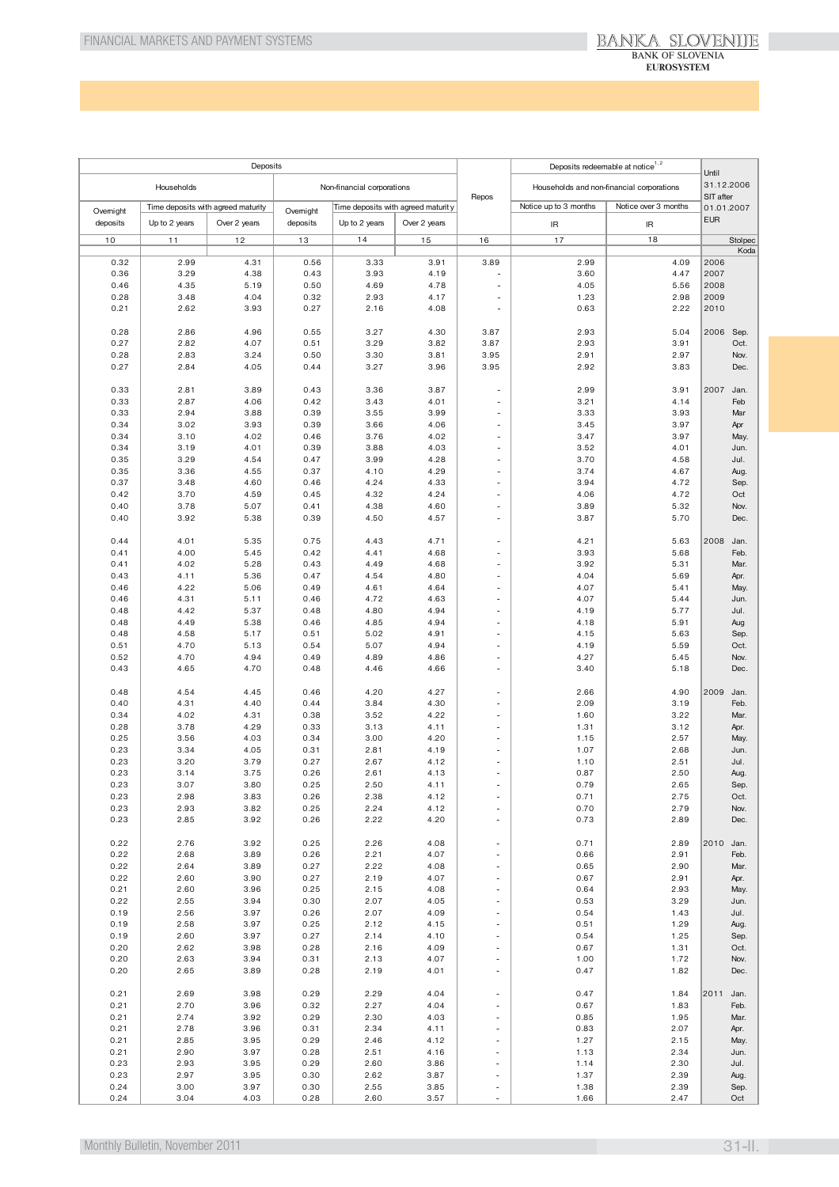| Deposits | | | | | | Repos | Deposits redeemable at notice[1,2] | | Until 31.12.2006 SIT after 01.01.2007 EUR |
|---|---|---|---|---|---|---|---|---|---|
| Households | | | Non-financial corporations | | | | Households and non-financial corporations | | |
| Overnight deposits | Time deposits with agreed maturity | | Overnight deposits | Time deposits with agreed maturity | | | Notice up to 3 months | Notice over 3 months | |
| | Up to 2 years | Over 2 years | | Up to 2 years | Over 2 years | | IR | IR | |
| 10 | 11 | 12 | 13 | 14 | 15 | 16 | 17 | 18 | Stolpec Koda |
| 0.32 | 2.99 | 4.31 | 0.56 | 3.33 | 3.91 | 3.89 | 2.99 | 4.09 | 2006 |
| 0.36 | 3.29 | 4.38 | 0.43 | 3.93 | 4.19 | - | 3.60 | 4.47 | 2007 |
| 0.46 | 4.35 | 5.19 | 0.50 | 4.69 | 4.78 | - | 4.05 | 5.56 | 2008 |
| 0.28 | 3.48 | 4.04 | 0.32 | 2.93 | 4.17 | - | 1.23 | 2.98 | 2009 |
| 0.21 | 2.62 | 3.93 | 0.27 | 2.16 | 4.08 | - | 0.63 | 2.22 | 2010 |
| 0.28 | 2.86 | 4.96 | 0.55 | 3.27 | 4.30 | 3.87 | 2.93 | 5.04 | 2006 Sep. |
| 0.27 | 2.82 | 4.07 | 0.51 | 3.29 | 3.82 | 3.87 | 2.93 | 3.91 | Oct. |
| 0.28 | 2.83 | 3.24 | 0.50 | 3.30 | 3.81 | 3.95 | 2.91 | 2.97 | Nov. |
| 0.27 | 2.84 | 4.05 | 0.44 | 3.27 | 3.96 | 3.95 | 2.92 | 3.83 | Dec. |
| 0.33 | 2.81 | 3.89 | 0.43 | 3.36 | 3.87 | - | 2.99 | 3.91 | 2007 Jan. |
| 0.33 | 2.87 | 4.06 | 0.42 | 3.43 | 4.01 | - | 3.21 | 4.14 | Feb |
| 0.33 | 2.94 | 3.88 | 0.39 | 3.55 | 3.99 | - | 3.33 | 3.93 | Mar |
| 0.34 | 3.02 | 3.93 | 0.39 | 3.66 | 4.06 | - | 3.45 | 3.97 | Apr |
| 0.34 | 3.10 | 4.02 | 0.46 | 3.76 | 4.02 | - | 3.47 | 3.97 | May. |
| 0.34 | 3.19 | 4.01 | 0.39 | 3.88 | 4.03 | - | 3.52 | 4.01 | Jun. |
| 0.35 | 3.29 | 4.54 | 0.47 | 3.99 | 4.28 | - | 3.70 | 4.58 | Jul. |
| 0.35 | 3.36 | 4.55 | 0.37 | 4.10 | 4.29 | - | 3.74 | 4.67 | Aug. |
| 0.37 | 3.48 | 4.60 | 0.46 | 4.24 | 4.33 | - | 3.94 | 4.72 | Sep. |
| 0.42 | 3.70 | 4.59 | 0.45 | 4.32 | 4.24 | - | 4.06 | 4.72 | Oct |
| 0.40 | 3.78 | 5.07 | 0.41 | 4.38 | 4.60 | - | 3.89 | 5.32 | Nov. |
| 0.40 | 3.92 | 5.38 | 0.39 | 4.50 | 4.57 | - | 3.87 | 5.70 | Dec. |
| 0.44 | 4.01 | 5.35 | 0.75 | 4.43 | 4.71 | - | 4.21 | 5.63 | 2008 Jan. |
| 0.41 | 4.00 | 5.45 | 0.42 | 4.41 | 4.68 | - | 3.93 | 5.68 | Feb. |
| 0.41 | 4.02 | 5.28 | 0.43 | 4.49 | 4.68 | - | 3.92 | 5.31 | Mar. |
| 0.43 | 4.11 | 5.36 | 0.47 | 4.54 | 4.80 | - | 4.04 | 5.69 | Apr. |
| 0.46 | 4.22 | 5.06 | 0.49 | 4.61 | 4.64 | - | 4.07 | 5.41 | May. |
| 0.46 | 4.31 | 5.11 | 0.46 | 4.72 | 4.63 | - | 4.07 | 5.44 | Jun. |
| 0.48 | 4.42 | 5.37 | 0.48 | 4.80 | 4.94 | - | 4.19 | 5.77 | Jul. |
| 0.48 | 4.49 | 5.38 | 0.46 | 4.85 | 4.94 | - | 4.18 | 5.91 | Aug |
| 0.48 | 4.58 | 5.17 | 0.51 | 5.02 | 4.91 | - | 4.15 | 5.63 | Sep. |
| 0.51 | 4.70 | 5.13 | 0.54 | 5.07 | 4.94 | - | 4.19 | 5.59 | Oct. |
| 0.52 | 4.70 | 4.94 | 0.49 | 4.89 | 4.86 | - | 4.27 | 5.45 | Nov. |
| 0.43 | 4.65 | 4.70 | 0.48 | 4.46 | 4.66 | - | 3.40 | 5.18 | Dec. |
| 0.48 | 4.54 | 4.45 | 0.46 | 4.20 | 4.27 | - | 2.66 | 4.90 | 2009 Jan. |
| 0.40 | 4.31 | 4.40 | 0.44 | 3.84 | 4.30 | - | 2.09 | 3.19 | Feb. |
| 0.34 | 4.02 | 4.31 | 0.38 | 3.52 | 4.22 | - | 1.60 | 3.22 | Mar. |
| 0.28 | 3.78 | 4.29 | 0.33 | 3.13 | 4.11 | - | 1.31 | 3.12 | Apr. |
| 0.25 | 3.56 | 4.03 | 0.34 | 3.00 | 4.20 | - | 1.15 | 2.57 | May. |
| 0.23 | 3.34 | 4.05 | 0.31 | 2.81 | 4.19 | - | 1.07 | 2.68 | Jun. |
| 0.23 | 3.20 | 3.79 | 0.27 | 2.67 | 4.12 | - | 1.10 | 2.51 | Jul. |
| 0.23 | 3.14 | 3.75 | 0.26 | 2.61 | 4.13 | - | 0.87 | 2.50 | Aug. |
| 0.23 | 3.07 | 3.80 | 0.25 | 2.50 | 4.11 | - | 0.79 | 2.65 | Sep. |
| 0.23 | 2.98 | 3.83 | 0.26 | 2.38 | 4.12 | - | 0.71 | 2.75 | Oct. |
| 0.23 | 2.93 | 3.82 | 0.25 | 2.24 | 4.12 | - | 0.70 | 2.79 | Nov. |
| 0.23 | 2.85 | 3.92 | 0.26 | 2.22 | 4.20 | - | 0.73 | 2.89 | Dec. |
| 0.22 | 2.76 | 3.92 | 0.25 | 2.26 | 4.08 | - | 0.71 | 2.89 | 2010 Jan. |
| 0.22 | 2.68 | 3.89 | 0.26 | 2.21 | 4.07 | - | 0.66 | 2.91 | Feb. |
| 0.22 | 2.64 | 3.89 | 0.27 | 2.22 | 4.08 | - | 0.65 | 2.90 | Mar. |
| 0.22 | 2.60 | 3.90 | 0.27 | 2.19 | 4.07 | - | 0.67 | 2.91 | Apr. |
| 0.21 | 2.60 | 3.96 | 0.25 | 2.15 | 4.08 | - | 0.64 | 2.93 | May. |
| 0.22 | 2.55 | 3.94 | 0.30 | 2.07 | 4.05 | - | 0.53 | 3.29 | Jun. |
| 0.19 | 2.56 | 3.97 | 0.26 | 2.07 | 4.09 | - | 0.54 | 1.43 | Jul. |
| 0.19 | 2.58 | 3.97 | 0.25 | 2.12 | 4.15 | - | 0.51 | 1.29 | Aug. |
| 0.19 | 2.60 | 3.97 | 0.27 | 2.14 | 4.10 | - | 0.54 | 1.25 | Sep. |
| 0.20 | 2.62 | 3.98 | 0.28 | 2.16 | 4.09 | - | 0.67 | 1.31 | Oct. |
| 0.20 | 2.63 | 3.94 | 0.31 | 2.13 | 4.07 | - | 1.00 | 1.72 | Nov. |
| 0.20 | 2.65 | 3.89 | 0.28 | 2.19 | 4.01 | - | 0.47 | 1.82 | Dec. |
| 0.21 | 2.69 | 3.98 | 0.29 | 2.29 | 4.04 | - | 0.47 | 1.84 | 2011 Jan. |
| 0.21 | 2.70 | 3.96 | 0.32 | 2.27 | 4.04 | - | 0.67 | 1.83 | Feb. |
| 0.21 | 2.74 | 3.92 | 0.29 | 2.30 | 4.03 | - | 0.85 | 1.95 | Mar. |
| 0.21 | 2.78 | 3.96 | 0.31 | 2.34 | 4.11 | - | 0.83 | 2.07 | Apr. |
| 0.21 | 2.85 | 3.95 | 0.29 | 2.46 | 4.12 | - | 1.27 | 2.15 | May. |
| 0.21 | 2.90 | 3.97 | 0.28 | 2.51 | 4.16 | - | 1.13 | 2.34 | Jun. |
| 0.23 | 2.93 | 3.95 | 0.29 | 2.60 | 3.86 | - | 1.14 | 2.30 | Jul. |
| 0.23 | 2.97 | 3.95 | 0.30 | 2.62 | 3.87 | - | 1.37 | 2.39 | Aug. |
| 0.24 | 3.00 | 3.97 | 0.30 | 2.55 | 3.85 | - | 1.38 | 2.39 | Sep. |
| 0.24 | 3.04 | 4.03 | 0.28 | 2.60 | 3.57 | - | 1.66 | 2.47 | Oct |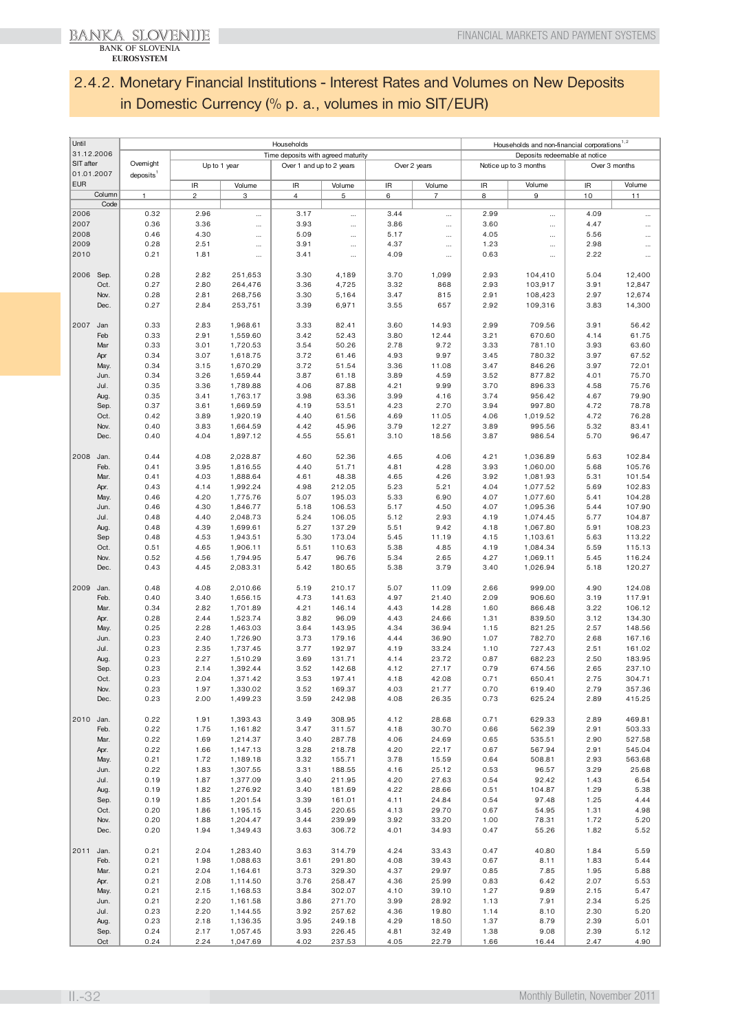## 2.4.2. Monetary Financial Institutions - Interest Rates and Volumes on New Deposits in Domestic Currency (% p. a., volumes in mio SIT/EUR)

| Until 31.12.2006 SIT after 01.01.2007 EUR | | Households | | | | | | | Households and non-financial corporations[1,2] | | | |
|---|---|---|---|---|---|---|---|---|---|---|---|---|
| | | Overnight deposits[1] | Time deposits with agreed maturity | | | | | | Deposits redeemable at notice | | | |
| | | | Up to 1 year | | Over 1 and up to 2 years | | Over 2 years | | Notice up to 3 months | | Over 3 months | |
| | | | IR | Volume | IR | Volume | IR | Volume | IR | Volume | IR | Volume |
| | Column | 1 | 2 | 3 | 4 | 5 | 6 | 7 | 8 | 9 | 10 | 11 |
| | Code | | | | | | | | | | | |
| 2006 | | 0.32 | 2.96 | ... | 3.17 | ... | 3.44 | ... | 2.99 | ... | 4.09 | ... |
| 2007 | | 0.36 | 3.36 | ... | 3.93 | ... | 3.86 | ... | 3.60 | ... | 4.47 | ... |
| 2008 | | 0.46 | 4.30 | ... | 5.09 | ... | 5.17 | ... | 4.05 | ... | 5.56 | ... |
| 2009 | | 0.28 | 2.51 | ... | 3.91 | ... | 4.37 | ... | 1.23 | ... | 2.98 | ... |
| 2010 | | 0.21 | 1.81 | ... | 3.41 | ... | 4.09 | ... | 0.63 | ... | 2.22 | ... |
| 2006 | Sep. | 0.28 | 2.82 | 251,653 | 3.30 | 4,189 | 3.70 | 1,099 | 2.93 | 104,410 | 5.04 | 12,400 |
| | Oct. | 0.27 | 2.80 | 264,476 | 3.36 | 4,725 | 3.32 | 868 | 2.93 | 103,917 | 3.91 | 12,847 |
| | Nov. | 0.28 | 2.81 | 268,756 | 3.30 | 5,164 | 3.47 | 815 | 2.91 | 108,423 | 2.97 | 12,674 |
| | Dec. | 0.27 | 2.84 | 253,751 | 3.39 | 6,971 | 3.55 | 657 | 2.92 | 109,316 | 3.83 | 14,300 |
| 2007 | Jan | 0.33 | 2.83 | 1,968.61 | 3.33 | 82.41 | 3.60 | 14.93 | 2.99 | 709.56 | 3.91 | 56.42 |
| | Feb | 0.33 | 2.91 | 1,559.60 | 3.42 | 52.43 | 3.80 | 12.44 | 3.21 | 670.60 | 4.14 | 61.75 |
| | Mar | 0.33 | 3.01 | 1,720.53 | 3.54 | 50.26 | 2.78 | 9.72 | 3.33 | 781.10 | 3.93 | 63.60 |
| | Apr | 0.34 | 3.07 | 1,618.75 | 3.72 | 61.46 | 4.93 | 9.97 | 3.45 | 780.32 | 3.97 | 67.52 |
| | May. | 0.34 | 3.15 | 1,670.29 | 3.72 | 71.54 | 3.36 | 11.08 | 3.47 | 846.26 | 3.97 | 72.01 |
| | Jun. | 0.34 | 3.26 | 1,659.44 | 3.87 | 61.18 | 3.89 | 4.59 | 3.52 | 877.82 | 4.01 | 75.70 |
| | Jul. | 0.35 | 3.36 | 1,789.88 | 4.06 | 87.88 | 4.21 | 9.99 | 3.70 | 896.33 | 4.58 | 75.76 |
| | Aug. | 0.35 | 3.41 | 1,763.17 | 3.98 | 63.36 | 3.99 | 4.16 | 3.74 | 956.42 | 4.67 | 79.90 |
| | Sep. | 0.37 | 3.61 | 1,669.59 | 4.19 | 53.51 | 4.23 | 2.70 | 3.94 | 997.80 | 4.72 | 78.78 |
| | Oct. | 0.42 | 3.89 | 1,920.19 | 4.40 | 61.56 | 4.69 | 11.05 | 4.06 | 1,019.52 | 4.72 | 76.28 |
| | Nov. | 0.40 | 3.83 | 1,664.59 | 4.42 | 45.96 | 3.79 | 12.27 | 3.89 | 995.56 | 5.32 | 83.41 |
| | Dec. | 0.40 | 4.04 | 1,897.12 | 4.55 | 55.61 | 3.10 | 18.56 | 3.87 | 986.54 | 5.70 | 96.47 |
| 2008 | Jan. | 0.44 | 4.08 | 2,028.87 | 4.60 | 52.36 | 4.65 | 4.06 | 4.21 | 1,036.89 | 5.63 | 102.84 |
| | Feb. | 0.41 | 3.95 | 1,816.55 | 4.40 | 51.71 | 4.81 | 4.28 | 3.93 | 1,060.00 | 5.68 | 105.76 |
| | Mar. | 0.41 | 4.03 | 1,888.64 | 4.61 | 48.38 | 4.65 | 4.26 | 3.92 | 1,081.93 | 5.31 | 101.54 |
| | Apr. | 0.43 | 4.14 | 1,992.24 | 4.98 | 212.05 | 5.23 | 5.21 | 4.04 | 1,077.52 | 5.69 | 102.83 |
| | May. | 0.46 | 4.20 | 1,775.76 | 5.07 | 195.03 | 5.33 | 6.90 | 4.07 | 1,077.60 | 5.41 | 104.28 |
| | Jun. | 0.46 | 4.30 | 1,846.77 | 5.18 | 106.53 | 5.17 | 4.50 | 4.07 | 1,095.36 | 5.44 | 107.90 |
| | Jul. | 0.48 | 4.40 | 2,048.73 | 5.24 | 106.05 | 5.12 | 2.93 | 4.19 | 1,074.45 | 5.77 | 104.87 |
| | Aug. | 0.48 | 4.39 | 1,699.61 | 5.27 | 137.29 | 5.51 | 9.42 | 4.18 | 1,067.80 | 5.91 | 108.23 |
| | Sep | 0.48 | 4.53 | 1,943.51 | 5.30 | 173.04 | 5.45 | 11.19 | 4.15 | 1,103.61 | 5.63 | 113.22 |
| | Oct. | 0.51 | 4.65 | 1,906.11 | 5.51 | 110.63 | 5.38 | 4.85 | 4.19 | 1,084.34 | 5.59 | 115.13 |
| | Nov. | 0.52 | 4.56 | 1,794.95 | 5.47 | 96.76 | 5.34 | 2.65 | 4.27 | 1,069.11 | 5.45 | 116.24 |
| | Dec. | 0.43 | 4.45 | 2,083.31 | 5.42 | 180.65 | 5.38 | 3.79 | 3.40 | 1,026.94 | 5.18 | 120.27 |
| 2009 | Jan. | 0.48 | 4.08 | 2,010.66 | 5.19 | 210.17 | 5.07 | 11.09 | 2.66 | 999.00 | 4.90 | 124.08 |
| | Feb. | 0.40 | 3.40 | 1,656.15 | 4.73 | 141.63 | 4.97 | 21.40 | 2.09 | 906.60 | 3.19 | 117.91 |
| | Mar. | 0.34 | 2.82 | 1,701.89 | 4.21 | 146.14 | 4.43 | 14.28 | 1.60 | 866.48 | 3.22 | 106.12 |
| | Apr. | 0.28 | 2.44 | 1,523.74 | 3.82 | 96.09 | 4.43 | 24.66 | 1.31 | 839.50 | 3.12 | 134.30 |
| | May. | 0.25 | 2.28 | 1,463.03 | 3.64 | 143.95 | 4.34 | 36.94 | 1.15 | 821.25 | 2.57 | 148.56 |
| | Jun. | 0.23 | 2.40 | 1,726.90 | 3.73 | 179.16 | 4.44 | 36.90 | 1.07 | 782.70 | 2.68 | 167.16 |
| | Jul. | 0.23 | 2.35 | 1,737.45 | 3.77 | 192.97 | 4.19 | 33.24 | 1.10 | 727.43 | 2.51 | 161.02 |
| | Aug. | 0.23 | 2.27 | 1,510.29 | 3.69 | 131.71 | 4.14 | 23.72 | 0.87 | 682.23 | 2.50 | 183.95 |
| | Sep. | 0.23 | 2.14 | 1,392.44 | 3.52 | 142.68 | 4.12 | 27.17 | 0.79 | 674.56 | 2.65 | 237.10 |
| | Oct. | 0.23 | 2.04 | 1,371.42 | 3.53 | 197.41 | 4.18 | 42.08 | 0.71 | 650.41 | 2.75 | 304.71 |
| | Nov. | 0.23 | 1.97 | 1,330.02 | 3.52 | 169.37 | 4.03 | 21.77 | 0.70 | 619.40 | 2.79 | 357.36 |
| | Dec. | 0.23 | 2.00 | 1,499.23 | 3.59 | 242.98 | 4.08 | 26.35 | 0.73 | 625.24 | 2.89 | 415.25 |
| 2010 | Jan. | 0.22 | 1.91 | 1,393.43 | 3.49 | 308.95 | 4.12 | 28.68 | 0.71 | 629.33 | 2.89 | 469.81 |
| | Feb. | 0.22 | 1.75 | 1,161.82 | 3.47 | 311.57 | 4.18 | 30.70 | 0.66 | 562.39 | 2.91 | 503.33 |
| | Mar. | 0.22 | 1.69 | 1,214.37 | 3.40 | 287.78 | 4.06 | 24.69 | 0.65 | 535.51 | 2.90 | 527.58 |
| | Apr. | 0.22 | 1.66 | 1,147.13 | 3.28 | 218.78 | 4.20 | 22.17 | 0.67 | 567.94 | 2.91 | 545.04 |
| | May. | 0.21 | 1.72 | 1,189.18 | 3.32 | 155.71 | 3.78 | 15.59 | 0.64 | 508.81 | 2.93 | 563.68 |
| | Jun. | 0.22 | 1.83 | 1,307.55 | 3.31 | 188.55 | 4.16 | 25.12 | 0.53 | 96.57 | 3.29 | 25.68 |
| | Jul. | 0.19 | 1.87 | 1,377.09 | 3.40 | 211.95 | 4.20 | 27.63 | 0.54 | 92.42 | 1.43 | 6.54 |
| | Aug. | 0.19 | 1.82 | 1,276.92 | 3.40 | 181.69 | 4.22 | 28.66 | 0.51 | 104.87 | 1.29 | 5.38 |
| | Sep. | 0.19 | 1.85 | 1,201.54 | 3.39 | 161.01 | 4.11 | 24.84 | 0.54 | 97.48 | 1.25 | 4.44 |
| | Oct. | 0.20 | 1.86 | 1,195.15 | 3.45 | 220.65 | 4.13 | 29.70 | 0.67 | 54.95 | 1.31 | 4.98 |
| | Nov. | 0.20 | 1.88 | 1,204.47 | 3.44 | 239.99 | 3.92 | 33.20 | 1.00 | 78.31 | 1.72 | 5.20 |
| | Dec. | 0.20 | 1.94 | 1,349.43 | 3.63 | 306.72 | 4.01 | 34.93 | 0.47 | 55.26 | 1.82 | 5.52 |
| 2011 | Jan. | 0.21 | 2.04 | 1,283.40 | 3.63 | 314.79 | 4.24 | 33.43 | 0.47 | 40.80 | 1.84 | 5.59 |
| | Feb. | 0.21 | 1.98 | 1,088.63 | 3.61 | 291.80 | 4.08 | 39.43 | 0.67 | 8.11 | 1.83 | 5.44 |
| | Mar. | 0.21 | 2.04 | 1,164.61 | 3.73 | 329.30 | 4.37 | 29.97 | 0.85 | 7.85 | 1.95 | 5.88 |
| | Apr. | 0.21 | 2.08 | 1,114.50 | 3.76 | 258.47 | 4.36 | 25.99 | 0.83 | 6.42 | 2.07 | 5.53 |
| | May. | 0.21 | 2.15 | 1,168.53 | 3.84 | 302.07 | 4.10 | 39.10 | 1.27 | 9.89 | 2.15 | 5.47 |
| | Jun. | 0.21 | 2.20 | 1,161.58 | 3.86 | 271.70 | 3.99 | 28.92 | 1.13 | 7.91 | 2.34 | 5.25 |
| | Jul. | 0.23 | 2.20 | 1,144.55 | 3.92 | 257.62 | 4.36 | 19.80 | 1.14 | 8.10 | 2.30 | 5.20 |
| | Aug. | 0.23 | 2.18 | 1,136.35 | 3.95 | 249.18 | 4.29 | 18.50 | 1.37 | 8.79 | 2.39 | 5.01 |
| | Sep. | 0.24 | 2.17 | 1,057.45 | 3.93 | 226.45 | 4.81 | 32.49 | 1.38 | 9.08 | 2.39 | 5.12 |
| | Oct | 0.24 | 2.24 | 1,047.69 | 4.02 | 237.53 | 4.05 | 22.79 | 1.66 | 16.44 | 2.47 | 4.90 |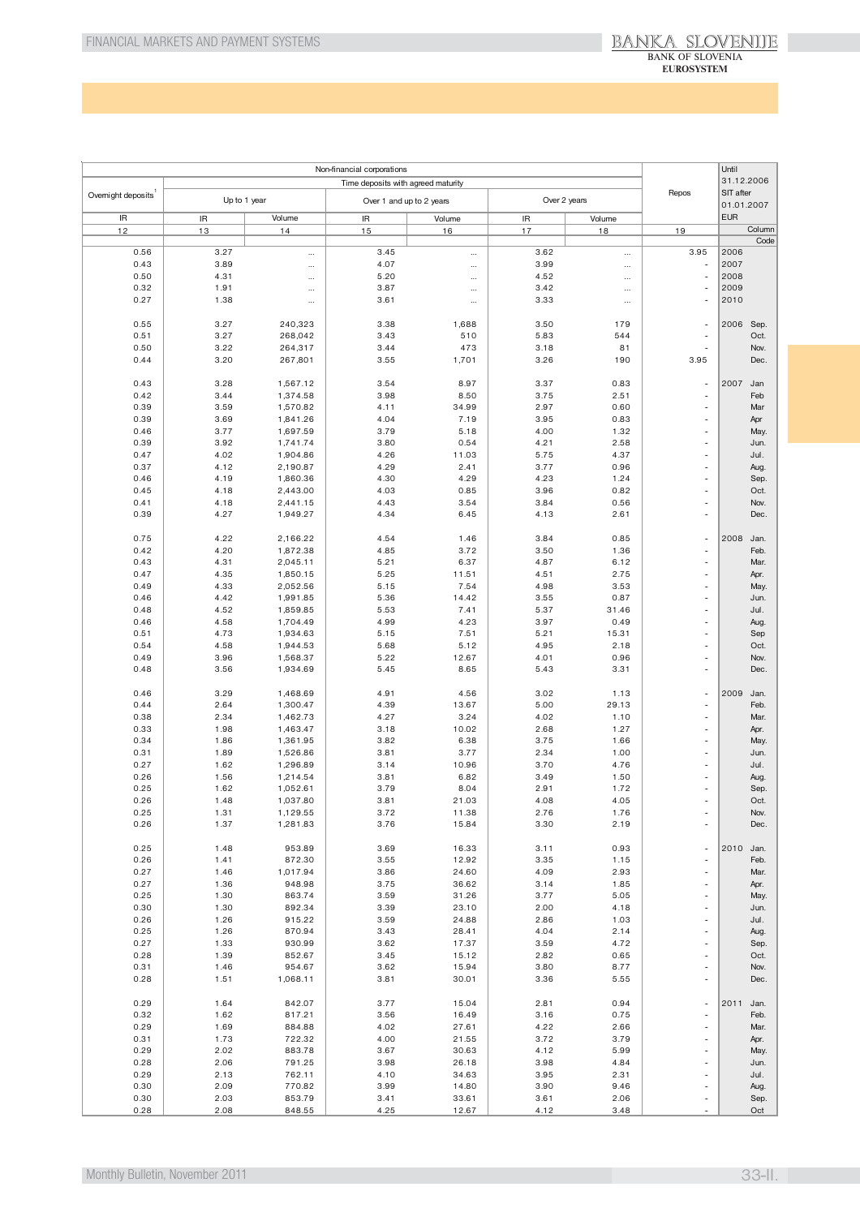| Non-financial corporations | | | | | | | | Repos | Until 31.12.2006 SIT after 01.01.2007 EUR |
|---|---|---|---|---|---|---|---|---|---|
| Overnight deposits[1] | Time deposits with agreed maturity | | | | | | | | |
| | Up to 1 year | | Over 1 and up to 2 years | | Over 2 years | | | | |
| IR | IR | Volume | IR | Volume | IR | Volume | | | |
| 12 | 13 | 14 | 15 | 16 | 17 | 18 | 19 | | Column |
| | | | | | | | | | Code |
| 0.56 | 3.27 | ... | 3.45 | ... | 3.62 | ... | 3.95 | 2006 | |
| 0.43 | 3.89 | ... | 4.07 | ... | 3.99 | ... | - | 2007 | |
| 0.50 | 4.31 | ... | 5.20 | ... | 4.52 | ... | - | 2008 | |
| 0.32 | 1.91 | ... | 3.87 | ... | 3.42 | ... | - | 2009 | |
| 0.27 | 1.38 | ... | 3.61 | ... | 3.33 | ... | - | 2010 | |
| 0.55 | 3.27 | 240,323 | 3.38 | 1,688 | 3.50 | 179 | - | 2006 | Sep. |
| 0.51 | 3.27 | 268,042 | 3.43 | 510 | 5.83 | 544 | - | | Oct. |
| 0.50 | 3.22 | 264,317 | 3.44 | 473 | 3.18 | 81 | - | | Nov. |
| 0.44 | 3.20 | 267,801 | 3.55 | 1,701 | 3.26 | 190 | 3.95 | | Dec. |
| 0.43 | 3.28 | 1,567.12 | 3.54 | 8.97 | 3.37 | 0.83 | - | 2007 | Jan |
| 0.42 | 3.44 | 1,374.58 | 3.98 | 8.50 | 3.75 | 2.51 | - | | Feb |
| 0.39 | 3.59 | 1,570.82 | 4.11 | 34.99 | 2.97 | 0.60 | - | | Mar |
| 0.39 | 3.69 | 1,841.26 | 4.04 | 7.19 | 3.95 | 0.83 | - | | Apr |
| 0.46 | 3.77 | 1,697.59 | 3.79 | 5.18 | 4.00 | 1.32 | - | | May. |
| 0.39 | 3.92 | 1,741.74 | 3.80 | 0.54 | 4.21 | 2.58 | - | | Jun. |
| 0.47 | 4.02 | 1,904.86 | 4.26 | 11.03 | 5.75 | 4.37 | - | | Jul. |
| 0.37 | 4.12 | 2,190.87 | 4.29 | 2.41 | 3.77 | 0.96 | - | | Aug. |
| 0.46 | 4.19 | 1,860.36 | 4.30 | 4.29 | 4.23 | 1.24 | - | | Sep. |
| 0.45 | 4.18 | 2,443.00 | 4.03 | 0.85 | 3.96 | 0.82 | - | | Oct. |
| 0.41 | 4.18 | 2,441.15 | 4.43 | 3.54 | 3.84 | 0.56 | - | | Nov. |
| 0.39 | 4.27 | 1,949.27 | 4.34 | 6.45 | 4.13 | 2.61 | - | | Dec. |
| 0.75 | 4.22 | 2,166.22 | 4.54 | 1.46 | 3.84 | 0.85 | - | 2008 | Jan. |
| 0.42 | 4.20 | 1,872.38 | 4.85 | 3.72 | 3.50 | 1.36 | - | | Feb. |
| 0.43 | 4.31 | 2,045.11 | 5.21 | 6.37 | 4.87 | 6.12 | - | | Mar. |
| 0.47 | 4.35 | 1,850.15 | 5.25 | 11.51 | 4.51 | 2.75 | - | | Apr. |
| 0.49 | 4.33 | 2,052.56 | 5.15 | 7.54 | 4.98 | 3.53 | - | | May. |
| 0.46 | 4.42 | 1,991.85 | 5.36 | 14.42 | 3.55 | 0.87 | - | | Jun. |
| 0.48 | 4.52 | 1,859.85 | 5.53 | 7.41 | 5.37 | 31.46 | - | | Jul. |
| 0.46 | 4.58 | 1,704.49 | 4.99 | 4.23 | 3.97 | 0.49 | - | | Aug. |
| 0.51 | 4.73 | 1,934.63 | 5.15 | 7.51 | 5.21 | 15.31 | - | | Sep |
| 0.54 | 4.58 | 1,944.53 | 5.68 | 5.12 | 4.95 | 2.18 | - | | Oct. |
| 0.49 | 3.96 | 1,568.37 | 5.22 | 12.67 | 4.01 | 0.96 | - | | Nov. |
| 0.48 | 3.56 | 1,934.69 | 5.45 | 8.65 | 5.43 | 3.31 | - | | Dec. |
| 0.46 | 3.29 | 1,468.69 | 4.91 | 4.56 | 3.02 | 1.13 | - | 2009 | Jan. |
| 0.44 | 2.64 | 1,300.47 | 4.39 | 13.67 | 5.00 | 29.13 | - | | Feb. |
| 0.38 | 2.34 | 1,462.73 | 4.27 | 3.24 | 4.02 | 1.10 | - | | Mar. |
| 0.33 | 1.98 | 1,463.47 | 3.18 | 10.02 | 2.68 | 1.27 | - | | Apr. |
| 0.34 | 1.86 | 1,361.95 | 3.82 | 6.38 | 3.75 | 1.66 | - | | May. |
| 0.31 | 1.89 | 1,526.86 | 3.81 | 3.77 | 2.34 | 1.00 | - | | Jun. |
| 0.27 | 1.62 | 1,296.89 | 3.14 | 10.96 | 3.70 | 4.76 | - | | Jul. |
| 0.26 | 1.56 | 1,214.54 | 3.81 | 6.82 | 3.49 | 1.50 | - | | Aug. |
| 0.25 | 1.62 | 1,052.61 | 3.79 | 8.04 | 2.91 | 1.72 | - | | Sep. |
| 0.26 | 1.48 | 1,037.80 | 3.81 | 21.03 | 4.08 | 4.05 | - | | Oct. |
| 0.25 | 1.31 | 1,129.55 | 3.72 | 11.38 | 2.76 | 1.76 | - | | Nov. |
| 0.26 | 1.37 | 1,281.83 | 3.76 | 15.84 | 3.30 | 2.19 | - | | Dec. |
| 0.25 | 1.48 | 953.89 | 3.69 | 16.33 | 3.11 | 0.93 | - | 2010 | Jan. |
| 0.26 | 1.41 | 872.30 | 3.55 | 12.92 | 3.35 | 1.15 | - | | Feb. |
| 0.27 | 1.46 | 1,017.94 | 3.86 | 24.60 | 4.09 | 2.93 | - | | Mar. |
| 0.27 | 1.36 | 948.98 | 3.75 | 36.62 | 3.14 | 1.85 | - | | Apr. |
| 0.25 | 1.30 | 863.74 | 3.59 | 31.26 | 3.77 | 5.05 | - | | May. |
| 0.30 | 1.30 | 892.34 | 3.39 | 23.10 | 2.00 | 4.18 | - | | Jun. |
| 0.26 | 1.26 | 915.22 | 3.59 | 24.88 | 2.86 | 1.03 | - | | Jul. |
| 0.25 | 1.26 | 870.94 | 3.43 | 28.41 | 4.04 | 2.14 | - | | Aug. |
| 0.27 | 1.33 | 930.99 | 3.62 | 17.37 | 3.59 | 4.72 | - | | Sep. |
| 0.28 | 1.39 | 852.67 | 3.45 | 15.12 | 2.82 | 0.65 | - | | Oct. |
| 0.31 | 1.46 | 954.67 | 3.62 | 15.94 | 3.80 | 8.77 | - | | Nov. |
| 0.28 | 1.51 | 1,068.11 | 3.81 | 30.01 | 3.36 | 5.55 | - | | Dec. |
| 0.29 | 1.64 | 842.07 | 3.77 | 15.04 | 2.81 | 0.94 | - | 2011 | Jan. |
| 0.32 | 1.62 | 817.21 | 3.56 | 16.49 | 3.16 | 0.75 | - | | Feb. |
| 0.29 | 1.69 | 884.88 | 4.02 | 27.61 | 4.22 | 2.66 | - | | Mar. |
| 0.31 | 1.73 | 722.32 | 4.00 | 21.55 | 3.72 | 3.79 | - | | Apr. |
| 0.29 | 2.02 | 883.78 | 3.67 | 30.63 | 4.12 | 5.99 | - | | May. |
| 0.28 | 2.06 | 791.25 | 3.98 | 26.18 | 3.98 | 4.84 | - | | Jun. |
| 0.29 | 2.13 | 762.11 | 4.10 | 34.63 | 3.95 | 2.31 | - | | Jul. |
| 0.30 | 2.09 | 770.82 | 3.99 | 14.80 | 3.90 | 9.46 | - | | Aug. |
| 0.30 | 2.03 | 853.79 | 3.41 | 33.61 | 3.61 | 2.06 | - | | Sep. |
| 0.28 | 2.08 | 848.55 | 4.25 | 12.67 | 4.12 | 3.48 | - | | Oct |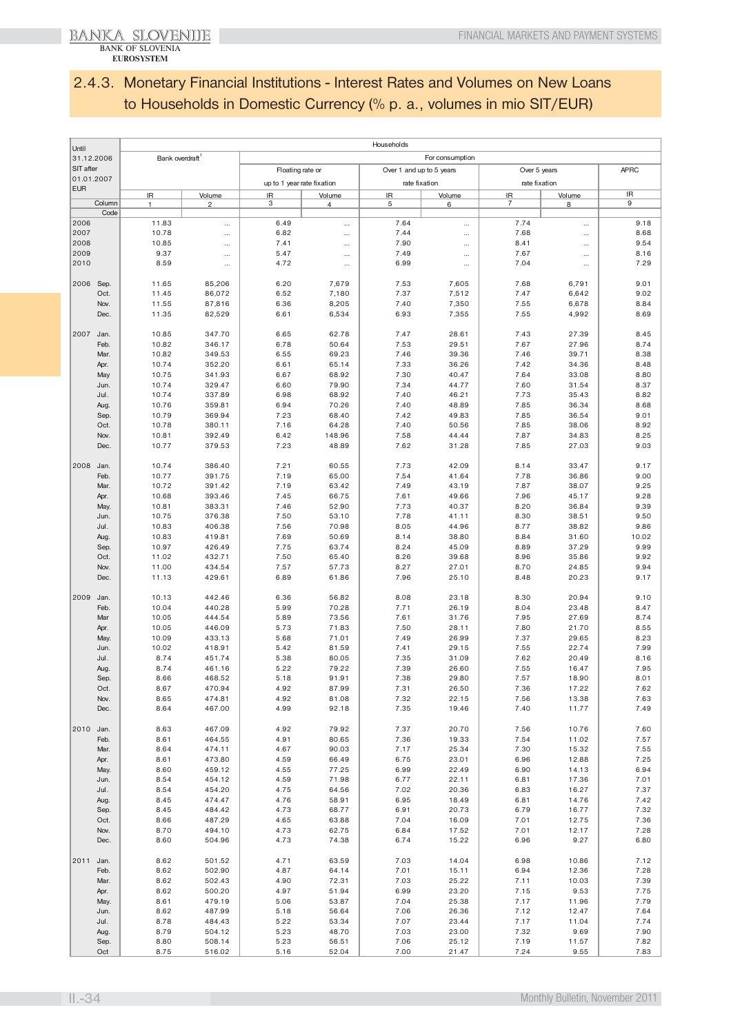## 2.4.3. Monetary Financial Institutions - Interest Rates and Volumes on New Loans to Households in Domestic Currency (% p. a., volumes in mio SIT/EUR)

| Until 31.12.2006 SIT after 01.01.2007 EUR | | Households | | | | | | | | |
|---|---|---|---|---|---|---|---|---|---|---|
| | | Bank overdraft[1] | | For consumption | | | | | | |
| | | | | Floating rate or up to 1 year rate fixation | | Over 1 and up to 5 years rate fixation | | Over 5 years rate fixation | | APRC |
| | | IR | Volume | IR | Volume | IR | Volume | IR | Volume | IR |
| | Column | 1 | 2 | 3 | 4 | 5 | 6 | 7 | 8 | 9 |
| | Code | | | | | | | | | |
| 2006 | | 11.83 | ... | 6.49 | ... | 7.64 | ... | 7.74 | ... | 9.18 |
| 2007 | | 10.78 | ... | 6.82 | ... | 7.44 | ... | 7.68 | ... | 8.68 |
| 2008 | | 10.85 | ... | 7.41 | ... | 7.90 | ... | 8.41 | ... | 9.54 |
| 2009 | | 9.37 | ... | 5.47 | ... | 7.49 | ... | 7.67 | ... | 8.16 |
| 2010 | | 8.59 | ... | 4.72 | ... | 6.99 | ... | 7.04 | ... | 7.29 |
| 2006 | Sep. | 11.65 | 85,206 | 6.20 | 7,679 | 7.53 | 7,605 | 7.68 | 6,791 | 9.01 |
| | Oct. | 11.45 | 86,072 | 6.52 | 7,180 | 7.37 | 7,512 | 7.47 | 6,642 | 9.02 |
| | Nov. | 11.55 | 87,816 | 6.36 | 8,205 | 7.40 | 7,350 | 7.55 | 6,678 | 8.84 |
| | Dec. | 11.35 | 82,529 | 6.61 | 6,534 | 6.93 | 7,355 | 7.55 | 4,992 | 8.69 |
| 2007 | Jan. | 10.85 | 347.70 | 6.65 | 62.78 | 7.47 | 28.61 | 7.43 | 27.39 | 8.45 |
| | Feb. | 10.82 | 346.17 | 6.78 | 50.64 | 7.53 | 29.51 | 7.67 | 27.96 | 8.74 |
| | Mar. | 10.82 | 349.53 | 6.55 | 69.23 | 7.46 | 39.36 | 7.46 | 39.71 | 8.38 |
| | Apr. | 10.74 | 352.20 | 6.61 | 65.14 | 7.33 | 36.26 | 7.42 | 34.36 | 8.48 |
| | May | 10.75 | 341.93 | 6.67 | 68.92 | 7.30 | 40.47 | 7.64 | 33.08 | 8.80 |
| | Jun. | 10.74 | 329.47 | 6.60 | 79.90 | 7.34 | 44.77 | 7.60 | 31.54 | 8.37 |
| | Jul. | 10.74 | 337.89 | 6.98 | 68.92 | 7.40 | 46.21 | 7.73 | 35.43 | 8.82 |
| | Aug. | 10.76 | 359.81 | 6.94 | 70.26 | 7.40 | 48.89 | 7.85 | 36.34 | 8.68 |
| | Sep. | 10.79 | 369.94 | 7.23 | 68.40 | 7.42 | 49.83 | 7.85 | 36.54 | 9.01 |
| | Oct. | 10.78 | 380.11 | 7.16 | 64.28 | 7.40 | 50.56 | 7.85 | 38.06 | 8.92 |
| | Nov. | 10.81 | 392.49 | 6.42 | 148.96 | 7.58 | 44.44 | 7.87 | 34.83 | 8.25 |
| | Dec. | 10.77 | 379.53 | 7.23 | 48.89 | 7.62 | 31.28 | 7.85 | 27.03 | 9.03 |
| 2008 | Jan. | 10.74 | 386.40 | 7.21 | 60.55 | 7.73 | 42.09 | 8.14 | 33.47 | 9.17 |
| | Feb. | 10.77 | 391.75 | 7.19 | 65.00 | 7.54 | 41.64 | 7.78 | 36.86 | 9.00 |
| | Mar. | 10.72 | 391.42 | 7.19 | 63.42 | 7.49 | 43.19 | 7.87 | 38.07 | 9.25 |
| | Apr. | 10.68 | 393.46 | 7.45 | 66.75 | 7.61 | 49.66 | 7.96 | 45.17 | 9.28 |
| | May. | 10.81 | 383.31 | 7.46 | 52.90 | 7.73 | 40.37 | 8.20 | 36.84 | 9.39 |
| | Jun. | 10.75 | 376.38 | 7.50 | 53.10 | 7.78 | 41.11 | 8.30 | 38.51 | 9.50 |
| | Jul. | 10.83 | 406.38 | 7.56 | 70.98 | 8.05 | 44.96 | 8.77 | 38.82 | 9.86 |
| | Aug. | 10.83 | 419.81 | 7.69 | 50.69 | 8.14 | 38.80 | 8.84 | 31.60 | 10.02 |
| | Sep. | 10.97 | 426.49 | 7.75 | 63.74 | 8.24 | 45.09 | 8.89 | 37.29 | 9.99 |
| | Oct. | 11.02 | 432.71 | 7.50 | 65.40 | 8.26 | 39.68 | 8.96 | 35.86 | 9.92 |
| | Nov. | 11.00 | 434.54 | 7.57 | 57.73 | 8.27 | 27.01 | 8.70 | 24.85 | 9.94 |
| | Dec. | 11.13 | 429.61 | 6.89 | 61.86 | 7.96 | 25.10 | 8.48 | 20.23 | 9.17 |
| 2009 | Jan. | 10.13 | 442.46 | 6.36 | 56.82 | 8.08 | 23.18 | 8.30 | 20.94 | 9.10 |
| | Feb. | 10.04 | 440.28 | 5.99 | 70.28 | 7.71 | 26.19 | 8.04 | 23.48 | 8.47 |
| | Mar | 10.05 | 444.54 | 5.89 | 73.56 | 7.61 | 31.76 | 7.95 | 27.69 | 8.74 |
| | Apr. | 10.05 | 446.09 | 5.73 | 71.83 | 7.50 | 28.11 | 7.80 | 21.70 | 8.55 |
| | May. | 10.09 | 433.13 | 5.68 | 71.01 | 7.49 | 26.99 | 7.37 | 29.65 | 8.23 |
| | Jun. | 10.02 | 418.91 | 5.42 | 81.59 | 7.41 | 29.15 | 7.55 | 22.74 | 7.99 |
| | Jul. | 8.74 | 451.74 | 5.38 | 80.05 | 7.35 | 31.09 | 7.62 | 20.49 | 8.16 |
| | Aug. | 8.74 | 461.16 | 5.22 | 79.22 | 7.39 | 26.60 | 7.55 | 16.47 | 7.95 |
| | Sep. | 8.66 | 468.52 | 5.18 | 91.91 | 7.38 | 29.80 | 7.57 | 18.90 | 8.01 |
| | Oct. | 8.67 | 470.94 | 4.92 | 87.99 | 7.31 | 26.50 | 7.36 | 17.22 | 7.62 |
| | Nov. | 8.65 | 474.81 | 4.92 | 81.08 | 7.32 | 22.15 | 7.56 | 13.38 | 7.63 |
| | Dec. | 8.64 | 467.00 | 4.99 | 92.18 | 7.35 | 19.46 | 7.40 | 11.77 | 7.49 |
| 2010 | Jan. | 8.63 | 467.09 | 4.92 | 79.92 | 7.37 | 20.70 | 7.56 | 10.76 | 7.60 |
| | Feb. | 8.61 | 464.55 | 4.91 | 80.65 | 7.36 | 19.33 | 7.54 | 11.02 | 7.57 |
| | Mar. | 8.64 | 474.11 | 4.67 | 90.03 | 7.17 | 25.34 | 7.30 | 15.32 | 7.55 |
| | Apr. | 8.61 | 473.80 | 4.59 | 66.49 | 6.75 | 23.01 | 6.96 | 12.88 | 7.25 |
| | May. | 8.60 | 459.12 | 4.55 | 77.25 | 6.99 | 22.49 | 6.90 | 14.13 | 6.94 |
| | Jun. | 8.54 | 454.12 | 4.59 | 71.98 | 6.77 | 22.11 | 6.81 | 17.36 | 7.01 |
| | Jul. | 8.54 | 454.20 | 4.75 | 64.56 | 7.02 | 20.36 | 6.83 | 16.27 | 7.37 |
| | Aug. | 8.45 | 474.47 | 4.76 | 58.91 | 6.95 | 18.49 | 6.81 | 14.76 | 7.42 |
| | Sep. | 8.45 | 484.42 | 4.73 | 68.77 | 6.91 | 20.73 | 6.79 | 16.77 | 7.32 |
| | Oct. | 8.66 | 487.29 | 4.65 | 63.88 | 7.04 | 16.09 | 7.01 | 12.75 | 7.36 |
| | Nov. | 8.70 | 494.10 | 4.73 | 62.75 | 6.84 | 17.52 | 7.01 | 12.17 | 7.28 |
| | Dec. | 8.60 | 504.96 | 4.73 | 74.38 | 6.74 | 15.22 | 6.96 | 9.27 | 6.80 |
| 2011 | Jan. | 8.62 | 501.52 | 4.71 | 63.59 | 7.03 | 14.04 | 6.98 | 10.86 | 7.12 |
| | Feb. | 8.62 | 502.90 | 4.87 | 64.14 | 7.01 | 15.11 | 6.94 | 12.36 | 7.28 |
| | Mar. | 8.62 | 502.43 | 4.90 | 72.31 | 7.03 | 25.22 | 7.11 | 10.03 | 7.39 |
| | Apr. | 8.62 | 500.20 | 4.97 | 51.94 | 6.99 | 23.20 | 7.15 | 9.53 | 7.75 |
| | May. | 8.61 | 479.19 | 5.06 | 53.87 | 7.04 | 25.38 | 7.17 | 11.96 | 7.79 |
| | Jun. | 8.62 | 487.99 | 5.18 | 56.64 | 7.06 | 26.36 | 7.12 | 12.47 | 7.64 |
| | Jul. | 8.78 | 484.43 | 5.22 | 53.34 | 7.07 | 23.44 | 7.17 | 11.04 | 7.74 |
| | Aug. | 8.79 | 504.12 | 5.23 | 48.70 | 7.03 | 23.00 | 7.32 | 9.69 | 7.90 |
| | Sep. | 8.80 | 508.14 | 5.23 | 56.51 | 7.06 | 25.12 | 7.19 | 11.57 | 7.82 |
| | Oct | 8.75 | 516.02 | 5.16 | 52.04 | 7.00 | 21.47 | 7.24 | 9.55 | 7.83 |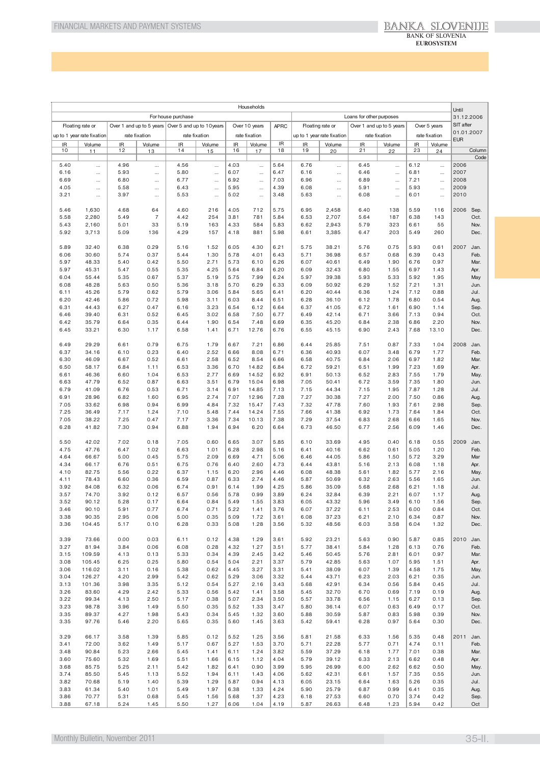| Households | | | | | | | | | | | | | | | | Until 31.12.2006 SIT after 01.01.2007 EUR | |
|---|---|---|---|---|---|---|---|---|---|---|---|---|---|---|---|---|---|
| For house purchase | | | | | | | | | Loans for other purposes | | | | | | | | |
| Floating rate or up to 1 year rate fixation | | Over 1 and up to 5 years rate fixation | | Over 5 and up to 10years rate fixation | | Over 10 years rate fixation | | APRC | Floating rate or up to 1 year rate fixation | | Over 1 and up to 5 years rate fixation | | Over 5 years rate fixation | | | | |
| IR | Volume | IR | Volume | IR | Volume | IR | Volume | IR | IR | Volume | IR | Volume | IR | Volume | | | |
| 10 | 11 | 12 | 13 | 14 | 15 | 16 | 17 | 18 | 19 | 20 | 21 | 22 | 23 | 24 | | Column | |
| | | | | | | | | | | | | | | | | Code | |
| 5.40 | ... | 4.96 | ... | 4.56 | ... | 4.03 | ... | 5.64 | 6.76 | ... | 6.45 | ... | 6.12 | ... | 2006 | | |
| 6.16 | ... | 5.93 | ... | 5.80 | ... | 6.07 | ... | 6.47 | 6.16 | ... | 6.46 | ... | 6.81 | ... | 2007 | | |
| 6.69 | ... | 6.80 | ... | 6.77 | ... | 6.92 | ... | 7.03 | 6.96 | ... | 6.89 | ... | 7.21 | ... | 2008 | | |
| 4.05 | ... | 5.58 | ... | 6.43 | ... | 5.95 | ... | 4.39 | 6.08 | ... | 5.91 | ... | 5.93 | ... | 2009 | | |
| 3.21 | ... | 3.97 | ... | 5.53 | ... | 5.02 | ... | 3.48 | 5.63 | ... | 6.08 | ... | 6.01 | ... | 2010 | | |
| 5.46 | 1,630 | 4.68 | 64 | 4.60 | 216 | 4.05 | 712 | 5.75 | 6.95 | 2,458 | 6.40 | 138 | 5.59 | 116 | 2006 | Sep. | |
| 5.58 | 2,280 | 5.49 | 7 | 4.42 | 254 | 3.81 | 781 | 5.84 | 6.53 | 2,707 | 5.64 | 187 | 6.38 | 143 | | Oct. | |
| 5.43 | 2,160 | 5.01 | 33 | 5.19 | 163 | 4.33 | 584 | 5.83 | 6.62 | 2,943 | 5.79 | 323 | 6.61 | 55 | | Nov. | |
| 5.92 | 3,713 | 5.09 | 136 | 4.29 | 157 | 4.18 | 881 | 5.98 | 6.61 | 3,385 | 6.47 | 203 | 5.49 | 260 | | Dec. | |
| 5.89 | 32.40 | 6.38 | 0.29 | 5.16 | 1.52 | 6.05 | 4.30 | 6.21 | 5.75 | 38.21 | 5.76 | 0.75 | 5.93 | 0.61 | 2007 | Jan. | |
| 6.06 | 30.60 | 5.74 | 0.37 | 5.44 | 1.30 | 5.78 | 4.01 | 6.43 | 5.71 | 36.98 | 6.57 | 0.68 | 6.39 | 0.43 | | Feb. | |
| 5.97 | 48.33 | 5.40 | 0.42 | 5.50 | 2.71 | 5.73 | 6.10 | 6.26 | 6.07 | 40.61 | 6.49 | 1.90 | 6.76 | 0.97 | | Mar. | |
| 5.97 | 45.31 | 5.47 | 0.55 | 5.35 | 4.25 | 5.64 | 6.84 | 6.20 | 6.09 | 32.43 | 6.80 | 1.55 | 6.97 | 1.43 | | Apr. | |
| 6.04 | 55.44 | 5.35 | 0.67 | 5.37 | 5.19 | 5.75 | 7.99 | 6.24 | 5.97 | 39.38 | 5.93 | 5.33 | 5.92 | 1.95 | | May | |
| 6.08 | 48.28 | 5.63 | 0.50 | 5.36 | 3.18 | 5.70 | 6.29 | 6.33 | 6.09 | 50.92 | 6.29 | 1.52 | 7.21 | 1.31 | | Jun. | |
| 6.11 | 45.26 | 5.79 | 0.62 | 5.79 | 3.06 | 5.84 | 5.65 | 6.41 | 6.20 | 40.44 | 6.36 | 1.24 | 7.12 | 0.88 | | Jul. | |
| 6.20 | 42.46 | 5.86 | 0.72 | 5.98 | 3.11 | 6.03 | 8.44 | 6.51 | 6.28 | 36.10 | 6.12 | 1.78 | 6.80 | 0.54 | | Aug. | |
| 6.31 | 44.43 | 6.27 | 0.47 | 6.16 | 3.23 | 6.54 | 6.12 | 6.64 | 6.37 | 41.05 | 6.72 | 1.61 | 6.90 | 1.14 | | Sep. | |
| 6.46 | 39.40 | 6.31 | 0.52 | 6.45 | 3.02 | 6.58 | 7.50 | 6.77 | 6.49 | 42.14 | 6.71 | 3.66 | 7.13 | 0.94 | | Oct. | |
| 6.42 | 35.79 | 6.64 | 0.35 | 6.44 | 1.90 | 6.54 | 7.48 | 6.69 | 6.35 | 45.20 | 6.84 | 2.38 | 6.86 | 2.20 | | Nov. | |
| 6.45 | 33.21 | 6.30 | 1.17 | 6.58 | 1.41 | 6.71 | 12.76 | 6.76 | 6.55 | 45.15 | 6.90 | 2.43 | 7.68 | 13.10 | | Dec. | |
| 6.49 | 29.29 | 6.61 | 0.79 | 6.75 | 1.79 | 6.67 | 7.21 | 6.86 | 6.44 | 25.85 | 7.51 | 0.87 | 7.33 | 1.04 | 2008 | Jan. | |
| 6.37 | 34.16 | 6.10 | 0.23 | 6.40 | 2.52 | 6.66 | 8.08 | 6.71 | 6.36 | 40.93 | 6.07 | 3.48 | 6.79 | 1.77 | | Feb. | |
| 6.30 | 46.09 | 6.67 | 0.52 | 6.61 | 2.58 | 6.52 | 8.54 | 6.66 | 6.58 | 40.75 | 6.84 | 2.06 | 6.97 | 1.82 | | Mar. | |
| 6.50 | 58.17 | 6.84 | 1.11 | 6.53 | 3.36 | 6.70 | 14.82 | 6.84 | 6.72 | 59.21 | 6.51 | 1.99 | 7.23 | 1.69 | | Apr. | |
| 6.61 | 46.36 | 6.60 | 1.04 | 6.53 | 2.77 | 6.69 | 14.52 | 6.92 | 6.91 | 50.13 | 6.52 | 2.83 | 7.55 | 1.79 | | May. | |
| 6.63 | 47.79 | 6.52 | 0.87 | 6.63 | 3.51 | 6.79 | 15.04 | 6.98 | 7.05 | 50.41 | 6.72 | 3.59 | 7.35 | 1.80 | | Jun. | |
| 6.79 | 41.09 | 6.76 | 0.53 | 6.71 | 3.14 | 6.91 | 14.85 | 7.13 | 7.15 | 44.34 | 7.15 | 1.95 | 7.87 | 1.28 | | Jul. | |
| 6.91 | 28.96 | 6.82 | 1.60 | 6.95 | 2.74 | 7.07 | 12.96 | 7.28 | 7.27 | 30.38 | 7.27 | 2.00 | 7.50 | 0.86 | | Aug. | |
| 7.05 | 33.62 | 6.98 | 0.94 | 6.99 | 4.84 | 7.32 | 15.47 | 7.43 | 7.32 | 47.78 | 7.60 | 1.93 | 7.61 | 2.98 | | Sep. | |
| 7.25 | 36.49 | 7.17 | 1.24 | 7.10 | 5.48 | 7.44 | 14.24 | 7.55 | 7.66 | 41.38 | 6.92 | 1.73 | 7.64 | 1.84 | | Oct. | |
| 7.05 | 38.22 | 7.25 | 0.47 | 7.17 | 3.36 | 7.34 | 10.13 | 7.38 | 7.29 | 37.54 | 6.83 | 2.68 | 6.66 | 1.65 | | Nov. | |
| 6.28 | 41.82 | 7.30 | 0.94 | 6.88 | 1.94 | 6.94 | 6.20 | 6.64 | 6.73 | 46.50 | 6.77 | 2.56 | 6.09 | 1.46 | | Dec. | |
| 5.50 | 42.02 | 7.02 | 0.18 | 7.05 | 0.60 | 6.65 | 3.07 | 5.85 | 6.10 | 33.69 | 4.95 | 0.40 | 6.18 | 0.55 | 2009 | Jan. | |
| 4.75 | 47.76 | 6.47 | 1.02 | 6.63 | 1.01 | 6.28 | 2.98 | 5.16 | 6.41 | 40.16 | 6.62 | 0.61 | 5.05 | 1.20 | | Feb. | |
| 4.64 | 66.67 | 5.00 | 0.45 | 5.75 | 2.09 | 6.69 | 4.71 | 5.06 | 6.46 | 44.05 | 5.86 | 1.50 | 5.72 | 3.29 | | Mar | |
| 4.34 | 66.17 | 6.76 | 0.51 | 6.75 | 0.76 | 6.40 | 2.60 | 4.73 | 6.44 | 43.81 | 5.16 | 2.13 | 6.08 | 1.18 | | Apr. | |
| 4.10 | 82.75 | 5.56 | 0.22 | 6.37 | 1.15 | 6.20 | 2.96 | 4.46 | 6.08 | 48.38 | 5.61 | 1.82 | 5.77 | 2.16 | | May. | |
| 4.11 | 78.43 | 6.60 | 0.36 | 6.59 | 0.87 | 6.33 | 2.74 | 4.46 | 5.87 | 50.69 | 6.32 | 2.63 | 5.56 | 1.65 | | Jun. | |
| 3.92 | 84.08 | 6.32 | 0.06 | 6.74 | 0.91 | 6.14 | 1.99 | 4.25 | 5.86 | 35.09 | 5.68 | 2.68 | 6.21 | 1.18 | | Jul. | |
| 3.57 | 74.70 | 3.92 | 0.12 | 6.57 | 0.56 | 5.78 | 0.99 | 3.89 | 6.24 | 32.84 | 6.39 | 2.21 | 6.07 | 1.17 | | Aug. | |
| 3.52 | 90.12 | 5.28 | 0.17 | 6.64 | 0.84 | 5.49 | 1.55 | 3.83 | 6.05 | 43.32 | 5.96 | 3.49 | 6.10 | 1.56 | | Sep. | |
| 3.46 | 90.10 | 5.91 | 0.77 | 6.74 | 0.71 | 5.22 | 1.41 | 3.76 | 6.07 | 37.22 | 6.11 | 2.53 | 6.00 | 0.84 | | Oct. | |
| 3.38 | 90.35 | 2.95 | 0.06 | 5.00 | 0.35 | 5.09 | 1.72 | 3.61 | 6.08 | 37.23 | 6.21 | 2.10 | 6.34 | 0.87 | | Nov. | |
| 3.36 | 104.45 | 5.17 | 0.10 | 6.28 | 0.33 | 5.08 | 1.28 | 3.56 | 5.32 | 48.56 | 6.03 | 3.58 | 6.04 | 1.32 | | Dec. | |
| 3.39 | 73.66 | 0.00 | 0.03 | 6.11 | 0.12 | 4.38 | 1.29 | 3.61 | 5.92 | 23.21 | 5.63 | 0.90 | 5.87 | 0.85 | 2010 | Jan. | |
| 3.27 | 81.94 | 3.84 | 0.06 | 6.08 | 0.28 | 4.32 | 1.27 | 3.51 | 5.77 | 38.41 | 5.84 | 1.28 | 6.13 | 0.76 | | Feb. | |
| 3.15 | 109.59 | 4.13 | 0.13 | 5.33 | 0.34 | 4.39 | 2.45 | 3.42 | 5.46 | 50.45 | 5.76 | 2.81 | 6.01 | 0.97 | | Mar. | |
| 3.08 | 105.45 | 6.25 | 0.25 | 5.80 | 0.54 | 5.04 | 2.21 | 3.37 | 5.79 | 42.85 | 5.63 | 1.07 | 5.95 | 1.51 | | Apr. | |
| 3.06 | 116.02 | 3.11 | 0.16 | 5.38 | 0.62 | 4.45 | 3.27 | 3.31 | 5.41 | 38.09 | 6.07 | 1.39 | 4.58 | 1.75 | | May. | |
| 3.04 | 126.27 | 4.20 | 2.99 | 5.42 | 0.62 | 5.29 | 3.06 | 3.32 | 5.44 | 43.71 | 6.23 | 2.03 | 6.21 | 0.35 | | Jun. | |
| 3.13 | 101.36 | 3.98 | 3.35 | 5.12 | 0.54 | 5.27 | 2.16 | 3.43 | 5.68 | 42.91 | 6.34 | 0.56 | 5.84 | 0.45 | | Jul. | |
| 3.26 | 83.60 | 4.29 | 2.42 | 5.33 | 0.56 | 5.42 | 1.41 | 3.58 | 5.45 | 32.70 | 6.70 | 0.69 | 7.19 | 0.19 | | Aug. | |
| 3.22 | 99.34 | 4.13 | 2.50 | 5.17 | 0.38 | 5.07 | 2.34 | 3.50 | 5.57 | 33.78 | 6.56 | 1.15 | 6.27 | 0.13 | | Sep. | |
| 3.23 | 98.78 | 3.96 | 1.49 | 5.50 | 0.35 | 5.52 | 1.33 | 3.47 | 5.80 | 36.14 | 6.07 | 0.63 | 6.49 | 0.17 | | Oct. | |
| 3.35 | 89.37 | 4.27 | 1.98 | 5.43 | 0.34 | 5.45 | 1.32 | 3.60 | 5.88 | 30.59 | 5.87 | 0.83 | 5.98 | 0.39 | | Nov. | |
| 3.35 | 97.76 | 5.46 | 2.20 | 5.65 | 0.35 | 5.60 | 1.45 | 3.63 | 5.42 | 59.41 | 6.28 | 0.97 | 5.64 | 0.30 | | Dec. | |
| 3.29 | 66.17 | 3.58 | 1.39 | 5.85 | 0.12 | 5.52 | 1.25 | 3.56 | 5.81 | 21.58 | 6.33 | 1.56 | 5.35 | 0.48 | 2011 | Jan. | |
| 3.41 | 72.00 | 3.62 | 1.49 | 5.17 | 0.67 | 5.27 | 1.53 | 3.70 | 5.71 | 22.28 | 5.77 | 0.71 | 4.74 | 0.11 | | Feb. | |
| 3.48 | 90.84 | 5.23 | 2.66 | 5.45 | 1.41 | 6.11 | 1.24 | 3.82 | 5.59 | 37.29 | 6.18 | 1.77 | 7.01 | 0.38 | | Mar. | |
| 3.60 | 75.60 | 5.32 | 1.69 | 5.51 | 1.66 | 6.15 | 1.12 | 4.04 | 5.79 | 39.12 | 6.33 | 2.13 | 6.62 | 0.48 | | Apr. | |
| 3.68 | 85.75 | 5.25 | 2.11 | 5.42 | 1.82 | 6.41 | 0.90 | 3.99 | 5.95 | 26.99 | 6.00 | 2.62 | 6.62 | 0.50 | | May. | |
| 3.74 | 85.50 | 5.45 | 1.13 | 5.52 | 1.94 | 6.11 | 1.43 | 4.06 | 5.62 | 42.31 | 6.61 | 1.57 | 7.35 | 0.55 | | Jun. | |
| 3.82 | 70.68 | 5.19 | 1.40 | 5.39 | 1.29 | 5.87 | 0.94 | 4.13 | 6.05 | 23.15 | 6.64 | 1.63 | 5.26 | 0.35 | | Jul. | |
| 3.83 | 61.34 | 5.40 | 1.01 | 5.49 | 1.97 | 6.38 | 1.33 | 4.24 | 5.90 | 25.79 | 6.87 | 0.99 | 6.41 | 0.35 | | Aug. | |
| 3.86 | 70.77 | 5.31 | 0.68 | 5.45 | 1.56 | 5.68 | 1.37 | 4.23 | 6.18 | 27.53 | 6.60 | 0.70 | 3.74 | 0.42 | | Sep. | |
| 3.88 | 67.18 | 5.24 | 1.45 | 5.50 | 1.27 | 6.06 | 1.04 | 4.19 | 5.87 | 26.63 | 6.48 | 1.23 | 5.94 | 0.42 | | Oct | |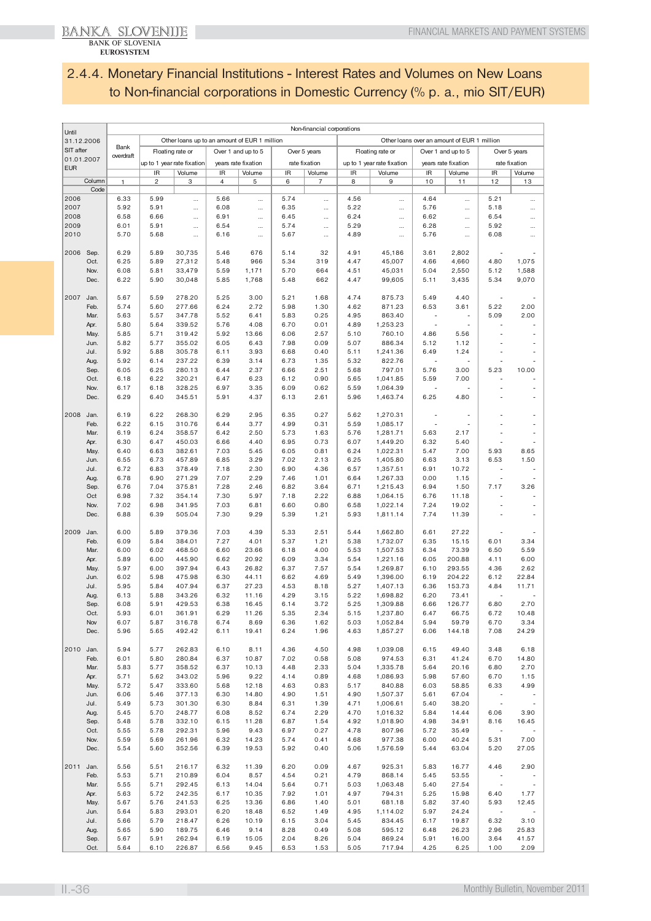## 2.4.4. Monetary Financial Institutions - Interest Rates and Volumes on New Loans to Non-financial corporations in Domestic Currency (% p. a., mio SIT/EUR)

| Until 31.12.2006 SIT after 01.01.2007 EUR | | Non-financial corporations | | | | | | | | | | | | |
|---|---|---|---|---|---|---|---|---|---|---|---|---|---|---|
| | | Bank overdraft | Other loans up to an amount of EUR 1 million | | | | | | Other loans over an amount of EUR 1 million | | | | | |
| | | | Floating rate or up to 1 year rate fixation | | Over 1 and up to 5 years rate fixation | | Over 5 years rate fixation | | Floating rate or up to 1 year rate fixation | | Over 1 and up to 5 years rate fixation | | Over 5 years rate fixation | |
| | | | IR | Volume | IR | Volume | IR | Volume | IR | Volume | IR | Volume | IR | Volume |
| | Column | 1 | 2 | 3 | 4 | 5 | 6 | 7 | 8 | 9 | 10 | 11 | 12 | 13 |
| | Code | | | | | | | | | | | | | |
| 2006 | | 6.33 | 5.99 | ... | 5.66 | ... | 5.74 | ... | 4.56 | ... | 4.64 | ... | 5.21 | ... |
| 2007 | | 5.92 | 5.91 | ... | 6.08 | ... | 6.35 | ... | 5.22 | ... | 5.76 | ... | 5.18 | ... |
| 2008 | | 6.58 | 6.66 | ... | 6.91 | ... | 6.45 | ... | 6.24 | ... | 6.62 | ... | 6.54 | ... |
| 2009 | | 6.01 | 5.91 | ... | 6.54 | ... | 5.74 | ... | 5.29 | ... | 6.28 | ... | 5.92 | ... |
| 2010 | | 5.70 | 5.68 | ... | 6.16 | ... | 5.67 | ... | 4.89 | ... | 5.76 | ... | 6.08 | ... |
| 2006 | Sep. | 6.29 | 5.89 | 30,735 | 5.46 | 676 | 5.14 | 32 | 4.91 | 45,186 | 3.61 | 2,802 | - | - |
| | Oct. | 6.25 | 5.89 | 27,312 | 5.48 | 966 | 5.34 | 319 | 4.47 | 45,007 | 4.66 | 4,660 | 4.80 | 1,075 |
| | Nov. | 6.08 | 5.81 | 33,479 | 5.59 | 1,171 | 5.70 | 664 | 4.51 | 45,031 | 5.04 | 2,550 | 5.12 | 1,588 |
| | Dec. | 6.22 | 5.90 | 30,048 | 5.85 | 1,768 | 5.48 | 662 | 4.47 | 99,605 | 5.11 | 3,435 | 5.34 | 9,070 |
| 2007 | Jan. | 5.67 | 5.59 | 278.20 | 5.25 | 3.00 | 5.21 | 1.68 | 4.74 | 875.73 | 5.49 | 4.40 | - | - |
| | Feb. | 5.74 | 5.60 | 277.66 | 6.24 | 2.72 | 5.98 | 1.30 | 4.62 | 871.23 | 6.53 | 3.61 | 5.22 | 2.00 |
| | Mar. | 5.63 | 5.57 | 347.78 | 5.52 | 6.41 | 5.83 | 0.25 | 4.95 | 863.40 | - | - | 5.09 | 2.00 |
| | Apr. | 5.80 | 5.64 | 339.52 | 5.76 | 4.08 | 6.70 | 0.01 | 4.89 | 1,253.23 | - | - | - | - |
| | May. | 5.85 | 5.71 | 319.42 | 5.92 | 13.66 | 6.06 | 2.57 | 5.10 | 760.10 | 4.86 | 5.56 | - | - |
| | Jun. | 5.82 | 5.77 | 355.02 | 6.05 | 6.43 | 7.98 | 0.09 | 5.07 | 886.34 | 5.12 | 1.12 | - | - |
| | Jul. | 5.92 | 5.88 | 305.78 | 6.11 | 3.93 | 6.68 | 0.40 | 5.11 | 1,241.36 | 6.49 | 1.24 | - | - |
| | Aug. | 5.92 | 6.14 | 237.22 | 6.39 | 3.14 | 6.73 | 1.35 | 5.32 | 822.76 | - | - | - | - |
| | Sep. | 6.05 | 6.25 | 280.13 | 6.44 | 2.37 | 6.66 | 2.51 | 5.68 | 797.01 | 5.76 | 3.00 | 5.23 | 10.00 |
| | Oct. | 6.18 | 6.22 | 320.21 | 6.47 | 6.23 | 6.12 | 0.90 | 5.65 | 1,041.85 | 5.59 | 7.00 | - | - |
| | Nov. | 6.17 | 6.18 | 328.25 | 6.97 | 3.35 | 6.09 | 0.62 | 5.59 | 1,064.39 | - | - | - | - |
| | Dec. | 6.29 | 6.40 | 345.51 | 5.91 | 4.37 | 6.13 | 2.61 | 5.96 | 1,463.74 | 6.25 | 4.80 | - | - |
| 2008 | Jan. | 6.19 | 6.22 | 268.30 | 6.29 | 2.95 | 6.35 | 0.27 | 5.62 | 1,270.31 | - | - | - | - |
| | Feb. | 6.22 | 6.15 | 310.76 | 6.44 | 3.77 | 4.99 | 0.31 | 5.59 | 1,085.17 | - | - | - | - |
| | Mar. | 6.19 | 6.24 | 358.57 | 6.42 | 2.50 | 5.73 | 1.63 | 5.76 | 1,281.71 | 5.63 | 2.17 | - | - |
| | Apr. | 6.30 | 6.47 | 450.03 | 6.66 | 4.40 | 6.95 | 0.73 | 6.07 | 1,449.20 | 6.32 | 5.40 | - | - |
| | May. | 6.40 | 6.63 | 382.61 | 7.03 | 5.45 | 6.05 | 0.81 | 6.24 | 1,022.31 | 5.47 | 7.00 | 5.93 | 8.65 |
| | Jun. | 6.55 | 6.73 | 457.89 | 6.85 | 3.29 | 7.02 | 2.13 | 6.25 | 1,405.80 | 6.63 | 3.13 | 6.53 | 1.50 |
| | Jul. | 6.72 | 6.83 | 378.49 | 7.18 | 2.30 | 6.90 | 4.36 | 6.57 | 1,357.51 | 6.91 | 10.72 | - | - |
| | Aug. | 6.78 | 6.90 | 271.29 | 7.07 | 2.29 | 7.46 | 1.01 | 6.64 | 1,267.33 | 0.00 | 1.15 | - | - |
| | Sep. | 6.76 | 7.04 | 375.81 | 7.28 | 2.46 | 6.82 | 3.64 | 6.71 | 1,215.43 | 6.94 | 1.50 | 7.17 | 3.26 |
| | Oct | 6.98 | 7.32 | 354.14 | 7.30 | 5.97 | 7.18 | 2.22 | 6.88 | 1,064.15 | 6.76 | 11.18 | - | - |
| | Nov. | 7.02 | 6.98 | 341.95 | 7.03 | 6.81 | 6.60 | 0.80 | 6.58 | 1,022.14 | 7.24 | 19.02 | - | - |
| | Dec. | 6.88 | 6.39 | 505.04 | 7.30 | 9.29 | 5.39 | 1.21 | 5.93 | 1,811.14 | 7.74 | 11.39 | - | - |
| 2009 | Jan. | 6.00 | 5.89 | 379.36 | 7.03 | 4.39 | 5.33 | 2.51 | 5.44 | 1,662.80 | 6.61 | 27.22 | - | - |
| | Feb. | 6.09 | 5.84 | 384.01 | 7.27 | 4.01 | 5.37 | 1.21 | 5.38 | 1,732.07 | 6.35 | 15.15 | 6.01 | 3.34 |
| | Mar. | 6.00 | 6.02 | 468.50 | 6.60 | 23.66 | 6.18 | 4.00 | 5.53 | 1,507.53 | 6.34 | 73.39 | 6.50 | 5.59 |
| | Apr. | 5.89 | 6.00 | 445.90 | 6.62 | 20.92 | 6.09 | 3.34 | 5.54 | 1,221.16 | 6.05 | 200.88 | 4.11 | 6.00 |
| | May. | 5.97 | 6.00 | 397.94 | 6.43 | 26.82 | 6.37 | 7.57 | 5.54 | 1,269.87 | 6.10 | 293.55 | 4.36 | 2.62 |
| | Jun. | 6.02 | 5.98 | 475.98 | 6.30 | 44.11 | 6.62 | 4.69 | 5.49 | 1,396.00 | 6.19 | 204.22 | 6.12 | 22.84 |
| | Jul. | 5.95 | 5.84 | 407.94 | 6.37 | 27.23 | 4.53 | 8.18 | 5.27 | 1,407.13 | 6.36 | 153.73 | 4.84 | 11.71 |
| | Aug. | 6.13 | 5.88 | 343.26 | 6.32 | 11.16 | 4.29 | 3.15 | 5.22 | 1,698.82 | 6.20 | 73.41 | - | - |
| | Sep. | 6.08 | 5.91 | 429.53 | 6.38 | 16.45 | 6.14 | 3.72 | 5.25 | 1,309.88 | 6.66 | 126.77 | 6.80 | 2.70 |
| | Oct. | 5.93 | 6.01 | 361.91 | 6.29 | 11.26 | 5.35 | 2.34 | 5.15 | 1,237.80 | 6.47 | 66.75 | 6.72 | 10.48 |
| | Nov | 6.07 | 5.87 | 316.78 | 6.74 | 8.69 | 6.36 | 1.62 | 5.03 | 1,052.84 | 5.94 | 59.79 | 6.70 | 3.34 |
| | Dec. | 5.96 | 5.65 | 492.42 | 6.11 | 19.41 | 6.24 | 1.96 | 4.63 | 1,857.27 | 6.06 | 144.18 | 7.08 | 24.29 |
| 2010 | Jan. | 5.94 | 5.77 | 262.83 | 6.10 | 8.11 | 4.36 | 4.50 | 4.98 | 1,039.08 | 6.15 | 49.40 | 3.48 | 6.18 |
| | Feb. | 6.01 | 5.80 | 280.84 | 6.37 | 10.87 | 7.02 | 0.58 | 5.08 | 974.53 | 6.31 | 41.24 | 6.70 | 14.80 |
| | Mar. | 5.83 | 5.77 | 358.52 | 6.37 | 10.13 | 4.48 | 2.33 | 5.04 | 1,335.78 | 5.64 | 20.16 | 6.80 | 2.70 |
| | Apr. | 5.71 | 5.62 | 343.02 | 5.96 | 9.22 | 4.14 | 0.89 | 4.68 | 1,086.93 | 5.98 | 57.60 | 6.70 | 1.15 |
| | May. | 5.72 | 5.47 | 333.60 | 5.68 | 12.18 | 4.63 | 0.83 | 5.17 | 840.88 | 6.03 | 58.85 | 6.33 | 4.99 |
| | Jun. | 6.06 | 5.46 | 377.13 | 6.30 | 14.80 | 4.90 | 1.51 | 4.90 | 1,507.37 | 5.61 | 67.04 | - | - |
| | Jul. | 5.49 | 5.73 | 301.30 | 6.30 | 8.84 | 6.31 | 1.39 | 4.71 | 1,006.61 | 5.40 | 38.20 | - | - |
| | Aug. | 5.45 | 5.70 | 248.77 | 6.08 | 8.52 | 6.74 | 2.29 | 4.70 | 1,016.32 | 5.84 | 14.44 | 6.06 | 3.90 |
| | Sep. | 5.48 | 5.78 | 332.10 | 6.15 | 11.28 | 6.87 | 1.54 | 4.92 | 1,018.90 | 4.98 | 34.91 | 8.16 | 16.45 |
| | Oct. | 5.55 | 5.78 | 292.31 | 5.96 | 9.43 | 6.97 | 0.27 | 4.78 | 807.96 | 5.72 | 35.49 | - | - |
| | Nov. | 5.59 | 5.69 | 261.96 | 6.32 | 14.23 | 5.74 | 0.41 | 4.68 | 977.38 | 6.00 | 40.24 | 5.31 | 7.00 |
| | Dec. | 5.54 | 5.60 | 352.56 | 6.39 | 19.53 | 5.92 | 0.40 | 5.06 | 1,576.59 | 5.44 | 63.04 | 5.20 | 27.05 |
| 2011 | Jan. | 5.56 | 5.51 | 216.17 | 6.32 | 11.39 | 6.20 | 0.09 | 4.67 | 925.31 | 5.83 | 16.77 | 4.46 | 2.90 |
| | Feb. | 5.53 | 5.71 | 210.89 | 6.04 | 8.57 | 4.54 | 0.21 | 4.79 | 868.14 | 5.45 | 53.55 | - | - |
| | Mar. | 5.55 | 5.71 | 292.45 | 6.13 | 14.04 | 5.64 | 0.71 | 5.03 | 1,063.48 | 5.40 | 27.54 | - | - |
| | Apr. | 5.63 | 5.72 | 242.35 | 6.17 | 10.35 | 7.92 | 1.01 | 4.97 | 794.31 | 5.25 | 15.98 | 6.40 | 1.77 |
| | May. | 5.67 | 5.76 | 241.53 | 6.25 | 13.36 | 6.86 | 1.40 | 5.01 | 681.18 | 5.82 | 37.40 | 5.93 | 12.45 |
| | Jun. | 5.64 | 5.83 | 293.01 | 6.20 | 18.48 | 6.52 | 1.49 | 4.95 | 1,114.02 | 5.97 | 24.24 | - | - |
| | Jul. | 5.66 | 5.79 | 218.47 | 6.26 | 10.19 | 6.15 | 3.04 | 5.45 | 834.45 | 6.17 | 19.87 | 6.32 | 3.10 |
| | Aug. | 5.65 | 5.90 | 189.75 | 6.46 | 9.14 | 8.28 | 0.49 | 5.08 | 595.12 | 6.48 | 26.23 | 2.96 | 25.83 |
| | Sep. | 5.67 | 5.91 | 262.94 | 6.19 | 15.05 | 2.04 | 8.26 | 5.04 | 869.24 | 5.91 | 16.00 | 3.64 | 41.57 |
| | Oct. | 5.64 | 6.10 | 226.87 | 6.56 | 9.45 | 6.53 | 1.53 | 5.05 | 717.94 | 4.25 | 6.25 | 1.00 | 2.09 |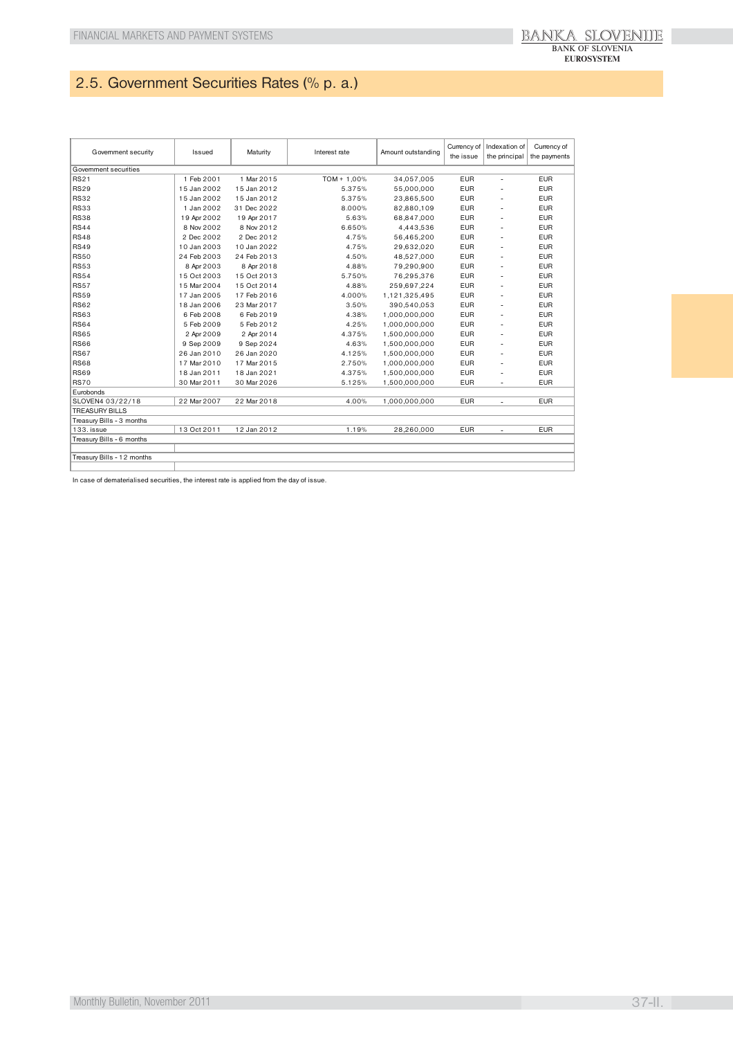## 2.5. Government Securities Rates (% p. a.)

| Government security | Issued | Maturity | Interest rate | Amount outstanding | Currency of the issue | Indexation of the principal | Currency of the payments |
|---|---|---|---|---|---|---|---|
| Government securities | | | | | | | |
| RS21 | 1 Feb 2001 | 1 Mar 2015 | TOM + 1,00% | 34,057,005 | EUR | - | EUR |
| RS29 | 15 Jan 2002 | 15 Jan 2012 | 5.375% | 55,000,000 | EUR | - | EUR |
| RS32 | 15 Jan 2002 | 15 Jan 2012 | 5.375% | 23,865,500 | EUR | - | EUR |
| RS33 | 1 Jan 2002 | 31 Dec 2022 | 8.000% | 82,880,109 | EUR | - | EUR |
| RS38 | 19 Apr 2002 | 19 Apr 2017 | 5.63% | 68,847,000 | EUR | - | EUR |
| RS44 | 8 Nov 2002 | 8 Nov 2012 | 6.650% | 4,443,536 | EUR | - | EUR |
| RS48 | 2 Dec 2002 | 2 Dec 2012 | 4.75% | 56,465,200 | EUR | - | EUR |
| RS49 | 10 Jan 2003 | 10 Jan 2022 | 4.75% | 29,632,020 | EUR | - | EUR |
| RS50 | 24 Feb 2003 | 24 Feb 2013 | 4.50% | 48,527,000 | EUR | - | EUR |
| RS53 | 8 Apr 2003 | 8 Apr 2018 | 4.88% | 79,290,900 | EUR | - | EUR |
| RS54 | 15 Oct 2003 | 15 Oct 2013 | 5.750% | 76,295,376 | EUR | - | EUR |
| RS57 | 15 Mar 2004 | 15 Oct 2014 | 4.88% | 259,697,224 | EUR | - | EUR |
| RS59 | 17 Jan 2005 | 17 Feb 2016 | 4.000% | 1,121,325,495 | EUR | - | EUR |
| RS62 | 18 Jan 2006 | 23 Mar 2017 | 3.50% | 390,540,053 | EUR | - | EUR |
| RS63 | 6 Feb 2008 | 6 Feb 2019 | 4.38% | 1,000,000,000 | EUR | - | EUR |
| RS64 | 5 Feb 2009 | 5 Feb 2012 | 4.25% | 1,000,000,000 | EUR | - | EUR |
| RS65 | 2 Apr 2009 | 2 Apr 2014 | 4.375% | 1,500,000,000 | EUR | - | EUR |
| RS66 | 9 Sep 2009 | 9 Sep 2024 | 4.63% | 1,500,000,000 | EUR | - | EUR |
| RS67 | 26 Jan 2010 | 26 Jan 2020 | 4.125% | 1,500,000,000 | EUR | - | EUR |
| RS68 | 17 Mar 2010 | 17 Mar 2015 | 2.750% | 1,000,000,000 | EUR | - | EUR |
| RS69 | 18 Jan 2011 | 18 Jan 2021 | 4.375% | 1,500,000,000 | EUR | - | EUR |
| RS70 | 30 Mar 2011 | 30 Mar 2026 | 5.125% | 1,500,000,000 | EUR | - | EUR |
| Eurobonds | | | | | | | |
| SLOVEN4 03/22/18 | 22 Mar 2007 | 22 Mar 2018 | 4.00% | 1,000,000,000 | EUR | - | EUR |
| TREASURY BILLS | | | | | | | |
| Treasury Bills - 3 months | | | | | | | |
| 133. issue | 13 Oct 2011 | 12 Jan 2012 | 1.19% | 28,260,000 | EUR | - | EUR |
| Treasury Bills - 6 months | | | | | | | |
| | | | | | | | |
| Treasury Bills - 12 months | | | | | | | |
| | | | | | | | |

In case of dematerialised securities, the interest rate is applied from the day of issue.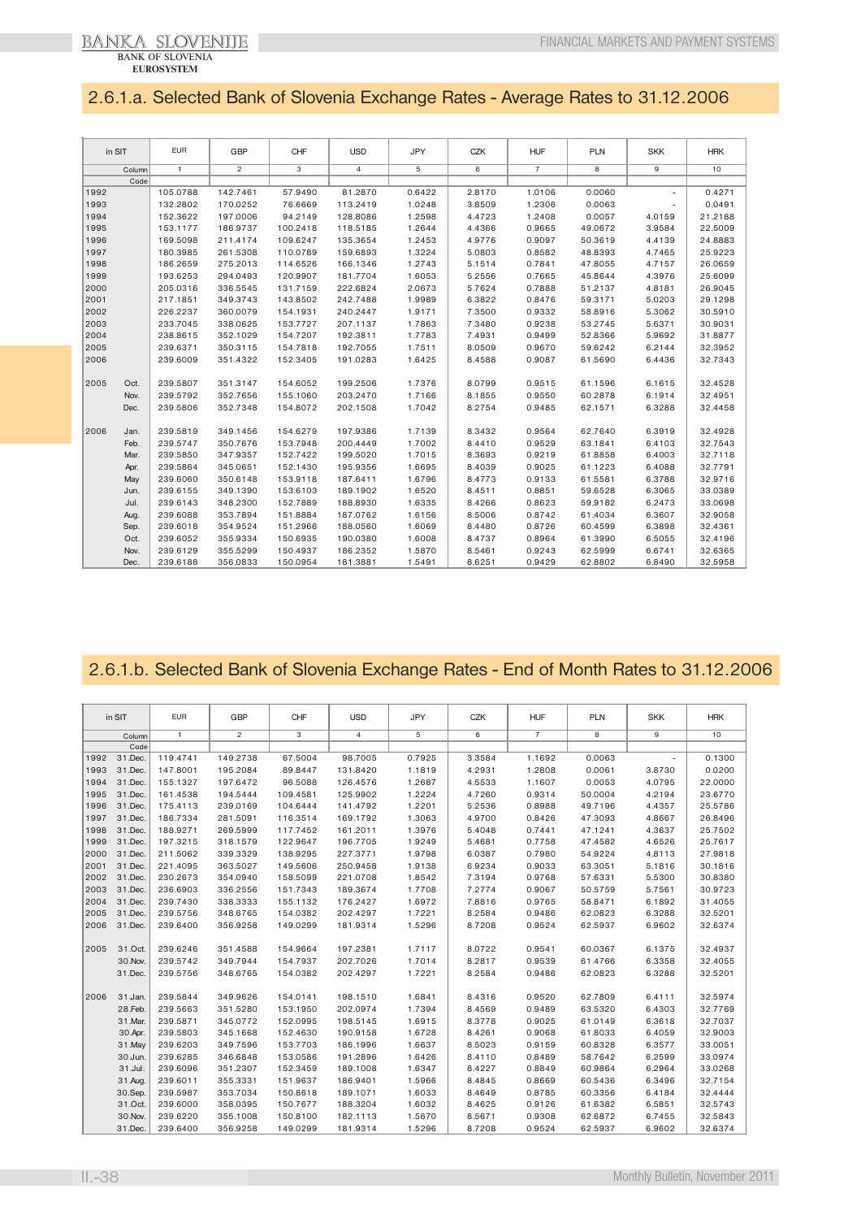## 2.6.1.a. Selected Bank of Slovenia Exchange Rates - Average Rates to 31.12.2006

| in SIT | | EUR | GBP | CHF | USD | JPY | CZK | HUF | PLN | SKK | HRK |
|---|---|---|---|---|---|---|---|---|---|---|---|
| | Column | 1 | 2 | 3 | 4 | 5 | 6 | 7 | 8 | 9 | 10 |
| | Code | | | | | | | | | | |
| 1992 | | 105.0788 | 142.7461 | 57.9490 | 81.2870 | 0.6422 | 2.8170 | 1.0106 | 0.0060 | - | 0.4271 |
| 1993 | | 132.2802 | 170.0252 | 76.6669 | 113.2419 | 1.0248 | 3.8509 | 1.2306 | 0.0063 | - | 0.0491 |
| 1994 | | 152.3622 | 197.0006 | 94.2149 | 128.8086 | 1.2598 | 4.4723 | 1.2408 | 0.0057 | 4.0159 | 21.2188 |
| 1995 | | 153.1177 | 186.9737 | 100.2418 | 118.5185 | 1.2644 | 4.4366 | 0.9665 | 49.0672 | 3.9584 | 22.5009 |
| 1996 | | 169.5098 | 211.4174 | 109.6247 | 135.3654 | 1.2453 | 4.9776 | 0.9097 | 50.3619 | 4.4139 | 24.8883 |
| 1997 | | 180.3985 | 261.5308 | 110.0789 | 159.6893 | 1.3224 | 5.0803 | 0.8582 | 48.8393 | 4.7465 | 25.9223 |
| 1998 | | 186.2659 | 275.2013 | 114.6526 | 166.1346 | 1.2743 | 5.1514 | 0.7841 | 47.8055 | 4.7157 | 26.0659 |
| 1999 | | 193.6253 | 294.0493 | 120.9907 | 181.7704 | 1.6053 | 5.2556 | 0.7665 | 45.8644 | 4.3976 | 25.6099 |
| 2000 | | 205.0316 | 336.5545 | 131.7159 | 222.6824 | 2.0673 | 5.7624 | 0.7888 | 51.2137 | 4.8181 | 26.9045 |
| 2001 | | 217.1851 | 349.3743 | 143.8502 | 242.7488 | 1.9989 | 6.3822 | 0.8476 | 59.3171 | 5.0203 | 29.1298 |
| 2002 | | 226.2237 | 360.0079 | 154.1931 | 240.2447 | 1.9171 | 7.3500 | 0.9332 | 58.8916 | 5.3062 | 30.5910 |
| 2003 | | 233.7045 | 338.0625 | 153.7727 | 207.1137 | 1.7863 | 7.3480 | 0.9238 | 53.2745 | 5.6371 | 30.9031 |
| 2004 | | 238.8615 | 352.1029 | 154.7207 | 192.3811 | 1.7783 | 7.4931 | 0.9499 | 52.8366 | 5.9692 | 31.8877 |
| 2005 | | 239.6371 | 350.3115 | 154.7818 | 192.7055 | 1.7511 | 8.0509 | 0.9670 | 59.6242 | 6.2144 | 32.3952 |
| 2006 | | 239.6009 | 351.4322 | 152.3405 | 191.0283 | 1.6425 | 8.4588 | 0.9087 | 61.5690 | 6.4436 | 32.7343 |
| 2005 | Oct. | 239.5807 | 351.3147 | 154.6052 | 199.2506 | 1.7376 | 8.0799 | 0.9515 | 61.1596 | 6.1615 | 32.4528 |
| | Nov. | 239.5792 | 352.7656 | 155.1060 | 203.2470 | 1.7166 | 8.1855 | 0.9550 | 60.2878 | 6.1914 | 32.4951 |
| | Dec. | 239.5806 | 352.7348 | 154.8072 | 202.1508 | 1.7042 | 8.2754 | 0.9485 | 62.1571 | 6.3288 | 32.4458 |
| 2006 | Jan. | 239.5819 | 349.1456 | 154.6279 | 197.9386 | 1.7139 | 8.3432 | 0.9564 | 62.7640 | 6.3919 | 32.4928 |
| | Feb. | 239.5747 | 350.7676 | 153.7948 | 200.4449 | 1.7002 | 8.4410 | 0.9529 | 63.1841 | 6.4103 | 32.7543 |
| | Mar. | 239.5850 | 347.9357 | 152.7422 | 199.5020 | 1.7015 | 8.3693 | 0.9219 | 61.8858 | 6.4003 | 32.7118 |
| | Apr. | 239.5864 | 345.0651 | 152.1430 | 195.9356 | 1.6695 | 8.4039 | 0.9025 | 61.1223 | 6.4088 | 32.7791 |
| | May | 239.6060 | 350.6148 | 153.9118 | 187.6411 | 1.6796 | 8.4773 | 0.9133 | 61.5581 | 6.3788 | 32.9716 |
| | Jun. | 239.6155 | 349.1390 | 153.6103 | 189.1902 | 1.6520 | 8.4511 | 0.8851 | 59.6528 | 6.3065 | 33.0389 |
| | Jul. | 239.6143 | 348.2300 | 152.7889 | 188.8930 | 1.6335 | 8.4266 | 0.8623 | 59.9182 | 6.2473 | 33.0698 |
| | Aug. | 239.6088 | 353.7894 | 151.8884 | 187.0762 | 1.6156 | 8.5006 | 0.8742 | 61.4034 | 6.3607 | 32.9058 |
| | Sep. | 239.6018 | 354.9524 | 151.2966 | 188.0560 | 1.6069 | 8.4480 | 0.8726 | 60.4599 | 6.3898 | 32.4361 |
| | Oct. | 239.6052 | 355.9334 | 150.6935 | 190.0380 | 1.6008 | 8.4737 | 0.8964 | 61.3990 | 6.5055 | 32.4196 |
| | Nov. | 239.6129 | 355.5299 | 150.4937 | 186.2352 | 1.5870 | 8.5461 | 0.9243 | 62.5999 | 6.6741 | 32.6365 |
| | Dec. | 239.6188 | 356.0833 | 150.0954 | 181.3881 | 1.5491 | 8.6251 | 0.9429 | 62.8802 | 6.8490 | 32.5958 |

## 2.6.1.b. Selected Bank of Slovenia Exchange Rates - End of Month Rates to 31.12.2006

| in SIT | | EUR | GBP | CHF | USD | JPY | CZK | HUF | PLN | SKK | HRK |
|---|---|---|---|---|---|---|---|---|---|---|---|
| | Column | 1 | 2 | 3 | 4 | 5 | 6 | 7 | 8 | 9 | 10 |
| | Code | | | | | | | | | | |
| 1992 | 31.Dec. | 119.4741 | 149.2738 | 67.5004 | 98.7005 | 0.7925 | 3.3584 | 1.1692 | 0.0063 | - | 0.1300 |
| 1993 | 31.Dec. | 147.8001 | 195.2084 | 89.8447 | 131.8420 | 1.1819 | 4.2931 | 1.2808 | 0.0061 | 3.8730 | 0.0200 |
| 1994 | 31.Dec. | 155.1327 | 197.6472 | 96.5088 | 126.4576 | 1.2687 | 4.5533 | 1.1607 | 0.0053 | 4.0795 | 22.0000 |
| 1995 | 31.Dec. | 161.4538 | 194.5444 | 109.4581 | 125.9902 | 1.2224 | 4.7260 | 0.9314 | 50.0004 | 4.2194 | 23.6770 |
| 1996 | 31.Dec. | 175.4113 | 239.0169 | 104.6444 | 141.4792 | 1.2201 | 5.2536 | 0.8988 | 49.7196 | 4.4357 | 25.5786 |
| 1997 | 31.Dec. | 186.7334 | 281.5091 | 116.3514 | 169.1792 | 1.3063 | 4.9700 | 0.8426 | 47.3093 | 4.8667 | 26.8496 |
| 1998 | 31.Dec. | 188.9271 | 269.5999 | 117.7452 | 161.2011 | 1.3976 | 5.4048 | 0.7441 | 47.1241 | 4.3637 | 25.7502 |
| 1999 | 31.Dec. | 197.3215 | 318.1579 | 122.9647 | 196.7705 | 1.9249 | 5.4681 | 0.7758 | 47.4582 | 4.6526 | 25.7617 |
| 2000 | 31.Dec. | 211.5062 | 339.3329 | 138.9295 | 227.3771 | 1.9798 | 6.0387 | 0.7980 | 54.9224 | 4.8113 | 27.9818 |
| 2001 | 31.Dec. | 221.4095 | 363.5027 | 149.5606 | 250.9458 | 1.9138 | 6.9234 | 0.9033 | 63.3051 | 5.1816 | 30.1816 |
| 2002 | 31.Dec. | 230.2673 | 354.0940 | 158.5099 | 221.0708 | 1.8542 | 7.3194 | 0.9768 | 57.6331 | 5.5300 | 30.8380 |
| 2003 | 31.Dec. | 236.6903 | 336.2556 | 151.7343 | 189.3674 | 1.7708 | 7.2774 | 0.9067 | 50.5759 | 5.7561 | 30.9723 |
| 2004 | 31.Dec. | 239.7430 | 338.3333 | 155.1132 | 176.2427 | 1.6972 | 7.8816 | 0.9765 | 58.8471 | 6.1892 | 31.4055 |
| 2005 | 31.Dec. | 239.5756 | 348.6765 | 154.0382 | 202.4297 | 1.7221 | 8.2584 | 0.9486 | 62.0823 | 6.3288 | 32.5201 |
| 2006 | 31.Dec. | 239.6400 | 356.9258 | 149.0299 | 181.9314 | 1.5296 | 8.7208 | 0.9524 | 62.5937 | 6.9602 | 32.6374 |
| 2005 | 31.Oct. | 239.6246 | 351.4588 | 154.9664 | 197.2381 | 1.7117 | 8.0722 | 0.9541 | 60.0367 | 6.1375 | 32.4937 |
| | 30.Nov. | 239.5742 | 349.7944 | 154.7937 | 202.7026 | 1.7014 | 8.2817 | 0.9539 | 61.4766 | 6.3358 | 32.4055 |
| | 31.Dec. | 239.5756 | 348.6765 | 154.0382 | 202.4297 | 1.7221 | 8.2584 | 0.9486 | 62.0823 | 6.3288 | 32.5201 |
| 2006 | 31.Jan. | 239.5844 | 349.9626 | 154.0141 | 198.1510 | 1.6841 | 8.4316 | 0.9520 | 62.7809 | 6.4111 | 32.5974 |
| | 28.Feb. | 239.5663 | 351.5280 | 153.1950 | 202.0974 | 1.7394 | 8.4569 | 0.9489 | 63.5320 | 6.4303 | 32.7769 |
| | 31.Mar. | 239.5871 | 345.0772 | 152.0995 | 198.5145 | 1.6915 | 8.3778 | 0.9025 | 61.0149 | 6.3618 | 32.7037 |
| | 30.Apr. | 239.5803 | 345.1668 | 152.4630 | 190.9158 | 1.6728 | 8.4261 | 0.9068 | 61.8033 | 6.4059 | 32.9003 |
| | 31.May | 239.6203 | 349.7596 | 153.7703 | 186.1996 | 1.6637 | 8.5023 | 0.9159 | 60.8328 | 6.3577 | 33.0051 |
| | 30.Jun. | 239.6285 | 346.6848 | 153.0586 | 191.2896 | 1.6426 | 8.4110 | 0.8489 | 58.7642 | 6.2599 | 33.0974 |
| | 31.Jul. | 239.6096 | 351.2307 | 152.3459 | 189.1008 | 1.6347 | 8.4227 | 0.8849 | 60.9864 | 6.2964 | 33.0268 |
| | 31.Aug. | 239.6011 | 355.3331 | 151.9637 | 186.9401 | 1.5966 | 8.4845 | 0.8669 | 60.5436 | 6.3496 | 32.7154 |
| | 30.Sep. | 239.5987 | 353.7034 | 150.8618 | 189.1071 | 1.6033 | 8.4649 | 0.8785 | 60.3356 | 6.4184 | 32.4444 |
| | 31.Oct. | 239.6000 | 358.0395 | 150.7677 | 188.3204 | 1.6032 | 8.4625 | 0.9126 | 61.6382 | 6.5851 | 32.5743 |
| | 30.Nov. | 239.6220 | 355.1008 | 150.8100 | 182.1113 | 1.5670 | 8.5671 | 0.9308 | 62.6872 | 6.7455 | 32.5843 |
| | 31.Dec. | 239.6400 | 356.9258 | 149.0299 | 181.9314 | 1.5296 | 8.7208 | 0.9524 | 62.5937 | 6.9602 | 32.6374 |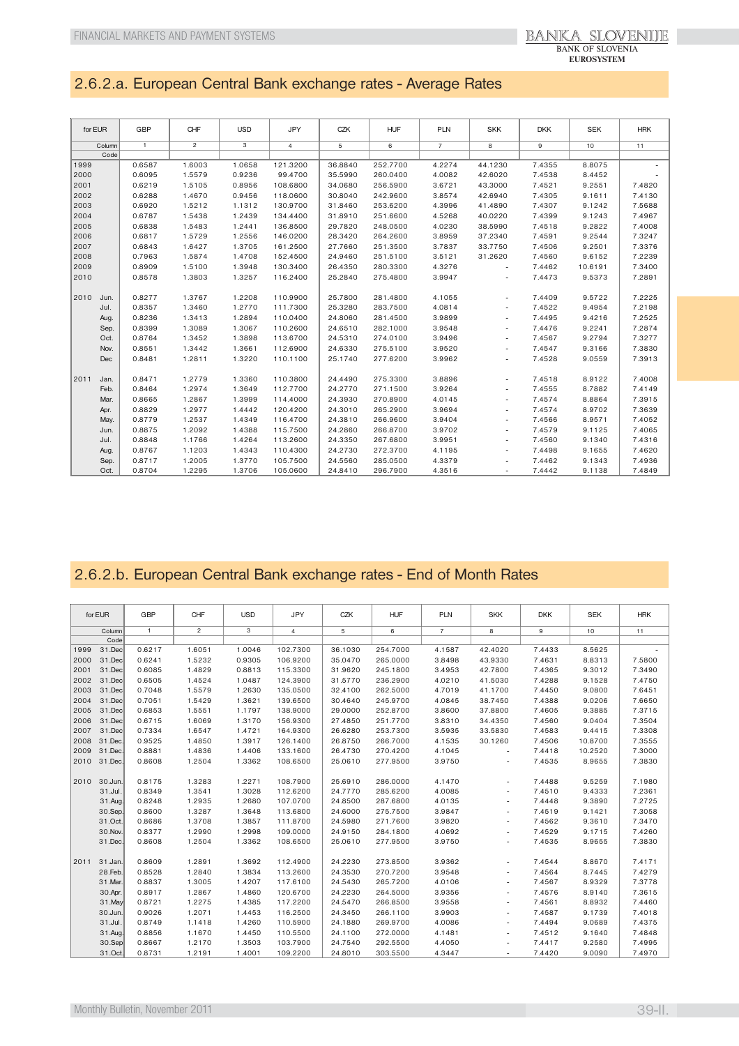## 2.6.2.a. European Central Bank exchange rates - Average Rates

| for EUR | | GBP | CHF | USD | JPY | CZK | HUF | PLN | SKK | DKK | SEK | HRK |
|---|---|---|---|---|---|---|---|---|---|---|---|---|
| Column | | 1 | 2 | 3 | 4 | 5 | 6 | 7 | 8 | 9 | 10 | 11 |
| Code | | | | | | | | | | | | |
| 1999 | | 0.6587 | 1.6003 | 1.0658 | 121.3200 | 36.8840 | 252.7700 | 4.2274 | 44.1230 | 7.4355 | 8.8075 | - |
| 2000 | | 0.6095 | 1.5579 | 0.9236 | 99.4700 | 35.5990 | 260.0400 | 4.0082 | 42.6020 | 7.4538 | 8.4452 | - |
| 2001 | | 0.6219 | 1.5105 | 0.8956 | 108.6800 | 34.0680 | 256.5900 | 3.6721 | 43.3000 | 7.4521 | 9.2551 | 7.4820 |
| 2002 | | 0.6288 | 1.4670 | 0.9456 | 118.0600 | 30.8040 | 242.9600 | 3.8574 | 42.6940 | 7.4305 | 9.1611 | 7.4130 |
| 2003 | | 0.6920 | 1.5212 | 1.1312 | 130.9700 | 31.8460 | 253.6200 | 4.3996 | 41.4890 | 7.4307 | 9.1242 | 7.5688 |
| 2004 | | 0.6787 | 1.5438 | 1.2439 | 134.4400 | 31.8910 | 251.6600 | 4.5268 | 40.0220 | 7.4399 | 9.1243 | 7.4967 |
| 2005 | | 0.6838 | 1.5483 | 1.2441 | 136.8500 | 29.7820 | 248.0500 | 4.0230 | 38.5990 | 7.4518 | 9.2822 | 7.4008 |
| 2006 | | 0.6817 | 1.5729 | 1.2556 | 146.0200 | 28.3420 | 264.2600 | 3.8959 | 37.2340 | 7.4591 | 9.2544 | 7.3247 |
| 2007 | | 0.6843 | 1.6427 | 1.3705 | 161.2500 | 27.7660 | 251.3500 | 3.7837 | 33.7750 | 7.4506 | 9.2501 | 7.3376 |
| 2008 | | 0.7963 | 1.5874 | 1.4708 | 152.4500 | 24.9460 | 251.5100 | 3.5121 | 31.2620 | 7.4560 | 9.6152 | 7.2239 |
| 2009 | | 0.8909 | 1.5100 | 1.3948 | 130.3400 | 26.4350 | 280.3300 | 4.3276 | - | 7.4462 | 10.6191 | 7.3400 |
| 2010 | | 0.8578 | 1.3803 | 1.3257 | 116.2400 | 25.2840 | 275.4800 | 3.9947 | - | 7.4473 | 9.5373 | 7.2891 |
| 2010 | Jun. | 0.8277 | 1.3767 | 1.2208 | 110.9900 | 25.7800 | 281.4800 | 4.1055 | - | 7.4409 | 9.5722 | 7.2225 |
| | Jul. | 0.8357 | 1.3460 | 1.2770 | 111.7300 | 25.3280 | 283.7500 | 4.0814 | - | 7.4522 | 9.4954 | 7.2198 |
| | Aug. | 0.8236 | 1.3413 | 1.2894 | 110.0400 | 24.8060 | 281.4500 | 3.9899 | - | 7.4495 | 9.4216 | 7.2525 |
| | Sep. | 0.8399 | 1.3089 | 1.3067 | 110.2600 | 24.6510 | 282.1000 | 3.9548 | - | 7.4476 | 9.2241 | 7.2874 |
| | Oct. | 0.8764 | 1.3452 | 1.3898 | 113.6700 | 24.5310 | 274.0100 | 3.9496 | - | 7.4567 | 9.2794 | 7.3277 |
| | Nov. | 0.8551 | 1.3442 | 1.3661 | 112.6900 | 24.6330 | 275.5100 | 3.9520 | - | 7.4547 | 9.3166 | 7.3830 |
| | Dec | 0.8481 | 1.2811 | 1.3220 | 110.1100 | 25.1740 | 277.6200 | 3.9962 | - | 7.4528 | 9.0559 | 7.3913 |
| 2011 | Jan. | 0.8471 | 1.2779 | 1.3360 | 110.3800 | 24.4490 | 275.3300 | 3.8896 | - | 7.4518 | 8.9122 | 7.4008 |
| | Feb. | 0.8464 | 1.2974 | 1.3649 | 112.7700 | 24.2770 | 271.1500 | 3.9264 | - | 7.4555 | 8.7882 | 7.4149 |
| | Mar. | 0.8665 | 1.2867 | 1.3999 | 114.4000 | 24.3930 | 270.8900 | 4.0145 | - | 7.4574 | 8.8864 | 7.3915 |
| | Apr. | 0.8829 | 1.2977 | 1.4442 | 120.4200 | 24.3010 | 265.2900 | 3.9694 | - | 7.4574 | 8.9702 | 7.3639 |
| | May. | 0.8779 | 1.2537 | 1.4349 | 116.4700 | 24.3810 | 266.9600 | 3.9404 | - | 7.4566 | 8.9571 | 7.4052 |
| | Jun. | 0.8875 | 1.2092 | 1.4388 | 115.7500 | 24.2860 | 266.8700 | 3.9702 | - | 7.4579 | 9.1125 | 7.4065 |
| | Jul. | 0.8848 | 1.1766 | 1.4264 | 113.2600 | 24.3350 | 267.6800 | 3.9951 | - | 7.4560 | 9.1340 | 7.4316 |
| | Aug. | 0.8767 | 1.1203 | 1.4343 | 110.4300 | 24.2730 | 272.3700 | 4.1195 | - | 7.4498 | 9.1655 | 7.4620 |
| | Sep. | 0.8717 | 1.2005 | 1.3770 | 105.7500 | 24.5560 | 285.0500 | 4.3379 | - | 7.4462 | 9.1343 | 7.4936 |
| | Oct. | 0.8704 | 1.2295 | 1.3706 | 105.0600 | 24.8410 | 296.7900 | 4.3516 | - | 7.4442 | 9.1138 | 7.4849 |

## 2.6.2.b. European Central Bank exchange rates - End of Month Rates

| for EUR | | GBP | CHF | USD | JPY | CZK | HUF | PLN | SKK | DKK | SEK | HRK |
|---|---|---|---|---|---|---|---|---|---|---|---|---|
| Column | | 1 | 2 | 3 | 4 | 5 | 6 | 7 | 8 | 9 | 10 | 11 |
| Code | | | | | | | | | | | | |
| 1999 | 31.Dec | 0.6217 | 1.6051 | 1.0046 | 102.7300 | 36.1030 | 254.7000 | 4.1587 | 42.4020 | 7.4433 | 8.5625 | - |
| 2000 | 31.Dec | 0.6241 | 1.5232 | 0.9305 | 106.9200 | 35.0470 | 265.0000 | 3.8498 | 43.9330 | 7.4631 | 8.8313 | 7.5800 |
| 2001 | 31.Dec | 0.6085 | 1.4829 | 0.8813 | 115.3300 | 31.9620 | 245.1800 | 3.4953 | 42.7800 | 7.4365 | 9.3012 | 7.3490 |
| 2002 | 31.Dec | 0.6505 | 1.4524 | 1.0487 | 124.3900 | 31.5770 | 236.2900 | 4.0210 | 41.5030 | 7.4288 | 9.1528 | 7.4750 |
| 2003 | 31.Dec | 0.7048 | 1.5579 | 1.2630 | 135.0500 | 32.4100 | 262.5000 | 4.7019 | 41.1700 | 7.4450 | 9.0800 | 7.6451 |
| 2004 | 31.Dec | 0.7051 | 1.5429 | 1.3621 | 139.6500 | 30.4640 | 245.9700 | 4.0845 | 38.7450 | 7.4388 | 9.0206 | 7.6650 |
| 2005 | 31.Dec | 0.6853 | 1.5551 | 1.1797 | 138.9000 | 29.0000 | 252.8700 | 3.8600 | 37.8800 | 7.4605 | 9.3885 | 7.3715 |
| 2006 | 31.Dec | 0.6715 | 1.6069 | 1.3170 | 156.9300 | 27.4850 | 251.7700 | 3.8310 | 34.4350 | 7.4560 | 9.0404 | 7.3504 |
| 2007 | 31.Dec | 0.7334 | 1.6547 | 1.4721 | 164.9300 | 26.6280 | 253.7300 | 3.5935 | 33.5830 | 7.4583 | 9.4415 | 7.3308 |
| 2008 | 31.Dec. | 0.9525 | 1.4850 | 1.3917 | 126.1400 | 26.8750 | 266.7000 | 4.1535 | 30.1260 | 7.4506 | 10.8700 | 7.3555 |
| 2009 | 31.Dec. | 0.8881 | 1.4836 | 1.4406 | 133.1600 | 26.4730 | 270.4200 | 4.1045 | - | 7.4418 | 10.2520 | 7.3000 |
| 2010 | 31.Dec. | 0.8608 | 1.2504 | 1.3362 | 108.6500 | 25.0610 | 277.9500 | 3.9750 | - | 7.4535 | 8.9655 | 7.3830 |
| 2010 | 30.Jun. | 0.8175 | 1.3283 | 1.2271 | 108.7900 | 25.6910 | 286.0000 | 4.1470 | - | 7.4488 | 9.5259 | 7.1980 |
| | 31.Jul. | 0.8349 | 1.3541 | 1.3028 | 112.6200 | 24.7770 | 285.6200 | 4.0085 | - | 7.4510 | 9.4333 | 7.2361 |
| | 31.Aug. | 0.8248 | 1.2935 | 1.2680 | 107.0700 | 24.8500 | 287.6800 | 4.0135 | - | 7.4448 | 9.3890 | 7.2725 |
| | 30.Sep. | 0.8600 | 1.3287 | 1.3648 | 113.6800 | 24.6000 | 275.7500 | 3.9847 | - | 7.4519 | 9.1421 | 7.3058 |
| | 31.Oct. | 0.8686 | 1.3708 | 1.3857 | 111.8700 | 24.5980 | 271.7600 | 3.9820 | - | 7.4562 | 9.3610 | 7.3470 |
| | 30.Nov. | 0.8377 | 1.2990 | 1.2998 | 109.0000 | 24.9150 | 284.1800 | 4.0692 | - | 7.4529 | 9.1715 | 7.4260 |
| | 31.Dec. | 0.8608 | 1.2504 | 1.3362 | 108.6500 | 25.0610 | 277.9500 | 3.9750 | - | 7.4535 | 8.9655 | 7.3830 |
| 2011 | 31.Jan. | 0.8609 | 1.2891 | 1.3692 | 112.4900 | 24.2230 | 273.8500 | 3.9362 | - | 7.4544 | 8.8670 | 7.4171 |
| | 28.Feb. | 0.8528 | 1.2840 | 1.3834 | 113.2600 | 24.3530 | 270.7200 | 3.9548 | - | 7.4564 | 8.7445 | 7.4279 |
| | 31.Mar. | 0.8837 | 1.3005 | 1.4207 | 117.6100 | 24.5430 | 265.7200 | 4.0106 | - | 7.4567 | 8.9329 | 7.3778 |
| | 30.Apr. | 0.8917 | 1.2867 | 1.4860 | 120.6700 | 24.2230 | 264.5000 | 3.9356 | - | 7.4576 | 8.9140 | 7.3615 |
| | 31.May | 0.8721 | 1.2275 | 1.4385 | 117.2200 | 24.5470 | 266.8500 | 3.9558 | - | 7.4561 | 8.8932 | 7.4460 |
| | 30.Jun. | 0.9026 | 1.2071 | 1.4453 | 116.2500 | 24.3450 | 266.1100 | 3.9903 | - | 7.4587 | 9.1739 | 7.4018 |
| | 31.Jul. | 0.8749 | 1.1418 | 1.4260 | 110.5900 | 24.1880 | 269.9700 | 4.0086 | - | 7.4494 | 9.0689 | 7.4375 |
| | 31.Aug. | 0.8856 | 1.1670 | 1.4450 | 110.5500 | 24.1100 | 272.0000 | 4.1481 | - | 7.4512 | 9.1640 | 7.4848 |
| | 30.Sep | 0.8667 | 1.2170 | 1.3503 | 103.7900 | 24.7540 | 292.5500 | 4.4050 | - | 7.4417 | 9.2580 | 7.4995 |
| | 31.Oct. | 0.8731 | 1.2191 | 1.4001 | 109.2200 | 24.8010 | 303.5500 | 4.3447 | - | 7.4420 | 9.0090 | 7.4970 |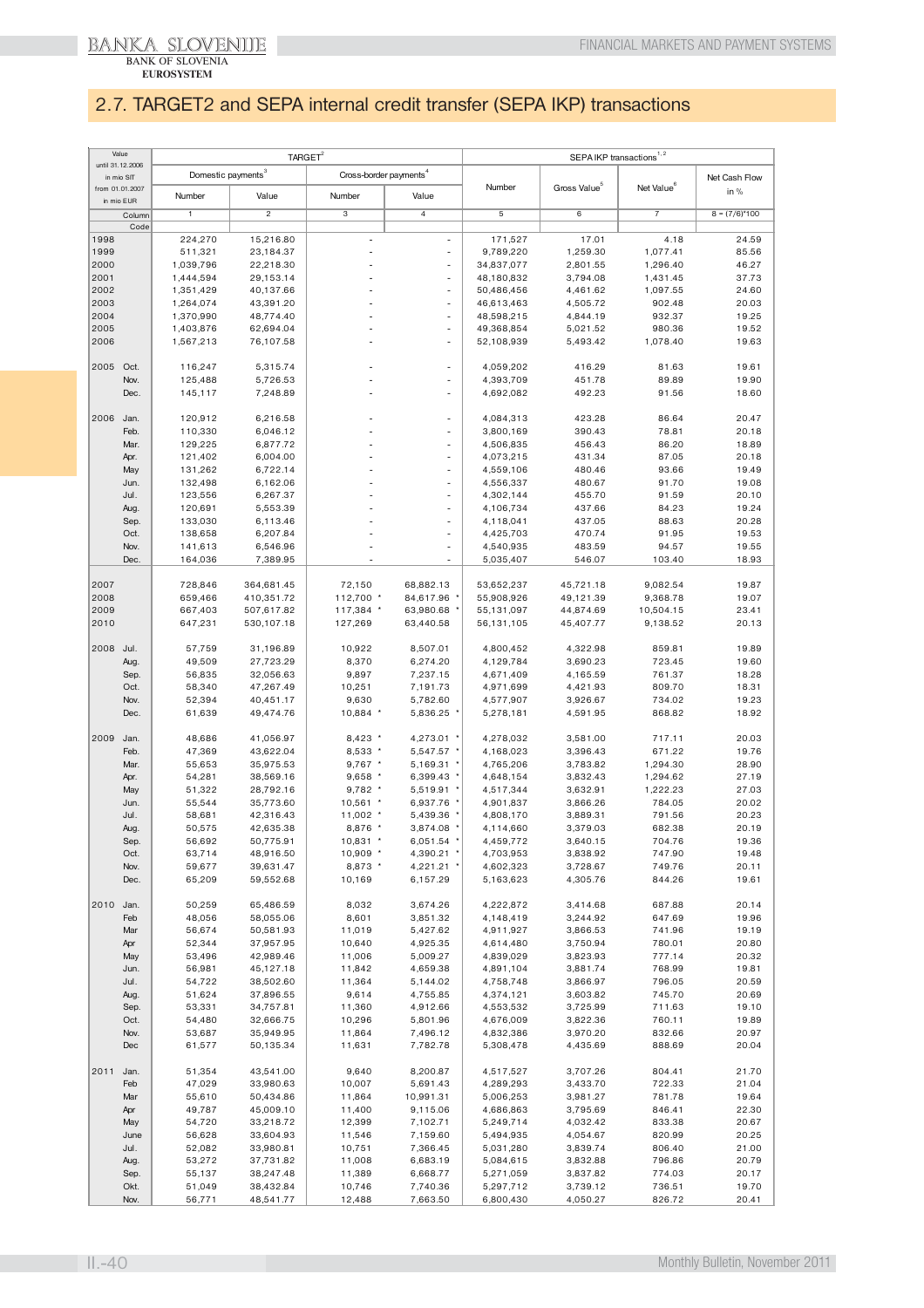## 2.7. TARGET2 and SEPA internal credit transfer (SEPA IKP) transactions

| Value until 31.12.2006 in mio SIT from 01.01.2007 in mio EUR | | TARGET[2] | | | | SEPA IKP transactions[1,2] | | | |
|---|---|---|---|---|---|---|---|---|---|
| | | Domestic payments[3] | | Cross-border payments[4] | | Number | Gross Value[5] | Net Value[6] | Net Cash Flow in % |
| | | Number | Value | Number | Value | | | | |
| Column | | 1 | 2 | 3 | 4 | 5 | 6 | 7 | 8 = (7/6)*100 |
| Code | | | | | | | | | |
| 1998 | | 224,270 | 15,216.80 | - | - | 171,527 | 17.01 | 4.18 | 24.59 |
| 1999 | | 511,321 | 23,184.37 | - | - | 9,789,220 | 1,259.30 | 1,077.41 | 85.56 |
| 2000 | | 1,039,796 | 22,218.30 | - | - | 34,837,077 | 2,801.55 | 1,296.40 | 46.27 |
| 2001 | | 1,444,594 | 29,153.14 | - | - | 48,180,832 | 3,794.08 | 1,431.45 | 37.73 |
| 2002 | | 1,351,429 | 40,137.66 | - | - | 50,486,456 | 4,461.62 | 1,097.55 | 24.60 |
| 2003 | | 1,264,074 | 43,391.20 | - | - | 46,613,463 | 4,505.72 | 902.48 | 20.03 |
| 2004 | | 1,370,990 | 48,774.40 | - | - | 48,598,215 | 4,844.19 | 932.37 | 19.25 |
| 2005 | | 1,403,876 | 62,694.04 | - | - | 49,368,854 | 5,021.52 | 980.36 | 19.52 |
| 2006 | | 1,567,213 | 76,107.58 | - | - | 52,108,939 | 5,493.42 | 1,078.40 | 19.63 |
| 2005 | Oct. | 116,247 | 5,315.74 | - | - | 4,059,202 | 416.29 | 81.63 | 19.61 |
| | Nov. | 125,488 | 5,726.53 | - | - | 4,393,709 | 451.78 | 89.89 | 19.90 |
| | Dec. | 145,117 | 7,248.89 | - | - | 4,692,082 | 492.23 | 91.56 | 18.60 |
| 2006 | Jan. | 120,912 | 6,216.58 | - | - | 4,084,313 | 423.28 | 86.64 | 20.47 |
| | Feb. | 110,330 | 6,046.12 | - | - | 3,800,169 | 390.43 | 78.81 | 20.18 |
| | Mar. | 129,225 | 6,877.72 | - | - | 4,506,835 | 456.43 | 86.20 | 18.89 |
| | Apr. | 121,402 | 6,004.00 | - | - | 4,073,215 | 431.34 | 87.05 | 20.18 |
| | May | 131,262 | 6,722.14 | - | - | 4,559,106 | 480.46 | 93.66 | 19.49 |
| | Jun. | 132,498 | 6,162.06 | - | - | 4,556,337 | 480.67 | 91.70 | 19.08 |
| | Jul. | 123,556 | 6,267.37 | - | - | 4,302,144 | 455.70 | 91.59 | 20.10 |
| | Aug. | 120,691 | 5,553.39 | - | - | 4,106,734 | 437.66 | 84.23 | 19.24 |
| | Sep. | 133,030 | 6,113.46 | - | - | 4,118,041 | 437.05 | 88.63 | 20.28 |
| | Oct. | 138,658 | 6,207.84 | - | - | 4,425,703 | 470.74 | 91.95 | 19.53 |
| | Nov. | 141,613 | 6,546.96 | - | - | 4,540,935 | 483.59 | 94.57 | 19.55 |
| | Dec. | 164,036 | 7,389.95 | - | - | 5,035,407 | 546.07 | 103.40 | 18.93 |
| 2007 | | 728,846 | 364,681.45 | 72,150 | 68,882.13 | 53,652,237 | 45,721.18 | 9,082.54 | 19.87 |
| 2008 | | 659,466 | 410,351.72 | 112,700 * | 84,617.96 * | 55,908,926 | 49,121.39 | 9,368.78 | 19.07 |
| 2009 | | 667,403 | 507,617.82 | 117,384 * | 63,980.68 * | 55,131,097 | 44,874.69 | 10,504.15 | 23.41 |
| 2010 | | 647,231 | 530,107.18 | 127,269 | 63,440.58 | 56,131,105 | 45,407.77 | 9,138.52 | 20.13 |
| 2008 | Jul. | 57,759 | 31,196.89 | 10,922 | 8,507.01 | 4,800,452 | 4,322.98 | 859.81 | 19.89 |
| | Aug. | 49,509 | 27,723.29 | 8,370 | 6,274.20 | 4,129,784 | 3,690.23 | 723.45 | 19.60 |
| | Sep. | 56,835 | 32,056.63 | 9,897 | 7,237.15 | 4,671,409 | 4,165.59 | 761.37 | 18.28 |
| | Oct. | 58,340 | 47,267.49 | 10,251 | 7,191.73 | 4,971,699 | 4,421.93 | 809.70 | 18.31 |
| | Nov. | 52,394 | 40,451.17 | 9,630 | 5,782.60 | 4,577,907 | 3,926.67 | 734.02 | 19.23 |
| | Dec. | 61,639 | 49,474.76 | 10,884 * | 5,836.25 * | 5,278,181 | 4,591.95 | 868.82 | 18.92 |
| 2009 | Jan. | 48,686 | 41,056.97 | 8,423 * | 4,273.01 * | 4,278,032 | 3,581.00 | 717.11 | 20.03 |
| | Feb. | 47,369 | 43,622.04 | 8,533 * | 5,547.57 * | 4,168,023 | 3,396.43 | 671.22 | 19.76 |
| | Mar. | 55,653 | 35,975.53 | 9,767 * | 5,169.31 * | 4,765,206 | 3,783.82 | 1,294.30 | 28.90 |
| | Apr. | 54,281 | 38,569.16 | 9,658 * | 6,399.43 * | 4,648,154 | 3,832.43 | 1,294.62 | 27.19 |
| | May | 51,322 | 28,792.16 | 9,782 * | 5,519.91 * | 4,517,344 | 3,632.91 | 1,222.23 | 27.03 |
| | Jun. | 55,544 | 35,773.60 | 10,561 * | 6,937.76 * | 4,901,837 | 3,866.26 | 784.05 | 20.02 |
| | Jul. | 58,681 | 42,316.43 | 11,002 * | 5,439.36 * | 4,808,170 | 3,889.31 | 791.56 | 20.23 |
| | Aug. | 50,575 | 42,635.38 | 8,876 * | 3,874.08 * | 4,114,660 | 3,379.03 | 682.38 | 20.19 |
| | Sep. | 56,692 | 50,775.91 | 10,831 * | 6,051.54 * | 4,459,772 | 3,640.15 | 704.76 | 19.36 |
| | Oct. | 63,714 | 48,916.50 | 10,909 * | 4,390.21 * | 4,703,953 | 3,838.92 | 747.90 | 19.48 |
| | Nov. | 59,677 | 39,631.47 | 8,873 * | 4,221.21 * | 4,602,323 | 3,728.67 | 749.76 | 20.11 |
| | Dec. | 65,209 | 59,552.68 | 10,169 | 6,157.29 | 5,163,623 | 4,305.76 | 844.26 | 19.61 |
| 2010 | Jan. | 50,259 | 65,486.59 | 8,032 | 3,674.26 | 4,222,872 | 3,414.68 | 687.88 | 20.14 |
| | Feb | 48,056 | 58,055.06 | 8,601 | 3,851.32 | 4,148,419 | 3,244.92 | 647.69 | 19.96 |
| | Mar | 56,674 | 50,581.93 | 11,019 | 5,427.62 | 4,911,927 | 3,866.53 | 741.96 | 19.19 |
| | Apr | 52,344 | 37,957.95 | 10,640 | 4,925.35 | 4,614,480 | 3,750.94 | 780.01 | 20.80 |
| | May | 53,496 | 42,989.46 | 11,006 | 5,009.27 | 4,839,029 | 3,823.93 | 777.14 | 20.32 |
| | Jun. | 56,981 | 45,127.18 | 11,842 | 4,659.38 | 4,891,104 | 3,881.74 | 768.99 | 19.81 |
| | Jul. | 54,722 | 38,502.60 | 11,364 | 5,144.02 | 4,758,748 | 3,866.97 | 796.05 | 20.59 |
| | Aug. | 51,624 | 37,896.55 | 9,614 | 4,755.85 | 4,374,121 | 3,603.82 | 745.70 | 20.69 |
| | Sep. | 53,331 | 34,757.81 | 11,360 | 4,912.66 | 4,553,532 | 3,725.99 | 711.63 | 19.10 |
| | Oct. | 54,480 | 32,666.75 | 10,296 | 5,801.96 | 4,676,009 | 3,822.36 | 760.11 | 19.89 |
| | Nov. | 53,687 | 35,949.95 | 11,864 | 7,496.12 | 4,832,386 | 3,970.20 | 832.66 | 20.97 |
| | Dec | 61,577 | 50,135.34 | 11,631 | 7,782.78 | 5,308,478 | 4,435.69 | 888.69 | 20.04 |
| 2011 | Jan. | 51,354 | 43,541.00 | 9,640 | 8,200.87 | 4,517,527 | 3,707.26 | 804.41 | 21.70 |
| | Feb | 47,029 | 33,980.63 | 10,007 | 5,691.43 | 4,289,293 | 3,433.70 | 722.33 | 21.04 |
| | Mar | 55,610 | 50,434.86 | 11,864 | 10,991.31 | 5,006,253 | 3,981.27 | 781.78 | 19.64 |
| | Apr | 49,787 | 45,009.10 | 11,400 | 9,115.06 | 4,686,863 | 3,795.69 | 846.41 | 22.30 |
| | May | 54,720 | 33,218.72 | 12,399 | 7,102.71 | 5,249,714 | 4,032.42 | 833.38 | 20.67 |
| | June | 56,628 | 33,604.93 | 11,546 | 7,159.60 | 5,494,935 | 4,054.67 | 820.99 | 20.25 |
| | Jul. | 52,082 | 33,980.81 | 10,751 | 7,366.45 | 5,031,280 | 3,839.74 | 806.40 | 21.00 |
| | Aug. | 53,272 | 37,731.82 | 11,008 | 6,683.19 | 5,084,615 | 3,832.88 | 796.86 | 20.79 |
| | Sep. | 55,137 | 38,247.48 | 11,389 | 6,668.77 | 5,271,059 | 3,837.82 | 774.03 | 20.17 |
| | Okt. | 51,049 | 38,432.84 | 10,746 | 7,740.36 | 5,297,712 | 3,739.12 | 736.51 | 19.70 |
| | Nov. | 56,771 | 48,541.77 | 12,488 | 7,663.50 | 6,800,430 | 4,050.27 | 826.72 | 20.41 |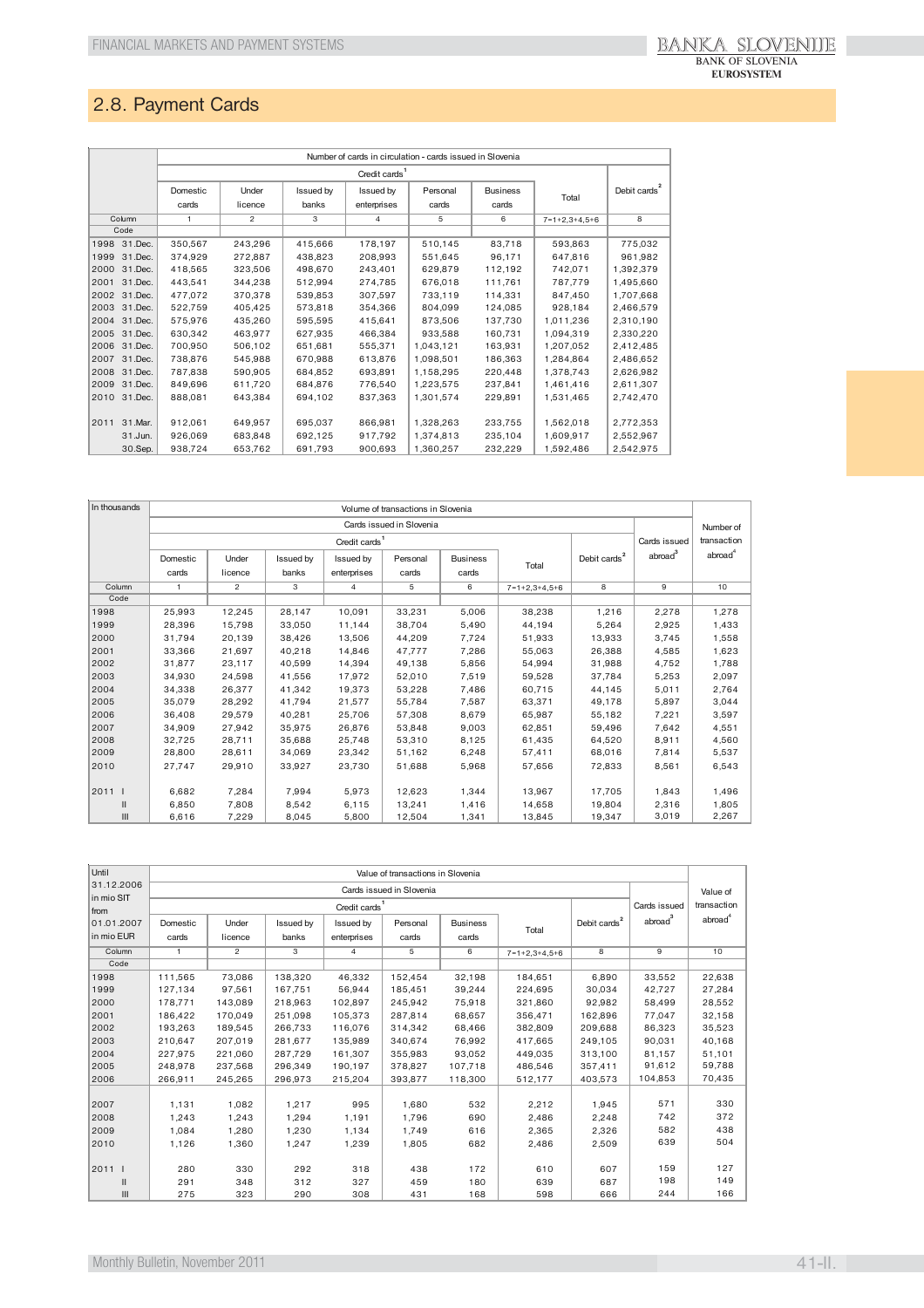## 2.8. Payment Cards

| | Number of cards in circulation - cards issued in Slovenia | | | | | | | |
|---|---|---|---|---|---|---|---|---|
| | Credit cards[1] | | | | | | | Debit cards[2] |
| | Domestic cards | Under licence | Issued by banks | Issued by enterprises | Personal cards | Business cards | Total | |
| Column | 1 | 2 | 3 | 4 | 5 | 6 | 7=1+2,3+4,5+6 | 8 |
| Code | | | | | | | | |
| 1998 31.Dec. | 350,567 | 243,296 | 415,666 | 178,197 | 510,145 | 83,718 | 593,863 | 775,032 |
| 1999 31.Dec. | 374,929 | 272,887 | 438,823 | 208,993 | 551,645 | 96,171 | 647,816 | 961,982 |
| 2000 31.Dec. | 418,565 | 323,506 | 498,670 | 243,401 | 629,879 | 112,192 | 742,071 | 1,392,379 |
| 2001 31.Dec. | 443,541 | 344,238 | 512,994 | 274,785 | 676,018 | 111,761 | 787,779 | 1,495,660 |
| 2002 31.Dec. | 477,072 | 370,378 | 539,853 | 307,597 | 733,119 | 114,331 | 847,450 | 1,707,668 |
| 2003 31.Dec. | 522,759 | 405,425 | 573,818 | 354,366 | 804,099 | 124,085 | 928,184 | 2,466,579 |
| 2004 31.Dec. | 575,976 | 435,260 | 595,595 | 415,641 | 873,506 | 137,730 | 1,011,236 | 2,310,190 |
| 2005 31.Dec. | 630,342 | 463,977 | 627,935 | 466,384 | 933,588 | 160,731 | 1,094,319 | 2,330,220 |
| 2006 31.Dec. | 700,950 | 506,102 | 651,681 | 555,371 | 1,043,121 | 163,931 | 1,207,052 | 2,412,485 |
| 2007 31.Dec. | 738,876 | 545,988 | 670,988 | 613,876 | 1,098,501 | 186,363 | 1,284,864 | 2,486,652 |
| 2008 31.Dec. | 787,838 | 590,905 | 684,852 | 693,891 | 1,158,295 | 220,448 | 1,378,743 | 2,626,982 |
| 2009 31.Dec. | 849,696 | 611,720 | 684,876 | 776,540 | 1,223,575 | 237,841 | 1,461,416 | 2,611,307 |
| 2010 31.Dec. | 888,081 | 643,384 | 694,102 | 837,363 | 1,301,574 | 229,891 | 1,531,465 | 2,742,470 |
| 2011 31.Mar. | 912,061 | 649,957 | 695,037 | 866,981 | 1,328,263 | 233,755 | 1,562,018 | 2,772,353 |
| 31.Jun. | 926,069 | 683,848 | 692,125 | 917,792 | 1,374,813 | 235,104 | 1,609,917 | 2,552,967 |
| 30.Sep. | 938,724 | 653,762 | 691,793 | 900,693 | 1,360,257 | 232,229 | 1,592,486 | 2,542,975 |

| In thousands | Volume of transactions in Slovenia | | | | | | | | | Number of transaction abroad[4] |
|---|---|---|---|---|---|---|---|---|---|---|
| | Cards issued in Slovenia | | | | | | | | Cards issued abroad[3] | |
| | Credit cards[1] | | | | | | | Debit cards[2] | | |
| | Domestic cards | Under licence | Issued by banks | Issued by enterprises | Personal cards | Business cards | Total | | | |
| Column | 1 | 2 | 3 | 4 | 5 | 6 | 7=1+2,3+4,5+6 | 8 | 9 | 10 |
| Code | | | | | | | | | | |
| 1998 | 25,993 | 12,245 | 28,147 | 10,091 | 33,231 | 5,006 | 38,238 | 1,216 | 2,278 | 1,278 |
| 1999 | 28,396 | 15,798 | 33,050 | 11,144 | 38,704 | 5,490 | 44,194 | 5,264 | 2,925 | 1,433 |
| 2000 | 31,794 | 20,139 | 38,426 | 13,506 | 44,209 | 7,724 | 51,933 | 13,933 | 3,745 | 1,558 |
| 2001 | 33,366 | 21,697 | 40,218 | 14,846 | 47,777 | 7,286 | 55,063 | 26,388 | 4,585 | 1,623 |
| 2002 | 31,877 | 23,117 | 40,599 | 14,394 | 49,138 | 5,856 | 54,994 | 31,988 | 4,752 | 1,788 |
| 2003 | 34,930 | 24,598 | 41,556 | 17,972 | 52,010 | 7,519 | 59,528 | 37,784 | 5,253 | 2,097 |
| 2004 | 34,338 | 26,377 | 41,342 | 19,373 | 53,228 | 7,486 | 60,715 | 44,145 | 5,011 | 2,764 |
| 2005 | 35,079 | 28,292 | 41,794 | 21,577 | 55,784 | 7,587 | 63,371 | 49,178 | 5,897 | 3,044 |
| 2006 | 36,408 | 29,579 | 40,281 | 25,706 | 57,308 | 8,679 | 65,987 | 55,182 | 7,221 | 3,597 |
| 2007 | 34,909 | 27,942 | 35,975 | 26,876 | 53,848 | 9,003 | 62,851 | 59,496 | 7,642 | 4,551 |
| 2008 | 32,725 | 28,711 | 35,688 | 25,748 | 53,310 | 8,125 | 61,435 | 64,520 | 8,911 | 4,560 |
| 2009 | 28,800 | 28,611 | 34,069 | 23,342 | 51,162 | 6,248 | 57,411 | 68,016 | 7,814 | 5,537 |
| 2010 | 27,747 | 29,910 | 33,927 | 23,730 | 51,688 | 5,968 | 57,656 | 72,833 | 8,561 | 6,543 |
| 2011 I | 6,682 | 7,284 | 7,994 | 5,973 | 12,623 | 1,344 | 13,967 | 17,705 | 1,843 | 1,496 |
| II | 6,850 | 7,808 | 8,542 | 6,115 | 13,241 | 1,416 | 14,658 | 19,804 | 2,316 | 1,805 |
| III | 6,616 | 7,229 | 8,045 | 5,800 | 12,504 | 1,341 | 13,845 | 19,347 | 3,019 | 2,267 |

| Until 31.12.2006 in mio SIT from 01.01.2007 in mio EUR | Value of transactions in Slovenia | | | | | | | | | Value of transaction abroad[4] |
|---|---|---|---|---|---|---|---|---|---|---|
| | Cards issued in Slovenia | | | | | | | | Cards issued abroad[3] | |
| | Credit cards[1] | | | | | | | Debit cards[2] | | |
| | Domestic cards | Under licence | Issued by banks | Issued by enterprises | Personal cards | Business cards | Total | | | |
| Column | 1 | 2 | 3 | 4 | 5 | 6 | 7=1+2,3+4,5+6 | 8 | 9 | 10 |
| Code | | | | | | | | | | |
| 1998 | 111,565 | 73,086 | 138,320 | 46,332 | 152,454 | 32,198 | 184,651 | 6,890 | 33,552 | 22,638 |
| 1999 | 127,134 | 97,561 | 167,751 | 56,944 | 185,451 | 39,244 | 224,695 | 30,034 | 42,727 | 27,284 |
| 2000 | 178,771 | 143,089 | 218,963 | 102,897 | 245,942 | 75,918 | 321,860 | 92,982 | 58,499 | 28,552 |
| 2001 | 186,422 | 170,049 | 251,098 | 105,373 | 287,814 | 68,657 | 356,471 | 162,896 | 77,047 | 32,158 |
| 2002 | 193,263 | 189,545 | 266,733 | 116,076 | 314,342 | 68,466 | 382,809 | 209,688 | 86,323 | 35,523 |
| 2003 | 210,647 | 207,019 | 281,677 | 135,989 | 340,674 | 76,992 | 417,665 | 249,105 | 90,031 | 40,168 |
| 2004 | 227,975 | 221,060 | 287,729 | 161,307 | 355,983 | 93,052 | 449,035 | 313,100 | 81,157 | 51,101 |
| 2005 | 248,978 | 237,568 | 296,349 | 190,197 | 378,827 | 107,718 | 486,546 | 357,411 | 91,612 | 59,788 |
| 2006 | 266,911 | 245,265 | 296,973 | 215,204 | 393,877 | 118,300 | 512,177 | 403,573 | 104,853 | 70,435 |
| 2007 | 1,131 | 1,082 | 1,217 | 995 | 1,680 | 532 | 2,212 | 1,945 | 571 | 330 |
| 2008 | 1,243 | 1,243 | 1,294 | 1,191 | 1,796 | 690 | 2,486 | 2,248 | 742 | 372 |
| 2009 | 1,084 | 1,280 | 1,230 | 1,134 | 1,749 | 616 | 2,365 | 2,326 | 582 | 438 |
| 2010 | 1,126 | 1,360 | 1,247 | 1,239 | 1,805 | 682 | 2,486 | 2,509 | 639 | 504 |
| 2011 I | 280 | 330 | 292 | 318 | 438 | 172 | 610 | 607 | 159 | 127 |
| II | 291 | 348 | 312 | 327 | 459 | 180 | 639 | 687 | 198 | 149 |
| III | 275 | 323 | 290 | 308 | 431 | 168 | 598 | 666 | 244 | 166 |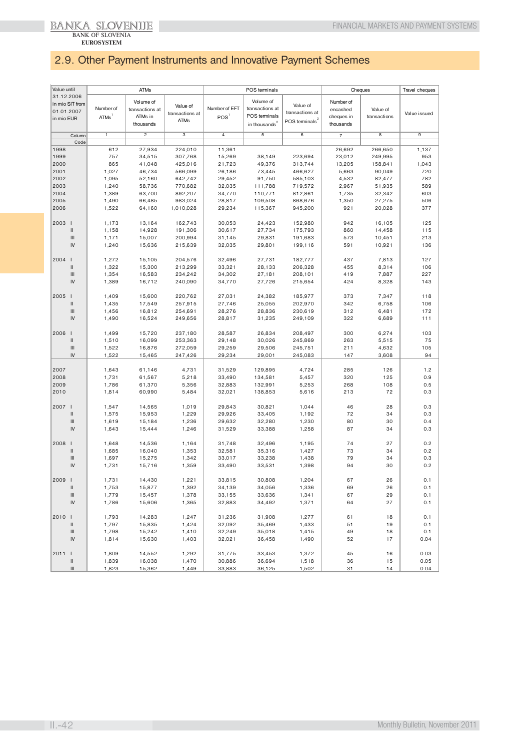## 2.9. Other Payment Instruments and Innovative Payment Schemes

| Value until 31.12.2006 in mio SIT from 01.01.2007 in mio EUR | ATMs | | | POS terminals | | | Cheques | | Travel cheques |
|---|---|---|---|---|---|---|---|---|---|
| | Number of ATMs[1] | Volume of transactions at ATMs in thousands | Value of transactions at ATMs | Number of EFT POS[1] | Volume of transactions at POS terminals in thousands[2] | Value of transactions at POS terminals[2] | Number of encashed cheques in thousands | Value of transactions | Value issued |
| Column | 1 | 2 | 3 | 4 | 5 | 6 | 7 | 8 | 9 |
| Code | | | | | | | | | |
| 1998 | 612 | 27,934 | 224,010 | 11,361 | ... | ... | 26,692 | 266,650 | 1,137 |
| 1999 | 757 | 34,515 | 307,768 | 15,269 | 38,149 | 223,694 | 23,012 | 249,995 | 953 |
| 2000 | 865 | 41,048 | 425,016 | 21,723 | 49,376 | 313,744 | 13,205 | 158,841 | 1,043 |
| 2001 | 1,027 | 46,734 | 566,099 | 26,186 | 73,445 | 466,627 | 5,663 | 90,049 | 720 |
| 2002 | 1,095 | 52,160 | 642,742 | 29,452 | 91,750 | 585,103 | 4,532 | 82,477 | 782 |
| 2003 | 1,240 | 58,736 | 770,682 | 32,035 | 111,788 | 719,572 | 2,967 | 51,935 | 589 |
| 2004 | 1,389 | 63,700 | 892,207 | 34,770 | 110,771 | 812,861 | 1,735 | 32,342 | 603 |
| 2005 | 1,490 | 66,485 | 983,024 | 28,817 | 109,508 | 868,676 | 1,350 | 27,275 | 506 |
| 2006 | 1,522 | 64,160 | 1,010,028 | 29,234 | 115,367 | 945,200 | 921 | 20,028 | 377 |
| 2003 I | 1,173 | 13,164 | 162,743 | 30,053 | 24,423 | 152,980 | 942 | 16,105 | 125 |
| II | 1,158 | 14,928 | 191,306 | 30,617 | 27,734 | 175,793 | 860 | 14,458 | 115 |
| III | 1,171 | 15,007 | 200,994 | 31,145 | 29,831 | 191,683 | 573 | 10,451 | 213 |
| IV | 1,240 | 15,636 | 215,639 | 32,035 | 29,801 | 199,116 | 591 | 10,921 | 136 |
| 2004 I | 1,272 | 15,105 | 204,576 | 32,496 | 27,731 | 182,777 | 437 | 7,813 | 127 |
| II | 1,322 | 15,300 | 213,299 | 33,321 | 28,133 | 206,328 | 455 | 8,314 | 106 |
| III | 1,354 | 16,583 | 234,242 | 34,302 | 27,181 | 208,101 | 419 | 7,887 | 227 |
| IV | 1,389 | 16,712 | 240,090 | 34,770 | 27,726 | 215,654 | 424 | 8,328 | 143 |
| 2005 I | 1,409 | 15,600 | 220,762 | 27,031 | 24,382 | 185,977 | 373 | 7,347 | 118 |
| II | 1,435 | 17,549 | 257,915 | 27,746 | 25,055 | 202,970 | 342 | 6,758 | 106 |
| III | 1,456 | 16,812 | 254,691 | 28,276 | 28,836 | 230,619 | 312 | 6,481 | 172 |
| IV | 1,490 | 16,524 | 249,656 | 28,817 | 31,235 | 249,109 | 322 | 6,689 | 111 |
| 2006 I | 1,499 | 15,720 | 237,180 | 28,587 | 26,834 | 208,497 | 300 | 6,274 | 103 |
| II | 1,510 | 16,099 | 253,363 | 29,148 | 30,026 | 245,869 | 263 | 5,515 | 75 |
| III | 1,522 | 16,876 | 272,059 | 29,259 | 29,506 | 245,751 | 211 | 4,632 | 105 |
| IV | 1,522 | 15,465 | 247,426 | 29,234 | 29,001 | 245,083 | 147 | 3,608 | 94 |
| 2007 | 1,643 | 61,146 | 4,731 | 31,529 | 129,895 | 4,724 | 285 | 126 | 1.2 |
| 2008 | 1,731 | 61,567 | 5,218 | 33,490 | 134,581 | 5,457 | 320 | 125 | 0.9 |
| 2009 | 1,786 | 61,370 | 5,356 | 32,883 | 132,991 | 5,253 | 268 | 108 | 0.5 |
| 2010 | 1,814 | 60,990 | 5,484 | 32,021 | 138,853 | 5,616 | 213 | 72 | 0.3 |
| 2007 I | 1,547 | 14,565 | 1,019 | 29,843 | 30,821 | 1,044 | 46 | 28 | 0.3 |
| II | 1,575 | 15,953 | 1,229 | 29,926 | 33,405 | 1,192 | 72 | 34 | 0.3 |
| III | 1,619 | 15,184 | 1,236 | 29,632 | 32,280 | 1,230 | 80 | 30 | 0.4 |
| IV | 1,643 | 15,444 | 1,246 | 31,529 | 33,388 | 1,258 | 87 | 34 | 0.3 |
| 2008 I | 1,648 | 14,536 | 1,164 | 31,748 | 32,496 | 1,195 | 74 | 27 | 0.2 |
| II | 1,685 | 16,040 | 1,353 | 32,581 | 35,316 | 1,427 | 73 | 34 | 0.2 |
| III | 1,697 | 15,275 | 1,342 | 33,017 | 33,238 | 1,438 | 79 | 34 | 0.3 |
| IV | 1,731 | 15,716 | 1,359 | 33,490 | 33,531 | 1,398 | 94 | 30 | 0.2 |
| 2009 I | 1,731 | 14,430 | 1,221 | 33,815 | 30,808 | 1,204 | 67 | 26 | 0.1 |
| II | 1,753 | 15,877 | 1,392 | 34,139 | 34,056 | 1,336 | 69 | 26 | 0.1 |
| III | 1,779 | 15,457 | 1,378 | 33,155 | 33,636 | 1,341 | 67 | 29 | 0.1 |
| IV | 1,786 | 15,606 | 1,365 | 32,883 | 34,492 | 1,371 | 64 | 27 | 0.1 |
| 2010 I | 1,793 | 14,283 | 1,247 | 31,236 | 31,908 | 1,277 | 61 | 18 | 0.1 |
| II | 1,797 | 15,835 | 1,424 | 32,092 | 35,469 | 1,433 | 51 | 19 | 0.1 |
| III | 1,798 | 15,242 | 1,410 | 32,249 | 35,018 | 1,415 | 49 | 18 | 0.1 |
| IV | 1,814 | 15,630 | 1,403 | 32,021 | 36,458 | 1,490 | 52 | 17 | 0.04 |
| 2011 I | 1,809 | 14,552 | 1,292 | 31,775 | 33,453 | 1,372 | 45 | 16 | 0.03 |
| II | 1,839 | 16,038 | 1,470 | 30,886 | 36,694 | 1,518 | 36 | 15 | 0.05 |
| III | 1,823 | 15,362 | 1,449 | 33,883 | 36,125 | 1,502 | 31 | 14 | 0.04 |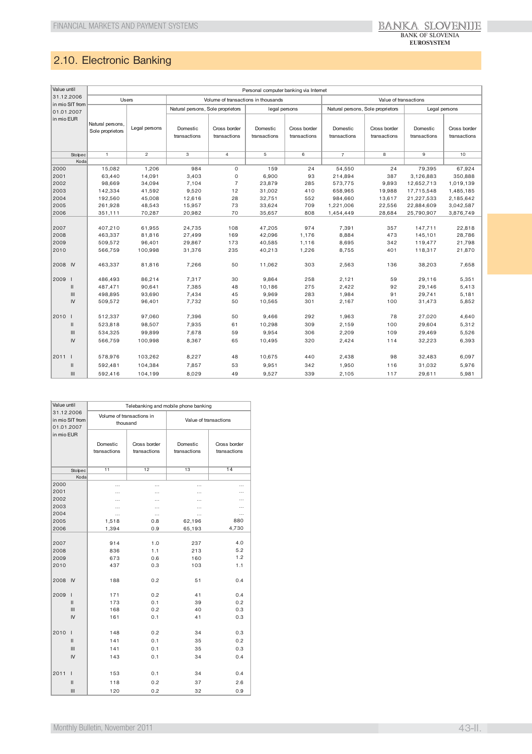## 2.10. Electronic Banking

| Value until 31.12.2006 in mio SIT from 01.01.2007 in mio EUR | Personal computer banking via Internet | | | | | | | | | |
|---|---|---|---|---|---|---|---|---|---|---|
| | Users | | Volume of transactions in thousands | | | | Value of transactions | | | |
| | | | Natural persons, Sole proprietors | | Legal persons | | Natural persons, Sole proprietors | | Legal persons | |
| | Natural persons, Sole proprietors | Legal persons | Domestic transactions | Cross border transactions | Domestic transactions | Cross border transactions | Domestic transactions | Cross border transactions | Domestic transactions | Cross border transactions |
| Stolpec | 1 | 2 | 3 | 4 | 5 | 6 | 7 | 8 | 9 | 10 |
| Koda | | | | | | | | | | |
| 2000 | 15,082 | 1,206 | 984 | 0 | 159 | 24 | 54,550 | 24 | 79,395 | 67,924 |
| 2001 | 63,440 | 14,091 | 3,403 | 0 | 6,900 | 93 | 214,894 | 387 | 3,126,883 | 350,888 |
| 2002 | 98,669 | 34,094 | 7,104 | 7 | 23,879 | 285 | 573,775 | 9,893 | 12,652,713 | 1,019,139 |
| 2003 | 142,334 | 41,592 | 9,520 | 12 | 31,002 | 410 | 658,965 | 19,988 | 17,715,548 | 1,485,185 |
| 2004 | 192,560 | 45,008 | 12,616 | 28 | 32,751 | 552 | 984,660 | 13,617 | 21,227,533 | 2,185,642 |
| 2005 | 261,928 | 48,543 | 15,957 | 73 | 33,624 | 709 | 1,221,006 | 22,556 | 22,884,609 | 3,042,587 |
| 2006 | 351,111 | 70,287 | 20,982 | 70 | 35,657 | 808 | 1,454,449 | 28,684 | 25,790,907 | 3,876,749 |
| 2007 | 407,210 | 61,955 | 24,735 | 108 | 47,205 | 974 | 7,391 | 357 | 147,711 | 22,818 |
| 2008 | 463,337 | 81,816 | 27,499 | 169 | 42,096 | 1,176 | 8,884 | 473 | 145,101 | 28,786 |
| 2009 | 509,572 | 96,401 | 29,867 | 173 | 40,585 | 1,116 | 8,695 | 342 | 119,477 | 21,798 |
| 2010 | 566,759 | 100,998 | 31,376 | 235 | 40,213 | 1,226 | 8,755 | 401 | 118,317 | 21,870 |
| 2008 IV | 463,337 | 81,816 | 7,266 | 50 | 11,062 | 303 | 2,563 | 136 | 38,203 | 7,658 |
| 2009 I | 486,493 | 86,214 | 7,317 | 30 | 9,864 | 258 | 2,121 | 59 | 29,116 | 5,351 |
| II | 487,471 | 90,641 | 7,385 | 48 | 10,186 | 275 | 2,422 | 92 | 29,146 | 5,413 |
| III | 498,895 | 93,690 | 7,434 | 45 | 9,969 | 283 | 1,984 | 91 | 29,741 | 5,181 |
| IV | 509,572 | 96,401 | 7,732 | 50 | 10,565 | 301 | 2,167 | 100 | 31,473 | 5,852 |
| 2010 I | 512,337 | 97,060 | 7,396 | 50 | 9,466 | 292 | 1,963 | 78 | 27,020 | 4,640 |
| II | 523,818 | 98,507 | 7,935 | 61 | 10,298 | 309 | 2,159 | 100 | 29,604 | 5,312 |
| III | 534,325 | 99,899 | 7,678 | 59 | 9,954 | 306 | 2,209 | 109 | 29,469 | 5,526 |
| IV | 566,759 | 100,998 | 8,367 | 65 | 10,495 | 320 | 2,424 | 114 | 32,223 | 6,393 |
| 2011 I | 578,976 | 103,262 | 8,227 | 48 | 10,675 | 440 | 2,438 | 98 | 32,483 | 6,097 |
| II | 592,481 | 104,384 | 7,857 | 53 | 9,951 | 342 | 1,950 | 116 | 31,032 | 5,976 |
| III | 592,416 | 104,199 | 8,029 | 49 | 9,527 | 339 | 2,105 | 117 | 29,611 | 5,981 |

| Value until 31.12.2006 in mio SIT from 01.01.2007 in mio EUR | Telebanking and mobile phone banking | | | |
|---|---|---|---|---|
| | Volume of transactions in thousand | | Value of transactions | |
| | Domestic transactions | Cross border transactions | Domestic transactions | Cross border transactions |
| Stolpec | 11 | 12 | 13 | 14 |
| Koda | | | | |
| 2000 | ... | ... | ... | ... |
| 2001 | ... | ... | ... | ... |
| 2002 | ... | ... | ... | ... |
| 2003 | ... | ... | ... | ... |
| 2004 | ... | ... | ... | ... |
| 2005 | 1,518 | 0.8 | 62,196 | 880 |
| 2006 | 1,394 | 0.9 | 65,193 | 4,730 |
| 2007 | 914 | 1.0 | 237 | 4.0 |
| 2008 | 836 | 1.1 | 213 | 5.2 |
| 2009 | 673 | 0.6 | 160 | 1.2 |
| 2010 | 437 | 0.3 | 103 | 1.1 |
| 2008 IV | 188 | 0.2 | 51 | 0.4 |
| 2009 I | 171 | 0.2 | 41 | 0.4 |
| II | 173 | 0.1 | 39 | 0.2 |
| III | 168 | 0.2 | 40 | 0.3 |
| IV | 161 | 0.1 | 41 | 0.3 |
| 2010 I | 148 | 0.2 | 34 | 0.3 |
| II | 141 | 0.1 | 35 | 0.2 |
| III | 141 | 0.1 | 35 | 0.3 |
| IV | 143 | 0.1 | 34 | 0.4 |
| 2011 I | 153 | 0.1 | 34 | 0.4 |
| II | 118 | 0.2 | 37 | 2.6 |
| III | 120 | 0.2 | 32 | 0.9 |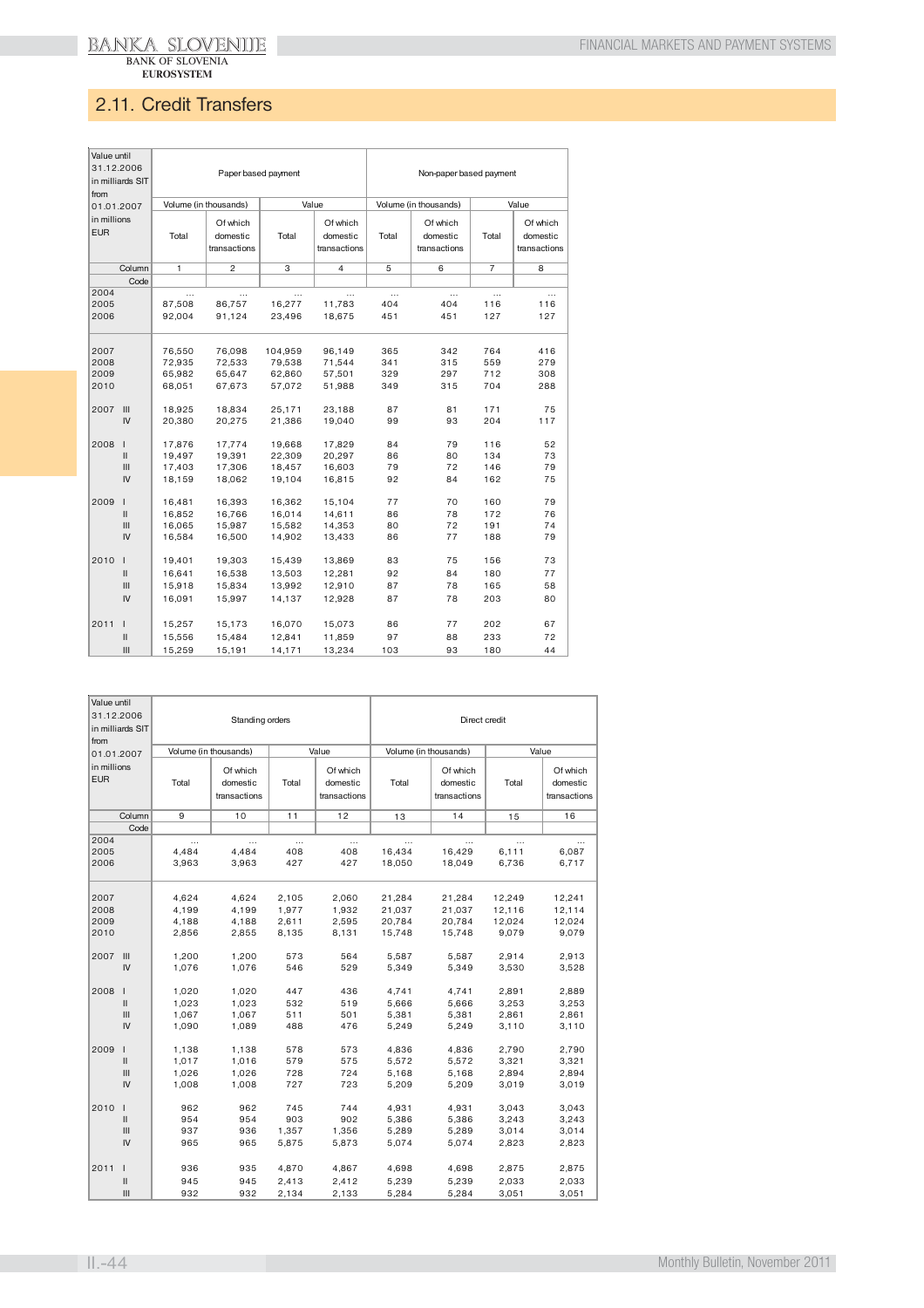## 2.11. Credit Transfers

| Value until 31.12.2006 in milliards SIT from 01.01.2007 in millions EUR | | Paper based payment | | | | Non-paper based payment | | | |
|---|---|---|---|---|---|---|---|---|---|
| | | Volume (in thousands) | | Value | | Volume (in thousands) | | Value | |
| | | Total | Of which domestic transactions | Total | Of which domestic transactions | Total | Of which domestic transactions | Total | Of which domestic transactions |
| | Column | 1 | 2 | 3 | 4 | 5 | 6 | 7 | 8 |
| | Code | | | | | | | | |
| 2004 | | ... | ... | ... | ... | ... | ... | ... | ... |
| 2005 | | 87,508 | 86,757 | 16,277 | 11,783 | 404 | 404 | 116 | 116 |
| 2006 | | 92,004 | 91,124 | 23,496 | 18,675 | 451 | 451 | 127 | 127 |
| 2007 | | 76,550 | 76,098 | 104,959 | 96,149 | 365 | 342 | 764 | 416 |
| 2008 | | 72,935 | 72,533 | 79,538 | 71,544 | 341 | 315 | 559 | 279 |
| 2009 | | 65,982 | 65,647 | 62,860 | 57,501 | 329 | 297 | 712 | 308 |
| 2010 | | 68,051 | 67,673 | 57,072 | 51,988 | 349 | 315 | 704 | 288 |
| 2007 | III | 18,925 | 18,834 | 25,171 | 23,188 | 87 | 81 | 171 | 75 |
| | IV | 20,380 | 20,275 | 21,386 | 19,040 | 99 | 93 | 204 | 117 |
| 2008 | I | 17,876 | 17,774 | 19,668 | 17,829 | 84 | 79 | 116 | 52 |
| | II | 19,497 | 19,391 | 22,309 | 20,297 | 86 | 80 | 134 | 73 |
| | III | 17,403 | 17,306 | 18,457 | 16,603 | 79 | 72 | 146 | 79 |
| | IV | 18,159 | 18,062 | 19,104 | 16,815 | 92 | 84 | 162 | 75 |
| 2009 | I | 16,481 | 16,393 | 16,362 | 15,104 | 77 | 70 | 160 | 79 |
| | II | 16,852 | 16,766 | 16,014 | 14,611 | 86 | 78 | 172 | 76 |
| | III | 16,065 | 15,987 | 15,582 | 14,353 | 80 | 72 | 191 | 74 |
| | IV | 16,584 | 16,500 | 14,902 | 13,433 | 86 | 77 | 188 | 79 |
| 2010 | I | 19,401 | 19,303 | 15,439 | 13,869 | 83 | 75 | 156 | 73 |
| | II | 16,641 | 16,538 | 13,503 | 12,281 | 92 | 84 | 180 | 77 |
| | III | 15,918 | 15,834 | 13,992 | 12,910 | 87 | 78 | 165 | 58 |
| | IV | 16,091 | 15,997 | 14,137 | 12,928 | 87 | 78 | 203 | 80 |
| 2011 | I | 15,257 | 15,173 | 16,070 | 15,073 | 86 | 77 | 202 | 67 |
| | II | 15,556 | 15,484 | 12,841 | 11,859 | 97 | 88 | 233 | 72 |
| | III | 15,259 | 15,191 | 14,171 | 13,234 | 103 | 93 | 180 | 44 |

| Value until 31.12.2006 in milliards SIT from 01.01.2007 in millions EUR | | Standing orders | | | | Direct credit | | | |
|---|---|---|---|---|---|---|---|---|---|
| | | Volume (in thousands) | | Value | | Volume (in thousands) | | Value | |
| | | Total | Of which domestic transactions | Total | Of which domestic transactions | Total | Of which domestic transactions | Total | Of which domestic transactions |
| | Column | 9 | 10 | 11 | 12 | 13 | 14 | 15 | 16 |
| | Code | | | | | | | | |
| 2004 | | ... | ... | ... | ... | ... | ... | ... | ... |
| 2005 | | 4,484 | 4,484 | 408 | 408 | 16,434 | 16,429 | 6,111 | 6,087 |
| 2006 | | 3,963 | 3,963 | 427 | 427 | 18,050 | 18,049 | 6,736 | 6,717 |
| 2007 | | 4,624 | 4,624 | 2,105 | 2,060 | 21,284 | 21,284 | 12,249 | 12,241 |
| 2008 | | 4,199 | 4,199 | 1,977 | 1,932 | 21,037 | 21,037 | 12,116 | 12,114 |
| 2009 | | 4,188 | 4,188 | 2,611 | 2,595 | 20,784 | 20,784 | 12,024 | 12,024 |
| 2010 | | 2,856 | 2,855 | 8,135 | 8,131 | 15,748 | 15,748 | 9,079 | 9,079 |
| 2007 | III | 1,200 | 1,200 | 573 | 564 | 5,587 | 5,587 | 2,914 | 2,913 |
| | IV | 1,076 | 1,076 | 546 | 529 | 5,349 | 5,349 | 3,530 | 3,528 |
| 2008 | I | 1,020 | 1,020 | 447 | 436 | 4,741 | 4,741 | 2,891 | 2,889 |
| | II | 1,023 | 1,023 | 532 | 519 | 5,666 | 5,666 | 3,253 | 3,253 |
| | III | 1,067 | 1,067 | 511 | 501 | 5,381 | 5,381 | 2,861 | 2,861 |
| | IV | 1,090 | 1,089 | 488 | 476 | 5,249 | 5,249 | 3,110 | 3,110 |
| 2009 | I | 1,138 | 1,138 | 578 | 573 | 4,836 | 4,836 | 2,790 | 2,790 |
| | II | 1,017 | 1,016 | 579 | 575 | 5,572 | 5,572 | 3,321 | 3,321 |
| | III | 1,026 | 1,026 | 728 | 724 | 5,168 | 5,168 | 2,894 | 2,894 |
| | IV | 1,008 | 1,008 | 727 | 723 | 5,209 | 5,209 | 3,019 | 3,019 |
| 2010 | I | 962 | 962 | 745 | 744 | 4,931 | 4,931 | 3,043 | 3,043 |
| | II | 954 | 954 | 903 | 902 | 5,386 | 5,386 | 3,243 | 3,243 |
| | III | 937 | 936 | 1,357 | 1,356 | 5,289 | 5,289 | 3,014 | 3,014 |
| | IV | 965 | 965 | 5,875 | 5,873 | 5,074 | 5,074 | 2,823 | 2,823 |
| 2011 | I | 936 | 935 | 4,870 | 4,867 | 4,698 | 4,698 | 2,875 | 2,875 |
| | II | 945 | 945 | 2,413 | 2,412 | 5,239 | 5,239 | 2,033 | 2,033 |
| | III | 932 | 932 | 2,134 | 2,133 | 5,284 | 5,284 | 3,051 | 3,051 |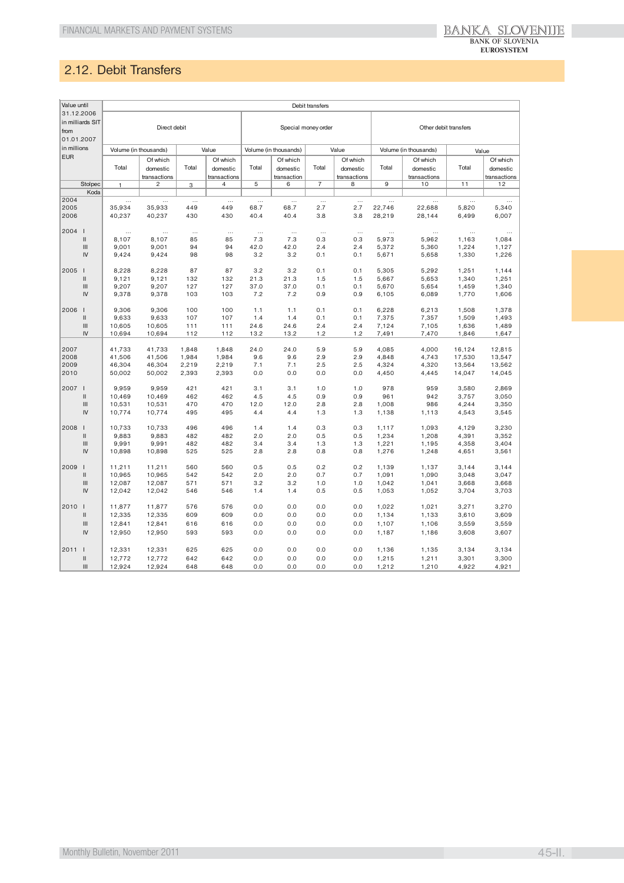## 2.12. Debit Transfers

| Value until 31.12.2006 in milliards SIT from 01.01.2007 in millions EUR | | Debit transfers | | | | | | | | | | | |
|---|---|---|---|---|---|---|---|---|---|---|---|---|---|
| | | Direct debit | | | | Special money order | | | | Other debit transfers | | | |
| | | Volume (in thousands) | | Value | | Volume (in thousands) | | Value | | Volume (in thousands) | | Value | |
| | | Total | Of which domestic transactions | Total | Of which domestic transactions | Total | Of which domestic transaction | Total | Of which domestic transactions | Total | Of which domestic transactions | Total | Of which domestic transactions |
| Stolpec | | 1 | 2 | 3 | 4 | 5 | 6 | 7 | 8 | 9 | 10 | 11 | 12 |
| Koda | | | | | | | | | | | | | |
| 2004 | | ... | ... | ... | ... | ... | ... | ... | ... | ... | ... | ... | ... |
| 2005 | | 35,934 | 35,933 | 449 | 449 | 68.7 | 68.7 | 2.7 | 2.7 | 22,746 | 22,688 | 5,820 | 5,340 |
| 2006 | | 40,237 | 40,237 | 430 | 430 | 40.4 | 40.4 | 3.8 | 3.8 | 28,219 | 28,144 | 6,499 | 6,007 |
| 2004 | I | ... | ... | ... | ... | ... | ... | ... | ... | ... | ... | ... | ... |
| | II | 8,107 | 8,107 | 85 | 85 | 7.3 | 7.3 | 0.3 | 0.3 | 5,973 | 5,962 | 1,163 | 1,084 |
| | III | 9,001 | 9,001 | 94 | 94 | 42.0 | 42.0 | 2.4 | 2.4 | 5,372 | 5,360 | 1,224 | 1,127 |
| | IV | 9,424 | 9,424 | 98 | 98 | 3.2 | 3.2 | 0.1 | 0.1 | 5,671 | 5,658 | 1,330 | 1,226 |
| 2005 | I | 8,228 | 8,228 | 87 | 87 | 3.2 | 3.2 | 0.1 | 0.1 | 5,305 | 5,292 | 1,251 | 1,144 |
| | II | 9,121 | 9,121 | 132 | 132 | 21.3 | 21.3 | 1.5 | 1.5 | 5,667 | 5,653 | 1,340 | 1,251 |
| | III | 9,207 | 9,207 | 127 | 127 | 37.0 | 37.0 | 0.1 | 0.1 | 5,670 | 5,654 | 1,459 | 1,340 |
| | IV | 9,378 | 9,378 | 103 | 103 | 7.2 | 7.2 | 0.9 | 0.9 | 6,105 | 6,089 | 1,770 | 1,606 |
| 2006 | I | 9,306 | 9,306 | 100 | 100 | 1.1 | 1.1 | 0.1 | 0.1 | 6,228 | 6,213 | 1,508 | 1,378 |
| | II | 9,633 | 9,633 | 107 | 107 | 1.4 | 1.4 | 0.1 | 0.1 | 7,375 | 7,357 | 1,509 | 1,493 |
| | III | 10,605 | 10,605 | 111 | 111 | 24.6 | 24.6 | 2.4 | 2.4 | 7,124 | 7,105 | 1,636 | 1,489 |
| | IV | 10,694 | 10,694 | 112 | 112 | 13.2 | 13.2 | 1.2 | 1.2 | 7,491 | 7,470 | 1,846 | 1,647 |
| 2007 | | 41,733 | 41,733 | 1,848 | 1,848 | 24.0 | 24.0 | 5.9 | 5.9 | 4,085 | 4,000 | 16,124 | 12,815 |
| 2008 | | 41,506 | 41,506 | 1,984 | 1,984 | 9.6 | 9.6 | 2.9 | 2.9 | 4,848 | 4,743 | 17,530 | 13,547 |
| 2009 | | 46,304 | 46,304 | 2,219 | 2,219 | 7.1 | 7.1 | 2.5 | 2.5 | 4,324 | 4,320 | 13,564 | 13,562 |
| 2010 | | 50,002 | 50,002 | 2,393 | 2,393 | 0.0 | 0.0 | 0.0 | 0.0 | 4,450 | 4,445 | 14,047 | 14,045 |
| 2007 | I | 9,959 | 9,959 | 421 | 421 | 3.1 | 3.1 | 1.0 | 1.0 | 978 | 959 | 3,580 | 2,869 |
| | II | 10,469 | 10,469 | 462 | 462 | 4.5 | 4.5 | 0.9 | 0.9 | 961 | 942 | 3,757 | 3,050 |
| | III | 10,531 | 10,531 | 470 | 470 | 12.0 | 12.0 | 2.8 | 2.8 | 1,008 | 986 | 4,244 | 3,350 |
| | IV | 10,774 | 10,774 | 495 | 495 | 4.4 | 4.4 | 1.3 | 1.3 | 1,138 | 1,113 | 4,543 | 3,545 |
| 2008 | I | 10,733 | 10,733 | 496 | 496 | 1.4 | 1.4 | 0.3 | 0.3 | 1,117 | 1,093 | 4,129 | 3,230 |
| | II | 9,883 | 9,883 | 482 | 482 | 2.0 | 2.0 | 0.5 | 0.5 | 1,234 | 1,208 | 4,391 | 3,352 |
| | III | 9,991 | 9,991 | 482 | 482 | 3.4 | 3.4 | 1.3 | 1.3 | 1,221 | 1,195 | 4,358 | 3,404 |
| | IV | 10,898 | 10,898 | 525 | 525 | 2.8 | 2.8 | 0.8 | 0.8 | 1,276 | 1,248 | 4,651 | 3,561 |
| 2009 | I | 11,211 | 11,211 | 560 | 560 | 0.5 | 0.5 | 0.2 | 0.2 | 1,139 | 1,137 | 3,144 | 3,144 |
| | II | 10,965 | 10,965 | 542 | 542 | 2.0 | 2.0 | 0.7 | 0.7 | 1,091 | 1,090 | 3,048 | 3,047 |
| | III | 12,087 | 12,087 | 571 | 571 | 3.2 | 3.2 | 1.0 | 1.0 | 1,042 | 1,041 | 3,668 | 3,668 |
| | IV | 12,042 | 12,042 | 546 | 546 | 1.4 | 1.4 | 0.5 | 0.5 | 1,053 | 1,052 | 3,704 | 3,703 |
| 2010 | I | 11,877 | 11,877 | 576 | 576 | 0.0 | 0.0 | 0.0 | 0.0 | 1,022 | 1,021 | 3,271 | 3,270 |
| | II | 12,335 | 12,335 | 609 | 609 | 0.0 | 0.0 | 0.0 | 0.0 | 1,134 | 1,133 | 3,610 | 3,609 |
| | III | 12,841 | 12,841 | 616 | 616 | 0.0 | 0.0 | 0.0 | 0.0 | 1,107 | 1,106 | 3,559 | 3,559 |
| | IV | 12,950 | 12,950 | 593 | 593 | 0.0 | 0.0 | 0.0 | 0.0 | 1,187 | 1,186 | 3,608 | 3,607 |
| 2011 | I | 12,331 | 12,331 | 625 | 625 | 0.0 | 0.0 | 0.0 | 0.0 | 1,136 | 1,135 | 3,134 | 3,134 |
| | II | 12,772 | 12,772 | 642 | 642 | 0.0 | 0.0 | 0.0 | 0.0 | 1,215 | 1,211 | 3,301 | 3,300 |
| | III | 12,924 | 12,924 | 648 | 648 | 0.0 | 0.0 | 0.0 | 0.0 | 1,212 | 1,210 | 4,922 | 4,921 |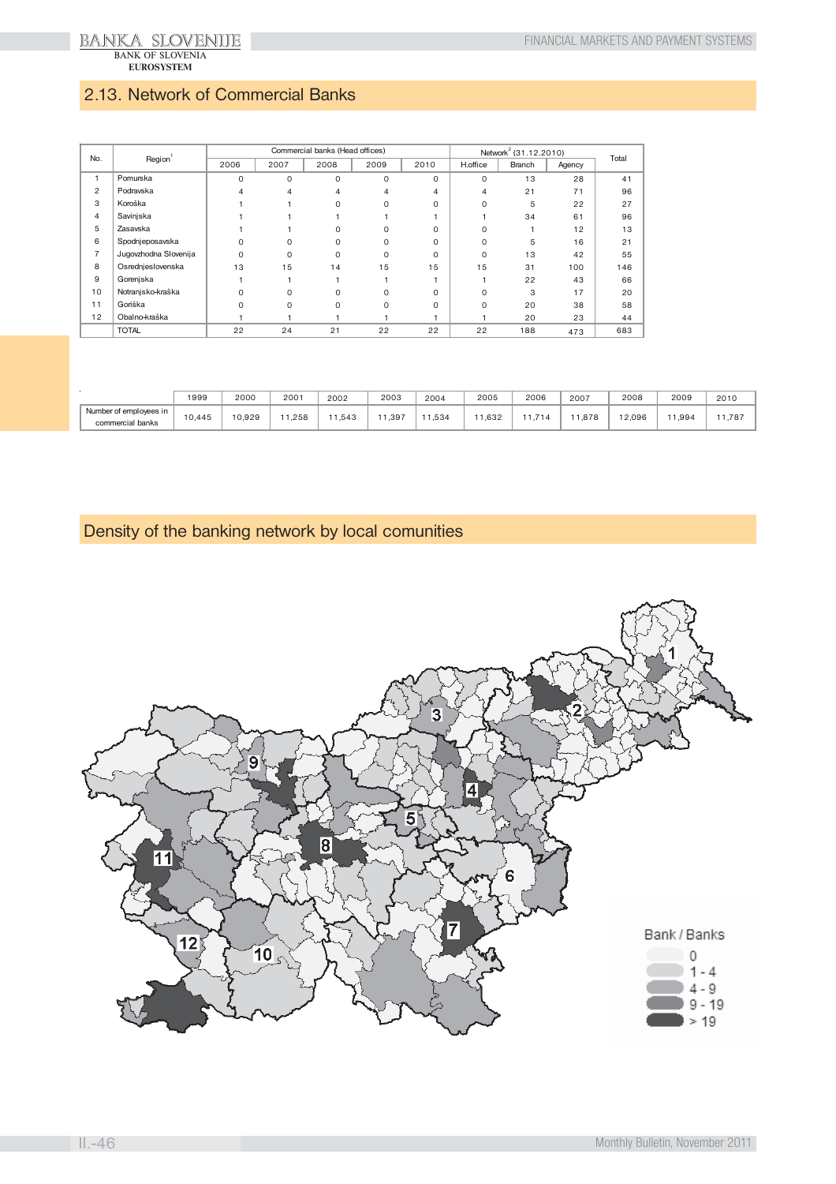## 2.13. Network of Commercial Banks

| No. | Region[1] | Commercial banks (Head offices) | | | | | Network[2] (31.12.2010) | | | Total |
|---|---|---|---|---|---|---|---|---|---|---|
| | | 2006 | 2007 | 2008 | 2009 | 2010 | H.office | Branch | Agency | |
| 1 | Pomurska | 0 | 0 | 0 | 0 | 0 | 0 | 13 | 28 | 41 |
| 2 | Podravska | 4 | 4 | 4 | 4 | 4 | 4 | 21 | 71 | 96 |
| 3 | Koroška | 1 | 1 | 0 | 0 | 0 | 0 | 5 | 22 | 27 |
| 4 | Savinjska | 1 | 1 | 1 | 1 | 1 | 1 | 34 | 61 | 96 |
| 5 | Zasavska | 1 | 1 | 0 | 0 | 0 | 0 | 1 | 12 | 13 |
| 6 | Spodnjeposavska | 0 | 0 | 0 | 0 | 0 | 0 | 5 | 16 | 21 |
| 7 | Jugovzhodna Slovenija | 0 | 0 | 0 | 0 | 0 | 0 | 13 | 42 | 55 |
| 8 | Osrednjeslovenska | 13 | 15 | 14 | 15 | 15 | 15 | 31 | 100 | 146 |
| 9 | Gorenjska | 1 | 1 | 1 | 1 | 1 | 1 | 22 | 43 | 66 |
| 10 | Notranjsko-kraška | 0 | 0 | 0 | 0 | 0 | 0 | 3 | 17 | 20 |
| 11 | Goriška | 0 | 0 | 0 | 0 | 0 | 0 | 20 | 38 | 58 |
| 12 | Obalno-kraška | 1 | 1 | 1 | 1 | 1 | 1 | 20 | 23 | 44 |
| | TOTAL | 22 | 24 | 21 | 22 | 22 | 22 | 188 | 473 | 683 |

| | 1999 | 2000 | 2001 | 2002 | 2003 | 2004 | 2005 | 2006 | 2007 | 2008 | 2009 | 2010 |
|---|---|---|---|---|---|---|---|---|---|---|---|---|
| Number of employees in commercial banks | 10,445 | 10,929 | 11,258 | 11,543 | 11,397 | 11,534 | 11,632 | 11,714 | 11,878 | 12,096 | 11,994 | 11,787 |

## Density of the banking network by local comunities

Bank / Banks
- 0
- 1 - 4
- 4 - 9
- 9 - 19
- > 19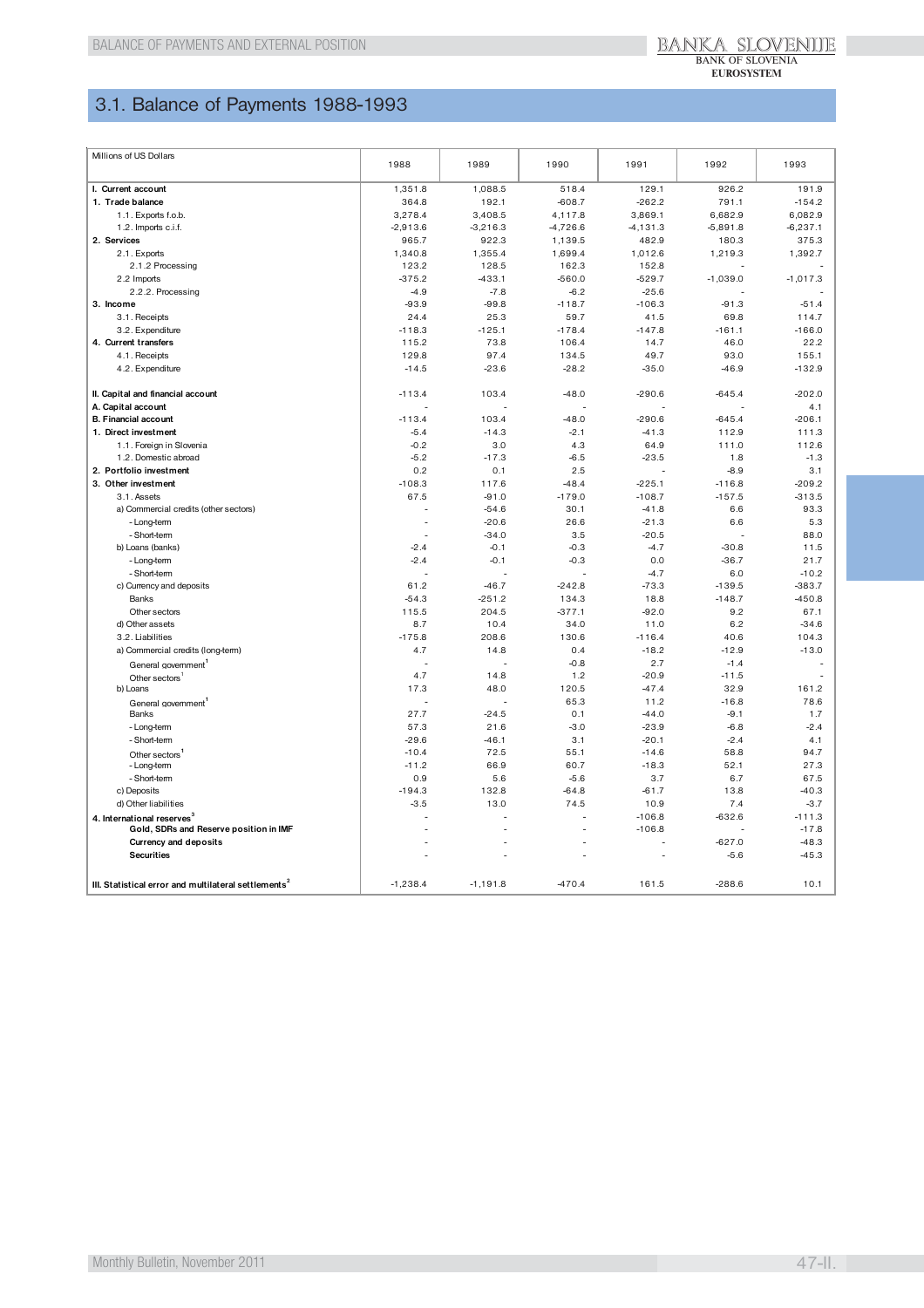## 3.1. Balance of Payments 1988-1993

| Millions of US Dollars | 1988 | 1989 | 1990 | 1991 | 1992 | 1993 |
|---|---|---|---|---|---|---|
| **I. Current account** | 1,351.8 | 1,088.5 | 518.4 | 129.1 | 926.2 | 191.9 |
| **1. Trade balance** | 364.8 | 192.1 | -608.7 | -262.2 | 791.1 | -154.2 |
| 1.1. Exports f.o.b. | 3,278.4 | 3,408.5 | 4,117.8 | 3,869.1 | 6,682.9 | 6,082.9 |
| 1.2. Imports c.i.f. | -2,913.6 | -3,216.3 | -4,726.6 | -4,131.3 | -5,891.8 | -6,237.1 |
| **2. Services** | 965.7 | 922.3 | 1,139.5 | 482.9 | 180.3 | 375.3 |
| 2.1. Exports | 1,340.8 | 1,355.4 | 1,699.4 | 1,012.6 | 1,219.3 | 1,392.7 |
| 2.1.2 Processing | 123.2 | 128.5 | 162.3 | 152.8 | - | - |
| 2.2 Imports | -375.2 | -433.1 | -560.0 | -529.7 | -1,039.0 | -1,017.3 |
| 2.2.2. Processing | -4.9 | -7.8 | -6.2 | -25.6 | - | - |
| **3. Income** | -93.9 | -99.8 | -118.7 | -106.3 | -91.3 | -51.4 |
| 3.1. Receipts | 24.4 | 25.3 | 59.7 | 41.5 | 69.8 | 114.7 |
| 3.2. Expenditure | -118.3 | -125.1 | -178.4 | -147.8 | -161.1 | -166.0 |
| **4. Current transfers** | 115.2 | 73.8 | 106.4 | 14.7 | 46.0 | 22.2 |
| 4.1. Receipts | 129.8 | 97.4 | 134.5 | 49.7 | 93.0 | 155.1 |
| 4.2. Expenditure | -14.5 | -23.6 | -28.2 | -35.0 | -46.9 | -132.9 |
| | | | | | | |
| **II. Capital and financial account** | -113.4 | 103.4 | -48.0 | -290.6 | -645.4 | -202.0 |
| **A. Capital account** | - | - | - | - | - | 4.1 |
| **B. Financial account** | -113.4 | 103.4 | -48.0 | -290.6 | -645.4 | -206.1 |
| **1. Direct investment** | -5.4 | -14.3 | -2.1 | -41.3 | 112.9 | 111.3 |
| 1.1. Foreign in Slovenia | -0.2 | 3.0 | 4.3 | 64.9 | 111.0 | 112.6 |
| 1.2. Domestic abroad | -5.2 | -17.3 | -6.5 | -23.5 | 1.8 | -1.3 |
| **2. Portfolio investment** | 0.2 | 0.1 | 2.5 | - | -8.9 | 3.1 |
| **3. Other investment** | -108.3 | 117.6 | -48.4 | -225.1 | -116.8 | -209.2 |
| 3.1. Assets | 67.5 | -91.0 | -179.0 | -108.7 | -157.5 | -313.5 |
| a) Commercial credits (other sectors) | - | -54.6 | 30.1 | -41.8 | 6.6 | 93.3 |
| - Long-term | - | -20.6 | 26.6 | -21.3 | 6.6 | 5.3 |
| - Short-term | - | -34.0 | 3.5 | -20.5 | - | 88.0 |
| b) Loans (banks) | -2.4 | -0.1 | -0.3 | -4.7 | -30.8 | 11.5 |
| - Long-term | -2.4 | -0.1 | -0.3 | 0.0 | -36.7 | 21.7 |
| - Short-term | - | - | - | -4.7 | 6.0 | -10.2 |
| c) Currency and deposits | 61.2 | -46.7 | -242.8 | -73.3 | -139.5 | -383.7 |
| Banks | -54.3 | -251.2 | 134.3 | 18.8 | -148.7 | -450.8 |
| Other sectors | 115.5 | 204.5 | -377.1 | -92.0 | 9.2 | 67.1 |
| d) Other assets | 8.7 | 10.4 | 34.0 | 11.0 | 6.2 | -34.6 |
| 3.2. Liabilities | -175.8 | 208.6 | 130.6 | -116.4 | 40.6 | 104.3 |
| a) Commercial credits (long-term) | 4.7 | 14.8 | 0.4 | -18.2 | -12.9 | -13.0 |
| General government[1] | - | - | -0.8 | 2.7 | -1.4 | - |
| Other sectors[1] | 4.7 | 14.8 | 1.2 | -20.9 | -11.5 | - |
| b) Loans | 17.3 | 48.0 | 120.5 | -47.4 | 32.9 | 161.2 |
| General government[1] | - | - | 65.3 | 11.2 | -16.8 | 78.6 |
| Banks | 27.7 | -24.5 | 0.1 | -44.0 | -9.1 | 1.7 |
| - Long-term | 57.3 | 21.6 | -3.0 | -23.9 | -6.8 | -2.4 |
| - Short-term | -29.6 | -46.1 | 3.1 | -20.1 | -2.4 | 4.1 |
| Other sectors[1] | -10.4 | 72.5 | 55.1 | -14.6 | 58.8 | 94.7 |
| - Long-term | -11.2 | 66.9 | 60.7 | -18.3 | 52.1 | 27.3 |
| - Short-term | 0.9 | 5.6 | -5.6 | 3.7 | 6.7 | 67.5 |
| c) Deposits | -194.3 | 132.8 | -64.8 | -61.7 | 13.8 | -40.3 |
| d) Other liabilities | -3.5 | 13.0 | 74.5 | 10.9 | 7.4 | -3.7 |
| **4. International reserves**[3] | - | - | - | -106.8 | -632.6 | -111.3 |
| **Gold, SDRs and Reserve position in IMF** | - | - | - | -106.8 | - | -17.8 |
| **Currency and deposits** | - | - | - | - | -627.0 | -48.3 |
| **Securities** | - | - | - | - | -5.6 | -45.3 |
| | | | | | | |
| **III. Statistical error and multilateral settlements**[2] | -1,238.4 | -1,191.8 | -470.4 | 161.5 | -288.6 | 10.1 |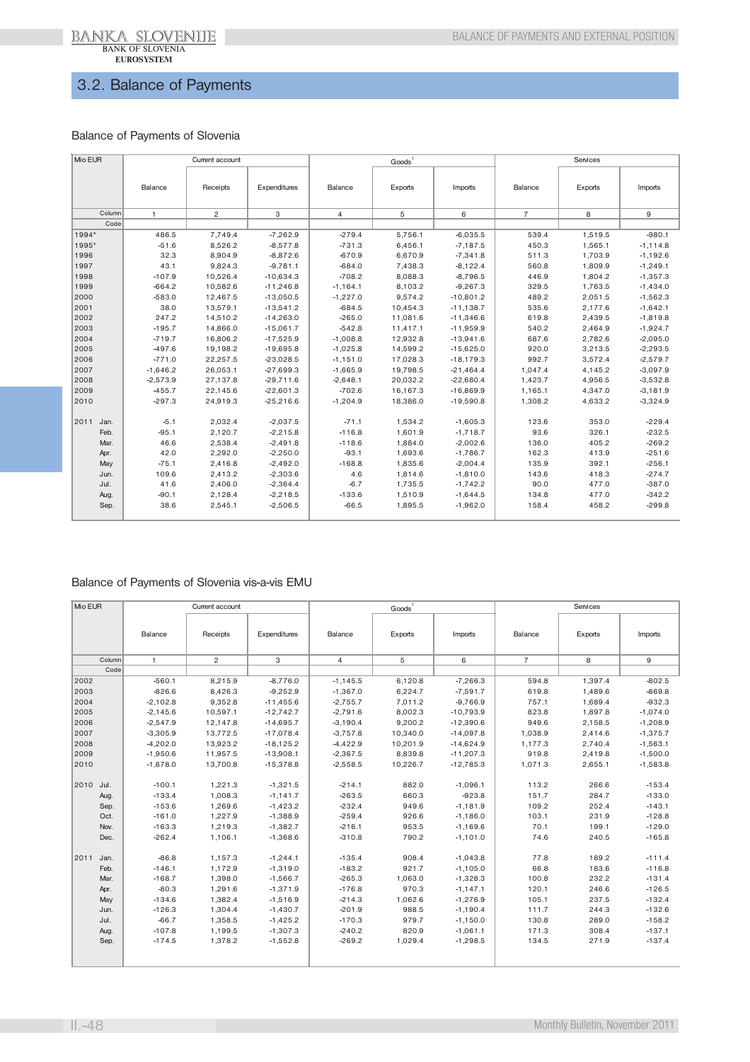## 3.2. Balance of Payments

### Balance of Payments of Slovenia

| Mio EUR | Current account | | | Goods[1] | | | Services | | |
|---|---|---|---|---|---|---|---|---|---|
| | Balance | Receipts | Expenditures | Balance | Exports | Imports | Balance | Exports | Imports |
| Column | 1 | 2 | 3 | 4 | 5 | 6 | 7 | 8 | 9 |
| Code | | | | | | | | | |
| 1994* | 486.5 | 7,749.4 | -7,262.9 | -279.4 | 5,756.1 | -6,035.5 | 539.4 | 1,519.5 | -980.1 |
| 1995* | -51.6 | 8,526.2 | -8,577.8 | -731.3 | 6,456.1 | -7,187.5 | 450.3 | 1,565.1 | -1,114.8 |
| 1996 | 32.3 | 8,904.9 | -8,872.6 | -670.9 | 6,670.9 | -7,341.8 | 511.3 | 1,703.9 | -1,192.6 |
| 1997 | 43.1 | 9,824.3 | -9,781.1 | -684.0 | 7,438.3 | -8,122.4 | 560.8 | 1,809.9 | -1,249.1 |
| 1998 | -107.9 | 10,526.4 | -10,634.3 | -708.2 | 8,088.3 | -8,796.5 | 446.9 | 1,804.2 | -1,357.3 |
| 1999 | -664.2 | 10,582.6 | -11,246.8 | -1,164.1 | 8,103.2 | -9,267.3 | 329.5 | 1,763.5 | -1,434.0 |
| 2000 | -583.0 | 12,467.5 | -13,050.5 | -1,227.0 | 9,574.2 | -10,801.2 | 489.2 | 2,051.5 | -1,562.3 |
| 2001 | 38.0 | 13,579.1 | -13,541.2 | -684.5 | 10,454.3 | -11,138.7 | 535.6 | 2,177.6 | -1,642.1 |
| 2002 | 247.2 | 14,510.2 | -14,263.0 | -265.0 | 11,081.6 | -11,346.6 | 619.8 | 2,439.5 | -1,819.8 |
| 2003 | -195.7 | 14,866.0 | -15,061.7 | -542.8 | 11,417.1 | -11,959.9 | 540.2 | 2,464.9 | -1,924.7 |
| 2004 | -719.7 | 16,806.2 | -17,525.9 | -1,008.8 | 12,932.8 | -13,941.6 | 687.6 | 2,782.6 | -2,095.0 |
| 2005 | -497.6 | 19,198.2 | -19,695.8 | -1,025.8 | 14,599.2 | -15,625.0 | 920.0 | 3,213.5 | -2,293.5 |
| 2006 | -771.0 | 22,257.5 | -23,028.5 | -1,151.0 | 17,028.3 | -18,179.3 | 992.7 | 3,572.4 | -2,579.7 |
| 2007 | -1,646.2 | 26,053.1 | -27,699.3 | -1,665.9 | 19,798.5 | -21,464.4 | 1,047.4 | 4,145.2 | -3,097.9 |
| 2008 | -2,573.9 | 27,137.8 | -29,711.6 | -2,648.1 | 20,032.2 | -22,680.4 | 1,423.7 | 4,956.5 | -3,532.8 |
| 2009 | -455.7 | 22,145.6 | -22,601.3 | -702.6 | 16,167.3 | -16,869.9 | 1,165.1 | 4,347.0 | -3,181.9 |
| 2010 | -297.3 | 24,919.3 | -25,216.6 | -1,204.9 | 18,386.0 | -19,590.8 | 1,308.2 | 4,633.2 | -3,324.9 |
| 2011 Jan. | -5.1 | 2,032.4 | -2,037.5 | -71.1 | 1,534.2 | -1,605.3 | 123.6 | 353.0 | -229.4 |
| Feb. | -95.1 | 2,120.7 | -2,215.8 | -116.8 | 1,601.9 | -1,718.7 | 93.6 | 326.1 | -232.5 |
| Mar. | 46.6 | 2,538.4 | -2,491.8 | -118.6 | 1,884.0 | -2,002.6 | 136.0 | 405.2 | -269.2 |
| Apr. | 42.0 | 2,292.0 | -2,250.0 | -93.1 | 1,693.6 | -1,786.7 | 162.3 | 413.9 | -251.6 |
| May | -75.1 | 2,416.8 | -2,492.0 | -168.8 | 1,835.6 | -2,004.4 | 135.9 | 392.1 | -256.1 |
| Jun. | 109.6 | 2,413.2 | -2,303.6 | 4.6 | 1,814.6 | -1,810.0 | 143.6 | 418.3 | -274.7 |
| Jul. | 41.6 | 2,406.0 | -2,364.4 | -6.7 | 1,735.5 | -1,742.2 | 90.0 | 477.0 | -387.0 |
| Aug. | -90.1 | 2,128.4 | -2,218.5 | -133.6 | 1,510.9 | -1,644.5 | 134.8 | 477.0 | -342.2 |
| Sep. | 38.6 | 2,545.1 | -2,506.5 | -66.5 | 1,895.5 | -1,962.0 | 158.4 | 458.2 | -299.8 |

### Balance of Payments of Slovenia vis-a-vis EMU

| Mio EUR | Current account | | | Goods[1] | | | Services | | |
|---|---|---|---|---|---|---|---|---|---|
| | Balance | Receipts | Expenditures | Balance | Exports | Imports | Balance | Exports | Imports |
| Column | 1 | 2 | 3 | 4 | 5 | 6 | 7 | 8 | 9 |
| Code | | | | | | | | | |
| 2002 | -560.1 | 8,215.9 | -8,776.0 | -1,145.5 | 6,120.8 | -7,266.3 | 594.8 | 1,397.4 | -802.5 |
| 2003 | -826.6 | 8,426.3 | -9,252.9 | -1,367.0 | 6,224.7 | -7,591.7 | 619.8 | 1,489.6 | -869.8 |
| 2004 | -2,102.8 | 9,352.8 | -11,455.6 | -2,755.7 | 7,011.2 | -9,766.9 | 757.1 | 1,689.4 | -932.3 |
| 2005 | -2,145.6 | 10,597.1 | -12,742.7 | -2,791.6 | 8,002.3 | -10,793.9 | 823.8 | 1,897.8 | -1,074.0 |
| 2006 | -2,547.9 | 12,147.8 | -14,695.7 | -3,190.4 | 9,200.2 | -12,390.6 | 949.6 | 2,158.5 | -1,208.9 |
| 2007 | -3,305.9 | 13,772.5 | -17,078.4 | -3,757.8 | 10,340.0 | -14,097.8 | 1,038.9 | 2,414.6 | -1,375.7 |
| 2008 | -4,202.0 | 13,923.2 | -18,125.2 | -4,422.9 | 10,201.9 | -14,624.9 | 1,177.3 | 2,740.4 | -1,563.1 |
| 2009 | -1,950.6 | 11,957.5 | -13,908.1 | -2,367.5 | 8,839.8 | -11,207.3 | 919.8 | 2,419.8 | -1,500.0 |
| 2010 | -1,678.0 | 13,700.8 | -15,378.8 | -2,558.5 | 10,226.7 | -12,785.3 | 1,071.3 | 2,655.1 | -1,583.8 |
| 2010 Jul. | -100.1 | 1,221.3 | -1,321.5 | -214.1 | 882.0 | -1,096.1 | 113.2 | 266.6 | -153.4 |
| Aug. | -133.4 | 1,008.3 | -1,141.7 | -263.5 | 660.3 | -923.8 | 151.7 | 284.7 | -133.0 |
| Sep. | -153.6 | 1,269.6 | -1,423.2 | -232.4 | 949.6 | -1,181.9 | 109.2 | 252.4 | -143.1 |
| Oct. | -161.0 | 1,227.9 | -1,388.9 | -259.4 | 926.6 | -1,186.0 | 103.1 | 231.9 | -128.8 |
| Nov. | -163.3 | 1,219.3 | -1,382.7 | -216.1 | 953.5 | -1,169.6 | 70.1 | 199.1 | -129.0 |
| Dec. | -262.4 | 1,106.1 | -1,368.6 | -310.8 | 790.2 | -1,101.0 | 74.6 | 240.5 | -165.8 |
| 2011 Jan. | -86.8 | 1,157.3 | -1,244.1 | -135.4 | 908.4 | -1,043.8 | 77.8 | 189.2 | -111.4 |
| Feb. | -146.1 | 1,172.9 | -1,319.0 | -183.2 | 921.7 | -1,105.0 | 66.8 | 183.6 | -116.8 |
| Mar. | -168.7 | 1,398.0 | -1,566.7 | -265.3 | 1,063.0 | -1,328.3 | 100.8 | 232.2 | -131.4 |
| Apr. | -80.3 | 1,291.6 | -1,371.9 | -176.8 | 970.3 | -1,147.1 | 120.1 | 246.6 | -126.5 |
| May | -134.6 | 1,382.4 | -1,516.9 | -214.3 | 1,062.6 | -1,276.9 | 105.1 | 237.5 | -132.4 |
| Jun. | -126.3 | 1,304.4 | -1,430.7 | -201.9 | 988.5 | -1,190.4 | 111.7 | 244.3 | -132.6 |
| Jul. | -66.7 | 1,358.5 | -1,425.2 | -170.3 | 979.7 | -1,150.0 | 130.8 | 289.0 | -158.2 |
| Aug. | -107.8 | 1,199.5 | -1,307.3 | -240.2 | 820.9 | -1,061.1 | 171.3 | 308.4 | -137.1 |
| Sep. | -174.5 | 1,378.2 | -1,552.8 | -269.2 | 1,029.4 | -1,298.5 | 134.5 | 271.9 | -137.4 |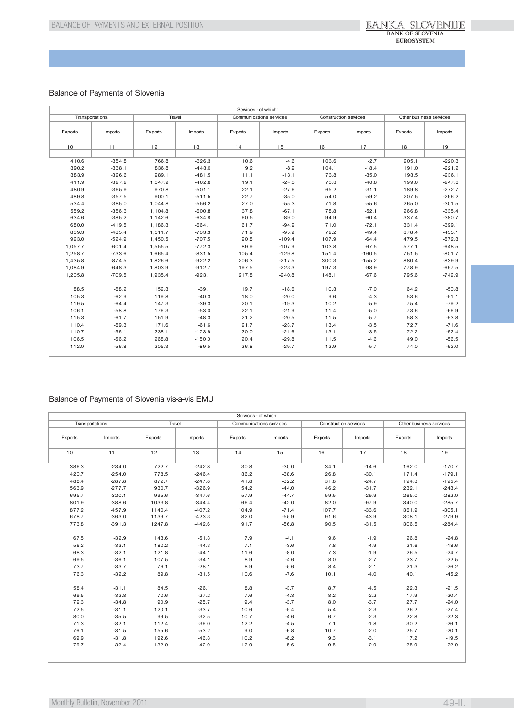## Balance of Payments of Slovenia

| Services - of which: | | | | | | | | | |
|---|---|---|---|---|---|---|---|---|---|
| Transportations | | Travel | | Communications services | | Construction services | | Other business services | |
| Exports | Imports | Exports | Imports | Exports | Imports | Exports | Imports | Exports | Imports |
| 10 | 11 | 12 | 13 | 14 | 15 | 16 | 17 | 18 | 19 |
| 410.6 | -354.8 | 766.8 | -326.3 | 10.6 | -4.6 | 103.6 | -2.7 | 205.1 | -220.3 |
| 390.2 | -338.1 | 836.8 | -443.0 | 9.2 | -8.9 | 104.1 | -18.4 | 191.0 | -221.2 |
| 383.9 | -326.6 | 989.1 | -481.5 | 11.1 | -13.1 | 73.8 | -35.0 | 193.5 | -236.1 |
| 411.9 | -327.2 | 1,047.9 | -462.8 | 19.1 | -24.0 | 70.3 | -46.8 | 199.6 | -247.6 |
| 480.9 | -365.9 | 970.8 | -501.1 | 22.1 | -27.6 | 65.2 | -31.1 | 189.8 | -272.7 |
| 489.8 | -357.5 | 900.1 | -511.5 | 22.7 | -35.0 | 54.0 | -59.2 | 207.5 | -296.2 |
| 534.4 | -385.0 | 1,044.8 | -556.2 | 27.0 | -55.3 | 71.8 | -55.6 | 265.0 | -301.5 |
| 559.2 | -356.3 | 1,104.8 | -600.8 | 37.8 | -67.1 | 78.8 | -52.1 | 266.8 | -335.4 |
| 634.6 | -385.2 | 1,142.6 | -634.8 | 60.5 | -89.0 | 94.9 | -60.4 | 337.4 | -380.7 |
| 680.0 | -419.5 | 1,186.3 | -664.1 | 61.7 | -94.9 | 71.0 | -72.1 | 331.4 | -399.1 |
| 809.3 | -485.4 | 1,311.7 | -703.3 | 71.9 | -95.9 | 72.2 | -49.4 | 378.4 | -455.1 |
| 923.0 | -524.9 | 1,450.5 | -707.5 | 90.8 | -109.4 | 107.9 | -64.4 | 479.5 | -572.3 |
| 1,057.7 | -601.4 | 1,555.5 | -772.3 | 89.9 | -107.9 | 103.8 | -67.5 | 577.1 | -648.5 |
| 1,258.7 | -733.6 | 1,665.4 | -831.5 | 105.4 | -129.8 | 151.4 | -160.5 | 751.5 | -801.7 |
| 1,435.8 | -874.5 | 1,826.6 | -922.2 | 206.3 | -217.5 | 300.3 | -155.2 | 880.4 | -839.9 |
| 1,084.9 | -648.3 | 1,803.9 | -912.7 | 197.5 | -223.3 | 197.3 | -98.9 | 778.9 | -697.5 |
| 1,205.8 | -709.5 | 1,935.4 | -923.1 | 217.8 | -240.8 | 148.1 | -67.6 | 795.6 | -742.9 |
| | | | | | | | | | |
| 88.5 | -58.2 | 152.3 | -39.1 | 19.7 | -18.6 | 10.3 | -7.0 | 64.2 | -50.8 |
| 105.3 | -62.9 | 119.8 | -40.3 | 18.0 | -20.0 | 9.6 | -4.3 | 53.6 | -51.1 |
| 119.5 | -64.4 | 147.3 | -39.3 | 20.1 | -19.3 | 10.2 | -5.9 | 75.4 | -79.2 |
| 106.1 | -58.8 | 176.3 | -53.0 | 22.1 | -21.9 | 11.4 | -5.0 | 73.6 | -66.9 |
| 115.3 | -61.7 | 151.9 | -48.3 | 21.2 | -20.5 | 11.5 | -5.7 | 58.3 | -63.8 |
| 110.4 | -59.3 | 171.6 | -61.6 | 21.7 | -23.7 | 13.4 | -3.5 | 72.7 | -71.6 |
| 110.7 | -56.1 | 238.1 | -173.6 | 20.0 | -21.6 | 13.1 | -3.5 | 72.2 | -62.4 |
| 106.5 | -56.2 | 268.8 | -150.0 | 20.4 | -29.8 | 11.5 | -4.6 | 49.0 | -56.5 |
| 112.0 | -56.8 | 205.3 | -89.5 | 26.8 | -29.7 | 12.9 | -5.7 | 74.0 | -62.0 |

## Balance of Payments of Slovenia vis-a-vis EMU

| Services - of which: | | | | | | | | | |
|---|---|---|---|---|---|---|---|---|---|
| Transportations | | Travel | | Communications services | | Construction services | | Other business services | |
| Exports | Imports | Exports | Imports | Exports | Imports | Exports | Imports | Exports | Imports |
| 10 | 11 | 12 | 13 | 14 | 15 | 16 | 17 | 18 | 19 |
| 386.3 | -234.0 | 722.7 | -242.8 | 30.8 | -30.0 | 34.1 | -14.6 | 162.0 | -170.7 |
| 420.7 | -254.0 | 778.5 | -246.4 | 36.2 | -38.6 | 26.8 | -30.1 | 171.4 | -179.1 |
| 488.4 | -287.8 | 872.7 | -247.8 | 41.8 | -32.2 | 31.8 | -24.7 | 194.3 | -195.4 |
| 563.9 | -277.7 | 930.7 | -326.9 | 54.2 | -44.0 | 46.2 | -31.7 | 232.1 | -243.4 |
| 695.7 | -320.1 | 995.6 | -347.6 | 57.9 | -44.7 | 59.5 | -29.9 | 265.0 | -282.0 |
| 801.9 | -388.6 | 1033.8 | -344.4 | 66.4 | -42.0 | 82.0 | -97.9 | 340.0 | -285.7 |
| 877.2 | -457.9 | 1140.4 | -407.2 | 104.9 | -71.4 | 107.7 | -33.6 | 361.9 | -305.1 |
| 678.7 | -363.0 | 1139.7 | -423.3 | 82.0 | -55.9 | 91.6 | -43.9 | 308.1 | -279.9 |
| 773.8 | -391.3 | 1247.8 | -442.6 | 91.7 | -56.8 | 90.5 | -31.5 | 306.5 | -284.4 |
| | | | | | | | | | |
| 67.5 | -32.9 | 143.6 | -51.3 | 7.9 | -4.1 | 9.6 | -1.9 | 26.8 | -24.8 |
| 56.2 | -33.1 | 180.2 | -44.3 | 7.1 | -3.6 | 7.8 | -4.9 | 21.6 | -18.6 |
| 68.3 | -32.1 | 121.8 | -44.1 | 11.6 | -8.0 | 7.3 | -1.9 | 26.5 | -24.7 |
| 69.5 | -36.1 | 107.5 | -34.1 | 8.9 | -4.6 | 8.0 | -2.7 | 23.7 | -22.5 |
| 73.7 | -33.7 | 76.1 | -28.1 | 8.9 | -5.6 | 8.4 | -2.1 | 21.3 | -26.2 |
| 76.3 | -32.2 | 89.8 | -31.5 | 10.6 | -7.6 | 10.1 | -4.0 | 40.1 | -45.2 |
| | | | | | | | | | |
| 58.4 | -31.1 | 84.5 | -26.1 | 8.8 | -3.7 | 8.7 | -4.5 | 22.3 | -21.5 |
| 69.5 | -32.8 | 70.6 | -27.2 | 7.6 | -4.3 | 8.2 | -2.2 | 17.9 | -20.4 |
| 79.3 | -34.8 | 90.9 | -25.7 | 9.4 | -3.7 | 8.0 | -3.7 | 27.7 | -24.0 |
| 72.5 | -31.1 | 120.1 | -33.7 | 10.6 | -5.4 | 5.4 | -2.3 | 26.2 | -27.4 |
| 80.0 | -35.5 | 96.5 | -32.5 | 10.7 | -4.6 | 6.7 | -2.3 | 22.8 | -22.3 |
| 71.3 | -32.1 | 112.4 | -36.0 | 12.2 | -4.5 | 7.1 | -1.8 | 30.2 | -26.1 |
| 76.1 | -31.5 | 155.6 | -53.2 | 9.0 | -6.8 | 10.7 | -2.0 | 25.7 | -20.1 |
| 69.9 | -31.8 | 192.6 | -46.3 | 10.2 | -6.2 | 9.3 | -3.1 | 17.2 | -19.5 |
| 76.7 | -32.4 | 132.0 | -42.9 | 12.9 | -5.6 | 9.5 | -2.9 | 25.9 | -22.9 |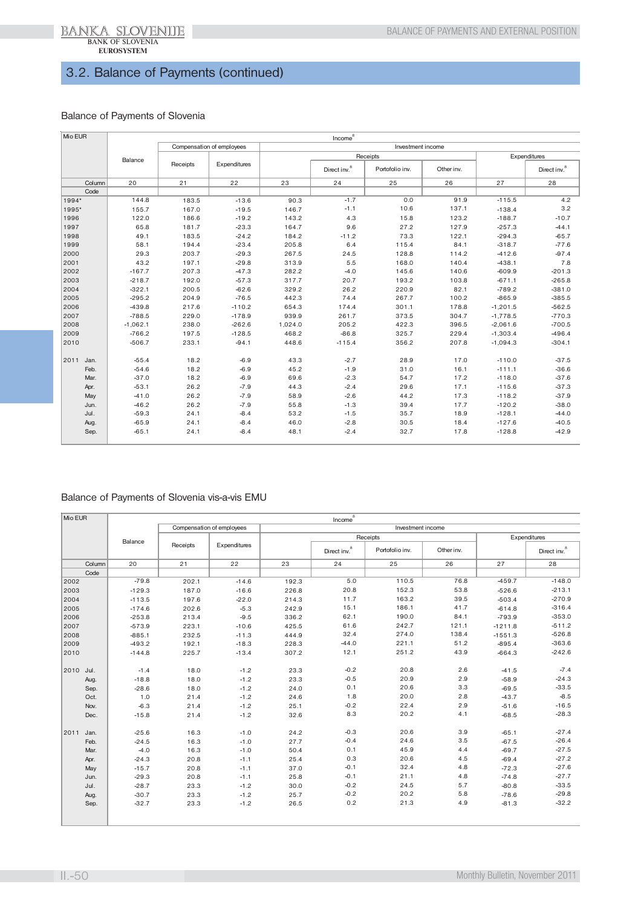## 3.2. Balance of Payments (continued)

### Balance of Payments of Slovenia

| Mio EUR | Income[8] | | | | | | | | |
|---|---|---|---|---|---|---|---|---|---|
| | Balance | Compensation of employees | | Investment income | | | | | |
| | | Receipts | Expenditures | | Receipts | | | Expenditures | |
| | | | | | Direct inv.[8] | Portofolio inv. | Other inv. | | Direct inv.[8] |
| Column | 20 | 21 | 22 | 23 | 24 | 25 | 26 | 27 | 28 |
| Code | | | | | | | | | |
| 1994* | 144.8 | 183.5 | -13.6 | 90.3 | -1.7 | 0.0 | 91.9 | -115.5 | 4.2 |
| 1995* | 155.7 | 167.0 | -19.5 | 146.7 | -1.1 | 10.6 | 137.1 | -138.4 | 3.2 |
| 1996 | 122.0 | 186.6 | -19.2 | 143.2 | 4.3 | 15.8 | 123.2 | -188.7 | -10.7 |
| 1997 | 65.8 | 181.7 | -23.3 | 164.7 | 9.6 | 27.2 | 127.9 | -257.3 | -44.1 |
| 1998 | 49.1 | 183.5 | -24.2 | 184.2 | -11.2 | 73.3 | 122.1 | -294.3 | -65.7 |
| 1999 | 58.1 | 194.4 | -23.4 | 205.8 | 6.4 | 115.4 | 84.1 | -318.7 | -77.6 |
| 2000 | 29.3 | 203.7 | -29.3 | 267.5 | 24.5 | 128.8 | 114.2 | -412.6 | -97.4 |
| 2001 | 43.2 | 197.1 | -29.8 | 313.9 | 5.5 | 168.0 | 140.4 | -438.1 | 7.8 |
| 2002 | -167.7 | 207.3 | -47.3 | 282.2 | -4.0 | 145.6 | 140.6 | -609.9 | -201.3 |
| 2003 | -218.7 | 192.0 | -57.3 | 317.7 | 20.7 | 193.2 | 103.8 | -671.1 | -265.8 |
| 2004 | -322.1 | 200.5 | -62.6 | 329.2 | 26.2 | 220.9 | 82.1 | -789.2 | -381.0 |
| 2005 | -295.2 | 204.9 | -76.5 | 442.3 | 74.4 | 267.7 | 100.2 | -865.9 | -385.5 |
| 2006 | -439.8 | 217.6 | -110.2 | 654.3 | 174.4 | 301.1 | 178.8 | -1,201.5 | -562.5 |
| 2007 | -788.5 | 229.0 | -178.9 | 939.9 | 261.7 | 373.5 | 304.7 | -1,778.5 | -770.3 |
| 2008 | -1,062.1 | 238.0 | -262.6 | 1,024.0 | 205.2 | 422.3 | 396.5 | -2,061.6 | -700.5 |
| 2009 | -766.2 | 197.5 | -128.5 | 468.2 | -86.8 | 325.7 | 229.4 | -1,303.4 | -496.4 |
| 2010 | -506.7 | 233.1 | -94.1 | 448.6 | -115.4 | 356.2 | 207.8 | -1,094.3 | -304.1 |
| 2011 Jan. | -55.4 | 18.2 | -6.9 | 43.3 | -2.7 | 28.9 | 17.0 | -110.0 | -37.5 |
| Feb. | -54.6 | 18.2 | -6.9 | 45.2 | -1.9 | 31.0 | 16.1 | -111.1 | -36.6 |
| Mar. | -37.0 | 18.2 | -6.9 | 69.6 | -2.3 | 54.7 | 17.2 | -118.0 | -37.6 |
| Apr. | -53.1 | 26.2 | -7.9 | 44.3 | -2.4 | 29.6 | 17.1 | -115.6 | -37.3 |
| May | -41.0 | 26.2 | -7.9 | 58.9 | -2.6 | 44.2 | 17.3 | -118.2 | -37.9 |
| Jun. | -46.2 | 26.2 | -7.9 | 55.8 | -1.3 | 39.4 | 17.7 | -120.2 | -38.0 |
| Jul. | -59.3 | 24.1 | -8.4 | 53.2 | -1.5 | 35.7 | 18.9 | -128.1 | -44.0 |
| Aug. | -65.9 | 24.1 | -8.4 | 46.0 | -2.8 | 30.5 | 18.4 | -127.6 | -40.5 |
| Sep. | -65.1 | 24.1 | -8.4 | 48.1 | -2.4 | 32.7 | 17.8 | -128.8 | -42.9 |

### Balance of Payments of Slovenia vis-a-vis EMU

| Mio EUR | Income[8] | | | | | | | | |
|---|---|---|---|---|---|---|---|---|---|
| | Balance | Compensation of employees | | Investment income | | | | | |
| | | Receipts | Expenditures | | Receipts | | | Expenditures | |
| | | | | | Direct inv.[8] | Portofolio inv. | Other inv. | | Direct inv.[8] |
| Column | 20 | 21 | 22 | 23 | 24 | 25 | 26 | 27 | 28 |
| Code | | | | | | | | | |
| 2002 | -79.8 | 202.1 | -14.6 | 192.3 | 5.0 | 110.5 | 76.8 | -459.7 | -148.0 |
| 2003 | -129.3 | 187.0 | -16.6 | 226.8 | 20.8 | 152.3 | 53.8 | -526.6 | -213.1 |
| 2004 | -113.5 | 197.6 | -22.0 | 214.3 | 11.7 | 163.2 | 39.5 | -503.4 | -270.9 |
| 2005 | -174.6 | 202.6 | -5.3 | 242.9 | 15.1 | 186.1 | 41.7 | -614.8 | -316.4 |
| 2006 | -253.8 | 213.4 | -9.5 | 336.2 | 62.1 | 190.0 | 84.1 | -793.9 | -353.0 |
| 2007 | -573.9 | 223.1 | -10.6 | 425.5 | 61.6 | 242.7 | 121.1 | -1211.8 | -511.2 |
| 2008 | -885.1 | 232.5 | -11.3 | 444.9 | 32.4 | 274.0 | 138.4 | -1551.3 | -526.8 |
| 2009 | -493.2 | 192.1 | -18.3 | 228.3 | -44.0 | 221.1 | 51.2 | -895.4 | -363.6 |
| 2010 | -144.8 | 225.7 | -13.4 | 307.2 | 12.1 | 251.2 | 43.9 | -664.3 | -242.6 |
| 2010 Jul. | -1.4 | 18.0 | -1.2 | 23.3 | -0.2 | 20.8 | 2.6 | -41.5 | -7.4 |
| Aug. | -18.8 | 18.0 | -1.2 | 23.3 | -0.5 | 20.9 | 2.9 | -58.9 | -24.3 |
| Sep. | -28.6 | 18.0 | -1.2 | 24.0 | 0.1 | 20.6 | 3.3 | -69.5 | -33.5 |
| Oct. | 1.0 | 21.4 | -1.2 | 24.6 | 1.8 | 20.0 | 2.8 | -43.7 | -8.5 |
| Nov. | -6.3 | 21.4 | -1.2 | 25.1 | -0.2 | 22.4 | 2.9 | -51.6 | -16.5 |
| Dec. | -15.8 | 21.4 | -1.2 | 32.6 | 8.3 | 20.2 | 4.1 | -68.5 | -28.3 |
| 2011 Jan. | -25.6 | 16.3 | -1.0 | 24.2 | -0.3 | 20.6 | 3.9 | -65.1 | -27.4 |
| Feb. | -24.5 | 16.3 | -1.0 | 27.7 | -0.4 | 24.6 | 3.5 | -67.5 | -26.4 |
| Mar. | -4.0 | 16.3 | -1.0 | 50.4 | 0.1 | 45.9 | 4.4 | -69.7 | -27.5 |
| Apr. | -24.3 | 20.8 | -1.1 | 25.4 | 0.3 | 20.6 | 4.5 | -69.4 | -27.2 |
| May | -15.7 | 20.8 | -1.1 | 37.0 | -0.1 | 32.4 | 4.8 | -72.3 | -27.6 |
| Jun. | -29.3 | 20.8 | -1.1 | 25.8 | -0.1 | 21.1 | 4.8 | -74.8 | -27.7 |
| Jul. | -28.7 | 23.3 | -1.2 | 30.0 | -0.2 | 24.5 | 5.7 | -80.8 | -33.5 |
| Aug. | -30.7 | 23.3 | -1.2 | 25.7 | -0.2 | 20.2 | 5.8 | -78.6 | -29.8 |
| Sep. | -32.7 | 23.3 | -1.2 | 26.5 | 0.2 | 21.3 | 4.9 | -81.3 | -32.2 |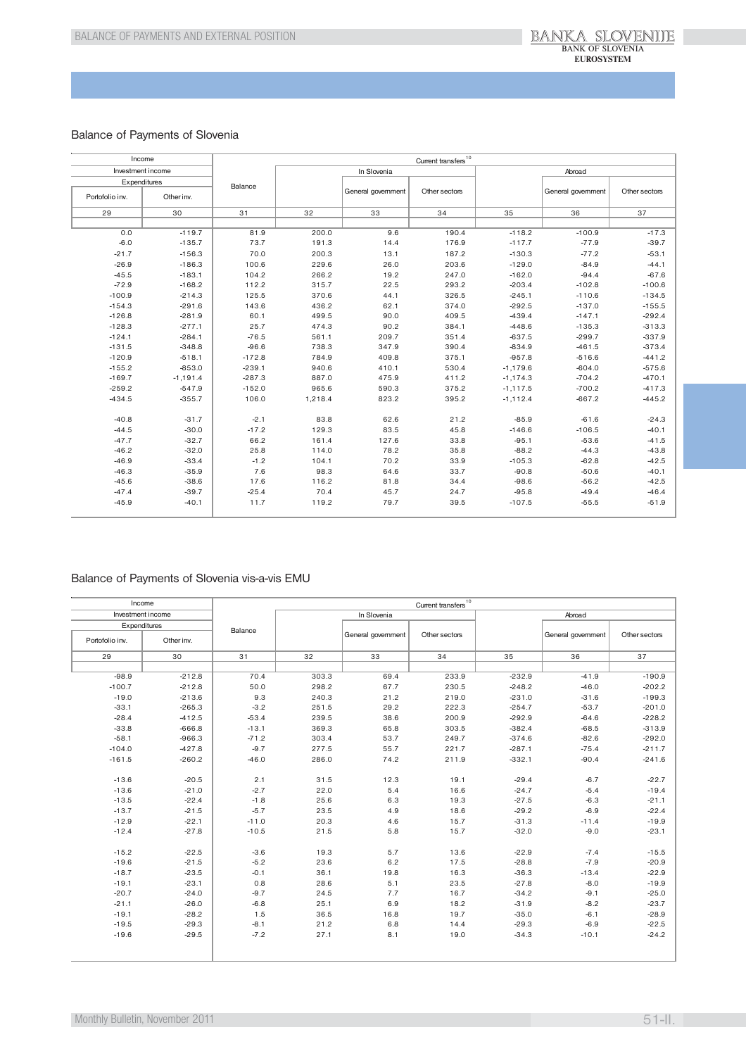## Balance of Payments of Slovenia

| Income | | Current transfers[10] | | | | | | |
|---|---|---|---|---|---|---|---|---|
| Investment income | | Balance | In Slovenia | | | Abroad | | |
| Expenditures | | | | General government | Other sectors | | General government | Other sectors |
| Portofolio inv. | Other inv. | | | | | | | |
| 29 | 30 | 31 | 32 | 33 | 34 | 35 | 36 | 37 |
| 0.0 | -119.7 | 81.9 | 200.0 | 9.6 | 190.4 | -118.2 | -100.9 | -17.3 |
| -6.0 | -135.7 | 73.7 | 191.3 | 14.4 | 176.9 | -117.7 | -77.9 | -39.7 |
| -21.7 | -156.3 | 70.0 | 200.3 | 13.1 | 187.2 | -130.3 | -77.2 | -53.1 |
| -26.9 | -186.3 | 100.6 | 229.6 | 26.0 | 203.6 | -129.0 | -84.9 | -44.1 |
| -45.5 | -183.1 | 104.2 | 266.2 | 19.2 | 247.0 | -162.0 | -94.4 | -67.6 |
| -72.9 | -168.2 | 112.2 | 315.7 | 22.5 | 293.2 | -203.4 | -102.8 | -100.6 |
| -100.9 | -214.3 | 125.5 | 370.6 | 44.1 | 326.5 | -245.1 | -110.6 | -134.5 |
| -154.3 | -291.6 | 143.6 | 436.2 | 62.1 | 374.0 | -292.5 | -137.0 | -155.5 |
| -126.8 | -281.9 | 60.1 | 499.5 | 90.0 | 409.5 | -439.4 | -147.1 | -292.4 |
| -128.3 | -277.1 | 25.7 | 474.3 | 90.2 | 384.1 | -448.6 | -135.3 | -313.3 |
| -124.1 | -284.1 | -76.5 | 561.1 | 209.7 | 351.4 | -637.5 | -299.7 | -337.9 |
| -131.5 | -348.8 | -96.6 | 738.3 | 347.9 | 390.4 | -834.9 | -461.5 | -373.4 |
| -120.9 | -518.1 | -172.8 | 784.9 | 409.8 | 375.1 | -957.8 | -516.6 | -441.2 |
| -155.2 | -853.0 | -239.1 | 940.6 | 410.1 | 530.4 | -1,179.6 | -604.0 | -575.6 |
| -169.7 | -1,191.4 | -287.3 | 887.0 | 475.9 | 411.2 | -1,174.3 | -704.2 | -470.1 |
| -259.2 | -547.9 | -152.0 | 965.6 | 590.3 | 375.2 | -1,117.5 | -700.2 | -417.3 |
| -434.5 | -355.7 | 106.0 | 1,218.4 | 823.2 | 395.2 | -1,112.4 | -667.2 | -445.2 |
| | | | | | | | | |
| -40.8 | -31.7 | -2.1 | 83.8 | 62.6 | 21.2 | -85.9 | -61.6 | -24.3 |
| -44.5 | -30.0 | -17.2 | 129.3 | 83.5 | 45.8 | -146.6 | -106.5 | -40.1 |
| -47.7 | -32.7 | 66.2 | 161.4 | 127.6 | 33.8 | -95.1 | -53.6 | -41.5 |
| -46.2 | -32.0 | 25.8 | 114.0 | 78.2 | 35.8 | -88.2 | -44.3 | -43.8 |
| -46.9 | -33.4 | -1.2 | 104.1 | 70.2 | 33.9 | -105.3 | -62.8 | -42.5 |
| -46.3 | -35.9 | 7.6 | 98.3 | 64.6 | 33.7 | -90.8 | -50.6 | -40.1 |
| -45.6 | -38.6 | 17.6 | 116.2 | 81.8 | 34.4 | -98.6 | -56.2 | -42.5 |
| -47.4 | -39.7 | -25.4 | 70.4 | 45.7 | 24.7 | -95.8 | -49.4 | -46.4 |
| -45.9 | -40.1 | 11.7 | 119.2 | 79.7 | 39.5 | -107.5 | -55.5 | -51.9 |

## Balance of Payments of Slovenia vis-a-vis EMU

| Income | | Current transfers[10] | | | | | | |
|---|---|---|---|---|---|---|---|---|
| Investment income | | Balance | In Slovenia | | | Abroad | | |
| Expenditures | | | | General government | Other sectors | | General government | Other sectors |
| Portofolio inv. | Other inv. | | | | | | | |
| 29 | 30 | 31 | 32 | 33 | 34 | 35 | 36 | 37 |
| -98.9 | -212.8 | 70.4 | 303.3 | 69.4 | 233.9 | -232.9 | -41.9 | -190.9 |
| -100.7 | -212.8 | 50.0 | 298.2 | 67.7 | 230.5 | -248.2 | -46.0 | -202.2 |
| -19.0 | -213.6 | 9.3 | 240.3 | 21.2 | 219.0 | -231.0 | -31.6 | -199.3 |
| -33.1 | -265.3 | -3.2 | 251.5 | 29.2 | 222.3 | -254.7 | -53.7 | -201.0 |
| -28.4 | -412.5 | -53.4 | 239.5 | 38.6 | 200.9 | -292.9 | -64.6 | -228.2 |
| -33.8 | -666.8 | -13.1 | 369.3 | 65.8 | 303.5 | -382.4 | -68.5 | -313.9 |
| -58.1 | -966.3 | -71.2 | 303.4 | 53.7 | 249.7 | -374.6 | -82.6 | -292.0 |
| -104.0 | -427.8 | -9.7 | 277.5 | 55.7 | 221.7 | -287.1 | -75.4 | -211.7 |
| -161.5 | -260.2 | -46.0 | 286.0 | 74.2 | 211.9 | -332.1 | -90.4 | -241.6 |
| | | | | | | | | |
| -13.6 | -20.5 | 2.1 | 31.5 | 12.3 | 19.1 | -29.4 | -6.7 | -22.7 |
| -13.6 | -21.0 | -2.7 | 22.0 | 5.4 | 16.6 | -24.7 | -5.4 | -19.4 |
| -13.5 | -22.4 | -1.8 | 25.6 | 6.3 | 19.3 | -27.5 | -6.3 | -21.1 |
| -13.7 | -21.5 | -5.7 | 23.5 | 4.9 | 18.6 | -29.2 | -6.9 | -22.4 |
| -12.9 | -22.1 | -11.0 | 20.3 | 4.6 | 15.7 | -31.3 | -11.4 | -19.9 |
| -12.4 | -27.8 | -10.5 | 21.5 | 5.8 | 15.7 | -32.0 | -9.0 | -23.1 |
| | | | | | | | | |
| -15.2 | -22.5 | -3.6 | 19.3 | 5.7 | 13.6 | -22.9 | -7.4 | -15.5 |
| -19.6 | -21.5 | -5.2 | 23.6 | 6.2 | 17.5 | -28.8 | -7.9 | -20.9 |
| -18.7 | -23.5 | -0.1 | 36.1 | 19.8 | 16.3 | -36.3 | -13.4 | -22.9 |
| -19.1 | -23.1 | 0.8 | 28.6 | 5.1 | 23.5 | -27.8 | -8.0 | -19.9 |
| -20.7 | -24.0 | -9.7 | 24.5 | 7.7 | 16.7 | -34.2 | -9.1 | -25.0 |
| -21.1 | -26.0 | -6.8 | 25.1 | 6.9 | 18.2 | -31.9 | -8.2 | -23.7 |
| -19.1 | -28.2 | 1.5 | 36.5 | 16.8 | 19.7 | -35.0 | -6.1 | -28.9 |
| -19.5 | -29.3 | -8.1 | 21.2 | 6.8 | 14.4 | -29.3 | -6.9 | -22.5 |
| -19.6 | -29.5 | -7.2 | 27.1 | 8.1 | 19.0 | -34.3 | -10.1 | -24.2 |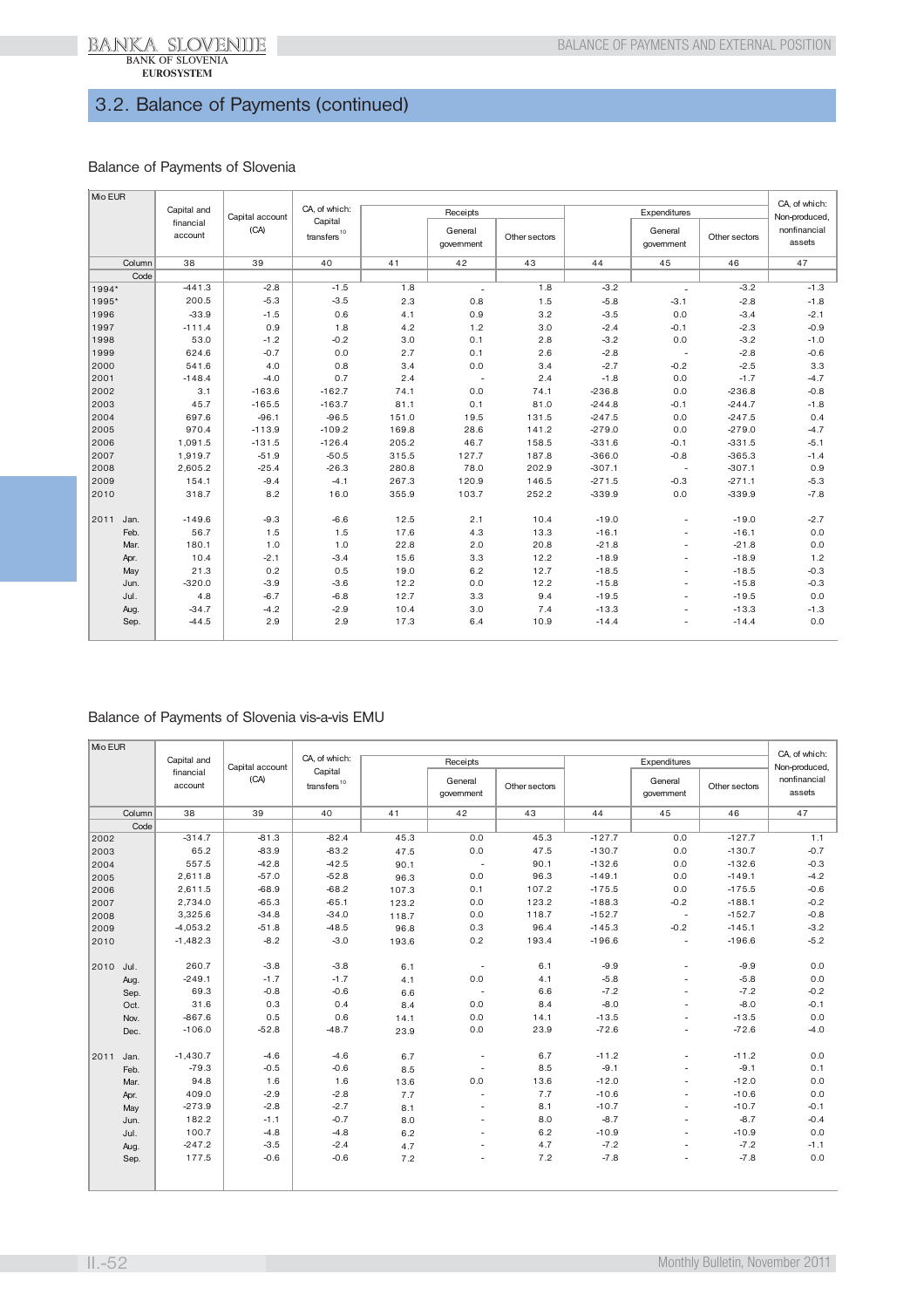## 3.2. Balance of Payments (continued)

### Balance of Payments of Slovenia

| Mio EUR | Capital and financial account | Capital account (CA) | CA, of which: Capital transfers[10] | Receipts | | | Expenditures | | | CA, of which: Non-produced, nonfinancial assets |
|---|---|---|---|---|---|---|---|---|---|---|
| | | | | | General government | Other sectors | | General government | Other sectors | |
| Column | 38 | 39 | 40 | 41 | 42 | 43 | 44 | 45 | 46 | 47 |
| Code | | | | | | | | | | |
| 1994* | -441.3 | -2.8 | -1.5 | 1.8 | - | 1.8 | -3.2 | - | -3.2 | -1.3 |
| 1995* | 200.5 | -5.3 | -3.5 | 2.3 | 0.8 | 1.5 | -5.8 | -3.1 | -2.8 | -1.8 |
| 1996 | -33.9 | -1.5 | 0.6 | 4.1 | 0.9 | 3.2 | -3.5 | 0.0 | -3.4 | -2.1 |
| 1997 | -111.4 | 0.9 | 1.8 | 4.2 | 1.2 | 3.0 | -2.4 | -0.1 | -2.3 | -0.9 |
| 1998 | 53.0 | -1.2 | -0.2 | 3.0 | 0.1 | 2.8 | -3.2 | 0.0 | -3.2 | -1.0 |
| 1999 | 624.6 | -0.7 | 0.0 | 2.7 | 0.1 | 2.6 | -2.8 | - | -2.8 | -0.6 |
| 2000 | 541.6 | 4.0 | 0.8 | 3.4 | 0.0 | 3.4 | -2.7 | -0.2 | -2.5 | 3.3 |
| 2001 | -148.4 | -4.0 | 0.7 | 2.4 | - | 2.4 | -1.8 | 0.0 | -1.7 | -4.7 |
| 2002 | 3.1 | -163.6 | -162.7 | 74.1 | 0.0 | 74.1 | -236.8 | 0.0 | -236.8 | -0.8 |
| 2003 | 45.7 | -165.5 | -163.7 | 81.1 | 0.1 | 81.0 | -244.8 | -0.1 | -244.7 | -1.8 |
| 2004 | 697.6 | -96.1 | -96.5 | 151.0 | 19.5 | 131.5 | -247.5 | 0.0 | -247.5 | 0.4 |
| 2005 | 970.4 | -113.9 | -109.2 | 169.8 | 28.6 | 141.2 | -279.0 | 0.0 | -279.0 | -4.7 |
| 2006 | 1,091.5 | -131.5 | -126.4 | 205.2 | 46.7 | 158.5 | -331.6 | -0.1 | -331.5 | -5.1 |
| 2007 | 1,919.7 | -51.9 | -50.5 | 315.5 | 127.7 | 187.8 | -366.0 | -0.8 | -365.3 | -1.4 |
| 2008 | 2,605.2 | -25.4 | -26.3 | 280.8 | 78.0 | 202.9 | -307.1 | - | -307.1 | 0.9 |
| 2009 | 154.1 | -9.4 | -4.1 | 267.3 | 120.9 | 146.5 | -271.5 | -0.3 | -271.1 | -5.3 |
| 2010 | 318.7 | 8.2 | 16.0 | 355.9 | 103.7 | 252.2 | -339.9 | 0.0 | -339.9 | -7.8 |
| 2011 Jan. | -149.6 | -9.3 | -6.6 | 12.5 | 2.1 | 10.4 | -19.0 | - | -19.0 | -2.7 |
| Feb. | 56.7 | 1.5 | 1.5 | 17.6 | 4.3 | 13.3 | -16.1 | - | -16.1 | 0.0 |
| Mar. | 180.1 | 1.0 | 1.0 | 22.8 | 2.0 | 20.8 | -21.8 | - | -21.8 | 0.0 |
| Apr. | 10.4 | -2.1 | -3.4 | 15.6 | 3.3 | 12.2 | -18.9 | - | -18.9 | 1.2 |
| May | 21.3 | 0.2 | 0.5 | 19.0 | 6.2 | 12.7 | -18.5 | - | -18.5 | -0.3 |
| Jun. | -320.0 | -3.9 | -3.6 | 12.2 | 0.0 | 12.2 | -15.8 | - | -15.8 | -0.3 |
| Jul. | 4.8 | -6.7 | -6.8 | 12.7 | 3.3 | 9.4 | -19.5 | - | -19.5 | 0.0 |
| Aug. | -34.7 | -4.2 | -2.9 | 10.4 | 3.0 | 7.4 | -13.3 | - | -13.3 | -1.3 |
| Sep. | -44.5 | 2.9 | 2.9 | 17.3 | 6.4 | 10.9 | -14.4 | - | -14.4 | 0.0 |

### Balance of Payments of Slovenia vis-a-vis EMU

| Mio EUR | Capital and financial account | Capital account (CA) | CA, of which: Capital transfers[10] | Receipts | | | Expenditures | | | CA, of which: Non-produced, nonfinancial assets |
|---|---|---|---|---|---|---|---|---|---|---|
| | | | | | General government | Other sectors | | General government | Other sectors | |
| Column | 38 | 39 | 40 | 41 | 42 | 43 | 44 | 45 | 46 | 47 |
| Code | | | | | | | | | | |
| 2002 | -314.7 | -81.3 | -82.4 | 45.3 | 0.0 | 45.3 | -127.7 | 0.0 | -127.7 | 1.1 |
| 2003 | 65.2 | -83.9 | -83.2 | 47.5 | 0.0 | 47.5 | -130.7 | 0.0 | -130.7 | -0.7 |
| 2004 | 557.5 | -42.8 | -42.5 | 90.1 | - | 90.1 | -132.6 | 0.0 | -132.6 | -0.3 |
| 2005 | 2,611.8 | -57.0 | -52.8 | 96.3 | 0.0 | 96.3 | -149.1 | 0.0 | -149.1 | -4.2 |
| 2006 | 2,611.5 | -68.9 | -68.2 | 107.3 | 0.1 | 107.2 | -175.5 | 0.0 | -175.5 | -0.6 |
| 2007 | 2,734.0 | -65.3 | -65.1 | 123.2 | 0.0 | 123.2 | -188.3 | -0.2 | -188.1 | -0.2 |
| 2008 | 3,325.6 | -34.8 | -34.0 | 118.7 | 0.0 | 118.7 | -152.7 | - | -152.7 | -0.8 |
| 2009 | -4,053.2 | -51.8 | -48.5 | 96.8 | 0.3 | 96.4 | -145.3 | -0.2 | -145.1 | -3.2 |
| 2010 | -1,482.3 | -8.2 | -3.0 | 193.6 | 0.2 | 193.4 | -196.6 | - | -196.6 | -5.2 |
| 2010 Jul. | 260.7 | -3.8 | -3.8 | 6.1 | - | 6.1 | -9.9 | - | -9.9 | 0.0 |
| Aug. | -249.1 | -1.7 | -1.7 | 4.1 | 0.0 | 4.1 | -5.8 | - | -5.8 | 0.0 |
| Sep. | 69.3 | -0.8 | -0.6 | 6.6 | - | 6.6 | -7.2 | - | -7.2 | -0.2 |
| Oct. | 31.6 | 0.3 | 0.4 | 8.4 | 0.0 | 8.4 | -8.0 | - | -8.0 | -0.1 |
| Nov. | -867.6 | 0.5 | 0.6 | 14.1 | 0.0 | 14.1 | -13.5 | - | -13.5 | 0.0 |
| Dec. | -106.0 | -52.8 | -48.7 | 23.9 | 0.0 | 23.9 | -72.6 | - | -72.6 | -4.0 |
| 2011 Jan. | -1,430.7 | -4.6 | -4.6 | 6.7 | - | 6.7 | -11.2 | - | -11.2 | 0.0 |
| Feb. | -79.3 | -0.5 | -0.6 | 8.5 | - | 8.5 | -9.1 | - | -9.1 | 0.1 |
| Mar. | 94.8 | 1.6 | 1.6 | 13.6 | 0.0 | 13.6 | -12.0 | - | -12.0 | 0.0 |
| Apr. | 409.0 | -2.9 | -2.8 | 7.7 | - | 7.7 | -10.6 | - | -10.6 | 0.0 |
| May | -273.9 | -2.8 | -2.7 | 8.1 | - | 8.1 | -10.7 | - | -10.7 | -0.1 |
| Jun. | 182.2 | -1.1 | -0.7 | 8.0 | - | 8.0 | -8.7 | - | -8.7 | -0.4 |
| Jul. | 100.7 | -4.8 | -4.8 | 6.2 | - | 6.2 | -10.9 | - | -10.9 | 0.0 |
| Aug. | -247.2 | -3.5 | -2.4 | 4.7 | - | 4.7 | -7.2 | - | -7.2 | -1.1 |
| Sep. | 177.5 | -0.6 | -0.6 | 7.2 | - | 7.2 | -7.8 | - | -7.8 | 0.0 |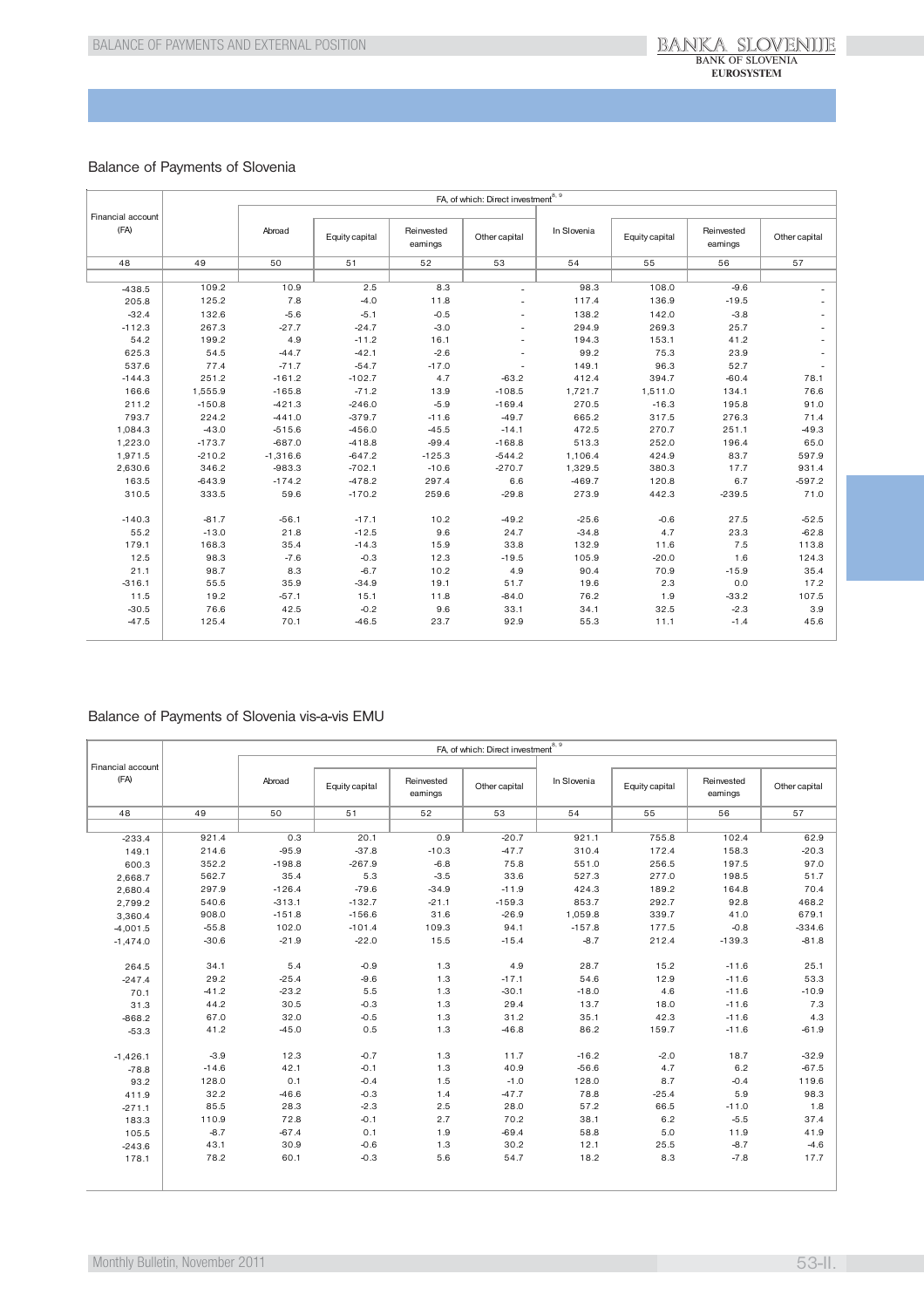## Balance of Payments of Slovenia

| Financial account (FA) | FA, of which: Direct investment[8, 9] | | | | | | | | |
|---|---|---|---|---|---|---|---|---|---|
| | | Abroad | | | | In Slovenia | | | |
| | | | Equity capital | Reinvested earnings | Other capital | | Equity capital | Reinvested earnings | Other capital |
| 48 | 49 | 50 | 51 | 52 | 53 | 54 | 55 | 56 | 57 |
| -438.5 | 109.2 | 10.9 | 2.5 | 8.3 | - | 98.3 | 108.0 | -9.6 | - |
| 205.8 | 125.2 | 7.8 | -4.0 | 11.8 | - | 117.4 | 136.9 | -19.5 | - |
| -32.4 | 132.6 | -5.6 | -5.1 | -0.5 | - | 138.2 | 142.0 | -3.8 | - |
| -112.3 | 267.3 | -27.7 | -24.7 | -3.0 | - | 294.9 | 269.3 | 25.7 | - |
| 54.2 | 199.2 | 4.9 | -11.2 | 16.1 | - | 194.3 | 153.1 | 41.2 | - |
| 625.3 | 54.5 | -44.7 | -42.1 | -2.6 | - | 99.2 | 75.3 | 23.9 | - |
| 537.6 | 77.4 | -71.7 | -54.7 | -17.0 | - | 149.1 | 96.3 | 52.7 | - |
| -144.3 | 251.2 | -161.2 | -102.7 | 4.7 | -63.2 | 412.4 | 394.7 | -60.4 | 78.1 |
| 166.6 | 1,555.9 | -165.8 | -71.2 | 13.9 | -108.5 | 1,721.7 | 1,511.0 | 134.1 | 76.6 |
| 211.2 | -150.8 | -421.3 | -246.0 | -5.9 | -169.4 | 270.5 | -16.3 | 195.8 | 91.0 |
| 793.7 | 224.2 | -441.0 | -379.7 | -11.6 | -49.7 | 665.2 | 317.5 | 276.3 | 71.4 |
| 1,084.3 | -43.0 | -515.6 | -456.0 | -45.5 | -14.1 | 472.5 | 270.7 | 251.1 | -49.3 |
| 1,223.0 | -173.7 | -687.0 | -418.8 | -99.4 | -168.8 | 513.3 | 252.0 | 196.4 | 65.0 |
| 1,971.5 | -210.2 | -1,316.6 | -647.2 | -125.3 | -544.2 | 1,106.4 | 424.9 | 83.7 | 597.9 |
| 2,630.6 | 346.2 | -983.3 | -702.1 | -10.6 | -270.7 | 1,329.5 | 380.3 | 17.7 | 931.4 |
| 163.5 | -643.9 | -174.2 | -478.2 | 297.4 | 6.6 | -469.7 | 120.8 | 6.7 | -597.2 |
| 310.5 | 333.5 | 59.6 | -170.2 | 259.6 | -29.8 | 273.9 | 442.3 | -239.5 | 71.0 |
| | | | | | | | | | |
| -140.3 | -81.7 | -56.1 | -17.1 | 10.2 | -49.2 | -25.6 | -0.6 | 27.5 | -52.5 |
| 55.2 | -13.0 | 21.8 | -12.5 | 9.6 | 24.7 | -34.8 | 4.7 | 23.3 | -62.8 |
| 179.1 | 168.3 | 35.4 | -14.3 | 15.9 | 33.8 | 132.9 | 11.6 | 7.5 | 113.8 |
| 12.5 | 98.3 | -7.6 | -0.3 | 12.3 | -19.5 | 105.9 | -20.0 | 1.6 | 124.3 |
| 21.1 | 98.7 | 8.3 | -6.7 | 10.2 | 4.9 | 90.4 | 70.9 | -15.9 | 35.4 |
| -316.1 | 55.5 | 35.9 | -34.9 | 19.1 | 51.7 | 19.6 | 2.3 | 0.0 | 17.2 |
| 11.5 | 19.2 | -57.1 | 15.1 | 11.8 | -84.0 | 76.2 | 1.9 | -33.2 | 107.5 |
| -30.5 | 76.6 | 42.5 | -0.2 | 9.6 | 33.1 | 34.1 | 32.5 | -2.3 | 3.9 |
| -47.5 | 125.4 | 70.1 | -46.5 | 23.7 | 92.9 | 55.3 | 11.1 | -1.4 | 45.6 |

## Balance of Payments of Slovenia vis-a-vis EMU

| Financial account (FA) | FA, of which: Direct investment[8, 9] | | | | | | | | |
|---|---|---|---|---|---|---|---|---|---|
| | | Abroad | | | | In Slovenia | | | |
| | | | Equity capital | Reinvested earnings | Other capital | | Equity capital | Reinvested earnings | Other capital |
| 48 | 49 | 50 | 51 | 52 | 53 | 54 | 55 | 56 | 57 |
| -233.4 | 921.4 | 0.3 | 20.1 | 0.9 | -20.7 | 921.1 | 755.8 | 102.4 | 62.9 |
| 149.1 | 214.6 | -95.9 | -37.8 | -10.3 | -47.7 | 310.4 | 172.4 | 158.3 | -20.3 |
| 600.3 | 352.2 | -198.8 | -267.9 | -6.8 | 75.8 | 551.0 | 256.5 | 197.5 | 97.0 |
| 2,668.7 | 562.7 | 35.4 | 5.3 | -3.5 | 33.6 | 527.3 | 277.0 | 198.5 | 51.7 |
| 2,680.4 | 297.9 | -126.4 | -79.6 | -34.9 | -11.9 | 424.3 | 189.2 | 164.8 | 70.4 |
| 2,799.2 | 540.6 | -313.1 | -132.7 | -21.1 | -159.3 | 853.7 | 292.7 | 92.8 | 468.2 |
| 3,360.4 | 908.0 | -151.8 | -156.6 | 31.6 | -26.9 | 1,059.8 | 339.7 | 41.0 | 679.1 |
| -4,001.5 | -55.8 | 102.0 | -101.4 | 109.3 | 94.1 | -157.8 | 177.5 | -0.8 | -334.6 |
| -1,474.0 | -30.6 | -21.9 | -22.0 | 15.5 | -15.4 | -8.7 | 212.4 | -139.3 | -81.8 |
| | | | | | | | | | |
| 264.5 | 34.1 | 5.4 | -0.9 | 1.3 | 4.9 | 28.7 | 15.2 | -11.6 | 25.1 |
| -247.4 | 29.2 | -25.4 | -9.6 | 1.3 | -17.1 | 54.6 | 12.9 | -11.6 | 53.3 |
| 70.1 | -41.2 | -23.2 | 5.5 | 1.3 | -30.1 | -18.0 | 4.6 | -11.6 | -10.9 |
| 31.3 | 44.2 | 30.5 | -0.3 | 1.3 | 29.4 | 13.7 | 18.0 | -11.6 | 7.3 |
| -868.2 | 67.0 | 32.0 | -0.5 | 1.3 | 31.2 | 35.1 | 42.3 | -11.6 | 4.3 |
| -53.3 | 41.2 | -45.0 | 0.5 | 1.3 | -46.8 | 86.2 | 159.7 | -11.6 | -61.9 |
| | | | | | | | | | |
| -1,426.1 | -3.9 | 12.3 | -0.7 | 1.3 | 11.7 | -16.2 | -2.0 | 18.7 | -32.9 |
| -78.8 | -14.6 | 42.1 | -0.1 | 1.3 | 40.9 | -56.6 | 4.7 | 6.2 | -67.5 |
| 93.2 | 128.0 | 0.1 | -0.4 | 1.5 | -1.0 | 128.0 | 8.7 | -0.4 | 119.6 |
| 411.9 | 32.2 | -46.6 | -0.3 | 1.4 | -47.7 | 78.8 | -25.4 | 5.9 | 98.3 |
| -271.1 | 85.5 | 28.3 | -2.3 | 2.5 | 28.0 | 57.2 | 66.5 | -11.0 | 1.8 |
| 183.3 | 110.9 | 72.8 | -0.1 | 2.7 | 70.2 | 38.1 | 6.2 | -5.5 | 37.4 |
| 105.5 | -8.7 | -67.4 | 0.1 | 1.9 | -69.4 | 58.8 | 5.0 | 11.9 | 41.9 |
| -243.6 | 43.1 | 30.9 | -0.6 | 1.3 | 30.2 | 12.1 | 25.5 | -8.7 | -4.6 |
| 178.1 | 78.2 | 60.1 | -0.3 | 5.6 | 54.7 | 18.2 | 8.3 | -7.8 | 17.7 |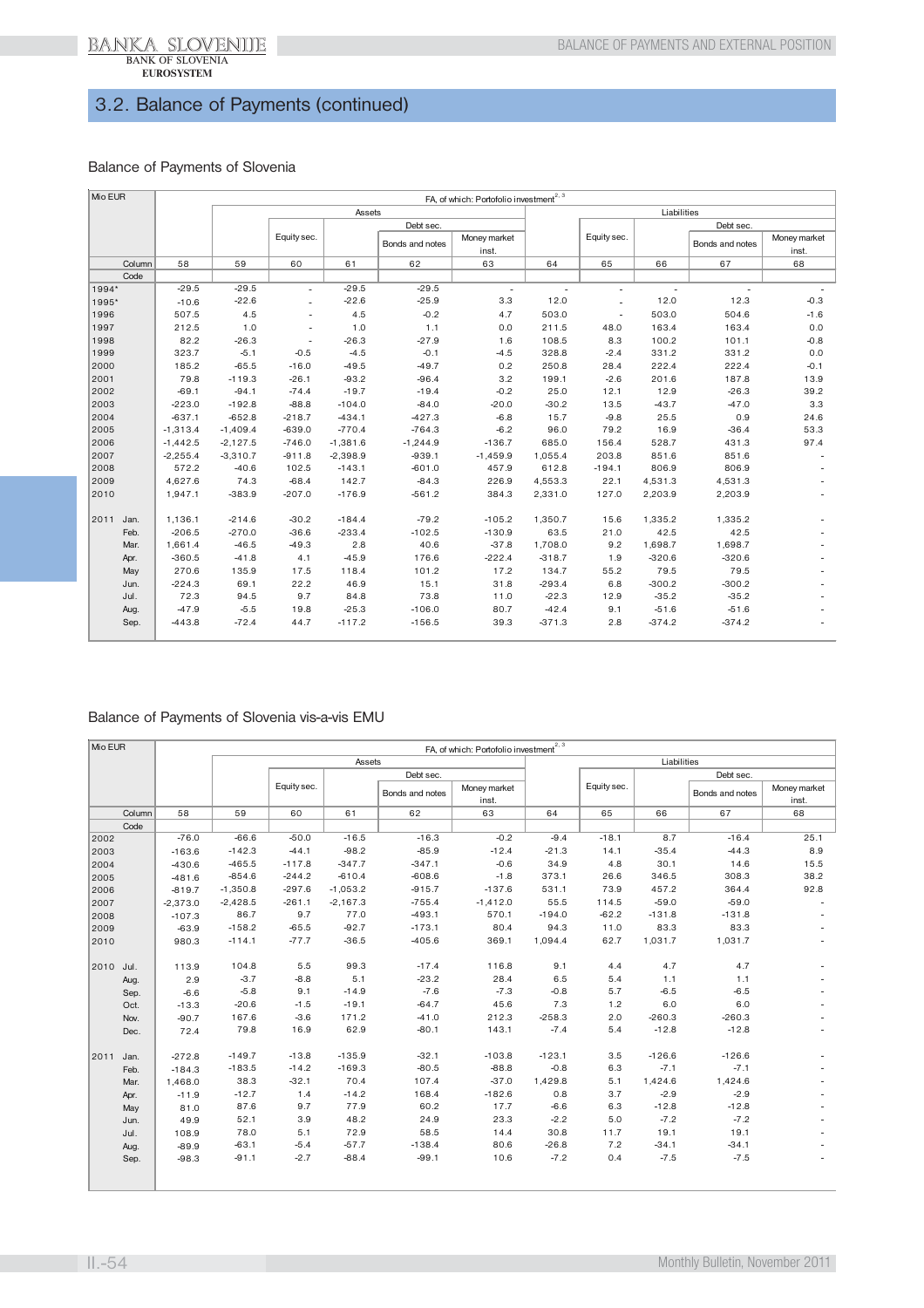## 3.2. Balance of Payments (continued)

### Balance of Payments of Slovenia

| Mio EUR | | FA, of which: Portofolio investment[2, 3] | | | | | | | | | | |
|---|---|---|---|---|---|---|---|---|---|---|---|---|
| | | | Assets | | | | | Liabilities | | | | |
| | | | | | Debt sec. | | | | | Debt sec. | | |
| | | | | Equity sec. | | Bonds and notes | Money market inst. | | Equity sec. | | Bonds and notes | Money market inst. |
| | Column | 58 | 59 | 60 | 61 | 62 | 63 | 64 | 65 | 66 | 67 | 68 |
| | Code | | | | | | | | | | | |
| 1994* | | -29.5 | -29.5 | - | -29.5 | -29.5 | - | - | - | - | - | - |
| 1995* | | -10.6 | -22.6 | - | -22.6 | -25.9 | 3.3 | 12.0 | - | 12.0 | 12.3 | -0.3 |
| 1996 | | 507.5 | 4.5 | - | 4.5 | -0.2 | 4.7 | 503.0 | - | 503.0 | 504.6 | -1.6 |
| 1997 | | 212.5 | 1.0 | - | 1.0 | 1.1 | 0.0 | 211.5 | 48.0 | 163.4 | 163.4 | 0.0 |
| 1998 | | 82.2 | -26.3 | - | -26.3 | -27.9 | 1.6 | 108.5 | 8.3 | 100.2 | 101.1 | -0.8 |
| 1999 | | 323.7 | -5.1 | -0.5 | -4.5 | -0.1 | -4.5 | 328.8 | -2.4 | 331.2 | 331.2 | 0.0 |
| 2000 | | 185.2 | -65.5 | -16.0 | -49.5 | -49.7 | 0.2 | 250.8 | 28.4 | 222.4 | 222.4 | -0.1 |
| 2001 | | 79.8 | -119.3 | -26.1 | -93.2 | -96.4 | 3.2 | 199.1 | -2.6 | 201.6 | 187.8 | 13.9 |
| 2002 | | -69.1 | -94.1 | -74.4 | -19.7 | -19.4 | -0.2 | 25.0 | 12.1 | 12.9 | -26.3 | 39.2 |
| 2003 | | -223.0 | -192.8 | -88.8 | -104.0 | -84.0 | -20.0 | -30.2 | 13.5 | -43.7 | -47.0 | 3.3 |
| 2004 | | -637.1 | -652.8 | -218.7 | -434.1 | -427.3 | -6.8 | 15.7 | -9.8 | 25.5 | 0.9 | 24.6 |
| 2005 | | -1,313.4 | -1,409.4 | -639.0 | -770.4 | -764.3 | -6.2 | 96.0 | 79.2 | 16.9 | -36.4 | 53.3 |
| 2006 | | -1,442.5 | -2,127.5 | -746.0 | -1,381.6 | -1,244.9 | -136.7 | 685.0 | 156.4 | 528.7 | 431.3 | 97.4 |
| 2007 | | -2,255.4 | -3,310.7 | -911.8 | -2,398.9 | -939.1 | -1,459.9 | 1,055.4 | 203.8 | 851.6 | 851.6 | - |
| 2008 | | 572.2 | -40.6 | 102.5 | -143.1 | -601.0 | 457.9 | 612.8 | -194.1 | 806.9 | 806.9 | - |
| 2009 | | 4,627.6 | 74.3 | -68.4 | 142.7 | -84.3 | 226.9 | 4,553.3 | 22.1 | 4,531.3 | 4,531.3 | - |
| 2010 | | 1,947.1 | -383.9 | -207.0 | -176.9 | -561.2 | 384.3 | 2,331.0 | 127.0 | 2,203.9 | 2,203.9 | - |
| 2011 | Jan. | 1,136.1 | -214.6 | -30.2 | -184.4 | -79.2 | -105.2 | 1,350.7 | 15.6 | 1,335.2 | 1,335.2 | - |
| | Feb. | -206.5 | -270.0 | -36.6 | -233.4 | -102.5 | -130.9 | 63.5 | 21.0 | 42.5 | 42.5 | - |
| | Mar. | 1,661.4 | -46.5 | -49.3 | 2.8 | 40.6 | -37.8 | 1,708.0 | 9.2 | 1,698.7 | 1,698.7 | - |
| | Apr. | -360.5 | -41.8 | 4.1 | -45.9 | 176.6 | -222.4 | -318.7 | 1.9 | -320.6 | -320.6 | - |
| | May | 270.6 | 135.9 | 17.5 | 118.4 | 101.2 | 17.2 | 134.7 | 55.2 | 79.5 | 79.5 | - |
| | Jun. | -224.3 | 69.1 | 22.2 | 46.9 | 15.1 | 31.8 | -293.4 | 6.8 | -300.2 | -300.2 | - |
| | Jul. | 72.3 | 94.5 | 9.7 | 84.8 | 73.8 | 11.0 | -22.3 | 12.9 | -35.2 | -35.2 | - |
| | Aug. | -47.9 | -5.5 | 19.8 | -25.3 | -106.0 | 80.7 | -42.4 | 9.1 | -51.6 | -51.6 | - |
| | Sep. | -443.8 | -72.4 | 44.7 | -117.2 | -156.5 | 39.3 | -371.3 | 2.8 | -374.2 | -374.2 | - |

### Balance of Payments of Slovenia vis-a-vis EMU

| Mio EUR | | FA, of which: Portofolio investment[2, 3] | | | | | | | | | | |
|---|---|---|---|---|---|---|---|---|---|---|---|---|
| | | | Assets | | | | | Liabilities | | | | |
| | | | | | Debt sec. | | | | | Debt sec. | | |
| | | | | Equity sec. | | Bonds and notes | Money market inst. | | Equity sec. | | Bonds and notes | Money market inst. |
| | Column | 58 | 59 | 60 | 61 | 62 | 63 | 64 | 65 | 66 | 67 | 68 |
| | Code | | | | | | | | | | | |
| 2002 | | -76.0 | -66.6 | -50.0 | -16.5 | -16.3 | -0.2 | -9.4 | -18.1 | 8.7 | -16.4 | 25.1 |
| 2003 | | -163.6 | -142.3 | -44.1 | -98.2 | -85.9 | -12.4 | -21.3 | 14.1 | -35.4 | -44.3 | 8.9 |
| 2004 | | -430.6 | -465.5 | -117.8 | -347.7 | -347.1 | -0.6 | 34.9 | 4.8 | 30.1 | 14.6 | 15.5 |
| 2005 | | -481.6 | -854.6 | -244.2 | -610.4 | -608.6 | -1.8 | 373.1 | 26.6 | 346.5 | 308.3 | 38.2 |
| 2006 | | -819.7 | -1,350.8 | -297.6 | -1,053.2 | -915.7 | -137.6 | 531.1 | 73.9 | 457.2 | 364.4 | 92.8 |
| 2007 | | -2,373.0 | -2,428.5 | -261.1 | -2,167.3 | -755.4 | -1,412.0 | 55.5 | 114.5 | -59.0 | -59.0 | - |
| 2008 | | -107.3 | 86.7 | 9.7 | 77.0 | -493.1 | 570.1 | -194.0 | -62.2 | -131.8 | -131.8 | - |
| 2009 | | -63.9 | -158.2 | -65.5 | -92.7 | -173.1 | 80.4 | 94.3 | 11.0 | 83.3 | 83.3 | - |
| 2010 | | 980.3 | -114.1 | -77.7 | -36.5 | -405.6 | 369.1 | 1,094.4 | 62.7 | 1,031.7 | 1,031.7 | - |
| 2010 | Jul. | 113.9 | 104.8 | 5.5 | 99.3 | -17.4 | 116.8 | 9.1 | 4.4 | 4.7 | 4.7 | - |
| | Aug. | 2.9 | -3.7 | -8.8 | 5.1 | -23.2 | 28.4 | 6.5 | 5.4 | 1.1 | 1.1 | - |
| | Sep. | -6.6 | -5.8 | 9.1 | -14.9 | -7.6 | -7.3 | -0.8 | 5.7 | -6.5 | -6.5 | - |
| | Oct. | -13.3 | -20.6 | -1.5 | -19.1 | -64.7 | 45.6 | 7.3 | 1.2 | 6.0 | 6.0 | - |
| | Nov. | -90.7 | 167.6 | -3.6 | 171.2 | -41.0 | 212.3 | -258.3 | 2.0 | -260.3 | -260.3 | - |
| | Dec. | 72.4 | 79.8 | 16.9 | 62.9 | -80.1 | 143.1 | -7.4 | 5.4 | -12.8 | -12.8 | - |
| 2011 | Jan. | -272.8 | -149.7 | -13.8 | -135.9 | -32.1 | -103.8 | -123.1 | 3.5 | -126.6 | -126.6 | - |
| | Feb. | -184.3 | -183.5 | -14.2 | -169.3 | -80.5 | -88.8 | -0.8 | 6.3 | -7.1 | -7.1 | - |
| | Mar. | 1,468.0 | 38.3 | -32.1 | 70.4 | 107.4 | -37.0 | 1,429.8 | 5.1 | 1,424.6 | 1,424.6 | - |
| | Apr. | -11.9 | -12.7 | 1.4 | -14.2 | 168.4 | -182.6 | 0.8 | 3.7 | -2.9 | -2.9 | - |
| | May | 81.0 | 87.6 | 9.7 | 77.9 | 60.2 | 17.7 | -6.6 | 6.3 | -12.8 | -12.8 | - |
| | Jun. | 49.9 | 52.1 | 3.9 | 48.2 | 24.9 | 23.3 | -2.2 | 5.0 | -7.2 | -7.2 | - |
| | Jul. | 108.9 | 78.0 | 5.1 | 72.9 | 58.5 | 14.4 | 30.8 | 11.7 | 19.1 | 19.1 | - |
| | Aug. | -89.9 | -63.1 | -5.4 | -57.7 | -138.4 | 80.6 | -26.8 | 7.2 | -34.1 | -34.1 | - |
| | Sep. | -98.3 | -91.1 | -2.7 | -88.4 | -99.1 | 10.6 | -7.2 | 0.4 | -7.5 | -7.5 | - |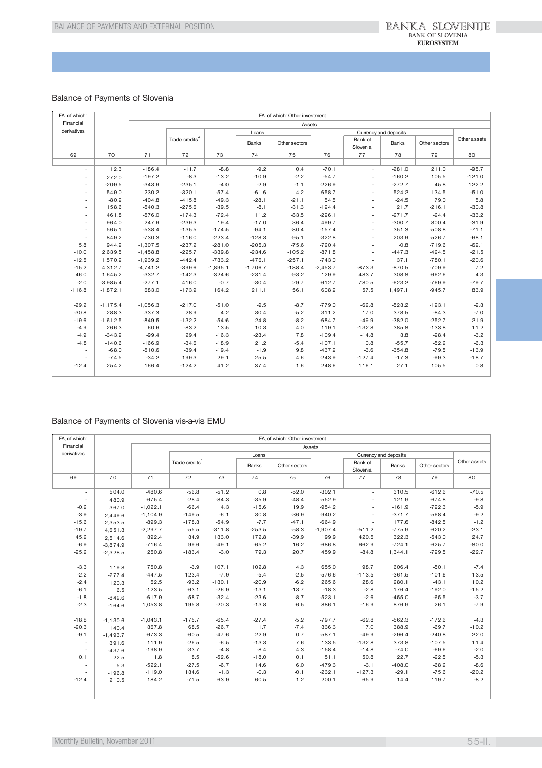## Balance of Payments of Slovenia

| FA, of which: Financial derivatives | FA, of which: Other investment | | | | | | | | | | |
|---|---|---|---|---|---|---|---|---|---|---|---|
| | | Assets | | | | | | | | | |
| | | | Trade credits[4] | | Loans | | | Currency and deposits | | | Other assets |
| | | | | | Banks | Other sectors | | Bank of Slovenia | Banks | Other sectors | |
| 69 | 70 | 71 | 72 | 73 | 74 | 75 | 76 | 77 | 78 | 79 | 80 |
| - | 12.3 | -186.4 | -11.7 | -8.8 | -9.2 | 0.4 | -70.1 | - | -281.0 | 211.0 | -95.7 |
| - | 272.0 | -197.2 | -8.3 | -13.2 | -10.9 | -2.2 | -54.7 | - | -160.2 | 105.5 | -121.0 |
| - | -209.5 | -343.9 | -235.1 | -4.0 | -2.9 | -1.1 | -226.9 | - | -272.7 | 45.8 | 122.2 |
| - | 549.0 | 230.2 | -320.1 | -57.4 | -61.6 | 4.2 | 658.7 | - | 524.2 | 134.5 | -51.0 |
| - | -80.9 | -404.8 | -415.8 | -49.3 | -28.1 | -21.1 | 54.5 | - | -24.5 | 79.0 | 5.8 |
| - | 158.6 | -540.3 | -275.6 | -39.5 | -8.1 | -31.3 | -194.4 | - | 21.7 | -216.1 | -30.8 |
| - | 461.8 | -576.0 | -174.3 | -72.4 | 11.2 | -83.5 | -296.1 | - | -271.7 | -24.4 | -33.2 |
| - | 964.0 | 247.9 | -239.3 | 19.4 | -17.0 | 36.4 | 499.7 | - | -300.7 | 800.4 | -31.9 |
| - | 565.1 | -538.4 | -135.5 | -174.5 | -94.1 | -80.4 | -157.4 | - | 351.3 | -508.8 | -71.1 |
| - | 849.2 | -730.3 | -116.0 | -223.4 | -128.3 | -95.1 | -322.8 | - | 203.9 | -526.7 | -68.1 |
| 5.8 | 944.9 | -1,307.5 | -237.2 | -281.0 | -205.3 | -75.6 | -720.4 | - | -0.8 | -719.6 | -69.1 |
| -10.0 | 2,639.5 | -1,458.8 | -225.7 | -339.8 | -234.6 | -105.2 | -871.8 | - | -447.3 | -424.5 | -21.5 |
| -12.5 | 1,570.9 | -1,939.2 | -442.4 | -733.2 | -476.1 | -257.1 | -743.0 | - | 37.1 | -780.1 | -20.6 |
| -15.2 | 4,312.7 | -4,741.2 | -399.6 | -1,895.1 | -1,706.7 | -188.4 | -2,453.7 | -873.3 | -870.5 | -709.9 | 7.2 |
| 46.0 | 1,645.2 | -332.7 | -142.3 | -324.6 | -231.4 | -93.2 | 129.9 | 483.7 | 308.8 | -662.6 | 4.3 |
| -2.0 | -3,985.4 | -277.1 | 416.0 | -0.7 | -30.4 | 29.7 | -612.7 | 780.5 | -623.2 | -769.9 | -79.7 |
| -116.8 | -1,872.1 | 683.0 | -173.9 | 164.2 | 211.1 | 56.1 | 608.9 | 57.5 | 1,497.1 | -945.7 | 83.9 |
| -29.2 | -1,175.4 | -1,056.3 | -217.0 | -51.0 | -9.5 | -8.7 | -779.0 | -62.8 | -523.2 | -193.1 | -9.3 |
| -30.8 | 288.3 | 337.3 | 28.9 | 4.2 | 30.4 | -5.2 | 311.2 | 17.0 | 378.5 | -84.3 | -7.0 |
| -19.6 | -1,612.5 | -849.5 | -132.2 | -54.6 | 24.8 | -8.2 | -684.7 | -49.9 | -382.0 | -252.7 | 21.9 |
| -4.9 | 266.3 | 60.6 | -83.2 | 13.5 | 10.3 | 4.0 | 119.1 | -132.8 | 385.8 | -133.8 | 11.2 |
| -4.9 | -343.9 | -99.4 | 29.4 | -16.3 | -23.4 | 7.8 | -109.4 | -14.8 | 3.8 | -98.4 | -3.2 |
| -4.8 | -140.6 | -166.9 | -34.6 | -18.9 | 21.2 | -5.4 | -107.1 | 0.8 | -55.7 | -52.2 | -6.3 |
| - | -68.0 | -510.6 | -39.4 | -19.4 | -1.9 | 9.8 | -437.9 | -3.6 | -354.8 | -79.5 | -13.9 |
| - | -74.5 | -34.2 | 199.3 | 29.1 | 25.5 | 4.6 | -243.9 | -127.4 | -17.3 | -99.3 | -18.7 |
| -12.4 | 254.2 | 166.4 | -124.2 | 41.2 | 37.4 | 1.6 | 248.6 | 116.1 | 27.1 | 105.5 | 0.8 |

## Balance of Payments of Slovenia vis-a-vis EMU

| FA, of which: Financial derivatives | FA, of which: Other investment | | | | | | | | | | |
|---|---|---|---|---|---|---|---|---|---|---|---|
| | | Assets | | | | | | | | | |
| | | | Trade credits[4] | | Loans | | | Currency and deposits | | | Other assets |
| | | | | | Banks | Other sectors | | Bank of Slovenia | Banks | Other sectors | |
| 69 | 70 | 71 | 72 | 73 | 74 | 75 | 76 | 77 | 78 | 79 | 80 |
| - | 504.0 | -480.6 | -56.8 | -51.2 | 0.8 | -52.0 | -302.1 | - | 310.5 | -612.6 | -70.5 |
| - | 480.9 | -675.4 | -28.4 | -84.3 | -35.9 | -48.4 | -552.9 | - | 121.9 | -674.8 | -9.8 |
| -0.2 | 367.0 | -1,022.1 | -66.4 | 4.3 | -15.6 | 19.9 | -954.2 | - | -161.9 | -792.3 | -5.9 |
| -3.9 | 2,449.6 | -1,104.9 | -149.5 | -6.1 | 30.8 | -36.9 | -940.2 | - | -371.7 | -568.4 | -9.2 |
| -15.6 | 2,353.5 | -899.3 | -178.3 | -54.9 | -7.7 | -47.1 | -664.9 | - | 177.6 | -842.5 | -1.2 |
| -19.7 | 4,651.3 | -2,297.7 | -55.5 | -311.8 | -253.5 | -58.3 | -1,907.4 | -511.2 | -775.9 | -620.2 | -23.1 |
| 45.2 | 2,514.6 | 392.4 | 34.9 | 133.0 | 172.8 | -39.9 | 199.9 | 420.5 | 322.3 | -543.0 | 24.7 |
| -6.9 | -3,874.9 | -716.4 | 99.6 | -49.1 | -65.2 | 16.2 | -686.8 | 662.9 | -724.1 | -625.7 | -80.0 |
| -95.2 | -2,328.5 | 250.8 | -183.4 | -3.0 | 79.3 | 20.7 | 459.9 | -84.8 | 1,344.1 | -799.5 | -22.7 |
| -3.3 | 119.8 | 750.8 | -3.9 | 107.1 | 102.8 | 4.3 | 655.0 | 98.7 | 606.4 | -50.1 | -7.4 |
| -2.2 | -277.4 | -447.5 | 123.4 | -7.9 | -5.4 | -2.5 | -576.6 | -113.5 | -361.5 | -101.6 | 13.5 |
| -2.4 | 120.3 | 52.5 | -93.2 | -130.1 | -20.9 | -6.2 | 265.6 | 28.6 | 280.1 | -43.1 | 10.2 |
| -6.1 | 6.5 | -123.5 | -63.1 | -26.9 | -13.1 | -13.7 | -18.3 | -2.8 | 176.4 | -192.0 | -15.2 |
| -1.8 | -842.6 | -617.9 | -58.7 | -32.4 | -23.6 | -8.7 | -523.1 | -2.6 | -455.0 | -65.5 | -3.7 |
| -2.3 | -164.6 | 1,053.8 | 195.8 | -20.3 | -13.8 | -6.5 | 886.1 | -16.9 | 876.9 | 26.1 | -7.9 |
| -18.8 | -1,130.6 | -1,043.1 | -175.7 | -65.4 | -27.4 | -5.2 | -797.7 | -62.8 | -562.3 | -172.6 | -4.3 |
| -20.3 | 140.4 | 367.8 | 68.5 | -26.7 | 1.7 | -7.4 | 336.3 | 17.0 | 388.9 | -69.7 | -10.2 |
| -9.1 | -1,493.7 | -673.3 | -60.5 | -47.6 | 22.9 | 0.7 | -587.1 | -49.9 | -296.4 | -240.8 | 22.0 |
| - | 391.6 | 111.9 | -26.5 | -6.5 | -13.3 | 7.6 | 133.5 | -132.8 | 373.8 | -107.5 | 11.4 |
| - | -437.6 | -198.9 | -33.7 | -4.8 | -8.4 | 4.3 | -158.4 | -14.8 | -74.0 | -69.6 | -2.0 |
| 0.1 | 22.5 | 1.8 | 8.5 | -52.6 | -18.0 | 0.1 | 51.1 | 50.8 | 22.7 | -22.5 | -5.3 |
| - | 5.3 | -522.1 | -27.5 | -6.7 | 14.6 | 6.0 | -479.3 | -3.1 | -408.0 | -68.2 | -8.6 |
| - | -196.8 | -119.0 | 134.6 | -1.3 | -0.3 | -0.1 | -232.1 | -127.3 | -29.1 | -75.6 | -20.2 |
| -12.4 | 210.5 | 184.2 | -71.5 | 63.9 | 60.5 | 1.2 | 200.1 | 65.9 | 14.4 | 119.7 | -8.2 |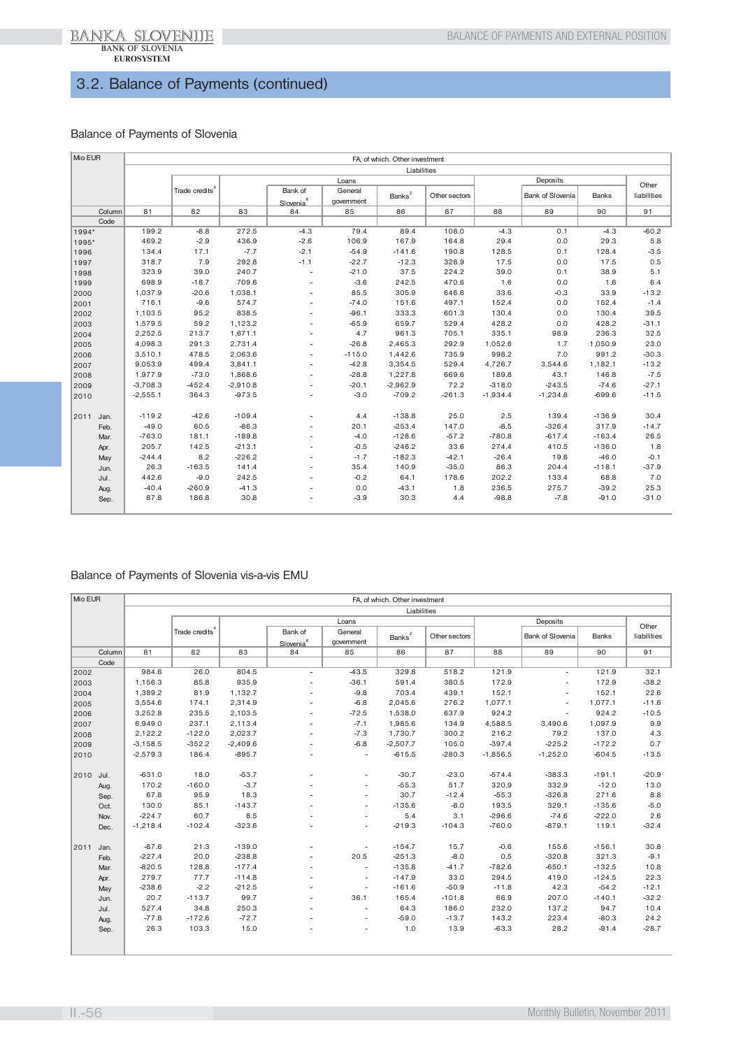## 3.2. Balance of Payments (continued)

### Balance of Payments of Slovenia

| Mio EUR | | FA, of which. Other investment | | | | | | | | | | |
|---|---|---|---|---|---|---|---|---|---|---|---|---|
| | | Liabilities | | | | | | | | | | |
| | | | Trade credits[4] | | Loans | | | | | Deposits | | Other liabilities |
| | | | | | Bank of Slovenia[6] | General government | Banks[2] | Other sectors | | Bank of Slovenia | Banks | |
| Column | | 81 | 82 | 83 | 84 | 85 | 86 | 87 | 88 | 89 | 90 | 91 |
| Code | | | | | | | | | | | | |
| 1994* | | 199.2 | -8.8 | 272.5 | -4.3 | 79.4 | 89.4 | 108.0 | -4.3 | 0.1 | -4.3 | -60.2 |
| 1995* | | 469.2 | -2.9 | 436.9 | -2.6 | 106.9 | 167.9 | 164.8 | 29.4 | 0.0 | 29.3 | 5.8 |
| 1996 | | 134.4 | 17.1 | -7.7 | -2.1 | -54.9 | -141.6 | 190.8 | 128.5 | 0.1 | 128.4 | -3.5 |
| 1997 | | 318.7 | 7.9 | 292.8 | -1.1 | -22.7 | -12.3 | 328.9 | 17.5 | 0.0 | 17.5 | 0.5 |
| 1998 | | 323.9 | 39.0 | 240.7 | - | -21.0 | 37.5 | 224.2 | 39.0 | 0.1 | 38.9 | 5.1 |
| 1999 | | 698.9 | -18.7 | 709.6 | - | -3.6 | 242.5 | 470.6 | 1.6 | 0.0 | 1.6 | 6.4 |
| 2000 | | 1,037.9 | -20.6 | 1,038.1 | - | 85.5 | 305.9 | 646.6 | 33.6 | -0.3 | 33.9 | -13.2 |
| 2001 | | 716.1 | -9.6 | 574.7 | - | -74.0 | 151.6 | 497.1 | 152.4 | 0.0 | 152.4 | -1.4 |
| 2002 | | 1,103.5 | 95.2 | 838.5 | - | -96.1 | 333.3 | 601.3 | 130.4 | 0.0 | 130.4 | 39.5 |
| 2003 | | 1,579.5 | 59.2 | 1,123.2 | - | -65.9 | 659.7 | 529.4 | 428.2 | 0.0 | 428.2 | -31.1 |
| 2004 | | 2,252.5 | 213.7 | 1,671.1 | - | 4.7 | 961.3 | 705.1 | 335.1 | 98.9 | 236.3 | 32.5 |
| 2005 | | 4,098.3 | 291.3 | 2,731.4 | - | -26.8 | 2,465.3 | 292.9 | 1,052.6 | 1.7 | 1,050.9 | 23.0 |
| 2006 | | 3,510.1 | 478.5 | 2,063.6 | - | -115.0 | 1,442.6 | 735.9 | 998.2 | 7.0 | 991.2 | -30.3 |
| 2007 | | 9,053.9 | 499.4 | 3,841.1 | - | -42.8 | 3,354.5 | 529.4 | 4,726.7 | 3,544.6 | 1,182.1 | -13.2 |
| 2008 | | 1,977.9 | -73.0 | 1,868.6 | - | -28.8 | 1,227.8 | 669.6 | 189.8 | 43.1 | 146.8 | -7.5 |
| 2009 | | -3,708.3 | -452.4 | -2,910.8 | - | -20.1 | -2,962.9 | 72.2 | -318.0 | -243.5 | -74.6 | -27.1 |
| 2010 | | -2,555.1 | 364.3 | -973.5 | - | -3.0 | -709.2 | -261.3 | -1,934.4 | -1,234.8 | -699.6 | -11.5 |
| 2011 | Jan. | -119.2 | -42.6 | -109.4 | - | 4.4 | -138.8 | 25.0 | 2.5 | 139.4 | -136.9 | 30.4 |
| | Feb. | -49.0 | 60.5 | -86.3 | - | 20.1 | -253.4 | 147.0 | -8.5 | -326.4 | 317.9 | -14.7 |
| | Mar. | -763.0 | 181.1 | -189.8 | - | -4.0 | -128.6 | -57.2 | -780.8 | -617.4 | -163.4 | 26.5 |
| | Apr. | 205.7 | 142.5 | -213.1 | - | -0.5 | -246.2 | 33.6 | 274.4 | 410.5 | -136.0 | 1.8 |
| | May | -244.4 | 8.2 | -226.2 | - | -1.7 | -182.3 | -42.1 | -26.4 | 19.6 | -46.0 | -0.1 |
| | Jun. | 26.3 | -163.5 | 141.4 | - | 35.4 | 140.9 | -35.0 | 86.3 | 204.4 | -118.1 | -37.9 |
| | Jul. | 442.6 | -9.0 | 242.5 | - | -0.2 | 64.1 | 178.6 | 202.2 | 133.4 | 68.8 | 7.0 |
| | Aug. | -40.4 | -260.9 | -41.3 | - | 0.0 | -43.1 | 1.8 | 236.5 | 275.7 | -39.2 | 25.3 |
| | Sep. | 87.8 | 186.8 | 30.8 | - | -3.9 | 30.3 | 4.4 | -98.8 | -7.8 | -91.0 | -31.0 |

### Balance of Payments of Slovenia vis-a-vis EMU

| Mio EUR | | FA, of which. Other investment | | | | | | | | | | |
|---|---|---|---|---|---|---|---|---|---|---|---|---|
| | | Liabilities | | | | | | | | | | |
| | | | Trade credits[4] | | Loans | | | | | Deposits | | Other liabilities |
| | | | | | Bank of Slovenia[6] | General government | Banks[2] | Other sectors | | Bank of Slovenia | Banks | |
| Column | | 81 | 82 | 83 | 84 | 85 | 86 | 87 | 88 | 89 | 90 | 91 |
| Code | | | | | | | | | | | | |
| 2002 | | 984.6 | 26.0 | 804.5 | - | -43.5 | 329.8 | 518.2 | 121.9 | - | 121.9 | 32.1 |
| 2003 | | 1,156.3 | 85.8 | 935.9 | - | -36.1 | 591.4 | 380.5 | 172.9 | - | 172.9 | -38.2 |
| 2004 | | 1,389.2 | 81.9 | 1,132.7 | - | -9.8 | 703.4 | 439.1 | 152.1 | - | 152.1 | 22.6 |
| 2005 | | 3,554.6 | 174.1 | 2,314.9 | - | -6.8 | 2,045.6 | 276.2 | 1,077.1 | - | 1,077.1 | -11.6 |
| 2006 | | 3,252.8 | 235.5 | 2,103.5 | - | -72.5 | 1,538.0 | 637.9 | 924.2 | - | 924.2 | -10.5 |
| 2007 | | 6,949.0 | 237.1 | 2,113.4 | - | -7.1 | 1,985.6 | 134.9 | 4,588.5 | 3,490.6 | 1,097.9 | 9.9 |
| 2008 | | 2,122.2 | -122.0 | 2,023.7 | - | -7.3 | 1,730.7 | 300.2 | 216.2 | 79.2 | 137.0 | 4.3 |
| 2009 | | -3,158.5 | -352.2 | -2,409.6 | - | -6.8 | -2,507.7 | 105.0 | -397.4 | -225.2 | -172.2 | 0.7 |
| 2010 | | -2,579.3 | 186.4 | -895.7 | - | - | -615.5 | -280.3 | -1,856.5 | -1,252.0 | -604.5 | -13.5 |
| 2010 | Jul. | -631.0 | 18.0 | -53.7 | - | - | -30.7 | -23.0 | -574.4 | -383.3 | -191.1 | -20.9 |
| | Aug. | 170.2 | -160.0 | -3.7 | - | - | -55.3 | 51.7 | 320.9 | 332.9 | -12.0 | 13.0 |
| | Sep. | 67.8 | 95.9 | 18.3 | - | - | 30.7 | -12.4 | -55.3 | -326.8 | 271.6 | 8.8 |
| | Oct. | 130.0 | 85.1 | -143.7 | - | - | -135.6 | -8.0 | 193.5 | 329.1 | -135.6 | -5.0 |
| | Nov. | -224.7 | 60.7 | 8.5 | - | - | 5.4 | 3.1 | -296.6 | -74.6 | -222.0 | 2.6 |
| | Dec. | -1,218.4 | -102.4 | -323.6 | - | - | -219.3 | -104.3 | -760.0 | -879.1 | 119.1 | -32.4 |
| 2011 | Jan. | -87.6 | 21.3 | -139.0 | - | - | -154.7 | 15.7 | -0.6 | 155.6 | -156.1 | 30.8 |
| | Feb. | -227.4 | 20.0 | -238.8 | - | 20.5 | -251.3 | -8.0 | 0.5 | -320.8 | 321.3 | -9.1 |
| | Mar. | -820.5 | 128.8 | -177.4 | - | - | -135.8 | -41.7 | -782.6 | -650.1 | -132.5 | 10.8 |
| | Apr. | 279.7 | 77.7 | -114.8 | - | - | -147.9 | 33.0 | 294.5 | 419.0 | -124.5 | 22.3 |
| | May | -238.6 | -2.2 | -212.5 | - | - | -161.6 | -50.9 | -11.8 | 42.3 | -54.2 | -12.1 |
| | Jun. | 20.7 | -113.7 | 99.7 | - | 36.1 | 165.4 | -101.8 | 66.9 | 207.0 | -140.1 | -32.2 |
| | Jul. | 527.4 | 34.8 | 250.3 | - | - | 64.3 | 186.0 | 232.0 | 137.2 | 94.7 | 10.4 |
| | Aug. | -77.8 | -172.6 | -72.7 | - | - | -59.0 | -13.7 | 143.2 | 223.4 | -80.3 | 24.2 |
| | Sep. | 26.3 | 103.3 | 15.0 | - | - | 1.0 | 13.9 | -63.3 | 28.2 | -91.4 | -28.7 |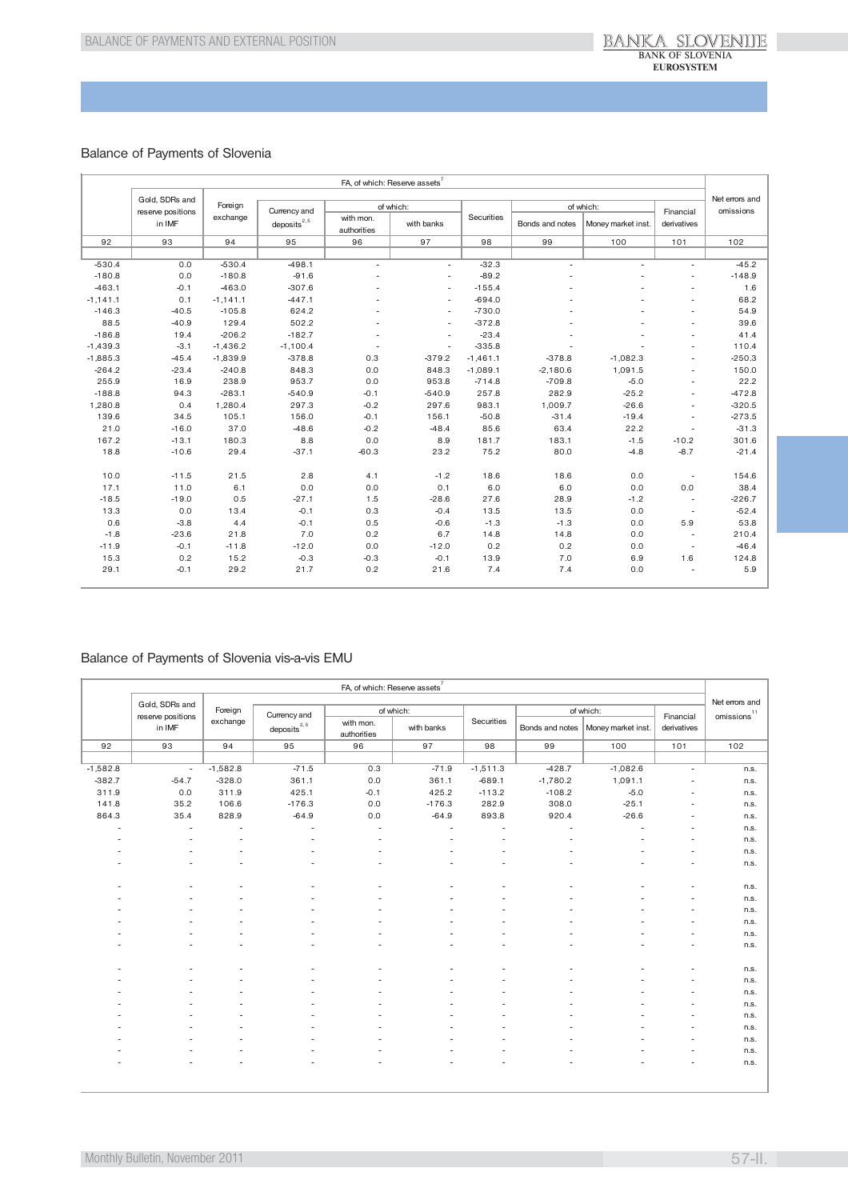## Balance of Payments of Slovenia

| | FA, of which: Reserve assets[7] | | | | | | | | | | Net errors and omissions |
|---|---|---|---|---|---|---|---|---|---|---|---|
| | Gold, SDRs and reserve positions in IMF | Foreign exchange | Currency and deposits[2,5] | of which: | | Securities | of which: | | Financial derivatives | | |
| | | | | with mon. authorities | with banks | | Bonds and notes | Money market inst. | | | |
| 92 | 93 | 94 | 95 | 96 | 97 | 98 | 99 | 100 | 101 | | 102 |
| -530.4 | 0.0 | -530.4 | -498.1 | - | - | -32.3 | - | - | - | | -45.2 |
| -180.8 | 0.0 | -180.8 | -91.6 | - | - | -89.2 | - | - | - | | -148.9 |
| -463.1 | -0.1 | -463.0 | -307.6 | - | - | -155.4 | - | - | - | | 1.6 |
| -1,141.1 | 0.1 | -1,141.1 | -447.1 | - | - | -694.0 | - | - | - | | 68.2 |
| -146.3 | -40.5 | -105.8 | 624.2 | - | - | -730.0 | - | - | - | | 54.9 |
| 88.5 | -40.9 | 129.4 | 502.2 | - | - | -372.8 | - | - | - | | 39.6 |
| -186.8 | 19.4 | -206.2 | -182.7 | - | - | -23.4 | - | - | - | | 41.4 |
| -1,439.3 | -3.1 | -1,436.2 | -1,100.4 | - | - | -335.8 | - | - | - | | 110.4 |
| -1,885.3 | -45.4 | -1,839.9 | -378.8 | 0.3 | -379.2 | -1,461.1 | -378.8 | -1,082.3 | - | | -250.3 |
| -264.2 | -23.4 | -240.8 | 848.3 | 0.0 | 848.3 | -1,089.1 | -2,180.6 | 1,091.5 | - | | 150.0 |
| 255.9 | 16.9 | 238.9 | 953.7 | 0.0 | 953.8 | -714.8 | -709.8 | -5.0 | - | | 22.2 |
| -188.8 | 94.3 | -283.1 | -540.9 | -0.1 | -540.9 | 257.8 | 282.9 | -25.2 | - | | -472.8 |
| 1,280.8 | 0.4 | 1,280.4 | 297.3 | -0.2 | 297.6 | 983.1 | 1,009.7 | -26.6 | - | | -320.5 |
| 139.6 | 34.5 | 105.1 | 156.0 | -0.1 | 156.1 | -50.8 | -31.4 | -19.4 | - | | -273.5 |
| 21.0 | -16.0 | 37.0 | -48.6 | -0.2 | -48.4 | 85.6 | 63.4 | 22.2 | - | | -31.3 |
| 167.2 | -13.1 | 180.3 | 8.8 | 0.0 | 8.9 | 181.7 | 183.1 | -1.5 | -10.2 | | 301.6 |
| 18.8 | -10.6 | 29.4 | -37.1 | -60.3 | 23.2 | 75.2 | 80.0 | -4.8 | -8.7 | | -21.4 |
| | | | | | | | | | | | |
| 10.0 | -11.5 | 21.5 | 2.8 | 4.1 | -1.2 | 18.6 | 18.6 | 0.0 | - | | 154.6 |
| 17.1 | 11.0 | 6.1 | 0.0 | 0.0 | 0.1 | 6.0 | 6.0 | 0.0 | 0.0 | | 38.4 |
| -18.5 | -19.0 | 0.5 | -27.1 | 1.5 | -28.6 | 27.6 | 28.9 | -1.2 | - | | -226.7 |
| 13.3 | 0.0 | 13.4 | -0.1 | 0.3 | -0.4 | 13.5 | 13.5 | 0.0 | - | | -52.4 |
| 0.6 | -3.8 | 4.4 | -0.1 | 0.5 | -0.6 | -1.3 | -1.3 | 0.0 | 5.9 | | 53.8 |
| -1.8 | -23.6 | 21.8 | 7.0 | 0.2 | 6.7 | 14.8 | 14.8 | 0.0 | - | | 210.4 |
| -11.9 | -0.1 | -11.8 | -12.0 | 0.0 | -12.0 | 0.2 | 0.2 | 0.0 | - | | -46.4 |
| 15.3 | 0.2 | 15.2 | -0.3 | -0.3 | -0.1 | 13.9 | 7.0 | 6.9 | 1.6 | | 124.8 |
| 29.1 | -0.1 | 29.2 | 21.7 | 0.2 | 21.6 | 7.4 | 7.4 | 0.0 | - | | 5.9 |

## Balance of Payments of Slovenia vis-a-vis EMU

| | FA, of which: Reserve assets[7] | | | | | | | | | Net errors and omissions[11] |
|---|---|---|---|---|---|---|---|---|---|---|
| | Gold, SDRs and reserve positions in IMF | Foreign exchange | Currency and deposits[2,5] | of which: | | Securities | of which: | | Financial derivatives | |
| | | | | with mon. authorities | with banks | | Bonds and notes | Money market inst. | | |
| 92 | 93 | 94 | 95 | 96 | 97 | 98 | 99 | 100 | 101 | 102 |
| -1,582.8 | - | -1,582.8 | -71.5 | 0.3 | -71.9 | -1,511.3 | -428.7 | -1,082.6 | - | n.s. |
| -382.7 | -54.7 | -328.0 | 361.1 | 0.0 | 361.1 | -689.1 | -1,780.2 | 1,091.1 | - | n.s. |
| 311.9 | 0.0 | 311.9 | 425.1 | -0.1 | 425.2 | -113.2 | -108.2 | -5.0 | - | n.s. |
| 141.8 | 35.2 | 106.6 | -176.3 | 0.0 | -176.3 | 282.9 | 308.0 | -25.1 | - | n.s. |
| 864.3 | 35.4 | 828.9 | -64.9 | 0.0 | -64.9 | 893.8 | 920.4 | -26.6 | - | n.s. |
| - | - | - | - | - | - | - | - | - | - | n.s. |
| - | - | - | - | - | - | - | - | - | - | n.s. |
| - | - | - | - | - | - | - | - | - | - | n.s. |
| - | - | - | - | - | - | - | - | - | - | n.s. |
| | | | | | | | | | | |
| - | - | - | - | - | - | - | - | - | - | n.s. |
| - | - | - | - | - | - | - | - | - | - | n.s. |
| - | - | - | - | - | - | - | - | - | - | n.s. |
| - | - | - | - | - | - | - | - | - | - | n.s. |
| - | - | - | - | - | - | - | - | - | - | n.s. |
| - | - | - | - | - | - | - | - | - | - | n.s. |
| | | | | | | | | | | |
| - | - | - | - | - | - | - | - | - | - | n.s. |
| - | - | - | - | - | - | - | - | - | - | n.s. |
| - | - | - | - | - | - | - | - | - | - | n.s. |
| - | - | - | - | - | - | - | - | - | - | n.s. |
| - | - | - | - | - | - | - | - | - | - | n.s. |
| - | - | - | - | - | - | - | - | - | - | n.s. |
| - | - | - | - | - | - | - | - | - | - | n.s. |
| - | - | - | - | - | - | - | - | - | - | n.s. |
| - | - | - | - | - | - | - | - | - | - | n.s. |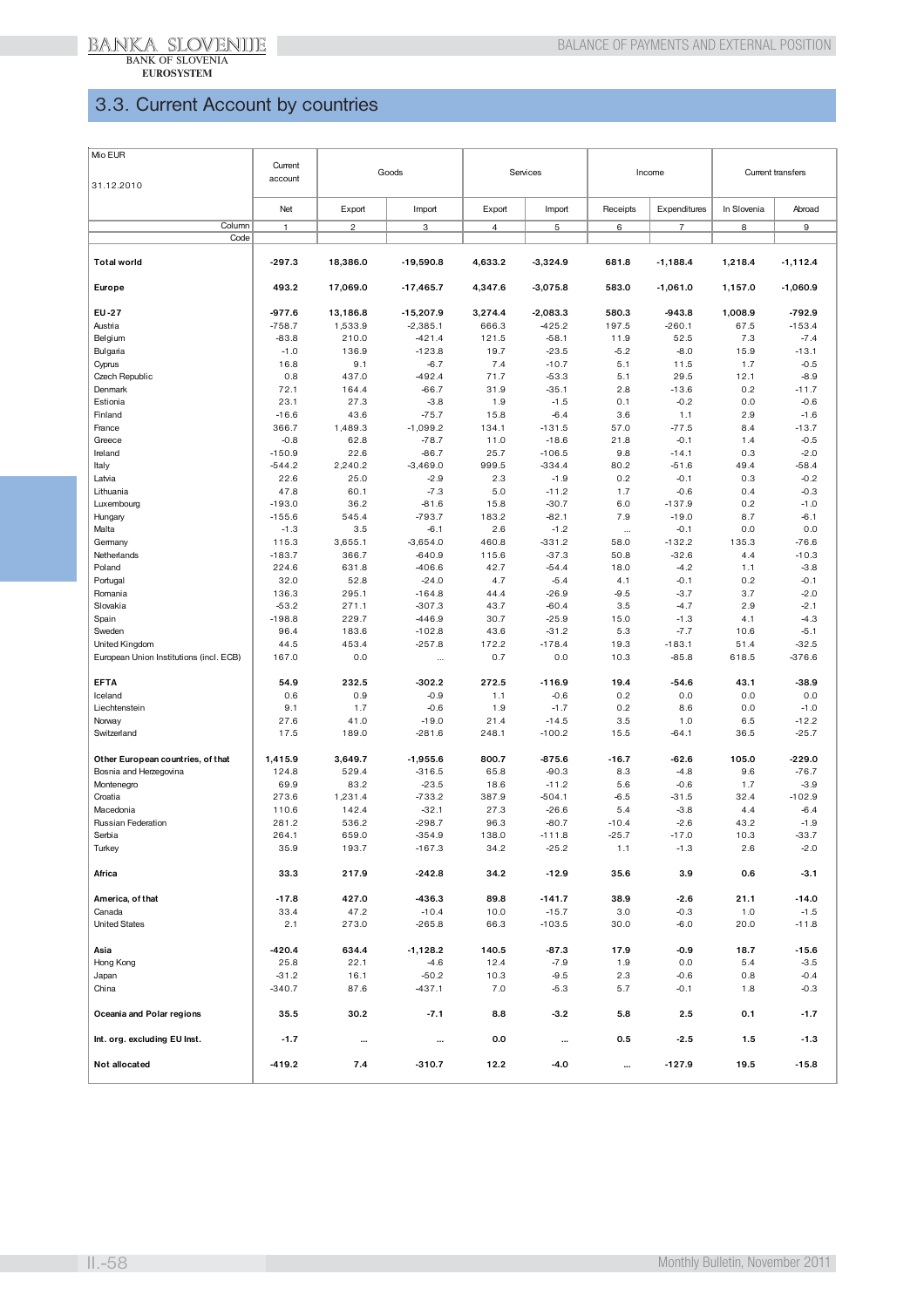## 3.3. Current Account by countries

| Mio EUR<br>31.12.2010 | Current account | Goods | | Services | | Income | | Current transfers | |
|---|---|---|---|---|---|---|---|---|---|
| | Net | Export | Import | Export | Import | Receipts | Expenditures | In Slovenia | Abroad |
| Column | 1 | 2 | 3 | 4 | 5 | 6 | 7 | 8 | 9 |
| Code | | | | | | | | | |
| **Total world** | **-297.3** | **18,386.0** | **-19,590.8** | **4,633.2** | **-3,324.9** | **681.8** | **-1,188.4** | **1,218.4** | **-1,112.4** |
| **Europe** | **493.2** | **17,069.0** | **-17,465.7** | **4,347.6** | **-3,075.8** | **583.0** | **-1,061.0** | **1,157.0** | **-1,060.9** |
| **EU-27** | **-977.6** | **13,186.8** | **-15,207.9** | **3,274.4** | **-2,083.3** | **580.3** | **-943.8** | **1,008.9** | **-792.9** |
| Austria | -758.7 | 1,533.9 | -2,385.1 | 666.3 | -425.2 | 197.5 | -260.1 | 67.5 | -153.4 |
| Belgium | -83.8 | 210.0 | -421.4 | 121.5 | -58.1 | 11.9 | 52.5 | 7.3 | -7.4 |
| Bulgaria | -1.0 | 136.9 | -123.8 | 19.7 | -23.5 | -5.2 | -8.0 | 15.9 | -13.1 |
| Cyprus | 16.8 | 9.1 | -6.7 | 7.4 | -10.7 | 5.1 | 11.5 | 1.7 | -0.5 |
| Czech Republic | 0.8 | 437.0 | -492.4 | 71.7 | -53.3 | 5.1 | 29.5 | 12.1 | -8.9 |
| Denmark | 72.1 | 164.4 | -66.7 | 31.9 | -35.1 | 2.8 | -13.6 | 0.2 | -11.7 |
| Estonia | 23.1 | 27.3 | -3.8 | 1.9 | -1.5 | 0.1 | -0.2 | 0.0 | -0.6 |
| Finland | -16.6 | 43.6 | -75.7 | 15.8 | -6.4 | 3.6 | 1.1 | 2.9 | -1.6 |
| France | 366.7 | 1,489.3 | -1,099.2 | 134.1 | -131.5 | 57.0 | -77.5 | 8.4 | -13.7 |
| Greece | -0.8 | 62.8 | -78.7 | 11.0 | -18.6 | 21.8 | -0.1 | 1.4 | -0.5 |
| Ireland | -150.9 | 22.6 | -86.7 | 25.7 | -106.5 | 9.8 | -14.1 | 0.3 | -2.0 |
| Italy | -544.2 | 2,240.2 | -3,469.0 | 999.5 | -334.4 | 80.2 | -51.6 | 49.4 | -58.4 |
| Latvia | 22.6 | 25.0 | -2.9 | 2.3 | -1.9 | 0.2 | -0.1 | 0.3 | -0.2 |
| Lithuania | 47.8 | 60.1 | -7.3 | 5.0 | -11.2 | 1.7 | -0.6 | 0.4 | -0.3 |
| Luxembourg | -193.0 | 36.2 | -81.6 | 15.8 | -30.7 | 6.0 | -137.9 | 0.2 | -1.0 |
| Hungary | -155.6 | 545.4 | -793.7 | 183.2 | -82.1 | 7.9 | -19.0 | 8.7 | -6.1 |
| Malta | -1.3 | 3.5 | -6.1 | 2.6 | -1.2 | ... | -0.1 | 0.0 | 0.0 |
| Germany | 115.3 | 3,655.1 | -3,654.0 | 460.8 | -331.2 | 58.0 | -132.2 | 135.3 | -76.6 |
| Netherlands | -183.7 | 366.7 | -640.9 | 115.6 | -37.3 | 50.8 | -32.6 | 4.4 | -10.3 |
| Poland | 224.6 | 631.8 | -406.6 | 42.7 | -54.4 | 18.0 | -4.2 | 1.1 | -3.8 |
| Portugal | 32.0 | 52.8 | -24.0 | 4.7 | -5.4 | 4.1 | -0.1 | 0.2 | -0.1 |
| Romania | 136.3 | 295.1 | -164.8 | 44.4 | -26.9 | -9.5 | -3.7 | 3.7 | -2.0 |
| Slovakia | -53.2 | 271.1 | -307.3 | 43.7 | -60.4 | 3.5 | -4.7 | 2.9 | -2.1 |
| Spain | -198.8 | 229.7 | -446.9 | 30.7 | -25.9 | 15.0 | -1.3 | 4.1 | -4.3 |
| Sweden | 96.4 | 183.6 | -102.8 | 43.6 | -31.2 | 5.3 | -7.7 | 10.6 | -5.1 |
| United Kingdom | 44.5 | 453.4 | -257.8 | 172.2 | -178.4 | 19.3 | -183.1 | 51.4 | -32.5 |
| European Union Institutions (incl. ECB) | 167.0 | 0.0 | ... | 0.7 | 0.0 | 10.3 | -85.8 | 618.5 | -376.6 |
| **EFTA** | **54.9** | **232.5** | **-302.2** | **272.5** | **-116.9** | **19.4** | **-54.6** | **43.1** | **-38.9** |
| Iceland | 0.6 | 0.9 | -0.9 | 1.1 | -0.6 | 0.2 | 0.0 | 0.0 | 0.0 |
| Liechtenstein | 9.1 | 1.7 | -0.6 | 1.9 | -1.7 | 0.2 | 8.6 | 0.0 | -1.0 |
| Norway | 27.6 | 41.0 | -19.0 | 21.4 | -14.5 | 3.5 | 1.0 | 6.5 | -12.2 |
| Switzerland | 17.5 | 189.0 | -281.6 | 248.1 | -100.2 | 15.5 | -64.1 | 36.5 | -25.7 |
| **Other European countries, of that** | **1,415.9** | **3,649.7** | **-1,955.6** | **800.7** | **-875.6** | **-16.7** | **-62.6** | **105.0** | **-229.0** |
| Bosnia and Herzegovina | 124.8 | 529.4 | -316.5 | 65.8 | -90.3 | 8.3 | -4.8 | 9.6 | -76.7 |
| Montenegro | 69.9 | 83.2 | -23.5 | 18.6 | -11.2 | 5.6 | -0.6 | 1.7 | -3.9 |
| Croatia | 273.6 | 1,231.4 | -733.2 | 387.9 | -504.1 | -6.5 | -31.5 | 32.4 | -102.9 |
| Macedonia | 110.6 | 142.4 | -32.1 | 27.3 | -26.6 | 5.4 | -3.8 | 4.4 | -6.4 |
| Russian Federation | 281.2 | 536.2 | -298.7 | 96.3 | -80.7 | -10.4 | -2.6 | 43.2 | -1.9 |
| Serbia | 264.1 | 659.0 | -354.9 | 138.0 | -111.8 | -25.7 | -17.0 | 10.3 | -33.7 |
| Turkey | 35.9 | 193.7 | -167.3 | 34.2 | -25.2 | 1.1 | -1.3 | 2.6 | -2.0 |
| **Africa** | **33.3** | **217.9** | **-242.8** | **34.2** | **-12.9** | **35.6** | **3.9** | **0.6** | **-3.1** |
| **America, of that** | **-17.8** | **427.0** | **-436.3** | **89.8** | **-141.7** | **38.9** | **-2.6** | **21.1** | **-14.0** |
| Canada | 33.4 | 47.2 | -10.4 | 10.0 | -15.7 | 3.0 | -0.3 | 1.0 | -1.5 |
| United States | 2.1 | 273.0 | -265.8 | 66.3 | -103.5 | 30.0 | -6.0 | 20.0 | -11.8 |
| **Asia** | **-420.4** | **634.4** | **-1,128.2** | **140.5** | **-87.3** | **17.9** | **-0.9** | **18.7** | **-15.6** |
| Hong Kong | 25.8 | 22.1 | -4.6 | 12.4 | -7.9 | 1.9 | 0.0 | 5.4 | -3.5 |
| Japan | -31.2 | 16.1 | -50.2 | 10.3 | -9.5 | 2.3 | -0.6 | 0.8 | -0.4 |
| China | -340.7 | 87.6 | -437.1 | 7.0 | -5.3 | 5.7 | -0.1 | 1.8 | -0.3 |
| **Oceania and Polar regions** | **35.5** | **30.2** | **-7.1** | **8.8** | **-3.2** | **5.8** | **2.5** | **0.1** | **-1.7** |
| **Int. org. excluding EU Inst.** | **-1.7** | **...** | **...** | **0.0** | **...** | **0.5** | **-2.5** | **1.5** | **-1.3** |
| **Not allocated** | **-419.2** | **7.4** | **-310.7** | **12.2** | **-4.0** | **...** | **-127.9** | **19.5** | **-15.8** |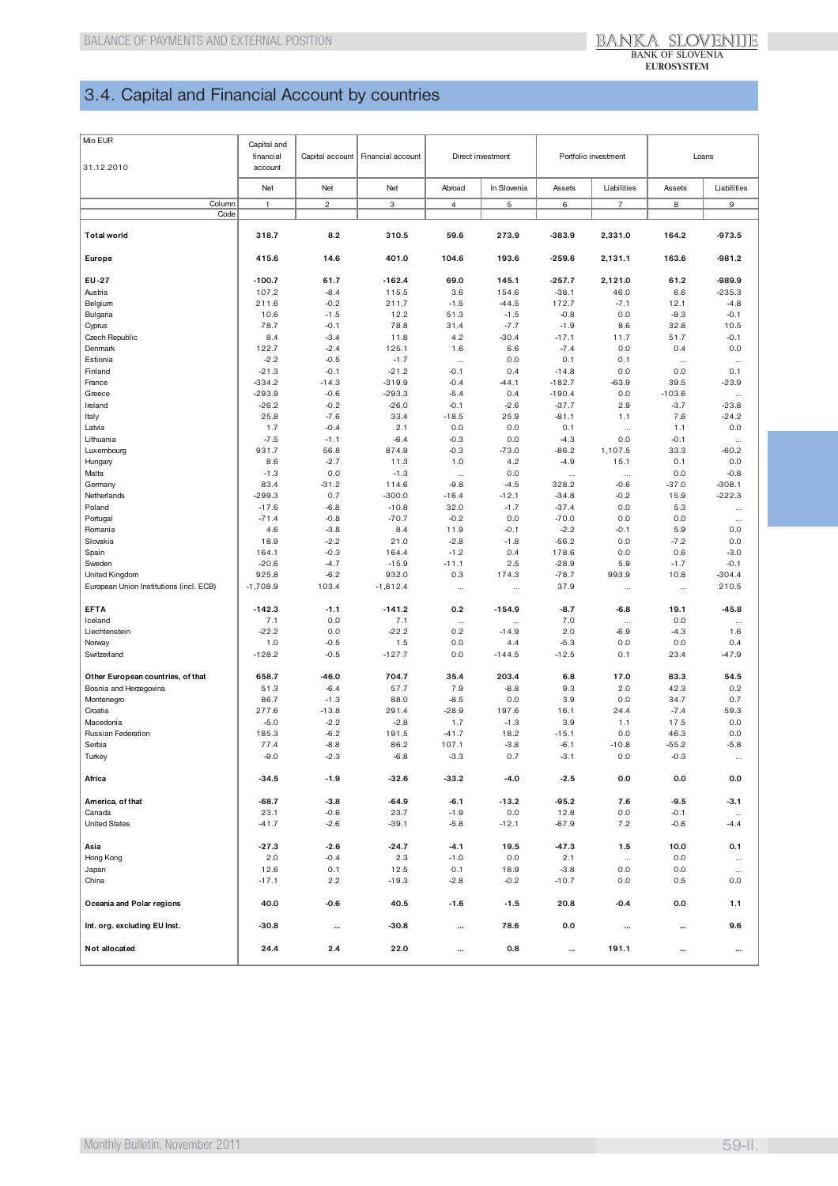## 3.4. Capital and Financial Account by countries

| Mio EUR 31.12.2010 | Capital and financial account | Capital account | Financial account | Direct investment | | Portfolio investment | | Loans | |
|---|---|---|---|---|---|---|---|---|---|
| | Net | Net | Net | Abroad | In Slovenia | Assets | Liabilities | Assets | Liabilities |
| Column | 1 | 2 | 3 | 4 | 5 | 6 | 7 | 8 | 9 |
| Code | | | | | | | | | |
| **Total world** | **318.7** | **8.2** | **310.5** | **59.6** | **273.9** | **-383.9** | **2,331.0** | **164.2** | **-973.5** |
| **Europe** | **415.6** | **14.6** | **401.0** | **104.6** | **193.6** | **-259.6** | **2,131.1** | **163.6** | **-981.2** |
| **EU-27** | **-100.7** | **61.7** | **-162.4** | **69.0** | **145.1** | **-257.7** | **2,121.0** | **61.2** | **-989.9** |
| Austria | 107.2 | -8.4 | 115.5 | 3.6 | 154.6 | -38.1 | 46.0 | 6.6 | -235.3 |
| Belgium | 211.6 | -0.2 | 211.7 | -1.5 | -44.5 | 172.7 | -7.1 | 12.1 | -4.8 |
| Bulgaria | 10.6 | -1.5 | 12.2 | 51.3 | -1.5 | -0.8 | 0.0 | -9.3 | -0.1 |
| Cyprus | 78.7 | -0.1 | 78.8 | 31.4 | -7.7 | -1.9 | 8.6 | 32.8 | 10.5 |
| Czech Republic | 8.4 | -3.4 | 11.8 | 4.2 | -30.4 | -17.1 | 11.7 | 51.7 | -0.1 |
| Denmark | 122.7 | -2.4 | 125.1 | 1.6 | 6.6 | -7.4 | 0.0 | 0.4 | 0.0 |
| Estonia | -2.2 | -0.5 | -1.7 | ... | 0.0 | 0.1 | 0.1 | ... | ... |
| Finland | -21.3 | -0.1 | -21.2 | -0.1 | 0.4 | -14.8 | 0.0 | 0.0 | 0.1 |
| France | -334.2 | -14.3 | -319.9 | -0.4 | -44.1 | -182.7 | -63.9 | 39.5 | -23.9 |
| Greece | -293.9 | -0.6 | -293.3 | -5.4 | 0.4 | -190.4 | 0.0 | -103.6 | ... |
| Ireland | -26.2 | -0.2 | -26.0 | -0.1 | -2.6 | -37.7 | 2.9 | -3.7 | -23.8 |
| Italy | 25.8 | -7.6 | 33.4 | -18.5 | 25.9 | -81.1 | 1.1 | 7.6 | -24.2 |
| Latvia | 1.7 | -0.4 | 2.1 | 0.0 | 0.0 | 0.1 | ... | 1.1 | 0.0 |
| Lithuania | -7.5 | -1.1 | -6.4 | -0.3 | 0.0 | -4.3 | 0.0 | -0.1 | ... |
| Luxembourg | 931.7 | 56.8 | 874.9 | -0.3 | -73.0 | -86.2 | 1,107.5 | 33.3 | -60.2 |
| Hungary | 8.6 | -2.7 | 11.3 | 1.0 | 4.2 | -4.9 | 15.1 | 0.1 | 0.0 |
| Malta | -1.3 | 0.0 | -1.3 | ... | 0.0 | ... | ... | 0.0 | -0.8 |
| Germany | 83.4 | -31.2 | 114.6 | -9.8 | -4.5 | 328.2 | -0.6 | -37.0 | -308.1 |
| Netherlands | -299.3 | 0.7 | -300.0 | -16.4 | -12.1 | -34.8 | -0.2 | 15.9 | -222.3 |
| Poland | -17.6 | -6.8 | -10.8 | 32.0 | -1.7 | -37.4 | 0.0 | 5.3 | ... |
| Portugal | -71.4 | -0.8 | -70.7 | -0.2 | 0.0 | -70.0 | 0.0 | 0.0 | ... |
| Romania | 4.6 | -3.8 | 8.4 | 11.9 | -0.1 | -2.2 | -0.1 | 5.9 | 0.0 |
| Slovakia | 18.9 | -2.2 | 21.0 | -2.8 | -1.8 | -56.2 | 0.0 | -7.2 | 0.0 |
| Spain | 164.1 | -0.3 | 164.4 | -1.2 | 0.4 | 178.6 | 0.0 | 0.6 | -3.0 |
| Sweden | -20.6 | -4.7 | -15.9 | -11.1 | 2.5 | -28.9 | 5.9 | -1.7 | -0.1 |
| United Kingdom | 925.8 | -6.2 | 932.0 | 0.3 | 174.3 | -78.7 | 993.9 | 10.8 | -304.4 |
| European Union Institutions (incl. ECB) | -1,708.9 | 103.4 | -1,812.4 | ... | ... | 37.9 | ... | ... | 210.5 |
| **EFTA** | **-142.3** | **-1.1** | **-141.2** | **0.2** | **-154.9** | **-8.7** | **-6.8** | **19.1** | **-45.8** |
| Iceland | 7.1 | 0.0 | 7.1 | ... | ... | 7.0 | ... | 0.0 | ... |
| Liechtenstein | -22.2 | 0.0 | -22.2 | 0.2 | -14.9 | 2.0 | -6.9 | -4.3 | 1.6 |
| Norway | 1.0 | -0.5 | 1.5 | 0.0 | 4.4 | -5.3 | 0.0 | 0.0 | 0.4 |
| Switzerland | -128.2 | -0.5 | -127.7 | 0.0 | -144.5 | -12.5 | 0.1 | 23.4 | -47.9 |
| **Other European countries, of that** | **658.7** | **-46.0** | **704.7** | **35.4** | **203.4** | **6.8** | **17.0** | **83.3** | **54.5** |
| Bosnia and Herzegovina | 51.3 | -6.4 | 57.7 | 7.9 | -8.8 | 9.3 | 2.0 | 42.3 | 0.2 |
| Montenegro | 86.7 | -1.3 | 88.0 | -8.5 | 0.0 | 3.9 | 0.0 | 34.7 | 0.7 |
| Croatia | 277.6 | -13.8 | 291.4 | -28.9 | 197.6 | 16.1 | 24.4 | -7.4 | 59.3 |
| Macedonia | -5.0 | -2.2 | -2.8 | 1.7 | -1.3 | 3.9 | 1.1 | 17.5 | 0.0 |
| Russian Federation | 185.3 | -6.2 | 191.5 | -41.7 | 18.2 | -15.1 | 0.0 | 46.3 | 0.0 |
| Serbia | 77.4 | -8.8 | 86.2 | 107.1 | -3.8 | -6.1 | -10.8 | -55.2 | -5.8 |
| Turkey | -9.0 | -2.3 | -6.8 | -3.3 | 0.7 | -3.1 | 0.0 | -0.3 | ... |
| **Africa** | **-34.5** | **-1.9** | **-32.6** | **-33.2** | **-4.0** | **-2.5** | **0.0** | **0.0** | **0.0** |
| **America, of that** | **-68.7** | **-3.8** | **-64.9** | **-6.1** | **-13.2** | **-95.2** | **7.6** | **-9.5** | **-3.1** |
| Canada | 23.1 | -0.6 | 23.7 | -1.9 | 0.0 | 12.8 | 0.0 | -0.1 | ... |
| United States | -41.7 | -2.6 | -39.1 | -5.8 | -12.1 | -67.9 | 7.2 | -0.6 | -4.4 |
| **Asia** | **-27.3** | **-2.6** | **-24.7** | **-4.1** | **19.5** | **-47.3** | **1.5** | **10.0** | **0.1** |
| Hong Kong | 2.0 | -0.4 | 2.3 | -1.0 | 0.0 | 2.1 | ... | 0.0 | ... |
| Japan | 12.6 | 0.1 | 12.5 | 0.1 | 18.9 | -3.8 | 0.0 | 0.0 | ... |
| China | -17.1 | 2.2 | -19.3 | -2.8 | -0.2 | -10.7 | 0.0 | 0.5 | 0.0 |
| **Oceania and Polar regions** | **40.0** | **-0.6** | **40.5** | **-1.6** | **-1.5** | **20.8** | **-0.4** | **0.0** | **1.1** |
| **Int. org. excluding EU Inst.** | **-30.8** | **...** | **-30.8** | **...** | **78.6** | **0.0** | **...** | **...** | **9.6** |
| **Not allocated** | **24.4** | **2.4** | **22.0** | **...** | **0.8** | **...** | **191.1** | **...** | **...** |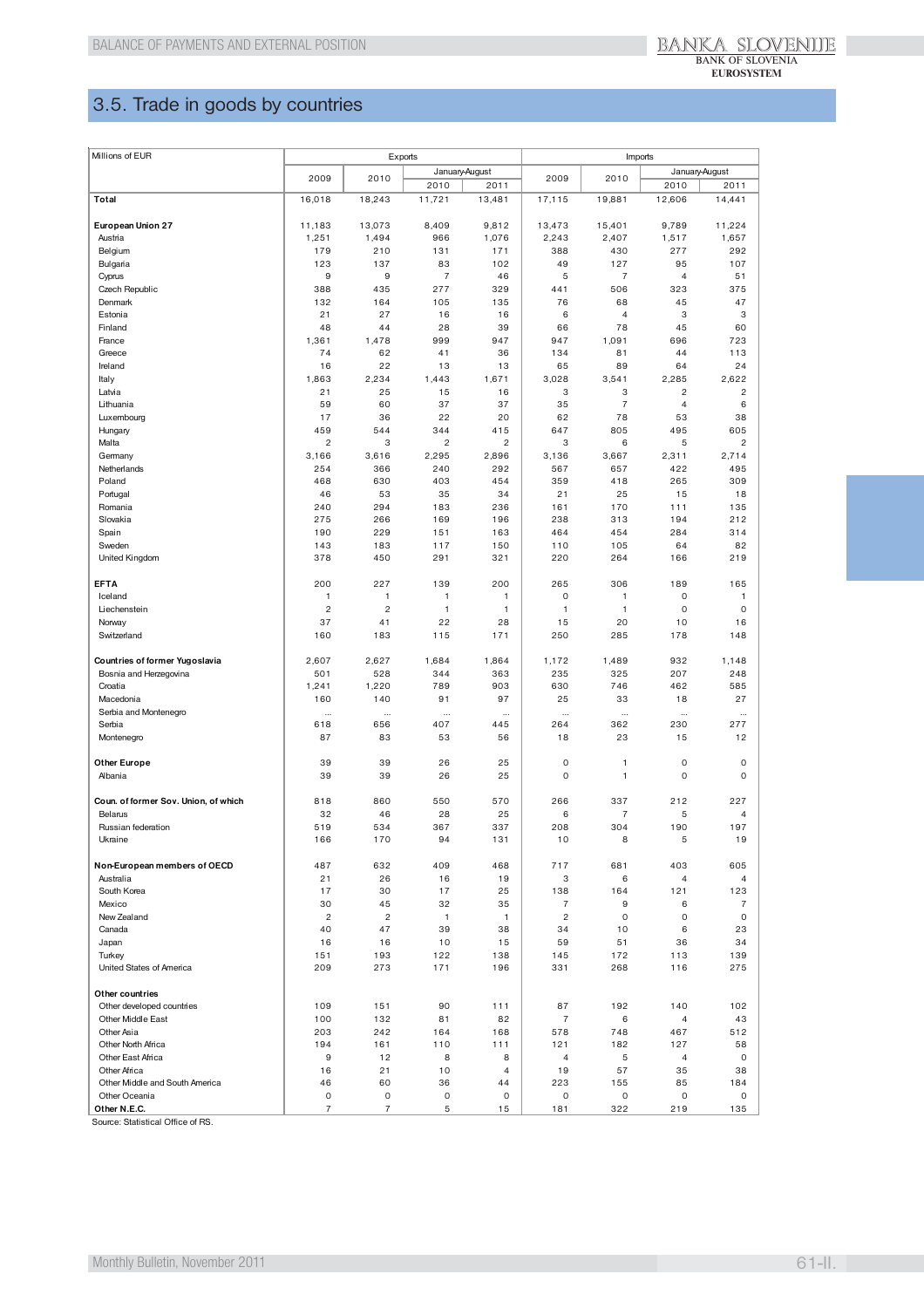## 3.5. Trade in goods by countries

| Millions of EUR | Exports | | | | Imports | | | |
|---|---|---|---|---|---|---|---|---|
| | 2009 | 2010 | January-August | | 2009 | 2010 | January-August | |
| | | | 2010 | 2011 | | | 2010 | 2011 |
| **Total** | 16,018 | 18,243 | 11,721 | 13,481 | 17,115 | 19,881 | 12,606 | 14,441 |
| **European Union 27** | 11,183 | 13,073 | 8,409 | 9,812 | 13,473 | 15,401 | 9,789 | 11,224 |
| Austria | 1,251 | 1,494 | 966 | 1,076 | 2,243 | 2,407 | 1,517 | 1,657 |
| Belgium | 179 | 210 | 131 | 171 | 388 | 430 | 277 | 292 |
| Bulgaria | 123 | 137 | 83 | 102 | 49 | 127 | 95 | 107 |
| Cyprus | 9 | 9 | 7 | 46 | 5 | 7 | 4 | 51 |
| Czech Republic | 388 | 435 | 277 | 329 | 441 | 506 | 323 | 375 |
| Denmark | 132 | 164 | 105 | 135 | 76 | 68 | 45 | 47 |
| Estonia | 21 | 27 | 16 | 16 | 6 | 4 | 3 | 3 |
| Finland | 48 | 44 | 28 | 39 | 66 | 78 | 45 | 60 |
| France | 1,361 | 1,478 | 999 | 947 | 947 | 1,091 | 696 | 723 |
| Greece | 74 | 62 | 41 | 36 | 134 | 81 | 44 | 113 |
| Ireland | 16 | 22 | 13 | 13 | 65 | 89 | 64 | 24 |
| Italy | 1,863 | 2,234 | 1,443 | 1,671 | 3,028 | 3,541 | 2,285 | 2,622 |
| Latvia | 21 | 25 | 15 | 16 | 3 | 3 | 2 | 2 |
| Lithuania | 59 | 60 | 37 | 37 | 35 | 7 | 4 | 6 |
| Luxembourg | 17 | 36 | 22 | 20 | 62 | 78 | 53 | 38 |
| Hungary | 459 | 544 | 344 | 415 | 647 | 805 | 495 | 605 |
| Malta | 2 | 3 | 2 | 2 | 3 | 6 | 5 | 2 |
| Germany | 3,166 | 3,616 | 2,295 | 2,896 | 3,136 | 3,667 | 2,311 | 2,714 |
| Netherlands | 254 | 366 | 240 | 292 | 567 | 657 | 422 | 495 |
| Poland | 468 | 630 | 403 | 454 | 359 | 418 | 265 | 309 |
| Portugal | 46 | 53 | 35 | 34 | 21 | 25 | 15 | 18 |
| Romania | 240 | 294 | 183 | 236 | 161 | 170 | 111 | 135 |
| Slovakia | 275 | 266 | 169 | 196 | 238 | 313 | 194 | 212 |
| Spain | 190 | 229 | 151 | 163 | 464 | 454 | 284 | 314 |
| Sweden | 143 | 183 | 117 | 150 | 110 | 105 | 64 | 82 |
| United Kingdom | 378 | 450 | 291 | 321 | 220 | 264 | 166 | 219 |
| **EFTA** | 200 | 227 | 139 | 200 | 265 | 306 | 189 | 165 |
| Iceland | 1 | 1 | 1 | 1 | 0 | 1 | 0 | 1 |
| Liechenstein | 2 | 2 | 1 | 1 | 1 | 1 | 0 | 0 |
| Norway | 37 | 41 | 22 | 28 | 15 | 20 | 10 | 16 |
| Switzerland | 160 | 183 | 115 | 171 | 250 | 285 | 178 | 148 |
| **Countries of former Yugoslavia** | 2,607 | 2,627 | 1,684 | 1,864 | 1,172 | 1,489 | 932 | 1,148 |
| Bosnia and Herzegovina | 501 | 528 | 344 | 363 | 235 | 325 | 207 | 248 |
| Croatia | 1,241 | 1,220 | 789 | 903 | 630 | 746 | 462 | 585 |
| Macedonia | 160 | 140 | 91 | 97 | 25 | 33 | 18 | 27 |
| Serbia and Montenegro | ... | ... | ... | ... | ... | ... | ... | ... |
| Serbia | 618 | 656 | 407 | 445 | 264 | 362 | 230 | 277 |
| Montenegro | 87 | 83 | 53 | 56 | 18 | 23 | 15 | 12 |
| **Other Europe** | 39 | 39 | 26 | 25 | 0 | 1 | 0 | 0 |
| Albania | 39 | 39 | 26 | 25 | 0 | 1 | 0 | 0 |
| **Coun. of former Sov. Union, of which** | 818 | 860 | 550 | 570 | 266 | 337 | 212 | 227 |
| Belarus | 32 | 46 | 28 | 25 | 6 | 7 | 5 | 4 |
| Russian federation | 519 | 534 | 367 | 337 | 208 | 304 | 190 | 197 |
| Ukraine | 166 | 170 | 94 | 131 | 10 | 8 | 5 | 19 |
| **Non-European members of OECD** | 487 | 632 | 409 | 468 | 717 | 681 | 403 | 605 |
| Australia | 21 | 26 | 16 | 19 | 3 | 6 | 4 | 4 |
| South Korea | 17 | 30 | 17 | 25 | 138 | 164 | 121 | 123 |
| Mexico | 30 | 45 | 32 | 35 | 7 | 9 | 6 | 7 |
| New Zealand | 2 | 2 | 1 | 1 | 2 | 0 | 0 | 0 |
| Canada | 40 | 47 | 39 | 38 | 34 | 10 | 6 | 23 |
| Japan | 16 | 16 | 10 | 15 | 59 | 51 | 36 | 34 |
| Turkey | 151 | 193 | 122 | 138 | 145 | 172 | 113 | 139 |
| United States of America | 209 | 273 | 171 | 196 | 331 | 268 | 116 | 275 |
| **Other countries** | | | | | | | | |
| Other developed countries | 109 | 151 | 90 | 111 | 87 | 192 | 140 | 102 |
| Other Middle East | 100 | 132 | 81 | 82 | 7 | 6 | 4 | 43 |
| Other Asia | 203 | 242 | 164 | 168 | 578 | 748 | 467 | 512 |
| Other North Africa | 194 | 161 | 110 | 111 | 121 | 182 | 127 | 58 |
| Other East Africa | 9 | 12 | 8 | 8 | 4 | 5 | 4 | 0 |
| Other Africa | 16 | 21 | 10 | 4 | 19 | 57 | 35 | 38 |
| Other Middle and South America | 46 | 60 | 36 | 44 | 223 | 155 | 85 | 184 |
| Other Oceania | 0 | 0 | 0 | 0 | 0 | 0 | 0 | 0 |
| **Other N.E.C.** | 7 | 7 | 5 | 15 | 181 | 322 | 219 | 135 |

Source: Statistical Office of RS.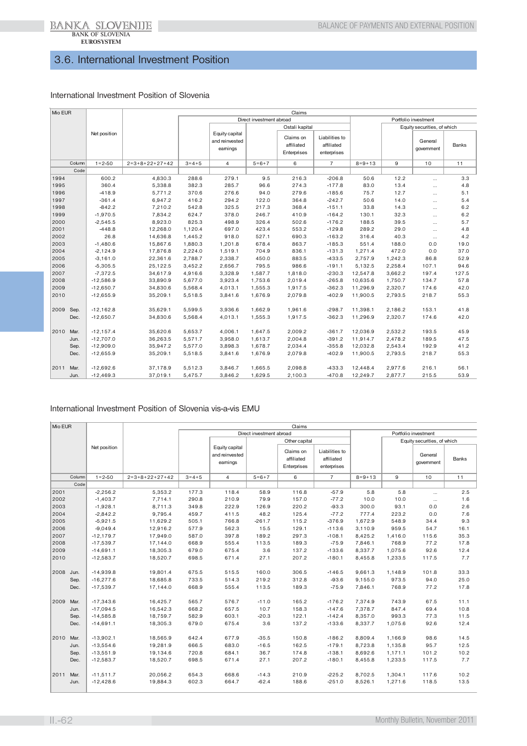## 3.6. International Investment Position

### International Investment Position of Slovenia

| Mio EUR | Net position | Claims | | | | | | | | | |
|---|---|---|---|---|---|---|---|---|---|---|---|
| | | | Direct investment abroad | | | | | Portfolio investment | | | |
| | | | | Equity capital and reinvested earnings | Ostali kapital | | | | Equity securities, of which | | |
| | | | | | | Claims on affiliated Enterprises | Liabilities to affiliated enterprises | | | General government | Banks |
| Column | 1=2-50 | 2=3+8+22+27+42 | 3=4+5 | 4 | 5=6+7 | 6 | 7 | 8=9+13 | 9 | 10 | 11 |
| Code | | | | | | | | | | | |
| 1994 | 600.2 | 4,830.3 | 288.6 | 279.1 | 9.5 | 216.3 | -206.8 | 50.6 | 12.2 | ... | 3.3 |
| 1995 | 360.4 | 5,338.8 | 382.3 | 285.7 | 96.6 | 274.3 | -177.8 | 83.0 | 13.4 | ... | 4.8 |
| 1996 | -418.9 | 5,771.2 | 370.6 | 276.6 | 94.0 | 279.6 | -185.6 | 75.7 | 12.7 | ... | 5.1 |
| 1997 | -361.4 | 6,947.2 | 416.2 | 294.2 | 122.0 | 364.8 | -242.7 | 50.6 | 14.0 | ... | 5.4 |
| 1998 | -842.2 | 7,210.2 | 542.8 | 325.5 | 217.3 | 368.4 | -151.1 | 33.8 | 14.3 | ... | 6.2 |
| 1999 | -1,970.5 | 7,834.2 | 624.7 | 378.0 | 246.7 | 410.9 | -164.2 | 130.1 | 32.3 | ... | 6.2 |
| 2000 | -2,545.5 | 8,923.0 | 825.3 | 498.9 | 326.4 | 502.6 | -176.2 | 188.5 | 39.5 | ... | 5.7 |
| 2001 | -448.8 | 12,268.0 | 1,120.4 | 697.0 | 423.4 | 553.2 | -129.8 | 289.2 | 29.0 | ... | 4.8 |
| 2002 | 26.8 | 14,636.8 | 1,445.2 | 918.0 | 527.1 | 690.3 | -163.2 | 316.4 | 40.3 | ... | 4.2 |
| 2003 | -1,480.6 | 15,867.6 | 1,880.3 | 1,201.8 | 678.4 | 863.7 | -185.3 | 551.4 | 188.0 | 0.0 | 19.0 |
| 2004 | -2,124.9 | 17,876.8 | 2,224.0 | 1,519.1 | 704.9 | 836.1 | -131.3 | 1,271.4 | 472.0 | 0.0 | 37.0 |
| 2005 | -3,161.0 | 22,361.6 | 2,788.7 | 2,338.7 | 450.0 | 883.5 | -433.5 | 2,757.9 | 1,242.3 | 86.8 | 52.9 |
| 2006 | -5,305.5 | 25,122.5 | 3,452.2 | 2,656.7 | 795.5 | 986.6 | -191.1 | 5,132.5 | 2,258.4 | 107.1 | 94.6 |
| 2007 | -7,372.5 | 34,617.9 | 4,916.6 | 3,328.9 | 1,587.7 | 1,818.0 | -230.3 | 12,547.8 | 3,662.2 | 197.4 | 127.5 |
| 2008 | -12,586.9 | 33,890.9 | 5,677.0 | 3,923.4 | 1,753.6 | 2,019.4 | -265.8 | 10,635.6 | 1,750.7 | 134.7 | 57.8 |
| 2009 | -12,650.7 | 34,830.6 | 5,568.4 | 4,013.1 | 1,555.3 | 1,917.5 | -362.3 | 11,296.9 | 2,320.7 | 174.6 | 42.0 |
| 2010 | -12,655.9 | 35,209.1 | 5,518.5 | 3,841.6 | 1,676.9 | 2,079.8 | -402.9 | 11,900.5 | 2,793.5 | 218.7 | 55.3 |
| 2009 Sep. | -12,162.8 | 35,629.1 | 5,599.5 | 3,936.6 | 1,662.9 | 1,961.6 | -298.7 | 11,398.1 | 2,186.2 | 153.1 | 41.8 |
| Dec. | -12,650.7 | 34,830.6 | 5,568.4 | 4,013.1 | 1,555.3 | 1,917.5 | -362.3 | 11,296.9 | 2,320.7 | 174.6 | 42.0 |
| 2010 Mar. | -12,157.4 | 35,620.6 | 5,653.7 | 4,006.1 | 1,647.5 | 2,009.2 | -361.7 | 12,036.9 | 2,532.2 | 193.5 | 45.9 |
| Jun. | -12,707.0 | 36,263.5 | 5,571.7 | 3,958.0 | 1,613.7 | 2,004.8 | -391.2 | 11,914.7 | 2,478.2 | 189.5 | 47.5 |
| Sep. | -12,909.0 | 35,947.2 | 5,577.0 | 3,898.3 | 1,678.7 | 2,034.4 | -355.8 | 12,032.8 | 2,543.4 | 192.9 | 41.2 |
| Dec. | -12,655.9 | 35,209.1 | 5,518.5 | 3,841.6 | 1,676.9 | 2,079.8 | -402.9 | 11,900.5 | 2,793.5 | 218.7 | 55.3 |
| 2011 Mar. | -12,692.6 | 37,178.9 | 5,512.3 | 3,846.7 | 1,665.5 | 2,098.8 | -433.3 | 12,448.4 | 2,977.6 | 216.1 | 56.1 |
| Jun. | -12,469.3 | 37,019.1 | 5,475.7 | 3,846.2 | 1,629.5 | 2,100.3 | -470.8 | 12,249.7 | 2,877.7 | 215.5 | 53.9 |

### International Investment Position of Slovenia vis-a-vis EMU

| Mio EUR | Net position | Claims | | | | | | | | | |
|---|---|---|---|---|---|---|---|---|---|---|---|
| | | | Direct investment abroad | | | | | Portfolio investment | | | |
| | | | | Equity capital and reinvested earnings | Other capital | | | | Equity securities, of which | | |
| | | | | | | Claims on affiliated Enterprises | Liabilities to affiliated enterprises | | | General government | Banks |
| Column | 1=2-50 | 2=3+8+22+27+42 | 3=4+5 | 4 | 5=6+7 | 6 | 7 | 8=9+13 | 9 | 10 | 11 |
| Code | | | | | | | | | | | |
| 2001 | -2,256.2 | 5,353.2 | 177.3 | 118.4 | 58.9 | 116.8 | -57.9 | 5.8 | 5.8 | ... | 2.5 |
| 2002 | -1,403.7 | 7,714.1 | 290.8 | 210.9 | 79.9 | 157.0 | -77.2 | 10.0 | 10.0 | ... | 1.6 |
| 2003 | -1,928.1 | 8,711.3 | 349.8 | 222.9 | 126.9 | 220.2 | -93.3 | 300.0 | 93.1 | 0.0 | 2.6 |
| 2004 | -2,842.2 | 9,795.4 | 459.7 | 411.5 | 48.2 | 125.4 | -77.2 | 777.4 | 223.2 | 0.0 | 7.6 |
| 2005 | -5,921.5 | 11,629.2 | 505.1 | 766.8 | -261.7 | 115.2 | -376.9 | 1,672.9 | 548.9 | 34.4 | 9.3 |
| 2006 | -9,049.4 | 12,916.2 | 577.9 | 562.3 | 15.5 | 129.1 | -113.6 | 3,110.9 | 959.5 | 54.7 | 16.1 |
| 2007 | -12,179.7 | 17,949.0 | 587.0 | 397.8 | 189.2 | 297.3 | -108.1 | 8,425.2 | 1,416.0 | 115.6 | 35.3 |
| 2008 | -17,539.7 | 17,144.0 | 668.9 | 555.4 | 113.5 | 189.3 | -75.9 | 7,846.1 | 768.9 | 77.2 | 17.8 |
| 2009 | -14,691.1 | 18,305.3 | 679.0 | 675.4 | 3.6 | 137.2 | -133.6 | 8,337.7 | 1,075.6 | 92.6 | 12.4 |
| 2010 | -12,583.7 | 18,520.7 | 698.5 | 671.4 | 27.1 | 207.2 | -180.1 | 8,455.8 | 1,233.5 | 117.5 | 7.7 |
| 2008 Jun. | -14,939.8 | 19,801.4 | 675.5 | 515.5 | 160.0 | 306.5 | -146.5 | 9,661.3 | 1,148.9 | 101.8 | 33.3 |
| Sep. | -16,277.6 | 18,685.8 | 733.5 | 514.3 | 219.2 | 312.8 | -93.6 | 9,155.0 | 973.5 | 94.0 | 25.0 |
| Dec. | -17,539.7 | 17,144.0 | 668.9 | 555.4 | 113.5 | 189.3 | -75.9 | 7,846.1 | 768.9 | 77.2 | 17.8 |
| 2009 Mar. | -17,343.6 | 16,425.7 | 565.7 | 576.7 | -11.0 | 165.2 | -176.2 | 7,374.9 | 743.9 | 67.5 | 11.1 |
| Jun. | -17,094.5 | 16,542.3 | 668.2 | 657.5 | 10.7 | 158.3 | -147.6 | 7,378.7 | 847.4 | 69.4 | 10.8 |
| Sep. | -14,585.8 | 18,759.7 | 582.9 | 603.1 | -20.3 | 122.1 | -142.4 | 8,357.0 | 993.3 | 77.3 | 11.5 |
| Dec. | -14,691.1 | 18,305.3 | 679.0 | 675.4 | 3.6 | 137.2 | -133.6 | 8,337.7 | 1,075.6 | 92.6 | 12.4 |
| 2010 Mar. | -13,902.1 | 18,565.9 | 642.4 | 677.9 | -35.5 | 150.8 | -186.2 | 8,809.4 | 1,166.9 | 98.6 | 14.5 |
| Jun. | -13,554.6 | 19,281.9 | 666.5 | 683.0 | -16.5 | 162.5 | -179.1 | 8,723.8 | 1,135.8 | 95.7 | 12.5 |
| Sep. | -13,551.9 | 19,134.6 | 720.8 | 684.1 | 36.7 | 174.8 | -138.1 | 8,692.6 | 1,171.1 | 101.2 | 10.2 |
| Dec. | -12,583.7 | 18,520.7 | 698.5 | 671.4 | 27.1 | 207.2 | -180.1 | 8,455.8 | 1,233.5 | 117.5 | 7.7 |
| 2011 Mar. | -11,511.7 | 20,056.2 | 654.3 | 668.6 | -14.3 | 210.9 | -225.2 | 8,702.5 | 1,304.1 | 117.6 | 10.2 |
| Jun. | -12,428.6 | 19,884.3 | 602.3 | 664.7 | -62.4 | 188.6 | -251.0 | 8,526.1 | 1,271.6 | 118.5 | 13.5 |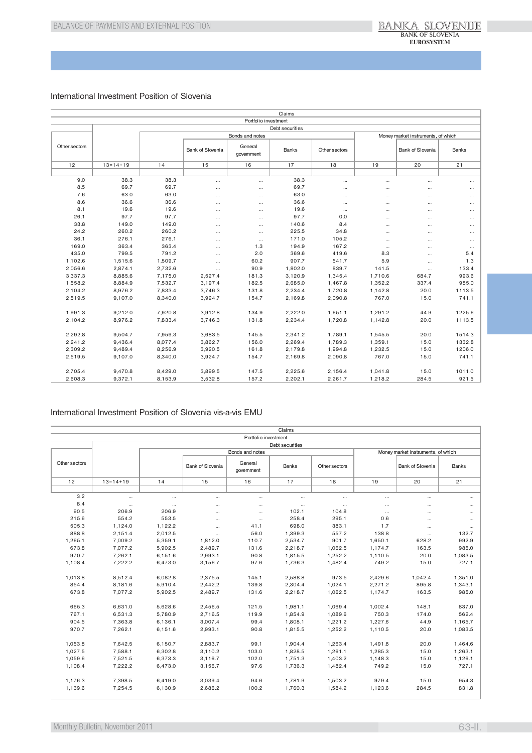## International Investment Position of Slovenia

| Claims | | | | | | | | | |
|---|---|---|---|---|---|---|---|---|---|
| | Portfolio investment | | | | | | | | |
| | Debt securities | | | | | | | | |
| | | Bonds and notes | | | | | Money market instruments, of which | | |
| Other sectors | | | Bank of Slovenia | General government | Banks | Other sectors | | Bank of Slovenia | Banks |
| 12 | 13=14+19 | 14 | 15 | 16 | 17 | 18 | 19 | 20 | 21 |
| 9.0 | 38.3 | 38.3 | ... | ... | 38.3 | ... | ... | ... | ... |
| 8.5 | 69.7 | 69.7 | ... | ... | 69.7 | ... | ... | ... | ... |
| 7.6 | 63.0 | 63.0 | ... | ... | 63.0 | ... | ... | ... | ... |
| 8.6 | 36.6 | 36.6 | ... | ... | 36.6 | ... | ... | ... | ... |
| 8.1 | 19.6 | 19.6 | ... | ... | 19.6 | ... | ... | ... | ... |
| 26.1 | 97.7 | 97.7 | ... | ... | 97.7 | 0.0 | ... | ... | ... |
| 33.8 | 149.0 | 149.0 | ... | ... | 140.6 | 8.4 | ... | ... | ... |
| 24.2 | 260.2 | 260.2 | ... | ... | 225.5 | 34.8 | ... | ... | ... |
| 36.1 | 276.1 | 276.1 | ... | ... | 171.0 | 105.2 | ... | ... | ... |
| 169.0 | 363.4 | 363.4 | ... | 1.3 | 194.9 | 167.2 | ... | ... | ... |
| 435.0 | 799.5 | 791.2 | ... | 2.0 | 369.6 | 419.6 | 8.3 | ... | 5.4 |
| 1,102.6 | 1,515.6 | 1,509.7 | ... | 60.2 | 907.7 | 541.7 | 5.9 | ... | 1.3 |
| 2,056.6 | 2,874.1 | 2,732.6 | ... | 90.9 | 1,802.0 | 839.7 | 141.5 | ... | 133.4 |
| 3,337.3 | 8,885.6 | 7,175.0 | 2,527.4 | 181.3 | 3,120.9 | 1,345.4 | 1,710.6 | 684.7 | 993.6 |
| 1,558.2 | 8,884.9 | 7,532.7 | 3,197.4 | 182.5 | 2,685.0 | 1,467.8 | 1,352.2 | 337.4 | 985.0 |
| 2,104.2 | 8,976.2 | 7,833.4 | 3,746.3 | 131.8 | 2,234.4 | 1,720.8 | 1,142.8 | 20.0 | 1113.5 |
| 2,519.5 | 9,107.0 | 8,340.0 | 3,924.7 | 154.7 | 2,169.8 | 2,090.8 | 767.0 | 15.0 | 741.1 |
| | | | | | | | | | |
| 1,991.3 | 9,212.0 | 7,920.8 | 3,912.8 | 134.9 | 2,222.0 | 1,651.1 | 1,291.2 | 44.9 | 1225.6 |
| 2,104.2 | 8,976.2 | 7,833.4 | 3,746.3 | 131.8 | 2,234.4 | 1,720.8 | 1,142.8 | 20.0 | 1113.5 |
| | | | | | | | | | |
| 2,292.8 | 9,504.7 | 7,959.3 | 3,683.5 | 145.5 | 2,341.2 | 1,789.1 | 1,545.5 | 20.0 | 1514.3 |
| 2,241.2 | 9,436.4 | 8,077.4 | 3,862.7 | 156.0 | 2,269.4 | 1,789.3 | 1,359.1 | 15.0 | 1332.8 |
| 2,309.2 | 9,489.4 | 8,256.9 | 3,920.5 | 161.8 | 2,179.8 | 1,994.8 | 1,232.5 | 15.0 | 1206.0 |
| 2,519.5 | 9,107.0 | 8,340.0 | 3,924.7 | 154.7 | 2,169.8 | 2,090.8 | 767.0 | 15.0 | 741.1 |
| | | | | | | | | | |
| 2,705.4 | 9,470.8 | 8,429.0 | 3,899.5 | 147.5 | 2,225.6 | 2,156.4 | 1,041.8 | 15.0 | 1011.0 |
| 2,608.3 | 9,372.1 | 8,153.9 | 3,532.8 | 157.2 | 2,202.1 | 2,261.7 | 1,218.2 | 284.5 | 921.5 |

## International Investment Position of Slovenia vis-a-vis EMU

| Claims | | | | | | | | | |
|---|---|---|---|---|---|---|---|---|---|
| | Portfolio investment | | | | | | | | |
| | Debt securities | | | | | | | | |
| | | Bonds and notes | | | | | Money market instruments, of which | | |
| Other sectors | | | Bank of Slovenia | General government | Banks | Other sectors | | Bank of Slovenia | Banks |
| 12 | 13=14+19 | 14 | 15 | 16 | 17 | 18 | 19 | 20 | 21 |
| 3.2 | ... | ... | ... | ... | ... | ... | ... | ... | ... |
| 8.4 | ... | ... | ... | ... | ... | ... | ... | ... | ... |
| 90.5 | 206.9 | 206.9 | ... | ... | 102.1 | 104.8 | ... | ... | ... |
| 215.6 | 554.2 | 553.5 | ... | ... | 258.4 | 295.1 | 0.6 | ... | ... |
| 505.3 | 1,124.0 | 1,122.2 | ... | 41.1 | 698.0 | 383.1 | 1.7 | ... | ... |
| 888.8 | 2,151.4 | 2,012.5 | ... | 56.0 | 1,399.3 | 557.2 | 138.8 | ... | 132.7 |
| 1,265.1 | 7,009.2 | 5,359.1 | 1,812.0 | 110.7 | 2,534.7 | 901.7 | 1,650.1 | 628.2 | 992.9 |
| 673.8 | 7,077.2 | 5,902.5 | 2,489.7 | 131.6 | 2,218.7 | 1,062.5 | 1,174.7 | 163.5 | 985.0 |
| 970.7 | 7,262.1 | 6,151.6 | 2,993.1 | 90.8 | 1,815.5 | 1,252.2 | 1,110.5 | 20.0 | 1,083.5 |
| 1,108.4 | 7,222.2 | 6,473.0 | 3,156.7 | 97.6 | 1,736.3 | 1,482.4 | 749.2 | 15.0 | 727.1 |
| | | | | | | | | | |
| 1,013.8 | 8,512.4 | 6,082.8 | 2,375.5 | 145.1 | 2,588.8 | 973.5 | 2,429.6 | 1,042.4 | 1,351.0 |
| 854.4 | 8,181.6 | 5,910.4 | 2,442.2 | 139.8 | 2,304.4 | 1,024.1 | 2,271.2 | 895.8 | 1,343.1 |
| 673.8 | 7,077.2 | 5,902.5 | 2,489.7 | 131.6 | 2,218.7 | 1,062.5 | 1,174.7 | 163.5 | 985.0 |
| | | | | | | | | | |
| 665.3 | 6,631.0 | 5,628.6 | 2,456.5 | 121.5 | 1,981.1 | 1,069.4 | 1,002.4 | 148.1 | 837.0 |
| 767.1 | 6,531.3 | 5,780.9 | 2,716.5 | 119.9 | 1,854.9 | 1,089.6 | 750.3 | 174.0 | 562.4 |
| 904.5 | 7,363.8 | 6,136.1 | 3,007.4 | 99.4 | 1,808.1 | 1,221.2 | 1,227.6 | 44.9 | 1,165.7 |
| 970.7 | 7,262.1 | 6,151.6 | 2,993.1 | 90.8 | 1,815.5 | 1,252.2 | 1,110.5 | 20.0 | 1,083.5 |
| | | | | | | | | | |
| 1,053.8 | 7,642.5 | 6,150.7 | 2,883.7 | 99.1 | 1,904.4 | 1,263.4 | 1,491.8 | 20.0 | 1,464.6 |
| 1,027.5 | 7,588.1 | 6,302.8 | 3,110.2 | 103.0 | 1,828.5 | 1,261.1 | 1,285.3 | 15.0 | 1,263.1 |
| 1,059.6 | 7,521.5 | 6,373.3 | 3,116.7 | 102.0 | 1,751.3 | 1,403.2 | 1,148.3 | 15.0 | 1,126.1 |
| 1,108.4 | 7,222.2 | 6,473.0 | 3,156.7 | 97.6 | 1,736.3 | 1,482.4 | 749.2 | 15.0 | 727.1 |
| | | | | | | | | | |
| 1,176.3 | 7,398.5 | 6,419.0 | 3,039.4 | 94.6 | 1,781.9 | 1,503.2 | 979.4 | 15.0 | 954.3 |
| 1,139.6 | 7,254.5 | 6,130.9 | 2,686.2 | 100.2 | 1,760.3 | 1,584.2 | 1,123.6 | 284.5 | 831.8 |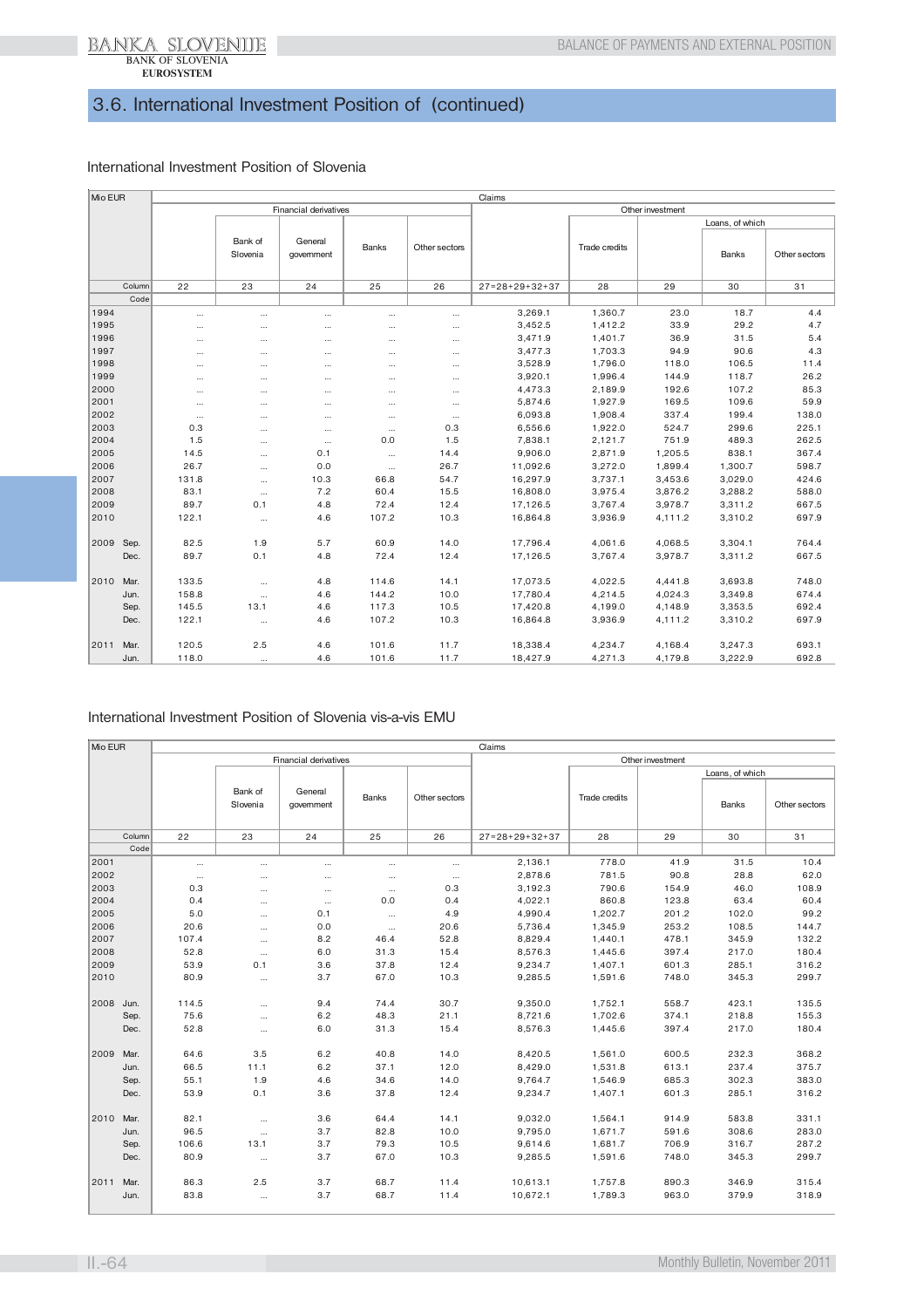## 3.6. International Investment Position of (continued)

### International Investment Position of Slovenia

| Mio EUR | | Claims | | | | | | | | | |
|---|---|---|---|---|---|---|---|---|---|---|---|
| | | Financial derivatives | | | | | Other investment | | | | |
| | | | Bank of Slovenia | General government | Banks | Other sectors | | Trade credits | | Loans, of which | |
| | | | | | | | | | | Banks | Other sectors |
| | Column | 22 | 23 | 24 | 25 | 26 | 27=28+29+32+37 | 28 | 29 | 30 | 31 |
| | Code | | | | | | | | | | |
| 1994 | | ... | ... | ... | ... | ... | 3,269.1 | 1,360.7 | 23.0 | 18.7 | 4.4 |
| 1995 | | ... | ... | ... | ... | ... | 3,452.5 | 1,412.2 | 33.9 | 29.2 | 4.7 |
| 1996 | | ... | ... | ... | ... | ... | 3,471.9 | 1,401.7 | 36.9 | 31.5 | 5.4 |
| 1997 | | ... | ... | ... | ... | ... | 3,477.3 | 1,703.3 | 94.9 | 90.6 | 4.3 |
| 1998 | | ... | ... | ... | ... | ... | 3,528.9 | 1,796.0 | 118.0 | 106.5 | 11.4 |
| 1999 | | ... | ... | ... | ... | ... | 3,920.1 | 1,996.4 | 144.9 | 118.7 | 26.2 |
| 2000 | | ... | ... | ... | ... | ... | 4,473.3 | 2,189.9 | 192.6 | 107.2 | 85.3 |
| 2001 | | ... | ... | ... | ... | ... | 5,874.6 | 1,927.9 | 169.5 | 109.6 | 59.9 |
| 2002 | | ... | ... | ... | ... | ... | 6,093.8 | 1,908.4 | 337.4 | 199.4 | 138.0 |
| 2003 | | 0.3 | ... | ... | ... | 0.3 | 6,556.6 | 1,922.0 | 524.7 | 299.6 | 225.1 |
| 2004 | | 1.5 | ... | ... | 0.0 | 1.5 | 7,838.1 | 2,121.7 | 751.9 | 489.3 | 262.5 |
| 2005 | | 14.5 | ... | 0.1 | ... | 14.4 | 9,906.0 | 2,871.9 | 1,205.5 | 838.1 | 367.4 |
| 2006 | | 26.7 | ... | 0.0 | ... | 26.7 | 11,092.6 | 3,272.0 | 1,899.4 | 1,300.7 | 598.7 |
| 2007 | | 131.8 | ... | 10.3 | 66.8 | 54.7 | 16,297.9 | 3,737.1 | 3,453.6 | 3,029.0 | 424.6 |
| 2008 | | 83.1 | ... | 7.2 | 60.4 | 15.5 | 16,808.0 | 3,975.4 | 3,876.2 | 3,288.2 | 588.0 |
| 2009 | | 89.7 | 0.1 | 4.8 | 72.4 | 12.4 | 17,126.5 | 3,767.4 | 3,978.7 | 3,311.2 | 667.5 |
| 2010 | | 122.1 | ... | 4.6 | 107.2 | 10.3 | 16,864.8 | 3,936.9 | 4,111.2 | 3,310.2 | 697.9 |
| 2009 | Sep. | 82.5 | 1.9 | 5.7 | 60.9 | 14.0 | 17,796.4 | 4,061.6 | 4,068.5 | 3,304.1 | 764.4 |
| | Dec. | 89.7 | 0.1 | 4.8 | 72.4 | 12.4 | 17,126.5 | 3,767.4 | 3,978.7 | 3,311.2 | 667.5 |
| 2010 | Mar. | 133.5 | ... | 4.8 | 114.6 | 14.1 | 17,073.5 | 4,022.5 | 4,441.8 | 3,693.8 | 748.0 |
| | Jun. | 158.8 | ... | 4.6 | 144.2 | 10.0 | 17,780.4 | 4,214.5 | 4,024.3 | 3,349.8 | 674.4 |
| | Sep. | 145.5 | 13.1 | 4.6 | 117.3 | 10.5 | 17,420.8 | 4,199.0 | 4,148.9 | 3,353.5 | 692.4 |
| | Dec. | 122.1 | ... | 4.6 | 107.2 | 10.3 | 16,864.8 | 3,936.9 | 4,111.2 | 3,310.2 | 697.9 |
| 2011 | Mar. | 120.5 | 2.5 | 4.6 | 101.6 | 11.7 | 18,338.4 | 4,234.7 | 4,168.4 | 3,247.3 | 693.1 |
| | Jun. | 118.0 | ... | 4.6 | 101.6 | 11.7 | 18,427.9 | 4,271.3 | 4,179.8 | 3,222.9 | 692.8 |

### International Investment Position of Slovenia vis-a-vis EMU

| Mio EUR | | Claims | | | | | | | | | |
|---|---|---|---|---|---|---|---|---|---|---|---|
| | | Financial derivatives | | | | | Other investment | | | | |
| | | | Bank of Slovenia | General government | Banks | Other sectors | | Trade credits | | Loans, of which | |
| | | | | | | | | | | Banks | Other sectors |
| | Column | 22 | 23 | 24 | 25 | 26 | 27=28+29+32+37 | 28 | 29 | 30 | 31 |
| | Code | | | | | | | | | | |
| 2001 | | ... | ... | ... | ... | ... | 2,136.1 | 778.0 | 41.9 | 31.5 | 10.4 |
| 2002 | | ... | ... | ... | ... | ... | 2,878.6 | 781.5 | 90.8 | 28.8 | 62.0 |
| 2003 | | 0.3 | ... | ... | ... | 0.3 | 3,192.3 | 790.6 | 154.9 | 46.0 | 108.9 |
| 2004 | | 0.4 | ... | ... | 0.0 | 0.4 | 4,022.1 | 860.8 | 123.8 | 63.4 | 60.4 |
| 2005 | | 5.0 | ... | 0.1 | ... | 4.9 | 4,990.4 | 1,202.7 | 201.2 | 102.0 | 99.2 |
| 2006 | | 20.6 | ... | 0.0 | ... | 20.6 | 5,736.4 | 1,345.9 | 253.2 | 108.5 | 144.7 |
| 2007 | | 107.4 | ... | 8.2 | 46.4 | 52.8 | 8,829.4 | 1,440.1 | 478.1 | 345.9 | 132.2 |
| 2008 | | 52.8 | ... | 6.0 | 31.3 | 15.4 | 8,576.3 | 1,445.6 | 397.4 | 217.0 | 180.4 |
| 2009 | | 53.9 | 0.1 | 3.6 | 37.8 | 12.4 | 9,234.7 | 1,407.1 | 601.3 | 285.1 | 316.2 |
| 2010 | | 80.9 | ... | 3.7 | 67.0 | 10.3 | 9,285.5 | 1,591.6 | 748.0 | 345.3 | 299.7 |
| 2008 | Jun. | 114.5 | ... | 9.4 | 74.4 | 30.7 | 9,350.0 | 1,752.1 | 558.7 | 423.1 | 135.5 |
| | Sep. | 75.6 | ... | 6.2 | 48.3 | 21.1 | 8,721.6 | 1,702.6 | 374.1 | 218.8 | 155.3 |
| | Dec. | 52.8 | ... | 6.0 | 31.3 | 15.4 | 8,576.3 | 1,445.6 | 397.4 | 217.0 | 180.4 |
| 2009 | Mar. | 64.6 | 3.5 | 6.2 | 40.8 | 14.0 | 8,420.5 | 1,561.0 | 600.5 | 232.3 | 368.2 |
| | Jun. | 66.5 | 11.1 | 6.2 | 37.1 | 12.0 | 8,429.0 | 1,531.8 | 613.1 | 237.4 | 375.7 |
| | Sep. | 55.1 | 1.9 | 4.6 | 34.6 | 14.0 | 9,764.7 | 1,546.9 | 685.3 | 302.3 | 383.0 |
| | Dec. | 53.9 | 0.1 | 3.6 | 37.8 | 12.4 | 9,234.7 | 1,407.1 | 601.3 | 285.1 | 316.2 |
| 2010 | Mar. | 82.1 | ... | 3.6 | 64.4 | 14.1 | 9,032.0 | 1,564.1 | 914.9 | 583.8 | 331.1 |
| | Jun. | 96.5 | ... | 3.7 | 82.8 | 10.0 | 9,795.0 | 1,671.7 | 591.6 | 308.6 | 283.0 |
| | Sep. | 106.6 | 13.1 | 3.7 | 79.3 | 10.5 | 9,614.6 | 1,681.7 | 706.9 | 316.7 | 287.2 |
| | Dec. | 80.9 | ... | 3.7 | 67.0 | 10.3 | 9,285.5 | 1,591.6 | 748.0 | 345.3 | 299.7 |
| 2011 | Mar. | 86.3 | 2.5 | 3.7 | 68.7 | 11.4 | 10,613.1 | 1,757.8 | 890.3 | 346.9 | 315.4 |
| | Jun. | 83.8 | ... | 3.7 | 68.7 | 11.4 | 10,672.1 | 1,789.3 | 963.0 | 379.9 | 318.9 |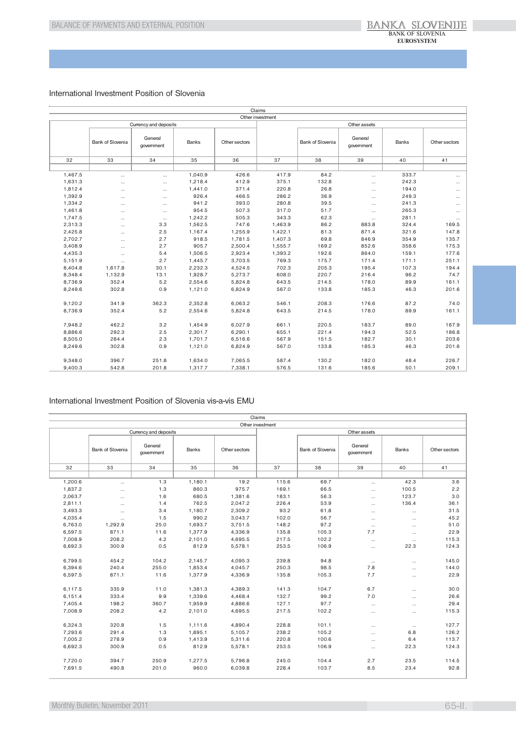## International Investment Position of Slovenia

| Claims | | | | | | | | | |
|---|---|---|---|---|---|---|---|---|---|
| Other investment | | | | | | | | | |
| Currency and deposits | | | | | Other assets | | | | |
| | Bank of Slovenia | General government | Banks | Other sectors | | Bank of Slovenia | General government | Banks | Other sectors |
| 32 | 33 | 34 | 35 | 36 | 37 | 38 | 39 | 40 | 41 |
| 1,467.5 | ... | ... | 1,040.9 | 426.6 | 417.9 | 84.2 | ... | 333.7 | ... |
| 1,631.3 | ... | ... | 1,218.4 | 412.9 | 375.1 | 132.8 | ... | 242.3 | ... |
| 1,812.4 | ... | ... | 1,441.0 | 371.4 | 220.8 | 26.8 | ... | 194.0 | ... |
| 1,392.9 | ... | ... | 926.4 | 466.5 | 286.2 | 36.9 | ... | 249.3 | ... |
| 1,334.2 | ... | ... | 941.2 | 393.0 | 280.8 | 39.5 | ... | 241.3 | ... |
| 1,461.8 | ... | ... | 954.5 | 507.3 | 317.0 | 51.7 | ... | 265.3 | ... |
| 1,747.5 | ... | ... | 1,242.2 | 505.3 | 343.3 | 62.3 | ... | 281.1 | ... |
| 2,313.3 | ... | 3.3 | 1,562.5 | 747.6 | 1,463.9 | 86.2 | 883.8 | 324.4 | 169.5 |
| 2,425.8 | ... | 2.5 | 1,167.4 | 1,255.9 | 1,422.1 | 81.3 | 871.4 | 321.6 | 147.8 |
| 2,702.7 | ... | 2.7 | 918.5 | 1,781.5 | 1,407.3 | 69.8 | 846.9 | 354.9 | 135.7 |
| 3,408.9 | ... | 2.7 | 905.7 | 2,500.4 | 1,555.7 | 169.2 | 852.6 | 358.6 | 175.3 |
| 4,435.3 | ... | 5.4 | 1,506.5 | 2,923.4 | 1,393.2 | 192.6 | 864.0 | 159.1 | 177.6 |
| 5,151.9 | ... | 2.7 | 1,445.7 | 3,703.5 | 769.3 | 175.7 | 171.4 | 171.1 | 251.1 |
| 8,404.8 | 1,617.8 | 30.1 | 2,232.3 | 4,524.5 | 702.3 | 205.3 | 195.4 | 107.3 | 194.4 |
| 8,348.4 | 1,132.9 | 13.1 | 1,928.7 | 5,273.7 | 608.0 | 220.7 | 216.4 | 96.2 | 74.7 |
| 8,736.9 | 352.4 | 5.2 | 2,554.6 | 5,824.8 | 643.5 | 214.5 | 178.0 | 89.9 | 161.1 |
| 8,249.6 | 302.8 | 0.9 | 1,121.0 | 6,824.9 | 567.0 | 133.8 | 185.3 | 46.3 | 201.6 |
| | | | | | | | | | |
| 9,120.2 | 341.9 | 362.3 | 2,352.8 | 6,063.2 | 546.1 | 208.3 | 176.6 | 87.2 | 74.0 |
| 8,736.9 | 352.4 | 5.2 | 2,554.6 | 5,824.8 | 643.5 | 214.5 | 178.0 | 89.9 | 161.1 |
| | | | | | | | | | |
| 7,948.2 | 462.2 | 3.2 | 1,454.9 | 6,027.9 | 661.1 | 220.5 | 183.7 | 89.0 | 167.9 |
| 8,886.6 | 292.3 | 2.5 | 2,301.7 | 6,290.1 | 655.1 | 221.4 | 194.3 | 52.5 | 186.8 |
| 8,505.0 | 284.4 | 2.3 | 1,701.7 | 6,516.6 | 567.9 | 151.5 | 182.7 | 30.1 | 203.6 |
| 8,249.6 | 302.8 | 0.9 | 1,121.0 | 6,824.9 | 567.0 | 133.8 | 185.3 | 46.3 | 201.6 |
| | | | | | | | | | |
| 9,348.0 | 396.7 | 251.8 | 1,634.0 | 7,065.5 | 587.4 | 130.2 | 182.0 | 48.4 | 226.7 |
| 9,400.3 | 542.8 | 201.8 | 1,317.7 | 7,338.1 | 576.5 | 131.6 | 185.6 | 50.1 | 209.1 |

## International Investment Position of Slovenia vis-a-vis EMU

| Claims | | | | | | | | | |
|---|---|---|---|---|---|---|---|---|---|
| Other investment | | | | | | | | | |
| Currency and deposits | | | | | Other assets | | | | |
| | Bank of Slovenia | General government | Banks | Other sectors | | Bank of Slovenia | General government | Banks | Other sectors |
| 32 | 33 | 34 | 35 | 36 | 37 | 38 | 39 | 40 | 41 |
| 1,200.6 | ... | 1.3 | 1,180.1 | 19.2 | 115.6 | 69.7 | ... | 42.3 | 3.6 |
| 1,837.2 | ... | 1.3 | 860.3 | 975.7 | 169.1 | 66.5 | ... | 100.5 | 2.2 |
| 2,063.7 | ... | 1.6 | 680.5 | 1,381.6 | 183.1 | 56.3 | ... | 123.7 | 3.0 |
| 2,811.1 | ... | 1.4 | 762.5 | 2,047.2 | 226.4 | 53.9 | ... | 136.4 | 36.1 |
| 3,493.3 | ... | 3.4 | 1,180.7 | 2,309.2 | 93.2 | 61.8 | ... | ... | 31.5 |
| 4,035.4 | ... | 1.5 | 990.2 | 3,043.7 | 102.0 | 56.7 | ... | ... | 45.2 |
| 6,763.0 | 1,292.9 | 25.0 | 1,693.7 | 3,751.5 | 148.2 | 97.2 | ... | ... | 51.0 |
| 6,597.5 | 871.1 | 11.6 | 1,377.9 | 4,336.9 | 135.8 | 105.3 | 7.7 | ... | 22.9 |
| 7,008.9 | 208.2 | 4.2 | 2,101.0 | 4,695.5 | 217.5 | 102.2 | ... | ... | 115.3 |
| 6,692.3 | 300.9 | 0.5 | 812.9 | 5,578.1 | 253.5 | 106.9 | ... | 22.3 | 124.3 |
| | | | | | | | | | |
| 6,799.5 | 454.2 | 104.2 | 2,145.7 | 4,095.3 | 239.8 | 94.8 | ... | ... | 145.0 |
| 6,394.6 | 240.4 | 255.0 | 1,853.4 | 4,045.7 | 250.3 | 98.5 | 7.8 | ... | 144.0 |
| 6,597.5 | 871.1 | 11.6 | 1,377.9 | 4,336.9 | 135.8 | 105.3 | 7.7 | ... | 22.9 |
| | | | | | | | | | |
| 6,117.5 | 335.9 | 11.0 | 1,381.3 | 4,389.3 | 141.3 | 104.7 | 6.7 | ... | 30.0 |
| 6,151.4 | 333.4 | 9.9 | 1,339.6 | 4,468.4 | 132.7 | 99.2 | 7.0 | ... | 26.6 |
| 7,405.4 | 198.2 | 360.7 | 1,959.9 | 4,886.6 | 127.1 | 97.7 | ... | ... | 29.4 |
| 7,008.9 | 208.2 | 4.2 | 2,101.0 | 4,695.5 | 217.5 | 102.2 | ... | ... | 115.3 |
| | | | | | | | | | |
| 6,324.3 | 320.8 | 1.5 | 1,111.6 | 4,890.4 | 228.8 | 101.1 | ... | ... | 127.7 |
| 7,293.6 | 291.4 | 1.3 | 1,895.1 | 5,105.7 | 238.2 | 105.2 | ... | 6.8 | 126.2 |
| 7,005.2 | 278.9 | 0.9 | 1,413.9 | 5,311.6 | 220.8 | 100.6 | ... | 6.4 | 113.7 |
| 6,692.3 | 300.9 | 0.5 | 812.9 | 5,578.1 | 253.5 | 106.9 | ... | 22.3 | 124.3 |
| | | | | | | | | | |
| 7,720.0 | 394.7 | 250.9 | 1,277.5 | 5,796.8 | 245.0 | 104.4 | 2.7 | 23.5 | 114.5 |
| 7,691.5 | 490.8 | 201.0 | 960.0 | 6,039.8 | 228.4 | 103.7 | 8.5 | 23.4 | 92.8 |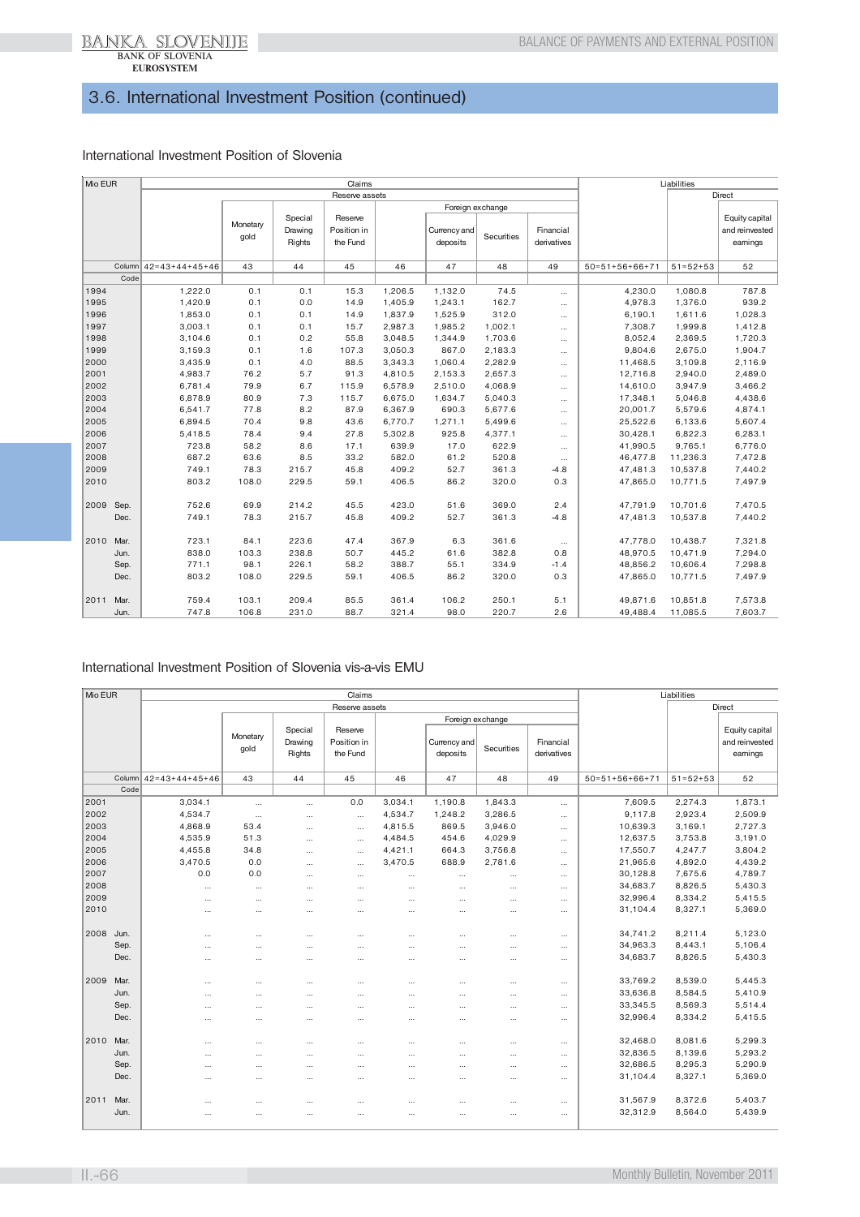## 3.6. International Investment Position (continued)

### International Investment Position of Slovenia

| Mio EUR | | Claims | | | | | | | | Liabilities | | |
|---|---|---|---|---|---|---|---|---|---|---|---|---|
| | | Reserve assets | | | | | | | | | Direct | |
| | | | | | | Foreign exchange | | | | | | |
| | | | Monetary gold | Special Drawing Rights | Reserve Position in the Fund | | Currency and deposits | Securities | Financial derivatives | | | Equity capital and reinvested earnings |
| Column | | 42=43+44+45+46 | 43 | 44 | 45 | 46 | 47 | 48 | 49 | 50=51+56+66+71 | 51=52+53 | 52 |
| Code | | | | | | | | | | | | |
| 1994 | | 1,222.0 | 0.1 | 0.1 | 15.3 | 1,206.5 | 1,132.0 | 74.5 | ... | 4,230.0 | 1,080.8 | 787.8 |
| 1995 | | 1,420.9 | 0.1 | 0.0 | 14.9 | 1,405.9 | 1,243.1 | 162.7 | ... | 4,978.3 | 1,376.0 | 939.2 |
| 1996 | | 1,853.0 | 0.1 | 0.1 | 14.9 | 1,837.9 | 1,525.9 | 312.0 | ... | 6,190.1 | 1,611.6 | 1,028.3 |
| 1997 | | 3,003.1 | 0.1 | 0.1 | 15.7 | 2,987.3 | 1,985.2 | 1,002.1 | ... | 7,308.7 | 1,999.8 | 1,412.8 |
| 1998 | | 3,104.6 | 0.1 | 0.2 | 55.8 | 3,048.5 | 1,344.9 | 1,703.6 | ... | 8,052.4 | 2,369.5 | 1,720.3 |
| 1999 | | 3,159.3 | 0.1 | 1.6 | 107.3 | 3,050.3 | 867.0 | 2,183.3 | ... | 9,804.6 | 2,675.0 | 1,904.7 |
| 2000 | | 3,435.9 | 0.1 | 4.0 | 88.5 | 3,343.3 | 1,060.4 | 2,282.9 | ... | 11,468.5 | 3,109.8 | 2,116.9 |
| 2001 | | 4,983.7 | 76.2 | 5.7 | 91.3 | 4,810.5 | 2,153.3 | 2,657.3 | ... | 12,716.8 | 2,940.0 | 2,489.0 |
| 2002 | | 6,781.4 | 79.9 | 6.7 | 115.9 | 6,578.9 | 2,510.0 | 4,068.9 | ... | 14,610.0 | 3,947.9 | 3,466.2 |
| 2003 | | 6,878.9 | 80.9 | 7.3 | 115.7 | 6,675.0 | 1,634.7 | 5,040.3 | ... | 17,348.1 | 5,046.8 | 4,438.6 |
| 2004 | | 6,541.7 | 77.8 | 8.2 | 87.9 | 6,367.9 | 690.3 | 5,677.6 | ... | 20,001.7 | 5,579.6 | 4,874.1 |
| 2005 | | 6,894.5 | 70.4 | 9.8 | 43.6 | 6,770.7 | 1,271.1 | 5,499.6 | ... | 25,522.6 | 6,133.6 | 5,607.4 |
| 2006 | | 5,418.5 | 78.4 | 9.4 | 27.8 | 5,302.8 | 925.8 | 4,377.1 | ... | 30,428.1 | 6,822.3 | 6,283.1 |
| 2007 | | 723.8 | 58.2 | 8.6 | 17.1 | 639.9 | 17.0 | 622.9 | ... | 41,990.5 | 9,765.1 | 6,776.0 |
| 2008 | | 687.2 | 63.6 | 8.5 | 33.2 | 582.0 | 61.2 | 520.8 | ... | 46,477.8 | 11,236.3 | 7,472.8 |
| 2009 | | 749.1 | 78.3 | 215.7 | 45.8 | 409.2 | 52.7 | 361.3 | -4.8 | 47,481.3 | 10,537.8 | 7,440.2 |
| 2010 | | 803.2 | 108.0 | 229.5 | 59.1 | 406.5 | 86.2 | 320.0 | 0.3 | 47,865.0 | 10,771.5 | 7,497.9 |
| 2009 | Sep. | 752.6 | 69.9 | 214.2 | 45.5 | 423.0 | 51.6 | 369.0 | 2.4 | 47,791.9 | 10,701.6 | 7,470.5 |
| | Dec. | 749.1 | 78.3 | 215.7 | 45.8 | 409.2 | 52.7 | 361.3 | -4.8 | 47,481.3 | 10,537.8 | 7,440.2 |
| 2010 | Mar. | 723.1 | 84.1 | 223.6 | 47.4 | 367.9 | 6.3 | 361.6 | ... | 47,778.0 | 10,438.7 | 7,321.8 |
| | Jun. | 838.0 | 103.3 | 238.8 | 50.7 | 445.2 | 61.6 | 382.8 | 0.8 | 48,970.5 | 10,471.9 | 7,294.0 |
| | Sep. | 771.1 | 98.1 | 226.1 | 58.2 | 388.7 | 55.1 | 334.9 | -1.4 | 48,856.2 | 10,606.4 | 7,298.8 |
| | Dec. | 803.2 | 108.0 | 229.5 | 59.1 | 406.5 | 86.2 | 320.0 | 0.3 | 47,865.0 | 10,771.5 | 7,497.9 |
| 2011 | Mar. | 759.4 | 103.1 | 209.4 | 85.5 | 361.4 | 106.2 | 250.1 | 5.1 | 49,871.6 | 10,851.8 | 7,573.8 |
| | Jun. | 747.8 | 106.8 | 231.0 | 88.7 | 321.4 | 98.0 | 220.7 | 2.6 | 49,488.4 | 11,085.5 | 7,603.7 |

### International Investment Position of Slovenia vis-a-vis EMU

| Mio EUR | | Claims | | | | | | | | Liabilities | | |
|---|---|---|---|---|---|---|---|---|---|---|---|---|
| | | Reserve assets | | | | | | | | | Direct | |
| | | | | | | Foreign exchange | | | | | | |
| | | | Monetary gold | Special Drawing Rights | Reserve Position in the Fund | | Currency and deposits | Securities | Financial derivatives | | | Equity capital and reinvested earnings |
| Column | | 42=43+44+45+46 | 43 | 44 | 45 | 46 | 47 | 48 | 49 | 50=51+56+66+71 | 51=52+53 | 52 |
| Code | | | | | | | | | | | | |
| 2001 | | 3,034.1 | ... | ... | 0.0 | 3,034.1 | 1,190.8 | 1,843.3 | ... | 7,609.5 | 2,274.3 | 1,873.1 |
| 2002 | | 4,534.7 | ... | ... | ... | 4,534.7 | 1,248.2 | 3,286.5 | ... | 9,117.8 | 2,923.4 | 2,509.9 |
| 2003 | | 4,868.9 | 53.4 | ... | ... | 4,815.5 | 869.5 | 3,946.0 | ... | 10,639.3 | 3,169.1 | 2,727.3 |
| 2004 | | 4,535.9 | 51.3 | ... | ... | 4,484.5 | 454.6 | 4,029.9 | ... | 12,637.5 | 3,753.8 | 3,191.0 |
| 2005 | | 4,455.8 | 34.8 | ... | ... | 4,421.1 | 664.3 | 3,756.8 | ... | 17,550.7 | 4,247.7 | 3,804.2 |
| 2006 | | 3,470.5 | 0.0 | ... | ... | 3,470.5 | 688.9 | 2,781.6 | ... | 21,965.6 | 4,892.0 | 4,439.2 |
| 2007 | | 0.0 | 0.0 | ... | ... | ... | ... | ... | ... | 30,128.8 | 7,675.6 | 4,789.7 |
| 2008 | | ... | ... | ... | ... | ... | ... | ... | ... | 34,683.7 | 8,826.5 | 5,430.3 |
| 2009 | | ... | ... | ... | ... | ... | ... | ... | ... | 32,996.4 | 8,334.2 | 5,415.5 |
| 2010 | | ... | ... | ... | ... | ... | ... | ... | ... | 31,104.4 | 8,327.1 | 5,369.0 |
| 2008 | Jun. | ... | ... | ... | ... | ... | ... | ... | ... | 34,741.2 | 8,211.4 | 5,123.0 |
| | Sep. | ... | ... | ... | ... | ... | ... | ... | ... | 34,963.3 | 8,443.1 | 5,106.4 |
| | Dec. | ... | ... | ... | ... | ... | ... | ... | ... | 34,683.7 | 8,826.5 | 5,430.3 |
| 2009 | Mar. | ... | ... | ... | ... | ... | ... | ... | ... | 33,769.2 | 8,539.0 | 5,445.3 |
| | Jun. | ... | ... | ... | ... | ... | ... | ... | ... | 33,636.8 | 8,584.5 | 5,410.9 |
| | Sep. | ... | ... | ... | ... | ... | ... | ... | ... | 33,345.5 | 8,569.3 | 5,514.4 |
| | Dec. | ... | ... | ... | ... | ... | ... | ... | ... | 32,996.4 | 8,334.2 | 5,415.5 |
| 2010 | Mar. | ... | ... | ... | ... | ... | ... | ... | ... | 32,468.0 | 8,081.6 | 5,299.3 |
| | Jun. | ... | ... | ... | ... | ... | ... | ... | ... | 32,836.5 | 8,139.6 | 5,293.2 |
| | Sep. | ... | ... | ... | ... | ... | ... | ... | ... | 32,686.5 | 8,295.3 | 5,290.9 |
| | Dec. | ... | ... | ... | ... | ... | ... | ... | ... | 31,104.4 | 8,327.1 | 5,369.0 |
| 2011 | Mar. | ... | ... | ... | ... | ... | ... | ... | ... | 31,567.9 | 8,372.6 | 5,403.7 |
| | Jun. | ... | ... | ... | ... | ... | ... | ... | ... | 32,312.9 | 8,564.0 | 5,439.9 |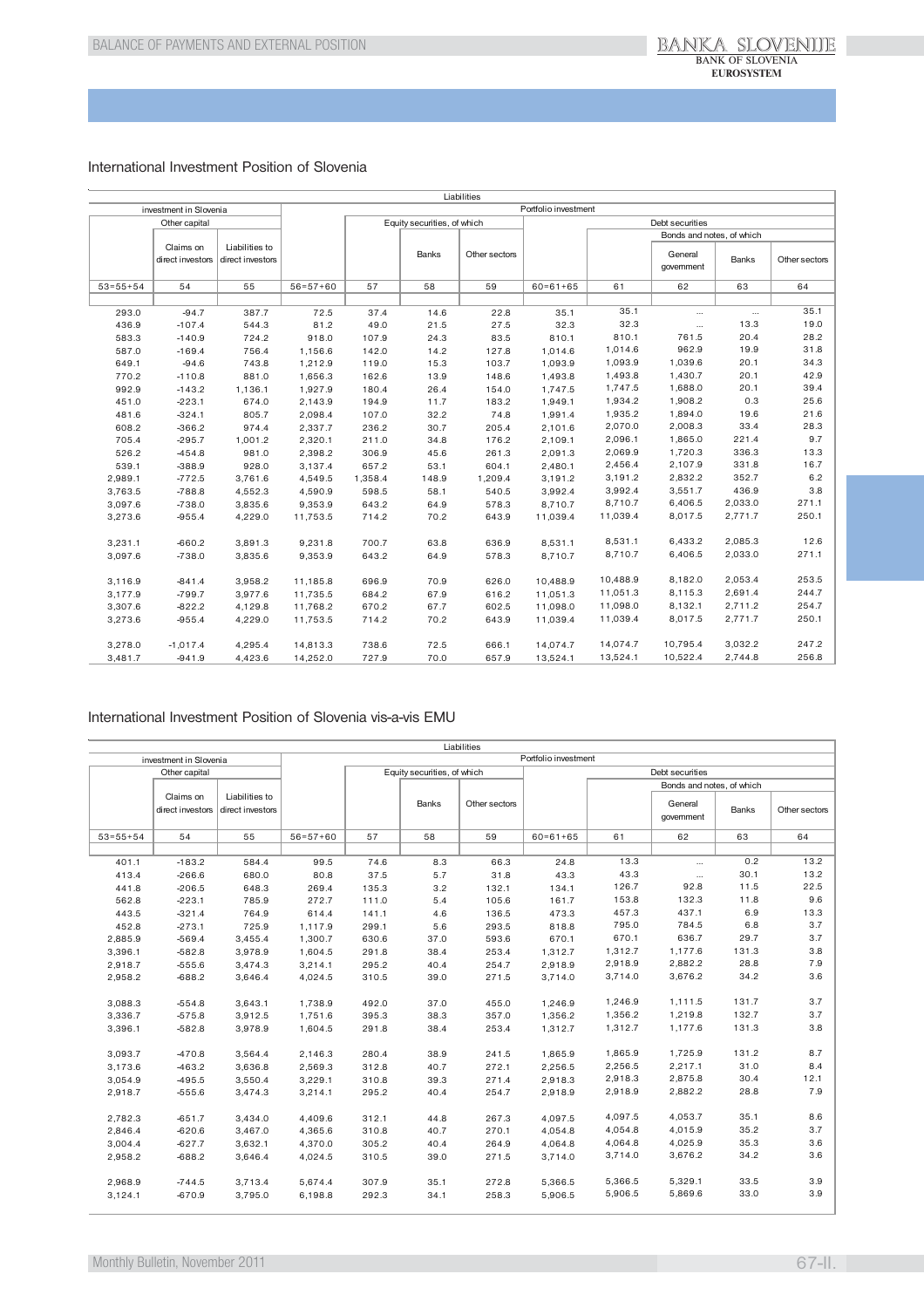## International Investment Position of Slovenia

| Liabilities | | | | | | | | | | | |
|---|---|---|---|---|---|---|---|---|---|---|---|
| investment in Slovenia | | | Portfolio investment | | | | | | | | |
| Other capital | | | | Equity securities, of which | | | Debt securities | | | | |
| | | | | | | | | | Bonds and notes, of which | | |
| | Claims on direct investors | Liabilities to direct investors | | | Banks | Other sectors | | | General government | Banks | Other sectors |
| 53=55+54 | 54 | 55 | 56=57+60 | 57 | 58 | 59 | 60=61+65 | 61 | 62 | 63 | 64 |
| 293.0 | -94.7 | 387.7 | 72.5 | 37.4 | 14.6 | 22.8 | 35.1 | 35.1 | ... | ... | 35.1 |
| 436.9 | -107.4 | 544.3 | 81.2 | 49.0 | 21.5 | 27.5 | 32.3 | 32.3 | ... | 13.3 | 19.0 |
| 583.3 | -140.9 | 724.2 | 918.0 | 107.9 | 24.3 | 83.5 | 810.1 | 810.1 | 761.5 | 20.4 | 28.2 |
| 587.0 | -169.4 | 756.4 | 1,156.6 | 142.0 | 14.2 | 127.8 | 1,014.6 | 1,014.6 | 962.9 | 19.9 | 31.8 |
| 649.1 | -94.6 | 743.8 | 1,212.9 | 119.0 | 15.3 | 103.7 | 1,093.9 | 1,093.9 | 1,039.6 | 20.1 | 34.3 |
| 770.2 | -110.8 | 881.0 | 1,656.3 | 162.6 | 13.9 | 148.6 | 1,493.8 | 1,493.8 | 1,430.7 | 20.1 | 42.9 |
| 992.9 | -143.2 | 1,136.1 | 1,927.9 | 180.4 | 26.4 | 154.0 | 1,747.5 | 1,747.5 | 1,688.0 | 20.1 | 39.4 |
| 451.0 | -223.1 | 674.0 | 2,143.9 | 194.9 | 11.7 | 183.2 | 1,949.1 | 1,934.2 | 1,908.2 | 0.3 | 25.6 |
| 481.6 | -324.1 | 805.7 | 2,098.4 | 107.0 | 32.2 | 74.8 | 1,991.4 | 1,935.2 | 1,894.0 | 19.6 | 21.6 |
| 608.2 | -366.2 | 974.4 | 2,337.7 | 236.2 | 30.7 | 205.4 | 2,101.6 | 2,070.0 | 2,008.3 | 33.4 | 28.3 |
| 705.4 | -295.7 | 1,001.2 | 2,320.1 | 211.0 | 34.8 | 176.2 | 2,109.1 | 2,096.1 | 1,865.0 | 221.4 | 9.7 |
| 526.2 | -454.8 | 981.0 | 2,398.2 | 306.9 | 45.6 | 261.3 | 2,091.3 | 2,069.9 | 1,720.3 | 336.3 | 13.3 |
| 539.1 | -388.9 | 928.0 | 3,137.4 | 657.2 | 53.1 | 604.1 | 2,480.1 | 2,456.4 | 2,107.9 | 331.8 | 16.7 |
| 2,989.1 | -772.5 | 3,761.6 | 4,549.5 | 1,358.4 | 148.9 | 1,209.4 | 3,191.2 | 3,191.2 | 2,832.2 | 352.7 | 6.2 |
| 3,763.5 | -788.8 | 4,552.3 | 4,590.9 | 598.5 | 58.1 | 540.5 | 3,992.4 | 3,992.4 | 3,551.7 | 436.9 | 3.8 |
| 3,097.6 | -738.0 | 3,835.6 | 9,353.9 | 643.2 | 64.9 | 578.3 | 8,710.7 | 8,710.7 | 6,406.5 | 2,033.0 | 271.1 |
| 3,273.6 | -955.4 | 4,229.0 | 11,753.5 | 714.2 | 70.2 | 643.9 | 11,039.4 | 11,039.4 | 8,017.5 | 2,771.7 | 250.1 |
| | | | | | | | | | | | |
| 3,231.1 | -660.2 | 3,891.3 | 9,231.8 | 700.7 | 63.8 | 636.9 | 8,531.1 | 8,531.1 | 6,433.2 | 2,085.3 | 12.6 |
| 3,097.6 | -738.0 | 3,835.6 | 9,353.9 | 643.2 | 64.9 | 578.3 | 8,710.7 | 8,710.7 | 6,406.5 | 2,033.0 | 271.1 |
| | | | | | | | | | | | |
| 3,116.9 | -841.4 | 3,958.2 | 11,185.8 | 696.9 | 70.9 | 626.0 | 10,488.9 | 10,488.9 | 8,182.0 | 2,053.4 | 253.5 |
| 3,177.9 | -799.7 | 3,977.6 | 11,735.5 | 684.2 | 67.9 | 616.2 | 11,051.3 | 11,051.3 | 8,115.3 | 2,691.4 | 244.7 |
| 3,307.6 | -822.2 | 4,129.8 | 11,768.2 | 670.2 | 67.7 | 602.5 | 11,098.0 | 11,098.0 | 8,132.1 | 2,711.2 | 254.7 |
| 3,273.6 | -955.4 | 4,229.0 | 11,753.5 | 714.2 | 70.2 | 643.9 | 11,039.4 | 11,039.4 | 8,017.5 | 2,771.7 | 250.1 |
| | | | | | | | | | | | |
| 3,278.0 | -1,017.4 | 4,295.4 | 14,813.3 | 738.6 | 72.5 | 666.1 | 14,074.7 | 14,074.7 | 10,795.4 | 3,032.2 | 247.2 |
| 3,481.7 | -941.9 | 4,423.6 | 14,252.0 | 727.9 | 70.0 | 657.9 | 13,524.1 | 13,524.1 | 10,522.4 | 2,744.8 | 256.8 |

## International Investment Position of Slovenia vis-a-vis EMU

| Liabilities | | | | | | | | | | | |
|---|---|---|---|---|---|---|---|---|---|---|---|
| investment in Slovenia | | | Portfolio investment | | | | | | | | |
| Other capital | | | | Equity securities, of which | | | Debt securities | | | | |
| | | | | | | | | | Bonds and notes, of which | | |
| | Claims on direct investors | Liabilities to direct investors | | | Banks | Other sectors | | | General government | Banks | Other sectors |
| 53=55+54 | 54 | 55 | 56=57+60 | 57 | 58 | 59 | 60=61+65 | 61 | 62 | 63 | 64 |
| 401.1 | -183.2 | 584.4 | 99.5 | 74.6 | 8.3 | 66.3 | 24.8 | 13.3 | ... | 0.2 | 13.2 |
| 413.4 | -266.6 | 680.0 | 80.8 | 37.5 | 5.7 | 31.8 | 43.3 | 43.3 | ... | 30.1 | 13.2 |
| 441.8 | -206.5 | 648.3 | 269.4 | 135.3 | 3.2 | 132.1 | 134.1 | 126.7 | 92.8 | 11.5 | 22.5 |
| 562.8 | -223.1 | 785.9 | 272.7 | 111.0 | 5.4 | 105.6 | 161.7 | 153.8 | 132.3 | 11.8 | 9.6 |
| 443.5 | -321.4 | 764.9 | 614.4 | 141.1 | 4.6 | 136.5 | 473.3 | 457.3 | 437.1 | 6.9 | 13.3 |
| 452.8 | -273.1 | 725.9 | 1,117.9 | 299.1 | 5.6 | 293.5 | 818.8 | 795.0 | 784.5 | 6.8 | 3.7 |
| 2,885.9 | -569.4 | 3,455.4 | 1,300.7 | 630.6 | 37.0 | 593.6 | 670.1 | 670.1 | 636.7 | 29.7 | 3.7 |
| 3,396.1 | -582.8 | 3,978.9 | 1,604.5 | 291.8 | 38.4 | 253.4 | 1,312.7 | 1,312.7 | 1,177.6 | 131.3 | 3.8 |
| 2,918.7 | -555.6 | 3,474.3 | 3,214.1 | 295.2 | 40.4 | 254.7 | 2,918.9 | 2,918.9 | 2,882.2 | 28.8 | 7.9 |
| 2,958.2 | -688.2 | 3,646.4 | 4,024.5 | 310.5 | 39.0 | 271.5 | 3,714.0 | 3,714.0 | 3,676.2 | 34.2 | 3.6 |
| | | | | | | | | | | | |
| 3,088.3 | -554.8 | 3,643.1 | 1,738.9 | 492.0 | 37.0 | 455.0 | 1,246.9 | 1,246.9 | 1,111.5 | 131.7 | 3.7 |
| 3,336.7 | -575.8 | 3,912.5 | 1,751.6 | 395.3 | 38.3 | 357.0 | 1,356.2 | 1,356.2 | 1,219.8 | 132.7 | 3.7 |
| 3,396.1 | -582.8 | 3,978.9 | 1,604.5 | 291.8 | 38.4 | 253.4 | 1,312.7 | 1,312.7 | 1,177.6 | 131.3 | 3.8 |
| | | | | | | | | | | | |
| 3,093.7 | -470.8 | 3,564.4 | 2,146.3 | 280.4 | 38.9 | 241.5 | 1,865.9 | 1,865.9 | 1,725.9 | 131.2 | 8.7 |
| 3,173.6 | -463.2 | 3,636.8 | 2,569.3 | 312.8 | 40.7 | 272.1 | 2,256.5 | 2,256.5 | 2,217.1 | 31.0 | 8.4 |
| 3,054.9 | -495.5 | 3,550.4 | 3,229.1 | 310.8 | 39.3 | 271.4 | 2,918.3 | 2,918.3 | 2,875.8 | 30.4 | 12.1 |
| 2,918.7 | -555.6 | 3,474.3 | 3,214.1 | 295.2 | 40.4 | 254.7 | 2,918.9 | 2,918.9 | 2,882.2 | 28.8 | 7.9 |
| | | | | | | | | | | | |
| 2,782.3 | -651.7 | 3,434.0 | 4,409.6 | 312.1 | 44.8 | 267.3 | 4,097.5 | 4,097.5 | 4,053.7 | 35.1 | 8.6 |
| 2,846.4 | -620.6 | 3,467.0 | 4,365.6 | 310.8 | 40.7 | 270.1 | 4,054.8 | 4,054.8 | 4,015.9 | 35.2 | 3.7 |
| 3,004.4 | -627.7 | 3,632.1 | 4,370.0 | 305.2 | 40.4 | 264.9 | 4,064.8 | 4,064.8 | 4,025.9 | 35.3 | 3.6 |
| 2,958.2 | -688.2 | 3,646.4 | 4,024.5 | 310.5 | 39.0 | 271.5 | 3,714.0 | 3,714.0 | 3,676.2 | 34.2 | 3.6 |
| | | | | | | | | | | | |
| 2,968.9 | -744.5 | 3,713.4 | 5,674.4 | 307.9 | 35.1 | 272.8 | 5,366.5 | 5,366.5 | 5,329.1 | 33.5 | 3.9 |
| 3,124.1 | -670.9 | 3,795.0 | 6,198.8 | 292.3 | 34.1 | 258.3 | 5,906.5 | 5,906.5 | 5,869.6 | 33.0 | 3.9 |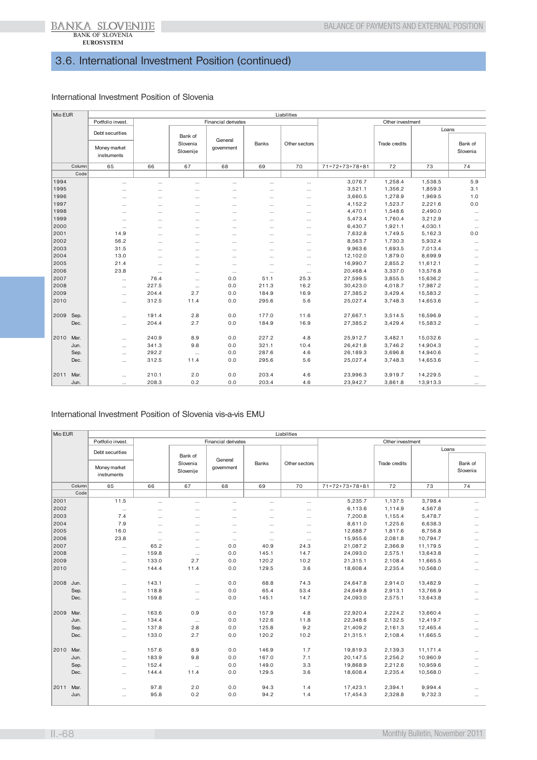## 3.6. International Investment Position (continued)

### International Investment Position of Slovenia

| Mio EUR | | Liabilities | | | | | | | | |
|---|---|---|---|---|---|---|---|---|---|---|
| | | Portfolio invest. | Financial derivates | | | | | Other investment | | |
| | | Debt securities | | | | | | | | Loans |
| | | Money market instruments | | Bank of Slovenia Slovenije | General government | Banks | Other sectors | | Trade credits | | Bank of Slovenia |
| | Column | 65 | 66 | 67 | 68 | 69 | 70 | 71=72+73+78+81 | 72 | 73 | 74 |
| | Code | | | | | | | | | | |
| 1994 | | ... | ... | ... | ... | ... | ... | 3,076.7 | 1,258.4 | 1,538.5 | 5.9 |
| 1995 | | ... | ... | ... | ... | ... | ... | 3,521.1 | 1,356.2 | 1,859.3 | 3.1 |
| 1996 | | ... | ... | ... | ... | ... | ... | 3,660.5 | 1,278.9 | 1,969.5 | 1.0 |
| 1997 | | ... | ... | ... | ... | ... | ... | 4,152.2 | 1,523.7 | 2,221.6 | 0.0 |
| 1998 | | ... | ... | ... | ... | ... | ... | 4,470.1 | 1,548.6 | 2,490.0 | ... |
| 1999 | | ... | ... | ... | ... | ... | ... | 5,473.4 | 1,760.4 | 3,212.9 | ... |
| 2000 | | ... | ... | ... | ... | ... | ... | 6,430.7 | 1,921.1 | 4,030.1 | ... |
| 2001 | | 14.9 | ... | ... | ... | ... | ... | 7,632.8 | 1,749.5 | 5,162.3 | 0.0 |
| 2002 | | 56.2 | ... | ... | ... | ... | ... | 8,563.7 | 1,730.3 | 5,932.4 | ... |
| 2003 | | 31.5 | ... | ... | ... | ... | ... | 9,963.6 | 1,693.5 | 7,013.4 | ... |
| 2004 | | 13.0 | ... | ... | ... | ... | ... | 12,102.0 | 1,879.0 | 8,699.9 | ... |
| 2005 | | 21.4 | ... | ... | ... | ... | ... | 16,990.7 | 2,855.2 | 11,612.1 | ... |
| 2006 | | 23.8 | ... | ... | ... | ... | ... | 20,468.4 | 3,337.0 | 13,576.8 | ... |
| 2007 | | ... | 76.4 | ... | 0.0 | 51.1 | 25.3 | 27,599.5 | 3,855.5 | 15,636.2 | ... |
| 2008 | | ... | 227.5 | ... | 0.0 | 211.3 | 16.2 | 30,423.0 | 4,018.7 | 17,987.2 | ... |
| 2009 | | ... | 204.4 | 2.7 | 0.0 | 184.9 | 16.9 | 27,385.2 | 3,429.4 | 15,583.2 | ... |
| 2010 | | ... | 312.5 | 11.4 | 0.0 | 295.6 | 5.6 | 25,027.4 | 3,748.3 | 14,653.6 | ... |
| 2009 | Sep. | ... | 191.4 | 2.8 | 0.0 | 177.0 | 11.6 | 27,667.1 | 3,514.5 | 16,596.9 | ... |
| | Dec. | ... | 204.4 | 2.7 | 0.0 | 184.9 | 16.9 | 27,385.2 | 3,429.4 | 15,583.2 | ... |
| 2010 | Mar. | ... | 240.9 | 8.9 | 0.0 | 227.2 | 4.8 | 25,912.7 | 3,482.1 | 15,032.6 | ... |
| | Jun. | ... | 341.3 | 9.8 | 0.0 | 321.1 | 10.4 | 26,421.8 | 3,746.2 | 14,904.3 | ... |
| | Sep. | ... | 292.2 | ... | 0.0 | 287.6 | 4.6 | 26,189.3 | 3,696.8 | 14,940.6 | ... |
| | Dec. | ... | 312.5 | 11.4 | 0.0 | 295.6 | 5.6 | 25,027.4 | 3,748.3 | 14,653.6 | ... |
| 2011 | Mar. | ... | 210.1 | 2.0 | 0.0 | 203.4 | 4.6 | 23,996.3 | 3,919.7 | 14,229.5 | ... |
| | Jun. | ... | 208.3 | 0.2 | 0.0 | 203.4 | 4.6 | 23,942.7 | 3,861.8 | 13,913.3 | ... |

### International Investment Position of Slovenia vis-a-vis EMU

| Mio EUR | | Liabilities | | | | | | | | |
|---|---|---|---|---|---|---|---|---|---|---|
| | | Portfolio invest. | Financial derivates | | | | | Other investment | | |
| | | Debt securities | | | | | | | | Loans |
| | | Money market instruments | | Bank of Slovenia Slovenije | General government | Banks | Other sectors | | Trade credits | | Bank of Slovenia |
| | Column | 65 | 66 | 67 | 68 | 69 | 70 | 71=72+73+78+81 | 72 | 73 | 74 |
| | Code | | | | | | | | | | |
| 2001 | | 11.5 | ... | ... | ... | ... | ... | 5,235.7 | 1,137.5 | 3,798.4 | ... |
| 2002 | | ... | ... | ... | ... | ... | ... | 6,113.6 | 1,114.9 | 4,567.8 | ... |
| 2003 | | 7.4 | ... | ... | ... | ... | ... | 7,200.8 | 1,155.4 | 5,478.7 | ... |
| 2004 | | 7.9 | ... | ... | ... | ... | ... | 8,611.0 | 1,225.6 | 6,638.3 | ... |
| 2005 | | 16.0 | ... | ... | ... | ... | ... | 12,688.7 | 1,817.6 | 8,756.8 | ... |
| 2006 | | 23.8 | ... | ... | ... | ... | ... | 15,955.6 | 2,081.8 | 10,794.7 | ... |
| 2007 | | ... | 65.2 | ... | 0.0 | 40.9 | 24.3 | 21,087.2 | 2,366.9 | 11,179.5 | ... |
| 2008 | | ... | 159.8 | ... | 0.0 | 145.1 | 14.7 | 24,093.0 | 2,575.1 | 13,643.8 | ... |
| 2009 | | ... | 133.0 | 2.7 | 0.0 | 120.2 | 10.2 | 21,315.1 | 2,108.4 | 11,665.5 | ... |
| 2010 | | ... | 144.4 | 11.4 | 0.0 | 129.5 | 3.6 | 18,608.4 | 2,235.4 | 10,568.0 | ... |
| 2008 | Jun. | ... | 143.1 | ... | 0.0 | 68.8 | 74.3 | 24,647.8 | 2,914.0 | 13,482.9 | ... |
| | Sep. | ... | 118.8 | ... | 0.0 | 65.4 | 53.4 | 24,649.8 | 2,913.1 | 13,766.9 | ... |
| | Dec. | ... | 159.8 | ... | 0.0 | 145.1 | 14.7 | 24,093.0 | 2,575.1 | 13,643.8 | ... |
| 2009 | Mar. | ... | 163.6 | 0.9 | 0.0 | 157.9 | 4.8 | 22,920.4 | 2,224.2 | 13,660.4 | ... |
| | Jun. | ... | 134.4 | ... | 0.0 | 122.6 | 11.8 | 22,348.6 | 2,132.5 | 12,419.7 | ... |
| | Sep. | ... | 137.8 | 2.8 | 0.0 | 125.8 | 9.2 | 21,409.2 | 2,161.3 | 12,465.4 | ... |
| | Dec. | ... | 133.0 | 2.7 | 0.0 | 120.2 | 10.2 | 21,315.1 | 2,108.4 | 11,665.5 | ... |
| 2010 | Mar. | ... | 157.6 | 8.9 | 0.0 | 146.9 | 1.7 | 19,819.3 | 2,139.3 | 11,171.4 | ... |
| | Jun. | ... | 183.9 | 9.8 | 0.0 | 167.0 | 7.1 | 20,147.5 | 2,256.2 | 10,960.9 | ... |
| | Sep. | ... | 152.4 | ... | 0.0 | 149.0 | 3.3 | 19,868.9 | 2,212.6 | 10,959.6 | ... |
| | Dec. | ... | 144.4 | 11.4 | 0.0 | 129.5 | 3.6 | 18,608.4 | 2,235.4 | 10,568.0 | ... |
| 2011 | Mar. | ... | 97.8 | 2.0 | 0.0 | 94.3 | 1.4 | 17,423.1 | 2,394.1 | 9,994.4 | ... |
| | Jun. | ... | 95.8 | 0.2 | 0.0 | 94.2 | 1.4 | 17,454.3 | 2,328.8 | 9,732.3 | ... |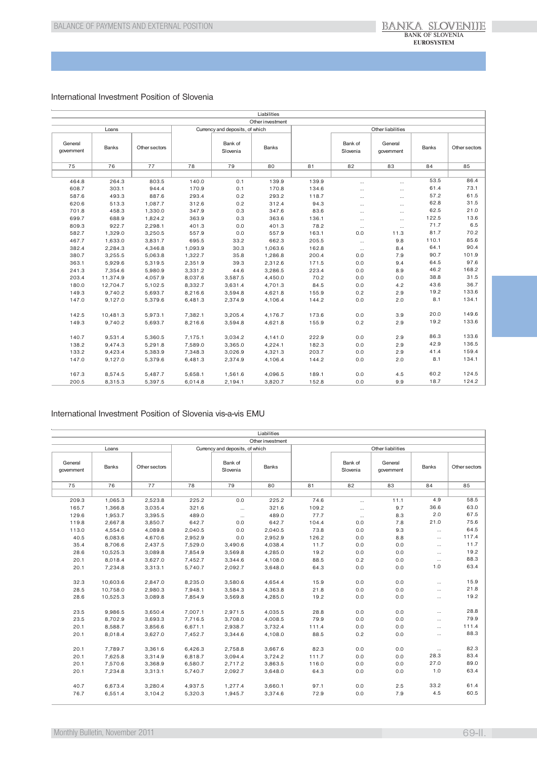## International Investment Position of Slovenia

| Liabilities | | | | | | | | | | |
|---|---|---|---|---|---|---|---|---|---|---|
| Other investment | | | | | | | | | | |
| Loans | | | Currency and deposits, of which | | | Other liabilities | | | | |
| General government | Banks | Other sectors | | Bank of Slovenia | Banks | | Bank of Slovenia | General government | Banks | Other sectors |
| 75 | 76 | 77 | 78 | 79 | 80 | 81 | 82 | 83 | 84 | 85 |
| 464.8 | 264.3 | 803.5 | 140.0 | 0.1 | 139.9 | 139.9 | ... | ... | 53.5 | 86.4 |
| 608.7 | 303.1 | 944.4 | 170.9 | 0.1 | 170.8 | 134.6 | ... | ... | 61.4 | 73.1 |
| 587.6 | 493.3 | 887.6 | 293.4 | 0.2 | 293.2 | 118.7 | ... | ... | 57.2 | 61.5 |
| 620.6 | 513.3 | 1,087.7 | 312.6 | 0.2 | 312.4 | 94.3 | ... | ... | 62.8 | 31.5 |
| 701.8 | 458.3 | 1,330.0 | 347.9 | 0.3 | 347.6 | 83.6 | ... | ... | 62.5 | 21.0 |
| 699.7 | 688.9 | 1,824.2 | 363.9 | 0.3 | 363.6 | 136.1 | ... | ... | 122.5 | 13.6 |
| 809.3 | 922.7 | 2,298.1 | 401.3 | 0.0 | 401.3 | 78.2 | ... | ... | 71.7 | 6.5 |
| 582.7 | 1,329.0 | 3,250.5 | 557.9 | 0.0 | 557.9 | 163.1 | 0.0 | 11.3 | 81.7 | 70.2 |
| 467.7 | 1,633.0 | 3,831.7 | 695.5 | 33.2 | 662.3 | 205.5 | ... | 9.8 | 110.1 | 85.6 |
| 382.4 | 2,284.3 | 4,346.8 | 1,093.9 | 30.3 | 1,063.6 | 162.8 | ... | 8.4 | 64.1 | 90.4 |
| 380.7 | 3,255.5 | 5,063.8 | 1,322.7 | 35.8 | 1,286.8 | 200.4 | 0.0 | 7.9 | 90.7 | 101.9 |
| 363.1 | 5,929.6 | 5,319.5 | 2,351.9 | 39.3 | 2,312.6 | 171.5 | 0.0 | 9.4 | 64.5 | 97.6 |
| 241.3 | 7,354.6 | 5,980.9 | 3,331.2 | 44.6 | 3,286.5 | 223.4 | 0.0 | 8.9 | 46.2 | 168.2 |
| 203.4 | 11,374.9 | 4,057.9 | 8,037.6 | 3,587.5 | 4,450.0 | 70.2 | 0.0 | 0.0 | 38.8 | 31.5 |
| 180.0 | 12,704.7 | 5,102.5 | 8,332.7 | 3,631.4 | 4,701.3 | 84.5 | 0.0 | 4.2 | 43.6 | 36.7 |
| 149.3 | 9,740.2 | 5,693.7 | 8,216.6 | 3,594.8 | 4,621.8 | 155.9 | 0.2 | 2.9 | 19.2 | 133.6 |
| 147.0 | 9,127.0 | 5,379.6 | 6,481.3 | 2,374.9 | 4,106.4 | 144.2 | 0.0 | 2.0 | 8.1 | 134.1 |
| | | | | | | | | | | |
| 142.5 | 10,481.3 | 5,973.1 | 7,382.1 | 3,205.4 | 4,176.7 | 173.6 | 0.0 | 3.9 | 20.0 | 149.6 |
| 149.3 | 9,740.2 | 5,693.7 | 8,216.6 | 3,594.8 | 4,621.8 | 155.9 | 0.2 | 2.9 | 19.2 | 133.6 |
| | | | | | | | | | | |
| 140.7 | 9,531.4 | 5,360.5 | 7,175.1 | 3,034.2 | 4,141.0 | 222.9 | 0.0 | 2.9 | 86.3 | 133.6 |
| 138.2 | 9,474.3 | 5,291.8 | 7,589.0 | 3,365.0 | 4,224.1 | 182.3 | 0.0 | 2.9 | 42.9 | 136.5 |
| 133.2 | 9,423.4 | 5,383.9 | 7,348.3 | 3,026.9 | 4,321.3 | 203.7 | 0.0 | 2.9 | 41.4 | 159.4 |
| 147.0 | 9,127.0 | 5,379.6 | 6,481.3 | 2,374.9 | 4,106.4 | 144.2 | 0.0 | 2.0 | 8.1 | 134.1 |
| | | | | | | | | | | |
| 167.3 | 8,574.5 | 5,487.7 | 5,658.1 | 1,561.6 | 4,096.5 | 189.1 | 0.0 | 4.5 | 60.2 | 124.5 |
| 200.5 | 8,315.3 | 5,397.5 | 6,014.8 | 2,194.1 | 3,820.7 | 152.8 | 0.0 | 9.9 | 18.7 | 124.2 |

## International Investment Position of Slovenia vis-a-vis EMU

| Liabilities | | | | | | | | | | |
|---|---|---|---|---|---|---|---|---|---|---|
| Other investment | | | | | | | | | | |
| Loans | | | Currency and deposits, of which | | | Other liabilities | | | | |
| General government | Banks | Other sectors | | Bank of Slovenia | Banks | | Bank of Slovenia | General government | Banks | Other sectors |
| 75 | 76 | 77 | 78 | 79 | 80 | 81 | 82 | 83 | 84 | 85 |
| 209.3 | 1,065.3 | 2,523.8 | 225.2 | 0.0 | 225.2 | 74.6 | ... | 11.1 | 4.9 | 58.5 |
| 165.7 | 1,366.8 | 3,035.4 | 321.6 | ... | 321.6 | 109.2 | ... | 9.7 | 36.6 | 63.0 |
| 129.6 | 1,953.7 | 3,395.5 | 489.0 | ... | 489.0 | 77.7 | ... | 8.3 | 2.0 | 67.5 |
| 119.8 | 2,667.8 | 3,850.7 | 642.7 | 0.0 | 642.7 | 104.4 | 0.0 | 7.8 | 21.0 | 75.6 |
| 113.0 | 4,554.0 | 4,089.8 | 2,040.5 | 0.0 | 2,040.5 | 73.8 | 0.0 | 9.3 | ... | 64.5 |
| 40.5 | 6,083.6 | 4,670.6 | 2,952.9 | 0.0 | 2,952.9 | 126.2 | 0.0 | 8.8 | ... | 117.4 |
| 35.4 | 8,706.6 | 2,437.5 | 7,529.0 | 3,490.6 | 4,038.4 | 11.7 | 0.0 | 0.0 | ... | 11.7 |
| 28.6 | 10,525.3 | 3,089.8 | 7,854.9 | 3,569.8 | 4,285.0 | 19.2 | 0.0 | 0.0 | ... | 19.2 |
| 20.1 | 8,018.4 | 3,627.0 | 7,452.7 | 3,344.6 | 4,108.0 | 88.5 | 0.2 | 0.0 | ... | 88.3 |
| 20.1 | 7,234.8 | 3,313.1 | 5,740.7 | 2,092.7 | 3,648.0 | 64.3 | 0.0 | 0.0 | 1.0 | 63.4 |
| | | | | | | | | | | |
| 32.3 | 10,603.6 | 2,847.0 | 8,235.0 | 3,580.6 | 4,654.4 | 15.9 | 0.0 | 0.0 | ... | 15.9 |
| 28.5 | 10,758.0 | 2,980.3 | 7,948.1 | 3,584.3 | 4,363.8 | 21.8 | 0.0 | 0.0 | ... | 21.8 |
| 28.6 | 10,525.3 | 3,089.8 | 7,854.9 | 3,569.8 | 4,285.0 | 19.2 | 0.0 | 0.0 | ... | 19.2 |
| | | | | | | | | | | |
| 23.5 | 9,986.5 | 3,650.4 | 7,007.1 | 2,971.5 | 4,035.5 | 28.8 | 0.0 | 0.0 | ... | 28.8 |
| 23.5 | 8,702.9 | 3,693.3 | 7,716.5 | 3,708.0 | 4,008.5 | 79.9 | 0.0 | 0.0 | ... | 79.9 |
| 20.1 | 8,588.7 | 3,856.6 | 6,671.1 | 2,938.7 | 3,732.4 | 111.4 | 0.0 | 0.0 | ... | 111.4 |
| 20.1 | 8,018.4 | 3,627.0 | 7,452.7 | 3,344.6 | 4,108.0 | 88.5 | 0.2 | 0.0 | ... | 88.3 |
| | | | | | | | | | | |
| 20.1 | 7,789.7 | 3,361.6 | 6,426.3 | 2,758.8 | 3,667.6 | 82.3 | 0.0 | 0.0 | ... | 82.3 |
| 20.1 | 7,625.8 | 3,314.9 | 6,818.7 | 3,094.4 | 3,724.2 | 111.7 | 0.0 | 0.0 | 28.3 | 83.4 |
| 20.1 | 7,570.6 | 3,368.9 | 6,580.7 | 2,717.2 | 3,863.5 | 116.0 | 0.0 | 0.0 | 27.0 | 89.0 |
| 20.1 | 7,234.8 | 3,313.1 | 5,740.7 | 2,092.7 | 3,648.0 | 64.3 | 0.0 | 0.0 | 1.0 | 63.4 |
| | | | | | | | | | | |
| 40.7 | 6,673.4 | 3,280.4 | 4,937.5 | 1,277.4 | 3,660.1 | 97.1 | 0.0 | 2.5 | 33.2 | 61.4 |
| 76.7 | 6,551.4 | 3,104.2 | 5,320.3 | 1,945.7 | 3,374.6 | 72.9 | 0.0 | 7.9 | 4.5 | 60.5 |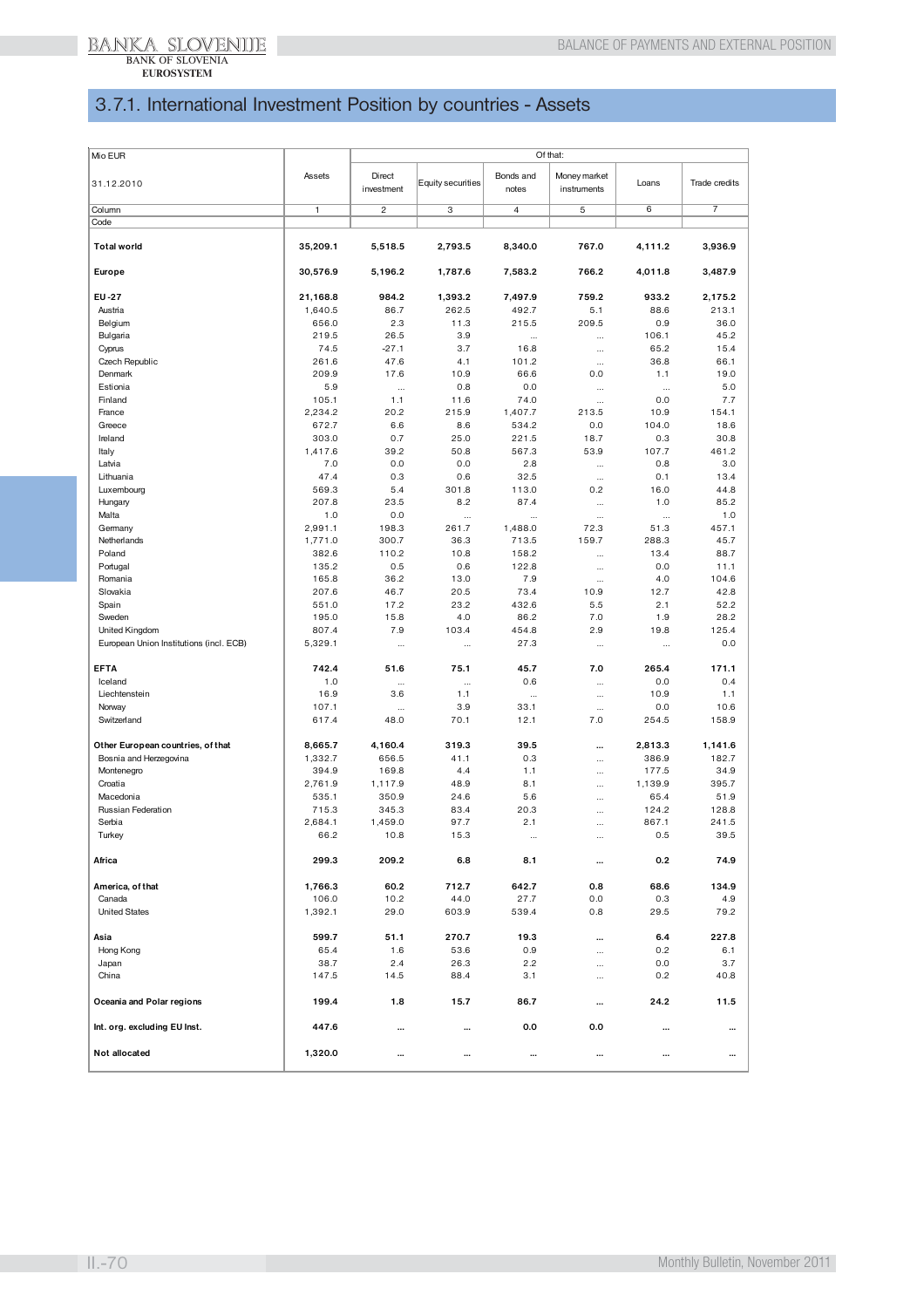## 3.7.1. International Investment Position by countries - Assets

| Mio EUR 31.12.2010 | Assets | Of that: | | | | | |
|---|---|---|---|---|---|---|---|
| | | Direct investment | Equity securities | Bonds and notes | Money market instruments | Loans | Trade credits |
| Column | 1 | 2 | 3 | 4 | 5 | 6 | 7 |
| Code | | | | | | | |
| **Total world** | **35,209.1** | **5,518.5** | **2,793.5** | **8,340.0** | **767.0** | **4,111.2** | **3,936.9** |
| **Europe** | **30,576.9** | **5,196.2** | **1,787.6** | **7,583.2** | **766.2** | **4,011.8** | **3,487.9** |
| **EU -27** | **21,168.8** | **984.2** | **1,393.2** | **7,497.9** | **759.2** | **933.2** | **2,175.2** |
| Austria | 1,640.5 | 86.7 | 262.5 | 492.7 | 5.1 | 88.6 | 213.1 |
| Belgium | 656.0 | 2.3 | 11.3 | 215.5 | 209.5 | 0.9 | 36.0 |
| Bulgaria | 219.5 | 26.5 | 3.9 | ... | ... | 106.1 | 45.2 |
| Cyprus | 74.5 | -27.1 | 3.7 | 16.8 | ... | 65.2 | 15.4 |
| Czech Republic | 261.6 | 47.6 | 4.1 | 101.2 | ... | 36.8 | 66.1 |
| Denmark | 209.9 | 17.6 | 10.9 | 66.6 | 0.0 | 1.1 | 19.0 |
| Estionia | 5.9 | ... | 0.8 | 0.0 | ... | ... | 5.0 |
| Finland | 105.1 | 1.1 | 11.6 | 74.0 | ... | 0.0 | 7.7 |
| France | 2,234.2 | 20.2 | 215.9 | 1,407.7 | 213.5 | 10.9 | 154.1 |
| Greece | 672.7 | 6.6 | 8.6 | 534.2 | 0.0 | 104.0 | 18.6 |
| Ireland | 303.0 | 0.7 | 25.0 | 221.5 | 18.7 | 0.3 | 30.8 |
| Italy | 1,417.6 | 39.2 | 50.8 | 567.3 | 53.9 | 107.7 | 461.2 |
| Latvia | 7.0 | 0.0 | 0.0 | 2.8 | ... | 0.8 | 3.0 |
| Lithuania | 47.4 | 0.3 | 0.6 | 32.5 | ... | 0.1 | 13.4 |
| Luxembourg | 569.3 | 5.4 | 301.8 | 113.0 | 0.2 | 16.0 | 44.8 |
| Hungary | 207.8 | 23.5 | 8.2 | 87.4 | ... | 1.0 | 85.2 |
| Malta | 1.0 | 0.0 | ... | ... | ... | ... | 1.0 |
| Germany | 2,991.1 | 198.3 | 261.7 | 1,488.0 | 72.3 | 51.3 | 457.1 |
| Netherlands | 1,771.0 | 300.7 | 36.3 | 713.5 | 159.7 | 288.3 | 45.7 |
| Poland | 382.6 | 110.2 | 10.8 | 158.2 | ... | 13.4 | 88.7 |
| Portugal | 135.2 | 0.5 | 0.6 | 122.8 | ... | 0.0 | 11.1 |
| Romania | 165.8 | 36.2 | 13.0 | 7.9 | ... | 4.0 | 104.6 |
| Slovakia | 207.6 | 46.7 | 20.5 | 73.4 | 10.9 | 12.7 | 42.8 |
| Spain | 551.0 | 17.2 | 23.2 | 432.6 | 5.5 | 2.1 | 52.2 |
| Sweden | 195.0 | 15.8 | 4.0 | 86.2 | 7.0 | 1.9 | 28.2 |
| United Kingdom | 807.4 | 7.9 | 103.4 | 454.8 | 2.9 | 19.8 | 125.4 |
| European Union Institutions (incl. ECB) | 5,329.1 | ... | ... | 27.3 | ... | ... | 0.0 |
| **EFTA** | **742.4** | **51.6** | **75.1** | **45.7** | **7.0** | **265.4** | **171.1** |
| Iceland | 1.0 | ... | ... | 0.6 | ... | 0.0 | 0.4 |
| Liechtenstein | 16.9 | 3.6 | 1.1 | ... | ... | 10.9 | 1.1 |
| Norway | 107.1 | ... | 3.9 | 33.1 | ... | 0.0 | 10.6 |
| Switzerland | 617.4 | 48.0 | 70.1 | 12.1 | 7.0 | 254.5 | 158.9 |
| **Other European countries, of that** | **8,665.7** | **4,160.4** | **319.3** | **39.5** | **...** | **2,813.3** | **1,141.6** |
| Bosnia and Herzegovina | 1,332.7 | 656.5 | 41.1 | 0.3 | ... | 386.9 | 182.7 |
| Montenegro | 394.9 | 169.8 | 4.4 | 1.1 | ... | 177.5 | 34.9 |
| Croatia | 2,761.9 | 1,117.9 | 48.9 | 8.1 | ... | 1,139.9 | 395.7 |
| Macedonia | 535.1 | 350.9 | 24.6 | 5.6 | ... | 65.4 | 51.9 |
| Russian Federation | 715.3 | 345.3 | 83.4 | 20.3 | ... | 124.2 | 128.8 |
| Serbia | 2,684.1 | 1,459.0 | 97.7 | 2.1 | ... | 867.1 | 241.5 |
| Turkey | 66.2 | 10.8 | 15.3 | ... | ... | 0.5 | 39.5 |
| **Africa** | **299.3** | **209.2** | **6.8** | **8.1** | **...** | **0.2** | **74.9** |
| **America, of that** | **1,766.3** | **60.2** | **712.7** | **642.7** | **0.8** | **68.6** | **134.9** |
| Canada | 106.0 | 10.2 | 44.0 | 27.7 | 0.0 | 0.3 | 4.9 |
| United States | 1,392.1 | 29.0 | 603.9 | 539.4 | 0.8 | 29.5 | 79.2 |
| **Asia** | **599.7** | **51.1** | **270.7** | **19.3** | **...** | **6.4** | **227.8** |
| Hong Kong | 65.4 | 1.6 | 53.6 | 0.9 | ... | 0.2 | 6.1 |
| Japan | 38.7 | 2.4 | 26.3 | 2.2 | ... | 0.0 | 3.7 |
| China | 147.5 | 14.5 | 88.4 | 3.1 | ... | 0.2 | 40.8 |
| **Oceania and Polar regions** | **199.4** | **1.8** | **15.7** | **86.7** | **...** | **24.2** | **11.5** |
| **Int. org. excluding EU Inst.** | **447.6** | **...** | **...** | **0.0** | **0.0** | **...** | **...** |
| **Not allocated** | **1,320.0** | **...** | **...** | **...** | **...** | **...** | **...** |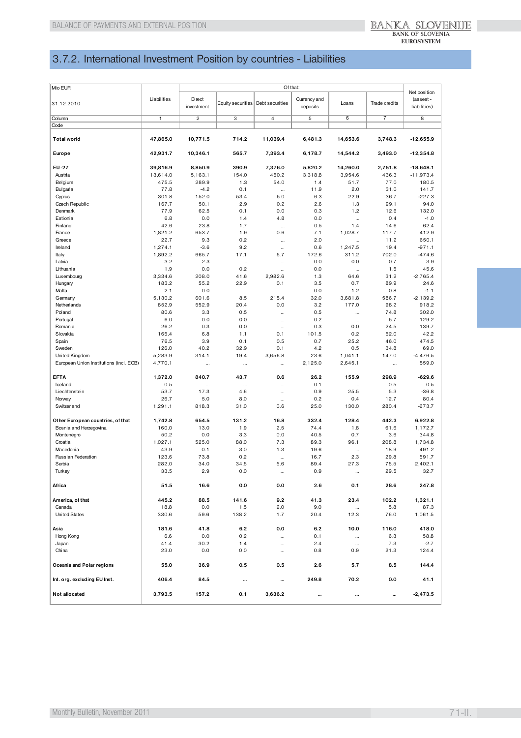# 3.7.2. International Investment Position by countries - Liabilities

| Mio EUR<br>31.12.2010 | Liabilities | Of that: | | | | | | Net position (assest - liabilities) |
|---|---|---|---|---|---|---|---|---|
| | | Direct investment | Equity securities | Debt securities | Currency and deposits | Loans | Trade credits | |
| Column | 1 | 2 | 3 | 4 | 5 | 6 | 7 | 8 |
| Code | | | | | | | | |
| **Total world** | **47,865.0** | **10,771.5** | **714.2** | **11,039.4** | **6,481.3** | **14,653.6** | **3,748.3** | **-12,655.9** |
| **Europe** | **42,931.7** | **10,346.1** | **565.7** | **7,393.4** | **6,178.7** | **14,544.2** | **3,493.0** | **-12,354.8** |
| **EU-27** | **39,816.9** | **8,850.9** | **390.9** | **7,376.0** | **5,820.2** | **14,260.0** | **2,751.8** | **-18,648.1** |
| Austria | 13,614.0 | 5,163.1 | 154.0 | 450.2 | 3,318.8 | 3,954.6 | 436.3 | -11,973.4 |
| Belgium | 475.5 | 289.9 | 1.3 | 54.0 | 1.4 | 51.7 | 77.0 | 180.5 |
| Bulgaria | 77.8 | -4.2 | 0.1 | ... | 11.9 | 2.0 | 31.0 | 141.7 |
| Cyprus | 301.8 | 152.0 | 53.4 | 5.0 | 6.3 | 22.9 | 36.7 | -227.3 |
| Czech Republic | 167.7 | 50.1 | 2.9 | 0.2 | 2.6 | 1.3 | 99.1 | 94.0 |
| Denmark | 77.9 | 62.5 | 0.1 | 0.0 | 0.3 | 1.2 | 12.6 | 132.0 |
| Estionia | 6.8 | 0.0 | 1.4 | 4.8 | 0.0 | ... | 0.4 | -1.0 |
| Finland | 42.6 | 23.8 | 1.7 | ... | 0.5 | 1.4 | 14.6 | 62.4 |
| France | 1,821.2 | 653.7 | 1.9 | 0.6 | 7.1 | 1,028.7 | 117.7 | 412.9 |
| Greece | 22.7 | 9.3 | 0.2 | ... | 2.0 | ... | 11.2 | 650.1 |
| Ireland | 1,274.1 | -3.6 | 9.2 | ... | 0.6 | 1,247.5 | 19.4 | -971.1 |
| Italy | 1,892.2 | 665.7 | 17.1 | 5.7 | 172.6 | 311.2 | 702.0 | -474.6 |
| Latvia | 3.2 | 2.3 | ... | ... | 0.0 | 0.0 | 0.7 | 3.9 |
| Lithuania | 1.9 | 0.0 | 0.2 | ... | 0.0 | ... | 1.5 | 45.6 |
| Luxembourg | 3,334.6 | 208.0 | 41.6 | 2,982.6 | 1.3 | 64.6 | 31.2 | -2,765.4 |
| Hungary | 183.2 | 55.2 | 22.9 | 0.1 | 3.5 | 0.7 | 89.9 | 24.6 |
| Malta | 2.1 | 0.0 | ... | ... | 0.0 | 1.2 | 0.8 | -1.1 |
| Germany | 5,130.2 | 601.6 | 8.5 | 215.4 | 32.0 | 3,681.8 | 586.7 | -2,139.2 |
| Netherlands | 852.9 | 552.9 | 20.4 | 0.0 | 3.2 | 177.0 | 98.2 | 918.2 |
| Poland | 80.6 | 3.3 | 0.5 | ... | 0.5 | ... | 74.8 | 302.0 |
| Portugal | 6.0 | 0.0 | 0.0 | ... | 0.2 | ... | 5.7 | 129.2 |
| Romania | 26.2 | 0.3 | 0.0 | ... | 0.3 | 0.0 | 24.5 | 139.7 |
| Slovakia | 165.4 | 6.8 | 1.1 | 0.1 | 101.5 | 0.2 | 52.0 | 42.2 |
| Spain | 76.5 | 3.9 | 0.1 | 0.5 | 0.7 | 25.2 | 46.0 | 474.5 |
| Sweden | 126.0 | 40.2 | 32.9 | 0.1 | 4.2 | 0.5 | 34.8 | 69.0 |
| United Kingdom | 5,283.9 | 314.1 | 19.4 | 3,656.8 | 23.6 | 1,041.1 | 147.0 | -4,476.5 |
| European Union Institutions (incl. ECB) | 4,770.1 | ... | ... | ... | 2,125.0 | 2,645.1 | ... | 559.0 |
| **EFTA** | **1,372.0** | **840.7** | **43.7** | **0.6** | **26.2** | **155.9** | **298.9** | **-629.6** |
| Iceland | 0.5 | ... | ... | ... | 0.1 | ... | 0.5 | 0.5 |
| Liechtenstein | 53.7 | 17.3 | 4.6 | ... | 0.9 | 25.5 | 5.3 | -36.8 |
| Norway | 26.7 | 5.0 | 8.0 | ... | 0.2 | 0.4 | 12.7 | 80.4 |
| Switzerland | 1,291.1 | 818.3 | 31.0 | 0.6 | 25.0 | 130.0 | 280.4 | -673.7 |
| **Other European countries, of that** | **1,742.8** | **654.5** | **131.2** | **16.8** | **332.4** | **128.4** | **442.3** | **6,922.8** |
| Bosnia and Herzegovina | 160.0 | 13.0 | 1.9 | 2.5 | 74.4 | 1.8 | 61.6 | 1,172.7 |
| Montenegro | 50.2 | 0.0 | 3.3 | 0.0 | 40.5 | 0.7 | 3.6 | 344.8 |
| Croatia | 1,027.1 | 525.0 | 88.0 | 7.3 | 89.3 | 96.1 | 208.8 | 1,734.8 |
| Macedonia | 43.9 | 0.1 | 3.0 | 1.3 | 19.6 | ... | 18.9 | 491.2 |
| Russian Federation | 123.6 | 73.8 | 0.2 | ... | 16.7 | 2.3 | 29.8 | 591.7 |
| Serbia | 282.0 | 34.0 | 34.5 | 5.6 | 89.4 | 27.3 | 75.5 | 2,402.1 |
| Turkey | 33.5 | 2.9 | 0.0 | ... | 0.9 | ... | 29.5 | 32.7 |
| **Africa** | **51.5** | **16.6** | **0.0** | **0.0** | **2.6** | **0.1** | **28.6** | **247.8** |
| **America, of that** | **445.2** | **88.5** | **141.6** | **9.2** | **41.3** | **23.4** | **102.2** | **1,321.1** |
| Canada | 18.8 | 0.0 | 1.5 | 2.0 | 9.0 | ... | 5.8 | 87.3 |
| United States | 330.6 | 59.6 | 138.2 | 1.7 | 20.4 | 12.3 | 76.0 | 1,061.5 |
| **Asia** | **181.6** | **41.8** | **6.2** | **0.0** | **6.2** | **10.0** | **116.0** | **418.0** |
| Hong Kong | 6.6 | 0.0 | 0.2 | ... | 0.1 | ... | 6.3 | 58.8 |
| Japan | 41.4 | 30.2 | 1.4 | ... | 2.4 | ... | 7.3 | -2.7 |
| China | 23.0 | 0.0 | 0.0 | ... | 0.8 | 0.9 | 21.3 | 124.4 |
| **Oceania and Polar regions** | **55.0** | **36.9** | **0.5** | **0.5** | **2.6** | **5.7** | **8.5** | **144.4** |
| **Int. org. excluding EU Inst.** | **406.4** | **84.5** | **...** | **...** | **249.8** | **70.2** | **0.0** | **41.1** |
| **Not allocated** | **3,793.5** | **157.2** | **0.1** | **3,636.2** | **...** | **...** | **...** | **-2,473.5** |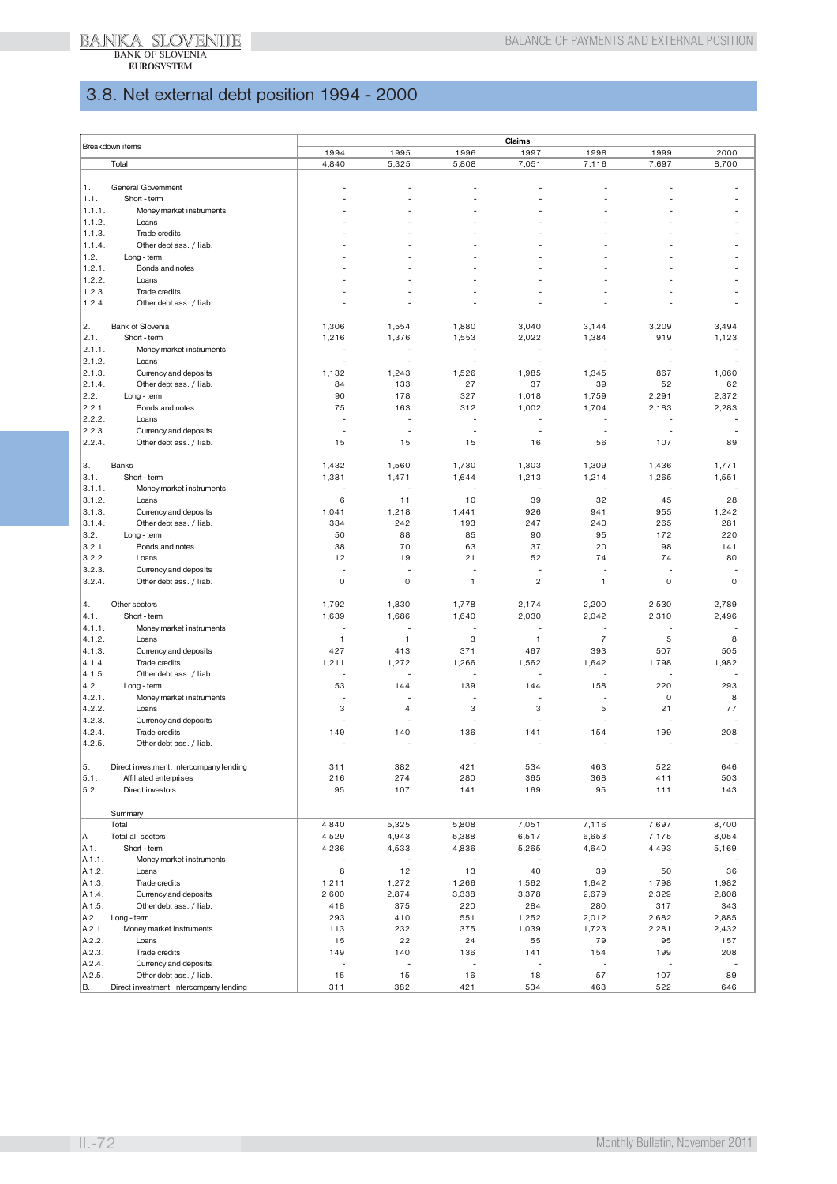## 3.8. Net external debt position 1994 - 2000

| | Breakdown items | Claims | | | | | | |
|---|---|---|---|---|---|---|---|---|
| | | 1994 | 1995 | 1996 | 1997 | 1998 | 1999 | 2000 |
| | Total | 4,840 | 5,325 | 5,808 | 7,051 | 7,116 | 7,697 | 8,700 |
| 1. | General Government | - | - | - | - | - | - | - |
| 1.1. | Short - term | - | - | - | - | - | - | - |
| 1.1.1. | Money market instruments | - | - | - | - | - | - | - |
| 1.1.2. | Loans | - | - | - | - | - | - | - |
| 1.1.3. | Trade credits | - | - | - | - | - | - | - |
| 1.1.4. | Other debt ass. / liab. | - | - | - | - | - | - | - |
| 1.2. | Long - term | - | - | - | - | - | - | - |
| 1.2.1. | Bonds and notes | - | - | - | - | - | - | - |
| 1.2.2. | Loans | - | - | - | - | - | - | - |
| 1.2.3. | Trade credits | - | - | - | - | - | - | - |
| 1.2.4. | Other debt ass. / liab. | - | - | - | - | - | - | - |
| 2. | Bank of Slovenia | 1,306 | 1,554 | 1,880 | 3,040 | 3,144 | 3,209 | 3,494 |
| 2.1. | Short - term | 1,216 | 1,376 | 1,553 | 2,022 | 1,384 | 919 | 1,123 |
| 2.1.1. | Money market instruments | - | - | - | - | - | - | - |
| 2.1.2. | Loans | - | - | - | - | - | - | - |
| 2.1.3. | Currency and deposits | 1,132 | 1,243 | 1,526 | 1,985 | 1,345 | 867 | 1,060 |
| 2.1.4. | Other debt ass. / liab. | 84 | 133 | 27 | 37 | 39 | 52 | 62 |
| 2.2. | Long - term | 90 | 178 | 327 | 1,018 | 1,759 | 2,291 | 2,372 |
| 2.2.1. | Bonds and notes | 75 | 163 | 312 | 1,002 | 1,704 | 2,183 | 2,283 |
| 2.2.2. | Loans | - | - | - | - | - | - | - |
| 2.2.3. | Currency and deposits | - | - | - | - | - | - | - |
| 2.2.4. | Other debt ass. / liab. | 15 | 15 | 15 | 16 | 56 | 107 | 89 |
| 3. | Banks | 1,432 | 1,560 | 1,730 | 1,303 | 1,309 | 1,436 | 1,771 |
| 3.1. | Short - term | 1,381 | 1,471 | 1,644 | 1,213 | 1,214 | 1,265 | 1,551 |
| 3.1.1. | Money market instruments | - | - | - | - | - | - | - |
| 3.1.2. | Loans | 6 | 11 | 10 | 39 | 32 | 45 | 28 |
| 3.1.3. | Currency and deposits | 1,041 | 1,218 | 1,441 | 926 | 941 | 955 | 1,242 |
| 3.1.4. | Other debt ass. / liab. | 334 | 242 | 193 | 247 | 240 | 265 | 281 |
| 3.2. | Long - term | 50 | 88 | 85 | 90 | 95 | 172 | 220 |
| 3.2.1. | Bonds and notes | 38 | 70 | 63 | 37 | 20 | 98 | 141 |
| 3.2.2. | Loans | 12 | 19 | 21 | 52 | 74 | 74 | 80 |
| 3.2.3. | Currency and deposits | - | - | - | - | - | - | - |
| 3.2.4. | Other debt ass. / liab. | 0 | 0 | 1 | 2 | 1 | 0 | 0 |
| 4. | Other sectors | 1,792 | 1,830 | 1,778 | 2,174 | 2,200 | 2,530 | 2,789 |
| 4.1. | Short - term | 1,639 | 1,686 | 1,640 | 2,030 | 2,042 | 2,310 | 2,496 |
| 4.1.1. | Money market instruments | - | - | - | - | - | - | - |
| 4.1.2. | Loans | 1 | 1 | 3 | 1 | 7 | 5 | 8 |
| 4.1.3. | Currency and deposits | 427 | 413 | 371 | 467 | 393 | 507 | 505 |
| 4.1.4. | Trade credits | 1,211 | 1,272 | 1,266 | 1,562 | 1,642 | 1,798 | 1,982 |
| 4.1.5. | Other debt ass. / liab. | - | - | - | - | - | - | - |
| 4.2. | Long - term | 153 | 144 | 139 | 144 | 158 | 220 | 293 |
| 4.2.1. | Money market instruments | - | - | - | - | - | 0 | 8 |
| 4.2.2. | Loans | 3 | 4 | 3 | 3 | 5 | 21 | 77 |
| 4.2.3. | Currency and deposits | - | - | - | - | - | - | - |
| 4.2.4. | Trade credits | 149 | 140 | 136 | 141 | 154 | 199 | 208 |
| 4.2.5. | Other debt ass. / liab. | - | - | - | - | - | - | - |
| 5. | Direct investment: intercompany lending | 311 | 382 | 421 | 534 | 463 | 522 | 646 |
| 5.1. | Affiliated enterprises | 216 | 274 | 280 | 365 | 368 | 411 | 503 |
| 5.2. | Direct investors | 95 | 107 | 141 | 169 | 95 | 111 | 143 |
| | Summary | | | | | | | |
| | Total | 4,840 | 5,325 | 5,808 | 7,051 | 7,116 | 7,697 | 8,700 |
| A. | Total all sectors | 4,529 | 4,943 | 5,388 | 6,517 | 6,653 | 7,175 | 8,054 |
| A.1. | Short - term | 4,236 | 4,533 | 4,836 | 5,265 | 4,640 | 4,493 | 5,169 |
| A.1.1. | Money market instruments | - | - | - | - | - | - | - |
| A.1.2. | Loans | 8 | 12 | 13 | 40 | 39 | 50 | 36 |
| A.1.3. | Trade credits | 1,211 | 1,272 | 1,266 | 1,562 | 1,642 | 1,798 | 1,982 |
| A.1.4. | Currency and deposits | 2,600 | 2,874 | 3,338 | 3,378 | 2,679 | 2,329 | 2,808 |
| A.1.5. | Other debt ass. / liab. | 418 | 375 | 220 | 284 | 280 | 317 | 343 |
| A.2. | Long - term | 293 | 410 | 551 | 1,252 | 2,012 | 2,682 | 2,885 |
| A.2.1. | Money market instruments | 113 | 232 | 375 | 1,039 | 1,723 | 2,281 | 2,432 |
| A.2.2. | Loans | 15 | 22 | 24 | 55 | 79 | 95 | 157 |
| A.2.3. | Trade credits | 149 | 140 | 136 | 141 | 154 | 199 | 208 |
| A.2.4. | Currency and deposits | - | - | - | - | - | - | - |
| A.2.5. | Other debt ass. / liab. | 15 | 15 | 16 | 18 | 57 | 107 | 89 |
| B. | Direct investment: intercompany lending | 311 | 382 | 421 | 534 | 463 | 522 | 646 |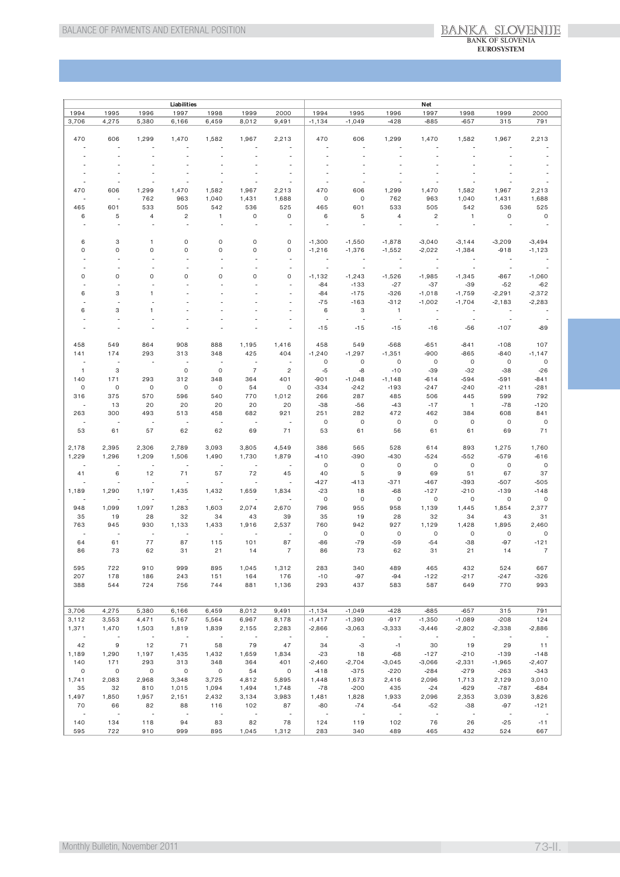| Liabilities | | | | | | | Net | | | | | | |
|---|---|---|---|---|---|---|---|---|---|---|---|---|---|
| 1994 | 1995 | 1996 | 1997 | 1998 | 1999 | 2000 | 1994 | 1995 | 1996 | 1997 | 1998 | 1999 | 2000 |
| 3,706 | 4,275 | 5,380 | 6,166 | 6,459 | 8,012 | 9,491 | -1,134 | -1,049 | -428 | -885 | -657 | 315 | 791 |
| | | | | | | | | | | | | | |
| 470 | 606 | 1,299 | 1,470 | 1,582 | 1,967 | 2,213 | 470 | 606 | 1,299 | 1,470 | 1,582 | 1,967 | 2,213 |
| - | - | - | - | - | - | - | - | - | - | - | - | - | - |
| - | - | - | - | - | - | - | - | - | - | - | - | - | - |
| - | - | - | - | - | - | - | - | - | - | - | - | - | - |
| - | - | - | - | - | - | - | - | - | - | - | - | - | - |
| - | - | - | - | - | - | - | - | - | - | - | - | - | - |
| - | - | - | - | - | - | - | - | - | - | - | - | - | - |
| 470 | 606 | 1,299 | 1,470 | 1,582 | 1,967 | 2,213 | 470 | 606 | 1,299 | 1,470 | 1,582 | 1,967 | 2,213 |
| - | - | 762 | 963 | 1,040 | 1,431 | 1,688 | 0 | 0 | 762 | 963 | 1,040 | 1,431 | 1,688 |
| 465 | 601 | 533 | 505 | 542 | 536 | 525 | 465 | 601 | 533 | 505 | 542 | 536 | 525 |
| 6 | 5 | 4 | 2 | 1 | 0 | 0 | 6 | 5 | 4 | 2 | 1 | 0 | 0 |
| - | - | - | - | - | - | - | - | - | - | - | - | - | - |
| | | | | | | | | | | | | | |
| 6 | 3 | 1 | 0 | 0 | 0 | 0 | -1,300 | -1,550 | -1,878 | -3,040 | -3,144 | -3,209 | -3,494 |
| 0 | 0 | 0 | 0 | 0 | 0 | 0 | -1,216 | -1,376 | -1,552 | -2,022 | -1,384 | -918 | -1,123 |
| - | - | - | - | - | - | - | - | - | - | - | - | - | - |
| - | - | - | - | - | - | - | - | - | - | - | - | - | - |
| 0 | 0 | 0 | 0 | 0 | 0 | 0 | -1,132 | -1,243 | -1,526 | -1,985 | -1,345 | -867 | -1,060 |
| - | - | - | - | - | - | - | -84 | -133 | -27 | -37 | -39 | -52 | -62 |
| 6 | 3 | 1 | - | - | - | - | -84 | -175 | -326 | -1,018 | -1,759 | -2,291 | -2,372 |
| - | - | - | - | - | - | - | -75 | -163 | -312 | -1,002 | -1,704 | -2,183 | -2,283 |
| 6 | 3 | 1 | - | - | - | - | 6 | 3 | 1 | - | - | - | - |
| - | - | - | - | - | - | - | - | - | - | - | - | - | - |
| - | - | - | - | - | - | - | -15 | -15 | -15 | -16 | -56 | -107 | -89 |
| | | | | | | | | | | | | | |
| 458 | 549 | 864 | 908 | 888 | 1,195 | 1,416 | 458 | 549 | -568 | -651 | -841 | -108 | 107 |
| 141 | 174 | 293 | 313 | 348 | 425 | 404 | -1,240 | -1,297 | -1,351 | -900 | -865 | -840 | -1,147 |
| - | - | - | - | - | - | - | 0 | 0 | 0 | 0 | 0 | 0 | 0 |
| 1 | 3 | | 0 | 0 | 7 | 2 | -5 | -8 | -10 | -39 | -32 | -38 | -26 |
| 140 | 171 | 293 | 312 | 348 | 364 | 401 | -901 | -1,048 | -1,148 | -614 | -594 | -591 | -841 |
| 0 | 0 | 0 | 0 | 0 | 54 | 0 | -334 | -242 | -193 | -247 | -240 | -211 | -281 |
| 316 | 375 | 570 | 596 | 540 | 770 | 1,012 | 266 | 287 | 485 | 506 | 445 | 599 | 792 |
| - | 13 | 20 | 20 | 20 | 20 | 20 | -38 | -56 | -43 | -17 | 1 | -78 | -120 |
| 263 | 300 | 493 | 513 | 458 | 682 | 921 | 251 | 282 | 472 | 462 | 384 | 608 | 841 |
| - | - | - | - | - | - | - | 0 | 0 | 0 | 0 | 0 | 0 | 0 |
| 53 | 61 | 57 | 62 | 62 | 69 | 71 | 53 | 61 | 56 | 61 | 61 | 69 | 71 |
| | | | | | | | | | | | | | |
| 2,178 | 2,395 | 2,306 | 2,789 | 3,093 | 3,805 | 4,549 | 386 | 565 | 528 | 614 | 893 | 1,275 | 1,760 |
| 1,229 | 1,296 | 1,209 | 1,506 | 1,490 | 1,730 | 1,879 | -410 | -390 | -430 | -524 | -552 | -579 | -616 |
| - | - | - | - | - | - | - | 0 | 0 | 0 | 0 | 0 | 0 | 0 |
| 41 | 6 | 12 | 71 | 57 | 72 | 45 | 40 | 5 | 9 | 69 | 51 | 67 | 37 |
| - | - | - | - | - | - | - | -427 | -413 | -371 | -467 | -393 | -507 | -505 |
| 1,189 | 1,290 | 1,197 | 1,435 | 1,432 | 1,659 | 1,834 | -23 | 18 | -68 | -127 | -210 | -139 | -148 |
| - | - | - | - | - | - | - | 0 | 0 | 0 | 0 | 0 | 0 | 0 |
| 948 | 1,099 | 1,097 | 1,283 | 1,603 | 2,074 | 2,670 | 796 | 955 | 958 | 1,139 | 1,445 | 1,854 | 2,377 |
| 35 | 19 | 28 | 32 | 34 | 43 | 39 | 35 | 19 | 28 | 32 | 34 | 43 | 31 |
| 763 | 945 | 930 | 1,133 | 1,433 | 1,916 | 2,537 | 760 | 942 | 927 | 1,129 | 1,428 | 1,895 | 2,460 |
| - | - | - | - | - | - | - | 0 | 0 | 0 | 0 | 0 | 0 | 0 |
| 64 | 61 | 77 | 87 | 115 | 101 | 87 | -86 | -79 | -59 | -54 | -38 | -97 | -121 |
| 86 | 73 | 62 | 31 | 21 | 14 | 7 | 86 | 73 | 62 | 31 | 21 | 14 | 7 |
| | | | | | | | | | | | | | |
| 595 | 722 | 910 | 999 | 895 | 1,045 | 1,312 | 283 | 340 | 489 | 465 | 432 | 524 | 667 |
| 207 | 178 | 186 | 243 | 151 | 164 | 176 | -10 | -97 | -94 | -122 | -217 | -247 | -326 |
| 388 | 544 | 724 | 756 | 744 | 881 | 1,136 | 293 | 437 | 583 | 587 | 649 | 770 | 993 |
| | | | | | | | | | | | | | |
| 3,706 | 4,275 | 5,380 | 6,166 | 6,459 | 8,012 | 9,491 | -1,134 | -1,049 | -428 | -885 | -657 | 315 | 791 |
| 3,112 | 3,553 | 4,471 | 5,167 | 5,564 | 6,967 | 8,178 | -1,417 | -1,390 | -917 | -1,350 | -1,089 | -208 | 124 |
| 1,371 | 1,470 | 1,503 | 1,819 | 1,839 | 2,155 | 2,283 | -2,866 | -3,063 | -3,333 | -3,446 | -2,802 | -2,338 | -2,886 |
| - | - | - | - | - | - | - | - | - | - | - | - | - | - |
| 42 | 9 | 12 | 71 | 58 | 79 | 47 | 34 | -3 | -1 | 30 | 19 | 29 | 11 |
| 1,189 | 1,290 | 1,197 | 1,435 | 1,432 | 1,659 | 1,834 | -23 | 18 | -68 | -127 | -210 | -139 | -148 |
| 140 | 171 | 293 | 313 | 348 | 364 | 401 | -2,460 | -2,704 | -3,045 | -3,066 | -2,331 | -1,965 | -2,407 |
| 0 | 0 | 0 | 0 | 0 | 54 | 0 | -418 | -375 | -220 | -284 | -279 | -263 | -343 |
| 1,741 | 2,083 | 2,968 | 3,348 | 3,725 | 4,812 | 5,895 | 1,448 | 1,673 | 2,416 | 2,096 | 1,713 | 2,129 | 3,010 |
| 35 | 32 | 810 | 1,015 | 1,094 | 1,494 | 1,748 | -78 | -200 | 435 | -24 | -629 | -787 | -684 |
| 1,497 | 1,850 | 1,957 | 2,151 | 2,432 | 3,134 | 3,983 | 1,481 | 1,828 | 1,933 | 2,096 | 2,353 | 3,039 | 3,826 |
| 70 | 66 | 82 | 88 | 116 | 102 | 87 | -80 | -74 | -54 | -52 | -38 | -97 | -121 |
| - | - | - | - | - | - | - | - | - | - | - | - | - | - |
| 140 | 134 | 118 | 94 | 83 | 82 | 78 | 124 | 119 | 102 | 76 | 26 | -25 | -11 |
| 595 | 722 | 910 | 999 | 895 | 1,045 | 1,312 | 283 | 340 | 489 | 465 | 432 | 524 | 667 |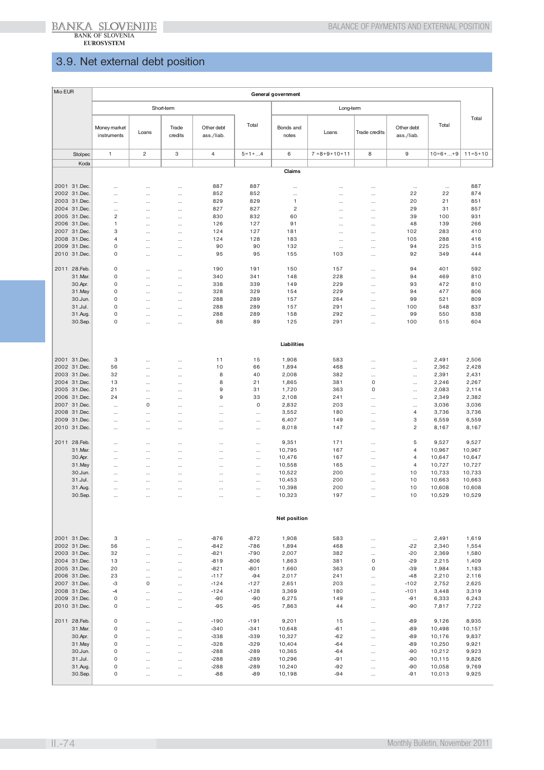## 3.9. Net external debt position

| Mio EUR | General government | | | | | | | | | | |
|---|---|---|---|---|---|---|---|---|---|---|---|
| | Short-term | | | | | Long-term | | | | | Total |
| | Money market instruments | Loans | Trade credits | Other debt ass./liab. | Total | Bonds and notes | Loans | Trade credits | Other debt ass./liab. | Total | |
| Stolpec | 1 | 2 | 3 | 4 | 5=1+...4 | 6 | 7 =8+9+10+11 | 8 | 9 | 10=6+...+9 | 11=5+10 |
| Koda | | | | | | | | | | | |
| | | | | | | **Claims** | | | | | |
| 2001 31.Dec. | ... | ... | ... | 887 | 887 | ... | ... | ... | ... | ... | 887 |
| 2002 31.Dec. | ... | ... | ... | 852 | 852 | ... | ... | ... | 22 | 22 | 874 |
| 2003 31.Dec. | ... | ... | ... | 829 | 829 | 1 | ... | ... | 20 | 21 | 851 |
| 2004 31.Dec. | ... | ... | ... | 827 | 827 | 2 | ... | ... | 29 | 31 | 857 |
| 2005 31.Dec. | 2 | ... | ... | 830 | 832 | 60 | ... | ... | 39 | 100 | 931 |
| 2006 31.Dec. | 1 | ... | ... | 126 | 127 | 91 | ... | ... | 48 | 139 | 266 |
| 2007 31.Dec. | 3 | ... | ... | 124 | 127 | 181 | ... | ... | 102 | 283 | 410 |
| 2008 31.Dec. | 4 | ... | ... | 124 | 128 | 183 | ... | ... | 105 | 288 | 416 |
| 2009 31.Dec. | 0 | ... | ... | 90 | 90 | 132 | ... | ... | 94 | 225 | 315 |
| 2010 31.Dec. | 0 | ... | ... | 95 | 95 | 155 | 103 | ... | 92 | 349 | 444 |
| 2011 28.Feb. | 0 | ... | ... | 190 | 191 | 150 | 157 | ... | 94 | 401 | 592 |
| 31.Mar. | 0 | ... | ... | 340 | 341 | 148 | 228 | ... | 94 | 469 | 810 |
| 30.Apr. | 0 | ... | ... | 338 | 339 | 149 | 229 | ... | 93 | 472 | 810 |
| 31.May | 0 | ... | ... | 328 | 329 | 154 | 229 | ... | 94 | 477 | 806 |
| 30.Jun. | 0 | ... | ... | 288 | 289 | 157 | 264 | ... | 99 | 521 | 809 |
| 31.Jul. | 0 | ... | ... | 288 | 289 | 157 | 291 | ... | 100 | 548 | 837 |
| 31.Aug. | 0 | ... | ... | 288 | 289 | 158 | 292 | ... | 99 | 550 | 838 |
| 30.Sep. | 0 | ... | ... | 88 | 89 | 125 | 291 | ... | 100 | 515 | 604 |
| | | | | | | **Liabilities** | | | | | |
| 2001 31.Dec. | 3 | ... | ... | 11 | 15 | 1,908 | 583 | ... | ... | 2,491 | 2,506 |
| 2002 31.Dec. | 56 | ... | ... | 10 | 66 | 1,894 | 468 | ... | ... | 2,362 | 2,428 |
| 2003 31.Dec. | 32 | ... | ... | 8 | 40 | 2,008 | 382 | ... | ... | 2,391 | 2,431 |
| 2004 31.Dec. | 13 | ... | ... | 8 | 21 | 1,865 | 381 | 0 | ... | 2,246 | 2,267 |
| 2005 31.Dec. | 21 | ... | ... | 9 | 31 | 1,720 | 363 | 0 | ... | 2,083 | 2,114 |
| 2006 31.Dec. | 24 | ... | ... | 9 | 33 | 2,108 | 241 | ... | ... | 2,349 | 2,382 |
| 2007 31.Dec. | ... | 0 | ... | ... | 0 | 2,832 | 203 | ... | ... | 3,036 | 3,036 |
| 2008 31.Dec. | ... | ... | ... | ... | ... | 3,552 | 180 | ... | 4 | 3,736 | 3,736 |
| 2009 31.Dec. | ... | ... | ... | ... | ... | 6,407 | 149 | ... | 3 | 6,559 | 6,559 |
| 2010 31.Dec. | ... | ... | ... | ... | ... | 8,018 | 147 | ... | 2 | 8,167 | 8,167 |
| 2011 28.Feb. | ... | ... | ... | ... | ... | 9,351 | 171 | ... | 5 | 9,527 | 9,527 |
| 31.Mar. | ... | ... | ... | ... | ... | 10,795 | 167 | ... | 4 | 10,967 | 10,967 |
| 30.Apr. | ... | ... | ... | ... | ... | 10,476 | 167 | ... | 4 | 10,647 | 10,647 |
| 31.May | ... | ... | ... | ... | ... | 10,558 | 165 | ... | 4 | 10,727 | 10,727 |
| 30.Jun. | ... | ... | ... | ... | ... | 10,522 | 200 | ... | 10 | 10,733 | 10,733 |
| 31.Jul. | ... | ... | ... | ... | ... | 10,453 | 200 | ... | 10 | 10,663 | 10,663 |
| 31.Aug. | ... | ... | ... | ... | ... | 10,398 | 200 | ... | 10 | 10,608 | 10,608 |
| 30.Sep. | ... | ... | ... | ... | ... | 10,323 | 197 | ... | 10 | 10,529 | 10,529 |
| | | | | | | **Net position** | | | | | |
| 2001 31.Dec. | 3 | ... | ... | -876 | -872 | 1,908 | 583 | ... | ... | 2,491 | 1,619 |
| 2002 31.Dec. | 56 | ... | ... | -842 | -786 | 1,894 | 468 | ... | -22 | 2,340 | 1,554 |
| 2003 31.Dec. | 32 | ... | ... | -821 | -790 | 2,007 | 382 | ... | -20 | 2,369 | 1,580 |
| 2004 31.Dec. | 13 | ... | ... | -819 | -806 | 1,863 | 381 | 0 | -29 | 2,215 | 1,409 |
| 2005 31.Dec. | 20 | ... | ... | -821 | -801 | 1,660 | 363 | 0 | -39 | 1,984 | 1,183 |
| 2006 31.Dec. | 23 | ... | ... | -117 | -94 | 2,017 | 241 | ... | -48 | 2,210 | 2,116 |
| 2007 31.Dec. | -3 | 0 | ... | -124 | -127 | 2,651 | 203 | ... | -102 | 2,752 | 2,625 |
| 2008 31.Dec. | -4 | ... | ... | -124 | -128 | 3,369 | 180 | ... | -101 | 3,448 | 3,319 |
| 2009 31.Dec. | 0 | ... | ... | -90 | -90 | 6,275 | 149 | ... | -91 | 6,333 | 6,243 |
| 2010 31.Dec. | 0 | ... | ... | -95 | -95 | 7,863 | 44 | ... | -90 | 7,817 | 7,722 |
| 2011 28.Feb. | 0 | ... | ... | -190 | -191 | 9,201 | 15 | ... | -89 | 9,126 | 8,935 |
| 31.Mar. | 0 | ... | ... | -340 | -341 | 10,648 | -61 | ... | -89 | 10,498 | 10,157 |
| 30.Apr. | 0 | ... | ... | -338 | -339 | 10,327 | -62 | ... | -89 | 10,176 | 9,837 |
| 31.May | 0 | ... | ... | -328 | -329 | 10,404 | -64 | ... | -89 | 10,250 | 9,921 |
| 30.Jun. | 0 | ... | ... | -288 | -289 | 10,365 | -64 | ... | -90 | 10,212 | 9,923 |
| 31.Jul. | 0 | ... | ... | -288 | -289 | 10,296 | -91 | ... | -90 | 10,115 | 9,826 |
| 31.Aug. | 0 | ... | ... | -288 | -289 | 10,240 | -92 | ... | -90 | 10,058 | 9,769 |
| 30.Sep. | 0 | ... | ... | -88 | -89 | 10,198 | -94 | ... | -91 | 10,013 | 9,925 |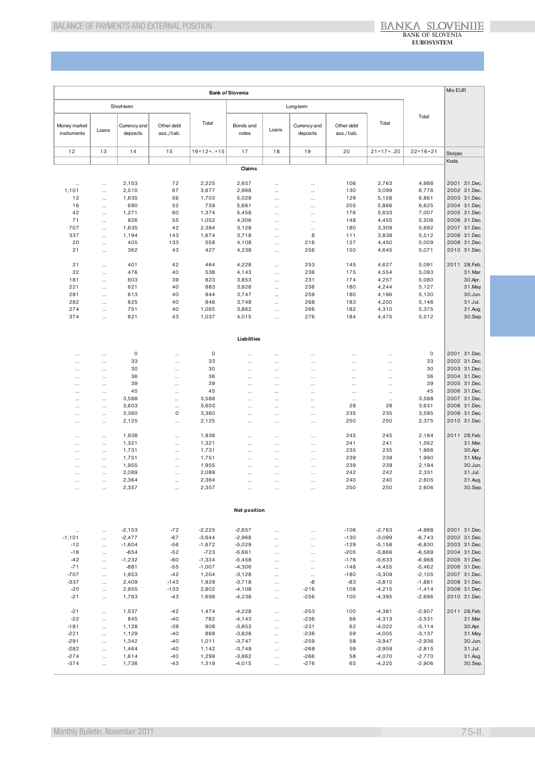| Bank of Slovenia | | | | | | | | | | | Mio EUR |
|---|---|---|---|---|---|---|---|---|---|---|---|
| Short-term | | | | | Long-term | | | | | Total | |
| Money market instruments | Loans | Currency and deposits | Other debt ass./liab. | Total | Bonds and notes | Loans | Currency and deposits | Other debt ass./liab. | Total | | |
| 12 | 13 | 14 | 15 | 16=12+..+15 | 17 | 18 | 19 | 20 | 21=17+..20 | 22=16+21 | Stolpec |
| | | | | | | | | | | | Koda |
| **Claims** | | | | | | | | | | | |
| ... | ... | 2,153 | 72 | 2,225 | 2,657 | ... | ... | 106 | 2,763 | 4,988 | 2001 31.Dec. |
| 1,101 | ... | 2,510 | 67 | 3,677 | 2,968 | ... | ... | 130 | 3,099 | 6,776 | 2002 31.Dec. |
| 12 | ... | 1,635 | 56 | 1,703 | 5,029 | ... | ... | 129 | 5,158 | 6,861 | 2003 31.Dec. |
| 16 | ... | 690 | 52 | 759 | 5,661 | ... | ... | 205 | 5,866 | 6,625 | 2004 31.Dec. |
| 42 | ... | 1,271 | 60 | 1,374 | 5,458 | ... | ... | 176 | 5,633 | 7,007 | 2005 31.Dec. |
| 71 | ... | 926 | 55 | 1,052 | 4,306 | ... | ... | 148 | 4,455 | 5,506 | 2006 31.Dec. |
| 707 | ... | 1,635 | 42 | 2,384 | 3,128 | ... | ... | 180 | 3,309 | 5,692 | 2007 31.Dec. |
| 337 | ... | 1,194 | 143 | 1,674 | 3,718 | ... | 8 | 111 | 3,838 | 5,512 | 2008 31.Dec. |
| 20 | ... | 405 | 133 | 558 | 4,108 | ... | 216 | 127 | 4,450 | 5,009 | 2009 31.Dec. |
| 21 | ... | 362 | 43 | 427 | 4,238 | ... | 256 | 150 | 4,645 | 5,071 | 2010 31.Dec. |
| 21 | ... | 401 | 42 | 464 | 4,228 | ... | 253 | 145 | 4,627 | 5,091 | 2011 28.Feb. |
| 22 | ... | 476 | 40 | 538 | 4,143 | ... | 236 | 175 | 4,554 | 5,093 | 31.Mar. |
| 181 | ... | 603 | 39 | 823 | 3,853 | ... | 231 | 174 | 4,257 | 5,080 | 30.Apr. |
| 221 | ... | 621 | 40 | 883 | 3,828 | ... | 236 | 180 | 4,244 | 5,127 | 31.May |
| 291 | ... | 613 | 40 | 944 | 3,747 | ... | 259 | 180 | 4,186 | 5,130 | 30.Jun. |
| 282 | ... | 625 | 40 | 946 | 3,748 | ... | 268 | 183 | 4,200 | 5,146 | 31.Jul. |
| 274 | ... | 751 | 40 | 1,065 | 3,862 | ... | 266 | 182 | 4,310 | 5,375 | 31.Aug. |
| 374 | ... | 621 | 43 | 1,037 | 4,015 | ... | 276 | 184 | 4,475 | 5,512 | 30.Sep. |
| **Liabilities** | | | | | | | | | | | |
| ... | ... | 0 | ... | 0 | ... | ... | ... | ... | ... | 0 | 2001 31.Dec. |
| ... | ... | 33 | ... | 33 | ... | ... | ... | ... | ... | 33 | 2002 31.Dec. |
| ... | ... | 30 | ... | 30 | ... | ... | ... | ... | ... | 30 | 2003 31.Dec. |
| ... | ... | 36 | ... | 36 | ... | ... | ... | ... | ... | 36 | 2004 31.Dec. |
| ... | ... | 39 | ... | 39 | ... | ... | ... | ... | ... | 39 | 2005 31.Dec. |
| ... | ... | 45 | ... | 45 | ... | ... | ... | ... | ... | 45 | 2006 31.Dec. |
| ... | ... | 3,588 | ... | 3,588 | ... | ... | ... | ... | ... | 3,588 | 2007 31.Dec. |
| ... | ... | 3,603 | ... | 3,603 | ... | ... | ... | 28 | 28 | 3,631 | 2008 31.Dec. |
| ... | ... | 3,360 | 0 | 3,360 | ... | ... | ... | 235 | 235 | 3,595 | 2009 31.Dec. |
| ... | ... | 2,125 | ... | 2,125 | ... | ... | ... | 250 | 250 | 2,375 | 2010 31.Dec. |
| ... | ... | 1,938 | ... | 1,938 | ... | ... | ... | 245 | 245 | 2,184 | 2011 28.Feb. |
| ... | ... | 1,321 | ... | 1,321 | ... | ... | ... | 241 | 241 | 1,562 | 31.Mar. |
| ... | ... | 1,731 | ... | 1,731 | ... | ... | ... | 235 | 235 | 1,966 | 30.Apr. |
| ... | ... | 1,751 | ... | 1,751 | ... | ... | ... | 239 | 239 | 1,990 | 31.May |
| ... | ... | 1,955 | ... | 1,955 | ... | ... | ... | 239 | 239 | 2,194 | 30.Jun. |
| ... | ... | 2,089 | ... | 2,089 | ... | ... | ... | 242 | 242 | 2,331 | 31.Jul. |
| ... | ... | 2,364 | ... | 2,364 | ... | ... | ... | 240 | 240 | 2,605 | 31.Aug. |
| ... | ... | 2,357 | ... | 2,357 | ... | ... | ... | 250 | 250 | 2,606 | 30.Sep. |
| **Net position** | | | | | | | | | | | |
| ... | ... | -2,153 | -72 | -2,225 | -2,657 | ... | ... | -106 | -2,763 | -4,988 | 2001 31.Dec. |
| -1,101 | ... | -2,477 | -67 | -3,644 | -2,968 | ... | ... | -130 | -3,099 | -6,743 | 2002 31.Dec. |
| -12 | ... | -1,604 | -56 | -1,672 | -5,029 | ... | ... | -129 | -5,158 | -6,830 | 2003 31.Dec. |
| -16 | ... | -654 | -52 | -723 | -5,661 | ... | ... | -205 | -5,866 | -6,589 | 2004 31.Dec. |
| -42 | ... | -1,232 | -60 | -1,334 | -5,458 | ... | ... | -176 | -5,633 | -6,968 | 2005 31.Dec. |
| -71 | ... | -881 | -55 | -1,007 | -4,306 | ... | ... | -148 | -4,455 | -5,462 | 2006 31.Dec. |
| -707 | ... | 1,953 | -42 | 1,204 | -3,128 | ... | ... | -180 | -3,309 | -2,105 | 2007 31.Dec. |
| -337 | ... | 2,409 | -143 | 1,929 | -3,718 | ... | -8 | -83 | -3,810 | -1,881 | 2008 31.Dec. |
| -20 | ... | 2,955 | -133 | 2,802 | -4,108 | ... | -216 | 108 | -4,215 | -1,414 | 2009 31.Dec. |
| -21 | ... | 1,763 | -43 | 1,698 | -4,238 | ... | -256 | 100 | -4,395 | -2,696 | 2010 31.Dec. |
| -21 | ... | 1,537 | -42 | 1,474 | -4,228 | ... | -253 | 100 | -4,381 | -2,907 | 2011 28.Feb. |
| -22 | ... | 845 | -40 | 782 | -4,143 | ... | -236 | 66 | -4,313 | -3,531 | 31.Mar. |
| -181 | ... | 1,128 | -39 | 908 | -3,853 | ... | -231 | 62 | -4,022 | -3,114 | 30.Apr. |
| -221 | ... | 1,129 | -40 | 868 | -3,828 | ... | -236 | 59 | -4,005 | -3,137 | 31.May |
| -291 | ... | 1,342 | -40 | 1,011 | -3,747 | ... | -259 | 58 | -3,947 | -2,936 | 30.Jun. |
| -282 | ... | 1,464 | -40 | 1,142 | -3,748 | ... | -268 | 59 | -3,958 | -2,815 | 31.Jul. |
| -274 | ... | 1,614 | -40 | 1,299 | -3,862 | ... | -266 | 58 | -4,070 | -2,770 | 31.Aug. |
| -374 | ... | 1,736 | -43 | 1,319 | -4,015 | ... | -276 | 65 | -4,225 | -2,906 | 30.Sep. |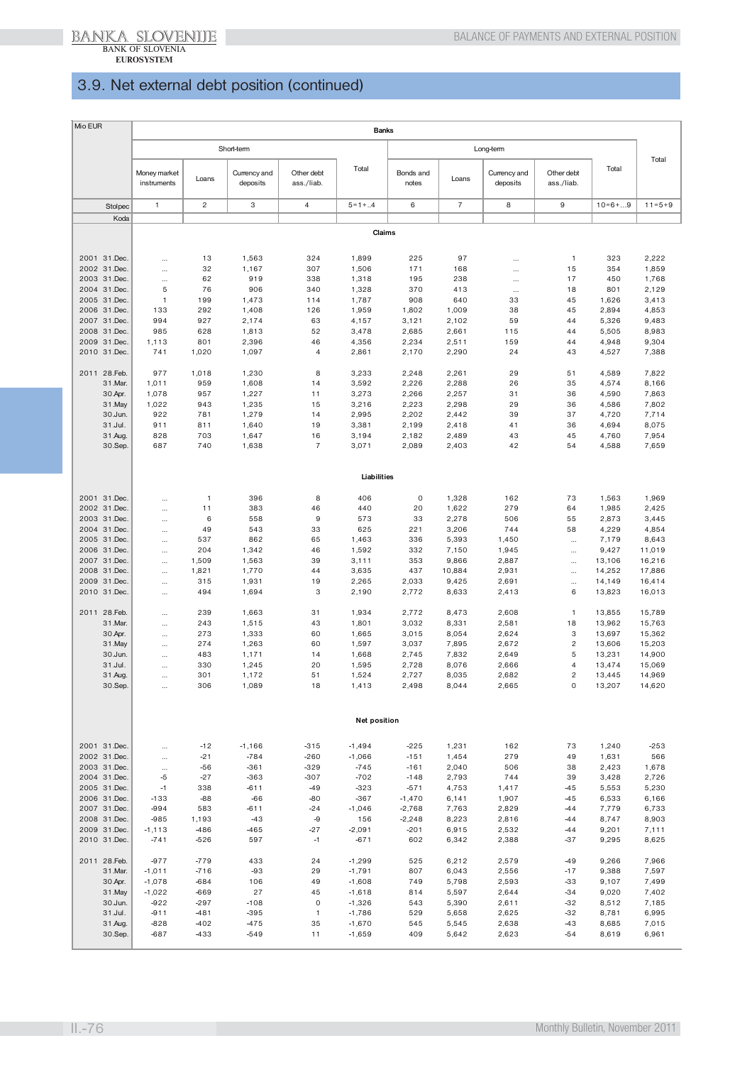## 3.9. Net external debt position (continued)

| Mio EUR | Banks | | | | | | | | | | |
|---|---|---|---|---|---|---|---|---|---|---|---|
| | Short-term | | | | | Long-term | | | | | Total |
| | Money market instruments | Loans | Currency and deposits | Other debt ass./liab. | Total | Bonds and notes | Loans | Currency and deposits | Other debt ass./liab. | Total | |
| Stolpec | 1 | 2 | 3 | 4 | 5=1+..4 | 6 | 7 | 8 | 9 | 10=6+...9 | 11=5+9 |
| Koda | | | | | | | | | | | |
| | | | | | **Claims** | | | | | | |
| 2001 31.Dec. | ... | 13 | 1,563 | 324 | 1,899 | 225 | 97 | ... | 1 | 323 | 2,222 |
| 2002 31.Dec. | ... | 32 | 1,167 | 307 | 1,506 | 171 | 168 | ... | 15 | 354 | 1,859 |
| 2003 31.Dec. | ... | 62 | 919 | 338 | 1,318 | 195 | 238 | ... | 17 | 450 | 1,768 |
| 2004 31.Dec. | 5 | 76 | 906 | 340 | 1,328 | 370 | 413 | ... | 18 | 801 | 2,129 |
| 2005 31.Dec. | 1 | 199 | 1,473 | 114 | 1,787 | 908 | 640 | 33 | 45 | 1,626 | 3,413 |
| 2006 31.Dec. | 133 | 292 | 1,408 | 126 | 1,959 | 1,802 | 1,009 | 38 | 45 | 2,894 | 4,853 |
| 2007 31.Dec. | 994 | 927 | 2,174 | 63 | 4,157 | 3,121 | 2,102 | 59 | 44 | 5,326 | 9,483 |
| 2008 31.Dec. | 985 | 628 | 1,813 | 52 | 3,478 | 2,685 | 2,661 | 115 | 44 | 5,505 | 8,983 |
| 2009 31.Dec. | 1,113 | 801 | 2,396 | 46 | 4,356 | 2,234 | 2,511 | 159 | 44 | 4,948 | 9,304 |
| 2010 31.Dec. | 741 | 1,020 | 1,097 | 4 | 2,861 | 2,170 | 2,290 | 24 | 43 | 4,527 | 7,388 |
| 2011 28.Feb. | 977 | 1,018 | 1,230 | 8 | 3,233 | 2,248 | 2,261 | 29 | 51 | 4,589 | 7,822 |
| 31.Mar. | 1,011 | 959 | 1,608 | 14 | 3,592 | 2,226 | 2,288 | 26 | 35 | 4,574 | 8,166 |
| 30.Apr. | 1,078 | 957 | 1,227 | 11 | 3,273 | 2,266 | 2,257 | 31 | 36 | 4,590 | 7,863 |
| 31.May | 1,022 | 943 | 1,235 | 15 | 3,216 | 2,223 | 2,298 | 29 | 36 | 4,586 | 7,802 |
| 30.Jun. | 922 | 781 | 1,279 | 14 | 2,995 | 2,202 | 2,442 | 39 | 37 | 4,720 | 7,714 |
| 31.Jul. | 911 | 811 | 1,640 | 19 | 3,381 | 2,199 | 2,418 | 41 | 36 | 4,694 | 8,075 |
| 31.Aug. | 828 | 703 | 1,647 | 16 | 3,194 | 2,182 | 2,489 | 43 | 45 | 4,760 | 7,954 |
| 30.Sep. | 687 | 740 | 1,638 | 7 | 3,071 | 2,089 | 2,403 | 42 | 54 | 4,588 | 7,659 |
| | | | | | **Liabilities** | | | | | | |
| 2001 31.Dec. | ... | 1 | 396 | 8 | 406 | 0 | 1,328 | 162 | 73 | 1,563 | 1,969 |
| 2002 31.Dec. | ... | 11 | 383 | 46 | 440 | 20 | 1,622 | 279 | 64 | 1,985 | 2,425 |
| 2003 31.Dec. | ... | 6 | 558 | 9 | 573 | 33 | 2,278 | 506 | 55 | 2,873 | 3,445 |
| 2004 31.Dec. | ... | 49 | 543 | 33 | 625 | 221 | 3,206 | 744 | 58 | 4,229 | 4,854 |
| 2005 31.Dec. | ... | 537 | 862 | 65 | 1,463 | 336 | 5,393 | 1,450 | ... | 7,179 | 8,643 |
| 2006 31.Dec. | ... | 204 | 1,342 | 46 | 1,592 | 332 | 7,150 | 1,945 | ... | 9,427 | 11,019 |
| 2007 31.Dec. | ... | 1,509 | 1,563 | 39 | 3,111 | 353 | 9,866 | 2,887 | ... | 13,106 | 16,216 |
| 2008 31.Dec. | ... | 1,821 | 1,770 | 44 | 3,635 | 437 | 10,884 | 2,931 | ... | 14,252 | 17,886 |
| 2009 31.Dec. | ... | 315 | 1,931 | 19 | 2,265 | 2,033 | 9,425 | 2,691 | ... | 14,149 | 16,414 |
| 2010 31.Dec. | ... | 494 | 1,694 | 3 | 2,190 | 2,772 | 8,633 | 2,413 | 6 | 13,823 | 16,013 |
| 2011 28.Feb. | ... | 239 | 1,663 | 31 | 1,934 | 2,772 | 8,473 | 2,608 | 1 | 13,855 | 15,789 |
| 31.Mar. | ... | 243 | 1,515 | 43 | 1,801 | 3,032 | 8,331 | 2,581 | 18 | 13,962 | 15,763 |
| 30.Apr. | ... | 273 | 1,333 | 60 | 1,665 | 3,015 | 8,054 | 2,624 | 3 | 13,697 | 15,362 |
| 31.May | ... | 274 | 1,263 | 60 | 1,597 | 3,037 | 7,895 | 2,672 | 2 | 13,606 | 15,203 |
| 30.Jun. | ... | 483 | 1,171 | 14 | 1,668 | 2,745 | 7,832 | 2,649 | 5 | 13,231 | 14,900 |
| 31.Jul. | ... | 330 | 1,245 | 20 | 1,595 | 2,728 | 8,076 | 2,666 | 4 | 13,474 | 15,069 |
| 31.Aug. | ... | 301 | 1,172 | 51 | 1,524 | 2,727 | 8,035 | 2,682 | 2 | 13,445 | 14,969 |
| 30.Sep. | ... | 306 | 1,089 | 18 | 1,413 | 2,498 | 8,044 | 2,665 | 0 | 13,207 | 14,620 |
| | | | | | **Net position** | | | | | | |
| 2001 31.Dec. | ... | -12 | -1,166 | -315 | -1,494 | -225 | 1,231 | 162 | 73 | 1,240 | -253 |
| 2002 31.Dec. | ... | -21 | -784 | -260 | -1,066 | -151 | 1,454 | 279 | 49 | 1,631 | 566 |
| 2003 31.Dec. | ... | -56 | -361 | -329 | -745 | -161 | 2,040 | 506 | 38 | 2,423 | 1,678 |
| 2004 31.Dec. | -5 | -27 | -363 | -307 | -702 | -148 | 2,793 | 744 | 39 | 3,428 | 2,726 |
| 2005 31.Dec. | -1 | 338 | -611 | -49 | -323 | -571 | 4,753 | 1,417 | -45 | 5,553 | 5,230 |
| 2006 31.Dec. | -133 | -88 | -66 | -80 | -367 | -1,470 | 6,141 | 1,907 | -45 | 6,533 | 6,166 |
| 2007 31.Dec. | -994 | 583 | -611 | -24 | -1,046 | -2,768 | 7,763 | 2,829 | -44 | 7,779 | 6,733 |
| 2008 31.Dec. | -985 | 1,193 | -43 | -9 | 156 | -2,248 | 8,223 | 2,816 | -44 | 8,747 | 8,903 |
| 2009 31.Dec. | -1,113 | -486 | -465 | -27 | -2,091 | -201 | 6,915 | 2,532 | -44 | 9,201 | 7,111 |
| 2010 31.Dec. | -741 | -526 | 597 | -1 | -671 | 602 | 6,342 | 2,388 | -37 | 9,295 | 8,625 |
| 2011 28.Feb. | -977 | -779 | 433 | 24 | -1,299 | 525 | 6,212 | 2,579 | -49 | 9,266 | 7,966 |
| 31.Mar. | -1,011 | -716 | -93 | 29 | -1,791 | 807 | 6,043 | 2,556 | -17 | 9,388 | 7,597 |
| 30.Apr. | -1,078 | -684 | 106 | 49 | -1,608 | 749 | 5,798 | 2,593 | -33 | 9,107 | 7,499 |
| 31.May | -1,022 | -669 | 27 | 45 | -1,618 | 814 | 5,597 | 2,644 | -34 | 9,020 | 7,402 |
| 30.Jun. | -922 | -297 | -108 | 0 | -1,326 | 543 | 5,390 | 2,611 | -32 | 8,512 | 7,185 |
| 31.Jul. | -911 | -481 | -395 | 1 | -1,786 | 529 | 5,658 | 2,625 | -32 | 8,781 | 6,995 |
| 31.Aug. | -828 | -402 | -475 | 35 | -1,670 | 545 | 5,545 | 2,638 | -43 | 8,685 | 7,015 |
| 30.Sep. | -687 | -433 | -549 | 11 | -1,659 | 409 | 5,642 | 2,623 | -54 | 8,619 | 6,961 |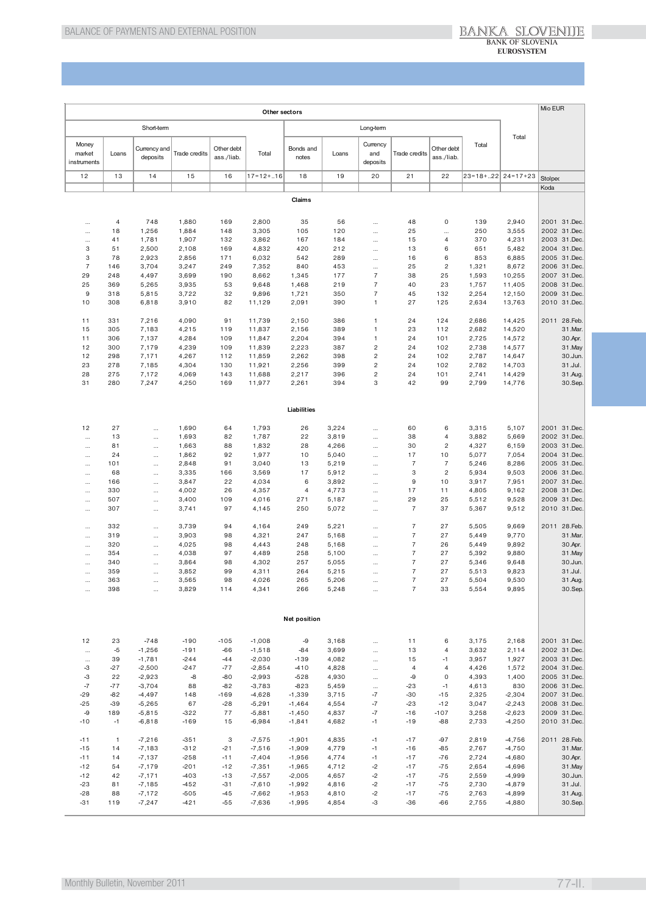Mio EUR

| Other sectors | | | | | | | | | | | | | | |
|---|---|---|---|---|---|---|---|---|---|---|---|---|---|---|
| Short-term | | | | | | Long-term | | | | | | Total | | |
| Money market instruments | Loans | Currency and deposits | Trade credits | Other debt ass./liab. | Total | Bonds and notes | Loans | Currency and deposits | Trade credits | Other debt ass./liab. | Total | | | |
| 12 | 13 | 14 | 15 | 16 | 17=12+..16 | 18 | 19 | 20 | 21 | 22 | 23=18+..22 | 24=17+23 | Stolpec | |
| | | | | | | | | | | | | | Koda | |
| **Claims** | | | | | | | | | | | | | | |
| ... | 4 | 748 | 1,880 | 169 | 2,800 | 35 | 56 | ... | 48 | 0 | 139 | 2,940 | 2001 | 31.Dec. |
| ... | 18 | 1,256 | 1,884 | 148 | 3,305 | 105 | 120 | ... | 25 | ... | 250 | 3,555 | 2002 | 31.Dec. |
| ... | 41 | 1,781 | 1,907 | 132 | 3,862 | 167 | 184 | ... | 15 | 4 | 370 | 4,231 | 2003 | 31.Dec. |
| 3 | 51 | 2,500 | 2,108 | 169 | 4,832 | 420 | 212 | ... | 13 | 6 | 651 | 5,482 | 2004 | 31.Dec. |
| 3 | 78 | 2,923 | 2,856 | 171 | 6,032 | 542 | 289 | ... | 16 | 6 | 853 | 6,885 | 2005 | 31.Dec. |
| 7 | 146 | 3,704 | 3,247 | 249 | 7,352 | 840 | 453 | ... | 25 | 2 | 1,321 | 8,672 | 2006 | 31.Dec. |
| 29 | 248 | 4,497 | 3,699 | 190 | 8,662 | 1,345 | 177 | 7 | 38 | 25 | 1,593 | 10,255 | 2007 | 31.Dec. |
| 25 | 369 | 5,265 | 3,935 | 53 | 9,648 | 1,468 | 219 | 7 | 40 | 23 | 1,757 | 11,405 | 2008 | 31.Dec. |
| 9 | 318 | 5,815 | 3,722 | 32 | 9,896 | 1,721 | 350 | 7 | 45 | 132 | 2,254 | 12,150 | 2009 | 31.Dec. |
| 10 | 308 | 6,818 | 3,910 | 82 | 11,129 | 2,091 | 390 | 1 | 27 | 125 | 2,634 | 13,763 | 2010 | 31.Dec. |
| 11 | 331 | 7,216 | 4,090 | 91 | 11,739 | 2,150 | 386 | 1 | 24 | 124 | 2,686 | 14,425 | 2011 | 28.Feb. |
| 15 | 305 | 7,183 | 4,215 | 119 | 11,837 | 2,156 | 389 | 1 | 23 | 112 | 2,682 | 14,520 | | 31.Mar. |
| 11 | 306 | 7,137 | 4,284 | 109 | 11,847 | 2,204 | 394 | 1 | 24 | 101 | 2,725 | 14,572 | | 30.Apr. |
| 12 | 300 | 7,179 | 4,239 | 109 | 11,839 | 2,223 | 387 | 2 | 24 | 102 | 2,738 | 14,577 | | 31.May |
| 12 | 298 | 7,171 | 4,267 | 112 | 11,859 | 2,262 | 398 | 2 | 24 | 102 | 2,787 | 14,647 | | 30.Jun. |
| 23 | 278 | 7,185 | 4,304 | 130 | 11,921 | 2,256 | 399 | 2 | 24 | 102 | 2,782 | 14,703 | | 31.Jul. |
| 28 | 275 | 7,172 | 4,069 | 143 | 11,688 | 2,217 | 396 | 2 | 24 | 101 | 2,741 | 14,429 | | 31.Aug. |
| 31 | 280 | 7,247 | 4,250 | 169 | 11,977 | 2,261 | 394 | 3 | 42 | 99 | 2,799 | 14,776 | | 30.Sep. |
| **Liabilities** | | | | | | | | | | | | | | |
| 12 | 27 | ... | 1,690 | 64 | 1,793 | 26 | 3,224 | ... | 60 | 6 | 3,315 | 5,107 | 2001 | 31.Dec. |
| ... | 13 | ... | 1,693 | 82 | 1,787 | 22 | 3,819 | ... | 38 | 4 | 3,882 | 5,669 | 2002 | 31.Dec. |
| ... | 81 | ... | 1,663 | 88 | 1,832 | 28 | 4,266 | ... | 30 | 2 | 4,327 | 6,159 | 2003 | 31.Dec. |
| ... | 24 | ... | 1,862 | 92 | 1,977 | 10 | 5,040 | ... | 17 | 10 | 5,077 | 7,054 | 2004 | 31.Dec. |
| ... | 101 | ... | 2,848 | 91 | 3,040 | 13 | 5,219 | ... | 7 | 7 | 5,246 | 8,286 | 2005 | 31.Dec. |
| ... | 68 | ... | 3,335 | 166 | 3,569 | 17 | 5,912 | ... | 3 | 2 | 5,934 | 9,503 | 2006 | 31.Dec. |
| ... | 166 | ... | 3,847 | 22 | 4,034 | 6 | 3,892 | ... | 9 | 10 | 3,917 | 7,951 | 2007 | 31.Dec. |
| ... | 330 | ... | 4,002 | 26 | 4,357 | 4 | 4,773 | ... | 17 | 11 | 4,805 | 9,162 | 2008 | 31.Dec. |
| ... | 507 | ... | 3,400 | 109 | 4,016 | 271 | 5,187 | ... | 29 | 25 | 5,512 | 9,528 | 2009 | 31.Dec. |
| ... | 307 | ... | 3,741 | 97 | 4,145 | 250 | 5,072 | ... | 7 | 37 | 5,367 | 9,512 | 2010 | 31.Dec. |
| ... | 332 | ... | 3,739 | 94 | 4,164 | 249 | 5,221 | ... | 7 | 27 | 5,505 | 9,669 | 2011 | 28.Feb. |
| ... | 319 | ... | 3,903 | 98 | 4,321 | 247 | 5,168 | ... | 7 | 27 | 5,449 | 9,770 | | 31.Mar. |
| ... | 320 | ... | 4,025 | 98 | 4,443 | 248 | 5,168 | ... | 7 | 26 | 5,449 | 9,892 | | 30.Apr. |
| ... | 354 | ... | 4,038 | 97 | 4,489 | 258 | 5,100 | ... | 7 | 27 | 5,392 | 9,880 | | 31.May |
| ... | 340 | ... | 3,864 | 98 | 4,302 | 257 | 5,055 | ... | 7 | 27 | 5,346 | 9,648 | | 30.Jun. |
| ... | 359 | ... | 3,852 | 99 | 4,311 | 264 | 5,215 | ... | 7 | 27 | 5,513 | 9,823 | | 31.Jul. |
| ... | 363 | ... | 3,565 | 98 | 4,026 | 265 | 5,206 | ... | 7 | 27 | 5,504 | 9,530 | | 31.Aug. |
| ... | 398 | ... | 3,829 | 114 | 4,341 | 266 | 5,248 | ... | 7 | 33 | 5,554 | 9,895 | | 30.Sep. |
| **Net position** | | | | | | | | | | | | | | |
| 12 | 23 | -748 | -190 | -105 | -1,008 | -9 | 3,168 | ... | 11 | 6 | 3,175 | 2,168 | 2001 | 31.Dec. |
| ... | -5 | -1,256 | -191 | -66 | -1,518 | -84 | 3,699 | ... | 13 | 4 | 3,632 | 2,114 | 2002 | 31.Dec. |
| ... | 39 | -1,781 | -244 | -44 | -2,030 | -139 | 4,082 | ... | 15 | -1 | 3,957 | 1,927 | 2003 | 31.Dec. |
| -3 | -27 | -2,500 | -247 | -77 | -2,854 | -410 | 4,828 | ... | 4 | 4 | 4,426 | 1,572 | 2004 | 31.Dec. |
| -3 | 22 | -2,923 | -8 | -80 | -2,993 | -528 | 4,930 | ... | -9 | 0 | 4,393 | 1,400 | 2005 | 31.Dec. |
| -7 | -77 | -3,704 | 88 | -82 | -3,783 | -823 | 5,459 | ... | -23 | -1 | 4,613 | 830 | 2006 | 31.Dec. |
| -29 | -82 | -4,497 | 148 | -169 | -4,628 | -1,339 | 3,715 | -7 | -30 | -15 | 2,325 | -2,304 | 2007 | 31.Dec. |
| -25 | -39 | -5,265 | 67 | -28 | -5,291 | -1,464 | 4,554 | -7 | -23 | -12 | 3,047 | -2,243 | 2008 | 31.Dec. |
| -9 | 189 | -5,815 | -322 | 77 | -5,881 | -1,450 | 4,837 | -7 | -16 | -107 | 3,258 | -2,623 | 2009 | 31.Dec. |
| -10 | -1 | -6,818 | -169 | 15 | -6,984 | -1,841 | 4,682 | -1 | -19 | -88 | 2,733 | -4,250 | 2010 | 31.Dec. |
| -11 | 1 | -7,216 | -351 | 3 | -7,575 | -1,901 | 4,835 | -1 | -17 | -97 | 2,819 | -4,756 | 2011 | 28.Feb. |
| -15 | 14 | -7,183 | -312 | -21 | -7,516 | -1,909 | 4,779 | -1 | -16 | -85 | 2,767 | -4,750 | | 31.Mar. |
| -11 | 14 | -7,137 | -258 | -11 | -7,404 | -1,956 | 4,774 | -1 | -17 | -76 | 2,724 | -4,680 | | 30.Apr. |
| -12 | 54 | -7,179 | -201 | -12 | -7,351 | -1,965 | 4,712 | -2 | -17 | -75 | 2,654 | -4,696 | | 31.May |
| -12 | 42 | -7,171 | -403 | -13 | -7,557 | -2,005 | 4,657 | -2 | -17 | -75 | 2,559 | -4,999 | | 30.Jun. |
| -23 | 81 | -7,185 | -452 | -31 | -7,610 | -1,992 | 4,816 | -2 | -17 | -75 | 2,730 | -4,879 | | 31.Jul. |
| -28 | 88 | -7,172 | -505 | -45 | -7,662 | -1,953 | 4,810 | -2 | -17 | -75 | 2,763 | -4,899 | | 31.Aug. |
| -31 | 119 | -7,247 | -421 | -55 | -7,636 | -1,995 | 4,854 | -3 | -36 | -66 | 2,755 | -4,880 | | 30.Sep. |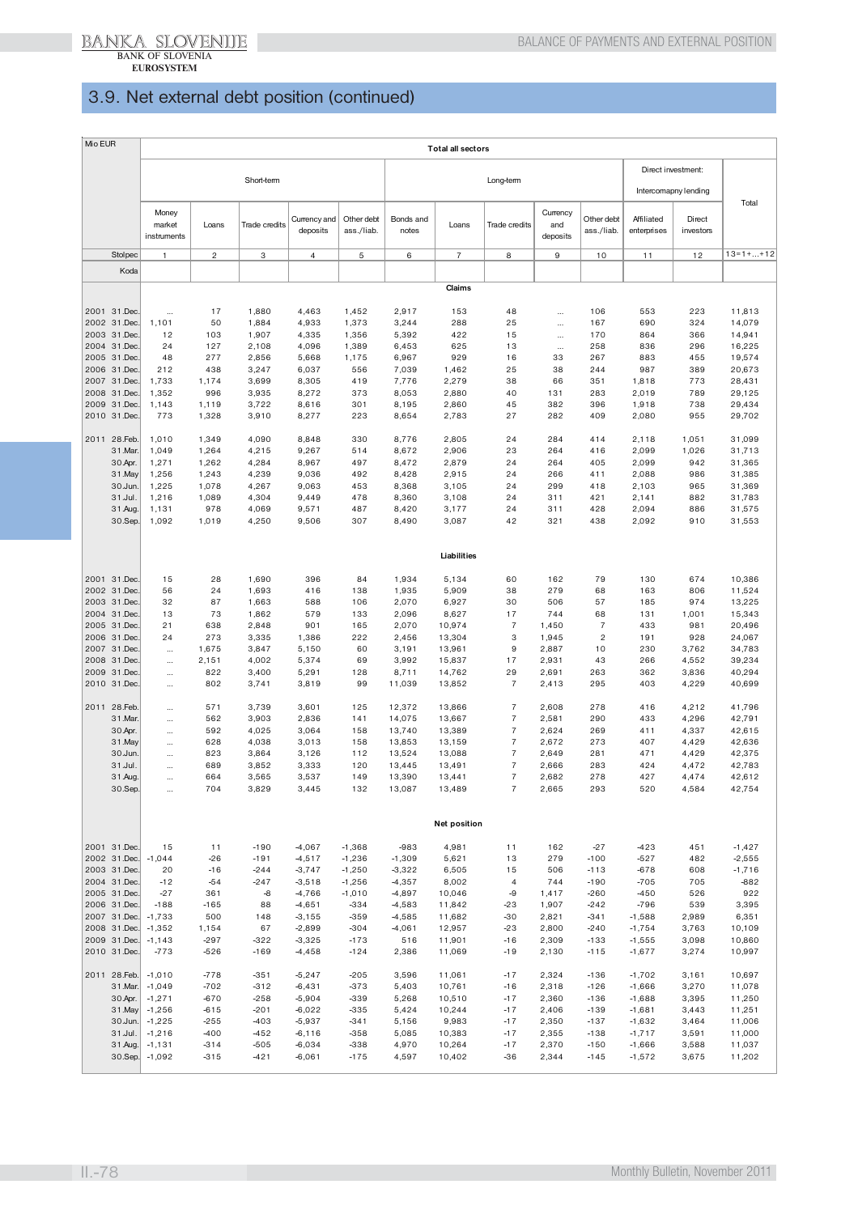## 3.9. Net external debt position (continued)

| Mio EUR | Total all sectors | | | | | | | | | | | | |
|---|---|---|---|---|---|---|---|---|---|---|---|---|---|
| | Short-term | | | | | Long-term | | | | | Direct investment: Intercomapny lending | | Total |
| | Money market instruments | Loans | Trade credits | Currency and deposits | Other debt ass./liab. | Bonds and notes | Loans | Trade credits | Currency and deposits | Other debt ass./liab. | Affiliated enterprises | Direct investors | |
| Stolpec | 1 | 2 | 3 | 4 | 5 | 6 | 7 | 8 | 9 | 10 | 11 | 12 | 13=1+...+12 |
| Koda | | | | | | | | | | | | | |
| | | | | | | | **Claims** | | | | | | |
| 2001 31.Dec. | ... | 17 | 1,880 | 4,463 | 1,452 | 2,917 | 153 | 48 | ... | 106 | 553 | 223 | 11,813 |
| 2002 31.Dec. | 1,101 | 50 | 1,884 | 4,933 | 1,373 | 3,244 | 288 | 25 | ... | 167 | 690 | 324 | 14,079 |
| 2003 31.Dec. | 12 | 103 | 1,907 | 4,335 | 1,356 | 5,392 | 422 | 15 | ... | 170 | 864 | 366 | 14,941 |
| 2004 31.Dec. | 24 | 127 | 2,108 | 4,096 | 1,389 | 6,453 | 625 | 13 | ... | 258 | 836 | 296 | 16,225 |
| 2005 31.Dec. | 48 | 277 | 2,856 | 5,668 | 1,175 | 6,967 | 929 | 16 | 33 | 267 | 883 | 455 | 19,574 |
| 2006 31.Dec. | 212 | 438 | 3,247 | 6,037 | 556 | 7,039 | 1,462 | 25 | 38 | 244 | 987 | 389 | 20,673 |
| 2007 31.Dec. | 1,733 | 1,174 | 3,699 | 8,305 | 419 | 7,776 | 2,279 | 38 | 66 | 351 | 1,818 | 773 | 28,431 |
| 2008 31.Dec. | 1,352 | 996 | 3,935 | 8,272 | 373 | 8,053 | 2,880 | 40 | 131 | 283 | 2,019 | 789 | 29,125 |
| 2009 31.Dec. | 1,143 | 1,119 | 3,722 | 8,616 | 301 | 8,195 | 2,860 | 45 | 382 | 396 | 1,918 | 738 | 29,434 |
| 2010 31.Dec. | 773 | 1,328 | 3,910 | 8,277 | 223 | 8,654 | 2,783 | 27 | 282 | 409 | 2,080 | 955 | 29,702 |
| 2011 28.Feb. | 1,010 | 1,349 | 4,090 | 8,848 | 330 | 8,776 | 2,805 | 24 | 284 | 414 | 2,118 | 1,051 | 31,099 |
| 31.Mar. | 1,049 | 1,264 | 4,215 | 9,267 | 514 | 8,672 | 2,906 | 23 | 264 | 416 | 2,099 | 1,026 | 31,713 |
| 30.Apr. | 1,271 | 1,262 | 4,284 | 8,967 | 497 | 8,472 | 2,879 | 24 | 264 | 405 | 2,099 | 942 | 31,365 |
| 31.May | 1,256 | 1,243 | 4,239 | 9,036 | 492 | 8,428 | 2,915 | 24 | 266 | 411 | 2,088 | 986 | 31,385 |
| 30.Jun. | 1,225 | 1,078 | 4,267 | 9,063 | 453 | 8,368 | 3,105 | 24 | 299 | 418 | 2,103 | 965 | 31,369 |
| 31.Jul. | 1,216 | 1,089 | 4,304 | 9,449 | 478 | 8,360 | 3,108 | 24 | 311 | 421 | 2,141 | 882 | 31,783 |
| 31.Aug. | 1,131 | 978 | 4,069 | 9,571 | 487 | 8,420 | 3,177 | 24 | 311 | 428 | 2,094 | 886 | 31,575 |
| 30.Sep. | 1,092 | 1,019 | 4,250 | 9,506 | 307 | 8,490 | 3,087 | 42 | 321 | 438 | 2,092 | 910 | 31,553 |
| | | | | | | | **Liabilities** | | | | | | |
| 2001 31.Dec. | 15 | 28 | 1,690 | 396 | 84 | 1,934 | 5,134 | 60 | 162 | 79 | 130 | 674 | 10,386 |
| 2002 31.Dec. | 56 | 24 | 1,693 | 416 | 138 | 1,935 | 5,909 | 38 | 279 | 68 | 163 | 806 | 11,524 |
| 2003 31.Dec. | 32 | 87 | 1,663 | 588 | 106 | 2,070 | 6,927 | 30 | 506 | 57 | 185 | 974 | 13,225 |
| 2004 31.Dec. | 13 | 73 | 1,862 | 579 | 133 | 2,096 | 8,627 | 17 | 744 | 68 | 131 | 1,001 | 15,343 |
| 2005 31.Dec. | 21 | 638 | 2,848 | 901 | 165 | 2,070 | 10,974 | 7 | 1,450 | 7 | 433 | 981 | 20,496 |
| 2006 31.Dec. | 24 | 273 | 3,335 | 1,386 | 222 | 2,456 | 13,304 | 3 | 1,945 | 2 | 191 | 928 | 24,067 |
| 2007 31.Dec. | ... | 1,675 | 3,847 | 5,150 | 60 | 3,191 | 13,961 | 9 | 2,887 | 10 | 230 | 3,762 | 34,783 |
| 2008 31.Dec. | ... | 2,151 | 4,002 | 5,374 | 69 | 3,992 | 15,837 | 17 | 2,931 | 43 | 266 | 4,552 | 39,234 |
| 2009 31.Dec. | ... | 822 | 3,400 | 5,291 | 128 | 8,711 | 14,762 | 29 | 2,691 | 263 | 362 | 3,836 | 40,294 |
| 2010 31.Dec. | ... | 802 | 3,741 | 3,819 | 99 | 11,039 | 13,852 | 7 | 2,413 | 295 | 403 | 4,229 | 40,699 |
| 2011 28.Feb. | ... | 571 | 3,739 | 3,601 | 125 | 12,372 | 13,866 | 7 | 2,608 | 278 | 416 | 4,212 | 41,796 |
| 31.Mar. | ... | 562 | 3,903 | 2,836 | 141 | 14,075 | 13,667 | 7 | 2,581 | 290 | 433 | 4,296 | 42,791 |
| 30.Apr. | ... | 592 | 4,025 | 3,064 | 158 | 13,740 | 13,389 | 7 | 2,624 | 269 | 411 | 4,337 | 42,615 |
| 31.May | ... | 628 | 4,038 | 3,013 | 158 | 13,853 | 13,159 | 7 | 2,672 | 273 | 407 | 4,429 | 42,636 |
| 30.Jun. | ... | 823 | 3,864 | 3,126 | 112 | 13,524 | 13,088 | 7 | 2,649 | 281 | 471 | 4,429 | 42,375 |
| 31.Jul. | ... | 689 | 3,852 | 3,333 | 120 | 13,445 | 13,491 | 7 | 2,666 | 283 | 424 | 4,472 | 42,783 |
| 31.Aug. | ... | 664 | 3,565 | 3,537 | 149 | 13,390 | 13,441 | 7 | 2,682 | 278 | 427 | 4,474 | 42,612 |
| 30.Sep. | ... | 704 | 3,829 | 3,445 | 132 | 13,087 | 13,489 | 7 | 2,665 | 293 | 520 | 4,584 | 42,754 |
| | | | | | | | **Net position** | | | | | | |
| 2001 31.Dec. | 15 | 11 | -190 | -4,067 | -1,368 | -983 | 4,981 | 11 | 162 | -27 | -423 | 451 | -1,427 |
| 2002 31.Dec. | -1,044 | -26 | -191 | -4,517 | -1,236 | -1,309 | 5,621 | 13 | 279 | -100 | -527 | 482 | -2,555 |
| 2003 31.Dec. | 20 | -16 | -244 | -3,747 | -1,250 | -3,322 | 6,505 | 15 | 506 | -113 | -678 | 608 | -1,716 |
| 2004 31.Dec. | -12 | -54 | -247 | -3,518 | -1,256 | -4,357 | 8,002 | 4 | 744 | -190 | -705 | 705 | -882 |
| 2005 31.Dec. | -27 | 361 | -8 | -4,766 | -1,010 | -4,897 | 10,046 | -9 | 1,417 | -260 | -450 | 526 | 922 |
| 2006 31.Dec. | -188 | -165 | 88 | -4,651 | -334 | -4,583 | 11,842 | -23 | 1,907 | -242 | -796 | 539 | 3,395 |
| 2007 31.Dec. | -1,733 | 500 | 148 | -3,155 | -359 | -4,585 | 11,682 | -30 | 2,821 | -341 | -1,588 | 2,989 | 6,351 |
| 2008 31.Dec. | -1,352 | 1,154 | 67 | -2,899 | -304 | -4,061 | 12,957 | -23 | 2,800 | -240 | -1,754 | 3,763 | 10,109 |
| 2009 31.Dec. | -1,143 | -297 | -322 | -3,325 | -173 | 516 | 11,901 | -16 | 2,309 | -133 | -1,555 | 3,098 | 10,860 |
| 2010 31.Dec. | -773 | -526 | -169 | -4,458 | -124 | 2,386 | 11,069 | -19 | 2,130 | -115 | -1,677 | 3,274 | 10,997 |
| 2011 28.Feb. | -1,010 | -778 | -351 | -5,247 | -205 | 3,596 | 11,061 | -17 | 2,324 | -136 | -1,702 | 3,161 | 10,697 |
| 31.Mar. | -1,049 | -702 | -312 | -6,431 | -373 | 5,403 | 10,761 | -16 | 2,318 | -126 | -1,666 | 3,270 | 11,078 |
| 30.Apr. | -1,271 | -670 | -258 | -5,904 | -339 | 5,268 | 10,510 | -17 | 2,360 | -136 | -1,688 | 3,395 | 11,250 |
| 31.May | -1,256 | -615 | -201 | -6,022 | -335 | 5,424 | 10,244 | -17 | 2,406 | -139 | -1,681 | 3,443 | 11,251 |
| 30.Jun. | -1,225 | -255 | -403 | -5,937 | -341 | 5,156 | 9,983 | -17 | 2,350 | -137 | -1,632 | 3,464 | 11,006 |
| 31.Jul. | -1,216 | -400 | -452 | -6,116 | -358 | 5,085 | 10,383 | -17 | 2,355 | -138 | -1,717 | 3,591 | 11,000 |
| 31.Aug. | -1,131 | -314 | -505 | -6,034 | -338 | 4,970 | 10,264 | -17 | 2,370 | -150 | -1,666 | 3,588 | 11,037 |
| 30.Sep. | -1,092 | -315 | -421 | -6,061 | -175 | 4,597 | 10,402 | -36 | 2,344 | -145 | -1,572 | 3,675 | 11,202 |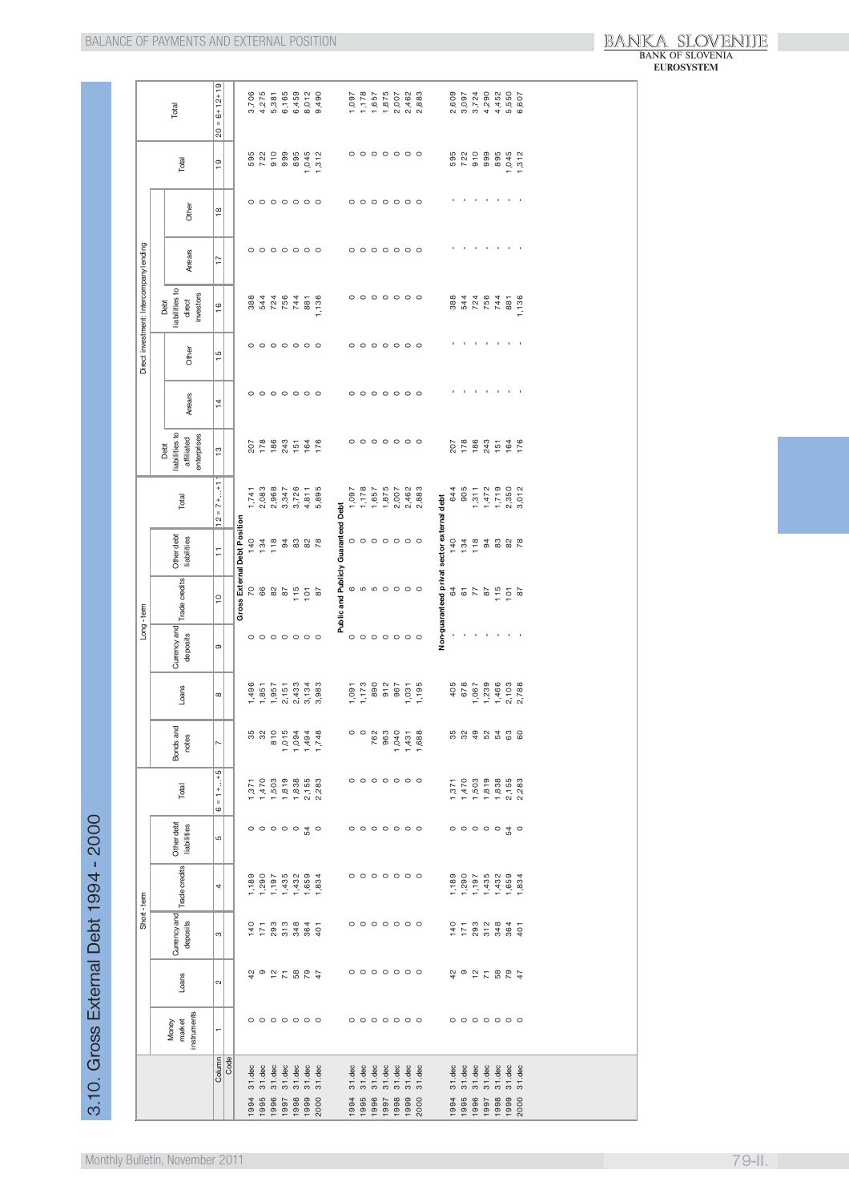# 3.10. Gross External Debt 1994 - 2000

| | Short - term | | | | | | Long - term | | | | | | Direct investment: Intercompany lending | | | | | | | Total |
|---|---|---|---|---|---|---|---|---|---|---|---|---|---|---|---|---|---|---|---|---|
| | Money market instruments | Loans | Currency and deposits | Trade credits | Other debt liabilities | Total | Bonds and notes | Loans | Currency and deposits | Trade credits | Other debt liabilities | Total | Debt liabilities to affiliated enterprises | Arrears | Other | Debt liabilities to direct investors | Arrears | Other | Total | |
| Column | 1 | 2 | 3 | 4 | 5 | 6 = 1+...+5 | 7 | 8 | 9 | 10 | 11 | 12 = 7+...+11 | 13 | 14 | 15 | 16 | 17 | 18 | 19 | 20 = 6+12+19 |
| Code | | | | | | | | | | | | | | | | | | | | |
| **Gross External Debt Position** | | | | | | | | | | | | | | | | | | | | |
| 1994 31.dec | 0 | 42 | 140 | 1,189 | 0 | 1,371 | 35 | 1,496 | 0 | 70 | 140 | 1,741 | 207 | 0 | 0 | 388 | 0 | 0 | 595 | 3,706 |
| 1995 31.dec | 0 | 9 | 171 | 1,290 | 0 | 1,470 | 32 | 1,851 | 0 | 66 | 134 | 2,083 | 178 | 0 | 0 | 544 | 0 | 0 | 722 | 4,275 |
| 1996 31.dec | 0 | 12 | 293 | 1,197 | 0 | 1,503 | 810 | 1,957 | 0 | 82 | 118 | 2,968 | 186 | 0 | 0 | 724 | 0 | 0 | 910 | 5,381 |
| 1997 31.dec | 0 | 71 | 313 | 1,435 | 0 | 1,819 | 1,015 | 2,151 | 0 | 87 | 94 | 3,347 | 243 | 0 | 0 | 756 | 0 | 0 | 999 | 6,165 |
| 1998 31.dec | 0 | 58 | 348 | 1,432 | 0 | 1,838 | 1,094 | 2,433 | 0 | 115 | 83 | 3,726 | 151 | 0 | 0 | 744 | 0 | 0 | 895 | 6,459 |
| 1999 31.dec | 0 | 79 | 364 | 1,659 | 54 | 2,155 | 1,494 | 3,134 | 0 | 101 | 82 | 4,811 | 164 | 0 | 0 | 881 | 0 | 0 | 1,045 | 8,012 |
| 2000 31.dec | 0 | 47 | 401 | 1,834 | 0 | 2,283 | 1,748 | 3,983 | 0 | 87 | 78 | 5,895 | 176 | 0 | 0 | 1,136 | 0 | 0 | 1,312 | 9,490 |
| **Public and Publicly Guaranteed Debt** | | | | | | | | | | | | | | | | | | | | |
| 1994 31.dec | 0 | 0 | 0 | 0 | 0 | 0 | 0 | 1,091 | 0 | 6 | 0 | 1,097 | 0 | 0 | 0 | 0 | 0 | 0 | 0 | 1,097 |
| 1995 31.dec | 0 | 0 | 0 | 0 | 0 | 0 | 0 | 1,173 | 0 | 5 | 0 | 1,178 | 0 | 0 | 0 | 0 | 0 | 0 | 0 | 1,178 |
| 1996 31.dec | 0 | 0 | 0 | 0 | 0 | 0 | 762 | 890 | 0 | 5 | 0 | 1,657 | 0 | 0 | 0 | 0 | 0 | 0 | 0 | 1,657 |
| 1997 31.dec | 0 | 0 | 0 | 0 | 0 | 0 | 963 | 912 | 0 | 0 | 0 | 1,875 | 0 | 0 | 0 | 0 | 0 | 0 | 0 | 1,875 |
| 1998 31.dec | 0 | 0 | 0 | 0 | 0 | 0 | 1,040 | 967 | 0 | 0 | 0 | 2,007 | 0 | 0 | 0 | 0 | 0 | 0 | 0 | 2,007 |
| 1999 31.dec | 0 | 0 | 0 | 0 | 0 | 0 | 1,431 | 1,031 | 0 | 0 | 0 | 2,462 | 0 | 0 | 0 | 0 | 0 | 0 | 0 | 2,462 |
| 2000 31.dec | 0 | 0 | 0 | 0 | 0 | 0 | 1,688 | 1,195 | 0 | 0 | 0 | 2,883 | 0 | 0 | 0 | 0 | 0 | 0 | 0 | 2,883 |
| **Non-guaranteed privat sector external debt** | | | | | | | | | | | | | | | | | | | | |
| 1994 31.dec | 0 | 42 | 140 | 1,189 | 0 | 1,371 | 35 | 405 | - | 64 | 140 | 644 | 207 | - | - | 388 | - | - | 595 | 2,609 |
| 1995 31.dec | 0 | 9 | 171 | 1,290 | 0 | 1,470 | 32 | 678 | - | 61 | 134 | 905 | 178 | - | - | 544 | - | - | 722 | 3,097 |
| 1996 31.dec | 0 | 12 | 293 | 1,197 | 0 | 1,503 | 49 | 1,067 | - | 77 | 118 | 1,311 | 186 | - | - | 724 | - | - | 910 | 3,724 |
| 1997 31.dec | 0 | 71 | 312 | 1,435 | 0 | 1,819 | 52 | 1,239 | - | 87 | 94 | 1,472 | 243 | - | - | 756 | - | - | 999 | 4,290 |
| 1998 31.dec | 0 | 58 | 348 | 1,432 | 0 | 1,838 | 54 | 1,466 | - | 115 | 83 | 1,719 | 151 | - | - | 744 | - | - | 895 | 4,452 |
| 1999 31.dec | 0 | 79 | 364 | 1,659 | 54 | 2,155 | 63 | 2,103 | - | 101 | 82 | 2,350 | 164 | - | - | 881 | - | - | 1,045 | 5,550 |
| 2000 31.dec | 0 | 47 | 401 | 1,834 | 0 | 2,283 | 60 | 2,788 | - | 87 | 78 | 3,012 | 176 | - | - | 1,136 | - | - | 1,312 | 6,607 |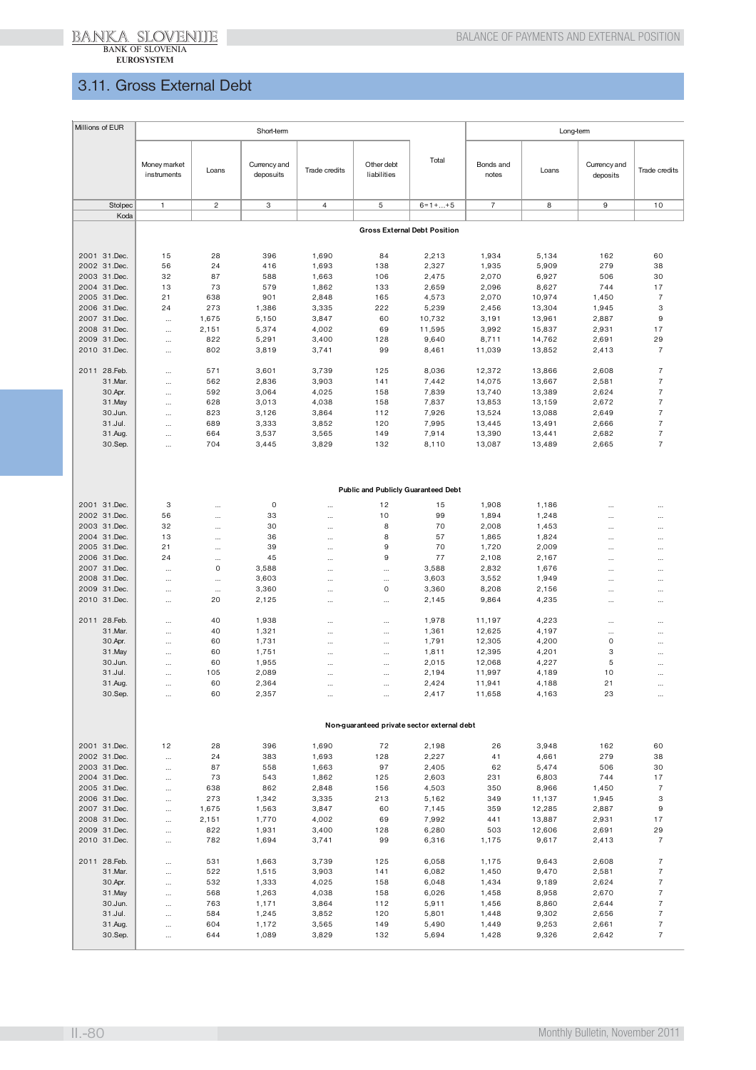## 3.11. Gross External Debt

| Millions of EUR | Short-term | | | | | | Long-term | | | |
|---|---|---|---|---|---|---|---|---|---|---|
| | Money market instruments | Loans | Currency and deposuits | Trade credits | Other debt liabilities | Total | Bonds and notes | Loans | Currency and deposits | Trade credits |
| Stolpec | 1 | 2 | 3 | 4 | 5 | 6=1+...+5 | 7 | 8 | 9 | 10 |
| Koda | | | | | | | | | | |
| **Gross External Debt Position** | | | | | | | | | | |
| 2001 31.Dec. | 15 | 28 | 396 | 1,690 | 84 | 2,213 | 1,934 | 5,134 | 162 | 60 |
| 2002 31.Dec. | 56 | 24 | 416 | 1,693 | 138 | 2,327 | 1,935 | 5,909 | 279 | 38 |
| 2003 31.Dec. | 32 | 87 | 588 | 1,663 | 106 | 2,475 | 2,070 | 6,927 | 506 | 30 |
| 2004 31.Dec. | 13 | 73 | 579 | 1,862 | 133 | 2,659 | 2,096 | 8,627 | 744 | 17 |
| 2005 31.Dec. | 21 | 638 | 901 | 2,848 | 165 | 4,573 | 2,070 | 10,974 | 1,450 | 7 |
| 2006 31.Dec. | 24 | 273 | 1,386 | 3,335 | 222 | 5,239 | 2,456 | 13,304 | 1,945 | 3 |
| 2007 31.Dec. | ... | 1,675 | 5,150 | 3,847 | 60 | 10,732 | 3,191 | 13,961 | 2,887 | 9 |
| 2008 31.Dec. | ... | 2,151 | 5,374 | 4,002 | 69 | 11,595 | 3,992 | 15,837 | 2,931 | 17 |
| 2009 31.Dec. | ... | 822 | 5,291 | 3,400 | 128 | 9,640 | 8,711 | 14,762 | 2,691 | 29 |
| 2010 31.Dec. | ... | 802 | 3,819 | 3,741 | 99 | 8,461 | 11,039 | 13,852 | 2,413 | 7 |
| 2011 28.Feb. | ... | 571 | 3,601 | 3,739 | 125 | 8,036 | 12,372 | 13,866 | 2,608 | 7 |
| 31.Mar. | ... | 562 | 2,836 | 3,903 | 141 | 7,442 | 14,075 | 13,667 | 2,581 | 7 |
| 30.Apr. | ... | 592 | 3,064 | 4,025 | 158 | 7,839 | 13,740 | 13,389 | 2,624 | 7 |
| 31.May | ... | 628 | 3,013 | 4,038 | 158 | 7,837 | 13,853 | 13,159 | 2,672 | 7 |
| 30.Jun. | ... | 823 | 3,126 | 3,864 | 112 | 7,926 | 13,524 | 13,088 | 2,649 | 7 |
| 31.Jul. | ... | 689 | 3,333 | 3,852 | 120 | 7,995 | 13,445 | 13,491 | 2,666 | 7 |
| 31.Aug. | ... | 664 | 3,537 | 3,565 | 149 | 7,914 | 13,390 | 13,441 | 2,682 | 7 |
| 30.Sep. | ... | 704 | 3,445 | 3,829 | 132 | 8,110 | 13,087 | 13,489 | 2,665 | 7 |
| **Public and Publicly Guaranteed Debt** | | | | | | | | | | |
| 2001 31.Dec. | 3 | ... | 0 | ... | 12 | 15 | 1,908 | 1,186 | ... | ... |
| 2002 31.Dec. | 56 | ... | 33 | ... | 10 | 99 | 1,894 | 1,248 | ... | ... |
| 2003 31.Dec. | 32 | ... | 30 | ... | 8 | 70 | 2,008 | 1,453 | ... | ... |
| 2004 31.Dec. | 13 | ... | 36 | ... | 8 | 57 | 1,865 | 1,824 | ... | ... |
| 2005 31.Dec. | 21 | ... | 39 | ... | 9 | 70 | 1,720 | 2,009 | ... | ... |
| 2006 31.Dec. | 24 | ... | 45 | ... | 9 | 77 | 2,108 | 2,167 | ... | ... |
| 2007 31.Dec. | ... | 0 | 3,588 | ... | ... | 3,588 | 2,832 | 1,676 | ... | ... |
| 2008 31.Dec. | ... | ... | 3,603 | ... | ... | 3,603 | 3,552 | 1,949 | ... | ... |
| 2009 31.Dec. | ... | ... | 3,360 | ... | 0 | 3,360 | 8,208 | 2,156 | ... | ... |
| 2010 31.Dec. | ... | 20 | 2,125 | ... | ... | 2,145 | 9,864 | 4,235 | ... | ... |
| 2011 28.Feb. | ... | 40 | 1,938 | ... | ... | 1,978 | 11,197 | 4,223 | ... | ... |
| 31.Mar. | ... | 40 | 1,321 | ... | ... | 1,361 | 12,625 | 4,197 | ... | ... |
| 30.Apr. | ... | 60 | 1,731 | ... | ... | 1,791 | 12,305 | 4,200 | 0 | ... |
| 31.May | ... | 60 | 1,751 | ... | ... | 1,811 | 12,395 | 4,201 | 3 | ... |
| 30.Jun. | ... | 60 | 1,955 | ... | ... | 2,015 | 12,068 | 4,227 | 5 | ... |
| 31.Jul. | ... | 105 | 2,089 | ... | ... | 2,194 | 11,997 | 4,189 | 10 | ... |
| 31.Aug. | ... | 60 | 2,364 | ... | ... | 2,424 | 11,941 | 4,188 | 21 | ... |
| 30.Sep. | ... | 60 | 2,357 | ... | ... | 2,417 | 11,658 | 4,163 | 23 | ... |
| **Non-guaranteed private sector external debt** | | | | | | | | | | |
| 2001 31.Dec. | 12 | 28 | 396 | 1,690 | 72 | 2,198 | 26 | 3,948 | 162 | 60 |
| 2002 31.Dec. | ... | 24 | 383 | 1,693 | 128 | 2,227 | 41 | 4,661 | 279 | 38 |
| 2003 31.Dec. | ... | 87 | 558 | 1,663 | 97 | 2,405 | 62 | 5,474 | 506 | 30 |
| 2004 31.Dec. | ... | 73 | 543 | 1,862 | 125 | 2,603 | 231 | 6,803 | 744 | 17 |
| 2005 31.Dec. | ... | 638 | 862 | 2,848 | 156 | 4,503 | 350 | 8,966 | 1,450 | 7 |
| 2006 31.Dec. | ... | 273 | 1,342 | 3,335 | 213 | 5,162 | 349 | 11,137 | 1,945 | 3 |
| 2007 31.Dec. | ... | 1,675 | 1,563 | 3,847 | 60 | 7,145 | 359 | 12,285 | 2,887 | 9 |
| 2008 31.Dec. | ... | 2,151 | 1,770 | 4,002 | 69 | 7,992 | 441 | 13,887 | 2,931 | 17 |
| 2009 31.Dec. | ... | 822 | 1,931 | 3,400 | 128 | 6,280 | 503 | 12,606 | 2,691 | 29 |
| 2010 31.Dec. | ... | 782 | 1,694 | 3,741 | 99 | 6,316 | 1,175 | 9,617 | 2,413 | 7 |
| 2011 28.Feb. | ... | 531 | 1,663 | 3,739 | 125 | 6,058 | 1,175 | 9,643 | 2,608 | 7 |
| 31.Mar. | ... | 522 | 1,515 | 3,903 | 141 | 6,082 | 1,450 | 9,470 | 2,581 | 7 |
| 30.Apr. | ... | 532 | 1,333 | 4,025 | 158 | 6,048 | 1,434 | 9,189 | 2,624 | 7 |
| 31.May | ... | 568 | 1,263 | 4,038 | 158 | 6,026 | 1,458 | 8,958 | 2,670 | 7 |
| 30.Jun. | ... | 763 | 1,171 | 3,864 | 112 | 5,911 | 1,456 | 8,860 | 2,644 | 7 |
| 31.Jul. | ... | 584 | 1,245 | 3,852 | 120 | 5,801 | 1,448 | 9,302 | 2,656 | 7 |
| 31.Aug. | ... | 604 | 1,172 | 3,565 | 149 | 5,490 | 1,449 | 9,253 | 2,661 | 7 |
| 30.Sep. | ... | 644 | 1,089 | 3,829 | 132 | 5,694 | 1,428 | 9,326 | 2,642 | 7 |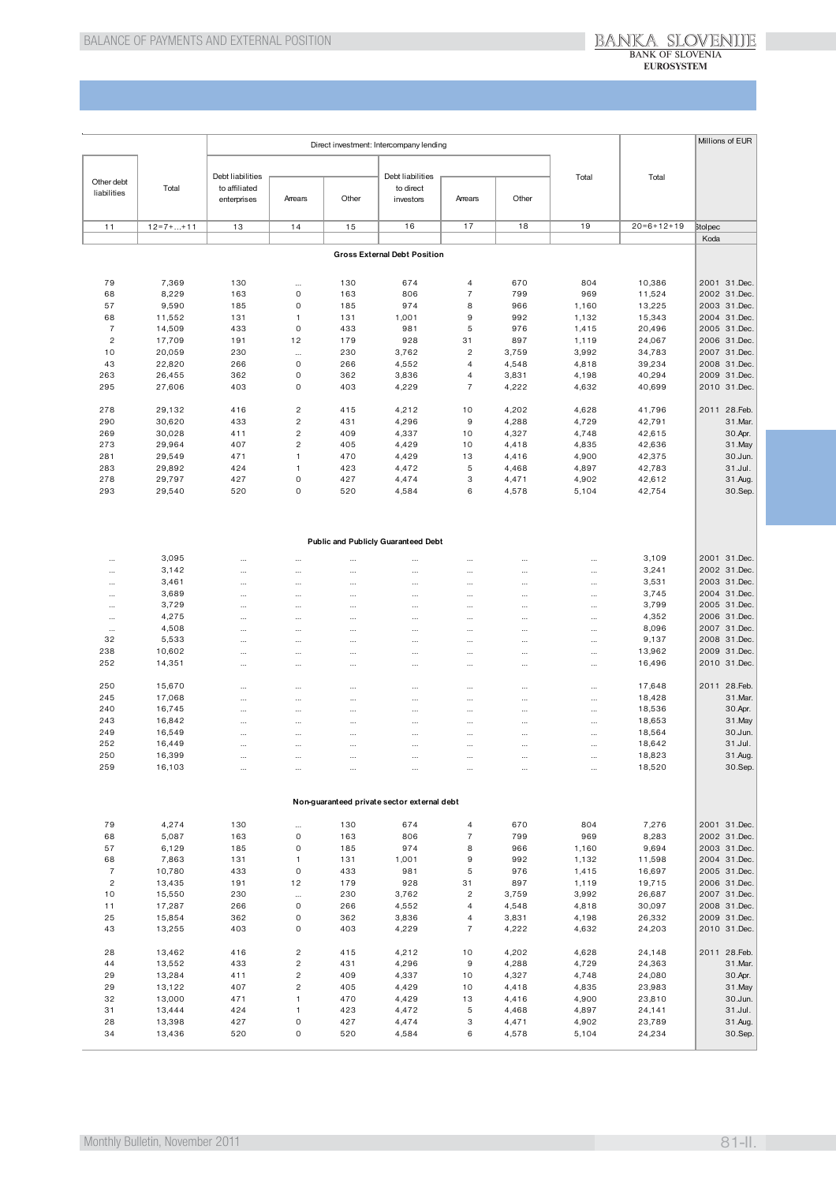Millions of EUR

| Other debt liabilities | Total | Direct investment: Intercompany lending | | | | | | Total | Total | |
|---|---|---|---|---|---|---|---|---|---|---|
| | | Debt liabilities to affiliated enterprises | Arrears | Other | Debt liabilities to direct investors | Arrears | Other | | | |
| 11 | 12=7+...+11 | 13 | 14 | 15 | 16 | 17 | 18 | 19 | 20=6+12+19 | Stolpec |
| | | | | | | | | | | Koda |
| **Gross External Debt Position** | | | | | | | | | | |
| 79 | 7,369 | 130 | ... | 130 | 674 | 4 | 670 | 804 | 10,386 | 2001 31.Dec. |
| 68 | 8,229 | 163 | 0 | 163 | 806 | 7 | 799 | 969 | 11,524 | 2002 31.Dec. |
| 57 | 9,590 | 185 | 0 | 185 | 974 | 8 | 966 | 1,160 | 13,225 | 2003 31.Dec. |
| 68 | 11,552 | 131 | 1 | 131 | 1,001 | 9 | 992 | 1,132 | 15,343 | 2004 31.Dec. |
| 7 | 14,509 | 433 | 0 | 433 | 981 | 5 | 976 | 1,415 | 20,496 | 2005 31.Dec. |
| 2 | 17,709 | 191 | 12 | 179 | 928 | 31 | 897 | 1,119 | 24,067 | 2006 31.Dec. |
| 10 | 20,059 | 230 | ... | 230 | 3,762 | 2 | 3,759 | 3,992 | 34,783 | 2007 31.Dec. |
| 43 | 22,820 | 266 | 0 | 266 | 4,552 | 4 | 4,548 | 4,818 | 39,234 | 2008 31.Dec. |
| 263 | 26,455 | 362 | 0 | 362 | 3,836 | 4 | 3,831 | 4,198 | 40,294 | 2009 31.Dec. |
| 295 | 27,606 | 403 | 0 | 403 | 4,229 | 7 | 4,222 | 4,632 | 40,699 | 2010 31.Dec. |
| 278 | 29,132 | 416 | 2 | 415 | 4,212 | 10 | 4,202 | 4,628 | 41,796 | 2011 28.Feb. |
| 290 | 30,620 | 433 | 2 | 431 | 4,296 | 9 | 4,288 | 4,729 | 42,791 | 31.Mar. |
| 269 | 30,028 | 411 | 2 | 409 | 4,337 | 10 | 4,327 | 4,748 | 42,615 | 30.Apr. |
| 273 | 29,964 | 407 | 2 | 405 | 4,429 | 10 | 4,418 | 4,835 | 42,636 | 31.May |
| 281 | 29,549 | 471 | 1 | 470 | 4,429 | 13 | 4,416 | 4,900 | 42,375 | 30.Jun. |
| 283 | 29,892 | 424 | 1 | 423 | 4,472 | 5 | 4,468 | 4,897 | 42,783 | 31.Jul. |
| 278 | 29,797 | 427 | 0 | 427 | 4,474 | 3 | 4,471 | 4,902 | 42,612 | 31.Aug. |
| 293 | 29,540 | 520 | 0 | 520 | 4,584 | 6 | 4,578 | 5,104 | 42,754 | 30.Sep. |
| **Public and Publicly Guaranteed Debt** | | | | | | | | | | |
| ... | 3,095 | ... | ... | ... | ... | ... | ... | ... | 3,109 | 2001 31.Dec. |
| ... | 3,142 | ... | ... | ... | ... | ... | ... | ... | 3,241 | 2002 31.Dec. |
| ... | 3,461 | ... | ... | ... | ... | ... | ... | ... | 3,531 | 2003 31.Dec. |
| ... | 3,689 | ... | ... | ... | ... | ... | ... | ... | 3,745 | 2004 31.Dec. |
| ... | 3,729 | ... | ... | ... | ... | ... | ... | ... | 3,799 | 2005 31.Dec. |
| ... | 4,275 | ... | ... | ... | ... | ... | ... | ... | 4,352 | 2006 31.Dec. |
| ... | 4,508 | ... | ... | ... | ... | ... | ... | ... | 8,096 | 2007 31.Dec. |
| 32 | 5,533 | ... | ... | ... | ... | ... | ... | ... | 9,137 | 2008 31.Dec. |
| 238 | 10,602 | ... | ... | ... | ... | ... | ... | ... | 13,962 | 2009 31.Dec. |
| 252 | 14,351 | ... | ... | ... | ... | ... | ... | ... | 16,496 | 2010 31.Dec. |
| 250 | 15,670 | ... | ... | ... | ... | ... | ... | ... | 17,648 | 2011 28.Feb. |
| 245 | 17,068 | ... | ... | ... | ... | ... | ... | ... | 18,428 | 31.Mar. |
| 240 | 16,745 | ... | ... | ... | ... | ... | ... | ... | 18,536 | 30.Apr. |
| 243 | 16,842 | ... | ... | ... | ... | ... | ... | ... | 18,653 | 31.May |
| 249 | 16,549 | ... | ... | ... | ... | ... | ... | ... | 18,564 | 30.Jun. |
| 252 | 16,449 | ... | ... | ... | ... | ... | ... | ... | 18,642 | 31.Jul. |
| 250 | 16,399 | ... | ... | ... | ... | ... | ... | ... | 18,823 | 31.Aug. |
| 259 | 16,103 | ... | ... | ... | ... | ... | ... | ... | 18,520 | 30.Sep. |
| **Non-guaranteed private sector external debt** | | | | | | | | | | |
| 79 | 4,274 | 130 | ... | 130 | 674 | 4 | 670 | 804 | 7,276 | 2001 31.Dec. |
| 68 | 5,087 | 163 | 0 | 163 | 806 | 7 | 799 | 969 | 8,283 | 2002 31.Dec. |
| 57 | 6,129 | 185 | 0 | 185 | 974 | 8 | 966 | 1,160 | 9,694 | 2003 31.Dec. |
| 68 | 7,863 | 131 | 1 | 131 | 1,001 | 9 | 992 | 1,132 | 11,598 | 2004 31.Dec. |
| 7 | 10,780 | 433 | 0 | 433 | 981 | 5 | 976 | 1,415 | 16,697 | 2005 31.Dec. |
| 2 | 13,435 | 191 | 12 | 179 | 928 | 31 | 897 | 1,119 | 19,715 | 2006 31.Dec. |
| 10 | 15,550 | 230 | ... | 230 | 3,762 | 2 | 3,759 | 3,992 | 26,687 | 2007 31.Dec. |
| 11 | 17,287 | 266 | 0 | 266 | 4,552 | 4 | 4,548 | 4,818 | 30,097 | 2008 31.Dec. |
| 25 | 15,854 | 362 | 0 | 362 | 3,836 | 4 | 3,831 | 4,198 | 26,332 | 2009 31.Dec. |
| 43 | 13,255 | 403 | 0 | 403 | 4,229 | 7 | 4,222 | 4,632 | 24,203 | 2010 31.Dec. |
| 28 | 13,462 | 416 | 2 | 415 | 4,212 | 10 | 4,202 | 4,628 | 24,148 | 2011 28.Feb. |
| 44 | 13,552 | 433 | 2 | 431 | 4,296 | 9 | 4,288 | 4,729 | 24,363 | 31.Mar. |
| 29 | 13,284 | 411 | 2 | 409 | 4,337 | 10 | 4,327 | 4,748 | 24,080 | 30.Apr. |
| 29 | 13,122 | 407 | 2 | 405 | 4,429 | 10 | 4,418 | 4,835 | 23,983 | 31.May |
| 32 | 13,000 | 471 | 1 | 470 | 4,429 | 13 | 4,416 | 4,900 | 23,810 | 30.Jun. |
| 31 | 13,444 | 424 | 1 | 423 | 4,472 | 5 | 4,468 | 4,897 | 24,141 | 31.Jul. |
| 28 | 13,398 | 427 | 0 | 427 | 4,474 | 3 | 4,471 | 4,902 | 23,789 | 31.Aug. |
| 34 | 13,436 | 520 | 0 | 520 | 4,584 | 6 | 4,578 | 5,104 | 24,234 | 30.Sep. |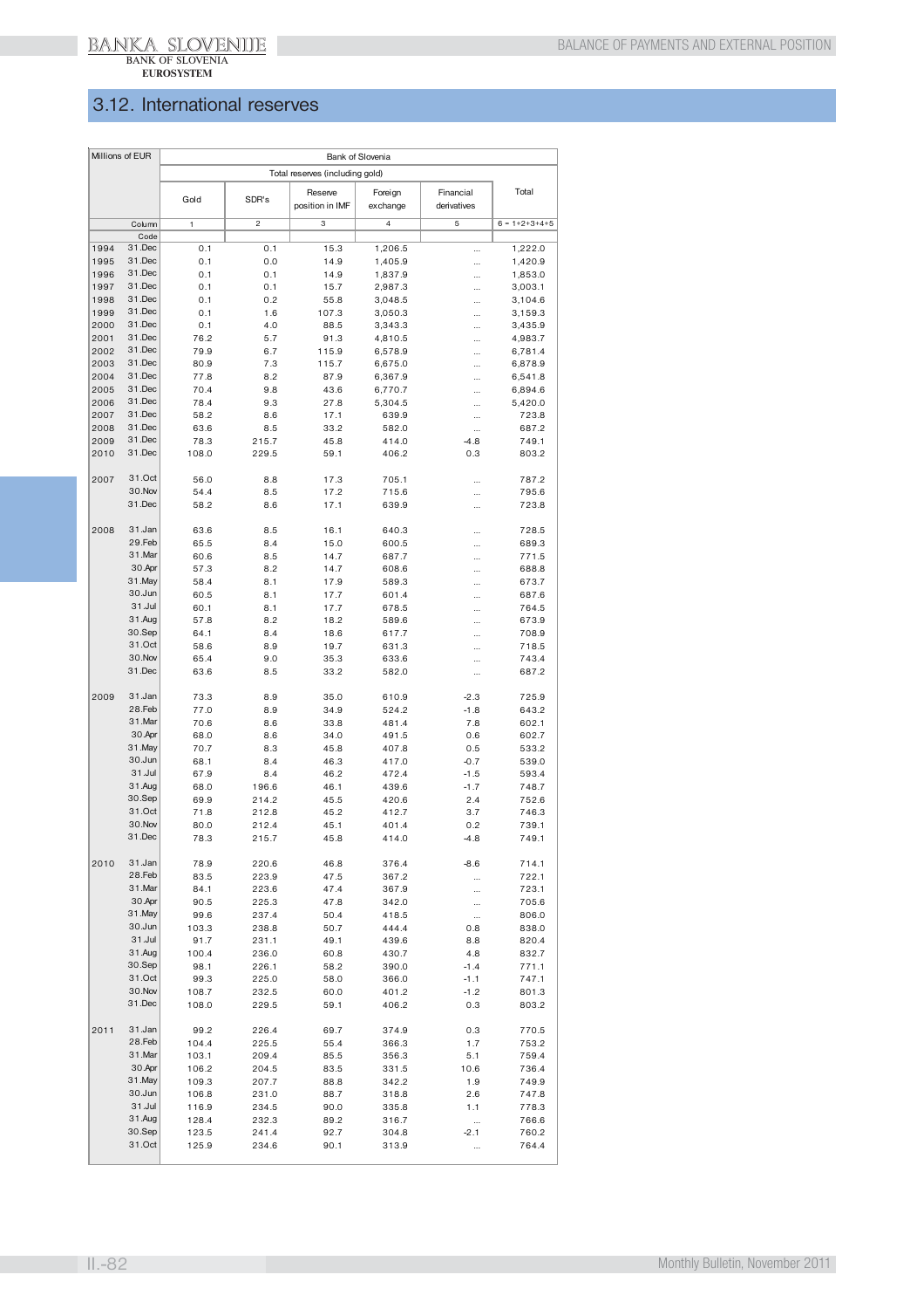## 3.12. International reserves

| Millions of EUR | | Bank of Slovenia | | | | | |
|---|---|---|---|---|---|---|---|
| | | Total reserves (including gold) | | | | | |
| | | Gold | SDR's | Reserve position in IMF | Foreign exchange | Financial derivatives | Total |
| | Column | 1 | 2 | 3 | 4 | 5 | 6 = 1+2+3+4+5 |
| | Code | | | | | | |
| 1994 | 31.Dec | 0.1 | 0.1 | 15.3 | 1,206.5 | ... | 1,222.0 |
| 1995 | 31.Dec | 0.1 | 0.0 | 14.9 | 1,405.9 | ... | 1,420.9 |
| 1996 | 31.Dec | 0.1 | 0.1 | 14.9 | 1,837.9 | ... | 1,853.0 |
| 1997 | 31.Dec | 0.1 | 0.1 | 15.7 | 2,987.3 | ... | 3,003.1 |
| 1998 | 31.Dec | 0.1 | 0.2 | 55.8 | 3,048.5 | ... | 3,104.6 |
| 1999 | 31.Dec | 0.1 | 1.6 | 107.3 | 3,050.3 | ... | 3,159.3 |
| 2000 | 31.Dec | 0.1 | 4.0 | 88.5 | 3,343.3 | ... | 3,435.9 |
| 2001 | 31.Dec | 76.2 | 5.7 | 91.3 | 4,810.5 | ... | 4,983.7 |
| 2002 | 31.Dec | 79.9 | 6.7 | 115.9 | 6,578.9 | ... | 6,781.4 |
| 2003 | 31.Dec | 80.9 | 7.3 | 115.7 | 6,675.0 | ... | 6,878.9 |
| 2004 | 31.Dec | 77.8 | 8.2 | 87.9 | 6,367.9 | ... | 6,541.8 |
| 2005 | 31.Dec | 70.4 | 9.8 | 43.6 | 6,770.7 | ... | 6,894.6 |
| 2006 | 31.Dec | 78.4 | 9.3 | 27.8 | 5,304.5 | ... | 5,420.0 |
| 2007 | 31.Dec | 58.2 | 8.6 | 17.1 | 639.9 | ... | 723.8 |
| 2008 | 31.Dec | 63.6 | 8.5 | 33.2 | 582.0 | ... | 687.2 |
| 2009 | 31.Dec | 78.3 | 215.7 | 45.8 | 414.0 | -4.8 | 749.1 |
| 2010 | 31.Dec | 108.0 | 229.5 | 59.1 | 406.2 | 0.3 | 803.2 |
| 2007 | 31.Oct | 56.0 | 8.8 | 17.3 | 705.1 | ... | 787.2 |
| | 30.Nov | 54.4 | 8.5 | 17.2 | 715.6 | ... | 795.6 |
| | 31.Dec | 58.2 | 8.6 | 17.1 | 639.9 | ... | 723.8 |
| 2008 | 31.Jan | 63.6 | 8.5 | 16.1 | 640.3 | ... | 728.5 |
| | 29.Feb | 65.5 | 8.4 | 15.0 | 600.5 | ... | 689.3 |
| | 31.Mar | 60.6 | 8.5 | 14.7 | 687.7 | ... | 771.5 |
| | 30.Apr | 57.3 | 8.2 | 14.7 | 608.6 | ... | 688.8 |
| | 31.May | 58.4 | 8.1 | 17.9 | 589.3 | ... | 673.7 |
| | 30.Jun | 60.5 | 8.1 | 17.7 | 601.4 | ... | 687.6 |
| | 31.Jul | 60.1 | 8.1 | 17.7 | 678.5 | ... | 764.5 |
| | 31.Aug | 57.8 | 8.2 | 18.2 | 589.6 | ... | 673.9 |
| | 30.Sep | 64.1 | 8.4 | 18.6 | 617.7 | ... | 708.9 |
| | 31.Oct | 58.6 | 8.9 | 19.7 | 631.3 | ... | 718.5 |
| | 30.Nov | 65.4 | 9.0 | 35.3 | 633.6 | ... | 743.4 |
| | 31.Dec | 63.6 | 8.5 | 33.2 | 582.0 | ... | 687.2 |
| 2009 | 31.Jan | 73.3 | 8.9 | 35.0 | 610.9 | -2.3 | 725.9 |
| | 28.Feb | 77.0 | 8.9 | 34.9 | 524.2 | -1.8 | 643.2 |
| | 31.Mar | 70.6 | 8.6 | 33.8 | 481.4 | 7.8 | 602.1 |
| | 30.Apr | 68.0 | 8.6 | 34.0 | 491.5 | 0.6 | 602.7 |
| | 31.May | 70.7 | 8.3 | 45.8 | 407.8 | 0.5 | 533.2 |
| | 30.Jun | 68.1 | 8.4 | 46.3 | 417.0 | -0.7 | 539.0 |
| | 31.Jul | 67.9 | 8.4 | 46.2 | 472.4 | -1.5 | 593.4 |
| | 31.Aug | 68.0 | 196.6 | 46.1 | 439.6 | -1.7 | 748.7 |
| | 30.Sep | 69.9 | 214.2 | 45.5 | 420.6 | 2.4 | 752.6 |
| | 31.Oct | 71.8 | 212.8 | 45.2 | 412.7 | 3.7 | 746.3 |
| | 30.Nov | 80.0 | 212.4 | 45.1 | 401.4 | 0.2 | 739.1 |
| | 31.Dec | 78.3 | 215.7 | 45.8 | 414.0 | -4.8 | 749.1 |
| 2010 | 31.Jan | 78.9 | 220.6 | 46.8 | 376.4 | -8.6 | 714.1 |
| | 28.Feb | 83.5 | 223.9 | 47.5 | 367.2 | ... | 722.1 |
| | 31.Mar | 84.1 | 223.6 | 47.4 | 367.9 | ... | 723.1 |
| | 30.Apr | 90.5 | 225.3 | 47.8 | 342.0 | ... | 705.6 |
| | 31.May | 99.6 | 237.4 | 50.4 | 418.5 | ... | 806.0 |
| | 30.Jun | 103.3 | 238.8 | 50.7 | 444.4 | 0.8 | 838.0 |
| | 31.Jul | 91.7 | 231.1 | 49.1 | 439.6 | 8.8 | 820.4 |
| | 31.Aug | 100.4 | 236.0 | 60.8 | 430.7 | 4.8 | 832.7 |
| | 30.Sep | 98.1 | 226.1 | 58.2 | 390.0 | -1.4 | 771.1 |
| | 31.Oct | 99.3 | 225.0 | 58.0 | 366.0 | -1.1 | 747.1 |
| | 30.Nov | 108.7 | 232.5 | 60.0 | 401.2 | -1.2 | 801.3 |
| | 31.Dec | 108.0 | 229.5 | 59.1 | 406.2 | 0.3 | 803.2 |
| 2011 | 31.Jan | 99.2 | 226.4 | 69.7 | 374.9 | 0.3 | 770.5 |
| | 28.Feb | 104.4 | 225.5 | 55.4 | 366.3 | 1.7 | 753.2 |
| | 31.Mar | 103.1 | 209.4 | 85.5 | 356.3 | 5.1 | 759.4 |
| | 30.Apr | 106.2 | 204.5 | 83.5 | 331.5 | 10.6 | 736.4 |
| | 31.May | 109.3 | 207.7 | 88.8 | 342.2 | 1.9 | 749.9 |
| | 30.Jun | 106.8 | 231.0 | 88.7 | 318.8 | 2.6 | 747.8 |
| | 31.Jul | 116.9 | 234.5 | 90.0 | 335.8 | 1.1 | 778.3 |
| | 31.Aug | 128.4 | 232.3 | 89.2 | 316.7 | ... | 766.6 |
| | 30.Sep | 123.5 | 241.4 | 92.7 | 304.8 | -2.1 | 760.2 |
| | 31.Oct | 125.9 | 234.6 | 90.1 | 313.9 | ... | 764.4 |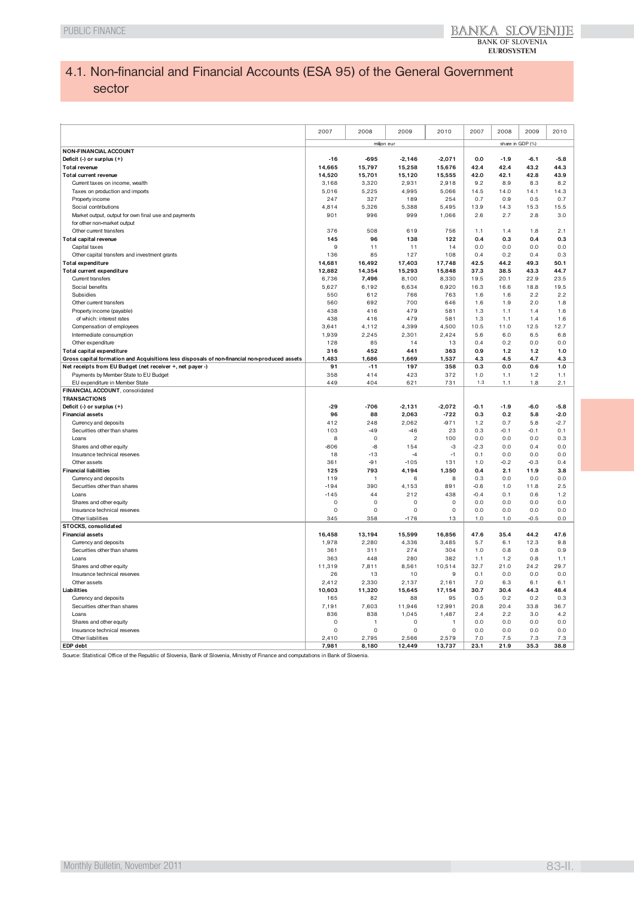# 4.1. Non-financial and Financial Accounts (ESA 95) of the General Government sector

| | 2007 | 2008 | 2009 | 2010 | 2007 | 2008 | 2009 | 2010 |
|---|---|---|---|---|---|---|---|---|
| | million eur | | | | share in GDP (%) | | | |
| **NON-FINANCIAL ACCOUNT** | | | | | | | | |
| **Deficit (-) or surplus (+)** | **-16** | **-695** | **-2,146** | **-2,071** | **0.0** | **-1.9** | **-6.1** | **-5.8** |
| **Total revenue** | **14,665** | **15,797** | **15,258** | **15,676** | **42.4** | **42.4** | **43.2** | **44.3** |
| **Total current revenue** | **14,520** | **15,701** | **15,120** | **15,555** | **42.0** | **42.1** | **42.8** | **43.9** |
| Current taxes on income, wealth | 3,168 | 3,320 | 2,931 | 2,918 | 9.2 | 8.9 | 8.3 | 8.2 |
| Taxes on production and imports | 5,016 | 5,225 | 4,995 | 5,066 | 14.5 | 14.0 | 14.1 | 14.3 |
| Property income | 247 | 327 | 189 | 254 | 0.7 | 0.9 | 0.5 | 0.7 |
| Social contributions | 4,814 | 5,326 | 5,388 | 5,495 | 13.9 | 14.3 | 15.3 | 15.5 |
| Market output, output for own final use and payments for other non-market output | 901 | 996 | 999 | 1,066 | 2.6 | 2.7 | 2.8 | 3.0 |
| Other current transfers | 376 | 508 | 619 | 756 | 1.1 | 1.4 | 1.8 | 2.1 |
| **Total capital revenue** | **145** | **96** | **138** | **122** | **0.4** | **0.3** | **0.4** | **0.3** |
| Capital taxes | 9 | 11 | 11 | 14 | 0.0 | 0.0 | 0.0 | 0.0 |
| Other capital transfers and investment grants | 136 | 85 | 127 | 108 | 0.4 | 0.2 | 0.4 | 0.3 |
| **Total expenditure** | **14,681** | **16,492** | **17,403** | **17,748** | **42.5** | **44.2** | **49.3** | **50.1** |
| **Total current expenditure** | **12,882** | **14,354** | **15,293** | **15,848** | **37.3** | **38.5** | **43.3** | **44.7** |
| Current transfers | 6,736 | 7,496 | 8,100 | 8,330 | 19.5 | 20.1 | 22.9 | 23.5 |
| Social benefits | 5,627 | 6,192 | 6,634 | 6,920 | 16.3 | 16.6 | 18.8 | 19.5 |
| Subsidies | 550 | 612 | 766 | 763 | 1.6 | 1.6 | 2.2 | 2.2 |
| Other current transfers | 560 | 692 | 700 | 646 | 1.6 | 1.9 | 2.0 | 1.8 |
| Property income (payable) | 438 | 416 | 479 | 581 | 1.3 | 1.1 | 1.4 | 1.6 |
| of which: interest rates | 438 | 416 | 479 | 581 | 1.3 | 1.1 | 1.4 | 1.6 |
| Compensation of employees | 3,641 | 4,112 | 4,399 | 4,500 | 10.5 | 11.0 | 12.5 | 12.7 |
| Intermediate consumption | 1,939 | 2,245 | 2,301 | 2,424 | 5.6 | 6.0 | 6.5 | 6.8 |
| Other expenditure | 128 | 85 | 14 | 13 | 0.4 | 0.2 | 0.0 | 0.0 |
| **Total capital expenditure** | **316** | **452** | **441** | **363** | **0.9** | **1.2** | **1.2** | **1.0** |
| **Gross capital formation and Acquisitions less disposals of non-financial non-produced assets** | **1,483** | **1,686** | **1,669** | **1,537** | **4.3** | **4.5** | **4.7** | **4.3** |
| **Net receipts from EU Budget (net receiver +, net payer -)** | **91** | **-11** | **197** | **358** | **0.3** | **0.0** | **0.6** | **1.0** |
| Payments by Member State to EU Budget | 358 | 414 | 423 | 372 | 1.0 | 1.1 | 1.2 | 1.1 |
| EU expenditure in Member State | 449 | 404 | 621 | 731 | 1.3 | 1.1 | 1.8 | 2.1 |
| **FINANCIAL ACCOUNT**, consolidated | | | | | | | | |
| **TRANSACTIONS** | | | | | | | | |
| **Deficit (-) or surplus (+)** | **-29** | **-706** | **-2,131** | **-2,072** | **-0.1** | **-1.9** | **-6.0** | **-5.8** |
| **Financial assets** | **96** | **88** | **2,063** | **-722** | **0.3** | **0.2** | **5.8** | **-2.0** |
| Currency and deposits | 412 | 248 | 2,062 | -971 | 1.2 | 0.7 | 5.8 | -2.7 |
| Securities other than shares | 103 | -49 | -46 | 23 | 0.3 | -0.1 | -0.1 | 0.1 |
| Loans | 8 | 0 | 2 | 100 | 0.0 | 0.0 | 0.0 | 0.3 |
| Shares and other equity | -806 | -8 | 154 | -3 | -2.3 | 0.0 | 0.4 | 0.0 |
| Insurance technical reserves | 18 | -13 | -4 | -1 | 0.1 | 0.0 | 0.0 | 0.0 |
| Other assets | 361 | -91 | -105 | 131 | 1.0 | -0.2 | -0.3 | 0.4 |
| **Financial liabilities** | **125** | **793** | **4,194** | **1,350** | **0.4** | **2.1** | **11.9** | **3.8** |
| Currency and deposits | 119 | 1 | 6 | 8 | 0.3 | 0.0 | 0.0 | 0.0 |
| Securities other than shares | -194 | 390 | 4,153 | 891 | -0.6 | 1.0 | 11.8 | 2.5 |
| Loans | -145 | 44 | 212 | 438 | -0.4 | 0.1 | 0.6 | 1.2 |
| Shares and other equity | 0 | 0 | 0 | 0 | 0.0 | 0.0 | 0.0 | 0.0 |
| Insurance technical reserves | 0 | 0 | 0 | 0 | 0.0 | 0.0 | 0.0 | 0.0 |
| Other liabilities | 345 | 358 | -176 | 13 | 1.0 | 1.0 | -0.5 | 0.0 |
| **STOCKS, consolidated** | | | | | | | | |
| **Financial assets** | **16,458** | **13,194** | **15,599** | **16,856** | **47.6** | **35.4** | **44.2** | **47.6** |
| Currency and deposits | 1,978 | 2,280 | 4,336 | 3,485 | 5.7 | 6.1 | 12.3 | 9.8 |
| Securities other than shares | 361 | 311 | 274 | 304 | 1.0 | 0.8 | 0.8 | 0.9 |
| Loans | 363 | 448 | 280 | 382 | 1.1 | 1.2 | 0.8 | 1.1 |
| Shares and other equity | 11,319 | 7,811 | 8,561 | 10,514 | 32.7 | 21.0 | 24.2 | 29.7 |
| Insurance technical reserves | 26 | 13 | 10 | 9 | 0.1 | 0.0 | 0.0 | 0.0 |
| Other assets | 2,412 | 2,330 | 2,137 | 2,161 | 7.0 | 6.3 | 6.1 | 6.1 |
| **Liabilities** | **10,603** | **11,320** | **15,645** | **17,154** | **30.7** | **30.4** | **44.3** | **48.4** |
| Currency and deposits | 165 | 82 | 88 | 95 | 0.5 | 0.2 | 0.2 | 0.3 |
| Securities other than shares | 7,191 | 7,603 | 11,946 | 12,991 | 20.8 | 20.4 | 33.8 | 36.7 |
| Loans | 836 | 838 | 1,045 | 1,487 | 2.4 | 2.2 | 3.0 | 4.2 |
| Shares and other equity | 0 | 1 | 0 | 1 | 0.0 | 0.0 | 0.0 | 0.0 |
| Insurance technical reserves | 0 | 0 | 0 | 0 | 0.0 | 0.0 | 0.0 | 0.0 |
| Other liabilities | 2,410 | 2,795 | 2,566 | 2,579 | 7.0 | 7.5 | 7.3 | 7.3 |
| **EDP debt** | **7,981** | **8,180** | **12,449** | **13,737** | **23.1** | **21.9** | **35.3** | **38.8** |

Source: Statistical Office of the Republic of Slovenia, Bank of Slovenia, Ministry of Finance and computations in Bank of Slovenia.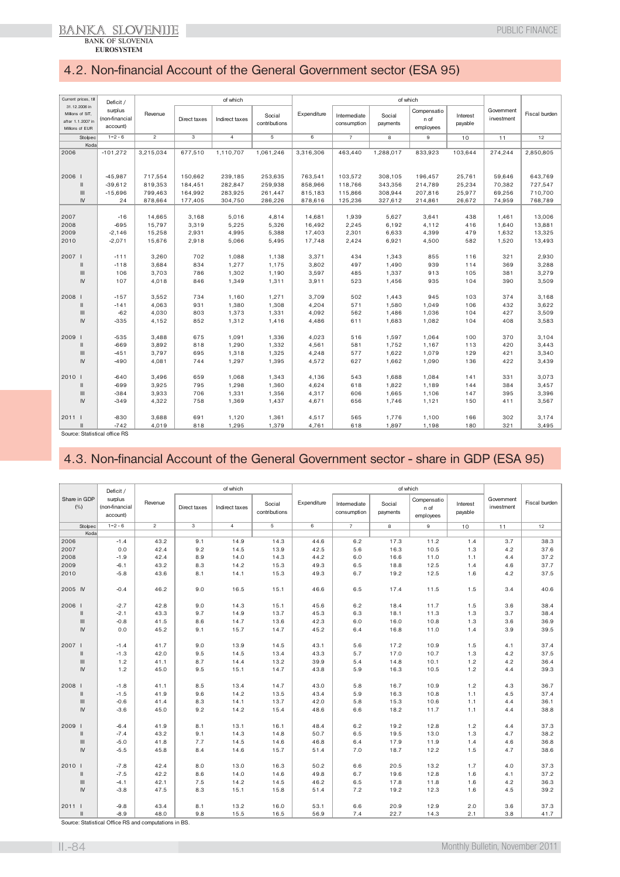## 4.2. Non-financial Account of the General Government sector (ESA 95)

| Current prices, till 31.12.2006 in Millions of SIT, after 1.1.2007 in Millions of EUR | | Deficit / surplus (non-financial account) | Revenue | of which | | | Expenditure | of which | | | | Government investment | Fiscal burden |
|---|---|---|---|---|---|---|---|---|---|---|---|---|---|
| | | | | Direct taxes | Indirect taxes | Social contributions | | Intermediate consumption | Social payments | Compensation of employees | Interest payable | | |
| Stolpec | | 1=2-6 | 2 | 3 | 4 | 5 | 6 | 7 | 8 | 9 | 10 | 11 | 12 |
| Koda | | | | | | | | | | | | | |
| 2006 | | -101,272 | 3,215,034 | 677,510 | 1,110,707 | 1,061,246 | 3,316,306 | 463,440 | 1,288,017 | 833,923 | 103,644 | 274,244 | 2,850,805 |
| 2006 | I | -45,987 | 717,554 | 150,662 | 239,185 | 253,635 | 763,541 | 103,572 | 308,105 | 196,457 | 25,761 | 59,646 | 643,769 |
| | II | -39,612 | 819,353 | 184,451 | 282,847 | 259,938 | 858,966 | 118,766 | 343,356 | 214,789 | 25,234 | 70,382 | 727,547 |
| | III | -15,696 | 799,463 | 164,992 | 283,925 | 261,447 | 815,183 | 115,866 | 308,944 | 207,816 | 25,977 | 69,256 | 710,700 |
| | IV | 24 | 878,664 | 177,405 | 304,750 | 286,226 | 878,616 | 125,236 | 327,612 | 214,861 | 26,672 | 74,959 | 768,789 |
| 2007 | | -16 | 14,665 | 3,168 | 5,016 | 4,814 | 14,681 | 1,939 | 5,627 | 3,641 | 438 | 1,461 | 13,006 |
| 2008 | | -695 | 15,797 | 3,319 | 5,225 | 5,326 | 16,492 | 2,245 | 6,192 | 4,112 | 416 | 1,640 | 13,881 |
| 2009 | | -2,146 | 15,258 | 2,931 | 4,995 | 5,388 | 17,403 | 2,301 | 6,633 | 4,399 | 479 | 1,632 | 13,325 |
| 2010 | | -2,071 | 15,676 | 2,918 | 5,066 | 5,495 | 17,748 | 2,424 | 6,921 | 4,500 | 582 | 1,520 | 13,493 |
| 2007 | I | -111 | 3,260 | 702 | 1,088 | 1,138 | 3,371 | 434 | 1,343 | 855 | 116 | 321 | 2,930 |
| | II | -118 | 3,684 | 834 | 1,277 | 1,175 | 3,802 | 497 | 1,490 | 939 | 114 | 369 | 3,288 |
| | III | 106 | 3,703 | 786 | 1,302 | 1,190 | 3,597 | 485 | 1,337 | 913 | 105 | 381 | 3,279 |
| | IV | 107 | 4,018 | 846 | 1,349 | 1,311 | 3,911 | 523 | 1,456 | 935 | 104 | 390 | 3,509 |
| 2008 | I | -157 | 3,552 | 734 | 1,160 | 1,271 | 3,709 | 502 | 1,443 | 945 | 103 | 374 | 3,168 |
| | II | -141 | 4,063 | 931 | 1,380 | 1,308 | 4,204 | 571 | 1,580 | 1,049 | 106 | 432 | 3,622 |
| | III | -62 | 4,030 | 803 | 1,373 | 1,331 | 4,092 | 562 | 1,486 | 1,036 | 104 | 427 | 3,509 |
| | IV | -335 | 4,152 | 852 | 1,312 | 1,416 | 4,486 | 611 | 1,683 | 1,082 | 104 | 408 | 3,583 |
| 2009 | I | -535 | 3,488 | 675 | 1,091 | 1,336 | 4,023 | 516 | 1,597 | 1,064 | 100 | 370 | 3,104 |
| | II | -669 | 3,892 | 818 | 1,290 | 1,332 | 4,561 | 581 | 1,752 | 1,167 | 113 | 420 | 3,443 |
| | III | -451 | 3,797 | 695 | 1,318 | 1,325 | 4,248 | 577 | 1,622 | 1,079 | 129 | 421 | 3,340 |
| | IV | -490 | 4,081 | 744 | 1,297 | 1,395 | 4,572 | 627 | 1,662 | 1,090 | 136 | 422 | 3,439 |
| 2010 | I | -640 | 3,496 | 659 | 1,068 | 1,343 | 4,136 | 543 | 1,688 | 1,084 | 141 | 331 | 3,073 |
| | II | -699 | 3,925 | 795 | 1,298 | 1,360 | 4,624 | 618 | 1,822 | 1,189 | 144 | 384 | 3,457 |
| | III | -384 | 3,933 | 706 | 1,331 | 1,356 | 4,317 | 606 | 1,665 | 1,106 | 147 | 395 | 3,396 |
| | IV | -349 | 4,322 | 758 | 1,369 | 1,437 | 4,671 | 656 | 1,746 | 1,121 | 150 | 411 | 3,567 |
| 2011 | I | -830 | 3,688 | 691 | 1,120 | 1,361 | 4,517 | 565 | 1,776 | 1,100 | 166 | 302 | 3,174 |
| | II | -742 | 4,019 | 818 | 1,295 | 1,379 | 4,761 | 618 | 1,897 | 1,198 | 180 | 321 | 3,495 |

Source: Statistical office RS

## 4.3. Non-financial Account of the General Government sector - share in GDP (ESA 95)

| Share in GDP (%) | | Deficit / surplus (non-financial account) | Revenue | of which | | | Expenditure | of which | | | | Government investment | Fiscal burden |
|---|---|---|---|---|---|---|---|---|---|---|---|---|---|
| | | | | Direct taxes | Indirect taxes | Social contributions | | Intermediate consumption | Social payments | Compensation of employees | Interest payable | | |
| Stolpec | | 1=2-6 | 2 | 3 | 4 | 5 | 6 | 7 | 8 | 9 | 10 | 11 | 12 |
| Koda | | | | | | | | | | | | | |
| 2006 | | -1.4 | 43.2 | 9.1 | 14.9 | 14.3 | 44.6 | 6.2 | 17.3 | 11.2 | 1.4 | 3.7 | 38.3 |
| 2007 | | 0.0 | 42.4 | 9.2 | 14.5 | 13.9 | 42.5 | 5.6 | 16.3 | 10.5 | 1.3 | 4.2 | 37.6 |
| 2008 | | -1.9 | 42.4 | 8.9 | 14.0 | 14.3 | 44.2 | 6.0 | 16.6 | 11.0 | 1.1 | 4.4 | 37.2 |
| 2009 | | -6.1 | 43.2 | 8.3 | 14.2 | 15.3 | 49.3 | 6.5 | 18.8 | 12.5 | 1.4 | 4.6 | 37.7 |
| 2010 | | -5.8 | 43.6 | 8.1 | 14.1 | 15.3 | 49.3 | 6.7 | 19.2 | 12.5 | 1.6 | 4.2 | 37.5 |
| 2005 | IV | -0.4 | 46.2 | 9.0 | 16.5 | 15.1 | 46.6 | 6.5 | 17.4 | 11.5 | 1.5 | 3.4 | 40.6 |
| 2006 | I | -2.7 | 42.8 | 9.0 | 14.3 | 15.1 | 45.6 | 6.2 | 18.4 | 11.7 | 1.5 | 3.6 | 38.4 |
| | II | -2.1 | 43.3 | 9.7 | 14.9 | 13.7 | 45.3 | 6.3 | 18.1 | 11.3 | 1.3 | 3.7 | 38.4 |
| | III | -0.8 | 41.5 | 8.6 | 14.7 | 13.6 | 42.3 | 6.0 | 16.0 | 10.8 | 1.3 | 3.6 | 36.9 |
| | IV | 0.0 | 45.2 | 9.1 | 15.7 | 14.7 | 45.2 | 6.4 | 16.8 | 11.0 | 1.4 | 3.9 | 39.5 |
| 2007 | I | -1.4 | 41.7 | 9.0 | 13.9 | 14.5 | 43.1 | 5.6 | 17.2 | 10.9 | 1.5 | 4.1 | 37.4 |
| | II | -1.3 | 42.0 | 9.5 | 14.5 | 13.4 | 43.3 | 5.7 | 17.0 | 10.7 | 1.3 | 4.2 | 37.5 |
| | III | 1.2 | 41.1 | 8.7 | 14.4 | 13.2 | 39.9 | 5.4 | 14.8 | 10.1 | 1.2 | 4.2 | 36.4 |
| | IV | 1.2 | 45.0 | 9.5 | 15.1 | 14.7 | 43.8 | 5.9 | 16.3 | 10.5 | 1.2 | 4.4 | 39.3 |
| 2008 | I | -1.8 | 41.1 | 8.5 | 13.4 | 14.7 | 43.0 | 5.8 | 16.7 | 10.9 | 1.2 | 4.3 | 36.7 |
| | II | -1.5 | 41.9 | 9.6 | 14.2 | 13.5 | 43.4 | 5.9 | 16.3 | 10.8 | 1.1 | 4.5 | 37.4 |
| | III | -0.6 | 41.4 | 8.3 | 14.1 | 13.7 | 42.0 | 5.8 | 15.3 | 10.6 | 1.1 | 4.4 | 36.1 |
| | IV | -3.6 | 45.0 | 9.2 | 14.2 | 15.4 | 48.6 | 6.6 | 18.2 | 11.7 | 1.1 | 4.4 | 38.8 |
| 2009 | I | -6.4 | 41.9 | 8.1 | 13.1 | 16.1 | 48.4 | 6.2 | 19.2 | 12.8 | 1.2 | 4.4 | 37.3 |
| | II | -7.4 | 43.2 | 9.1 | 14.3 | 14.8 | 50.7 | 6.5 | 19.5 | 13.0 | 1.3 | 4.7 | 38.2 |
| | III | -5.0 | 41.8 | 7.7 | 14.5 | 14.6 | 46.8 | 6.4 | 17.9 | 11.9 | 1.4 | 4.6 | 36.8 |
| | IV | -5.5 | 45.8 | 8.4 | 14.6 | 15.7 | 51.4 | 7.0 | 18.7 | 12.2 | 1.5 | 4.7 | 38.6 |
| 2010 | I | -7.8 | 42.4 | 8.0 | 13.0 | 16.3 | 50.2 | 6.6 | 20.5 | 13.2 | 1.7 | 4.0 | 37.3 |
| | II | -7.5 | 42.2 | 8.6 | 14.0 | 14.6 | 49.8 | 6.7 | 19.6 | 12.8 | 1.6 | 4.1 | 37.2 |
| | III | -4.1 | 42.1 | 7.5 | 14.2 | 14.5 | 46.2 | 6.5 | 17.8 | 11.8 | 1.6 | 4.2 | 36.3 |
| | IV | -3.8 | 47.5 | 8.3 | 15.1 | 15.8 | 51.4 | 7.2 | 19.2 | 12.3 | 1.6 | 4.5 | 39.2 |
| 2011 | I | -9.8 | 43.4 | 8.1 | 13.2 | 16.0 | 53.1 | 6.6 | 20.9 | 12.9 | 2.0 | 3.6 | 37.3 |
| | II | -8.9 | 48.0 | 9.8 | 15.5 | 16.5 | 56.9 | 7.4 | 22.7 | 14.3 | 2.1 | 3.8 | 41.7 |

Source: Statistical Office RS and computations in BS.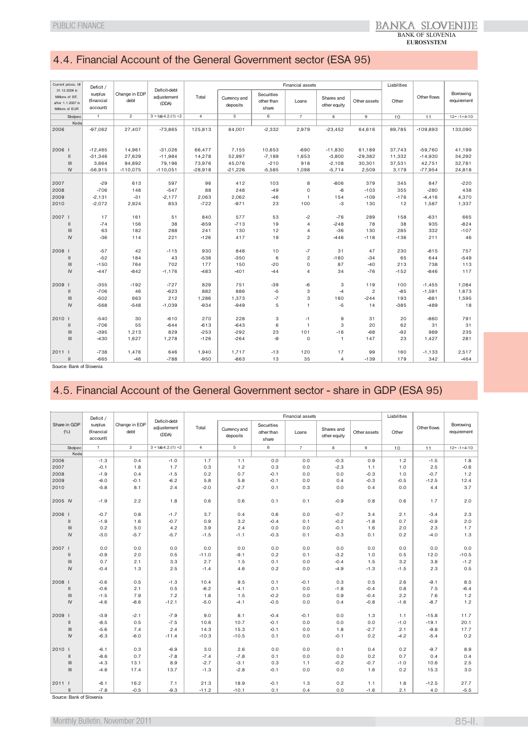## 4.4. Financial Account of the General Government sector (ESA 95)

| Current prices, till 31.12.2006 in Millions of SIT, after 1.1.2007 in Millions of EUR | Deficit / surplus (financial account) | Change in EDP debt | Deficit-debt adjustement (DDA) | Financial assets | | | | | | Liabilities | Other flows | Borrowing requirement |
|---|---|---|---|---|---|---|---|---|---|---|---|---|
| | | | | Total | Currency and deposits | Securities other than share | Loans | Shares and other equity | Other assets | Other | | |
| Stolpec | 1 | 2 | 3 = tab4.2.(1) +2 | 4 | 5 | 6 | 7 | 8 | 9 | 10 | 11 | 12= -1+4-10 |
| Koda | | | | | | | | | | | | |
| 2006 | -97,062 | 27,407 | -73,865 | 125,813 | 84,001 | -2,332 | 2,979 | -23,452 | 64,616 | 89,785 | -109,893 | 133,090 |
| 2006 I | -12,465 | 14,961 | -31,026 | 66,477 | 7,155 | 10,653 | -690 | -11,830 | 61,189 | 37,743 | -59,760 | 41,199 |
| II | -31,346 | 27,629 | -11,984 | 14,278 | 52,997 | -7,189 | 1,653 | -3,800 | -29,382 | 11,332 | -14,930 | 34,292 |
| III | 3,664 | 94,892 | 79,196 | 73,976 | 45,076 | -210 | 918 | -2,108 | 30,301 | 37,531 | 42,751 | 32,781 |
| IV | -56,915 | -110,075 | -110,051 | -28,918 | -21,226 | -5,585 | 1,098 | -5,714 | 2,509 | 3,179 | -77,954 | 24,818 |
| 2007 | -29 | 613 | 597 | 96 | 412 | 103 | 8 | -806 | 379 | 345 | 847 | -220 |
| 2008 | -706 | 148 | -547 | 88 | 248 | -49 | 0 | -8 | -103 | 355 | -280 | 438 |
| 2009 | -2,131 | -31 | -2,177 | 2,063 | 2,062 | -46 | 1 | 154 | -109 | -176 | -4,416 | 4,370 |
| 2010 | -2,072 | 2,924 | 853 | -722 | -971 | 23 | 100 | -3 | 130 | 12 | 1,587 | 1,337 |
| 2007 I | 17 | 161 | 51 | 840 | 577 | 53 | -2 | -76 | 289 | 158 | -631 | 665 |
| II | -74 | 156 | 38 | -859 | -713 | 19 | 4 | -248 | 78 | 38 | 935 | -824 |
| III | 63 | 182 | 288 | 241 | 130 | 12 | 4 | -36 | 130 | 285 | 332 | -107 |
| IV | -36 | 114 | 221 | -126 | 417 | 19 | 2 | -446 | -118 | -136 | 211 | 46 |
| 2008 I | -57 | 42 | -115 | 930 | 848 | 10 | -7 | 31 | 47 | 230 | -815 | 757 |
| II | -52 | 184 | 43 | -536 | -350 | 6 | 2 | -160 | -34 | 65 | 644 | -549 |
| III | -150 | 764 | 702 | 177 | 150 | -20 | 0 | 87 | -40 | 213 | 738 | 113 |
| IV | -447 | -842 | -1,176 | -483 | -401 | -44 | 4 | 34 | -76 | -152 | -846 | 117 |
| 2009 I | -355 | -192 | -727 | 829 | 751 | -39 | -6 | 3 | 119 | 100 | -1,455 | 1,084 |
| II | -706 | 46 | -623 | 882 | 886 | -5 | 3 | -4 | 2 | -85 | -1,591 | 1,673 |
| III | -502 | 663 | 212 | 1,286 | 1,373 | -7 | 3 | 160 | -244 | 193 | -881 | 1,595 |
| IV | -568 | -548 | -1,039 | -934 | -949 | 5 | 1 | -5 | 14 | -385 | -489 | 18 |
| 2010 I | -540 | 30 | -610 | 270 | 228 | 3 | -1 | 9 | 31 | 20 | -860 | 791 |
| II | -706 | 55 | -644 | -613 | -643 | 6 | 1 | 3 | 20 | 62 | 31 | 31 |
| III | -395 | 1,213 | 829 | -253 | -292 | 23 | 101 | -16 | -68 | -92 | 989 | 235 |
| III | -430 | 1,627 | 1,278 | -126 | -264 | -9 | 0 | 1 | 147 | 23 | 1,427 | 281 |
| 2011 I | -738 | 1,476 | 646 | 1,940 | 1,717 | -13 | 120 | 17 | 99 | 160 | -1,133 | 2,517 |
| II | -665 | -46 | -788 | -950 | -863 | 13 | 35 | 4 | -139 | 179 | 342 | -464 |

Source: Bank of Slovenia

## 4.5. Financial Account of the General Government sector - share in GDP (ESA 95)

| Share in GDP (%) | Deficit / surplus (financial account) | Change in EDP debt | Deficit-debt adjustement (DDA) | Financial assets | | | | | | Liabilities | Other flows | Borrowing requirement |
|---|---|---|---|---|---|---|---|---|---|---|---|---|
| | | | | Total | Currency and deposits | Securities other than share | Loans | Shares and other equity | Other assets | Other | | |
| Stolpec | 1 | 2 | 3 = tab4.2.(1) +2 | 4 | 5 | 6 | 7 | 8 | 9 | 10 | 11 | 12= -1+4-10 |
| Koda | | | | | | | | | | | | |
| 2006 | -1.3 | 0.4 | -1.0 | 1.7 | 1.1 | 0.0 | 0.0 | -0.3 | 0.9 | 1.2 | -1.5 | 1.8 |
| 2007 | -0.1 | 1.8 | 1.7 | 0.3 | 1.2 | 0.3 | 0.0 | -2.3 | 1.1 | 1.0 | 2.5 | -0.6 |
| 2008 | -1.9 | 0.4 | -1.5 | 0.2 | 0.7 | -0.1 | 0.0 | 0.0 | -0.3 | 1.0 | -0.7 | 1.2 |
| 2009 | -6.0 | -0.1 | -6.2 | 5.8 | 5.8 | -0.1 | 0.0 | 0.4 | -0.3 | -0.5 | -12.5 | 12.4 |
| 2010 | -5.8 | 8.1 | 2.4 | -2.0 | -2.7 | 0.1 | 0.3 | 0.0 | 0.4 | 0.0 | 4.4 | 3.7 |
| 2005 IV | -1.9 | 2.2 | 1.8 | 0.6 | 0.6 | 0.1 | 0.1 | -0.9 | 0.8 | 0.6 | 1.7 | 2.0 |
| 2006 I | -0.7 | 0.8 | -1.7 | 3.7 | 0.4 | 0.6 | 0.0 | -0.7 | 3.4 | 2.1 | -3.4 | 2.3 |
| II | -1.9 | 1.6 | -0.7 | 0.9 | 3.2 | -0.4 | 0.1 | -0.2 | -1.8 | 0.7 | -0.9 | 2.0 |
| III | 0.2 | 5.0 | 4.2 | 3.9 | 2.4 | 0.0 | 0.0 | -0.1 | 1.6 | 2.0 | 2.3 | 1.7 |
| IV | -3.0 | -5.7 | -5.7 | -1.5 | -1.1 | -0.3 | 0.1 | -0.3 | 0.1 | 0.2 | -4.0 | 1.3 |
| 2007 I | 0.0 | 0.0 | 0.0 | 0.0 | 0.0 | 0.0 | 0.0 | 0.0 | 0.0 | 0.0 | 0.0 | 0.0 |
| II | -0.9 | 2.0 | 0.5 | -11.0 | -9.1 | 0.2 | 0.1 | -3.2 | 1.0 | 0.5 | 12.0 | -10.5 |
| III | 0.7 | 2.1 | 3.3 | 2.7 | 1.5 | 0.1 | 0.0 | -0.4 | 1.5 | 3.2 | 3.8 | -1.2 |
| IV | -0.4 | 1.3 | 2.5 | -1.4 | 4.6 | 0.2 | 0.0 | -4.9 | -1.3 | -1.5 | 2.3 | 0.5 |
| 2008 I | -0.6 | 0.5 | -1.3 | 10.4 | 9.5 | 0.1 | -0.1 | 0.3 | 0.5 | 2.6 | -9.1 | 8.5 |
| II | -0.6 | 2.1 | 0.5 | -6.2 | -4.1 | 0.1 | 0.0 | -1.8 | -0.4 | 0.8 | 7.5 | -6.4 |
| III | -1.5 | 7.9 | 7.2 | 1.8 | 1.5 | -0.2 | 0.0 | 0.9 | -0.4 | 2.2 | 7.6 | 1.2 |
| IV | -4.6 | -8.6 | -12.1 | -5.0 | -4.1 | -0.5 | 0.0 | 0.4 | -0.8 | -1.6 | -8.7 | 1.2 |
| 2009 I | -3.9 | -2.1 | -7.9 | 9.0 | 8.1 | -0.4 | -0.1 | 0.0 | 1.3 | 1.1 | -15.8 | 11.7 |
| II | -8.5 | 0.5 | -7.5 | 10.6 | 10.7 | -0.1 | 0.0 | 0.0 | 0.0 | -1.0 | -19.1 | 20.1 |
| III | -5.6 | 7.4 | 2.4 | 14.3 | 15.3 | -0.1 | 0.0 | 1.8 | -2.7 | 2.1 | -9.8 | 17.7 |
| IV | -6.3 | -6.0 | -11.4 | -10.3 | -10.5 | 0.1 | 0.0 | -0.1 | 0.2 | -4.2 | -5.4 | 0.2 |
| 2010 I | -6.1 | 0.3 | -6.9 | 3.0 | 2.6 | 0.0 | 0.0 | 0.1 | 0.4 | 0.2 | -9.7 | 8.9 |
| II | -8.6 | 0.7 | -7.8 | -7.4 | -7.8 | 0.1 | 0.0 | 0.0 | 0.2 | 0.7 | 0.4 | 0.4 |
| III | -4.3 | 13.1 | 8.9 | -2.7 | -3.1 | 0.3 | 1.1 | -0.2 | -0.7 | -1.0 | 10.6 | 2.5 |
| III | -4.6 | 17.4 | 13.7 | -1.3 | -2.8 | -0.1 | 0.0 | 0.0 | 1.6 | 0.2 | 15.3 | 3.0 |
| 2011 I | -8.1 | 16.2 | 7.1 | 21.3 | 18.9 | -0.1 | 1.3 | 0.2 | 1.1 | 1.8 | -12.5 | 27.7 |
| II | -7.8 | -0.5 | -9.3 | -11.2 | -10.1 | 0.1 | 0.4 | 0.0 | -1.6 | 2.1 | 4.0 | -5.5 |

Source: Bank of Slovenia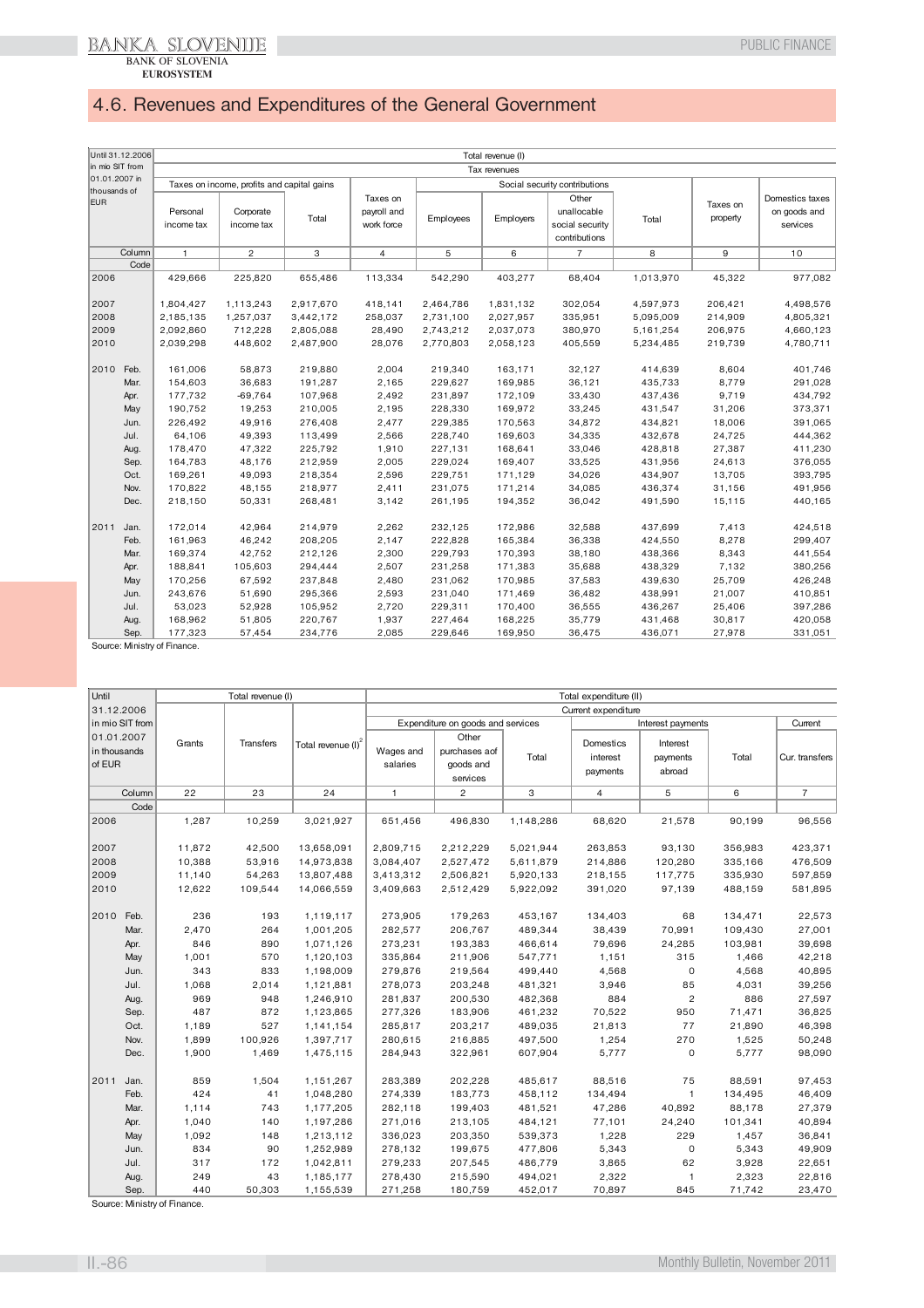## 4.6. Revenues and Expenditures of the General Government

| Until 31.12.2006 in mio SIT from 01.01.2007 in thousands of EUR | Total revenue (I) | | | | | | | | | |
|---|---|---|---|---|---|---|---|---|---|---|
| | Tax revenues | | | | | | | | | |
| | Taxes on income, profits and capital gains | | | Taxes on payroll and work force | Social security contributions | | | | Taxes on property | Domestics taxes on goods and services |
| | Personal income tax | Corporate income tax | Total | | Employees | Employers | Other unallocable social security contributions | Total | | |
| Column | 1 | 2 | 3 | 4 | 5 | 6 | 7 | 8 | 9 | 10 |
| Code | | | | | | | | | | |
| 2006 | 429,666 | 225,820 | 655,486 | 113,334 | 542,290 | 403,277 | 68,404 | 1,013,970 | 45,322 | 977,082 |
| 2007 | 1,804,427 | 1,113,243 | 2,917,670 | 418,141 | 2,464,786 | 1,831,132 | 302,054 | 4,597,973 | 206,421 | 4,498,576 |
| 2008 | 2,185,135 | 1,257,037 | 3,442,172 | 258,037 | 2,731,100 | 2,027,957 | 335,951 | 5,095,009 | 214,909 | 4,805,321 |
| 2009 | 2,092,860 | 712,228 | 2,805,088 | 28,490 | 2,743,212 | 2,037,073 | 380,970 | 5,161,254 | 206,975 | 4,660,123 |
| 2010 | 2,039,298 | 448,602 | 2,487,900 | 28,076 | 2,770,803 | 2,058,123 | 405,559 | 5,234,485 | 219,739 | 4,780,711 |
| 2010 Feb. | 161,006 | 58,873 | 219,880 | 2,004 | 219,340 | 163,171 | 32,127 | 414,639 | 8,604 | 401,746 |
| Mar. | 154,603 | 36,683 | 191,287 | 2,165 | 229,627 | 169,985 | 36,121 | 435,733 | 8,779 | 291,028 |
| Apr. | 177,732 | -69,764 | 107,968 | 2,492 | 231,897 | 172,109 | 33,430 | 437,436 | 9,719 | 434,792 |
| May | 190,752 | 19,253 | 210,005 | 2,195 | 228,330 | 169,972 | 33,245 | 431,547 | 31,206 | 373,371 |
| Jun. | 226,492 | 49,916 | 276,408 | 2,477 | 229,385 | 170,563 | 34,872 | 434,821 | 18,006 | 391,065 |
| Jul. | 64,106 | 49,393 | 113,499 | 2,566 | 228,740 | 169,603 | 34,335 | 432,678 | 24,725 | 444,362 |
| Aug. | 178,470 | 47,322 | 225,792 | 1,910 | 227,131 | 168,641 | 33,046 | 428,818 | 27,387 | 411,230 |
| Sep. | 164,783 | 48,176 | 212,959 | 2,005 | 229,024 | 169,407 | 33,525 | 431,956 | 24,613 | 376,055 |
| Oct. | 169,261 | 49,093 | 218,354 | 2,596 | 229,751 | 171,129 | 34,026 | 434,907 | 13,705 | 393,795 |
| Nov. | 170,822 | 48,155 | 218,977 | 2,411 | 231,075 | 171,214 | 34,085 | 436,374 | 31,156 | 491,956 |
| Dec. | 218,150 | 50,331 | 268,481 | 3,142 | 261,195 | 194,352 | 36,042 | 491,590 | 15,115 | 440,165 |
| 2011 Jan. | 172,014 | 42,964 | 214,979 | 2,262 | 232,125 | 172,986 | 32,588 | 437,699 | 7,413 | 424,518 |
| Feb. | 161,963 | 46,242 | 208,205 | 2,147 | 222,828 | 165,384 | 36,338 | 424,550 | 8,278 | 299,407 |
| Mar. | 169,374 | 42,752 | 212,126 | 2,300 | 229,793 | 170,393 | 38,180 | 438,366 | 8,343 | 441,554 |
| Apr. | 188,841 | 105,603 | 294,444 | 2,507 | 231,258 | 171,383 | 35,688 | 438,329 | 7,132 | 380,256 |
| May | 170,256 | 67,592 | 237,848 | 2,480 | 231,062 | 170,985 | 37,583 | 439,630 | 25,709 | 426,248 |
| Jun. | 243,676 | 51,690 | 295,366 | 2,593 | 231,040 | 171,469 | 36,482 | 438,991 | 21,007 | 410,851 |
| Jul. | 53,023 | 52,928 | 105,952 | 2,720 | 229,311 | 170,400 | 36,555 | 436,267 | 25,406 | 397,286 |
| Aug. | 168,962 | 51,805 | 220,767 | 1,937 | 227,464 | 168,225 | 35,779 | 431,468 | 30,817 | 420,058 |
| Sep. | 177,323 | 57,454 | 234,776 | 2,085 | 229,646 | 169,950 | 36,475 | 436,071 | 27,978 | 331,051 |

Source: Ministry of Finance.

| Until 31.12.2006 in mio SIT from 01.01.2007 in thousands of EUR | Total revenue (I) | | | Total expenditure (II) | | | | | | |
|---|---|---|---|---|---|---|---|---|---|---|
| | | | | Current expenditure | | | | | | |
| | | | | Expenditure on goods and services | | | Interest payments | | | Current |
| | Grants | Transfers | Total revenue (I)[2] | Wages and salaries | Other purchases aof goods and services | Total | Domestics interest payments | Interest payments abroad | Total | Cur. transfers |
| Column | 22 | 23 | 24 | 1 | 2 | 3 | 4 | 5 | 6 | 7 |
| Code | | | | | | | | | | |
| 2006 | 1,287 | 10,259 | 3,021,927 | 651,456 | 496,830 | 1,148,286 | 68,620 | 21,578 | 90,199 | 96,556 |
| 2007 | 11,872 | 42,500 | 13,658,091 | 2,809,715 | 2,212,229 | 5,021,944 | 263,853 | 93,130 | 356,983 | 423,371 |
| 2008 | 10,388 | 53,916 | 14,973,838 | 3,084,407 | 2,527,472 | 5,611,879 | 214,886 | 120,280 | 335,166 | 476,509 |
| 2009 | 11,140 | 54,263 | 13,807,488 | 3,413,312 | 2,506,821 | 5,920,133 | 218,155 | 117,775 | 335,930 | 597,859 |
| 2010 | 12,622 | 109,544 | 14,066,559 | 3,409,663 | 2,512,429 | 5,922,092 | 391,020 | 97,139 | 488,159 | 581,895 |
| 2010 Feb. | 236 | 193 | 1,119,117 | 273,905 | 179,263 | 453,167 | 134,403 | 68 | 134,471 | 22,573 |
| Mar. | 2,470 | 264 | 1,001,205 | 282,577 | 206,767 | 489,344 | 38,439 | 70,991 | 109,430 | 27,001 |
| Apr. | 846 | 890 | 1,071,126 | 273,231 | 193,383 | 466,614 | 79,696 | 24,285 | 103,981 | 39,698 |
| May | 1,001 | 570 | 1,120,103 | 335,864 | 211,906 | 547,771 | 1,151 | 315 | 1,466 | 42,218 |
| Jun. | 343 | 833 | 1,198,009 | 279,876 | 219,564 | 499,440 | 4,568 | 0 | 4,568 | 40,895 |
| Jul. | 1,068 | 2,014 | 1,121,881 | 278,073 | 203,248 | 481,321 | 3,946 | 85 | 4,031 | 39,256 |
| Aug. | 969 | 948 | 1,246,910 | 281,837 | 200,530 | 482,368 | 884 | 2 | 886 | 27,597 |
| Sep. | 487 | 872 | 1,123,865 | 277,326 | 183,906 | 461,232 | 70,522 | 950 | 71,471 | 36,825 |
| Oct. | 1,189 | 527 | 1,141,154 | 285,817 | 203,217 | 489,035 | 21,813 | 77 | 21,890 | 46,398 |
| Nov. | 1,899 | 100,926 | 1,397,717 | 280,615 | 216,885 | 497,500 | 1,254 | 270 | 1,525 | 50,248 |
| Dec. | 1,900 | 1,469 | 1,475,115 | 284,943 | 322,961 | 607,904 | 5,777 | 0 | 5,777 | 98,090 |
| 2011 Jan. | 859 | 1,504 | 1,151,267 | 283,389 | 202,228 | 485,617 | 88,516 | 75 | 88,591 | 97,453 |
| Feb. | 424 | 41 | 1,048,280 | 274,339 | 183,773 | 458,112 | 134,494 | 1 | 134,495 | 46,409 |
| Mar. | 1,114 | 743 | 1,177,205 | 282,118 | 199,403 | 481,521 | 47,286 | 40,892 | 88,178 | 27,379 |
| Apr. | 1,040 | 140 | 1,197,286 | 271,016 | 213,105 | 484,121 | 77,101 | 24,240 | 101,341 | 40,894 |
| May | 1,092 | 148 | 1,213,112 | 336,023 | 203,350 | 539,373 | 1,228 | 229 | 1,457 | 36,841 |
| Jun. | 834 | 90 | 1,252,989 | 278,132 | 199,675 | 477,806 | 5,343 | 0 | 5,343 | 49,909 |
| Jul. | 317 | 172 | 1,042,811 | 279,233 | 207,545 | 486,779 | 3,865 | 62 | 3,928 | 22,651 |
| Aug. | 249 | 43 | 1,185,177 | 278,430 | 215,590 | 494,021 | 2,322 | 1 | 2,323 | 22,816 |
| Sep. | 440 | 50,303 | 1,155,539 | 271,258 | 180,759 | 452,017 | 70,897 | 845 | 71,742 | 23,470 |

Source: Ministry of Finance.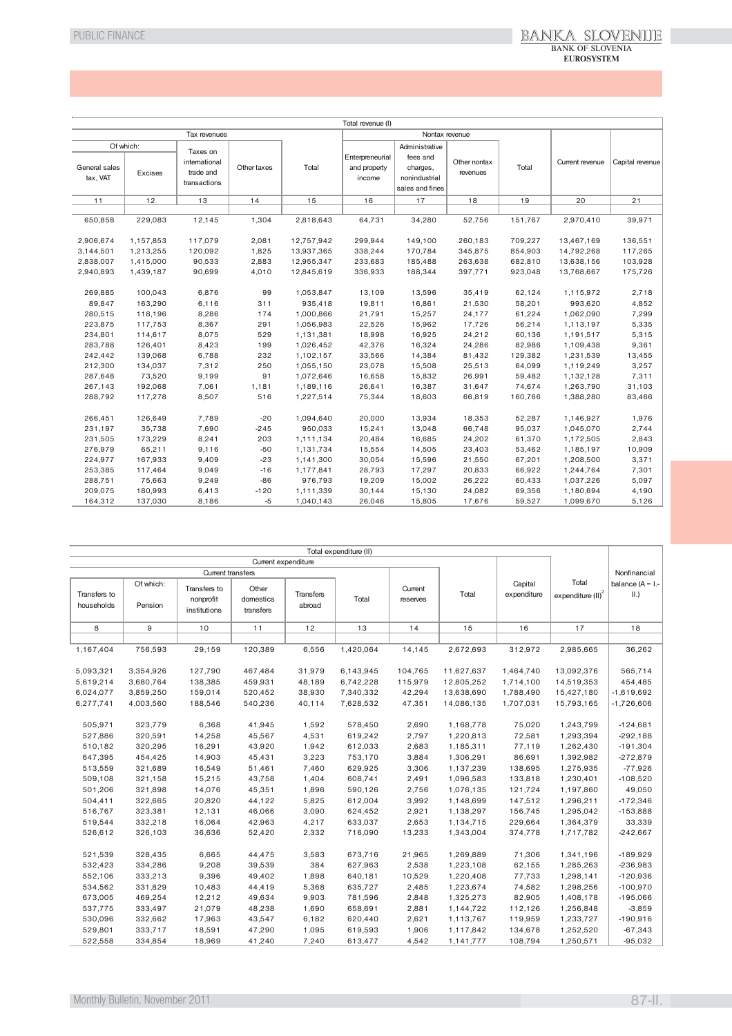| Total revenue (I) | | | | | | | | | | |
|---|---|---|---|---|---|---|---|---|---|---|
| Tax revenues | | | | | Nontax revenue | | | | | |
| Of which: | | | | | | | | | | |
| General sales tax, VAT | Excises | Taxes on international trade and transactions | Other taxes | Total | Enterpreneurial and property income | Administrative fees and charges, nonindustrial sales and fines | Other nontax revenues | Total | Current revenue | Capital revenue |
| 11 | 12 | 13 | 14 | 15 | 16 | 17 | 18 | 19 | 20 | 21 |
| | | | | | | | | | | |
| 650,858 | 229,083 | 12,145 | 1,304 | 2,818,643 | 64,731 | 34,280 | 52,756 | 151,767 | 2,970,410 | 39,971 |
| | | | | | | | | | | |
| 2,906,674 | 1,157,853 | 117,079 | 2,081 | 12,757,942 | 299,944 | 149,100 | 260,183 | 709,227 | 13,467,169 | 136,551 |
| 3,144,501 | 1,213,255 | 120,092 | 1,825 | 13,937,365 | 338,244 | 170,784 | 345,875 | 854,903 | 14,792,268 | 117,265 |
| 2,838,007 | 1,415,000 | 90,533 | 2,883 | 12,955,347 | 233,683 | 185,488 | 263,638 | 682,810 | 13,638,156 | 103,928 |
| 2,940,893 | 1,439,187 | 90,699 | 4,010 | 12,845,619 | 336,933 | 188,344 | 397,771 | 923,048 | 13,768,667 | 175,726 |
| | | | | | | | | | | |
| 269,885 | 100,043 | 6,876 | 99 | 1,053,847 | 13,109 | 13,596 | 35,419 | 62,124 | 1,115,972 | 2,718 |
| 89,847 | 163,290 | 6,116 | 311 | 935,418 | 19,811 | 16,861 | 21,530 | 58,201 | 993,620 | 4,852 |
| 280,515 | 118,196 | 8,286 | 174 | 1,000,866 | 21,791 | 15,257 | 24,177 | 61,224 | 1,062,090 | 7,299 |
| 223,875 | 117,753 | 8,367 | 291 | 1,056,983 | 22,526 | 15,962 | 17,726 | 56,214 | 1,113,197 | 5,335 |
| 234,801 | 114,617 | 8,075 | 529 | 1,131,381 | 18,998 | 16,925 | 24,212 | 60,136 | 1,191,517 | 5,315 |
| 283,788 | 126,401 | 8,423 | 199 | 1,026,452 | 42,376 | 16,324 | 24,286 | 82,986 | 1,109,438 | 9,361 |
| 242,442 | 139,068 | 6,788 | 232 | 1,102,157 | 33,566 | 14,384 | 81,432 | 129,382 | 1,231,539 | 13,455 |
| 212,300 | 134,037 | 7,312 | 250 | 1,055,150 | 23,078 | 15,508 | 25,513 | 64,099 | 1,119,249 | 3,257 |
| 287,648 | 73,520 | 9,199 | 91 | 1,072,646 | 16,658 | 15,832 | 26,991 | 59,482 | 1,132,128 | 7,311 |
| 267,143 | 192,068 | 7,061 | 1,181 | 1,189,116 | 26,641 | 16,387 | 31,647 | 74,674 | 1,263,790 | 31,103 |
| 288,792 | 117,278 | 8,507 | 516 | 1,227,514 | 75,344 | 18,603 | 66,819 | 160,766 | 1,388,280 | 83,466 |
| | | | | | | | | | | |
| 266,451 | 126,649 | 7,789 | -20 | 1,094,640 | 20,000 | 13,934 | 18,353 | 52,287 | 1,146,927 | 1,976 |
| 231,197 | 35,738 | 7,690 | -245 | 950,033 | 15,241 | 13,048 | 66,748 | 95,037 | 1,045,070 | 2,744 |
| 231,505 | 173,229 | 8,241 | 203 | 1,111,134 | 20,484 | 16,685 | 24,202 | 61,370 | 1,172,505 | 2,843 |
| 276,979 | 65,211 | 9,116 | -50 | 1,131,734 | 15,554 | 14,505 | 23,403 | 53,462 | 1,185,197 | 10,909 |
| 224,977 | 167,933 | 9,409 | -23 | 1,141,300 | 30,054 | 15,596 | 21,550 | 67,201 | 1,208,500 | 3,371 |
| 253,385 | 117,464 | 9,049 | -16 | 1,177,841 | 28,793 | 17,297 | 20,833 | 66,922 | 1,244,764 | 7,301 |
| 288,751 | 75,663 | 9,249 | -86 | 976,793 | 19,209 | 15,002 | 26,222 | 60,433 | 1,037,226 | 5,097 |
| 209,075 | 180,993 | 6,413 | -120 | 1,111,339 | 30,144 | 15,130 | 24,082 | 69,356 | 1,180,694 | 4,190 |
| 164,312 | 137,030 | 8,186 | -5 | 1,040,143 | 26,046 | 15,805 | 17,676 | 59,527 | 1,099,670 | 5,126 |

| Total expenditure (II) | | | | | | | | | | |
|---|---|---|---|---|---|---|---|---|---|---|
| Current expenditure | | | | | | | | | | |
| Current transfers | | | | | | | | | | |
| Transfers to households | Of which: Pension | Transfers to nonprofit institutions | Other domestics transfers | Transfers abroad | Total | Current reserves | Total | Capital expenditure | Total expenditure (II)[2] | Nonfinancial balance (A = I.- II.) |
| 8 | 9 | 10 | 11 | 12 | 13 | 14 | 15 | 16 | 17 | 18 |
| | | | | | | | | | | |
| 1,167,404 | 756,593 | 29,159 | 120,389 | 6,556 | 1,420,064 | 14,145 | 2,672,693 | 312,972 | 2,985,665 | 36,262 |
| | | | | | | | | | | |
| 5,093,321 | 3,354,926 | 127,790 | 467,484 | 31,979 | 6,143,945 | 104,765 | 11,627,637 | 1,464,740 | 13,092,376 | 565,714 |
| 5,619,214 | 3,680,764 | 138,385 | 459,931 | 48,189 | 6,742,228 | 115,979 | 12,805,252 | 1,714,100 | 14,519,353 | 454,485 |
| 6,024,077 | 3,859,250 | 159,014 | 520,452 | 38,930 | 7,340,332 | 42,294 | 13,638,690 | 1,788,490 | 15,427,180 | -1,619,692 |
| 6,277,741 | 4,003,560 | 188,546 | 540,236 | 40,114 | 7,628,532 | 47,351 | 14,086,135 | 1,707,031 | 15,793,165 | -1,726,606 |
| | | | | | | | | | | |
| 505,971 | 323,779 | 6,368 | 41,945 | 1,592 | 578,450 | 2,690 | 1,168,778 | 75,020 | 1,243,799 | -124,681 |
| 527,886 | 320,591 | 14,258 | 45,567 | 4,531 | 619,242 | 2,797 | 1,220,813 | 72,581 | 1,293,394 | -292,188 |
| 510,182 | 320,295 | 16,291 | 43,920 | 1,942 | 612,033 | 2,683 | 1,185,311 | 77,119 | 1,262,430 | -191,304 |
| 647,395 | 454,425 | 14,903 | 45,431 | 3,223 | 753,170 | 3,884 | 1,306,291 | 86,691 | 1,392,982 | -272,879 |
| 513,559 | 321,689 | 16,549 | 51,461 | 7,460 | 629,925 | 3,306 | 1,137,239 | 138,695 | 1,275,935 | -77,926 |
| 509,108 | 321,158 | 15,215 | 43,758 | 1,404 | 608,741 | 2,491 | 1,096,583 | 133,818 | 1,230,401 | -108,520 |
| 501,206 | 321,898 | 14,076 | 45,351 | 1,896 | 590,126 | 2,756 | 1,076,135 | 121,724 | 1,197,860 | 49,050 |
| 504,411 | 322,665 | 20,820 | 44,122 | 5,825 | 612,004 | 3,992 | 1,148,699 | 147,512 | 1,296,211 | -172,346 |
| 516,767 | 323,381 | 12,131 | 46,066 | 3,090 | 624,452 | 2,921 | 1,138,297 | 156,745 | 1,295,042 | -153,888 |
| 519,544 | 332,218 | 16,064 | 42,963 | 4,217 | 633,037 | 2,653 | 1,134,715 | 229,664 | 1,364,379 | 33,339 |
| 526,612 | 326,103 | 36,636 | 52,420 | 2,332 | 716,090 | 13,233 | 1,343,004 | 374,778 | 1,717,782 | -242,667 |
| | | | | | | | | | | |
| 521,539 | 328,435 | 6,665 | 44,475 | 3,583 | 673,716 | 21,965 | 1,269,889 | 71,306 | 1,341,196 | -189,929 |
| 532,423 | 334,286 | 9,208 | 39,539 | 384 | 627,963 | 2,538 | 1,223,108 | 62,155 | 1,285,263 | -236,983 |
| 552,106 | 333,213 | 9,396 | 49,402 | 1,898 | 640,181 | 10,529 | 1,220,408 | 77,733 | 1,298,141 | -120,936 |
| 534,562 | 331,829 | 10,483 | 44,419 | 5,368 | 635,727 | 2,485 | 1,223,674 | 74,582 | 1,298,256 | -100,970 |
| 673,005 | 469,254 | 12,212 | 49,634 | 9,903 | 781,596 | 2,848 | 1,325,273 | 82,905 | 1,408,178 | -195,066 |
| 537,775 | 333,497 | 21,079 | 48,238 | 1,690 | 658,691 | 2,881 | 1,144,722 | 112,126 | 1,256,848 | -3,859 |
| 530,096 | 332,662 | 17,963 | 43,547 | 6,182 | 620,440 | 2,621 | 1,113,767 | 119,959 | 1,233,727 | -190,916 |
| 529,801 | 333,717 | 18,591 | 47,290 | 1,095 | 619,593 | 1,906 | 1,117,842 | 134,678 | 1,252,520 | -67,343 |
| 522,558 | 334,854 | 18,969 | 41,240 | 7,240 | 613,477 | 4,542 | 1,141,777 | 108,794 | 1,250,571 | -95,032 |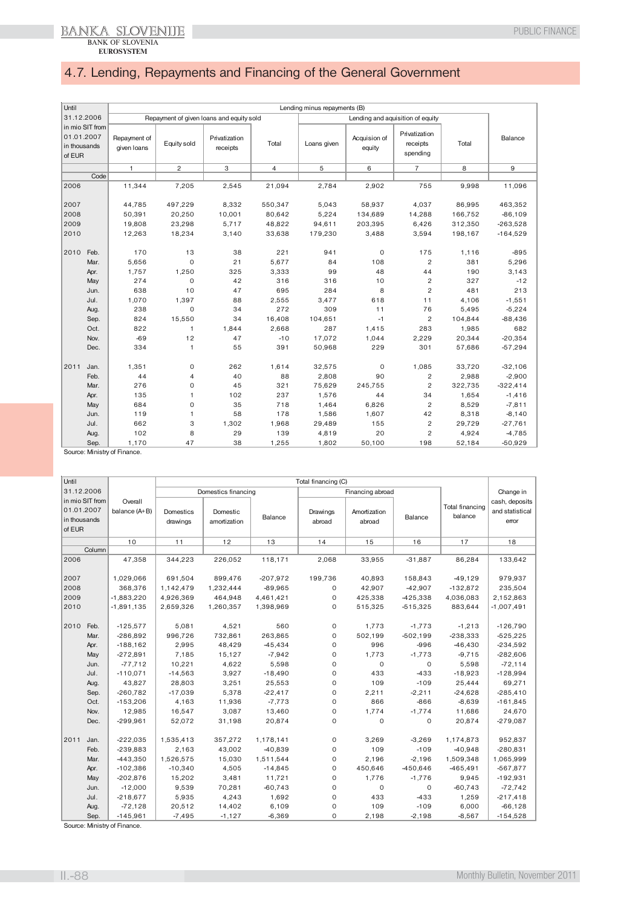## 4.7. Lending, Repayments and Financing of the General Government

| Until 31.12.2006 in mio SIT from 01.01.2007 in thousands of EUR | Lending minus repayments (B) | | | | | | | | |
|---|---|---|---|---|---|---|---|---|---|
| | Repayment of given loans and equity sold | | | | Lending and aquisition of equity | | | | Balance |
| | Repayment of given loans | Equity sold | Privatization receipts | Total | Loans given | Acquision of equity | Privatization receipts spending | Total | |
| | 1 | 2 | 3 | 4 | 5 | 6 | 7 | 8 | 9 |
| Code | | | | | | | | | |
| 2006 | 11,344 | 7,205 | 2,545 | 21,094 | 2,784 | 2,902 | 755 | 9,998 | 11,096 |
| 2007 | 44,785 | 497,229 | 8,332 | 550,347 | 5,043 | 58,937 | 4,037 | 86,995 | 463,352 |
| 2008 | 50,391 | 20,250 | 10,001 | 80,642 | 5,224 | 134,689 | 14,288 | 166,752 | -86,109 |
| 2009 | 19,808 | 23,298 | 5,717 | 48,822 | 94,611 | 203,395 | 6,426 | 312,350 | -263,528 |
| 2010 | 12,263 | 18,234 | 3,140 | 33,638 | 179,230 | 3,488 | 3,594 | 198,167 | -164,529 |
| 2010 Feb. | 170 | 13 | 38 | 221 | 941 | 0 | 175 | 1,116 | -895 |
| Mar. | 5,656 | 0 | 21 | 5,677 | 84 | 108 | 2 | 381 | 5,296 |
| Apr. | 1,757 | 1,250 | 325 | 3,333 | 99 | 48 | 44 | 190 | 3,143 |
| May | 274 | 0 | 42 | 316 | 316 | 10 | 2 | 327 | -12 |
| Jun. | 638 | 10 | 47 | 695 | 284 | 8 | 2 | 481 | 213 |
| Jul. | 1,070 | 1,397 | 88 | 2,555 | 3,477 | 618 | 11 | 4,106 | -1,551 |
| Aug. | 238 | 0 | 34 | 272 | 309 | 11 | 76 | 5,495 | -5,224 |
| Sep. | 824 | 15,550 | 34 | 16,408 | 104,651 | -1 | 2 | 104,844 | -88,436 |
| Oct. | 822 | 1 | 1,844 | 2,668 | 287 | 1,415 | 283 | 1,985 | 682 |
| Nov. | -69 | 12 | 47 | -10 | 17,072 | 1,044 | 2,229 | 20,344 | -20,354 |
| Dec. | 334 | 1 | 55 | 391 | 50,968 | 229 | 301 | 57,686 | -57,294 |
| 2011 Jan. | 1,351 | 0 | 262 | 1,614 | 32,575 | 0 | 1,085 | 33,720 | -32,106 |
| Feb. | 44 | 4 | 40 | 88 | 2,808 | 90 | 2 | 2,988 | -2,900 |
| Mar. | 276 | 0 | 45 | 321 | 75,629 | 245,755 | 2 | 322,735 | -322,414 |
| Apr. | 135 | 1 | 102 | 237 | 1,576 | 44 | 34 | 1,654 | -1,416 |
| May | 684 | 0 | 35 | 718 | 1,464 | 6,826 | 2 | 8,529 | -7,811 |
| Jun. | 119 | 1 | 58 | 178 | 1,586 | 1,607 | 42 | 8,318 | -8,140 |
| Jul. | 662 | 3 | 1,302 | 1,968 | 29,489 | 155 | 2 | 29,729 | -27,761 |
| Aug. | 102 | 8 | 29 | 139 | 4,819 | 20 | 2 | 4,924 | -4,785 |
| Sep. | 1,170 | 47 | 38 | 1,255 | 1,802 | 50,100 | 198 | 52,184 | -50,929 |

Source: Ministry of Finance.

| Until 31.12.2006 in mio SIT from 01.01.2007 in thousands of EUR | Overall balance (A+B) | Total financing (C) | | | | | | | Change in cash, deposits and statistical error |
|---|---|---|---|---|---|---|---|---|---|
| | | Domestics financing | | | Financing abroad | | | Total financing balance | |
| | | Domestics drawings | Domestic amortization | Balance | Drawings abroad | Amortization abroad | Balance | | |
| | 10 | 11 | 12 | 13 | 14 | 15 | 16 | 17 | 18 |
| Column | | | | | | | | | |
| 2006 | 47,358 | 344,223 | 226,052 | 118,171 | 2,068 | 33,955 | -31,887 | 86,284 | 133,642 |
| 2007 | 1,029,066 | 691,504 | 899,476 | -207,972 | 199,736 | 40,893 | 158,843 | -49,129 | 979,937 |
| 2008 | 368,376 | 1,142,479 | 1,232,444 | -89,965 | 0 | 42,907 | -42,907 | -132,872 | 235,504 |
| 2009 | -1,883,220 | 4,926,369 | 464,948 | 4,461,421 | 0 | 425,338 | -425,338 | 4,036,083 | 2,152,863 |
| 2010 | -1,891,135 | 2,659,326 | 1,260,357 | 1,398,969 | 0 | 515,325 | -515,325 | 883,644 | -1,007,491 |
| 2010 Feb. | -125,577 | 5,081 | 4,521 | 560 | 0 | 1,773 | -1,773 | -1,213 | -126,790 |
| Mar. | -286,892 | 996,726 | 732,861 | 263,865 | 0 | 502,199 | -502,199 | -238,333 | -525,225 |
| Apr. | -188,162 | 2,995 | 48,429 | -45,434 | 0 | 996 | -996 | -46,430 | -234,592 |
| May | -272,891 | 7,185 | 15,127 | -7,942 | 0 | 1,773 | -1,773 | -9,715 | -282,606 |
| Jun. | -77,712 | 10,221 | 4,622 | 5,598 | 0 | 0 | 0 | 5,598 | -72,114 |
| Jul. | -110,071 | -14,563 | 3,927 | -18,490 | 0 | 433 | -433 | -18,923 | -128,994 |
| Aug. | 43,827 | 28,803 | 3,251 | 25,553 | 0 | 109 | -109 | 25,444 | 69,271 |
| Sep. | -260,782 | -17,039 | 5,378 | -22,417 | 0 | 2,211 | -2,211 | -24,628 | -285,410 |
| Oct. | -153,206 | 4,163 | 11,936 | -7,773 | 0 | 866 | -866 | -8,639 | -161,845 |
| Nov. | 12,985 | 16,547 | 3,087 | 13,460 | 0 | 1,774 | -1,774 | 11,686 | 24,670 |
| Dec. | -299,961 | 52,072 | 31,198 | 20,874 | 0 | 0 | 0 | 20,874 | -279,087 |
| 2011 Jan. | -222,035 | 1,535,413 | 357,272 | 1,178,141 | 0 | 3,269 | -3,269 | 1,174,873 | 952,837 |
| Feb. | -239,883 | 2,163 | 43,002 | -40,839 | 0 | 109 | -109 | -40,948 | -280,831 |
| Mar. | -443,350 | 1,526,575 | 15,030 | 1,511,544 | 0 | 2,196 | -2,196 | 1,509,348 | 1,065,999 |
| Apr. | -102,386 | -10,340 | 4,505 | -14,845 | 0 | 450,646 | -450,646 | -465,491 | -567,877 |
| May | -202,876 | 15,202 | 3,481 | 11,721 | 0 | 1,776 | -1,776 | 9,945 | -192,931 |
| Jun. | -12,000 | 9,539 | 70,281 | -60,743 | 0 | 0 | 0 | -60,743 | -72,742 |
| Jul. | -218,677 | 5,935 | 4,243 | 1,692 | 0 | 433 | -433 | 1,259 | -217,418 |
| Aug. | -72,128 | 20,512 | 14,402 | 6,109 | 0 | 109 | -109 | 6,000 | -66,128 |
| Sep. | -145,961 | -7,495 | -1,127 | -6,369 | 0 | 2,198 | -2,198 | -8,567 | -154,528 |

Source: Ministry of Finance.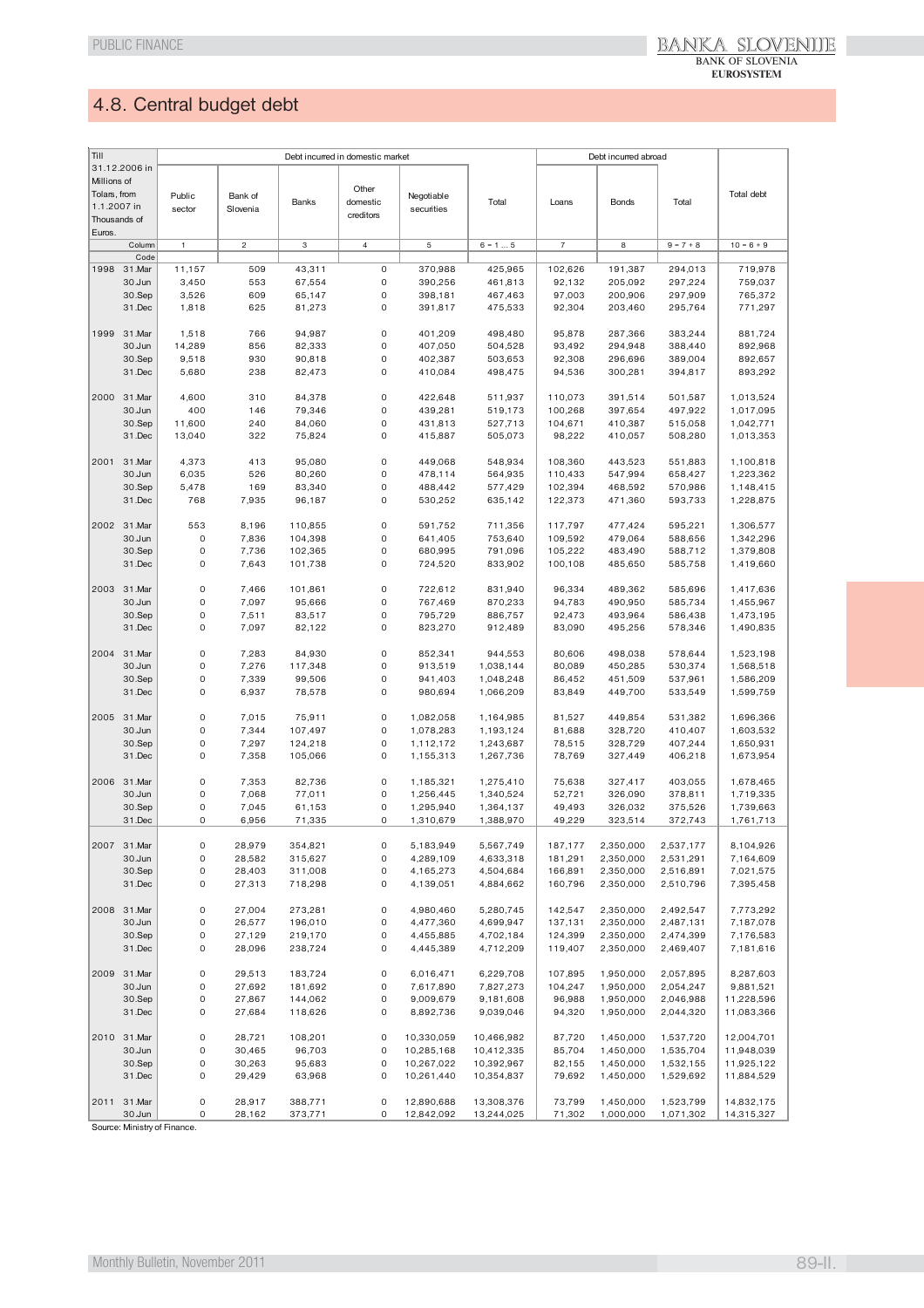## 4.8. Central budget debt

| Till 31.12.2006 in Millions of Tolars, from 1.1.2007 in Thousands of Euros. | | Debt incurred in domestic market | | | | | | Debt incurred abroad | | | Total debt |
|---|---|---|---|---|---|---|---|---|---|---|---|
| | | Public sector | Bank of Slovenia | Banks | Other domestic creditors | Negotiable securities | Total | Loans | Bonds | Total | |
| | Column | 1 | 2 | 3 | 4 | 5 | 6 = 1 ... 5 | 7 | 8 | 9 = 7 + 8 | 10 = 6 + 9 |
| | Code | | | | | | | | | | |
| 1998 | 31.Mar | 11,157 | 509 | 43,311 | 0 | 370,988 | 425,965 | 102,626 | 191,387 | 294,013 | 719,978 |
| | 30.Jun | 3,450 | 553 | 67,554 | 0 | 390,256 | 461,813 | 92,132 | 205,092 | 297,224 | 759,037 |
| | 30.Sep | 3,526 | 609 | 65,147 | 0 | 398,181 | 467,463 | 97,003 | 200,906 | 297,909 | 765,372 |
| | 31.Dec | 1,818 | 625 | 81,273 | 0 | 391,817 | 475,533 | 92,304 | 203,460 | 295,764 | 771,297 |
| 1999 | 31.Mar | 1,518 | 766 | 94,987 | 0 | 401,209 | 498,480 | 95,878 | 287,366 | 383,244 | 881,724 |
| | 30.Jun | 14,289 | 856 | 82,333 | 0 | 407,050 | 504,528 | 93,492 | 294,948 | 388,440 | 892,968 |
| | 30.Sep | 9,518 | 930 | 90,818 | 0 | 402,387 | 503,653 | 92,308 | 296,696 | 389,004 | 892,657 |
| | 31.Dec | 5,680 | 238 | 82,473 | 0 | 410,084 | 498,475 | 94,536 | 300,281 | 394,817 | 893,292 |
| 2000 | 31.Mar | 4,600 | 310 | 84,378 | 0 | 422,648 | 511,937 | 110,073 | 391,514 | 501,587 | 1,013,524 |
| | 30.Jun | 400 | 146 | 79,346 | 0 | 439,281 | 519,173 | 100,268 | 397,654 | 497,922 | 1,017,095 |
| | 30.Sep | 11,600 | 240 | 84,060 | 0 | 431,813 | 527,713 | 104,671 | 410,387 | 515,058 | 1,042,771 |
| | 31.Dec | 13,040 | 322 | 75,824 | 0 | 415,887 | 505,073 | 98,222 | 410,057 | 508,280 | 1,013,353 |
| 2001 | 31.Mar | 4,373 | 413 | 95,080 | 0 | 449,068 | 548,934 | 108,360 | 443,523 | 551,883 | 1,100,818 |
| | 30.Jun | 6,035 | 526 | 80,260 | 0 | 478,114 | 564,935 | 110,433 | 547,994 | 658,427 | 1,223,362 |
| | 30.Sep | 5,478 | 169 | 83,340 | 0 | 488,442 | 577,429 | 102,394 | 468,592 | 570,986 | 1,148,415 |
| | 31.Dec | 768 | 7,935 | 96,187 | 0 | 530,252 | 635,142 | 122,373 | 471,360 | 593,733 | 1,228,875 |
| 2002 | 31.Mar | 553 | 8,196 | 110,855 | 0 | 591,752 | 711,356 | 117,797 | 477,424 | 595,221 | 1,306,577 |
| | 30.Jun | 0 | 7,836 | 104,398 | 0 | 641,405 | 753,640 | 109,592 | 479,064 | 588,656 | 1,342,296 |
| | 30.Sep | 0 | 7,736 | 102,365 | 0 | 680,995 | 791,096 | 105,222 | 483,490 | 588,712 | 1,379,808 |
| | 31.Dec | 0 | 7,643 | 101,738 | 0 | 724,520 | 833,902 | 100,108 | 485,650 | 585,758 | 1,419,660 |
| 2003 | 31.Mar | 0 | 7,466 | 101,861 | 0 | 722,612 | 831,940 | 96,334 | 489,362 | 585,696 | 1,417,636 |
| | 30.Jun | 0 | 7,097 | 95,666 | 0 | 767,469 | 870,233 | 94,783 | 490,950 | 585,734 | 1,455,967 |
| | 30.Sep | 0 | 7,511 | 83,517 | 0 | 795,729 | 886,757 | 92,473 | 493,964 | 586,438 | 1,473,195 |
| | 31.Dec | 0 | 7,097 | 82,122 | 0 | 823,270 | 912,489 | 83,090 | 495,256 | 578,346 | 1,490,835 |
| 2004 | 31.Mar | 0 | 7,283 | 84,930 | 0 | 852,341 | 944,553 | 80,606 | 498,038 | 578,644 | 1,523,198 |
| | 30.Jun | 0 | 7,276 | 117,348 | 0 | 913,519 | 1,038,144 | 80,089 | 450,285 | 530,374 | 1,568,518 |
| | 30.Sep | 0 | 7,339 | 99,506 | 0 | 941,403 | 1,048,248 | 86,452 | 451,509 | 537,961 | 1,586,209 |
| | 31.Dec | 0 | 6,937 | 78,578 | 0 | 980,694 | 1,066,209 | 83,849 | 449,700 | 533,549 | 1,599,759 |
| 2005 | 31.Mar | 0 | 7,015 | 75,911 | 0 | 1,082,058 | 1,164,985 | 81,527 | 449,854 | 531,382 | 1,696,366 |
| | 30.Jun | 0 | 7,344 | 107,497 | 0 | 1,078,283 | 1,193,124 | 81,688 | 328,720 | 410,407 | 1,603,532 |
| | 30.Sep | 0 | 7,297 | 124,218 | 0 | 1,112,172 | 1,243,687 | 78,515 | 328,729 | 407,244 | 1,650,931 |
| | 31.Dec | 0 | 7,358 | 105,066 | 0 | 1,155,313 | 1,267,736 | 78,769 | 327,449 | 406,218 | 1,673,954 |
| 2006 | 31.Mar | 0 | 7,353 | 82,736 | 0 | 1,185,321 | 1,275,410 | 75,638 | 327,417 | 403,055 | 1,678,465 |
| | 30.Jun | 0 | 7,068 | 77,011 | 0 | 1,256,445 | 1,340,524 | 52,721 | 326,090 | 378,811 | 1,719,335 |
| | 30.Sep | 0 | 7,045 | 61,153 | 0 | 1,295,940 | 1,364,137 | 49,493 | 326,032 | 375,526 | 1,739,663 |
| | 31.Dec | 0 | 6,956 | 71,335 | 0 | 1,310,679 | 1,388,970 | 49,229 | 323,514 | 372,743 | 1,761,713 |
| 2007 | 31.Mar | 0 | 28,979 | 354,821 | 0 | 5,183,949 | 5,567,749 | 187,177 | 2,350,000 | 2,537,177 | 8,104,926 |
| | 30.Jun | 0 | 28,582 | 315,627 | 0 | 4,289,109 | 4,633,318 | 181,291 | 2,350,000 | 2,531,291 | 7,164,609 |
| | 30.Sep | 0 | 28,403 | 311,008 | 0 | 4,165,273 | 4,504,684 | 166,891 | 2,350,000 | 2,516,891 | 7,021,575 |
| | 31.Dec | 0 | 27,313 | 718,298 | 0 | 4,139,051 | 4,884,662 | 160,796 | 2,350,000 | 2,510,796 | 7,395,458 |
| 2008 | 31.Mar | 0 | 27,004 | 273,281 | 0 | 4,980,460 | 5,280,745 | 142,547 | 2,350,000 | 2,492,547 | 7,773,292 |
| | 30.Jun | 0 | 26,577 | 196,010 | 0 | 4,477,360 | 4,699,947 | 137,131 | 2,350,000 | 2,487,131 | 7,187,078 |
| | 30.Sep | 0 | 27,129 | 219,170 | 0 | 4,455,885 | 4,702,184 | 124,399 | 2,350,000 | 2,474,399 | 7,176,583 |
| | 31.Dec | 0 | 28,096 | 238,724 | 0 | 4,445,389 | 4,712,209 | 119,407 | 2,350,000 | 2,469,407 | 7,181,616 |
| 2009 | 31.Mar | 0 | 29,513 | 183,724 | 0 | 6,016,471 | 6,229,708 | 107,895 | 1,950,000 | 2,057,895 | 8,287,603 |
| | 30.Jun | 0 | 27,692 | 181,692 | 0 | 7,617,890 | 7,827,273 | 104,247 | 1,950,000 | 2,054,247 | 9,881,521 |
| | 30.Sep | 0 | 27,867 | 144,062 | 0 | 9,009,679 | 9,181,608 | 96,988 | 1,950,000 | 2,046,988 | 11,228,596 |
| | 31.Dec | 0 | 27,684 | 118,626 | 0 | 8,892,736 | 9,039,046 | 94,320 | 1,950,000 | 2,044,320 | 11,083,366 |
| 2010 | 31.Mar | 0 | 28,721 | 108,201 | 0 | 10,330,059 | 10,466,982 | 87,720 | 1,450,000 | 1,537,720 | 12,004,701 |
| | 30.Jun | 0 | 30,465 | 96,703 | 0 | 10,285,168 | 10,412,335 | 85,704 | 1,450,000 | 1,535,704 | 11,948,039 |
| | 30.Sep | 0 | 30,263 | 95,683 | 0 | 10,267,022 | 10,392,967 | 82,155 | 1,450,000 | 1,532,155 | 11,925,122 |
| | 31.Dec | 0 | 29,429 | 63,968 | 0 | 10,261,440 | 10,354,837 | 79,692 | 1,450,000 | 1,529,692 | 11,884,529 |
| 2011 | 31.Mar | 0 | 28,917 | 388,771 | 0 | 12,890,688 | 13,308,376 | 73,799 | 1,450,000 | 1,523,799 | 14,832,175 |
| | 30.Jun | 0 | 28,162 | 373,771 | 0 | 12,842,092 | 13,244,025 | 71,302 | 1,000,000 | 1,071,302 | 14,315,327 |

Source: Ministry of Finance.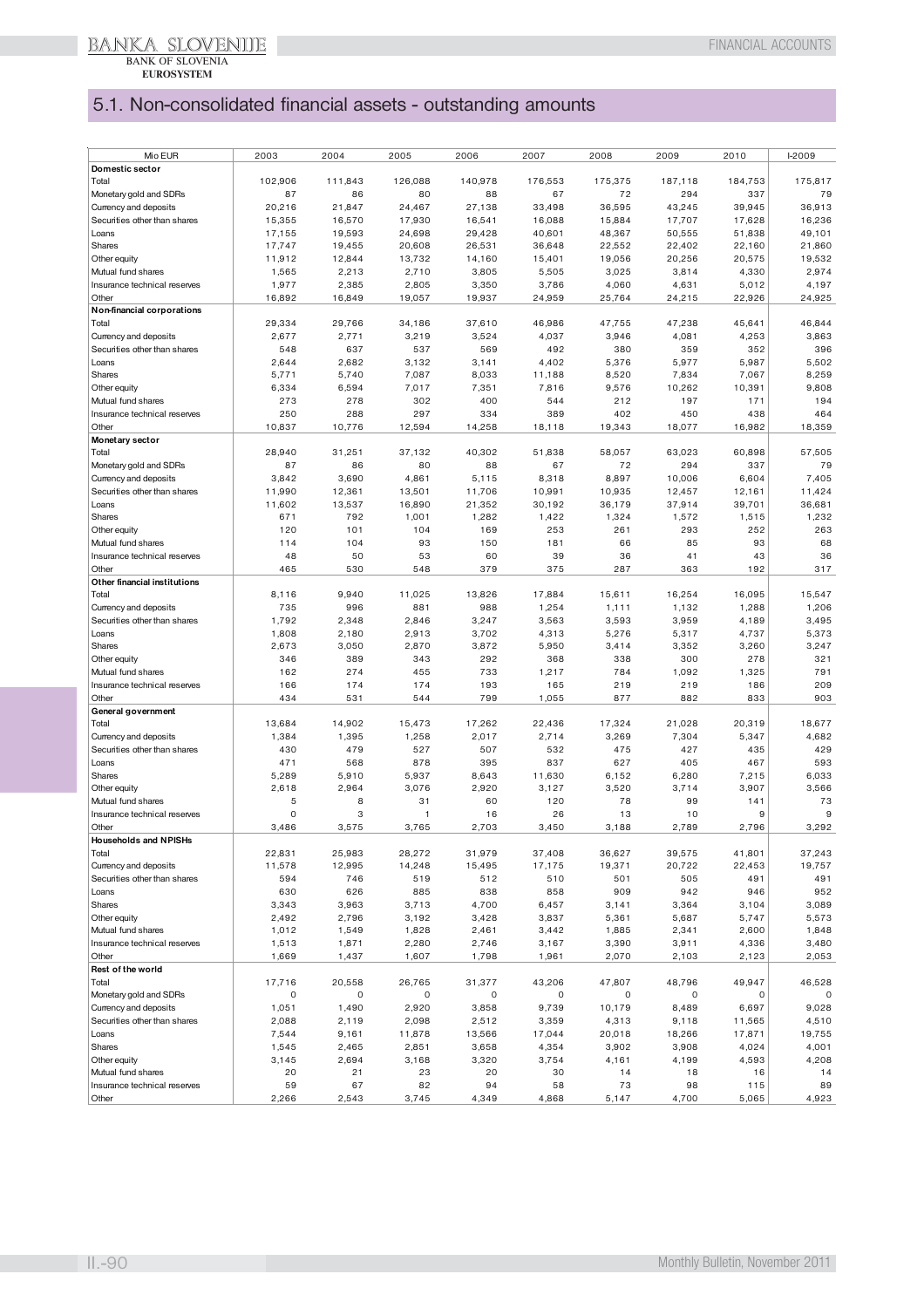# 5.1. Non-consolidated financial assets - outstanding amounts

| Mio EUR | 2003 | 2004 | 2005 | 2006 | 2007 | 2008 | 2009 | 2010 | I-2009 |
|---|---|---|---|---|---|---|---|---|---|
| **Domestic sector** | | | | | | | | | |
| Total | 102,906 | 111,843 | 126,088 | 140,978 | 176,553 | 175,375 | 187,118 | 184,753 | 175,817 |
| Monetary gold and SDRs | 87 | 86 | 80 | 88 | 67 | 72 | 294 | 337 | 79 |
| Currency and deposits | 20,216 | 21,847 | 24,467 | 27,138 | 33,498 | 36,595 | 43,245 | 39,945 | 36,913 |
| Securities other than shares | 15,355 | 16,570 | 17,930 | 16,541 | 16,088 | 15,884 | 17,707 | 17,628 | 16,236 |
| Loans | 17,155 | 19,593 | 24,698 | 29,428 | 40,601 | 48,367 | 50,555 | 51,838 | 49,101 |
| Shares | 17,747 | 19,455 | 20,608 | 26,531 | 36,648 | 22,552 | 22,402 | 22,160 | 21,860 |
| Other equity | 11,912 | 12,844 | 13,732 | 14,160 | 15,401 | 19,056 | 20,256 | 20,575 | 19,532 |
| Mutual fund shares | 1,565 | 2,213 | 2,710 | 3,805 | 5,505 | 3,025 | 3,814 | 4,330 | 2,974 |
| Insurance technical reserves | 1,977 | 2,385 | 2,805 | 3,350 | 3,786 | 4,060 | 4,631 | 5,012 | 4,197 |
| Other | 16,892 | 16,849 | 19,057 | 19,937 | 24,959 | 25,764 | 24,215 | 22,926 | 24,925 |
| **Non-financial corporations** | | | | | | | | | |
| Total | 29,334 | 29,766 | 34,186 | 37,610 | 46,986 | 47,755 | 47,238 | 45,641 | 46,844 |
| Currency and deposits | 2,677 | 2,771 | 3,219 | 3,524 | 4,037 | 3,946 | 4,081 | 4,253 | 3,863 |
| Securities other than shares | 548 | 637 | 537 | 569 | 492 | 380 | 359 | 352 | 396 |
| Loans | 2,644 | 2,682 | 3,132 | 3,141 | 4,402 | 5,376 | 5,977 | 5,987 | 5,502 |
| Shares | 5,771 | 5,740 | 7,087 | 8,033 | 11,188 | 8,520 | 7,834 | 7,067 | 8,259 |
| Other equity | 6,334 | 6,594 | 7,017 | 7,351 | 7,816 | 9,576 | 10,262 | 10,391 | 9,808 |
| Mutual fund shares | 273 | 278 | 302 | 400 | 544 | 212 | 197 | 171 | 194 |
| Insurance technical reserves | 250 | 288 | 297 | 334 | 389 | 402 | 450 | 438 | 464 |
| Other | 10,837 | 10,776 | 12,594 | 14,258 | 18,118 | 19,343 | 18,077 | 16,982 | 18,359 |
| **Monetary sector** | | | | | | | | | |
| Total | 28,940 | 31,251 | 37,132 | 40,302 | 51,838 | 58,057 | 63,023 | 60,898 | 57,505 |
| Monetary gold and SDRs | 87 | 86 | 80 | 88 | 67 | 72 | 294 | 337 | 79 |
| Currency and deposits | 3,842 | 3,690 | 4,861 | 5,115 | 8,318 | 8,897 | 10,006 | 6,604 | 7,405 |
| Securities other than shares | 11,990 | 12,361 | 13,501 | 11,706 | 10,991 | 10,935 | 12,457 | 12,161 | 11,424 |
| Loans | 11,602 | 13,537 | 16,890 | 21,352 | 30,192 | 36,179 | 37,914 | 39,701 | 36,681 |
| Shares | 671 | 792 | 1,001 | 1,282 | 1,422 | 1,324 | 1,572 | 1,515 | 1,232 |
| Other equity | 120 | 101 | 104 | 169 | 253 | 261 | 293 | 252 | 263 |
| Mutual fund shares | 114 | 104 | 93 | 150 | 181 | 66 | 85 | 93 | 68 |
| Insurance technical reserves | 48 | 50 | 53 | 60 | 39 | 36 | 41 | 43 | 36 |
| Other | 465 | 530 | 548 | 379 | 375 | 287 | 363 | 192 | 317 |
| **Other financial institutions** | | | | | | | | | |
| Total | 8,116 | 9,940 | 11,025 | 13,826 | 17,884 | 15,611 | 16,254 | 16,095 | 15,547 |
| Currency and deposits | 735 | 996 | 881 | 988 | 1,254 | 1,111 | 1,132 | 1,288 | 1,206 |
| Securities other than shares | 1,792 | 2,348 | 2,846 | 3,247 | 3,563 | 3,593 | 3,959 | 4,189 | 3,495 |
| Loans | 1,808 | 2,180 | 2,913 | 3,702 | 4,313 | 5,276 | 5,317 | 4,737 | 5,373 |
| Shares | 2,673 | 3,050 | 2,870 | 3,872 | 5,950 | 3,414 | 3,352 | 3,260 | 3,247 |
| Other equity | 346 | 389 | 343 | 292 | 368 | 338 | 300 | 278 | 321 |
| Mutual fund shares | 162 | 274 | 455 | 733 | 1,217 | 784 | 1,092 | 1,325 | 791 |
| Insurance technical reserves | 166 | 174 | 174 | 193 | 165 | 219 | 219 | 186 | 209 |
| Other | 434 | 531 | 544 | 799 | 1,055 | 877 | 882 | 833 | 903 |
| **General government** | | | | | | | | | |
| Total | 13,684 | 14,902 | 15,473 | 17,262 | 22,436 | 17,324 | 21,028 | 20,319 | 18,677 |
| Currency and deposits | 1,384 | 1,395 | 1,258 | 2,017 | 2,714 | 3,269 | 7,304 | 5,347 | 4,682 |
| Securities other than shares | 430 | 479 | 527 | 507 | 532 | 475 | 427 | 435 | 429 |
| Loans | 471 | 568 | 878 | 395 | 837 | 627 | 405 | 467 | 593 |
| Shares | 5,289 | 5,910 | 5,937 | 8,643 | 11,630 | 6,152 | 6,280 | 7,215 | 6,033 |
| Other equity | 2,618 | 2,964 | 3,076 | 2,920 | 3,127 | 3,520 | 3,714 | 3,907 | 3,566 |
| Mutual fund shares | 5 | 8 | 31 | 60 | 120 | 78 | 99 | 141 | 73 |
| Insurance technical reserves | 0 | 3 | 1 | 16 | 26 | 13 | 10 | 9 | 9 |
| Other | 3,486 | 3,575 | 3,765 | 2,703 | 3,450 | 3,188 | 2,789 | 2,796 | 3,292 |
| **Households and NPISHs** | | | | | | | | | |
| Total | 22,831 | 25,983 | 28,272 | 31,979 | 37,408 | 36,627 | 39,575 | 41,801 | 37,243 |
| Currency and deposits | 11,578 | 12,995 | 14,248 | 15,495 | 17,175 | 19,371 | 20,722 | 22,453 | 19,757 |
| Securities other than shares | 594 | 746 | 519 | 512 | 510 | 501 | 505 | 491 | 491 |
| Loans | 630 | 626 | 885 | 838 | 858 | 909 | 942 | 946 | 952 |
| Shares | 3,343 | 3,963 | 3,713 | 4,700 | 6,457 | 3,141 | 3,364 | 3,104 | 3,089 |
| Other equity | 2,492 | 2,796 | 3,192 | 3,428 | 3,837 | 5,361 | 5,687 | 5,747 | 5,573 |
| Mutual fund shares | 1,012 | 1,549 | 1,828 | 2,461 | 3,442 | 1,885 | 2,341 | 2,600 | 1,848 |
| Insurance technical reserves | 1,513 | 1,871 | 2,280 | 2,746 | 3,167 | 3,390 | 3,911 | 4,336 | 3,480 |
| Other | 1,669 | 1,437 | 1,607 | 1,798 | 1,961 | 2,070 | 2,103 | 2,123 | 2,053 |
| **Rest of the world** | | | | | | | | | |
| Total | 17,716 | 20,558 | 26,765 | 31,377 | 43,206 | 47,807 | 48,796 | 49,947 | 46,528 |
| Monetary gold and SDRs | 0 | 0 | 0 | 0 | 0 | 0 | 0 | 0 | 0 |
| Currency and deposits | 1,051 | 1,490 | 2,920 | 3,858 | 9,739 | 10,179 | 8,489 | 6,697 | 9,028 |
| Securities other than shares | 2,088 | 2,119 | 2,098 | 2,512 | 3,359 | 4,313 | 9,118 | 11,565 | 4,510 |
| Loans | 7,544 | 9,161 | 11,878 | 13,566 | 17,044 | 20,018 | 18,266 | 17,871 | 19,755 |
| Shares | 1,545 | 2,465 | 2,851 | 3,658 | 4,354 | 3,902 | 3,908 | 4,024 | 4,001 |
| Other equity | 3,145 | 2,694 | 3,168 | 3,320 | 3,754 | 4,161 | 4,199 | 4,593 | 4,208 |
| Mutual fund shares | 20 | 21 | 23 | 20 | 30 | 14 | 18 | 16 | 14 |
| Insurance technical reserves | 59 | 67 | 82 | 94 | 58 | 73 | 98 | 115 | 89 |
| Other | 2,266 | 2,543 | 3,745 | 4,349 | 4,868 | 5,147 | 4,700 | 5,065 | 4,923 |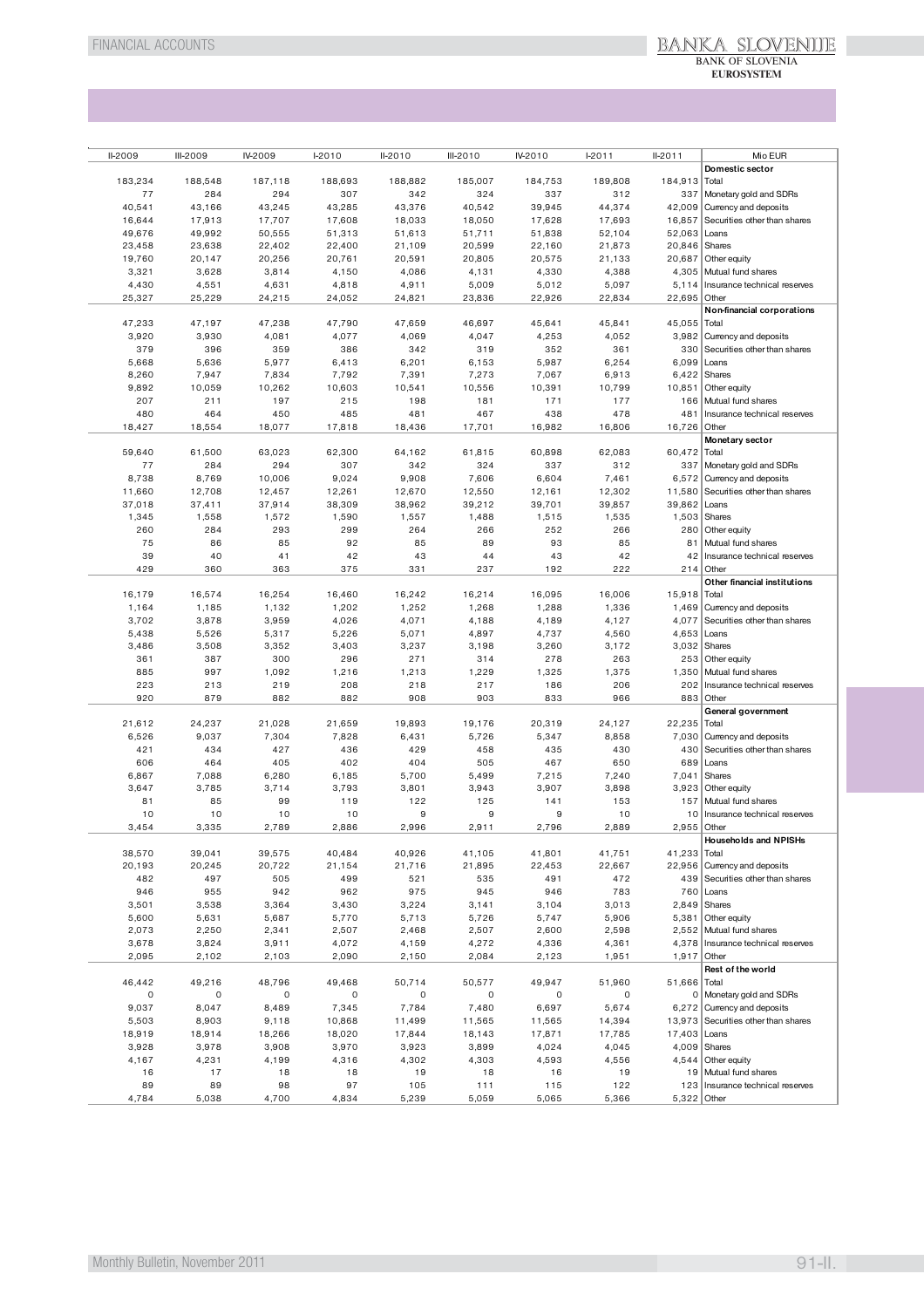| II-2009 | III-2009 | IV-2009 | I-2010 | II-2010 | III-2010 | IV-2010 | I-2011 | II-2011 | Mio EUR |
|---|---|---|---|---|---|---|---|---|---|
| | | | | | | | | | **Domestic sector** |
| 183,234 | 188,548 | 187,118 | 188,693 | 188,882 | 185,007 | 184,753 | 189,808 | 184,913 | Total |
| 77 | 284 | 294 | 307 | 342 | 324 | 337 | 312 | 337 | Monetary gold and SDRs |
| 40,541 | 43,166 | 43,245 | 43,285 | 43,376 | 40,542 | 39,945 | 44,374 | 42,009 | Currency and deposits |
| 16,644 | 17,913 | 17,707 | 17,608 | 18,033 | 18,050 | 17,628 | 17,693 | 16,857 | Securities other than shares |
| 49,676 | 49,992 | 50,555 | 51,313 | 51,613 | 51,711 | 51,838 | 52,104 | 52,063 | Loans |
| 23,458 | 23,638 | 22,402 | 22,400 | 21,109 | 20,599 | 22,160 | 21,873 | 20,846 | Shares |
| 19,760 | 20,147 | 20,256 | 20,761 | 20,591 | 20,805 | 20,575 | 21,133 | 20,687 | Other equity |
| 3,321 | 3,628 | 3,814 | 4,150 | 4,086 | 4,131 | 4,330 | 4,388 | 4,305 | Mutual fund shares |
| 4,430 | 4,551 | 4,631 | 4,818 | 4,911 | 5,009 | 5,012 | 5,097 | 5,114 | Insurance technical reserves |
| 25,327 | 25,229 | 24,215 | 24,052 | 24,821 | 23,836 | 22,926 | 22,834 | 22,695 | Other |
| | | | | | | | | | **Non-financial corporations** |
| 47,233 | 47,197 | 47,238 | 47,790 | 47,659 | 46,697 | 45,641 | 45,841 | 45,055 | Total |
| 3,920 | 3,930 | 4,081 | 4,077 | 4,069 | 4,047 | 4,253 | 4,052 | 3,982 | Currency and deposits |
| 379 | 396 | 359 | 386 | 342 | 319 | 352 | 361 | 330 | Securities other than shares |
| 5,668 | 5,636 | 5,977 | 6,413 | 6,201 | 6,153 | 5,987 | 6,254 | 6,099 | Loans |
| 8,260 | 7,947 | 7,834 | 7,792 | 7,391 | 7,273 | 7,067 | 6,913 | 6,422 | Shares |
| 9,892 | 10,059 | 10,262 | 10,603 | 10,541 | 10,556 | 10,391 | 10,799 | 10,851 | Other equity |
| 207 | 211 | 197 | 215 | 198 | 181 | 171 | 177 | 166 | Mutual fund shares |
| 480 | 464 | 450 | 485 | 481 | 467 | 438 | 478 | 481 | Insurance technical reserves |
| 18,427 | 18,554 | 18,077 | 17,818 | 18,436 | 17,701 | 16,982 | 16,806 | 16,726 | Other |
| | | | | | | | | | **Monetary sector** |
| 59,640 | 61,500 | 63,023 | 62,300 | 64,162 | 61,815 | 60,898 | 62,083 | 60,472 | Total |
| 77 | 284 | 294 | 307 | 342 | 324 | 337 | 312 | 337 | Monetary gold and SDRs |
| 8,738 | 8,769 | 10,006 | 9,024 | 9,908 | 7,606 | 6,604 | 7,461 | 6,572 | Currency and deposits |
| 11,660 | 12,708 | 12,457 | 12,261 | 12,670 | 12,550 | 12,161 | 12,302 | 11,580 | Securities other than shares |
| 37,018 | 37,411 | 37,914 | 38,309 | 38,962 | 39,212 | 39,701 | 39,857 | 39,862 | Loans |
| 1,345 | 1,558 | 1,572 | 1,590 | 1,557 | 1,488 | 1,515 | 1,535 | 1,503 | Shares |
| 260 | 284 | 293 | 299 | 264 | 266 | 252 | 266 | 280 | Other equity |
| 75 | 86 | 85 | 92 | 85 | 89 | 93 | 85 | 81 | Mutual fund shares |
| 39 | 40 | 41 | 42 | 43 | 44 | 43 | 42 | 42 | Insurance technical reserves |
| 429 | 360 | 363 | 375 | 331 | 237 | 192 | 222 | 214 | Other |
| | | | | | | | | | **Other financial institutions** |
| 16,179 | 16,574 | 16,254 | 16,460 | 16,242 | 16,214 | 16,095 | 16,006 | 15,918 | Total |
| 1,164 | 1,185 | 1,132 | 1,202 | 1,252 | 1,268 | 1,288 | 1,336 | 1,469 | Currency and deposits |
| 3,702 | 3,878 | 3,959 | 4,026 | 4,071 | 4,188 | 4,189 | 4,127 | 4,077 | Securities other than shares |
| 5,438 | 5,526 | 5,317 | 5,226 | 5,071 | 4,897 | 4,737 | 4,560 | 4,653 | Loans |
| 3,486 | 3,508 | 3,352 | 3,403 | 3,237 | 3,198 | 3,260 | 3,172 | 3,032 | Shares |
| 361 | 387 | 300 | 296 | 271 | 314 | 278 | 263 | 253 | Other equity |
| 885 | 997 | 1,092 | 1,216 | 1,213 | 1,229 | 1,325 | 1,375 | 1,350 | Mutual fund shares |
| 223 | 213 | 219 | 208 | 218 | 217 | 186 | 206 | 202 | Insurance technical reserves |
| 920 | 879 | 882 | 882 | 908 | 903 | 833 | 966 | 883 | Other |
| | | | | | | | | | **General government** |
| 21,612 | 24,237 | 21,028 | 21,659 | 19,893 | 19,176 | 20,319 | 24,127 | 22,235 | Total |
| 6,526 | 9,037 | 7,304 | 7,828 | 6,431 | 5,726 | 5,347 | 8,858 | 7,030 | Currency and deposits |
| 421 | 434 | 427 | 436 | 429 | 458 | 435 | 430 | 430 | Securities other than shares |
| 606 | 464 | 405 | 402 | 404 | 505 | 467 | 650 | 689 | Loans |
| 6,867 | 7,088 | 6,280 | 6,185 | 5,700 | 5,499 | 7,215 | 7,240 | 7,041 | Shares |
| 3,647 | 3,785 | 3,714 | 3,793 | 3,801 | 3,943 | 3,907 | 3,898 | 3,923 | Other equity |
| 81 | 85 | 99 | 119 | 122 | 125 | 141 | 153 | 157 | Mutual fund shares |
| 10 | 10 | 10 | 10 | 9 | 9 | 9 | 10 | 10 | Insurance technical reserves |
| 3,454 | 3,335 | 2,789 | 2,886 | 2,996 | 2,911 | 2,796 | 2,889 | 2,955 | Other |
| | | | | | | | | | **Households and NPISHs** |
| 38,570 | 39,041 | 39,575 | 40,484 | 40,926 | 41,105 | 41,801 | 41,751 | 41,233 | Total |
| 20,193 | 20,245 | 20,722 | 21,154 | 21,716 | 21,895 | 22,453 | 22,667 | 22,956 | Currency and deposits |
| 482 | 497 | 505 | 499 | 521 | 535 | 491 | 472 | 439 | Securities other than shares |
| 946 | 955 | 942 | 962 | 975 | 945 | 946 | 783 | 760 | Loans |
| 3,501 | 3,538 | 3,364 | 3,430 | 3,224 | 3,141 | 3,104 | 3,013 | 2,849 | Shares |
| 5,600 | 5,631 | 5,687 | 5,770 | 5,713 | 5,726 | 5,747 | 5,906 | 5,381 | Other equity |
| 2,073 | 2,250 | 2,341 | 2,507 | 2,468 | 2,507 | 2,600 | 2,598 | 2,552 | Mutual fund shares |
| 3,678 | 3,824 | 3,911 | 4,072 | 4,159 | 4,272 | 4,336 | 4,361 | 4,378 | Insurance technical reserves |
| 2,095 | 2,102 | 2,103 | 2,090 | 2,150 | 2,084 | 2,123 | 1,951 | 1,917 | Other |
| | | | | | | | | | **Rest of the world** |
| 46,442 | 49,216 | 48,796 | 49,468 | 50,714 | 50,577 | 49,947 | 51,960 | 51,666 | Total |
| 0 | 0 | 0 | 0 | 0 | 0 | 0 | 0 | 0 | Monetary gold and SDRs |
| 9,037 | 8,047 | 8,489 | 7,345 | 7,784 | 7,480 | 6,697 | 5,674 | 6,272 | Currency and deposits |
| 5,503 | 8,903 | 9,118 | 10,868 | 11,499 | 11,565 | 11,565 | 14,394 | 13,973 | Securities other than shares |
| 18,919 | 18,914 | 18,266 | 18,020 | 17,844 | 18,143 | 17,871 | 17,785 | 17,403 | Loans |
| 3,928 | 3,978 | 3,908 | 3,970 | 3,923 | 3,899 | 4,024 | 4,045 | 4,009 | Shares |
| 4,167 | 4,231 | 4,199 | 4,316 | 4,302 | 4,303 | 4,593 | 4,556 | 4,544 | Other equity |
| 16 | 17 | 18 | 18 | 19 | 18 | 16 | 19 | 19 | Mutual fund shares |
| 89 | 89 | 98 | 97 | 105 | 111 | 115 | 122 | 123 | Insurance technical reserves |
| 4,784 | 5,038 | 4,700 | 4,834 | 5,239 | 5,059 | 5,065 | 5,366 | 5,322 | Other |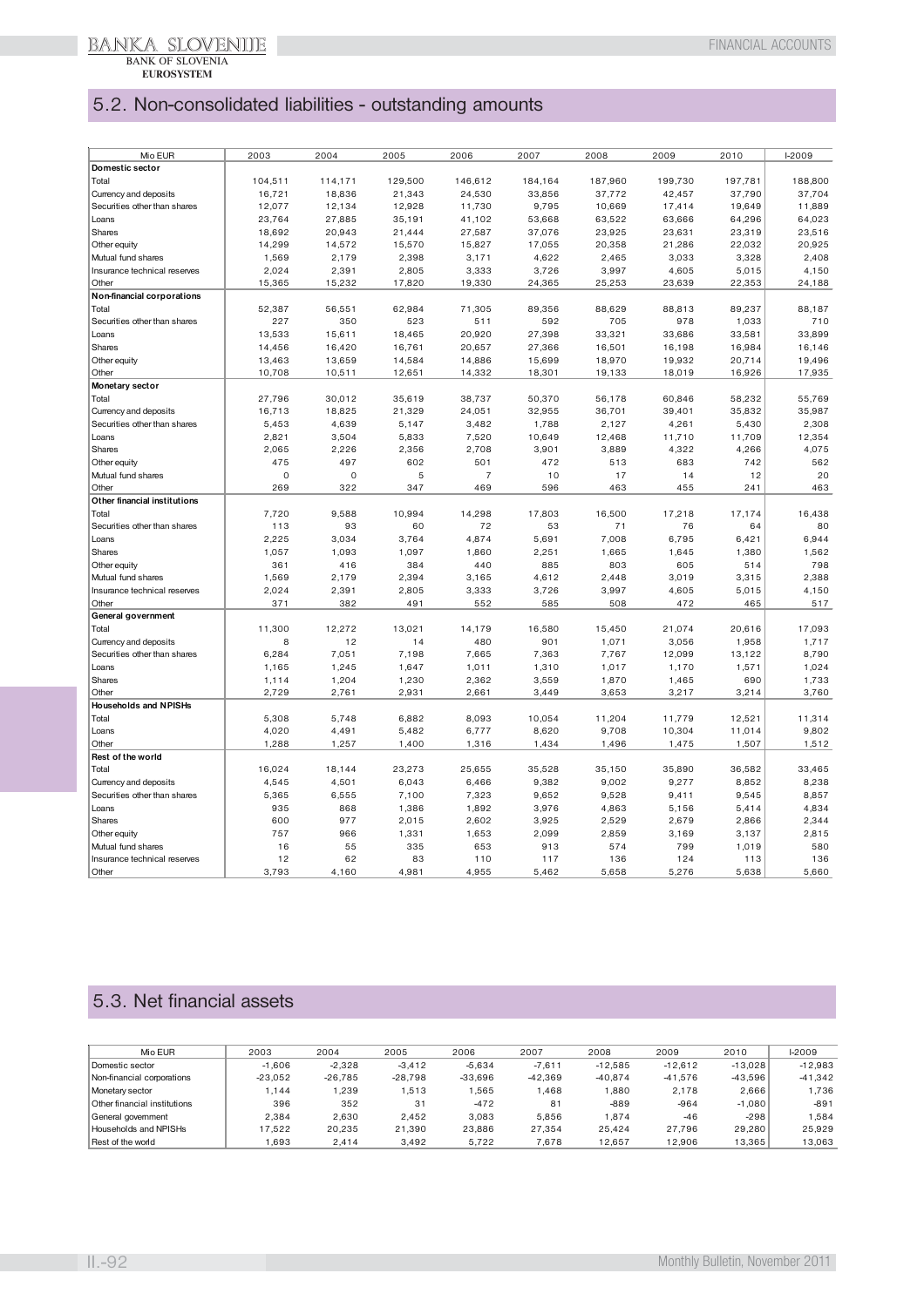## 5.2. Non-consolidated liabilities - outstanding amounts

| Mio EUR | 2003 | 2004 | 2005 | 2006 | 2007 | 2008 | 2009 | 2010 | I-2009 |
|---|---|---|---|---|---|---|---|---|---|
| **Domestic sector** | | | | | | | | | |
| Total | 104,511 | 114,171 | 129,500 | 146,612 | 184,164 | 187,960 | 199,730 | 197,781 | 188,800 |
| Currency and deposits | 16,721 | 18,836 | 21,343 | 24,530 | 33,856 | 37,772 | 42,457 | 37,790 | 37,704 |
| Securities other than shares | 12,077 | 12,134 | 12,928 | 11,730 | 9,795 | 10,669 | 17,414 | 19,649 | 11,889 |
| Loans | 23,764 | 27,885 | 35,191 | 41,102 | 53,668 | 63,522 | 63,666 | 64,296 | 64,023 |
| Shares | 18,692 | 20,943 | 21,444 | 27,587 | 37,076 | 23,925 | 23,631 | 23,319 | 23,516 |
| Other equity | 14,299 | 14,572 | 15,570 | 15,827 | 17,055 | 20,358 | 21,286 | 22,032 | 20,925 |
| Mutual fund shares | 1,569 | 2,179 | 2,398 | 3,171 | 4,622 | 2,465 | 3,033 | 3,328 | 2,408 |
| Insurance technical reserves | 2,024 | 2,391 | 2,805 | 3,333 | 3,726 | 3,997 | 4,605 | 5,015 | 4,150 |
| Other | 15,365 | 15,232 | 17,820 | 19,330 | 24,365 | 25,253 | 23,639 | 22,353 | 24,188 |
| **Non-financial corporations** | | | | | | | | | |
| Total | 52,387 | 56,551 | 62,984 | 71,305 | 89,356 | 88,629 | 88,813 | 89,237 | 88,187 |
| Securities other than shares | 227 | 350 | 523 | 511 | 592 | 705 | 978 | 1,033 | 710 |
| Loans | 13,533 | 15,611 | 18,465 | 20,920 | 27,398 | 33,321 | 33,686 | 33,581 | 33,899 |
| Shares | 14,456 | 16,420 | 16,761 | 20,657 | 27,366 | 16,501 | 16,198 | 16,984 | 16,146 |
| Other equity | 13,463 | 13,659 | 14,584 | 14,886 | 15,699 | 18,970 | 19,932 | 20,714 | 19,496 |
| Other | 10,708 | 10,511 | 12,651 | 14,332 | 18,301 | 19,133 | 18,019 | 16,926 | 17,935 |
| **Monetary sector** | | | | | | | | | |
| Total | 27,796 | 30,012 | 35,619 | 38,737 | 50,370 | 56,178 | 60,846 | 58,232 | 55,769 |
| Currency and deposits | 16,713 | 18,825 | 21,329 | 24,051 | 32,955 | 36,701 | 39,401 | 35,832 | 35,987 |
| Securities other than shares | 5,453 | 4,639 | 5,147 | 3,482 | 1,788 | 2,127 | 4,261 | 5,430 | 2,308 |
| Loans | 2,821 | 3,504 | 5,833 | 7,520 | 10,649 | 12,468 | 11,710 | 11,709 | 12,354 |
| Shares | 2,065 | 2,226 | 2,356 | 2,708 | 3,901 | 3,889 | 4,322 | 4,266 | 4,075 |
| Other equity | 475 | 497 | 602 | 501 | 472 | 513 | 683 | 742 | 562 |
| Mutual fund shares | 0 | 0 | 5 | 7 | 10 | 17 | 14 | 12 | 20 |
| Other | 269 | 322 | 347 | 469 | 596 | 463 | 455 | 241 | 463 |
| **Other financial institutions** | | | | | | | | | |
| Total | 7,720 | 9,588 | 10,994 | 14,298 | 17,803 | 16,500 | 17,218 | 17,174 | 16,438 |
| Securities other than shares | 113 | 93 | 60 | 72 | 53 | 71 | 76 | 64 | 80 |
| Loans | 2,225 | 3,034 | 3,764 | 4,874 | 5,691 | 7,008 | 6,795 | 6,421 | 6,944 |
| Shares | 1,057 | 1,093 | 1,097 | 1,860 | 2,251 | 1,665 | 1,645 | 1,380 | 1,562 |
| Other equity | 361 | 416 | 384 | 440 | 885 | 803 | 605 | 514 | 798 |
| Mutual fund shares | 1,569 | 2,179 | 2,394 | 3,165 | 4,612 | 2,448 | 3,019 | 3,315 | 2,388 |
| Insurance technical reserves | 2,024 | 2,391 | 2,805 | 3,333 | 3,726 | 3,997 | 4,605 | 5,015 | 4,150 |
| Other | 371 | 382 | 491 | 552 | 585 | 508 | 472 | 465 | 517 |
| **General government** | | | | | | | | | |
| Total | 11,300 | 12,272 | 13,021 | 14,179 | 16,580 | 15,450 | 21,074 | 20,616 | 17,093 |
| Currency and deposits | 8 | 12 | 14 | 480 | 901 | 1,071 | 3,056 | 1,958 | 1,717 |
| Securities other than shares | 6,284 | 7,051 | 7,198 | 7,665 | 7,363 | 7,767 | 12,099 | 13,122 | 8,790 |
| Loans | 1,165 | 1,245 | 1,647 | 1,011 | 1,310 | 1,017 | 1,170 | 1,571 | 1,024 |
| Shares | 1,114 | 1,204 | 1,230 | 2,362 | 3,559 | 1,870 | 1,465 | 690 | 1,733 |
| Other | 2,729 | 2,761 | 2,931 | 2,661 | 3,449 | 3,653 | 3,217 | 3,214 | 3,760 |
| **Households and NPISHs** | | | | | | | | | |
| Total | 5,308 | 5,748 | 6,882 | 8,093 | 10,054 | 11,204 | 11,779 | 12,521 | 11,314 |
| Loans | 4,020 | 4,491 | 5,482 | 6,777 | 8,620 | 9,708 | 10,304 | 11,014 | 9,802 |
| Other | 1,288 | 1,257 | 1,400 | 1,316 | 1,434 | 1,496 | 1,475 | 1,507 | 1,512 |
| **Rest of the world** | | | | | | | | | |
| Total | 16,024 | 18,144 | 23,273 | 25,655 | 35,528 | 35,150 | 35,890 | 36,582 | 33,465 |
| Currency and deposits | 4,545 | 4,501 | 6,043 | 6,466 | 9,382 | 9,002 | 9,277 | 8,852 | 8,238 |
| Securities other than shares | 5,365 | 6,555 | 7,100 | 7,323 | 9,652 | 9,528 | 9,411 | 9,545 | 8,857 |
| Loans | 935 | 868 | 1,386 | 1,892 | 3,976 | 4,863 | 5,156 | 5,414 | 4,834 |
| Shares | 600 | 977 | 2,015 | 2,602 | 3,925 | 2,529 | 2,679 | 2,866 | 2,344 |
| Other equity | 757 | 966 | 1,331 | 1,653 | 2,099 | 2,859 | 3,169 | 3,137 | 2,815 |
| Mutual fund shares | 16 | 55 | 335 | 653 | 913 | 574 | 799 | 1,019 | 580 |
| Insurance technical reserves | 12 | 62 | 83 | 110 | 117 | 136 | 124 | 113 | 136 |
| Other | 3,793 | 4,160 | 4,981 | 4,955 | 5,462 | 5,658 | 5,276 | 5,638 | 5,660 |

## 5.3. Net financial assets

| Mio EUR | 2003 | 2004 | 2005 | 2006 | 2007 | 2008 | 2009 | 2010 | I-2009 |
|---|---|---|---|---|---|---|---|---|---|
| Domestic sector | -1,606 | -2,328 | -3,412 | -5,634 | -7,611 | -12,585 | -12,612 | -13,028 | -12,983 |
| Non-financial corporations | -23,052 | -26,785 | -28,798 | -33,696 | -42,369 | -40,874 | -41,576 | -43,596 | -41,342 |
| Monetary sector | 1,144 | 1,239 | 1,513 | 1,565 | 1,468 | 1,880 | 2,178 | 2,666 | 1,736 |
| Other financial institutions | 396 | 352 | 31 | -472 | 81 | -889 | -964 | -1,080 | -891 |
| General government | 2,384 | 2,630 | 2,452 | 3,083 | 5,856 | 1,874 | -46 | -298 | 1,584 |
| Households and NPISHs | 17,522 | 20,235 | 21,390 | 23,886 | 27,354 | 25,424 | 27,796 | 29,280 | 25,929 |
| Rest of the world | 1,693 | 2,414 | 3,492 | 5,722 | 7,678 | 12,657 | 12,906 | 13,365 | 13,063 |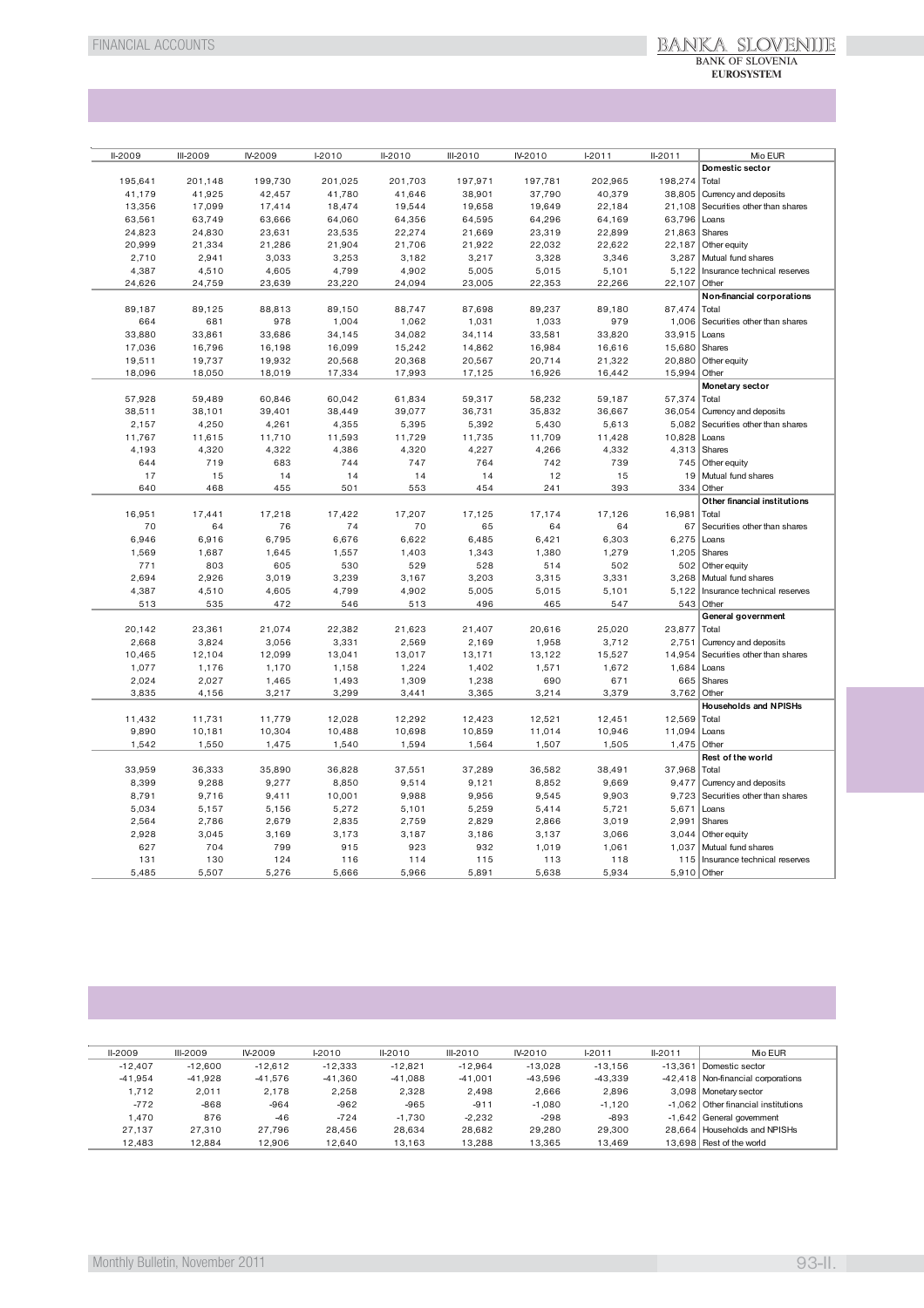| II-2009 | III-2009 | IV-2009 | I-2010 | II-2010 | III-2010 | IV-2010 | I-2011 | II-2011 | Mio EUR |
|---|---|---|---|---|---|---|---|---|---|
| | | | | | | | | | **Domestic sector** |
| 195,641 | 201,148 | 199,730 | 201,025 | 201,703 | 197,971 | 197,781 | 202,965 | 198,274 | Total |
| 41,179 | 41,925 | 42,457 | 41,780 | 41,646 | 38,901 | 37,790 | 40,379 | 38,805 | Currency and deposits |
| 13,356 | 17,099 | 17,414 | 18,474 | 19,544 | 19,658 | 19,649 | 22,184 | 21,108 | Securities other than shares |
| 63,561 | 63,749 | 63,666 | 64,060 | 64,356 | 64,595 | 64,296 | 64,169 | 63,796 | Loans |
| 24,823 | 24,830 | 23,631 | 23,535 | 22,274 | 21,669 | 23,319 | 22,899 | 21,863 | Shares |
| 20,999 | 21,334 | 21,286 | 21,904 | 21,706 | 21,922 | 22,032 | 22,622 | 22,187 | Other equity |
| 2,710 | 2,941 | 3,033 | 3,253 | 3,182 | 3,217 | 3,328 | 3,346 | 3,287 | Mutual fund shares |
| 4,387 | 4,510 | 4,605 | 4,799 | 4,902 | 5,005 | 5,015 | 5,101 | 5,122 | Insurance technical reserves |
| 24,626 | 24,759 | 23,639 | 23,220 | 24,094 | 23,005 | 22,353 | 22,266 | 22,107 | Other |
| | | | | | | | | | **Non-financial corporations** |
| 89,187 | 89,125 | 88,813 | 89,150 | 88,747 | 87,698 | 89,237 | 89,180 | 87,474 | Total |
| 664 | 681 | 978 | 1,004 | 1,062 | 1,031 | 1,033 | 979 | 1,006 | Securities other than shares |
| 33,880 | 33,861 | 33,686 | 34,145 | 34,082 | 34,114 | 33,581 | 33,820 | 33,915 | Loans |
| 17,036 | 16,796 | 16,198 | 16,099 | 15,242 | 14,862 | 16,984 | 16,616 | 15,680 | Shares |
| 19,511 | 19,737 | 19,932 | 20,568 | 20,368 | 20,567 | 20,714 | 21,322 | 20,880 | Other equity |
| 18,096 | 18,050 | 18,019 | 17,334 | 17,993 | 17,125 | 16,926 | 16,442 | 15,994 | Other |
| | | | | | | | | | **Monetary sector** |
| 57,928 | 59,489 | 60,846 | 60,042 | 61,834 | 59,317 | 58,232 | 59,187 | 57,374 | Total |
| 38,511 | 38,101 | 39,401 | 38,449 | 39,077 | 36,731 | 35,832 | 36,667 | 36,054 | Currency and deposits |
| 2,157 | 4,250 | 4,261 | 4,355 | 5,395 | 5,392 | 5,430 | 5,613 | 5,082 | Securities other than shares |
| 11,767 | 11,615 | 11,710 | 11,593 | 11,729 | 11,735 | 11,709 | 11,428 | 10,828 | Loans |
| 4,193 | 4,320 | 4,322 | 4,386 | 4,320 | 4,227 | 4,266 | 4,332 | 4,313 | Shares |
| 644 | 719 | 683 | 744 | 747 | 764 | 742 | 739 | 745 | Other equity |
| 17 | 15 | 14 | 14 | 14 | 14 | 12 | 15 | 19 | Mutual fund shares |
| 640 | 468 | 455 | 501 | 553 | 454 | 241 | 393 | 334 | Other |
| | | | | | | | | | **Other financial institutions** |
| 16,951 | 17,441 | 17,218 | 17,422 | 17,207 | 17,125 | 17,174 | 17,126 | 16,981 | Total |
| 70 | 64 | 76 | 74 | 70 | 65 | 64 | 64 | 67 | Securities other than shares |
| 6,946 | 6,916 | 6,795 | 6,676 | 6,622 | 6,485 | 6,421 | 6,303 | 6,275 | Loans |
| 1,569 | 1,687 | 1,645 | 1,557 | 1,403 | 1,343 | 1,380 | 1,279 | 1,205 | Shares |
| 771 | 803 | 605 | 530 | 529 | 528 | 514 | 502 | 502 | Other equity |
| 2,694 | 2,926 | 3,019 | 3,239 | 3,167 | 3,203 | 3,315 | 3,331 | 3,268 | Mutual fund shares |
| 4,387 | 4,510 | 4,605 | 4,799 | 4,902 | 5,005 | 5,015 | 5,101 | 5,122 | Insurance technical reserves |
| 513 | 535 | 472 | 546 | 513 | 496 | 465 | 547 | 543 | Other |
| | | | | | | | | | **General government** |
| 20,142 | 23,361 | 21,074 | 22,382 | 21,623 | 21,407 | 20,616 | 25,020 | 23,877 | Total |
| 2,668 | 3,824 | 3,056 | 3,331 | 2,569 | 2,169 | 1,958 | 3,712 | 2,751 | Currency and deposits |
| 10,465 | 12,104 | 12,099 | 13,041 | 13,017 | 13,171 | 13,122 | 15,527 | 14,954 | Securities other than shares |
| 1,077 | 1,176 | 1,170 | 1,158 | 1,224 | 1,402 | 1,571 | 1,672 | 1,684 | Loans |
| 2,024 | 2,027 | 1,465 | 1,493 | 1,309 | 1,238 | 690 | 671 | 665 | Shares |
| 3,835 | 4,156 | 3,217 | 3,299 | 3,441 | 3,365 | 3,214 | 3,379 | 3,762 | Other |
| | | | | | | | | | **Households and NPISHs** |
| 11,432 | 11,731 | 11,779 | 12,028 | 12,292 | 12,423 | 12,521 | 12,451 | 12,569 | Total |
| 9,890 | 10,181 | 10,304 | 10,488 | 10,698 | 10,859 | 11,014 | 10,946 | 11,094 | Loans |
| 1,542 | 1,550 | 1,475 | 1,540 | 1,594 | 1,564 | 1,507 | 1,505 | 1,475 | Other |
| | | | | | | | | | **Rest of the world** |
| 33,959 | 36,333 | 35,890 | 36,828 | 37,551 | 37,289 | 36,582 | 38,491 | 37,968 | Total |
| 8,399 | 9,288 | 9,277 | 8,850 | 9,514 | 9,121 | 8,852 | 9,669 | 9,477 | Currency and deposits |
| 8,791 | 9,716 | 9,411 | 10,001 | 9,988 | 9,956 | 9,545 | 9,903 | 9,723 | Securities other than shares |
| 5,034 | 5,157 | 5,156 | 5,272 | 5,101 | 5,259 | 5,414 | 5,721 | 5,671 | Loans |
| 2,564 | 2,786 | 2,679 | 2,835 | 2,759 | 2,829 | 2,866 | 3,019 | 2,991 | Shares |
| 2,928 | 3,045 | 3,169 | 3,173 | 3,187 | 3,186 | 3,137 | 3,066 | 3,044 | Other equity |
| 627 | 704 | 799 | 915 | 923 | 932 | 1,019 | 1,061 | 1,037 | Mutual fund shares |
| 131 | 130 | 124 | 116 | 114 | 115 | 113 | 118 | 115 | Insurance technical reserves |
| 5,485 | 5,507 | 5,276 | 5,666 | 5,966 | 5,891 | 5,638 | 5,934 | 5,910 | Other |

| II-2009 | III-2009 | IV-2009 | I-2010 | II-2010 | III-2010 | IV-2010 | I-2011 | II-2011 | Mio EUR |
|---|---|---|---|---|---|---|---|---|---|
| -12,407 | -12,600 | -12,612 | -12,333 | -12,821 | -12,964 | -13,028 | -13,156 | -13,361 | Domestic sector |
| -41,954 | -41,928 | -41,576 | -41,360 | -41,088 | -41,001 | -43,596 | -43,339 | -42,418 | Non-financial corporations |
| 1,712 | 2,011 | 2,178 | 2,258 | 2,328 | 2,498 | 2,666 | 2,896 | 3,098 | Monetary sector |
| -772 | -868 | -964 | -962 | -965 | -911 | -1,080 | -1,120 | -1,062 | Other financial institutions |
| 1,470 | 876 | -46 | -724 | -1,730 | -2,232 | -298 | -893 | -1,642 | General government |
| 27,137 | 27,310 | 27,796 | 28,456 | 28,634 | 28,682 | 29,280 | 29,300 | 28,664 | Households and NPISHs |
| 12,483 | 12,884 | 12,906 | 12,640 | 13,163 | 13,288 | 13,365 | 13,469 | 13,698 | Rest of the world |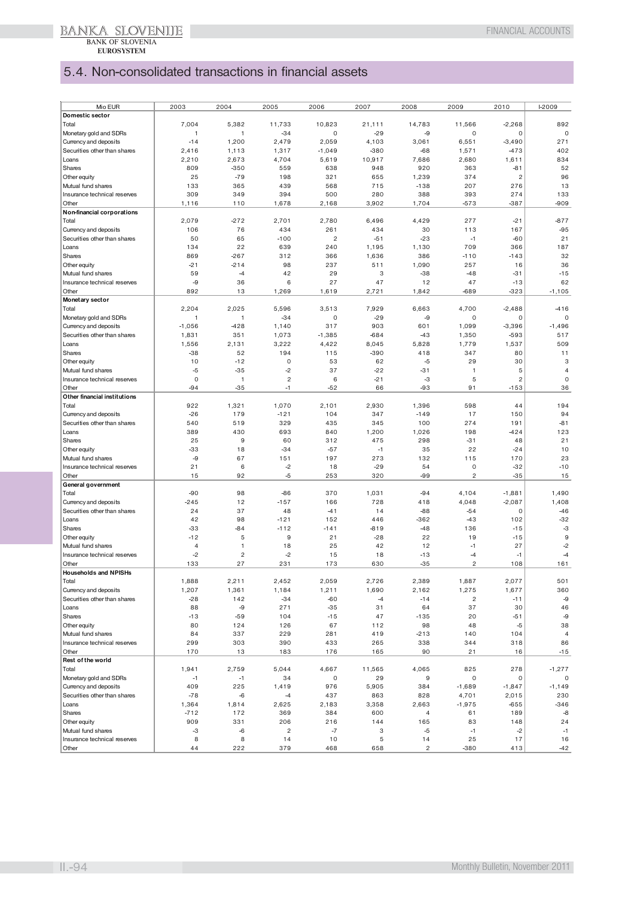## 5.4. Non-consolidated transactions in financial assets

| Mio EUR | 2003 | 2004 | 2005 | 2006 | 2007 | 2008 | 2009 | 2010 | I-2009 |
|---|---|---|---|---|---|---|---|---|---|
| **Domestic sector** | | | | | | | | | |
| Total | 7,004 | 5,382 | 11,733 | 10,823 | 21,111 | 14,783 | 11,566 | -2,268 | 892 |
| Monetary gold and SDRs | 1 | 1 | -34 | 0 | -29 | -9 | 0 | 0 | 0 |
| Currency and deposits | -14 | 1,200 | 2,479 | 2,059 | 4,103 | 3,061 | 6,551 | -3,490 | 271 |
| Securities other than shares | 2,416 | 1,113 | 1,317 | -1,049 | -380 | -68 | 1,571 | -473 | 402 |
| Loans | 2,210 | 2,673 | 4,704 | 5,619 | 10,917 | 7,686 | 2,680 | 1,611 | 834 |
| Shares | 809 | -350 | 559 | 638 | 948 | 920 | 363 | -81 | 52 |
| Other equity | 25 | -79 | 198 | 321 | 655 | 1,239 | 374 | 2 | 96 |
| Mutual fund shares | 133 | 365 | 439 | 568 | 715 | -138 | 207 | 276 | 13 |
| Insurance technical reserves | 309 | 349 | 394 | 500 | 280 | 388 | 393 | 274 | 133 |
| Other | 1,116 | 110 | 1,678 | 2,168 | 3,902 | 1,704 | -573 | -387 | -909 |
| **Non-financial corporations** | | | | | | | | | |
| Total | 2,079 | -272 | 2,701 | 2,780 | 6,496 | 4,429 | 277 | -21 | -877 |
| Currency and deposits | 106 | 76 | 434 | 261 | 434 | 30 | 113 | 167 | -95 |
| Securities other than shares | 50 | 65 | -100 | 2 | -51 | -23 | -1 | -60 | 21 |
| Loans | 134 | 22 | 639 | 240 | 1,195 | 1,130 | 709 | 366 | 187 |
| Shares | 869 | -267 | 312 | 366 | 1,636 | 386 | -110 | -143 | 32 |
| Other equity | -21 | -214 | 98 | 237 | 511 | 1,090 | 257 | 16 | 36 |
| Mutual fund shares | 59 | -4 | 42 | 29 | 3 | -38 | -48 | -31 | -15 |
| Insurance technical reserves | -9 | 36 | 6 | 27 | 47 | 12 | 47 | -13 | 62 |
| Other | 892 | 13 | 1,269 | 1,619 | 2,721 | 1,842 | -689 | -323 | -1,105 |
| **Monetary sector** | | | | | | | | | |
| Total | 2,204 | 2,025 | 5,596 | 3,513 | 7,929 | 6,663 | 4,700 | -2,488 | -416 |
| Monetary gold and SDRs | 1 | 1 | -34 | 0 | -29 | -9 | 0 | 0 | 0 |
| Currency and deposits | -1,056 | -428 | 1,140 | 317 | 903 | 601 | 1,099 | -3,396 | -1,496 |
| Securities other than shares | 1,831 | 351 | 1,073 | -1,385 | -684 | -43 | 1,350 | -593 | 517 |
| Loans | 1,556 | 2,131 | 3,222 | 4,422 | 8,045 | 5,828 | 1,779 | 1,537 | 509 |
| Shares | -38 | 52 | 194 | 115 | -390 | 418 | 347 | 80 | 11 |
| Other equity | 10 | -12 | 0 | 53 | 62 | -5 | 29 | 30 | 3 |
| Mutual fund shares | -5 | -35 | -2 | 37 | -22 | -31 | 1 | 5 | 4 |
| Insurance technical reserves | 0 | 1 | 2 | 6 | -21 | -3 | 5 | 2 | 0 |
| Other | -94 | -35 | -1 | -52 | 66 | -93 | 91 | -153 | 36 |
| **Other financial institutions** | | | | | | | | | |
| Total | 922 | 1,321 | 1,070 | 2,101 | 2,930 | 1,396 | 598 | 44 | 194 |
| Currency and deposits | -26 | 179 | -121 | 104 | 347 | -149 | 17 | 150 | 94 |
| Securities other than shares | 540 | 519 | 329 | 435 | 345 | 100 | 274 | 191 | -81 |
| Loans | 389 | 430 | 693 | 840 | 1,200 | 1,026 | 198 | -424 | 123 |
| Shares | 25 | 9 | 60 | 312 | 475 | 298 | -31 | 48 | 21 |
| Other equity | -33 | 18 | -34 | -57 | -1 | 35 | 22 | -24 | 10 |
| Mutual fund shares | -9 | 67 | 151 | 197 | 273 | 132 | 115 | 170 | 23 |
| Insurance technical reserves | 21 | 6 | -2 | 18 | -29 | 54 | 0 | -32 | -10 |
| Other | 15 | 92 | -5 | 253 | 320 | -99 | 2 | -35 | 15 |
| **General government** | | | | | | | | | |
| Total | -90 | 98 | -86 | 370 | 1,031 | -94 | 4,104 | -1,881 | 1,490 |
| Currency and deposits | -245 | 12 | -157 | 166 | 728 | 418 | 4,048 | -2,087 | 1,408 |
| Securities other than shares | 24 | 37 | 48 | -41 | 14 | -88 | -54 | 0 | -46 |
| Loans | 42 | 98 | -121 | 152 | 446 | -362 | -43 | 102 | -32 |
| Shares | -33 | -84 | -112 | -141 | -819 | -48 | 136 | -15 | -3 |
| Other equity | -12 | 5 | 9 | 21 | -28 | 22 | 19 | -15 | 9 |
| Mutual fund shares | 4 | 1 | 18 | 25 | 42 | 12 | -1 | 27 | -2 |
| Insurance technical reserves | -2 | 2 | -2 | 15 | 18 | -13 | -4 | -1 | -4 |
| Other | 133 | 27 | 231 | 173 | 630 | -35 | 2 | 108 | 161 |
| **Households and NPISHs** | | | | | | | | | |
| Total | 1,888 | 2,211 | 2,452 | 2,059 | 2,726 | 2,389 | 1,887 | 2,077 | 501 |
| Currency and deposits | 1,207 | 1,361 | 1,184 | 1,211 | 1,690 | 2,162 | 1,275 | 1,677 | 360 |
| Securities other than shares | -28 | 142 | -34 | -60 | -4 | -14 | 2 | -11 | -9 |
| Loans | 88 | -9 | 271 | -35 | 31 | 64 | 37 | 30 | 46 |
| Shares | -13 | -59 | 104 | -15 | 47 | -135 | 20 | -51 | -9 |
| Other equity | 80 | 124 | 126 | 67 | 112 | 98 | 48 | -5 | 38 |
| Mutual fund shares | 84 | 337 | 229 | 281 | 419 | -213 | 140 | 104 | 4 |
| Insurance technical reserves | 299 | 303 | 390 | 433 | 265 | 338 | 344 | 318 | 86 |
| Other | 170 | 13 | 183 | 176 | 165 | 90 | 21 | 16 | -15 |
| **Rest of the world** | | | | | | | | | |
| Total | 1,941 | 2,759 | 5,044 | 4,667 | 11,565 | 4,065 | 825 | 278 | -1,277 |
| Monetary gold and SDRs | -1 | -1 | 34 | 0 | 29 | 9 | 0 | 0 | 0 |
| Currency and deposits | 409 | 225 | 1,419 | 976 | 5,905 | 384 | -1,689 | -1,847 | -1,149 |
| Securities other than shares | -78 | -6 | -4 | 437 | 863 | 828 | 4,701 | 2,015 | 230 |
| Loans | 1,364 | 1,814 | 2,625 | 2,183 | 3,358 | 2,663 | -1,975 | -655 | -346 |
| Shares | -712 | 172 | 369 | 384 | 600 | 4 | 61 | 189 | -8 |
| Other equity | 909 | 331 | 206 | 216 | 144 | 165 | 83 | 148 | 24 |
| Mutual fund shares | -3 | -6 | 2 | -7 | 3 | -5 | -1 | -2 | -1 |
| Insurance technical reserves | 8 | 8 | 14 | 10 | 5 | 14 | 25 | 17 | 16 |
| Other | 44 | 222 | 379 | 468 | 658 | 2 | -380 | 413 | -42 |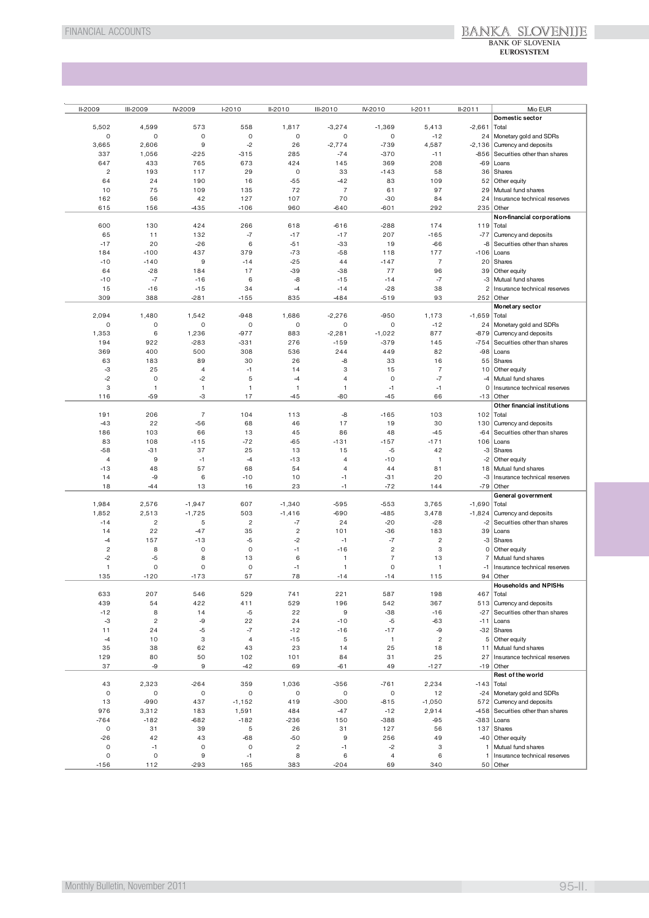| II-2009 | III-2009 | IV-2009 | I-2010 | II-2010 | III-2010 | IV-2010 | I-2011 | II-2011 | Mio EUR |
|---|---|---|---|---|---|---|---|---|---|
| | | | | | | | | | **Domestic sector** |
| 5,502 | 4,599 | 573 | 558 | 1,817 | -3,274 | -1,369 | 5,413 | -2,661 | Total |
| 0 | 0 | 0 | 0 | 0 | 0 | 0 | -12 | 24 | Monetary gold and SDRs |
| 3,665 | 2,606 | 9 | -2 | 26 | -2,774 | -739 | 4,587 | -2,136 | Currency and deposits |
| 337 | 1,056 | -225 | -315 | 285 | -74 | -370 | -11 | -856 | Securities other than shares |
| 647 | 433 | 765 | 673 | 424 | 145 | 369 | 208 | -69 | Loans |
| 2 | 193 | 117 | 29 | 0 | 33 | -143 | 58 | 36 | Shares |
| 64 | 24 | 190 | 16 | -55 | -42 | 83 | 109 | 52 | Other equity |
| 10 | 75 | 109 | 135 | 72 | 7 | 61 | 97 | 29 | Mutual fund shares |
| 162 | 56 | 42 | 127 | 107 | 70 | -30 | 84 | 24 | Insurance technical reserves |
| 615 | 156 | -435 | -106 | 960 | -640 | -601 | 292 | 235 | Other |
| | | | | | | | | | **Non-financial corporations** |
| 600 | 130 | 424 | 266 | 618 | -616 | -288 | 174 | 119 | Total |
| 65 | 11 | 132 | -7 | -17 | -17 | 207 | -165 | -77 | Currency and deposits |
| -17 | 20 | -26 | 6 | -51 | -33 | 19 | -66 | -8 | Securities other than shares |
| 184 | -100 | 437 | 379 | -73 | -58 | 118 | 177 | -106 | Loans |
| -10 | -140 | 9 | -14 | -25 | 44 | -147 | 7 | 20 | Shares |
| 64 | -28 | 184 | 17 | -39 | -38 | 77 | 96 | 39 | Other equity |
| -10 | -7 | -16 | 6 | -8 | -15 | -15 | -7 | -3 | Mutual fund shares |
| 15 | -16 | -15 | 34 | -4 | -14 | -28 | 38 | 2 | Insurance technical reserves |
| 309 | 388 | -281 | -155 | 835 | -484 | -519 | 93 | 252 | Other |
| | | | | | | | | | **Monetary sector** |
| 2,094 | 1,480 | 1,542 | -948 | 1,686 | -2,276 | -950 | 1,173 | -1,659 | Total |
| 0 | 0 | 0 | 0 | 0 | 0 | 0 | -12 | 24 | Monetary gold and SDRs |
| 1,353 | 6 | 1,236 | -977 | 883 | -2,281 | -1,022 | 877 | -879 | Currency and deposits |
| 194 | 922 | -283 | -331 | 276 | -159 | -379 | 145 | -754 | Securities other than shares |
| 369 | 400 | 500 | 308 | 536 | 244 | 449 | 82 | -98 | Loans |
| 63 | 183 | 89 | 30 | 26 | -8 | 33 | 16 | 55 | Shares |
| -3 | 25 | 4 | -1 | 14 | 3 | 15 | 7 | 10 | Other equity |
| -2 | 0 | -2 | 5 | -4 | 4 | 0 | -7 | -4 | Mutual fund shares |
| 3 | 1 | 1 | 1 | 1 | 1 | -1 | -1 | 0 | Insurance technical reserves |
| 116 | -59 | -3 | 17 | -45 | -80 | -45 | 66 | -13 | Other |
| | | | | | | | | | **Other financial institutions** |
| 191 | 206 | 7 | 104 | 113 | -8 | -165 | 103 | 102 | Total |
| -43 | 22 | -56 | 68 | 46 | 17 | 19 | 30 | 130 | Currency and deposits |
| 186 | 103 | 66 | 13 | 45 | 86 | 48 | -45 | -64 | Securities other than shares |
| 83 | 108 | -115 | -72 | -65 | -131 | -157 | -171 | 106 | Loans |
| -58 | -31 | 37 | 25 | 13 | 15 | -5 | 42 | -3 | Shares |
| 4 | 9 | -1 | -4 | -13 | 4 | -10 | 1 | -2 | Other equity |
| -13 | 48 | 57 | 68 | 54 | 4 | 44 | 81 | 18 | Mutual fund shares |
| 14 | -9 | 6 | -10 | 10 | -1 | -31 | 20 | -3 | Insurance technical reserves |
| 18 | -44 | 13 | 16 | 23 | -1 | -72 | 144 | -79 | Other |
| | | | | | | | | | **General government** |
| 1,984 | 2,576 | -1,947 | 607 | -1,340 | -595 | -553 | 3,765 | -1,690 | Total |
| 1,852 | 2,513 | -1,725 | 503 | -1,416 | -690 | -485 | 3,478 | -1,824 | Currency and deposits |
| -14 | 2 | 5 | 2 | -7 | 24 | -20 | -28 | -2 | Securities other than shares |
| 14 | 22 | -47 | 35 | 2 | 101 | -36 | 183 | 39 | Loans |
| -4 | 157 | -13 | -5 | -2 | -1 | -7 | 2 | -3 | Shares |
| 2 | 8 | 0 | 0 | -1 | -16 | 2 | 3 | 0 | Other equity |
| -2 | -5 | 8 | 13 | 6 | 1 | 7 | 13 | 7 | Mutual fund shares |
| 1 | 0 | 0 | 0 | -1 | 1 | 0 | 1 | -1 | Insurance technical reserves |
| 135 | -120 | -173 | 57 | 78 | -14 | -14 | 115 | 94 | Other |
| | | | | | | | | | **Households and NPISHs** |
| 633 | 207 | 546 | 529 | 741 | 221 | 587 | 198 | 467 | Total |
| 439 | 54 | 422 | 411 | 529 | 196 | 542 | 367 | 513 | Currency and deposits |
| -12 | 8 | 14 | -5 | 22 | 9 | -38 | -16 | -27 | Securities other than shares |
| -3 | 2 | -9 | 22 | 24 | -10 | -5 | -63 | -11 | Loans |
| 11 | 24 | -5 | -7 | -12 | -16 | -17 | -9 | -32 | Shares |
| -4 | 10 | 3 | 4 | -15 | 5 | 1 | 2 | 5 | Other equity |
| 35 | 38 | 62 | 43 | 23 | 14 | 25 | 18 | 11 | Mutual fund shares |
| 129 | 80 | 50 | 102 | 101 | 84 | 31 | 25 | 27 | Insurance technical reserves |
| 37 | -9 | 9 | -42 | 69 | -61 | 49 | -127 | -19 | Other |
| | | | | | | | | | **Rest of the world** |
| 43 | 2,323 | -264 | 359 | 1,036 | -356 | -761 | 2,234 | -143 | Total |
| 0 | 0 | 0 | 0 | 0 | 0 | 0 | 12 | -24 | Monetary gold and SDRs |
| 13 | -990 | 437 | -1,152 | 419 | -300 | -815 | -1,050 | 572 | Currency and deposits |
| 976 | 3,312 | 183 | 1,591 | 484 | -47 | -12 | 2,914 | -458 | Securities other than shares |
| -764 | -182 | -682 | -182 | -236 | 150 | -388 | -95 | -383 | Loans |
| 0 | 31 | 39 | 5 | 26 | 31 | 127 | 56 | 137 | Shares |
| -26 | 42 | 43 | -68 | -50 | 9 | 256 | 49 | -40 | Other equity |
| 0 | -1 | 0 | 0 | 2 | -1 | -2 | 3 | 1 | Mutual fund shares |
| 0 | 0 | 9 | -1 | 8 | 6 | 4 | 6 | 1 | Insurance technical reserves |
| -156 | 112 | -293 | 165 | 383 | -204 | 69 | 340 | 50 | Other |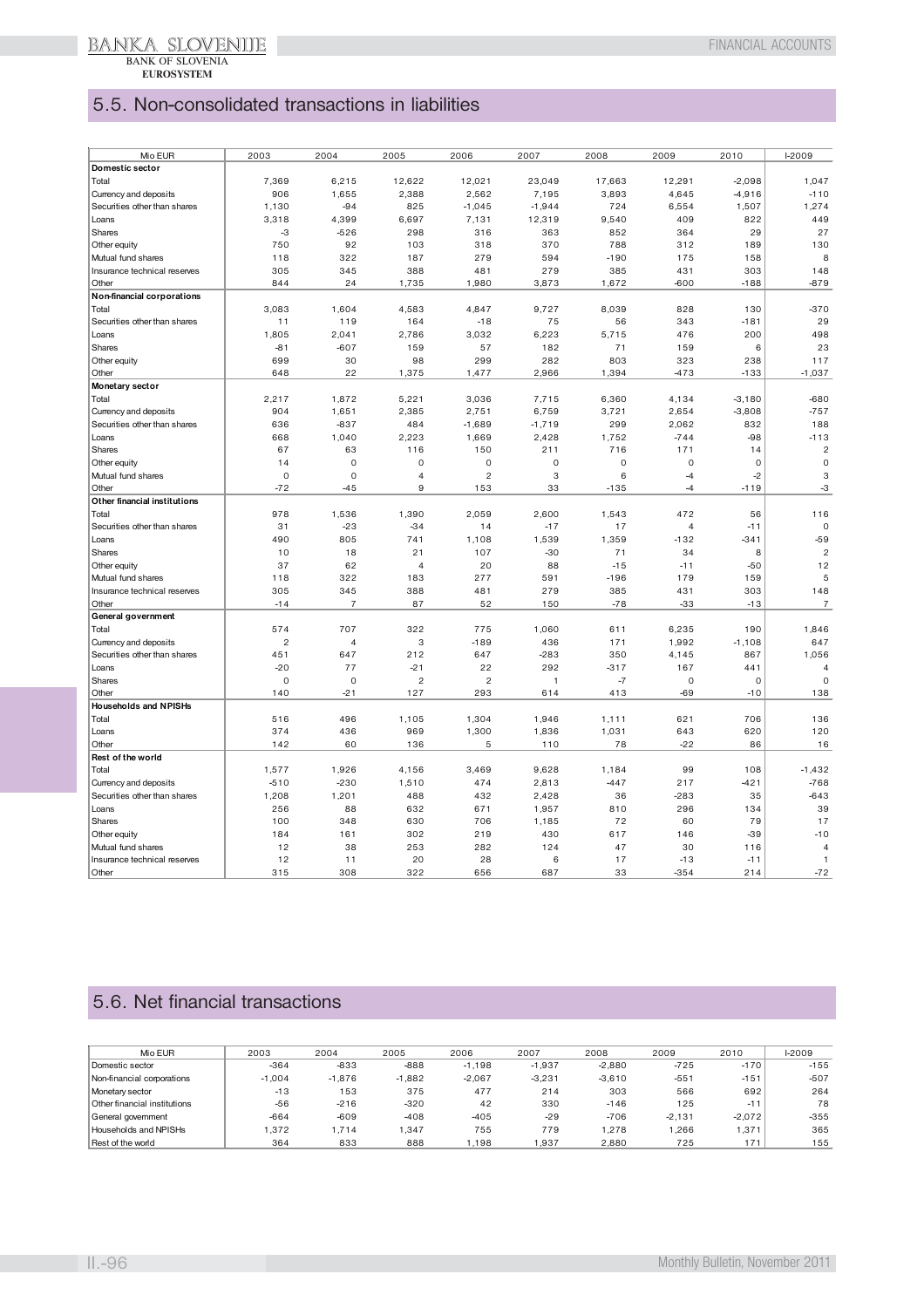## 5.5. Non-consolidated transactions in liabilities

| Mio EUR | 2003 | 2004 | 2005 | 2006 | 2007 | 2008 | 2009 | 2010 | I-2009 |
|---|---|---|---|---|---|---|---|---|---|
| **Domestic sector** | | | | | | | | | |
| Total | 7,369 | 6,215 | 12,622 | 12,021 | 23,049 | 17,663 | 12,291 | -2,098 | 1,047 |
| Currency and deposits | 906 | 1,655 | 2,388 | 2,562 | 7,195 | 3,893 | 4,645 | -4,916 | -110 |
| Securities other than shares | 1,130 | -94 | 825 | -1,045 | -1,944 | 724 | 6,554 | 1,507 | 1,274 |
| Loans | 3,318 | 4,399 | 6,697 | 7,131 | 12,319 | 9,540 | 409 | 822 | 449 |
| Shares | -3 | -526 | 298 | 316 | 363 | 852 | 364 | 29 | 27 |
| Other equity | 750 | 92 | 103 | 318 | 370 | 788 | 312 | 189 | 130 |
| Mutual fund shares | 118 | 322 | 187 | 279 | 594 | -190 | 175 | 158 | 8 |
| Insurance technical reserves | 305 | 345 | 388 | 481 | 279 | 385 | 431 | 303 | 148 |
| Other | 844 | 24 | 1,735 | 1,980 | 3,873 | 1,672 | -600 | -188 | -879 |
| **Non-financial corporations** | | | | | | | | | |
| Total | 3,083 | 1,604 | 4,583 | 4,847 | 9,727 | 8,039 | 828 | 130 | -370 |
| Securities other than shares | 11 | 119 | 164 | -18 | 75 | 56 | 343 | -181 | 29 |
| Loans | 1,805 | 2,041 | 2,786 | 3,032 | 6,223 | 5,715 | 476 | 200 | 498 |
| Shares | -81 | -607 | 159 | 57 | 182 | 71 | 159 | 6 | 23 |
| Other equity | 699 | 30 | 98 | 299 | 282 | 803 | 323 | 238 | 117 |
| Other | 648 | 22 | 1,375 | 1,477 | 2,966 | 1,394 | -473 | -133 | -1,037 |
| **Monetary sector** | | | | | | | | | |
| Total | 2,217 | 1,872 | 5,221 | 3,036 | 7,715 | 6,360 | 4,134 | -3,180 | -680 |
| Currency and deposits | 904 | 1,651 | 2,385 | 2,751 | 6,759 | 3,721 | 2,654 | -3,808 | -757 |
| Securities other than shares | 636 | -837 | 484 | -1,689 | -1,719 | 299 | 2,062 | 832 | 188 |
| Loans | 668 | 1,040 | 2,223 | 1,669 | 2,428 | 1,752 | -744 | -98 | -113 |
| Shares | 67 | 63 | 116 | 150 | 211 | 716 | 171 | 14 | 2 |
| Other equity | 14 | 0 | 0 | 0 | 0 | 0 | 0 | 0 | 0 |
| Mutual fund shares | 0 | 0 | 4 | 2 | 3 | 6 | -4 | -2 | 3 |
| Other | -72 | -45 | 9 | 153 | 33 | -135 | -4 | -119 | -3 |
| **Other financial institutions** | | | | | | | | | |
| Total | 978 | 1,536 | 1,390 | 2,059 | 2,600 | 1,543 | 472 | 56 | 116 |
| Securities other than shares | 31 | -23 | -34 | 14 | -17 | 17 | 4 | -11 | 0 |
| Loans | 490 | 805 | 741 | 1,108 | 1,539 | 1,359 | -132 | -341 | -59 |
| Shares | 10 | 18 | 21 | 107 | -30 | 71 | 34 | 8 | 2 |
| Other equity | 37 | 62 | 4 | 20 | 88 | -15 | -11 | -50 | 12 |
| Mutual fund shares | 118 | 322 | 183 | 277 | 591 | -196 | 179 | 159 | 5 |
| Insurance technical reserves | 305 | 345 | 388 | 481 | 279 | 385 | 431 | 303 | 148 |
| Other | -14 | 7 | 87 | 52 | 150 | -78 | -33 | -13 | 7 |
| **General government** | | | | | | | | | |
| Total | 574 | 707 | 322 | 775 | 1,060 | 611 | 6,235 | 190 | 1,846 |
| Currency and deposits | 2 | 4 | 3 | -189 | 436 | 171 | 1,992 | -1,108 | 647 |
| Securities other than shares | 451 | 647 | 212 | 647 | -283 | 350 | 4,145 | 867 | 1,056 |
| Loans | -20 | 77 | -21 | 22 | 292 | -317 | 167 | 441 | 4 |
| Shares | 0 | 0 | 2 | 2 | 1 | -7 | 0 | 0 | 0 |
| Other | 140 | -21 | 127 | 293 | 614 | 413 | -69 | -10 | 138 |
| **Households and NPISHs** | | | | | | | | | |
| Total | 516 | 496 | 1,105 | 1,304 | 1,946 | 1,111 | 621 | 706 | 136 |
| Loans | 374 | 436 | 969 | 1,300 | 1,836 | 1,031 | 643 | 620 | 120 |
| Other | 142 | 60 | 136 | 5 | 110 | 78 | -22 | 86 | 16 |
| **Rest of the world** | | | | | | | | | |
| Total | 1,577 | 1,926 | 4,156 | 3,469 | 9,628 | 1,184 | 99 | 108 | -1,432 |
| Currency and deposits | -510 | -230 | 1,510 | 474 | 2,813 | -447 | 217 | -421 | -768 |
| Securities other than shares | 1,208 | 1,201 | 488 | 432 | 2,428 | 36 | -283 | 35 | -643 |
| Loans | 256 | 88 | 632 | 671 | 1,957 | 810 | 296 | 134 | 39 |
| Shares | 100 | 348 | 630 | 706 | 1,185 | 72 | 60 | 79 | 17 |
| Other equity | 184 | 161 | 302 | 219 | 430 | 617 | 146 | -39 | -10 |
| Mutual fund shares | 12 | 38 | 253 | 282 | 124 | 47 | 30 | 116 | 4 |
| Insurance technical reserves | 12 | 11 | 20 | 28 | 6 | 17 | -13 | -11 | 1 |
| Other | 315 | 308 | 322 | 656 | 687 | 33 | -354 | 214 | -72 |

## 5.6. Net financial transactions

| Mio EUR | 2003 | 2004 | 2005 | 2006 | 2007 | 2008 | 2009 | 2010 | I-2009 |
|---|---|---|---|---|---|---|---|---|---|
| Domestic sector | -364 | -833 | -888 | -1,198 | -1,937 | -2,880 | -725 | -170 | -155 |
| Non-financial corporations | -1,004 | -1,876 | -1,882 | -2,067 | -3,231 | -3,610 | -551 | -151 | -507 |
| Monetary sector | -13 | 153 | 375 | 477 | 214 | 303 | 566 | 692 | 264 |
| Other financial institutions | -56 | -216 | -320 | 42 | 330 | -146 | 125 | -11 | 78 |
| General government | -664 | -609 | -408 | -405 | -29 | -706 | -2,131 | -2,072 | -355 |
| Households and NPISHs | 1,372 | 1,714 | 1,347 | 755 | 779 | 1,278 | 1,266 | 1,371 | 365 |
| Rest of the world | 364 | 833 | 888 | 1,198 | 1,937 | 2,880 | 725 | 171 | 155 |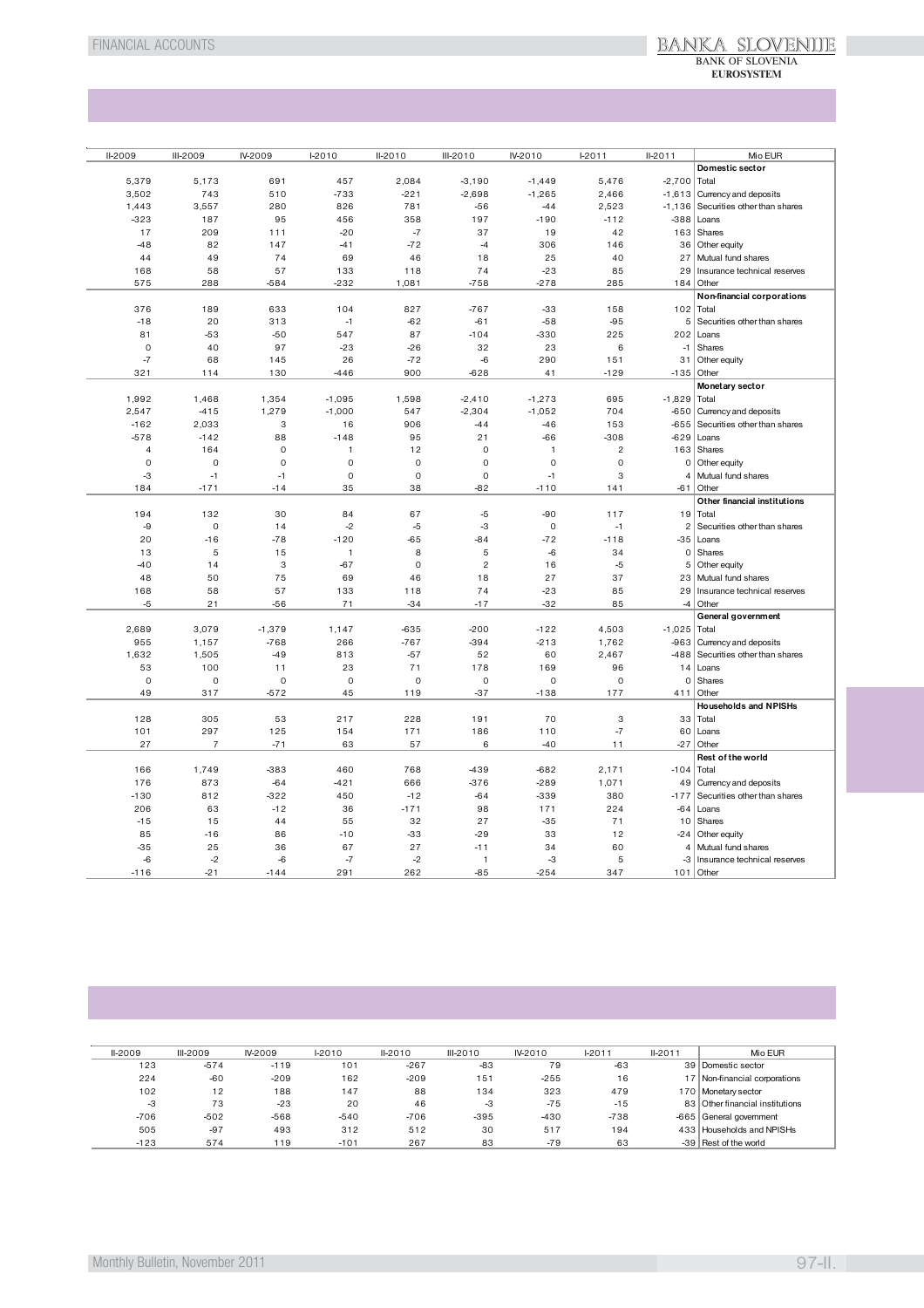| II-2009 | III-2009 | IV-2009 | I-2010 | II-2010 | III-2010 | IV-2010 | I-2011 | II-2011 | Mio EUR |
|---|---|---|---|---|---|---|---|---|---|
| | | | | | | | | | **Domestic sector** |
| 5,379 | 5,173 | 691 | 457 | 2,084 | -3,190 | -1,449 | 5,476 | -2,700 | Total |
| 3,502 | 743 | 510 | -733 | -221 | -2,698 | -1,265 | 2,466 | -1,613 | Currency and deposits |
| 1,443 | 3,557 | 280 | 826 | 781 | -56 | -44 | 2,523 | -1,136 | Securities other than shares |
| -323 | 187 | 95 | 456 | 358 | 197 | -190 | -112 | -388 | Loans |
| 17 | 209 | 111 | -20 | -7 | 37 | 19 | 42 | 163 | Shares |
| -48 | 82 | 147 | -41 | -72 | -4 | 306 | 146 | 36 | Other equity |
| 44 | 49 | 74 | 69 | 46 | 18 | 25 | 40 | 27 | Mutual fund shares |
| 168 | 58 | 57 | 133 | 118 | 74 | -23 | 85 | 29 | Insurance technical reserves |
| 575 | 288 | -584 | -232 | 1,081 | -758 | -278 | 285 | 184 | Other |
| | | | | | | | | | **Non-financial corporations** |
| 376 | 189 | 633 | 104 | 827 | -767 | -33 | 158 | 102 | Total |
| -18 | 20 | 313 | -1 | -62 | -61 | -58 | -95 | 5 | Securities other than shares |
| 81 | -53 | -50 | 547 | 87 | -104 | -330 | 225 | 202 | Loans |
| 0 | 40 | 97 | -23 | -26 | 32 | 23 | 6 | -1 | Shares |
| -7 | 68 | 145 | 26 | -72 | -6 | 290 | 151 | 31 | Other equity |
| 321 | 114 | 130 | -446 | 900 | -628 | 41 | -129 | -135 | Other |
| | | | | | | | | | **Monetary sector** |
| 1,992 | 1,468 | 1,354 | -1,095 | 1,598 | -2,410 | -1,273 | 695 | -1,829 | Total |
| 2,547 | -415 | 1,279 | -1,000 | 547 | -2,304 | -1,052 | 704 | -650 | Currency and deposits |
| -162 | 2,033 | 3 | 16 | 906 | -44 | -46 | 153 | -655 | Securities other than shares |
| -578 | -142 | 88 | -148 | 95 | 21 | -66 | -308 | -629 | Loans |
| 4 | 164 | 0 | 1 | 12 | 0 | 1 | 2 | 163 | Shares |
| 0 | 0 | 0 | 0 | 0 | 0 | 0 | 0 | 0 | Other equity |
| -3 | -1 | -1 | 0 | 0 | 0 | -1 | 3 | 4 | Mutual fund shares |
| 184 | -171 | -14 | 35 | 38 | -82 | -110 | 141 | -61 | Other |
| | | | | | | | | | **Other financial institutions** |
| 194 | 132 | 30 | 84 | 67 | -5 | -90 | 117 | 19 | Total |
| -9 | 0 | 14 | -2 | -5 | -3 | 0 | -1 | 2 | Securities other than shares |
| 20 | -16 | -78 | -120 | -65 | -84 | -72 | -118 | -35 | Loans |
| 13 | 5 | 15 | 1 | 8 | 5 | -6 | 34 | 0 | Shares |
| -40 | 14 | 3 | -67 | 0 | 2 | 16 | -5 | 5 | Other equity |
| 48 | 50 | 75 | 69 | 46 | 18 | 27 | 37 | 23 | Mutual fund shares |
| 168 | 58 | 57 | 133 | 118 | 74 | -23 | 85 | 29 | Insurance technical reserves |
| -5 | 21 | -56 | 71 | -34 | -17 | -32 | 85 | -4 | Other |
| | | | | | | | | | **General government** |
| 2,689 | 3,079 | -1,379 | 1,147 | -635 | -200 | -122 | 4,503 | -1,025 | Total |
| 955 | 1,157 | -768 | 266 | -767 | -394 | -213 | 1,762 | -963 | Currency and deposits |
| 1,632 | 1,505 | -49 | 813 | -57 | 52 | 60 | 2,467 | -488 | Securities other than shares |
| 53 | 100 | 11 | 23 | 71 | 178 | 169 | 96 | 14 | Loans |
| 0 | 0 | 0 | 0 | 0 | 0 | 0 | 0 | 0 | Shares |
| 49 | 317 | -572 | 45 | 119 | -37 | -138 | 177 | 411 | Other |
| | | | | | | | | | **Households and NPISHs** |
| 128 | 305 | 53 | 217 | 228 | 191 | 70 | 3 | 33 | Total |
| 101 | 297 | 125 | 154 | 171 | 186 | 110 | -7 | 60 | Loans |
| 27 | 7 | -71 | 63 | 57 | 6 | -40 | 11 | -27 | Other |
| | | | | | | | | | **Rest of the world** |
| 166 | 1,749 | -383 | 460 | 768 | -439 | -682 | 2,171 | -104 | Total |
| 176 | 873 | -64 | -421 | 666 | -376 | -289 | 1,071 | 49 | Currency and deposits |
| -130 | 812 | -322 | 450 | -12 | -64 | -339 | 380 | -177 | Securities other than shares |
| 206 | 63 | -12 | 36 | -171 | 98 | 171 | 224 | -64 | Loans |
| -15 | 15 | 44 | 55 | 32 | 27 | -35 | 71 | 10 | Shares |
| 85 | -16 | 86 | -10 | -33 | -29 | 33 | 12 | -24 | Other equity |
| -35 | 25 | 36 | 67 | 27 | -11 | 34 | 60 | 4 | Mutual fund shares |
| -6 | -2 | -6 | -7 | -2 | 1 | -3 | 5 | -3 | Insurance technical reserves |
| -116 | -21 | -144 | 291 | 262 | -85 | -254 | 347 | 101 | Other |

| II-2009 | III-2009 | IV-2009 | I-2010 | II-2010 | III-2010 | IV-2010 | I-2011 | II-2011 | Mio EUR |
|---|---|---|---|---|---|---|---|---|---|
| 123 | -574 | -119 | 101 | -267 | -83 | 79 | -63 | 39 | Domestic sector |
| 224 | -60 | -209 | 162 | -209 | 151 | -255 | 16 | 17 | Non-financial corporations |
| 102 | 12 | 188 | 147 | 88 | 134 | 323 | 479 | 170 | Monetary sector |
| -3 | 73 | -23 | 20 | 46 | -3 | -75 | -15 | 83 | Other financial institutions |
| -706 | -502 | -568 | -540 | -706 | -395 | -430 | -738 | -665 | General government |
| 505 | -97 | 493 | 312 | 512 | 30 | 517 | 194 | 433 | Households and NPISHs |
| -123 | 574 | 119 | -101 | 267 | 83 | -79 | 63 | -39 | Rest of the world |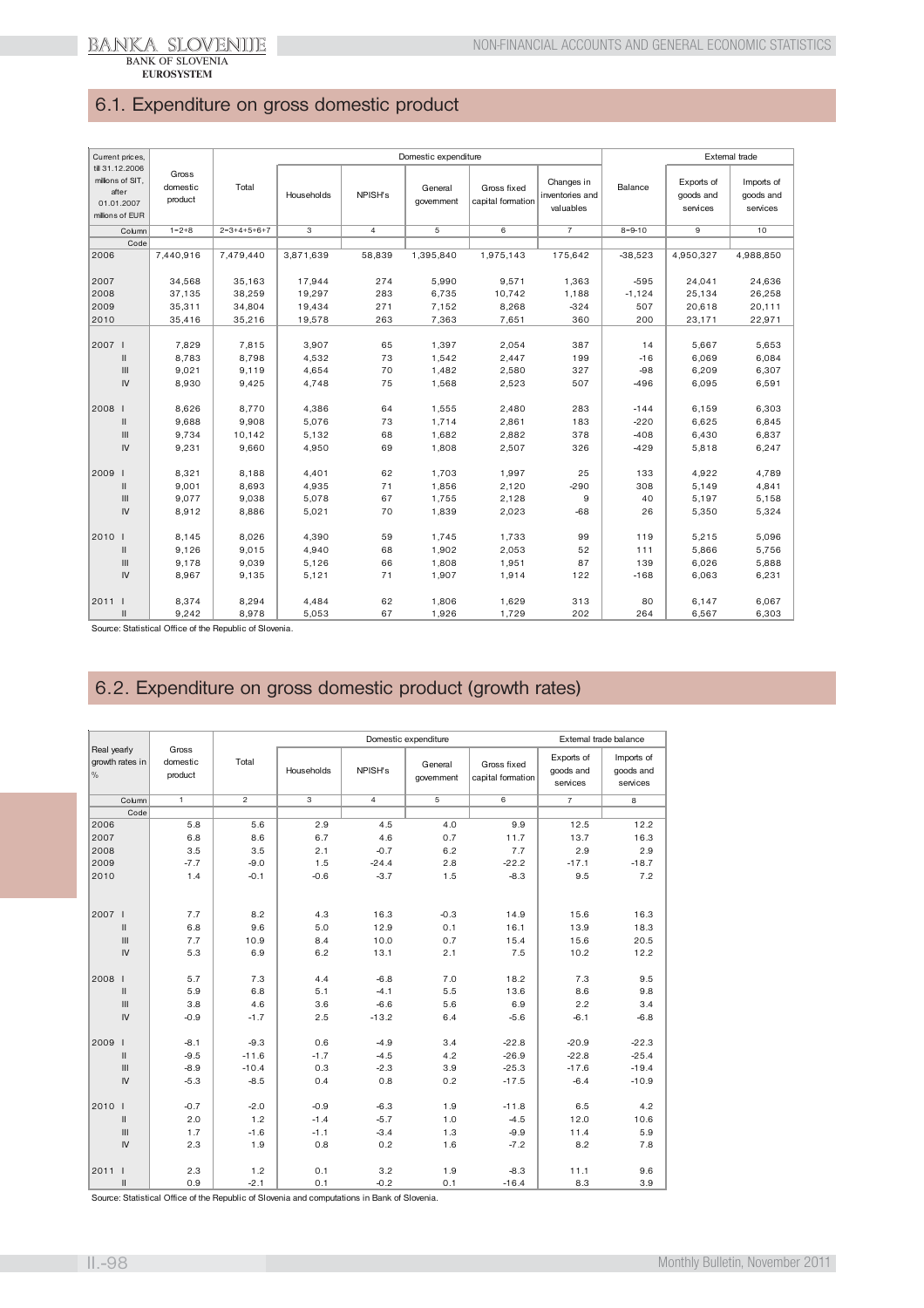## 6.1. Expenditure on gross domestic product

| Current prices, till 31.12.2006 millions of SIT, after 01.01.2007 millions of EUR | Gross domestic product | Domestic expenditure | | | | | | External trade | | |
|---|---|---|---|---|---|---|---|---|---|---|
| | | Total | Households | NPISH's | General government | Gross fixed capital formation | Changes in inventories and valuables | Balance | Exports of goods and services | Imports of goods and services |
| Column | 1=2+8 | 2=3+4+5+6+7 | 3 | 4 | 5 | 6 | 7 | 8=9-10 | 9 | 10 |
| Code | | | | | | | | | | |
| 2006 | 7,440,916 | 7,479,440 | 3,871,639 | 58,839 | 1,395,840 | 1,975,143 | 175,642 | -38,523 | 4,950,327 | 4,988,850 |
| 2007 | 34,568 | 35,163 | 17,944 | 274 | 5,990 | 9,571 | 1,363 | -595 | 24,041 | 24,636 |
| 2008 | 37,135 | 38,259 | 19,297 | 283 | 6,735 | 10,742 | 1,188 | -1,124 | 25,134 | 26,258 |
| 2009 | 35,311 | 34,804 | 19,434 | 271 | 7,152 | 8,268 | -324 | 507 | 20,618 | 20,111 |
| 2010 | 35,416 | 35,216 | 19,578 | 263 | 7,363 | 7,651 | 360 | 200 | 23,171 | 22,971 |
| 2007 I | 7,829 | 7,815 | 3,907 | 65 | 1,397 | 2,054 | 387 | 14 | 5,667 | 5,653 |
| II | 8,783 | 8,798 | 4,532 | 73 | 1,542 | 2,447 | 199 | -16 | 6,069 | 6,084 |
| III | 9,021 | 9,119 | 4,654 | 70 | 1,482 | 2,580 | 327 | -98 | 6,209 | 6,307 |
| IV | 8,930 | 9,425 | 4,748 | 75 | 1,568 | 2,523 | 507 | -496 | 6,095 | 6,591 |
| 2008 I | 8,626 | 8,770 | 4,386 | 64 | 1,555 | 2,480 | 283 | -144 | 6,159 | 6,303 |
| II | 9,688 | 9,908 | 5,076 | 73 | 1,714 | 2,861 | 183 | -220 | 6,625 | 6,845 |
| III | 9,734 | 10,142 | 5,132 | 68 | 1,682 | 2,882 | 378 | -408 | 6,430 | 6,837 |
| IV | 9,231 | 9,660 | 4,950 | 69 | 1,808 | 2,507 | 326 | -429 | 5,818 | 6,247 |
| 2009 I | 8,321 | 8,188 | 4,401 | 62 | 1,703 | 1,997 | 25 | 133 | 4,922 | 4,789 |
| II | 9,001 | 8,693 | 4,935 | 71 | 1,856 | 2,120 | -290 | 308 | 5,149 | 4,841 |
| III | 9,077 | 9,038 | 5,078 | 67 | 1,755 | 2,128 | 9 | 40 | 5,197 | 5,158 |
| IV | 8,912 | 8,886 | 5,021 | 70 | 1,839 | 2,023 | -68 | 26 | 5,350 | 5,324 |
| 2010 I | 8,145 | 8,026 | 4,390 | 59 | 1,745 | 1,733 | 99 | 119 | 5,215 | 5,096 |
| II | 9,126 | 9,015 | 4,940 | 68 | 1,902 | 2,053 | 52 | 111 | 5,866 | 5,756 |
| III | 9,178 | 9,039 | 5,126 | 66 | 1,808 | 1,951 | 87 | 139 | 6,026 | 5,888 |
| IV | 8,967 | 9,135 | 5,121 | 71 | 1,907 | 1,914 | 122 | -168 | 6,063 | 6,231 |
| 2011 I | 8,374 | 8,294 | 4,484 | 62 | 1,806 | 1,629 | 313 | 80 | 6,147 | 6,067 |
| II | 9,242 | 8,978 | 5,053 | 67 | 1,926 | 1,729 | 202 | 264 | 6,567 | 6,303 |

Source: Statistical Office of the Republic of Slovenia.

## 6.2. Expenditure on gross domestic product (growth rates)

| Real yearly growth rates in % | Gross domestic product | Domestic expenditure | | | | | External trade balance | |
|---|---|---|---|---|---|---|---|---|
| | | Total | Households | NPISH's | General government | Gross fixed capital formation | Exports of goods and services | Imports of goods and services |
| Column | 1 | 2 | 3 | 4 | 5 | 6 | 7 | 8 |
| Code | | | | | | | | |
| 2006 | 5.8 | 5.6 | 2.9 | 4.5 | 4.0 | 9.9 | 12.5 | 12.2 |
| 2007 | 6.8 | 8.6 | 6.7 | 4.6 | 0.7 | 11.7 | 13.7 | 16.3 |
| 2008 | 3.5 | 3.5 | 2.1 | -0.7 | 6.2 | 7.7 | 2.9 | 2.9 |
| 2009 | -7.7 | -9.0 | 1.5 | -24.4 | 2.8 | -22.2 | -17.1 | -18.7 |
| 2010 | 1.4 | -0.1 | -0.6 | -3.7 | 1.5 | -8.3 | 9.5 | 7.2 |
| 2007 I | 7.7 | 8.2 | 4.3 | 16.3 | -0.3 | 14.9 | 15.6 | 16.3 |
| II | 6.8 | 9.6 | 5.0 | 12.9 | 0.1 | 16.1 | 13.9 | 18.3 |
| III | 7.7 | 10.9 | 8.4 | 10.0 | 0.7 | 15.4 | 15.6 | 20.5 |
| IV | 5.3 | 6.9 | 6.2 | 13.1 | 2.1 | 7.5 | 10.2 | 12.2 |
| 2008 I | 5.7 | 7.3 | 4.4 | -6.8 | 7.0 | 18.2 | 7.3 | 9.5 |
| II | 5.9 | 6.8 | 5.1 | -4.1 | 5.5 | 13.6 | 8.6 | 9.8 |
| III | 3.8 | 4.6 | 3.6 | -6.6 | 5.6 | 6.9 | 2.2 | 3.4 |
| IV | -0.9 | -1.7 | 2.5 | -13.2 | 6.4 | -5.6 | -6.1 | -6.8 |
| 2009 I | -8.1 | -9.3 | 0.6 | -4.9 | 3.4 | -22.8 | -20.9 | -22.3 |
| II | -9.5 | -11.6 | -1.7 | -4.5 | 4.2 | -26.9 | -22.8 | -25.4 |
| III | -8.9 | -10.4 | 0.3 | -2.3 | 3.9 | -25.3 | -17.6 | -19.4 |
| IV | -5.3 | -8.5 | 0.4 | 0.8 | 0.2 | -17.5 | -6.4 | -10.9 |
| 2010 I | -0.7 | -2.0 | -0.9 | -6.3 | 1.9 | -11.8 | 6.5 | 4.2 |
| II | 2.0 | 1.2 | -1.4 | -5.7 | 1.0 | -4.5 | 12.0 | 10.6 |
| III | 1.7 | -1.6 | -1.1 | -3.4 | 1.3 | -9.9 | 11.4 | 5.9 |
| IV | 2.3 | 1.9 | 0.8 | 0.2 | 1.6 | -7.2 | 8.2 | 7.8 |
| 2011 I | 2.3 | 1.2 | 0.1 | 3.2 | 1.9 | -8.3 | 11.1 | 9.6 |
| II | 0.9 | -2.1 | 0.1 | -0.2 | 0.1 | -16.4 | 8.3 | 3.9 |

Source: Statistical Office of the Republic of Slovenia and computations in Bank of Slovenia.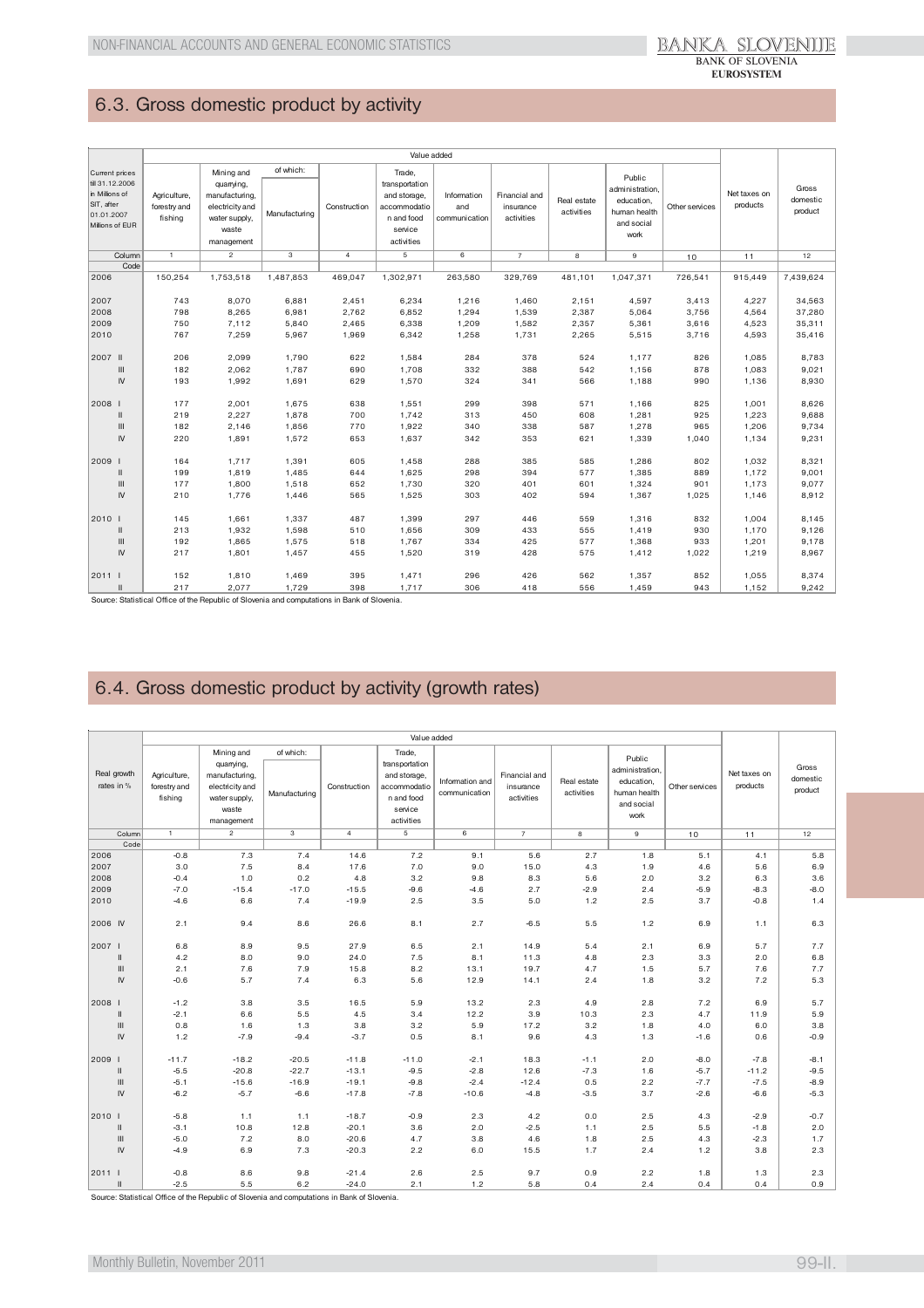## 6.3. Gross domestic product by activity

| Current prices till 31.12.2006 in Millions of SIT, after 01.01.2007 Millions of EUR | Value added | | | | | | | | | | Net taxes on products | Gross domestic product |
|---|---|---|---|---|---|---|---|---|---|---|---|---|
| | Agriculture, forestry and fishing | Mining and quarrying, manufacturing, electricity and water supply, waste management | of which: Manufacturing | Construction | Trade, transportation and storage, accommodation and food service activities | Information and communication | Financial and insurance activities | Real estate activities | Public administration, education, human health and social work | Other services | | |
| Column | 1 | 2 | 3 | 4 | 5 | 6 | 7 | 8 | 9 | 10 | 11 | 12 |
| Code | | | | | | | | | | | | |
| 2006 | 150,254 | 1,753,518 | 1,487,853 | 469,047 | 1,302,971 | 263,580 | 329,769 | 481,101 | 1,047,371 | 726,541 | 915,449 | 7,439,624 |
| 2007 | 743 | 8,070 | 6,881 | 2,451 | 6,234 | 1,216 | 1,460 | 2,151 | 4,597 | 3,413 | 4,227 | 34,563 |
| 2008 | 798 | 8,265 | 6,981 | 2,762 | 6,852 | 1,294 | 1,539 | 2,387 | 5,064 | 3,756 | 4,564 | 37,280 |
| 2009 | 750 | 7,112 | 5,840 | 2,465 | 6,338 | 1,209 | 1,582 | 2,357 | 5,361 | 3,616 | 4,523 | 35,311 |
| 2010 | 767 | 7,259 | 5,967 | 1,969 | 6,342 | 1,258 | 1,731 | 2,265 | 5,515 | 3,716 | 4,593 | 35,416 |
| 2007 II | 206 | 2,099 | 1,790 | 622 | 1,584 | 284 | 378 | 524 | 1,177 | 826 | 1,085 | 8,783 |
| III | 182 | 2,062 | 1,787 | 690 | 1,708 | 332 | 388 | 542 | 1,156 | 878 | 1,083 | 9,021 |
| IV | 193 | 1,992 | 1,691 | 629 | 1,570 | 324 | 341 | 566 | 1,188 | 990 | 1,136 | 8,930 |
| 2008 I | 177 | 2,001 | 1,675 | 638 | 1,551 | 299 | 398 | 571 | 1,166 | 825 | 1,001 | 8,626 |
| II | 219 | 2,227 | 1,878 | 700 | 1,742 | 313 | 450 | 608 | 1,281 | 925 | 1,223 | 9,688 |
| III | 182 | 2,146 | 1,856 | 770 | 1,922 | 340 | 338 | 587 | 1,278 | 965 | 1,206 | 9,734 |
| IV | 220 | 1,891 | 1,572 | 653 | 1,637 | 342 | 353 | 621 | 1,339 | 1,040 | 1,134 | 9,231 |
| 2009 I | 164 | 1,717 | 1,391 | 605 | 1,458 | 288 | 385 | 585 | 1,286 | 802 | 1,032 | 8,321 |
| II | 199 | 1,819 | 1,485 | 644 | 1,625 | 298 | 394 | 577 | 1,385 | 889 | 1,172 | 9,001 |
| III | 177 | 1,800 | 1,518 | 652 | 1,730 | 320 | 401 | 601 | 1,324 | 901 | 1,173 | 9,077 |
| IV | 210 | 1,776 | 1,446 | 565 | 1,525 | 303 | 402 | 594 | 1,367 | 1,025 | 1,146 | 8,912 |
| 2010 I | 145 | 1,661 | 1,337 | 487 | 1,399 | 297 | 446 | 559 | 1,316 | 832 | 1,004 | 8,145 |
| II | 213 | 1,932 | 1,598 | 510 | 1,656 | 309 | 433 | 555 | 1,419 | 930 | 1,170 | 9,126 |
| III | 192 | 1,865 | 1,575 | 518 | 1,767 | 334 | 425 | 577 | 1,368 | 933 | 1,201 | 9,178 |
| IV | 217 | 1,801 | 1,457 | 455 | 1,520 | 319 | 428 | 575 | 1,412 | 1,022 | 1,219 | 8,967 |
| 2011 I | 152 | 1,810 | 1,469 | 395 | 1,471 | 296 | 426 | 562 | 1,357 | 852 | 1,055 | 8,374 |
| II | 217 | 2,077 | 1,729 | 398 | 1,717 | 306 | 418 | 556 | 1,459 | 943 | 1,152 | 9,242 |

Source: Statistical Office of the Republic of Slovenia and computations in Bank of Slovenia.

## 6.4. Gross domestic product by activity (growth rates)

| Real growth rates in % | Value added | | | | | | | | | | Net taxes on products | Gross domestic product |
|---|---|---|---|---|---|---|---|---|---|---|---|---|
| | Agriculture, forestry and fishing | Mining and quarrying, manufacturing, electricity and water supply, waste management | of which: Manufacturing | Construction | Trade, transportation and storage, accommodation and food service activities | Information and communication | Financial and insurance activities | Real estate activities | Public administration, education, human health and social work | Other services | | |
| Column | 1 | 2 | 3 | 4 | 5 | 6 | 7 | 8 | 9 | 10 | 11 | 12 |
| Code | | | | | | | | | | | | |
| 2006 | -0.8 | 7.3 | 7.4 | 14.6 | 7.2 | 9.1 | 5.6 | 2.7 | 1.8 | 5.1 | 4.1 | 5.8 |
| 2007 | 3.0 | 7.5 | 8.4 | 17.6 | 7.0 | 9.0 | 15.0 | 4.3 | 1.9 | 4.6 | 5.6 | 6.9 |
| 2008 | -0.4 | 1.0 | 0.2 | 4.8 | 3.2 | 9.8 | 8.3 | 5.6 | 2.0 | 3.2 | 6.3 | 3.6 |
| 2009 | -7.0 | -15.4 | -17.0 | -15.5 | -9.6 | -4.6 | 2.7 | -2.9 | 2.4 | -5.9 | -8.3 | -8.0 |
| 2010 | -4.6 | 6.6 | 7.4 | -19.9 | 2.5 | 3.5 | 5.0 | 1.2 | 2.5 | 3.7 | -0.8 | 1.4 |
| 2006 IV | 2.1 | 9.4 | 8.6 | 26.6 | 8.1 | 2.7 | -6.5 | 5.5 | 1.2 | 6.9 | 1.1 | 6.3 |
| 2007 I | 6.8 | 8.9 | 9.5 | 27.9 | 6.5 | 2.1 | 14.9 | 5.4 | 2.1 | 6.9 | 5.7 | 7.7 |
| II | 4.2 | 8.0 | 9.0 | 24.0 | 7.5 | 8.1 | 11.3 | 4.8 | 2.3 | 3.3 | 2.0 | 6.8 |
| III | 2.1 | 7.6 | 7.9 | 15.8 | 8.2 | 13.1 | 19.7 | 4.7 | 1.5 | 5.7 | 7.6 | 7.7 |
| IV | -0.6 | 5.7 | 7.4 | 6.3 | 5.6 | 12.9 | 14.1 | 2.4 | 1.8 | 3.2 | 7.2 | 5.3 |
| 2008 I | -1.2 | 3.8 | 3.5 | 16.5 | 5.9 | 13.2 | 2.3 | 4.9 | 2.8 | 7.2 | 6.9 | 5.7 |
| II | -2.1 | 6.6 | 5.5 | 4.5 | 3.4 | 12.2 | 3.9 | 10.3 | 2.3 | 4.7 | 11.9 | 5.9 |
| III | 0.8 | 1.6 | 1.3 | 3.8 | 3.2 | 5.9 | 17.2 | 3.2 | 1.8 | 4.0 | 6.0 | 3.8 |
| IV | 1.2 | -7.9 | -9.4 | -3.7 | 0.5 | 8.1 | 9.6 | 4.3 | 1.3 | -1.6 | 0.6 | -0.9 |
| 2009 I | -11.7 | -18.2 | -20.5 | -11.8 | -11.0 | -2.1 | 18.3 | -1.1 | 2.0 | -8.0 | -7.8 | -8.1 |
| II | -5.5 | -20.8 | -22.7 | -13.1 | -9.5 | -2.8 | 12.6 | -7.3 | 1.6 | -5.7 | -11.2 | -9.5 |
| III | -5.1 | -15.6 | -16.9 | -19.1 | -9.8 | -2.4 | -12.4 | 0.5 | 2.2 | -7.7 | -7.5 | -8.9 |
| IV | -6.2 | -5.7 | -6.6 | -17.8 | -7.8 | -10.6 | -4.8 | -3.5 | 3.7 | -2.6 | -6.6 | -5.3 |
| 2010 I | -5.8 | 1.1 | 1.1 | -18.7 | -0.9 | 2.3 | 4.2 | 0.0 | 2.5 | 4.3 | -2.9 | -0.7 |
| II | -3.1 | 10.8 | 12.8 | -20.1 | 3.6 | 2.0 | -2.5 | 1.1 | 2.5 | 5.5 | -1.8 | 2.0 |
| III | -5.0 | 7.2 | 8.0 | -20.6 | 4.7 | 3.8 | 4.6 | 1.8 | 2.5 | 4.3 | -2.3 | 1.7 |
| IV | -4.9 | 6.9 | 7.3 | -20.3 | 2.2 | 6.0 | 15.5 | 1.7 | 2.4 | 1.2 | 3.8 | 2.3 |
| 2011 I | -0.8 | 8.6 | 9.8 | -21.4 | 2.6 | 2.5 | 9.7 | 0.9 | 2.2 | 1.8 | 1.3 | 2.3 |
| II | -2.5 | 5.5 | 6.2 | -24.0 | 2.1 | 1.2 | 5.8 | 0.4 | 2.4 | 0.4 | 0.4 | 0.9 |

Source: Statistical Office of the Republic of Slovenia and computations in Bank of Slovenia.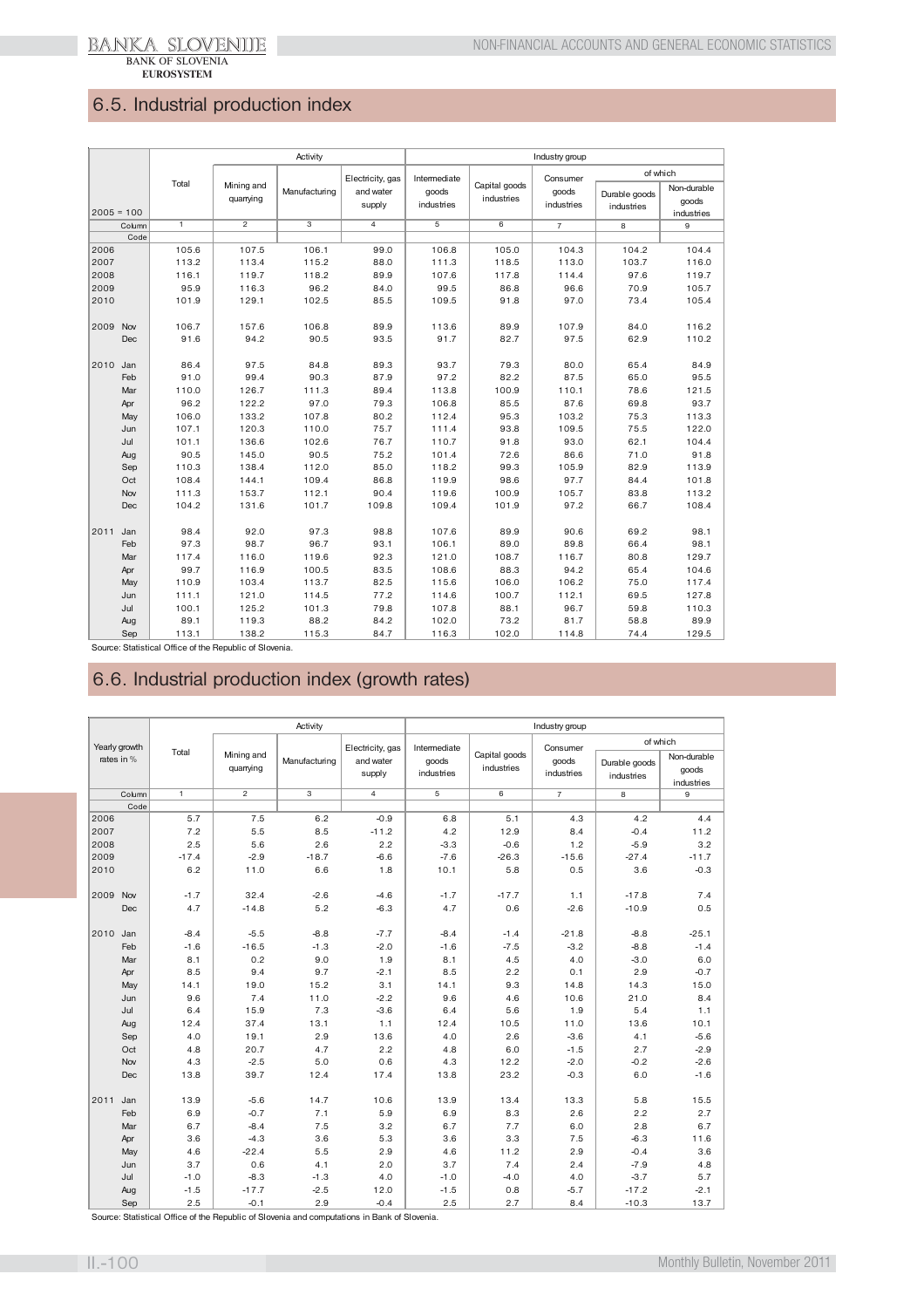## 6.5. Industrial production index

| 2005 = 100 | | Total | Activity | | | Industry group | | | | |
|---|---|---|---|---|---|---|---|---|---|---|
| | | | Mining and quarrying | Manufacturing | Electricity, gas and water supply | Intermediate goods industries | Capital goods industries | Consumer goods industries | of which | |
| | | | | | | | | | Durable goods industries | Non-durable goods industries |
| | Column | 1 | 2 | 3 | 4 | 5 | 6 | 7 | 8 | 9 |
| | Code | | | | | | | | | |
| 2006 | | 105.6 | 107.5 | 106.1 | 99.0 | 106.8 | 105.0 | 104.3 | 104.2 | 104.4 |
| 2007 | | 113.2 | 113.4 | 115.2 | 88.0 | 111.3 | 118.5 | 113.0 | 103.7 | 116.0 |
| 2008 | | 116.1 | 119.7 | 118.2 | 89.9 | 107.6 | 117.8 | 114.4 | 97.6 | 119.7 |
| 2009 | | 95.9 | 116.3 | 96.2 | 84.0 | 99.5 | 86.8 | 96.6 | 70.9 | 105.7 |
| 2010 | | 101.9 | 129.1 | 102.5 | 85.5 | 109.5 | 91.8 | 97.0 | 73.4 | 105.4 |
| 2009 | Nov | 106.7 | 157.6 | 106.8 | 89.9 | 113.6 | 89.9 | 107.9 | 84.0 | 116.2 |
| | Dec | 91.6 | 94.2 | 90.5 | 93.5 | 91.7 | 82.7 | 97.5 | 62.9 | 110.2 |
| 2010 | Jan | 86.4 | 97.5 | 84.8 | 89.3 | 93.7 | 79.3 | 80.0 | 65.4 | 84.9 |
| | Feb | 91.0 | 99.4 | 90.3 | 87.9 | 97.2 | 82.2 | 87.5 | 65.0 | 95.5 |
| | Mar | 110.0 | 126.7 | 111.3 | 89.4 | 113.8 | 100.9 | 110.1 | 78.6 | 121.5 |
| | Apr | 96.2 | 122.2 | 97.0 | 79.3 | 106.8 | 85.5 | 87.6 | 69.8 | 93.7 |
| | May | 106.0 | 133.2 | 107.8 | 80.2 | 112.4 | 95.3 | 103.2 | 75.3 | 113.3 |
| | Jun | 107.1 | 120.3 | 110.0 | 75.7 | 111.4 | 93.8 | 109.5 | 75.5 | 122.0 |
| | Jul | 101.1 | 136.6 | 102.6 | 76.7 | 110.7 | 91.8 | 93.0 | 62.1 | 104.4 |
| | Aug | 90.5 | 145.0 | 90.5 | 75.2 | 101.4 | 72.6 | 86.6 | 71.0 | 91.8 |
| | Sep | 110.3 | 138.4 | 112.0 | 85.0 | 118.2 | 99.3 | 105.9 | 82.9 | 113.9 |
| | Oct | 108.4 | 144.1 | 109.4 | 86.8 | 119.9 | 98.6 | 97.7 | 84.4 | 101.8 |
| | Nov | 111.3 | 153.7 | 112.1 | 90.4 | 119.6 | 100.9 | 105.7 | 83.8 | 113.2 |
| | Dec | 104.2 | 131.6 | 101.7 | 109.8 | 109.4 | 101.9 | 97.2 | 66.7 | 108.4 |
| 2011 | Jan | 98.4 | 92.0 | 97.3 | 98.8 | 107.6 | 89.9 | 90.6 | 69.2 | 98.1 |
| | Feb | 97.3 | 98.7 | 96.7 | 93.1 | 106.1 | 89.0 | 89.8 | 66.4 | 98.1 |
| | Mar | 117.4 | 116.0 | 119.6 | 92.3 | 121.0 | 108.7 | 116.7 | 80.8 | 129.7 |
| | Apr | 99.7 | 116.9 | 100.5 | 83.5 | 108.6 | 88.3 | 94.2 | 65.4 | 104.6 |
| | May | 110.9 | 103.4 | 113.7 | 82.5 | 115.6 | 106.0 | 106.2 | 75.0 | 117.4 |
| | Jun | 111.1 | 121.0 | 114.5 | 77.2 | 114.6 | 100.7 | 112.1 | 69.5 | 127.8 |
| | Jul | 100.1 | 125.2 | 101.3 | 79.8 | 107.8 | 88.1 | 96.7 | 59.8 | 110.3 |
| | Aug | 89.1 | 119.3 | 88.2 | 84.2 | 102.0 | 73.2 | 81.7 | 58.8 | 89.9 |
| | Sep | 113.1 | 138.2 | 115.3 | 84.7 | 116.3 | 102.0 | 114.8 | 74.4 | 129.5 |

Source: Statistical Office of the Republic of Slovenia.

## 6.6. Industrial production index (growth rates)

| Yearly growth rates in % | | Total | Activity | | | Industry group | | | | |
|---|---|---|---|---|---|---|---|---|---|---|
| | | | Mining and quarrying | Manufacturing | Electricity, gas and water supply | Intermediate goods industries | Capital goods industries | Consumer goods industries | of which | |
| | | | | | | | | | Durable goods industries | Non-durable goods industries |
| | Column | 1 | 2 | 3 | 4 | 5 | 6 | 7 | 8 | 9 |
| | Code | | | | | | | | | |
| 2006 | | 5.7 | 7.5 | 6.2 | -0.9 | 6.8 | 5.1 | 4.3 | 4.2 | 4.4 |
| 2007 | | 7.2 | 5.5 | 8.5 | -11.2 | 4.2 | 12.9 | 8.4 | -0.4 | 11.2 |
| 2008 | | 2.5 | 5.6 | 2.6 | 2.2 | -3.3 | -0.6 | 1.2 | -5.9 | 3.2 |
| 2009 | | -17.4 | -2.9 | -18.7 | -6.6 | -7.6 | -26.3 | -15.6 | -27.4 | -11.7 |
| 2010 | | 6.2 | 11.0 | 6.6 | 1.8 | 10.1 | 5.8 | 0.5 | 3.6 | -0.3 |
| 2009 | Nov | -1.7 | 32.4 | -2.6 | -4.6 | -1.7 | -17.7 | 1.1 | -17.8 | 7.4 |
| | Dec | 4.7 | -14.8 | 5.2 | -6.3 | 4.7 | 0.6 | -2.6 | -10.9 | 0.5 |
| 2010 | Jan | -8.4 | -5.5 | -8.8 | -7.7 | -8.4 | -1.4 | -21.8 | -8.8 | -25.1 |
| | Feb | -1.6 | -16.5 | -1.3 | -2.0 | -1.6 | -7.5 | -3.2 | -8.8 | -1.4 |
| | Mar | 8.1 | 0.2 | 9.0 | 1.9 | 8.1 | 4.5 | 4.0 | -3.0 | 6.0 |
| | Apr | 8.5 | 9.4 | 9.7 | -2.1 | 8.5 | 2.2 | 0.1 | 2.9 | -0.7 |
| | May | 14.1 | 19.0 | 15.2 | 3.1 | 14.1 | 9.3 | 14.8 | 14.3 | 15.0 |
| | Jun | 9.6 | 7.4 | 11.0 | -2.2 | 9.6 | 4.6 | 10.6 | 21.0 | 8.4 |
| | Jul | 6.4 | 15.9 | 7.3 | -3.6 | 6.4 | 5.6 | 1.9 | 5.4 | 1.1 |
| | Aug | 12.4 | 37.4 | 13.1 | 1.1 | 12.4 | 10.5 | 11.0 | 13.6 | 10.1 |
| | Sep | 4.0 | 19.1 | 2.9 | 13.6 | 4.0 | 2.6 | -3.6 | 4.1 | -5.6 |
| | Oct | 4.8 | 20.7 | 4.7 | 2.2 | 4.8 | 6.0 | -1.5 | 2.7 | -2.9 |
| | Nov | 4.3 | -2.5 | 5.0 | 0.6 | 4.3 | 12.2 | -2.0 | -0.2 | -2.6 |
| | Dec | 13.8 | 39.7 | 12.4 | 17.4 | 13.8 | 23.2 | -0.3 | 6.0 | -1.6 |
| 2011 | Jan | 13.9 | -5.6 | 14.7 | 10.6 | 13.9 | 13.4 | 13.3 | 5.8 | 15.5 |
| | Feb | 6.9 | -0.7 | 7.1 | 5.9 | 6.9 | 8.3 | 2.6 | 2.2 | 2.7 |
| | Mar | 6.7 | -8.4 | 7.5 | 3.2 | 6.7 | 7.7 | 6.0 | 2.8 | 6.7 |
| | Apr | 3.6 | -4.3 | 3.6 | 5.3 | 3.6 | 3.3 | 7.5 | -6.3 | 11.6 |
| | May | 4.6 | -22.4 | 5.5 | 2.9 | 4.6 | 11.2 | 2.9 | -0.4 | 3.6 |
| | Jun | 3.7 | 0.6 | 4.1 | 2.0 | 3.7 | 7.4 | 2.4 | -7.9 | 4.8 |
| | Jul | -1.0 | -8.3 | -1.3 | 4.0 | -1.0 | -4.0 | 4.0 | -3.7 | 5.7 |
| | Aug | -1.5 | -17.7 | -2.5 | 12.0 | -1.5 | 0.8 | -5.7 | -17.2 | -2.1 |
| | Sep | 2.5 | -0.1 | 2.9 | -0.4 | 2.5 | 2.7 | 8.4 | -10.3 | 13.7 |

Source: Statistical Office of the Republic of Slovenia and computations in Bank of Slovenia.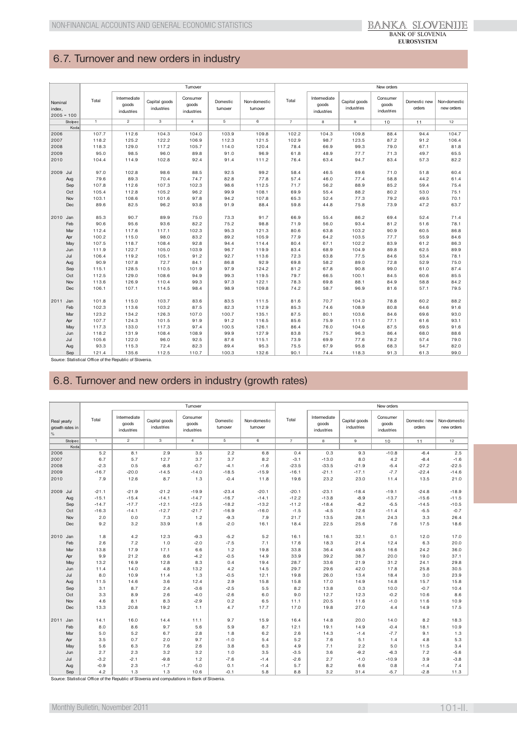## 6.7. Turnover and new orders in industry

| Nominal index, 2005 = 100 | | Turnover | | | | | | New orders | | | | | |
|---|---|---|---|---|---|---|---|---|---|---|---|---|---|
| | | Total | Intermediate goods industries | Capital goods industries | Consumer goods industries | Domestic turnover | Non-domestic turnover | Total | Intermediate goods industries | Capital goods industries | Consumer goods industries | Domestic new orders | Non-domestic new orders |
| | Stolpec | 1 | 2 | 3 | 4 | 5 | 6 | 7 | 8 | 9 | 10 | 11 | 12 |
| | Koda | | | | | | | | | | | | |
| 2006 | | 107.7 | 112.6 | 104.3 | 104.0 | 103.9 | 109.8 | 102.2 | 104.3 | 109.8 | 88.4 | 94.4 | 104.7 |
| 2007 | | 118.2 | 125.2 | 122.2 | 106.9 | 112.3 | 121.5 | 102.9 | 98.7 | 123.5 | 87.2 | 91.2 | 106.4 |
| 2008 | | 118.3 | 129.0 | 117.2 | 105.7 | 114.0 | 120.4 | 78.4 | 66.9 | 99.3 | 79.0 | 67.1 | 81.8 |
| 2009 | | 95.0 | 98.5 | 96.0 | 89.8 | 91.0 | 96.9 | 61.8 | 48.9 | 77.7 | 71.3 | 49.7 | 65.5 |
| 2010 | | 104.4 | 114.9 | 102.8 | 92.4 | 91.4 | 111.2 | 76.4 | 63.4 | 94.7 | 83.4 | 57.3 | 82.2 |
| 2009 | Jul | 97.0 | 102.8 | 98.6 | 88.5 | 92.5 | 99.2 | 58.4 | 46.5 | 69.6 | 71.0 | 51.8 | 60.4 |
| | Aug | 79.6 | 89.3 | 70.4 | 74.7 | 82.8 | 77.8 | 57.4 | 46.0 | 77.4 | 58.8 | 44.2 | 61.4 |
| | Sep | 107.8 | 112.6 | 107.3 | 102.3 | 98.6 | 112.5 | 71.7 | 56.2 | 88.9 | 85.2 | 59.4 | 75.4 |
| | Oct | 105.4 | 112.8 | 105.2 | 96.2 | 99.9 | 108.1 | 69.9 | 55.4 | 88.2 | 80.2 | 53.0 | 75.1 |
| | Nov | 103.1 | 108.6 | 101.6 | 97.8 | 94.2 | 107.8 | 65.3 | 52.4 | 77.3 | 79.2 | 49.5 | 70.1 |
| | Dec | 89.6 | 82.5 | 96.2 | 93.8 | 91.9 | 88.4 | 59.8 | 44.8 | 75.8 | 73.9 | 47.2 | 63.7 |
| 2010 | Jan | 85.3 | 90.7 | 89.9 | 75.0 | 73.3 | 91.7 | 66.9 | 55.4 | 86.2 | 69.4 | 52.4 | 71.4 |
| | Feb | 90.6 | 95.6 | 93.6 | 82.2 | 75.2 | 98.8 | 71.9 | 56.0 | 93.4 | 81.2 | 51.6 | 78.1 |
| | Mar | 112.4 | 117.6 | 117.1 | 102.3 | 95.3 | 121.3 | 80.6 | 63.8 | 103.2 | 90.9 | 60.5 | 86.8 |
| | Apr | 100.2 | 115.0 | 98.0 | 83.2 | 89.2 | 105.9 | 77.9 | 64.2 | 103.5 | 77.7 | 55.9 | 84.6 |
| | May | 107.5 | 118.7 | 108.4 | 92.8 | 94.4 | 114.4 | 80.4 | 67.1 | 102.2 | 83.9 | 61.2 | 86.3 |
| | Jun | 111.9 | 122.7 | 105.0 | 103.9 | 96.7 | 119.9 | 83.4 | 68.9 | 104.9 | 89.8 | 62.5 | 89.9 |
| | Jul | 106.4 | 119.2 | 105.1 | 91.2 | 92.7 | 113.6 | 72.3 | 63.8 | 77.5 | 84.6 | 53.4 | 78.1 |
| | Aug | 90.9 | 107.8 | 72.7 | 84.1 | 86.8 | 92.9 | 69.8 | 58.2 | 89.0 | 72.8 | 52.9 | 75.0 |
| | Sep | 115.1 | 128.5 | 110.5 | 101.9 | 97.9 | 124.2 | 81.2 | 67.8 | 90.8 | 99.0 | 61.0 | 87.4 |
| | Oct | 112.5 | 129.0 | 108.6 | 94.9 | 99.3 | 119.5 | 79.7 | 66.5 | 100.1 | 84.5 | 60.6 | 85.5 |
| | Nov | 113.6 | 126.9 | 110.4 | 99.3 | 97.3 | 122.1 | 78.3 | 69.8 | 88.1 | 84.9 | 58.8 | 84.2 |
| | Dec | 106.1 | 107.1 | 114.5 | 98.4 | 98.9 | 109.8 | 74.2 | 58.7 | 96.9 | 81.6 | 57.1 | 79.5 |
| 2011 | Jan | 101.8 | 115.0 | 103.7 | 83.6 | 83.5 | 111.5 | 81.6 | 70.7 | 104.3 | 78.8 | 60.2 | 88.2 |
| | Feb | 102.3 | 113.6 | 103.2 | 87.5 | 82.3 | 112.9 | 85.3 | 74.6 | 108.9 | 80.8 | 64.6 | 91.6 |
| | Mar | 123.2 | 134.2 | 126.3 | 107.0 | 100.7 | 135.1 | 87.5 | 80.1 | 103.6 | 84.6 | 69.6 | 93.0 |
| | Apr | 107.7 | 124.3 | 101.5 | 91.9 | 91.2 | 116.5 | 85.6 | 75.9 | 111.0 | 77.1 | 61.6 | 93.1 |
| | May | 117.3 | 133.0 | 117.3 | 97.4 | 100.5 | 126.1 | 86.4 | 76.0 | 104.6 | 87.5 | 69.5 | 91.6 |
| | Jun | 118.2 | 131.9 | 108.4 | 108.9 | 99.9 | 127.9 | 83.8 | 75.7 | 96.3 | 86.4 | 68.0 | 88.6 |
| | Jul | 105.6 | 122.0 | 96.0 | 92.5 | 87.6 | 115.1 | 73.9 | 69.9 | 77.6 | 78.2 | 57.4 | 79.0 |
| | Aug | 93.3 | 115.3 | 72.4 | 82.3 | 89.4 | 95.3 | 75.5 | 67.9 | 95.8 | 68.3 | 54.7 | 82.0 |
| | Sep | 121.4 | 135.6 | 112.5 | 110.7 | 100.3 | 132.6 | 90.1 | 74.4 | 118.3 | 91.3 | 61.3 | 99.0 |

Source: Statistical Office of the Republic of Slovenia.

## 6.8. Turnover and new orders in industry (growth rates)

| Real yearly growth rates in % | | Turnover | | | | | | New orders | | | | | |
|---|---|---|---|---|---|---|---|---|---|---|---|---|---|
| | | Total | Intermediate goods industries | Capital goods industries | Consumer goods industries | Domestic turnover | Non-domestic turnover | Total | Intermediate goods industries | Capital goods industries | Consumer goods industries | Domestic new orders | Non-domestic new orders |
| | Stolpec | 1 | 2 | 3 | 4 | 5 | 6 | 7 | 8 | 9 | 10 | 11 | 12 |
| | Koda | | | | | | | | | | | | |
| 2006 | | 5.2 | 8.1 | 2.9 | 3.5 | 2.2 | 6.8 | 0.4 | 0.3 | 9.3 | -10.8 | -6.4 | 2.5 |
| 2007 | | 6.7 | 5.7 | 12.7 | 3.7 | 3.7 | 8.2 | -3.1 | -13.0 | 8.0 | 4.2 | -8.4 | -1.6 |
| 2008 | | -2.3 | 0.5 | -8.8 | -0.7 | -4.1 | -1.6 | -23.5 | -33.5 | -21.9 | -5.4 | -27.2 | -22.5 |
| 2009 | | -16.7 | -20.0 | -14.5 | -14.0 | -18.5 | -15.9 | -16.1 | -21.1 | -17.1 | -7.7 | -22.4 | -14.6 |
| 2010 | | 7.9 | 12.6 | 8.7 | 1.3 | -0.4 | 11.8 | 19.6 | 23.2 | 23.0 | 11.4 | 13.5 | 21.0 |
| 2009 | Jul | -21.1 | -21.9 | -21.2 | -19.9 | -23.4 | -20.1 | -20.1 | -23.1 | -18.4 | -19.1 | -24.8 | -18.9 |
| | Aug | -15.1 | -15.4 | -14.1 | -14.7 | -16.7 | -14.1 | -12.2 | -13.8 | -8.9 | -13.7 | -15.6 | -11.5 |
| | Sep | -14.7 | -17.7 | -12.1 | -12.5 | -18.2 | -13.2 | -11.2 | -18.4 | -8.2 | -5.5 | -14.5 | -10.5 |
| | Oct | -16.3 | -14.1 | -12.7 | -21.7 | -16.9 | -16.0 | -1.5 | -4.5 | 12.6 | -11.4 | -5.5 | -0.7 |
| | Nov | 2.0 | 0.0 | 7.3 | 1.2 | -9.3 | 7.9 | 21.7 | 13.5 | 28.1 | 24.3 | 3.3 | 26.4 |
| | Dec | 9.2 | 3.2 | 33.9 | 1.6 | -2.0 | 16.1 | 18.4 | 22.5 | 25.6 | 7.6 | 17.5 | 18.6 |
| 2010 | Jan | 1.8 | 4.2 | 12.3 | -9.3 | -5.2 | 5.2 | 16.1 | 16.1 | 32.1 | 0.1 | 12.0 | 17.0 |
| | Feb | 2.6 | 7.2 | 1.0 | -2.0 | -7.5 | 7.1 | 17.6 | 18.3 | 21.4 | 12.4 | 6.3 | 20.0 |
| | Mar | 13.8 | 17.9 | 17.1 | 6.6 | 1.2 | 19.8 | 33.8 | 36.4 | 49.5 | 16.6 | 24.2 | 36.0 |
| | Apr | 9.9 | 21.2 | 8.6 | -4.2 | -0.5 | 14.9 | 33.9 | 39.2 | 38.7 | 20.0 | 19.0 | 37.1 |
| | May | 13.2 | 16.9 | 12.8 | 8.3 | 0.4 | 19.4 | 28.7 | 33.6 | 21.9 | 31.2 | 24.1 | 29.8 |
| | Jun | 11.4 | 14.0 | 4.8 | 13.2 | 4.2 | 14.5 | 29.7 | 29.6 | 42.0 | 17.8 | 25.8 | 30.5 |
| | Jul | 8.0 | 10.9 | 11.4 | 1.3 | -0.5 | 12.1 | 19.8 | 26.0 | 13.4 | 18.4 | 3.0 | 23.9 |
| | Aug | 11.5 | 14.6 | 3.6 | 12.4 | 2.9 | 15.8 | 15.8 | 17.0 | 14.9 | 14.8 | 15.7 | 15.8 |
| | Sep | 3.1 | 8.7 | 2.4 | -3.6 | -2.5 | 5.5 | 8.2 | 13.8 | 0.3 | 10.0 | -0.7 | 10.4 |
| | Oct | 3.3 | 8.9 | 2.6 | -4.0 | -2.6 | 6.0 | 9.0 | 12.7 | 12.3 | -0.2 | 10.6 | 8.6 |
| | Nov | 4.6 | 8.1 | 8.3 | -2.9 | 0.2 | 6.5 | 11.1 | 20.5 | 11.6 | -1.0 | 11.6 | 10.9 |
| | Dec | 13.3 | 20.8 | 19.2 | 1.1 | 4.7 | 17.7 | 17.0 | 19.8 | 27.0 | 4.4 | 14.9 | 17.5 |
| 2011 | Jan | 14.1 | 16.0 | 14.4 | 11.1 | 9.7 | 15.9 | 16.4 | 14.8 | 20.0 | 14.0 | 8.2 | 18.3 |
| | Feb | 8.0 | 8.6 | 9.7 | 5.6 | 5.9 | 8.7 | 12.1 | 19.1 | 14.9 | -0.4 | 18.1 | 10.9 |
| | Mar | 5.0 | 5.2 | 6.7 | 2.8 | 1.8 | 6.2 | 2.6 | 14.3 | -1.4 | -7.7 | 9.1 | 1.3 |
| | Apr | 3.5 | 0.7 | 2.0 | 9.7 | -1.0 | 5.4 | 5.2 | 7.6 | 5.1 | 1.4 | 4.8 | 5.3 |
| | May | 5.6 | 6.3 | 7.6 | 2.6 | 3.8 | 6.3 | 4.9 | 7.1 | 2.2 | 5.0 | 11.5 | 3.4 |
| | Jun | 2.7 | 2.3 | 3.2 | 3.2 | 1.0 | 3.5 | -3.5 | 3.6 | -9.2 | -6.3 | 7.2 | -5.6 |
| | Jul | -3.2 | -2.1 | -9.8 | 1.2 | -7.6 | -1.4 | -2.6 | 2.7 | -1.0 | -10.9 | 3.9 | -3.8 |
| | Aug | -0.9 | 2.3 | -1.7 | -5.0 | 0.1 | -1.4 | 5.7 | 8.2 | 6.6 | 0.8 | -1.4 | 7.4 |
| | Sep | 4.2 | 1.3 | 1.3 | 10.6 | -0.1 | 5.8 | 8.8 | 3.2 | 31.4 | -5.7 | -2.8 | 11.3 |

Source: Statistical Office of the Republic of Slovenia and computations in Bank of Slovenia.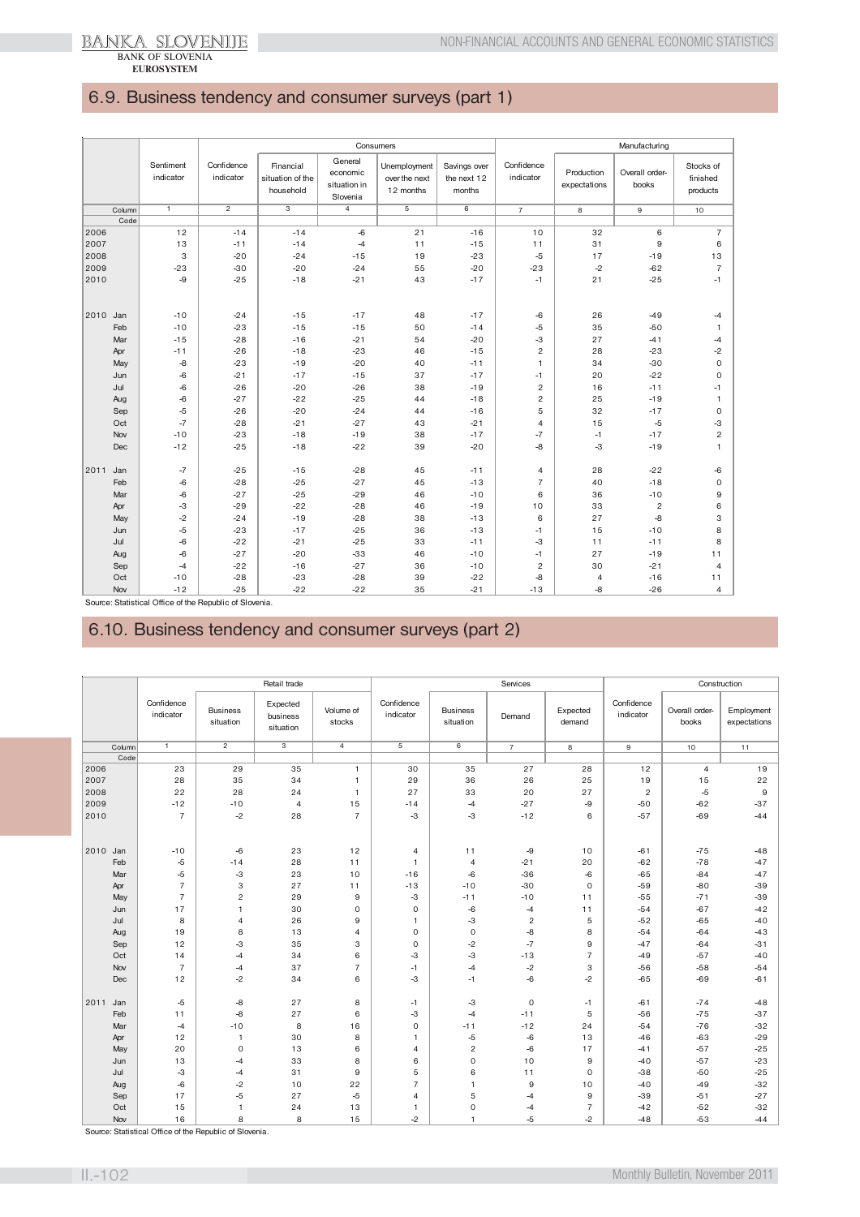## 6.9. Business tendency and consumer surveys (part 1)

| | Consumers | | | | | | Manufacturing | | | |
|---|---|---|---|---|---|---|---|---|---|---|
| | Sentiment indicator | Confidence indicator | Financial situation of the household | General economic situation in Slovenia | Unemployment over the next 12 months | Savings over the next 12 months | Confidence indicator | Production expectations | Overall order-books | Stocks of finished products |
| Column | 1 | 2 | 3 | 4 | 5 | 6 | 7 | 8 | 9 | 10 |
| Code | | | | | | | | | | |
| 2006 | 12 | -14 | -14 | -6 | 21 | -16 | 10 | 32 | 6 | 7 |
| 2007 | 13 | -11 | -14 | -4 | 11 | -15 | 11 | 31 | 9 | 6 |
| 2008 | 3 | -20 | -24 | -15 | 19 | -23 | -5 | 17 | -19 | 13 |
| 2009 | -23 | -30 | -20 | -24 | 55 | -20 | -23 | -2 | -62 | 7 |
| 2010 | -9 | -25 | -18 | -21 | 43 | -17 | -1 | 21 | -25 | -1 |
| 2010 Jan | -10 | -24 | -15 | -17 | 48 | -17 | -6 | 26 | -49 | -4 |
| Feb | -10 | -23 | -15 | -15 | 50 | -14 | -5 | 35 | -50 | 1 |
| Mar | -15 | -28 | -16 | -21 | 54 | -20 | -3 | 27 | -41 | -4 |
| Apr | -11 | -26 | -18 | -23 | 46 | -15 | 2 | 28 | -23 | -2 |
| May | -8 | -23 | -19 | -20 | 40 | -11 | 1 | 34 | -30 | 0 |
| Jun | -6 | -21 | -17 | -15 | 37 | -17 | -1 | 20 | -22 | 0 |
| Jul | -6 | -26 | -20 | -26 | 38 | -19 | 2 | 16 | -11 | -1 |
| Aug | -6 | -27 | -22 | -25 | 44 | -18 | 2 | 25 | -19 | 1 |
| Sep | -5 | -26 | -20 | -24 | 44 | -16 | 5 | 32 | -17 | 0 |
| Oct | -7 | -28 | -21 | -27 | 43 | -21 | 4 | 15 | -5 | -3 |
| Nov | -10 | -23 | -18 | -19 | 38 | -17 | -7 | -1 | -17 | 2 |
| Dec | -12 | -25 | -18 | -22 | 39 | -20 | -8 | -3 | -19 | 1 |
| 2011 Jan | -7 | -25 | -15 | -28 | 45 | -11 | 4 | 28 | -22 | -6 |
| Feb | -6 | -28 | -25 | -27 | 45 | -13 | 7 | 40 | -18 | 0 |
| Mar | -6 | -27 | -25 | -29 | 46 | -10 | 6 | 36 | -10 | 9 |
| Apr | -3 | -29 | -22 | -28 | 46 | -19 | 10 | 33 | 2 | 6 |
| May | -2 | -24 | -19 | -28 | 38 | -13 | 6 | 27 | -8 | 3 |
| Jun | -5 | -23 | -17 | -25 | 36 | -13 | -1 | 15 | -10 | 8 |
| Jul | -6 | -22 | -21 | -25 | 33 | -11 | -3 | 11 | -11 | 8 |
| Aug | -6 | -27 | -20 | -33 | 46 | -10 | -1 | 27 | -19 | 11 |
| Sep | -4 | -22 | -16 | -27 | 36 | -10 | 2 | 30 | -21 | 4 |
| Oct | -10 | -28 | -23 | -28 | 39 | -22 | -8 | 4 | -16 | 11 |
| Nov | -12 | -25 | -22 | -22 | 35 | -21 | -13 | -8 | -26 | 4 |

Source: Statistical Office of the Republic of Slovenia.

## 6.10. Business tendency and consumer surveys (part 2)

| | Retail trade | | | | Services | | | | Construction | | |
|---|---|---|---|---|---|---|---|---|---|---|---|
| | Confidence indicator | Business situation | Expected business situation | Volume of stocks | Confidence indicator | Business situation | Demand | Expected demand | Confidence indicator | Overall order-books | Employment expectations |
| Column | 1 | 2 | 3 | 4 | 5 | 6 | 7 | 8 | 9 | 10 | 11 |
| Code | | | | | | | | | | | |
| 2006 | 23 | 29 | 35 | 1 | 30 | 35 | 27 | 28 | 12 | 4 | 19 |
| 2007 | 28 | 35 | 34 | 1 | 29 | 36 | 26 | 25 | 19 | 15 | 22 |
| 2008 | 22 | 28 | 24 | 1 | 27 | 33 | 20 | 27 | 2 | -5 | 9 |
| 2009 | -12 | -10 | 4 | 15 | -14 | -4 | -27 | -9 | -50 | -62 | -37 |
| 2010 | 7 | -2 | 28 | 7 | -3 | -3 | -12 | 6 | -57 | -69 | -44 |
| 2010 Jan | -10 | -6 | 23 | 12 | 4 | 11 | -9 | 10 | -61 | -75 | -48 |
| Feb | -5 | -14 | 28 | 11 | 1 | 4 | -21 | 20 | -62 | -78 | -47 |
| Mar | -5 | -3 | 23 | 10 | -16 | -6 | -36 | -6 | -65 | -84 | -47 |
| Apr | 7 | 3 | 27 | 11 | -13 | -10 | -30 | 0 | -59 | -80 | -39 |
| May | 7 | 2 | 29 | 9 | -3 | -11 | -10 | 11 | -55 | -71 | -39 |
| Jun | 17 | 1 | 30 | 0 | 0 | -6 | -4 | 11 | -54 | -67 | -42 |
| Jul | 8 | 4 | 26 | 9 | 1 | -3 | 2 | 5 | -52 | -65 | -40 |
| Aug | 19 | 8 | 13 | 4 | 0 | 0 | -8 | 8 | -54 | -64 | -43 |
| Sep | 12 | -3 | 35 | 3 | 0 | -2 | -7 | 9 | -47 | -64 | -31 |
| Oct | 14 | -4 | 34 | 6 | -3 | -3 | -13 | 7 | -49 | -57 | -40 |
| Nov | 7 | -4 | 37 | 7 | -1 | -4 | -2 | 3 | -56 | -58 | -54 |
| Dec | 12 | -2 | 34 | 6 | -3 | -1 | -6 | -2 | -65 | -69 | -61 |
| 2011 Jan | -5 | -8 | 27 | 8 | -1 | -3 | 0 | -1 | -61 | -74 | -48 |
| Feb | 11 | -8 | 27 | 6 | -3 | -4 | -11 | 5 | -56 | -75 | -37 |
| Mar | -4 | -10 | 8 | 16 | 0 | -11 | -12 | 24 | -54 | -76 | -32 |
| Apr | 12 | 1 | 30 | 8 | 1 | -5 | -6 | 13 | -46 | -63 | -29 |
| May | 20 | 0 | 13 | 6 | 4 | 2 | -6 | 17 | -41 | -57 | -25 |
| Jun | 13 | -4 | 33 | 8 | 6 | 0 | 10 | 9 | -40 | -57 | -23 |
| Jul | -3 | -4 | 31 | 9 | 5 | 6 | 11 | 0 | -38 | -50 | -25 |
| Aug | -6 | -2 | 10 | 22 | 7 | 1 | 9 | 10 | -40 | -49 | -32 |
| Sep | 17 | -5 | 27 | -5 | 4 | 5 | -4 | 9 | -39 | -51 | -27 |
| Oct | 15 | 1 | 24 | 13 | 1 | 0 | -4 | 7 | -42 | -52 | -32 |
| Nov | 16 | 8 | 8 | 15 | -2 | 1 | -5 | -2 | -48 | -53 | -44 |

Source: Statistical Office of the Republic of Slovenia.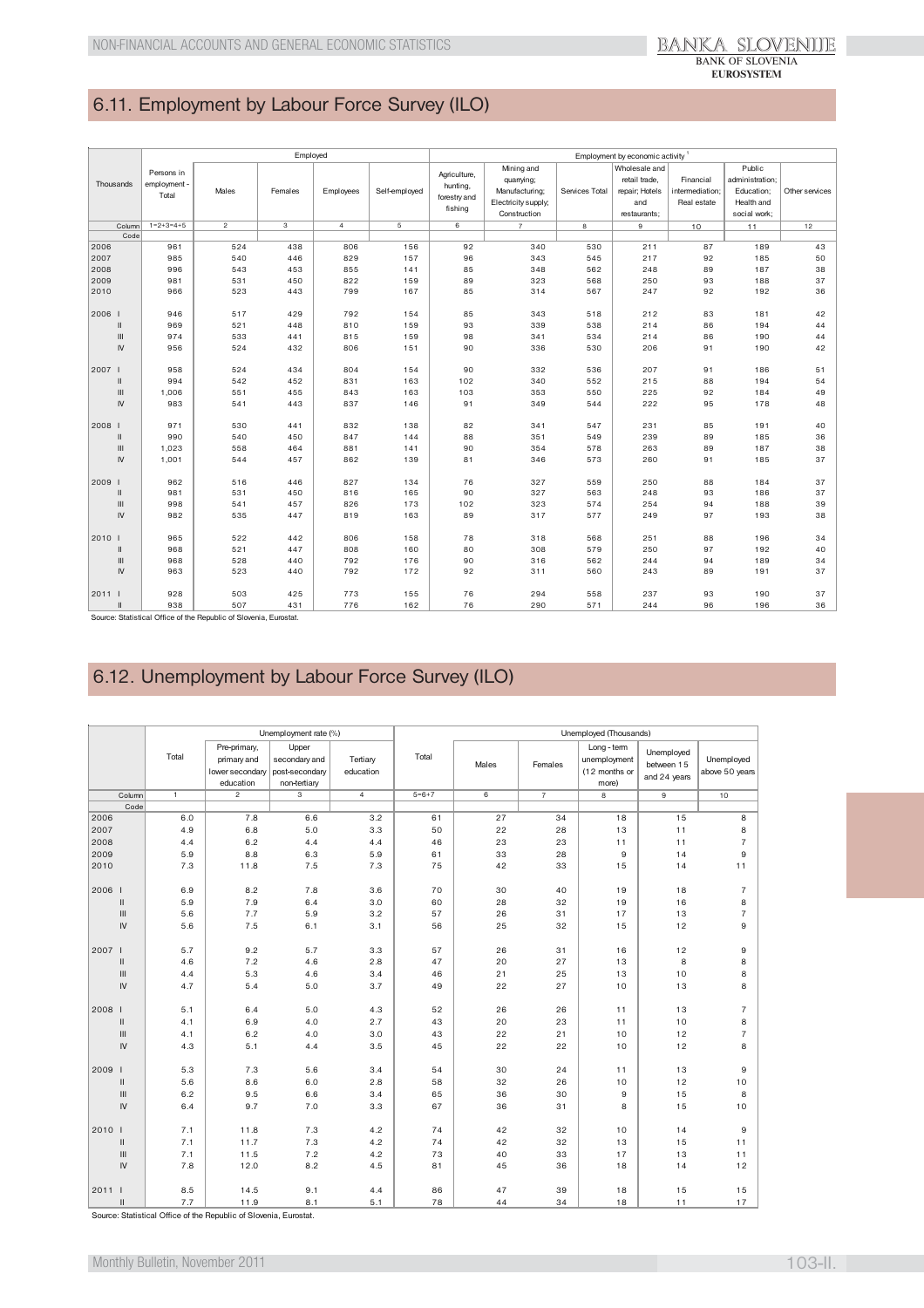## 6.11. Employment by Labour Force Survey (ILO)

| Thousands | | Persons in employment - Total | Employed | | | | Employment by economic activity [1] | | | | | | |
|---|---|---|---|---|---|---|---|---|---|---|---|---|---|
| | | | Males | Females | Employees | Self-employed | Agriculture, hunting, forestry and fishing | Mining and quarrying; Manufacturing; Electricity supply; Construction | Services Total | Wholesale and retail trade, repair; Hotels and restaurants; | Financial intermediation; Real estate | Public administration; Education; Health and social work; | Other services |
| | Column | 1=2+3=4+5 | 2 | 3 | 4 | 5 | 6 | 7 | 8 | 9 | 10 | 11 | 12 |
| | Code | | | | | | | | | | | | |
| 2006 | | 961 | 524 | 438 | 806 | 156 | 92 | 340 | 530 | 211 | 87 | 189 | 43 |
| 2007 | | 985 | 540 | 446 | 829 | 157 | 96 | 343 | 545 | 217 | 92 | 185 | 50 |
| 2008 | | 996 | 543 | 453 | 855 | 141 | 85 | 348 | 562 | 248 | 89 | 187 | 38 |
| 2009 | | 981 | 531 | 450 | 822 | 159 | 89 | 323 | 568 | 250 | 93 | 188 | 37 |
| 2010 | | 966 | 523 | 443 | 799 | 167 | 85 | 314 | 567 | 247 | 92 | 192 | 36 |
| 2006 | I | 946 | 517 | 429 | 792 | 154 | 85 | 343 | 518 | 212 | 83 | 181 | 42 |
| | II | 969 | 521 | 448 | 810 | 159 | 93 | 339 | 538 | 214 | 86 | 194 | 44 |
| | III | 974 | 533 | 441 | 815 | 159 | 98 | 341 | 534 | 214 | 86 | 190 | 44 |
| | IV | 956 | 524 | 432 | 806 | 151 | 90 | 336 | 530 | 206 | 91 | 190 | 42 |
| 2007 | I | 958 | 524 | 434 | 804 | 154 | 90 | 332 | 536 | 207 | 91 | 186 | 51 |
| | II | 994 | 542 | 452 | 831 | 163 | 102 | 340 | 552 | 215 | 88 | 194 | 54 |
| | III | 1,006 | 551 | 455 | 843 | 163 | 103 | 353 | 550 | 225 | 92 | 184 | 49 |
| | IV | 983 | 541 | 443 | 837 | 146 | 91 | 349 | 544 | 222 | 95 | 178 | 48 |
| 2008 | I | 971 | 530 | 441 | 832 | 138 | 82 | 341 | 547 | 231 | 85 | 191 | 40 |
| | II | 990 | 540 | 450 | 847 | 144 | 88 | 351 | 549 | 239 | 89 | 185 | 36 |
| | III | 1,023 | 558 | 464 | 881 | 141 | 90 | 354 | 578 | 263 | 89 | 187 | 38 |
| | IV | 1,001 | 544 | 457 | 862 | 139 | 81 | 346 | 573 | 260 | 91 | 185 | 37 |
| 2009 | I | 962 | 516 | 446 | 827 | 134 | 76 | 327 | 559 | 250 | 88 | 184 | 37 |
| | II | 981 | 531 | 450 | 816 | 165 | 90 | 327 | 563 | 248 | 93 | 186 | 37 |
| | III | 998 | 541 | 457 | 826 | 173 | 102 | 323 | 574 | 254 | 94 | 188 | 39 |
| | IV | 982 | 535 | 447 | 819 | 163 | 89 | 317 | 577 | 249 | 97 | 193 | 38 |
| 2010 | I | 965 | 522 | 442 | 806 | 158 | 78 | 318 | 568 | 251 | 88 | 196 | 34 |
| | II | 968 | 521 | 447 | 808 | 160 | 80 | 308 | 579 | 250 | 97 | 192 | 40 |
| | III | 968 | 528 | 440 | 792 | 176 | 90 | 316 | 562 | 244 | 94 | 189 | 34 |
| | IV | 963 | 523 | 440 | 792 | 172 | 92 | 311 | 560 | 243 | 89 | 191 | 37 |
| 2011 | I | 928 | 503 | 425 | 773 | 155 | 76 | 294 | 558 | 237 | 93 | 190 | 37 |
| | II | 938 | 507 | 431 | 776 | 162 | 76 | 290 | 571 | 244 | 96 | 196 | 36 |

Source: Statistical Office of the Republic of Slovenia, Eurostat.

## 6.12. Unemployment by Labour Force Survey (ILO)

| | | Unemployment rate (%) | | | | Unemployed (Thousands) | | | | | |
|---|---|---|---|---|---|---|---|---|---|---|---|
| | | Total | Pre-primary, primary and lower secondary education | Upper secondary and post-secondary non-tertiary | Tertiary education | Total | Males | Females | Long - term unemployment (12 months or more) | Unemployed between 15 and 24 years | Unemployed above 50 years |
| | Column | 1 | 2 | 3 | 4 | 5=6+7 | 6 | 7 | 8 | 9 | 10 |
| | Code | | | | | | | | | | |
| 2006 | | 6.0 | 7.8 | 6.6 | 3.2 | 61 | 27 | 34 | 18 | 15 | 8 |
| 2007 | | 4.9 | 6.8 | 5.0 | 3.3 | 50 | 22 | 28 | 13 | 11 | 8 |
| 2008 | | 4.4 | 6.2 | 4.4 | 4.4 | 46 | 23 | 23 | 11 | 11 | 7 |
| 2009 | | 5.9 | 8.8 | 6.3 | 5.9 | 61 | 33 | 28 | 9 | 14 | 9 |
| 2010 | | 7.3 | 11.8 | 7.5 | 7.3 | 75 | 42 | 33 | 15 | 14 | 11 |
| 2006 | I | 6.9 | 8.2 | 7.8 | 3.6 | 70 | 30 | 40 | 19 | 18 | 7 |
| | II | 5.9 | 7.9 | 6.4 | 3.0 | 60 | 28 | 32 | 19 | 16 | 8 |
| | III | 5.6 | 7.7 | 5.9 | 3.2 | 57 | 26 | 31 | 17 | 13 | 7 |
| | IV | 5.6 | 7.5 | 6.1 | 3.1 | 56 | 25 | 32 | 15 | 12 | 9 |
| 2007 | I | 5.7 | 9.2 | 5.7 | 3.3 | 57 | 26 | 31 | 16 | 12 | 9 |
| | II | 4.6 | 7.2 | 4.6 | 2.8 | 47 | 20 | 27 | 13 | 8 | 8 |
| | III | 4.4 | 5.3 | 4.6 | 3.4 | 46 | 21 | 25 | 13 | 10 | 8 |
| | IV | 4.7 | 5.4 | 5.0 | 3.7 | 49 | 22 | 27 | 10 | 13 | 8 |
| 2008 | I | 5.1 | 6.4 | 5.0 | 4.3 | 52 | 26 | 26 | 11 | 13 | 7 |
| | II | 4.1 | 6.9 | 4.0 | 2.7 | 43 | 20 | 23 | 11 | 10 | 8 |
| | III | 4.1 | 6.2 | 4.0 | 3.0 | 43 | 22 | 21 | 10 | 12 | 7 |
| | IV | 4.3 | 5.1 | 4.4 | 3.5 | 45 | 22 | 22 | 10 | 12 | 8 |
| 2009 | I | 5.3 | 7.3 | 5.6 | 3.4 | 54 | 30 | 24 | 11 | 13 | 9 |
| | II | 5.6 | 8.6 | 6.0 | 2.8 | 58 | 32 | 26 | 10 | 12 | 10 |
| | III | 6.2 | 9.5 | 6.6 | 3.4 | 65 | 36 | 30 | 9 | 15 | 8 |
| | IV | 6.4 | 9.7 | 7.0 | 3.3 | 67 | 36 | 31 | 8 | 15 | 10 |
| 2010 | I | 7.1 | 11.8 | 7.3 | 4.2 | 74 | 42 | 32 | 10 | 14 | 9 |
| | II | 7.1 | 11.7 | 7.3 | 4.2 | 74 | 42 | 32 | 13 | 15 | 11 |
| | III | 7.1 | 11.5 | 7.2 | 4.2 | 73 | 40 | 33 | 17 | 13 | 11 |
| | IV | 7.8 | 12.0 | 8.2 | 4.5 | 81 | 45 | 36 | 18 | 14 | 12 |
| 2011 | I | 8.5 | 14.5 | 9.1 | 4.4 | 86 | 47 | 39 | 18 | 15 | 15 |
| | II | 7.7 | 11.9 | 8.1 | 5.1 | 78 | 44 | 34 | 18 | 11 | 17 |

Source: Statistical Office of the Republic of Slovenia, Eurostat.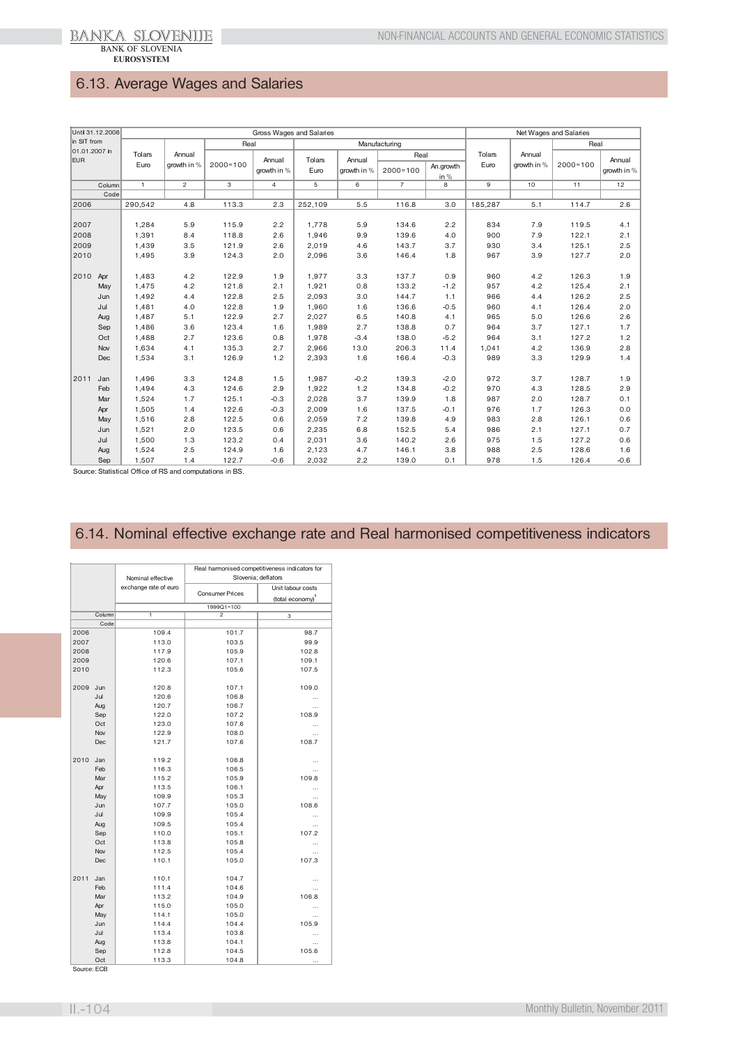## 6.13. Average Wages and Salaries

| Until 31.12.2006 in SIT from 01.01.2007 in EUR | Gross Wages and Salaries | | | | | | | | Net Wages and Salaries | | | |
|---|---|---|---|---|---|---|---|---|---|---|---|---|
| | | | Real | | Manufacturing | | | | | | Real | |
| | | | | | | | Real | | | | | |
| | Tolars Euro | Annual growth in % | 2000=100 | Annual growth in % | Tolars Euro | Annual growth in % | 2000=100 | An.growth in % | Tolars Euro | Annual growth in % | 2000=100 | Annual growth in % |
| Column | 1 | 2 | 3 | 4 | 5 | 6 | 7 | 8 | 9 | 10 | 11 | 12 |
| Code | | | | | | | | | | | | |
| 2006 | 290,542 | 4.8 | 113.3 | 2.3 | 252,109 | 5.5 | 116.8 | 3.0 | 185,287 | 5.1 | 114.7 | 2.6 |
| 2007 | 1,284 | 5.9 | 115.9 | 2.2 | 1,778 | 5.9 | 134.6 | 2.2 | 834 | 7.9 | 119.5 | 4.1 |
| 2008 | 1,391 | 8.4 | 118.8 | 2.6 | 1,946 | 9.9 | 139.6 | 4.0 | 900 | 7.9 | 122.1 | 2.1 |
| 2009 | 1,439 | 3.5 | 121.9 | 2.6 | 2,019 | 4.6 | 143.7 | 3.7 | 930 | 3.4 | 125.1 | 2.5 |
| 2010 | 1,495 | 3.9 | 124.3 | 2.0 | 2,096 | 3.6 | 146.4 | 1.8 | 967 | 3.9 | 127.7 | 2.0 |
| 2010 Apr | 1,483 | 4.2 | 122.9 | 1.9 | 1,977 | 3.3 | 137.7 | 0.9 | 960 | 4.2 | 126.3 | 1.9 |
| May | 1,475 | 4.2 | 121.8 | 2.1 | 1,921 | 0.8 | 133.2 | -1.2 | 957 | 4.2 | 125.4 | 2.1 |
| Jun | 1,492 | 4.4 | 122.8 | 2.5 | 2,093 | 3.0 | 144.7 | 1.1 | 966 | 4.4 | 126.2 | 2.5 |
| Jul | 1,481 | 4.0 | 122.8 | 1.9 | 1,960 | 1.6 | 136.6 | -0.5 | 960 | 4.1 | 126.4 | 2.0 |
| Aug | 1,487 | 5.1 | 122.9 | 2.7 | 2,027 | 6.5 | 140.8 | 4.1 | 965 | 5.0 | 126.6 | 2.6 |
| Sep | 1,486 | 3.6 | 123.4 | 1.6 | 1,989 | 2.7 | 138.8 | 0.7 | 964 | 3.7 | 127.1 | 1.7 |
| Oct | 1,488 | 2.7 | 123.6 | 0.8 | 1,978 | -3.4 | 138.0 | -5.2 | 964 | 3.1 | 127.2 | 1.2 |
| Nov | 1,634 | 4.1 | 135.3 | 2.7 | 2,966 | 13.0 | 206.3 | 11.4 | 1,041 | 4.2 | 136.9 | 2.8 |
| Dec | 1,534 | 3.1 | 126.9 | 1.2 | 2,393 | 1.6 | 166.4 | -0.3 | 989 | 3.3 | 129.9 | 1.4 |
| 2011 Jan | 1,496 | 3.3 | 124.8 | 1.5 | 1,987 | -0.2 | 139.3 | -2.0 | 972 | 3.7 | 128.7 | 1.9 |
| Feb | 1,494 | 4.3 | 124.6 | 2.9 | 1,922 | 1.2 | 134.8 | -0.2 | 970 | 4.3 | 128.5 | 2.9 |
| Mar | 1,524 | 1.7 | 125.1 | -0.3 | 2,028 | 3.7 | 139.9 | 1.8 | 987 | 2.0 | 128.7 | 0.1 |
| Apr | 1,505 | 1.4 | 122.6 | -0.3 | 2,009 | 1.6 | 137.5 | -0.1 | 976 | 1.7 | 126.3 | 0.0 |
| May | 1,516 | 2.8 | 122.5 | 0.6 | 2,059 | 7.2 | 139.8 | 4.9 | 983 | 2.8 | 126.1 | 0.6 |
| Jun | 1,521 | 2.0 | 123.5 | 0.6 | 2,235 | 6.8 | 152.5 | 5.4 | 986 | 2.1 | 127.1 | 0.7 |
| Jul | 1,500 | 1.3 | 123.2 | 0.4 | 2,031 | 3.6 | 140.2 | 2.6 | 975 | 1.5 | 127.2 | 0.6 |
| Aug | 1,524 | 2.5 | 124.9 | 1.6 | 2,123 | 4.7 | 146.1 | 3.8 | 988 | 2.5 | 128.6 | 1.6 |
| Sep | 1,507 | 1.4 | 122.7 | -0.6 | 2,032 | 2.2 | 139.0 | 0.1 | 978 | 1.5 | 126.4 | -0.6 |

Source: Statistical Office of RS and computations in BS.

## 6.14. Nominal effective exchange rate and Real harmonised competitiveness indicators

| | Nominal effective exchange rate of euro | Real harmonised competitiveness indicators for Slovenia; deflators | |
|---|---|---|---|
| | | Consumer Prices | Unit labour costs (total economy)[1] |
| | 1999Q1=100 | | |
| Column | 1 | 2 | 3 |
| Code | | | |
| 2006 | 109.4 | 101.7 | 98.7 |
| 2007 | 113.0 | 103.5 | 99.9 |
| 2008 | 117.9 | 105.9 | 102.8 |
| 2009 | 120.6 | 107.1 | 109.1 |
| 2010 | 112.3 | 105.6 | 107.5 |
| 2009 Jun | 120.8 | 107.1 | 109.0 |
| Jul | 120.6 | 106.8 | ... |
| Aug | 120.7 | 106.7 | ... |
| Sep | 122.0 | 107.2 | 108.9 |
| Oct | 123.0 | 107.6 | ... |
| Nov | 122.9 | 108.0 | ... |
| Dec | 121.7 | 107.6 | 108.7 |
| 2010 Jan | 119.2 | 106.8 | ... |
| Feb | 116.3 | 106.5 | ... |
| Mar | 115.2 | 105.9 | 109.8 |
| Apr | 113.5 | 106.1 | ... |
| May | 109.9 | 105.3 | ... |
| Jun | 107.7 | 105.0 | 108.6 |
| Jul | 109.9 | 105.4 | ... |
| Aug | 109.5 | 105.4 | ... |
| Sep | 110.0 | 105.1 | 107.2 |
| Oct | 113.8 | 105.8 | ... |
| Nov | 112.5 | 105.4 | ... |
| Dec | 110.1 | 105.0 | 107.3 |
| 2011 Jan | 110.1 | 104.7 | ... |
| Feb | 111.4 | 104.6 | ... |
| Mar | 113.2 | 104.9 | 106.8 |
| Apr | 115.0 | 105.0 | ... |
| May | 114.1 | 105.0 | ... |
| Jun | 114.4 | 104.4 | 105.9 |
| Jul | 113.4 | 103.8 | ... |
| Aug | 113.8 | 104.1 | ... |
| Sep | 112.8 | 104.5 | 105.6 |
| Oct | 113.3 | 104.8 | ... |

Source: ECB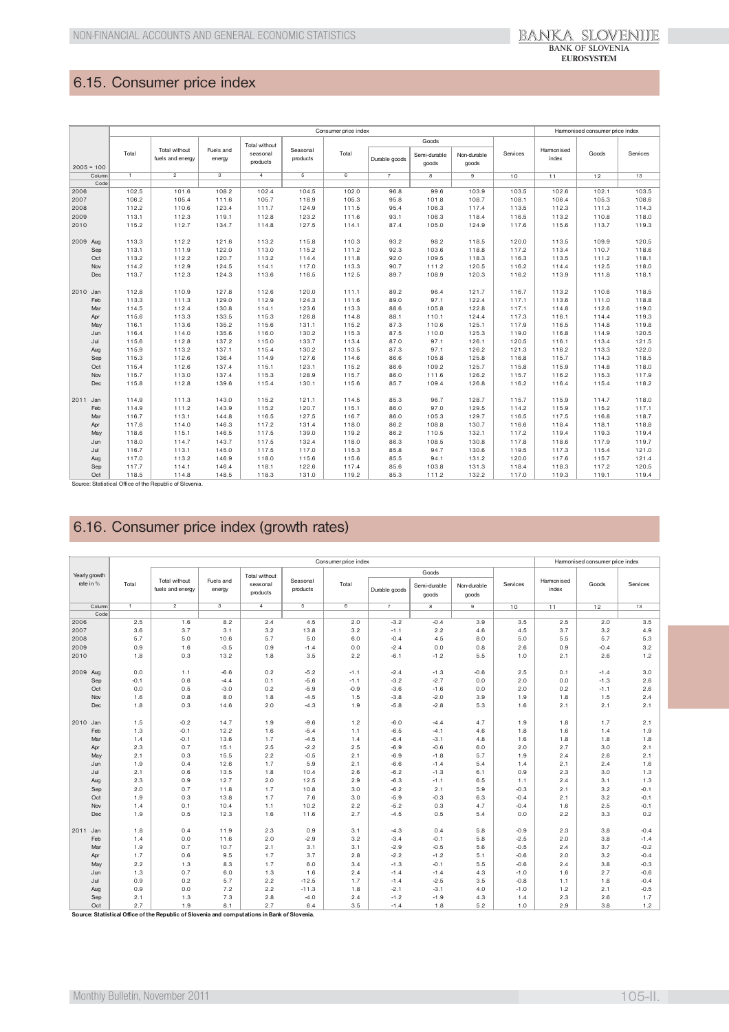## 6.15. Consumer price index

| 2005 = 100 | Consumer price index | | | | | | | | | | Harmonised consumer price index | | |
|---|---|---|---|---|---|---|---|---|---|---|---|---|---|
| | Total | Total without fuels and energy | Fuels and energy | Total without seasonal products | Seasonal products | Goods | | | | Services | Harmonised index | Goods | Services |
| | | | | | | Total | Durable goods | Semi-durable goods | Non-durable goods | | | | |
| Column | 1 | 2 | 3 | 4 | 5 | 6 | 7 | 8 | 9 | 10 | 11 | 12 | 13 |
| Code | | | | | | | | | | | | | |
| 2006 | 102.5 | 101.6 | 108.2 | 102.4 | 104.5 | 102.0 | 96.8 | 99.6 | 103.9 | 103.5 | 102.6 | 102.1 | 103.5 |
| 2007 | 106.2 | 105.4 | 111.6 | 105.7 | 118.9 | 105.3 | 95.8 | 101.8 | 108.7 | 108.1 | 106.4 | 105.3 | 108.6 |
| 2008 | 112.2 | 110.6 | 123.4 | 111.7 | 124.9 | 111.5 | 95.4 | 106.3 | 117.4 | 113.5 | 112.3 | 111.3 | 114.3 |
| 2009 | 113.1 | 112.3 | 119.1 | 112.8 | 123.2 | 111.6 | 93.1 | 106.3 | 118.4 | 116.5 | 113.2 | 110.8 | 118.0 |
| 2010 | 115.2 | 112.7 | 134.7 | 114.8 | 127.5 | 114.1 | 87.4 | 105.0 | 124.9 | 117.6 | 115.6 | 113.7 | 119.3 |
| 2009 Aug | 113.3 | 112.2 | 121.6 | 113.2 | 115.8 | 110.3 | 93.2 | 98.2 | 118.5 | 120.0 | 113.5 | 109.9 | 120.5 |
| Sep | 113.1 | 111.9 | 122.0 | 113.0 | 115.2 | 111.2 | 92.3 | 103.6 | 118.8 | 117.2 | 113.4 | 110.7 | 118.6 |
| Oct | 113.2 | 112.2 | 120.7 | 113.2 | 114.4 | 111.8 | 92.0 | 109.5 | 118.3 | 116.3 | 113.5 | 111.2 | 118.1 |
| Nov | 114.2 | 112.9 | 124.5 | 114.1 | 117.0 | 113.3 | 90.7 | 111.2 | 120.5 | 116.2 | 114.4 | 112.5 | 118.0 |
| Dec | 113.7 | 112.3 | 124.3 | 113.6 | 116.5 | 112.5 | 89.7 | 108.9 | 120.3 | 116.2 | 113.9 | 111.8 | 118.1 |
| 2010 Jan | 112.8 | 110.9 | 127.8 | 112.6 | 120.0 | 111.1 | 89.2 | 96.4 | 121.7 | 116.7 | 113.2 | 110.6 | 118.5 |
| Feb | 113.3 | 111.3 | 129.0 | 112.9 | 124.3 | 111.6 | 89.0 | 97.1 | 122.4 | 117.1 | 113.6 | 111.0 | 118.8 |
| Mar | 114.5 | 112.4 | 130.8 | 114.1 | 123.6 | 113.3 | 88.6 | 105.8 | 122.8 | 117.1 | 114.8 | 112.6 | 119.0 |
| Apr | 115.6 | 113.3 | 133.5 | 115.3 | 126.8 | 114.8 | 88.1 | 110.1 | 124.4 | 117.3 | 116.1 | 114.4 | 119.3 |
| May | 116.1 | 113.6 | 135.2 | 115.6 | 131.1 | 115.2 | 87.3 | 110.6 | 125.1 | 117.9 | 116.5 | 114.8 | 119.8 |
| Jun | 116.4 | 114.0 | 135.6 | 116.0 | 130.2 | 115.3 | 87.5 | 110.0 | 125.3 | 119.0 | 116.8 | 114.9 | 120.5 |
| Jul | 115.6 | 112.8 | 137.2 | 115.0 | 133.7 | 113.4 | 87.0 | 97.1 | 126.1 | 120.5 | 116.1 | 113.4 | 121.5 |
| Aug | 115.9 | 113.2 | 137.1 | 115.4 | 130.2 | 113.5 | 87.3 | 97.1 | 126.2 | 121.3 | 116.2 | 113.3 | 122.0 |
| Sep | 115.3 | 112.6 | 136.4 | 114.9 | 127.6 | 114.6 | 86.6 | 105.8 | 125.8 | 116.8 | 115.7 | 114.3 | 118.5 |
| Oct | 115.4 | 112.6 | 137.4 | 115.1 | 123.1 | 115.2 | 86.6 | 109.2 | 125.7 | 115.8 | 115.9 | 114.8 | 118.0 |
| Nov | 115.7 | 113.0 | 137.4 | 115.3 | 128.9 | 115.7 | 86.0 | 111.6 | 126.2 | 115.7 | 116.2 | 115.3 | 117.9 |
| Dec | 115.8 | 112.8 | 139.6 | 115.4 | 130.1 | 115.6 | 85.7 | 109.4 | 126.8 | 116.2 | 116.4 | 115.4 | 118.2 |
| 2011 Jan | 114.9 | 111.3 | 143.0 | 115.2 | 121.1 | 114.5 | 85.3 | 96.7 | 128.7 | 115.7 | 115.9 | 114.7 | 118.0 |
| Feb | 114.9 | 111.2 | 143.9 | 115.2 | 120.7 | 115.1 | 86.0 | 97.0 | 129.5 | 114.2 | 115.9 | 115.2 | 117.1 |
| Mar | 116.7 | 113.1 | 144.8 | 116.5 | 127.5 | 116.7 | 86.0 | 105.3 | 129.7 | 116.5 | 117.5 | 116.8 | 118.7 |
| Apr | 117.6 | 114.0 | 146.3 | 117.2 | 131.4 | 118.0 | 86.2 | 108.8 | 130.7 | 116.6 | 118.4 | 118.1 | 118.8 |
| May | 118.6 | 115.1 | 146.5 | 117.5 | 139.0 | 119.2 | 86.2 | 110.5 | 132.1 | 117.2 | 119.4 | 119.3 | 119.4 |
| Jun | 118.0 | 114.7 | 143.7 | 117.5 | 132.4 | 118.0 | 86.3 | 108.5 | 130.8 | 117.8 | 118.6 | 117.9 | 119.7 |
| Jul | 116.7 | 113.1 | 145.0 | 117.5 | 117.0 | 115.3 | 85.8 | 94.7 | 130.6 | 119.5 | 117.3 | 115.4 | 121.0 |
| Aug | 117.0 | 113.2 | 146.9 | 118.0 | 115.6 | 115.6 | 85.5 | 94.1 | 131.2 | 120.0 | 117.6 | 115.7 | 121.4 |
| Sep | 117.7 | 114.1 | 146.4 | 118.1 | 122.6 | 117.4 | 85.6 | 103.8 | 131.3 | 118.4 | 118.3 | 117.2 | 120.5 |
| Oct | 118.5 | 114.8 | 148.5 | 118.3 | 131.0 | 119.2 | 85.3 | 111.2 | 132.2 | 117.0 | 119.3 | 119.1 | 119.4 |

Source: Statistical Office of the Republic of Slovenia.

## 6.16. Consumer price index (growth rates)

| Yearly growth rate in % | Consumer price index | | | | | | | | | | Harmonised consumer price index | | |
|---|---|---|---|---|---|---|---|---|---|---|---|---|---|
| | Total | Total without fuels and energy | Fuels and energy | Total without seasonal products | Seasonal products | Goods | | | | Services | Harmonised index | Goods | Services |
| | | | | | | Total | Durable goods | Semi-durable goods | Non-durable goods | | | | |
| Column | 1 | 2 | 3 | 4 | 5 | 6 | 7 | 8 | 9 | 10 | 11 | 12 | 13 |
| Code | | | | | | | | | | | | | |
| 2006 | 2.5 | 1.6 | 8.2 | 2.4 | 4.5 | 2.0 | -3.2 | -0.4 | 3.9 | 3.5 | 2.5 | 2.0 | 3.5 |
| 2007 | 3.6 | 3.7 | 3.1 | 3.2 | 13.8 | 3.2 | -1.1 | 2.2 | 4.6 | 4.5 | 3.7 | 3.2 | 4.9 |
| 2008 | 5.7 | 5.0 | 10.6 | 5.7 | 5.0 | 6.0 | -0.4 | 4.5 | 8.0 | 5.0 | 5.5 | 5.7 | 5.3 |
| 2009 | 0.9 | 1.6 | -3.5 | 0.9 | -1.4 | 0.0 | -2.4 | 0.0 | 0.8 | 2.6 | 0.9 | -0.4 | 3.2 |
| 2010 | 1.8 | 0.3 | 13.2 | 1.8 | 3.5 | 2.2 | -6.1 | -1.2 | 5.5 | 1.0 | 2.1 | 2.6 | 1.2 |
| 2009 Aug | 0.0 | 1.1 | -6.6 | 0.2 | -5.2 | -1.1 | -2.4 | -1.3 | -0.6 | 2.5 | 0.1 | -1.4 | 3.0 |
| Sep | -0.1 | 0.6 | -4.4 | 0.1 | -5.6 | -1.1 | -3.2 | -2.7 | 0.0 | 2.0 | 0.0 | -1.3 | 2.6 |
| Oct | 0.0 | 0.5 | -3.0 | 0.2 | -5.9 | -0.9 | -3.6 | -1.6 | 0.0 | 2.0 | 0.2 | -1.1 | 2.6 |
| Nov | 1.6 | 0.8 | 8.0 | 1.8 | -4.5 | 1.5 | -3.8 | -2.0 | 3.9 | 1.9 | 1.8 | 1.5 | 2.4 |
| Dec | 1.8 | 0.3 | 14.6 | 2.0 | -4.3 | 1.9 | -5.8 | -2.8 | 5.3 | 1.6 | 2.1 | 2.1 | 2.1 |
| 2010 Jan | 1.5 | -0.2 | 14.7 | 1.9 | -9.6 | 1.2 | -6.0 | -4.4 | 4.7 | 1.9 | 1.8 | 1.7 | 2.1 |
| Feb | 1.3 | -0.1 | 12.2 | 1.6 | -5.4 | 1.1 | -6.5 | -4.1 | 4.6 | 1.8 | 1.6 | 1.4 | 1.9 |
| Mar | 1.4 | -0.1 | 13.6 | 1.7 | -4.5 | 1.4 | -6.4 | -3.1 | 4.8 | 1.6 | 1.8 | 1.8 | 1.8 |
| Apr | 2.3 | 0.7 | 15.1 | 2.5 | -2.2 | 2.5 | -6.9 | -0.6 | 6.0 | 2.0 | 2.7 | 3.0 | 2.1 |
| May | 2.1 | 0.3 | 15.5 | 2.2 | -0.5 | 2.1 | -6.9 | -1.8 | 5.7 | 1.9 | 2.4 | 2.6 | 2.1 |
| Jun | 1.9 | 0.4 | 12.6 | 1.7 | 5.9 | 2.1 | -6.6 | -1.4 | 5.4 | 1.4 | 2.1 | 2.4 | 1.6 |
| Jul | 2.1 | 0.6 | 13.5 | 1.8 | 10.4 | 2.6 | -6.2 | -1.3 | 6.1 | 0.9 | 2.3 | 3.0 | 1.3 |
| Aug | 2.3 | 0.9 | 12.7 | 2.0 | 12.5 | 2.9 | -6.3 | -1.1 | 6.5 | 1.1 | 2.4 | 3.1 | 1.3 |
| Sep | 2.0 | 0.7 | 11.8 | 1.7 | 10.8 | 3.0 | -6.2 | 2.1 | 5.9 | -0.3 | 2.1 | 3.2 | -0.1 |
| Oct | 1.9 | 0.3 | 13.8 | 1.7 | 7.6 | 3.0 | -5.9 | -0.3 | 6.3 | -0.4 | 2.1 | 3.2 | -0.1 |
| Nov | 1.4 | 0.1 | 10.4 | 1.1 | 10.2 | 2.2 | -5.2 | 0.3 | 4.7 | -0.4 | 1.6 | 2.5 | -0.1 |
| Dec | 1.9 | 0.5 | 12.3 | 1.6 | 11.6 | 2.7 | -4.5 | 0.5 | 5.4 | 0.0 | 2.2 | 3.3 | 0.2 |
| 2011 Jan | 1.8 | 0.4 | 11.9 | 2.3 | 0.9 | 3.1 | -4.3 | 0.4 | 5.8 | -0.9 | 2.3 | 3.8 | -0.4 |
| Feb | 1.4 | 0.0 | 11.6 | 2.0 | -2.9 | 3.2 | -3.4 | -0.1 | 5.8 | -2.5 | 2.0 | 3.8 | -1.4 |
| Mar | 1.9 | 0.7 | 10.7 | 2.1 | 3.1 | 3.1 | -2.9 | -0.5 | 5.6 | -0.5 | 2.4 | 3.7 | -0.2 |
| Apr | 1.7 | 0.6 | 9.5 | 1.7 | 3.7 | 2.8 | -2.2 | -1.2 | 5.1 | -0.6 | 2.0 | 3.2 | -0.4 |
| May | 2.2 | 1.3 | 8.3 | 1.7 | 6.0 | 3.4 | -1.3 | -0.1 | 5.5 | -0.6 | 2.4 | 3.8 | -0.3 |
| Jun | 1.3 | 0.7 | 6.0 | 1.3 | 1.6 | 2.4 | -1.4 | -1.4 | 4.3 | -1.0 | 1.6 | 2.7 | -0.6 |
| Jul | 0.9 | 0.2 | 5.7 | 2.2 | -12.5 | 1.7 | -1.4 | -2.5 | 3.5 | -0.8 | 1.1 | 1.8 | -0.4 |
| Aug | 0.9 | 0.0 | 7.2 | 2.2 | -11.3 | 1.8 | -2.1 | -3.1 | 4.0 | -1.0 | 1.2 | 2.1 | -0.5 |
| Sep | 2.1 | 1.3 | 7.3 | 2.8 | -4.0 | 2.4 | -1.2 | -1.9 | 4.3 | 1.4 | 2.3 | 2.6 | 1.7 |
| Oct | 2.7 | 1.9 | 8.1 | 2.7 | 6.4 | 3.5 | -1.4 | 1.8 | 5.2 | 1.0 | 2.9 | 3.8 | 1.2 |

**Source: Statistical Office of the Republic of Slovenia and computations in Bank of Slovenia.**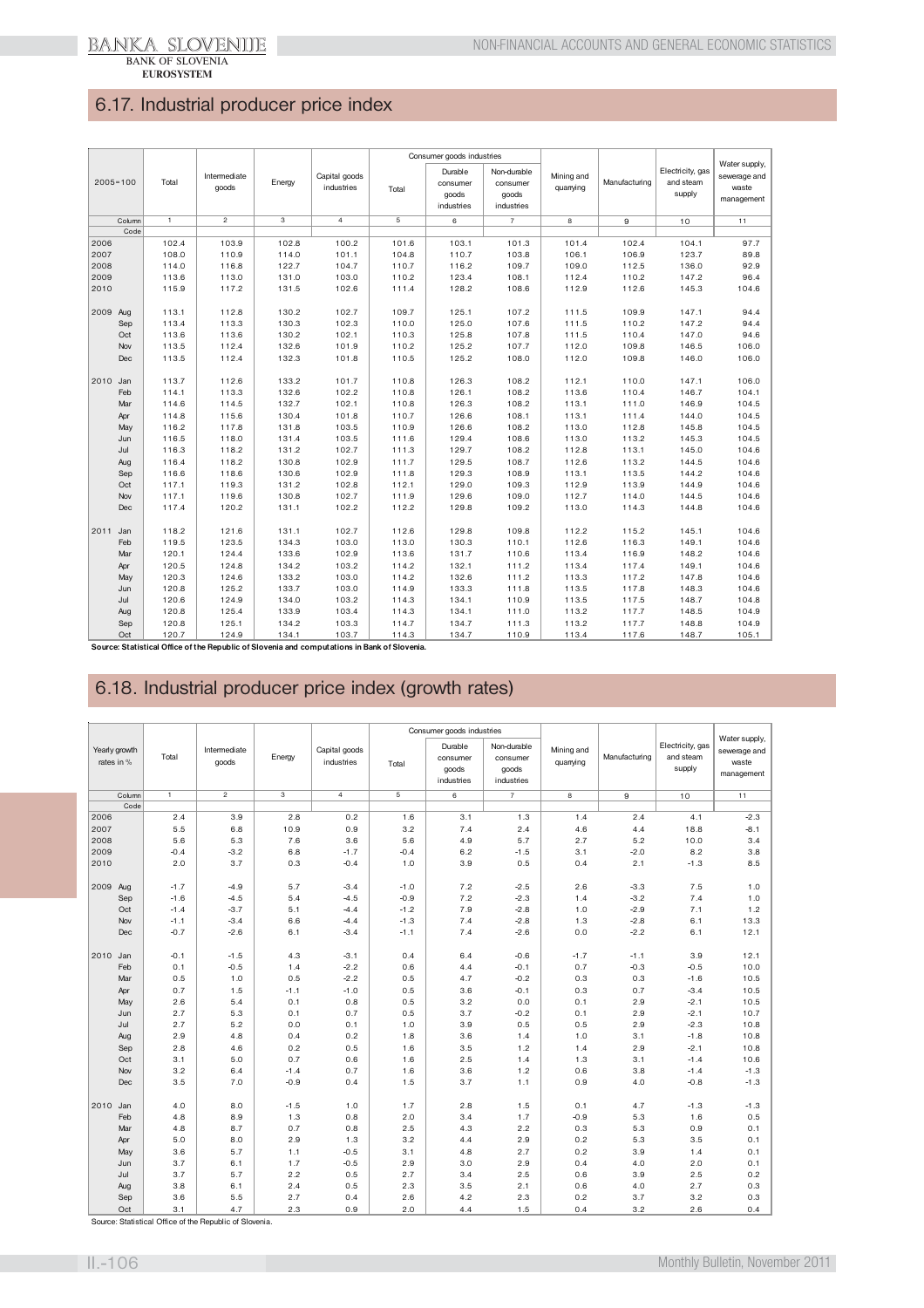## 6.17. Industrial producer price index

| 2005=100 | | Total | Intermediate goods | Energy | Capital goods industries | Consumer goods industries | | | Mining and quarrying | Manufacturing | Electricity, gas and steam supply | Water supply, sewerage and waste management |
|---|---|---|---|---|---|---|---|---|---|---|---|---|
| | | | | | | Total | Durable consumer goods industries | Non-durable consumer goods industries | | | | |
| | Column | 1 | 2 | 3 | 4 | 5 | 6 | 7 | 8 | 9 | 10 | 11 |
| | Code | | | | | | | | | | | |
| 2006 | | 102.4 | 103.9 | 102.8 | 100.2 | 101.6 | 103.1 | 101.3 | 101.4 | 102.4 | 104.1 | 97.7 |
| 2007 | | 108.0 | 110.9 | 114.0 | 101.1 | 104.8 | 110.7 | 103.8 | 106.1 | 106.9 | 123.7 | 89.8 |
| 2008 | | 114.0 | 116.8 | 122.7 | 104.7 | 110.7 | 116.2 | 109.7 | 109.0 | 112.5 | 136.0 | 92.9 |
| 2009 | | 113.6 | 113.0 | 131.0 | 103.0 | 110.2 | 123.4 | 108.1 | 112.4 | 110.2 | 147.2 | 96.4 |
| 2010 | | 115.9 | 117.2 | 131.5 | 102.6 | 111.4 | 128.2 | 108.6 | 112.9 | 112.6 | 145.3 | 104.6 |
| 2009 | Aug | 113.1 | 112.8 | 130.2 | 102.7 | 109.7 | 125.1 | 107.2 | 111.5 | 109.9 | 147.1 | 94.4 |
| | Sep | 113.4 | 113.3 | 130.3 | 102.3 | 110.0 | 125.0 | 107.6 | 111.5 | 110.2 | 147.2 | 94.4 |
| | Oct | 113.6 | 113.6 | 130.2 | 102.1 | 110.3 | 125.8 | 107.8 | 111.5 | 110.4 | 147.0 | 94.6 |
| | Nov | 113.5 | 112.4 | 132.6 | 101.9 | 110.2 | 125.2 | 107.7 | 112.0 | 109.8 | 146.5 | 106.0 |
| | Dec | 113.5 | 112.4 | 132.3 | 101.8 | 110.5 | 125.2 | 108.0 | 112.0 | 109.8 | 146.0 | 106.0 |
| 2010 | Jan | 113.7 | 112.6 | 133.2 | 101.7 | 110.8 | 126.3 | 108.2 | 112.1 | 110.0 | 147.1 | 106.0 |
| | Feb | 114.1 | 113.3 | 132.6 | 102.2 | 110.8 | 126.1 | 108.2 | 113.6 | 110.4 | 146.7 | 104.1 |
| | Mar | 114.6 | 114.5 | 132.7 | 102.1 | 110.8 | 126.3 | 108.2 | 113.1 | 111.0 | 146.9 | 104.5 |
| | Apr | 114.8 | 115.6 | 130.4 | 101.8 | 110.7 | 126.6 | 108.1 | 113.1 | 111.4 | 144.0 | 104.5 |
| | May | 116.2 | 117.8 | 131.8 | 103.5 | 110.9 | 126.6 | 108.2 | 113.0 | 112.8 | 145.8 | 104.5 |
| | Jun | 116.5 | 118.0 | 131.4 | 103.5 | 111.6 | 129.4 | 108.6 | 113.0 | 113.2 | 145.3 | 104.5 |
| | Jul | 116.3 | 118.2 | 131.2 | 102.7 | 111.3 | 129.7 | 108.2 | 112.8 | 113.1 | 145.0 | 104.6 |
| | Aug | 116.4 | 118.2 | 130.8 | 102.9 | 111.7 | 129.5 | 108.7 | 112.6 | 113.2 | 144.5 | 104.6 |
| | Sep | 116.6 | 118.6 | 130.6 | 102.9 | 111.8 | 129.3 | 108.9 | 113.1 | 113.5 | 144.2 | 104.6 |
| | Oct | 117.1 | 119.3 | 131.2 | 102.8 | 112.1 | 129.0 | 109.3 | 112.9 | 113.9 | 144.9 | 104.6 |
| | Nov | 117.1 | 119.6 | 130.8 | 102.7 | 111.9 | 129.6 | 109.0 | 112.7 | 114.0 | 144.5 | 104.6 |
| | Dec | 117.4 | 120.2 | 131.1 | 102.2 | 112.2 | 129.8 | 109.2 | 113.0 | 114.3 | 144.8 | 104.6 |
| 2011 | Jan | 118.2 | 121.6 | 131.1 | 102.7 | 112.6 | 129.8 | 109.8 | 112.2 | 115.2 | 145.1 | 104.6 |
| | Feb | 119.5 | 123.5 | 134.3 | 103.0 | 113.0 | 130.3 | 110.1 | 112.6 | 116.3 | 149.1 | 104.6 |
| | Mar | 120.1 | 124.4 | 133.6 | 102.9 | 113.6 | 131.7 | 110.6 | 113.4 | 116.9 | 148.2 | 104.6 |
| | Apr | 120.5 | 124.8 | 134.2 | 103.2 | 114.2 | 132.1 | 111.2 | 113.4 | 117.4 | 149.1 | 104.6 |
| | May | 120.3 | 124.6 | 133.2 | 103.0 | 114.2 | 132.6 | 111.2 | 113.3 | 117.2 | 147.8 | 104.6 |
| | Jun | 120.8 | 125.2 | 133.7 | 103.0 | 114.9 | 133.3 | 111.8 | 113.5 | 117.8 | 148.3 | 104.6 |
| | Jul | 120.6 | 124.9 | 134.0 | 103.2 | 114.3 | 134.1 | 110.9 | 113.5 | 117.5 | 148.7 | 104.8 |
| | Aug | 120.8 | 125.4 | 133.9 | 103.4 | 114.3 | 134.1 | 111.0 | 113.2 | 117.7 | 148.5 | 104.9 |
| | Sep | 120.8 | 125.1 | 134.2 | 103.3 | 114.7 | 134.7 | 111.3 | 113.2 | 117.7 | 148.8 | 104.9 |
| | Oct | 120.7 | 124.9 | 134.1 | 103.7 | 114.3 | 134.7 | 110.9 | 113.4 | 117.6 | 148.7 | 105.1 |

**Source: Statistical Office of the Republic of Slovenia and computations in Bank of Slovenia.**

## 6.18. Industrial producer price index (growth rates)

| Yearly growth rates in % | | Total | Intermediate goods | Energy | Capital goods industries | Consumer goods industries | | | Mining and quarrying | Manufacturing | Electricity, gas and steam supply | Water supply, sewerage and waste management |
|---|---|---|---|---|---|---|---|---|---|---|---|---|
| | | | | | | Total | Durable consumer goods industries | Non-durable consumer goods industries | | | | |
| | Column | 1 | 2 | 3 | 4 | 5 | 6 | 7 | 8 | 9 | 10 | 11 |
| | Code | | | | | | | | | | | |
| 2006 | | 2.4 | 3.9 | 2.8 | 0.2 | 1.6 | 3.1 | 1.3 | 1.4 | 2.4 | 4.1 | -2.3 |
| 2007 | | 5.5 | 6.8 | 10.9 | 0.9 | 3.2 | 7.4 | 2.4 | 4.6 | 4.4 | 18.8 | -8.1 |
| 2008 | | 5.6 | 5.3 | 7.6 | 3.6 | 5.6 | 4.9 | 5.7 | 2.7 | 5.2 | 10.0 | 3.4 |
| 2009 | | -0.4 | -3.2 | 6.8 | -1.7 | -0.4 | 6.2 | -1.5 | 3.1 | -2.0 | 8.2 | 3.8 |
| 2010 | | 2.0 | 3.7 | 0.3 | -0.4 | 1.0 | 3.9 | 0.5 | 0.4 | 2.1 | -1.3 | 8.5 |
| 2009 | Aug | -1.7 | -4.9 | 5.7 | -3.4 | -1.0 | 7.2 | -2.5 | 2.6 | -3.3 | 7.5 | 1.0 |
| | Sep | -1.6 | -4.5 | 5.4 | -4.5 | -0.9 | 7.2 | -2.3 | 1.4 | -3.2 | 7.4 | 1.0 |
| | Oct | -1.4 | -3.7 | 5.1 | -4.4 | -1.2 | 7.9 | -2.8 | 1.0 | -2.9 | 7.1 | 1.2 |
| | Nov | -1.1 | -3.4 | 6.6 | -4.4 | -1.3 | 7.4 | -2.8 | 1.3 | -2.8 | 6.1 | 13.3 |
| | Dec | -0.7 | -2.6 | 6.1 | -3.4 | -1.1 | 7.4 | -2.6 | 0.0 | -2.2 | 6.1 | 12.1 |
| 2010 | Jan | -0.1 | -1.5 | 4.3 | -3.1 | 0.4 | 6.4 | -0.6 | -1.7 | -1.1 | 3.9 | 12.1 |
| | Feb | 0.1 | -0.5 | 1.4 | -2.2 | 0.6 | 4.4 | -0.1 | 0.7 | -0.3 | -0.5 | 10.0 |
| | Mar | 0.5 | 1.0 | 0.5 | -2.2 | 0.5 | 4.7 | -0.2 | 0.3 | 0.3 | -1.6 | 10.5 |
| | Apr | 0.7 | 1.5 | -1.1 | -1.0 | 0.5 | 3.6 | -0.1 | 0.3 | 0.7 | -3.4 | 10.5 |
| | May | 2.6 | 5.4 | 0.1 | 0.8 | 0.5 | 3.2 | 0.0 | 0.1 | 2.9 | -2.1 | 10.5 |
| | Jun | 2.7 | 5.3 | 0.1 | 0.7 | 0.5 | 3.7 | -0.2 | 0.1 | 2.9 | -2.1 | 10.7 |
| | Jul | 2.7 | 5.2 | 0.0 | 0.1 | 1.0 | 3.9 | 0.5 | 0.5 | 2.9 | -2.3 | 10.8 |
| | Aug | 2.9 | 4.8 | 0.4 | 0.2 | 1.8 | 3.6 | 1.4 | 1.0 | 3.1 | -1.8 | 10.8 |
| | Sep | 2.8 | 4.6 | 0.2 | 0.5 | 1.6 | 3.5 | 1.2 | 1.4 | 2.9 | -2.1 | 10.8 |
| | Oct | 3.1 | 5.0 | 0.7 | 0.6 | 1.6 | 2.5 | 1.4 | 1.3 | 3.1 | -1.4 | 10.6 |
| | Nov | 3.2 | 6.4 | -1.4 | 0.7 | 1.6 | 3.6 | 1.2 | 0.6 | 3.8 | -1.4 | -1.3 |
| | Dec | 3.5 | 7.0 | -0.9 | 0.4 | 1.5 | 3.7 | 1.1 | 0.9 | 4.0 | -0.8 | -1.3 |
| 2010 | Jan | 4.0 | 8.0 | -1.5 | 1.0 | 1.7 | 2.8 | 1.5 | 0.1 | 4.7 | -1.3 | -1.3 |
| | Feb | 4.8 | 8.9 | 1.3 | 0.8 | 2.0 | 3.4 | 1.7 | -0.9 | 5.3 | 1.6 | 0.5 |
| | Mar | 4.8 | 8.7 | 0.7 | 0.8 | 2.5 | 4.3 | 2.2 | 0.3 | 5.3 | 0.9 | 0.1 |
| | Apr | 5.0 | 8.0 | 2.9 | 1.3 | 3.2 | 4.4 | 2.9 | 0.2 | 5.3 | 3.5 | 0.1 |
| | May | 3.6 | 5.7 | 1.1 | -0.5 | 3.1 | 4.8 | 2.7 | 0.2 | 3.9 | 1.4 | 0.1 |
| | Jun | 3.7 | 6.1 | 1.7 | -0.5 | 2.9 | 3.0 | 2.9 | 0.4 | 4.0 | 2.0 | 0.1 |
| | Jul | 3.7 | 5.7 | 2.2 | 0.5 | 2.7 | 3.4 | 2.5 | 0.6 | 3.9 | 2.5 | 0.2 |
| | Aug | 3.8 | 6.1 | 2.4 | 0.5 | 2.3 | 3.5 | 2.1 | 0.6 | 4.0 | 2.7 | 0.3 |
| | Sep | 3.6 | 5.5 | 2.7 | 0.4 | 2.6 | 4.2 | 2.3 | 0.2 | 3.7 | 3.2 | 0.3 |
| | Oct | 3.1 | 4.7 | 2.3 | 0.9 | 2.0 | 4.4 | 1.5 | 0.4 | 3.2 | 2.6 | 0.4 |

Source: Statistical Office of the Republic of Slovenia.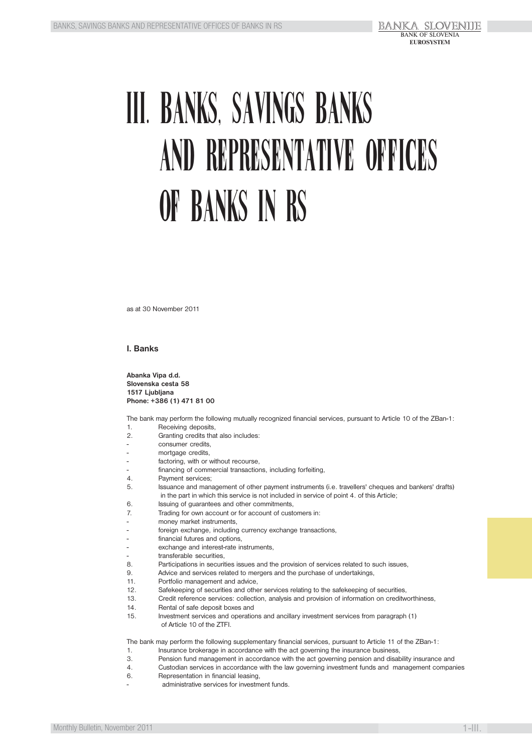# III. BANKS, SAVINGS BANKS AND REPRESENTATIVE OFFICES OF BANKS IN RS

as at 30 November 2011

## I. Banks

**Abanka Vipa d.d.**
**Slovenska cesta 58**
**1517 Ljubljana**
**Phone: +386 (1) 471 81 00**

The bank may perform the following mutually recognized financial services, pursuant to Article 10 of the ZBan-1:

1. Receiving deposits,
2. Granting credits that also includes:
   - consumer credits,
   - mortgage credits,
   - factoring, with or without recourse,
   - financing of commercial transactions, including forfeiting,
4. Payment services;
5. Issuance and management of other payment instruments (i.e. travellers' cheques and bankers' drafts) in the part in which this service is not included in service of point 4. of this Article;
6. Issuing of guarantees and other commitments,
7. Trading for own account or for account of customers in:
   - money market instruments,
   - foreign exchange, including currency exchange transactions,
   - financial futures and options,
   - exchange and interest-rate instruments,
   - transferable securities,
8. Participations in securities issues and the provision of services related to such issues,
9. Advice and services related to mergers and the purchase of undertakings,
11. Portfolio management and advice,
12. Safekeeping of securities and other services relating to the safekeeping of securities,
13. Credit reference services: collection, analysis and provision of information on creditworthiness,
14. Rental of safe deposit boxes and
15. Investment services and operations and ancillary investment services from paragraph (1) of Article 10 of the ZTFI.

The bank may perform the following supplementary financial services, pursuant to Article 11 of the ZBan-1:

1. Insurance brokerage in accordance with the act governing the insurance business,
3. Pension fund management in accordance with the act governing pension and disability insurance and
4. Custodian services in accordance with the law governing investment funds and management companies
6. Representation in financial leasing,
   - administrative services for investment funds.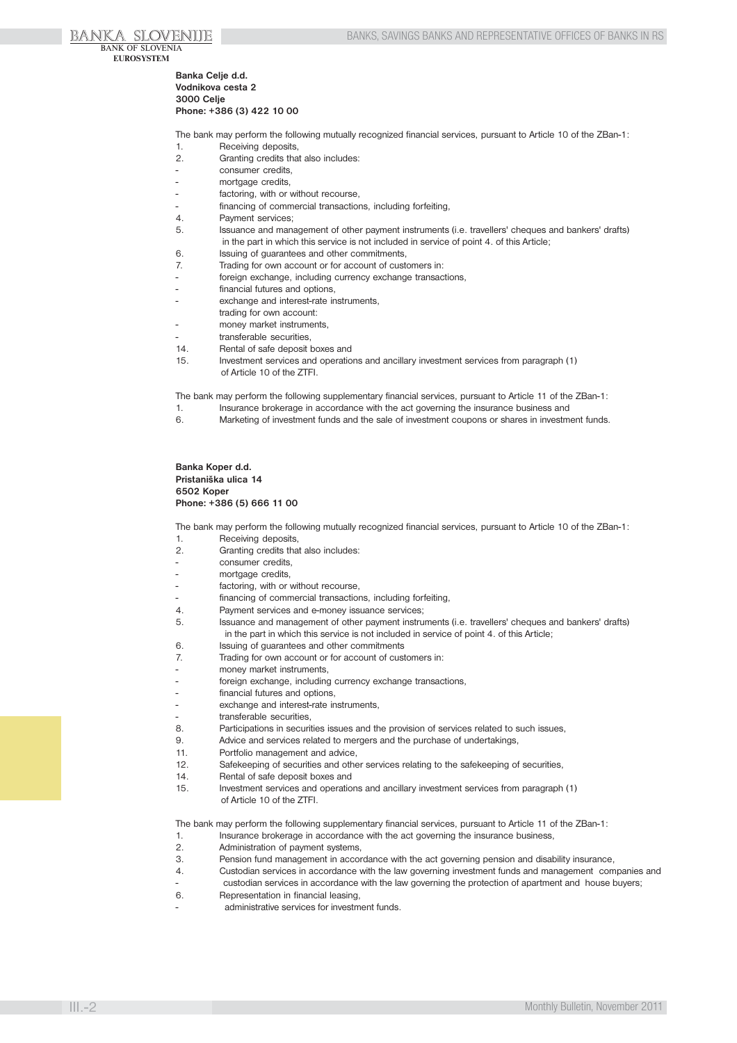**Banka Celje d.d.**
**Vodnikova cesta 2**
**3000 Celje**
**Phone: +386 (3) 422 10 00**

The bank may perform the following mutually recognized financial services, pursuant to Article 10 of the ZBan-1:

1. Receiving deposits,
2. Granting credits that also includes:
   - consumer credits,
   - mortgage credits,
   - factoring, with or without recourse,
   - financing of commercial transactions, including forfeiting,
4. Payment services;
5. Issuance and management of other payment instruments (i.e. travellers' cheques and bankers' drafts) in the part in which this service is not included in service of point 4. of this Article;
6. Issuing of guarantees and other commitments,
7. Trading for own account or for account of customers in:
   - foreign exchange, including currency exchange transactions,
   - financial futures and options,
   - exchange and interest-rate instruments,

   trading for own account:
   - money market instruments,
   - transferable securities,
14. Rental of safe deposit boxes and
15. Investment services and operations and ancillary investment services from paragraph (1) of Article 10 of the ZTFI.

The bank may perform the following supplementary financial services, pursuant to Article 11 of the ZBan-1:

1. Insurance brokerage in accordance with the act governing the insurance business and
6. Marketing of investment funds and the sale of investment coupons or shares in investment funds.

**Banka Koper d.d.**
**Pristaniška ulica 14**
**6502 Koper**
**Phone: +386 (5) 666 11 00**

The bank may perform the following mutually recognized financial services, pursuant to Article 10 of the ZBan-1:

1. Receiving deposits,
2. Granting credits that also includes:
   - consumer credits,
   - mortgage credits,
   - factoring, with or without recourse,
   - financing of commercial transactions, including forfeiting,
4. Payment services and e-money issuance services;
5. Issuance and management of other payment instruments (i.e. travellers' cheques and bankers' drafts) in the part in which this service is not included in service of point 4. of this Article;
6. Issuing of guarantees and other commitments
7. Trading for own account or for account of customers in:
   - money market instruments,
   - foreign exchange, including currency exchange transactions,
   - financial futures and options,
   - exchange and interest-rate instruments,
   - transferable securities,
8. Participations in securities issues and the provision of services related to such issues,
9. Advice and services related to mergers and the purchase of undertakings,
11. Portfolio management and advice,
12. Safekeeping of securities and other services relating to the safekeeping of securities,
14. Rental of safe deposit boxes and
15. Investment services and operations and ancillary investment services from paragraph (1) of Article 10 of the ZTFI.

The bank may perform the following supplementary financial services, pursuant to Article 11 of the ZBan-1:

1. Insurance brokerage in accordance with the act governing the insurance business,
2. Administration of payment systems,
3. Pension fund management in accordance with the act governing pension and disability insurance,
4. Custodian services in accordance with the law governing investment funds and management companies and
   - custodian services in accordance with the law governing the protection of apartment and house buyers;
6. Representation in financial leasing,
   - administrative services for investment funds.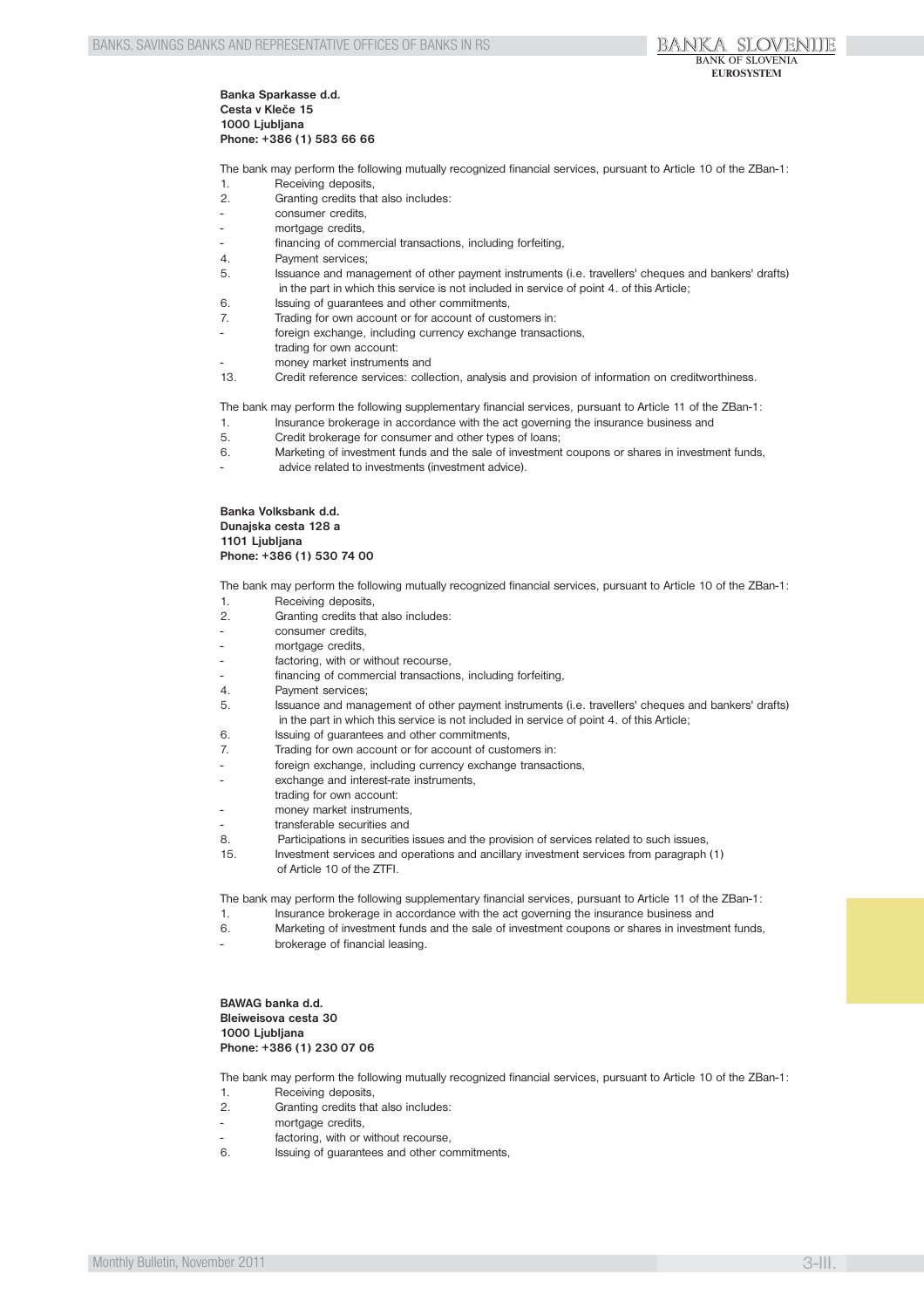**Banka Sparkasse d.d.**
**Cesta v Kleče 15**
**1000 Ljubljana**
**Phone: +386 (1) 583 66 66**

The bank may perform the following mutually recognized financial services, pursuant to Article 10 of the ZBan-1:

1. Receiving deposits,
2. Granting credits that also includes:
   - consumer credits,
   - mortgage credits,
   - financing of commercial transactions, including forfeiting,
4. Payment services;
5. Issuance and management of other payment instruments (i.e. travellers' cheques and bankers' drafts) in the part in which this service is not included in service of point 4. of this Article;
6. Issuing of guarantees and other commitments,
7. Trading for own account or for account of customers in:
   - foreign exchange, including currency exchange transactions,
   
   trading for own account:
   - money market instruments and
13. Credit reference services: collection, analysis and provision of information on creditworthiness.

The bank may perform the following supplementary financial services, pursuant to Article 11 of the ZBan-1:

1. Insurance brokerage in accordance with the act governing the insurance business and
5. Credit brokerage for consumer and other types of loans;
6. Marketing of investment funds and the sale of investment coupons or shares in investment funds,
   - advice related to investments (investment advice).

**Banka Volksbank d.d.**
**Dunajska cesta 128 a**
**1101 Ljubljana**
**Phone: +386 (1) 530 74 00**

The bank may perform the following mutually recognized financial services, pursuant to Article 10 of the ZBan-1:

1. Receiving deposits,
2. Granting credits that also includes:
   - consumer credits,
   - mortgage credits,
   - factoring, with or without recourse,
   - financing of commercial transactions, including forfeiting,
4. Payment services;
5. Issuance and management of other payment instruments (i.e. travellers' cheques and bankers' drafts) in the part in which this service is not included in service of point 4. of this Article;
6. Issuing of guarantees and other commitments,
7. Trading for own account or for account of customers in:
   - foreign exchange, including currency exchange transactions,
   - exchange and interest-rate instruments,
   
   trading for own account:
   - money market instruments,
   - transferable securities and
8. Participations in securities issues and the provision of services related to such issues,
15. Investment services and operations and ancillary investment services from paragraph (1) of Article 10 of the ZTFI.

The bank may perform the following supplementary financial services, pursuant to Article 11 of the ZBan-1:

1. Insurance brokerage in accordance with the act governing the insurance business and
6. Marketing of investment funds and the sale of investment coupons or shares in investment funds,
   - brokerage of financial leasing.

**BAWAG banka d.d.**
**Bleiweisova cesta 30**
**1000 Ljubljana**
**Phone: +386 (1) 230 07 06**

The bank may perform the following mutually recognized financial services, pursuant to Article 10 of the ZBan-1:

1. Receiving deposits,
2. Granting credits that also includes:
   - mortgage credits,
   - factoring, with or without recourse,
6. Issuing of guarantees and other commitments,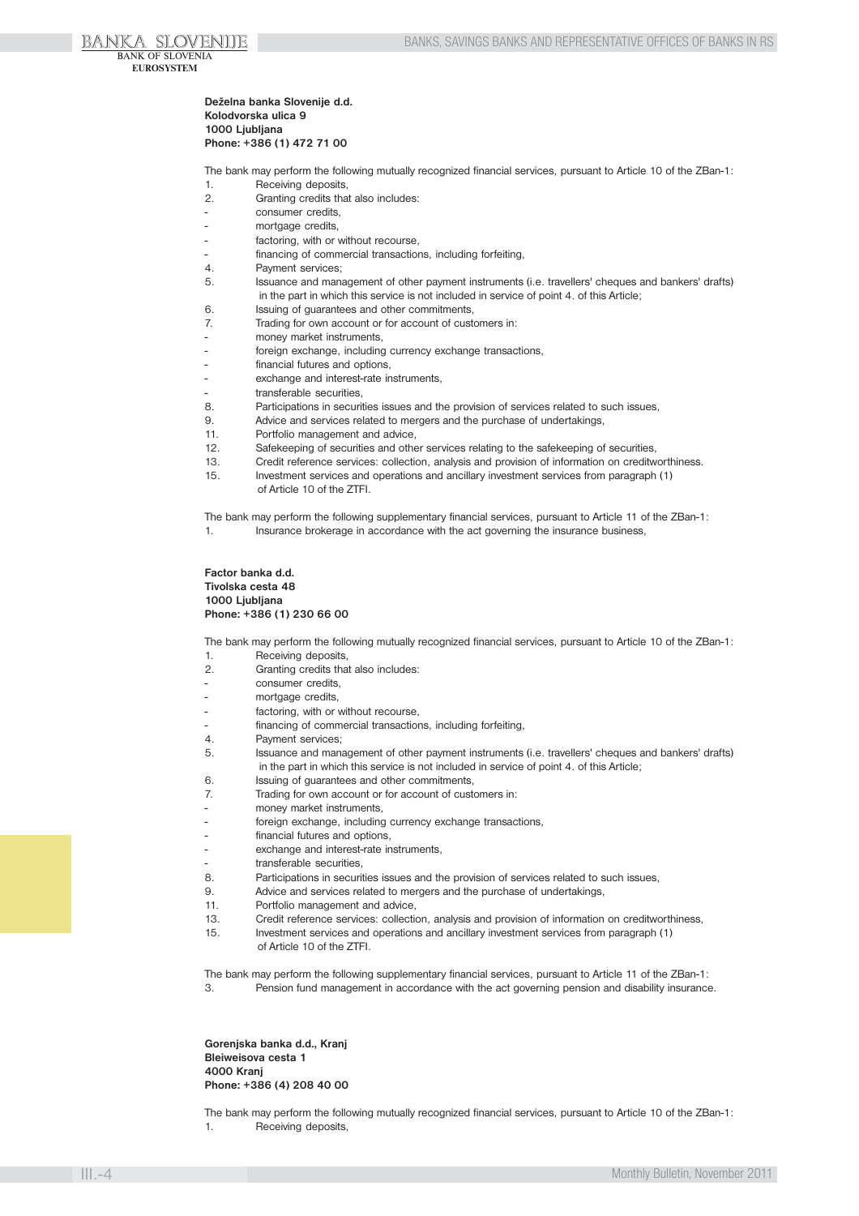**Deželna banka Slovenije d.d.**
**Kolodvorska ulica 9**
**1000 Ljubljana**
**Phone: +386 (1) 472 71 00**

The bank may perform the following mutually recognized financial services, pursuant to Article 10 of the ZBan-1:

1. Receiving deposits,
2. Granting credits that also includes:
   - consumer credits,
   - mortgage credits,
   - factoring, with or without recourse,
   - financing of commercial transactions, including forfeiting,
4. Payment services;
5. Issuance and management of other payment instruments (i.e. travellers' cheques and bankers' drafts) in the part in which this service is not included in service of point 4. of this Article;
6. Issuing of guarantees and other commitments,
7. Trading for own account or for account of customers in:
   - money market instruments,
   - foreign exchange, including currency exchange transactions,
   - financial futures and options,
   - exchange and interest-rate instruments,
   - transferable securities,
8. Participations in securities issues and the provision of services related to such issues,
9. Advice and services related to mergers and the purchase of undertakings,
11. Portfolio management and advice,
12. Safekeeping of securities and other services relating to the safekeeping of securities,
13. Credit reference services: collection, analysis and provision of information on creditworthiness.
15. Investment services and operations and ancillary investment services from paragraph (1) of Article 10 of the ZTFI.

The bank may perform the following supplementary financial services, pursuant to Article 11 of the ZBan-1:

1. Insurance brokerage in accordance with the act governing the insurance business,

**Factor banka d.d.**
**Tivolska cesta 48**
**1000 Ljubljana**
**Phone: +386 (1) 230 66 00**

The bank may perform the following mutually recognized financial services, pursuant to Article 10 of the ZBan-1:

1. Receiving deposits,
2. Granting credits that also includes:
   - consumer credits,
   - mortgage credits,
   - factoring, with or without recourse,
   - financing of commercial transactions, including forfeiting,
4. Payment services;
5. Issuance and management of other payment instruments (i.e. travellers' cheques and bankers' drafts) in the part in which this service is not included in service of point 4. of this Article;
6. Issuing of guarantees and other commitments,
7. Trading for own account or for account of customers in:
   - money market instruments,
   - foreign exchange, including currency exchange transactions,
   - financial futures and options,
   - exchange and interest-rate instruments,
   - transferable securities,
8. Participations in securities issues and the provision of services related to such issues,
9. Advice and services related to mergers and the purchase of undertakings,
11. Portfolio management and advice,
13. Credit reference services: collection, analysis and provision of information on creditworthiness,
15. Investment services and operations and ancillary investment services from paragraph (1) of Article 10 of the ZTFI.

The bank may perform the following supplementary financial services, pursuant to Article 11 of the ZBan-1:

3. Pension fund management in accordance with the act governing pension and disability insurance.

**Gorenjska banka d.d., Kranj**
**Bleiweisova cesta 1**
**4000 Kranj**
**Phone: +386 (4) 208 40 00**

The bank may perform the following mutually recognized financial services, pursuant to Article 10 of the ZBan-1:

1. Receiving deposits,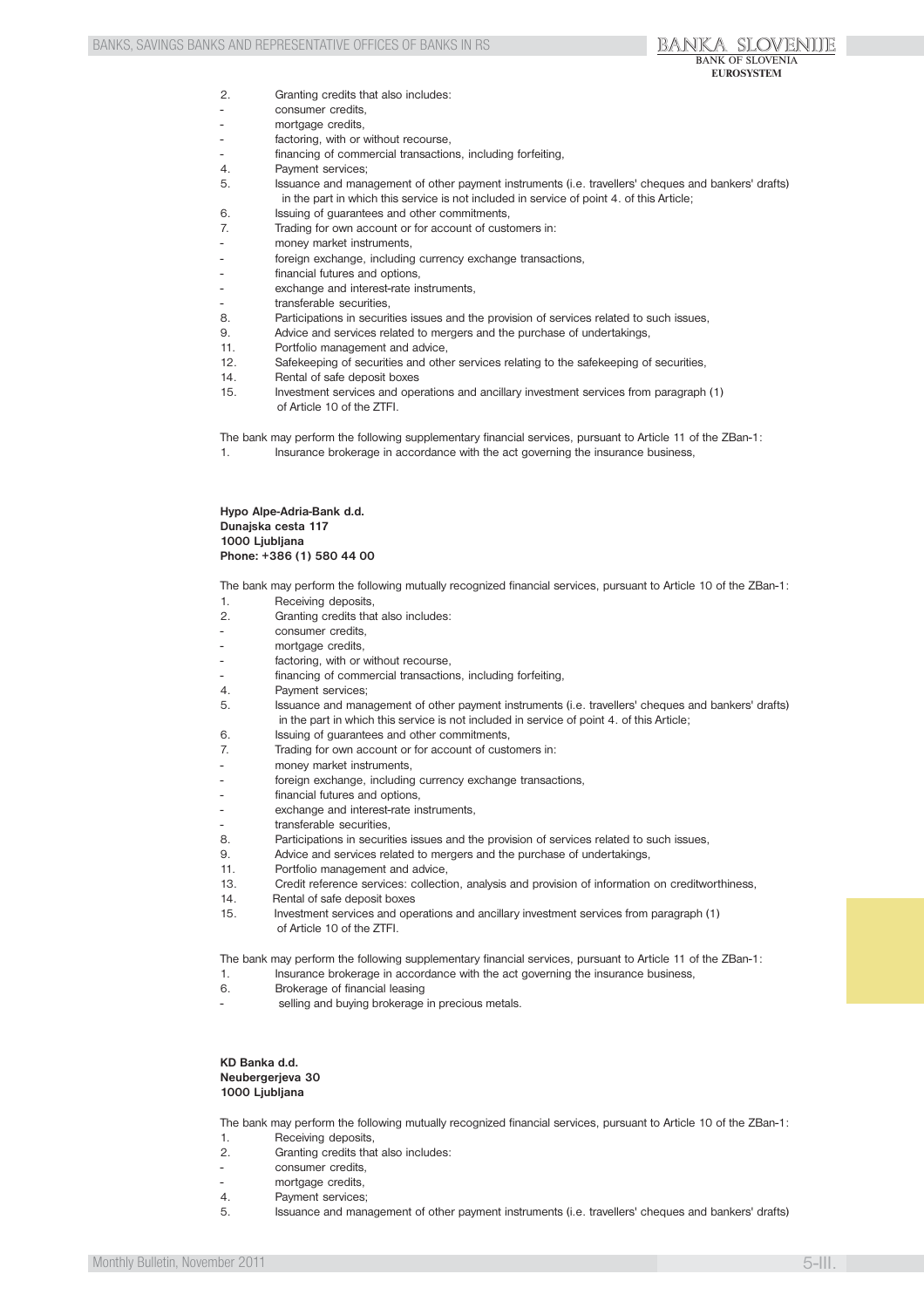2. Granting credits that also includes:
- consumer credits,
- mortgage credits,
- factoring, with or without recourse,
- financing of commercial transactions, including forfeiting,

4. Payment services;
5. Issuance and management of other payment instruments (i.e. travellers' cheques and bankers' drafts) in the part in which this service is not included in service of point 4. of this Article;
6. Issuing of guarantees and other commitments,
7. Trading for own account or for account of customers in:
- money market instruments,
- foreign exchange, including currency exchange transactions,
- financial futures and options,
- exchange and interest-rate instruments,
- transferable securities,

8. Participations in securities issues and the provision of services related to such issues,
9. Advice and services related to mergers and the purchase of undertakings,
11. Portfolio management and advice,
12. Safekeeping of securities and other services relating to the safekeeping of securities,
14. Rental of safe deposit boxes
15. Investment services and operations and ancillary investment services from paragraph (1) of Article 10 of the ZTFI.

The bank may perform the following supplementary financial services, pursuant to Article 11 of the ZBan-1:

1. Insurance brokerage in accordance with the act governing the insurance business,

**Hypo Alpe-Adria-Bank d.d.**
**Dunajska cesta 117**
**1000 Ljubljana**
**Phone: +386 (1) 580 44 00**

The bank may perform the following mutually recognized financial services, pursuant to Article 10 of the ZBan-1:

1. Receiving deposits,
2. Granting credits that also includes:
- consumer credits,
- mortgage credits,
- factoring, with or without recourse,
- financing of commercial transactions, including forfeiting,

4. Payment services;
5. Issuance and management of other payment instruments (i.e. travellers' cheques and bankers' drafts) in the part in which this service is not included in service of point 4. of this Article;
6. Issuing of guarantees and other commitments,
7. Trading for own account or for account of customers in:
- money market instruments,
- foreign exchange, including currency exchange transactions,
- financial futures and options,
- exchange and interest-rate instruments,
- transferable securities,

8. Participations in securities issues and the provision of services related to such issues,
9. Advice and services related to mergers and the purchase of undertakings,
11. Portfolio management and advice,
13. Credit reference services: collection, analysis and provision of information on creditworthiness,
14. Rental of safe deposit boxes
15. Investment services and operations and ancillary investment services from paragraph (1) of Article 10 of the ZTFI.

The bank may perform the following supplementary financial services, pursuant to Article 11 of the ZBan-1:

1. Insurance brokerage in accordance with the act governing the insurance business,
6. Brokerage of financial leasing
- selling and buying brokerage in precious metals.

**KD Banka d.d.**
**Neubergerjeva 30**
**1000 Ljubljana**

The bank may perform the following mutually recognized financial services, pursuant to Article 10 of the ZBan-1:

1. Receiving deposits,
2. Granting credits that also includes:
- consumer credits,
- mortgage credits,

4. Payment services;
5. Issuance and management of other payment instruments (i.e. travellers' cheques and bankers' drafts)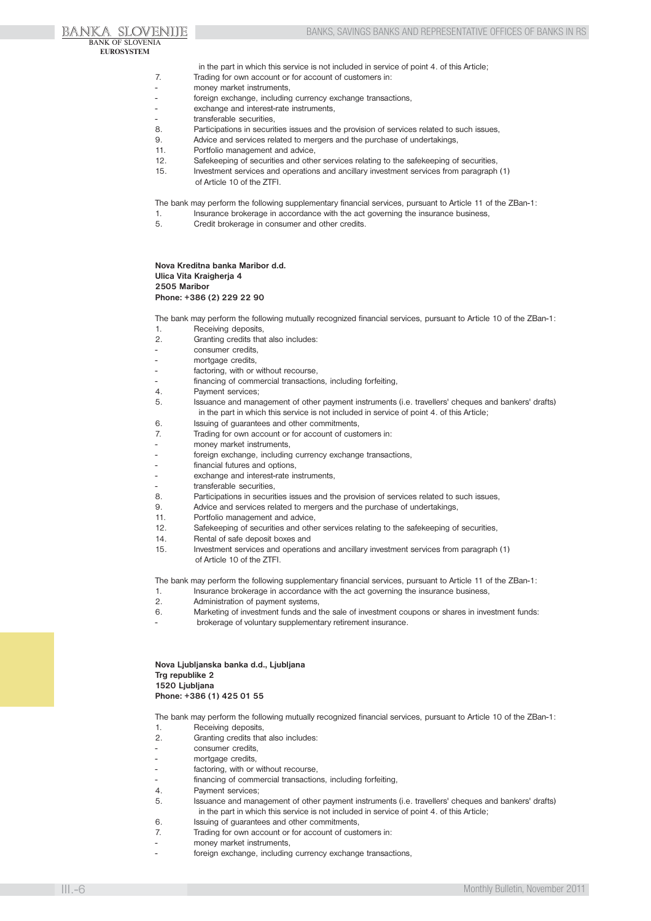in the part in which this service is not included in service of point 4. of this Article;

7. Trading for own account or for account of customers in:
- money market instruments,
- foreign exchange, including currency exchange transactions,
- exchange and interest-rate instruments,
- transferable securities,

8. Participations in securities issues and the provision of services related to such issues,
9. Advice and services related to mergers and the purchase of undertakings,
11. Portfolio management and advice,
12. Safekeeping of securities and other services relating to the safekeeping of securities,
15. Investment services and operations and ancillary investment services from paragraph (1) of Article 10 of the ZTFI.

The bank may perform the following supplementary financial services, pursuant to Article 11 of the ZBan-1:

1. Insurance brokerage in accordance with the act governing the insurance business,
5. Credit brokerage in consumer and other credits.

**Nova Kreditna banka Maribor d.d.**
**Ulica Vita Kraigherja 4**
**2505 Maribor**
**Phone: +386 (2) 229 22 90**

The bank may perform the following mutually recognized financial services, pursuant to Article 10 of the ZBan-1:

1. Receiving deposits,
2. Granting credits that also includes:
- consumer credits,
- mortgage credits,
- factoring, with or without recourse,
- financing of commercial transactions, including forfeiting,

4. Payment services;
5. Issuance and management of other payment instruments (i.e. travellers' cheques and bankers' drafts) in the part in which this service is not included in service of point 4. of this Article;
6. Issuing of guarantees and other commitments,
7. Trading for own account or for account of customers in:
- money market instruments,
- foreign exchange, including currency exchange transactions,
- financial futures and options,
- exchange and interest-rate instruments,
- transferable securities,

8. Participations in securities issues and the provision of services related to such issues,
9. Advice and services related to mergers and the purchase of undertakings,
11. Portfolio management and advice,
12. Safekeeping of securities and other services relating to the safekeeping of securities,
14. Rental of safe deposit boxes and
15. Investment services and operations and ancillary investment services from paragraph (1) of Article 10 of the ZTFI.

The bank may perform the following supplementary financial services, pursuant to Article 11 of the ZBan-1:

1. Insurance brokerage in accordance with the act governing the insurance business,
2. Administration of payment systems,
6. Marketing of investment funds and the sale of investment coupons or shares in investment funds:
- brokerage of voluntary supplementary retirement insurance.

**Nova Ljubljanska banka d.d., Ljubljana**
**Trg republike 2**
**1520 Ljubljana**
**Phone: +386 (1) 425 01 55**

The bank may perform the following mutually recognized financial services, pursuant to Article 10 of the ZBan-1:

1. Receiving deposits,
2. Granting credits that also includes:
- consumer credits,
- mortgage credits,
- factoring, with or without recourse,
- financing of commercial transactions, including forfeiting,

4. Payment services;
5. Issuance and management of other payment instruments (i.e. travellers' cheques and bankers' drafts) in the part in which this service is not included in service of point 4. of this Article;
6. Issuing of guarantees and other commitments,
7. Trading for own account or for account of customers in:
- money market instruments,
- foreign exchange, including currency exchange transactions,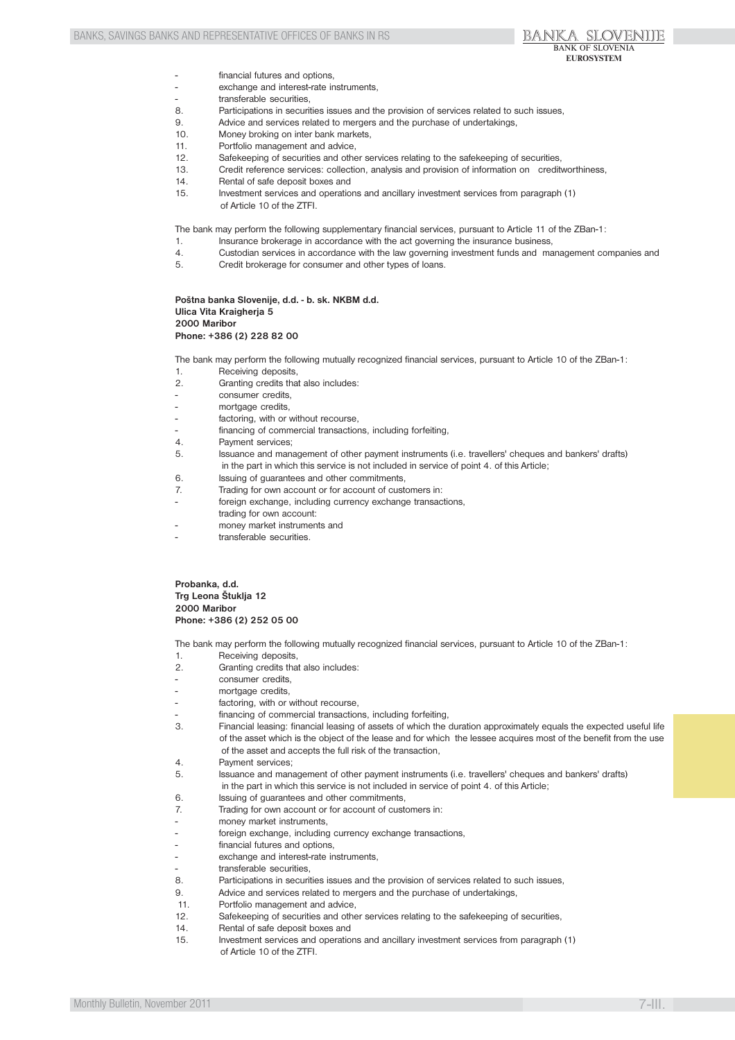- financial futures and options,
- exchange and interest-rate instruments,
- transferable securities,

8. Participations in securities issues and the provision of services related to such issues,
9. Advice and services related to mergers and the purchase of undertakings,
10. Money broking on inter bank markets,
11. Portfolio management and advice,
12. Safekeeping of securities and other services relating to the safekeeping of securities,
13. Credit reference services: collection, analysis and provision of information on creditworthiness,
14. Rental of safe deposit boxes and
15. Investment services and operations and ancillary investment services from paragraph (1) of Article 10 of the ZTFI.

The bank may perform the following supplementary financial services, pursuant to Article 11 of the ZBan-1:

1. Insurance brokerage in accordance with the act governing the insurance business,
4. Custodian services in accordance with the law governing investment funds and management companies and
5. Credit brokerage for consumer and other types of loans.

**Poštna banka Slovenije, d.d. - b. sk. NKBM d.d.**
**Ulica Vita Kraigherja 5**
**2000 Maribor**
**Phone: +386 (2) 228 82 00**

The bank may perform the following mutually recognized financial services, pursuant to Article 10 of the ZBan-1:

1. Receiving deposits,
2. Granting credits that also includes:
   - consumer credits,
   - mortgage credits,
   - factoring, with or without recourse,
   - financing of commercial transactions, including forfeiting,
4. Payment services;
5. Issuance and management of other payment instruments (i.e. travellers' cheques and bankers' drafts) in the part in which this service is not included in service of point 4. of this Article;
6. Issuing of guarantees and other commitments,
7. Trading for own account or for account of customers in:
   - foreign exchange, including currency exchange transactions,

   trading for own account:
   - money market instruments and
   - transferable securities.

**Probanka, d.d.**
**Trg Leona Štuklja 12**
**2000 Maribor**
**Phone: +386 (2) 252 05 00**

The bank may perform the following mutually recognized financial services, pursuant to Article 10 of the ZBan-1:

1. Receiving deposits,
2. Granting credits that also includes:
   - consumer credits,
   - mortgage credits,
   - factoring, with or without recourse,
   - financing of commercial transactions, including forfeiting,
3. Financial leasing: financial leasing of assets of which the duration approximately equals the expected useful life of the asset which is the object of the lease and for which the lessee acquires most of the benefit from the use of the asset and accepts the full risk of the transaction,
4. Payment services;
5. Issuance and management of other payment instruments (i.e. travellers' cheques and bankers' drafts) in the part in which this service is not included in service of point 4. of this Article;
6. Issuing of guarantees and other commitments,
7. Trading for own account or for account of customers in:
   - money market instruments,
   - foreign exchange, including currency exchange transactions,
   - financial futures and options,
   - exchange and interest-rate instruments,
   - transferable securities,
8. Participations in securities issues and the provision of services related to such issues,
9. Advice and services related to mergers and the purchase of undertakings,
11. Portfolio management and advice,
12. Safekeeping of securities and other services relating to the safekeeping of securities,
14. Rental of safe deposit boxes and
15. Investment services and operations and ancillary investment services from paragraph (1) of Article 10 of the ZTFI.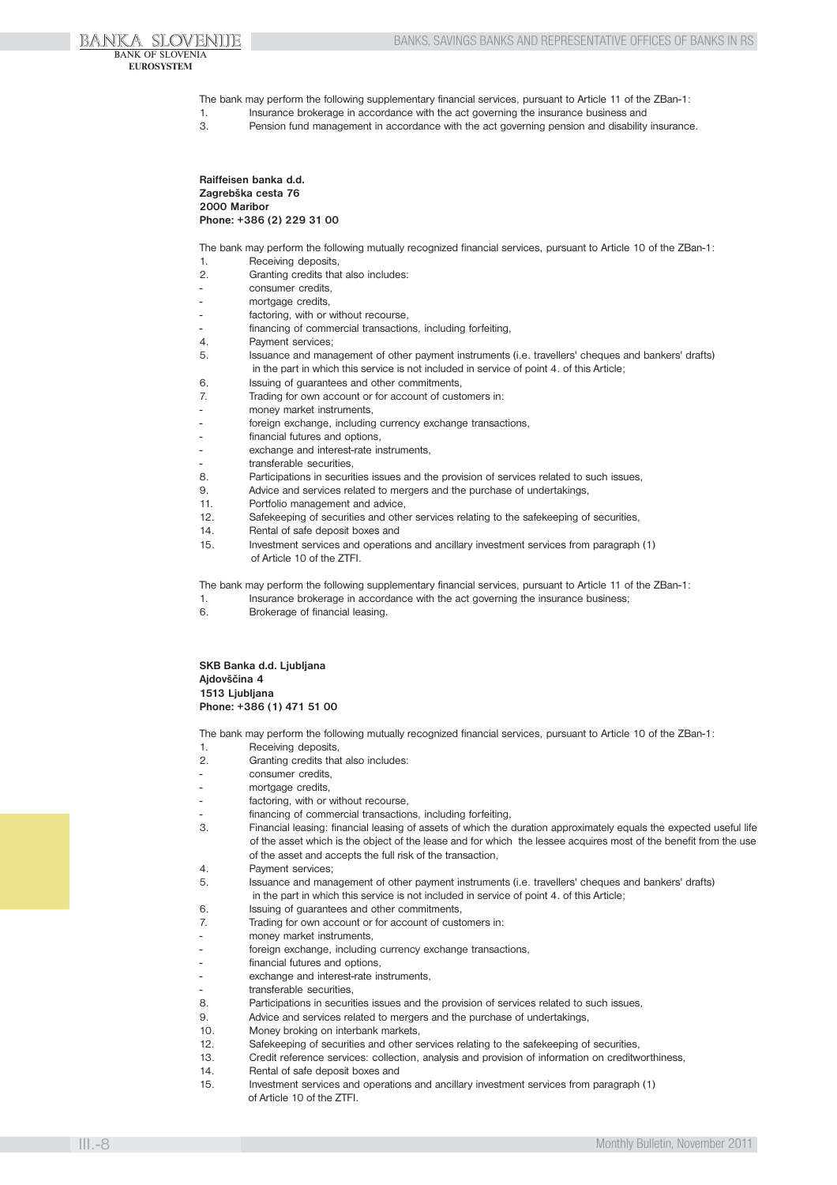The bank may perform the following supplementary financial services, pursuant to Article 11 of the ZBan-1:

1. Insurance brokerage in accordance with the act governing the insurance business and
3. Pension fund management in accordance with the act governing pension and disability insurance.

**Raiffeisen banka d.d.**
**Zagrebška cesta 76**
**2000 Maribor**
**Phone: +386 (2) 229 31 00**

The bank may perform the following mutually recognized financial services, pursuant to Article 10 of the ZBan-1:

1. Receiving deposits,
2. Granting credits that also includes:
   - consumer credits,
   - mortgage credits,
   - factoring, with or without recourse,
   - financing of commercial transactions, including forfeiting,
4. Payment services;
5. Issuance and management of other payment instruments (i.e. travellers' cheques and bankers' drafts) in the part in which this service is not included in service of point 4. of this Article;
6. Issuing of guarantees and other commitments,
7. Trading for own account or for account of customers in:
   - money market instruments,
   - foreign exchange, including currency exchange transactions,
   - financial futures and options,
   - exchange and interest-rate instruments,
   - transferable securities,
8. Participations in securities issues and the provision of services related to such issues,
9. Advice and services related to mergers and the purchase of undertakings,
11. Portfolio management and advice,
12. Safekeeping of securities and other services relating to the safekeeping of securities,
14. Rental of safe deposit boxes and
15. Investment services and operations and ancillary investment services from paragraph (1) of Article 10 of the ZTFI.

The bank may perform the following supplementary financial services, pursuant to Article 11 of the ZBan-1:

1. Insurance brokerage in accordance with the act governing the insurance business;
6. Brokerage of financial leasing.

**SKB Banka d.d. Ljubljana**
**Ajdovščina 4**
**1513 Ljubljana**
**Phone: +386 (1) 471 51 00**

The bank may perform the following mutually recognized financial services, pursuant to Article 10 of the ZBan-1:

1. Receiving deposits,
2. Granting credits that also includes:
   - consumer credits,
   - mortgage credits,
   - factoring, with or without recourse,
   - financing of commercial transactions, including forfeiting,
3. Financial leasing: financial leasing of assets of which the duration approximately equals the expected useful life of the asset which is the object of the lease and for which the lessee acquires most of the benefit from the use of the asset and accepts the full risk of the transaction,
4. Payment services;
5. Issuance and management of other payment instruments (i.e. travellers' cheques and bankers' drafts) in the part in which this service is not included in service of point 4. of this Article;
6. Issuing of guarantees and other commitments,
7. Trading for own account or for account of customers in:
   - money market instruments,
   - foreign exchange, including currency exchange transactions,
   - financial futures and options,
   - exchange and interest-rate instruments,
   - transferable securities,
8. Participations in securities issues and the provision of services related to such issues,
9. Advice and services related to mergers and the purchase of undertakings,
10. Money broking on interbank markets,
12. Safekeeping of securities and other services relating to the safekeeping of securities,
13. Credit reference services: collection, analysis and provision of information on creditworthiness,
14. Rental of safe deposit boxes and
15. Investment services and operations and ancillary investment services from paragraph (1) of Article 10 of the ZTFI.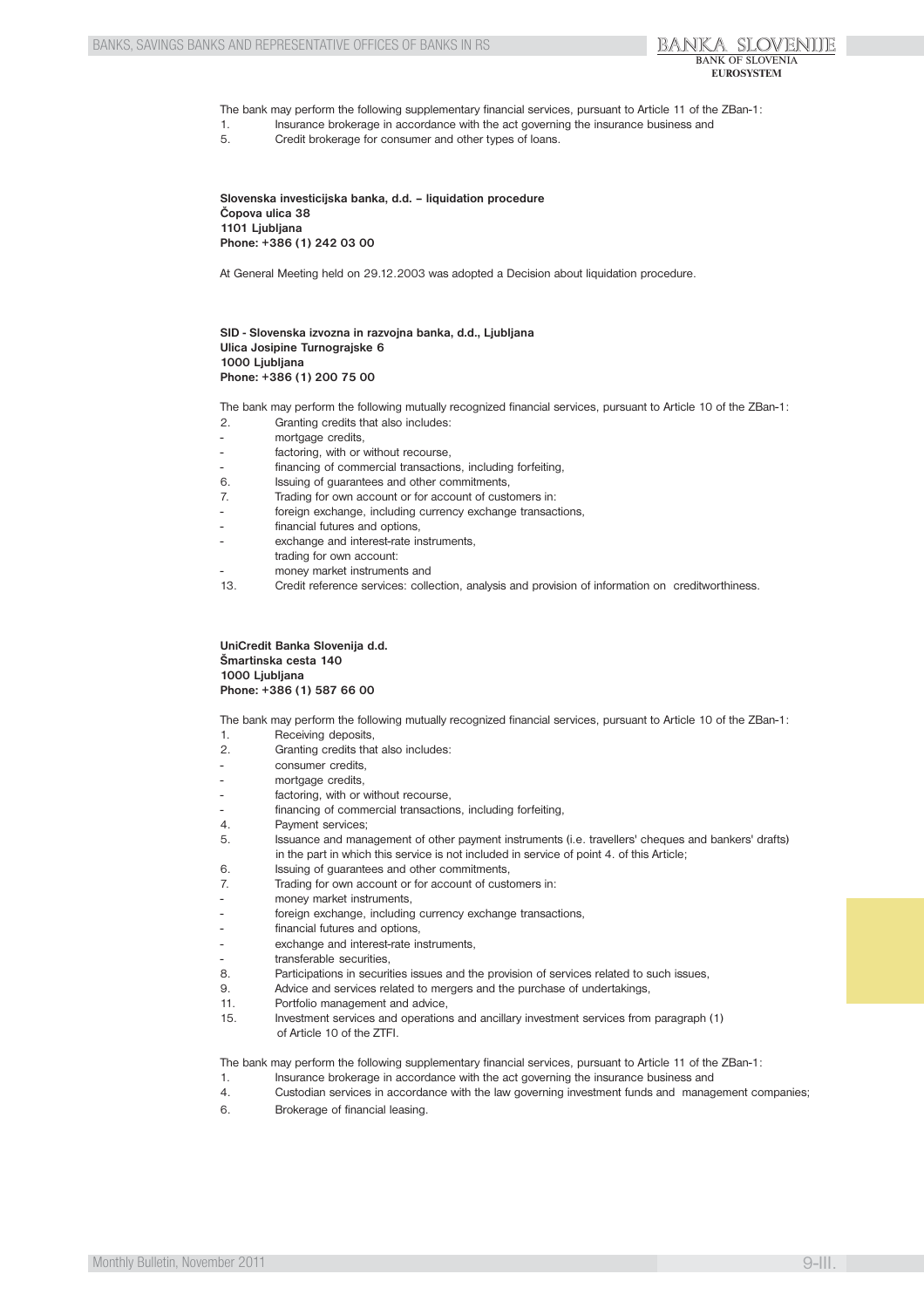The bank may perform the following supplementary financial services, pursuant to Article 11 of the ZBan-1:

1. Insurance brokerage in accordance with the act governing the insurance business and
5. Credit brokerage for consumer and other types of loans.

**Slovenska investicijska banka, d.d. – liquidation procedure**
**Čopova ulica 38**
**1101 Ljubljana**
**Phone: +386 (1) 242 03 00**

At General Meeting held on 29.12.2003 was adopted a Decision about liquidation procedure.

**SID - Slovenska izvozna in razvojna banka, d.d., Ljubljana**
**Ulica Josipine Turnograjske 6**
**1000 Ljubljana**
**Phone: +386 (1) 200 75 00**

The bank may perform the following mutually recognized financial services, pursuant to Article 10 of the ZBan-1:

2. Granting credits that also includes:
   - mortgage credits,
   - factoring, with or without recourse,
   - financing of commercial transactions, including forfeiting,
6. Issuing of guarantees and other commitments,
7. Trading for own account or for account of customers in:
   - foreign exchange, including currency exchange transactions,
   - financial futures and options,
   - exchange and interest-rate instruments,

   trading for own account:
   - money market instruments and
13. Credit reference services: collection, analysis and provision of information on creditworthiness.

**UniCredit Banka Slovenija d.d.**
**Šmartinska cesta 140**
**1000 Ljubljana**
**Phone: +386 (1) 587 66 00**

The bank may perform the following mutually recognized financial services, pursuant to Article 10 of the ZBan-1:

1. Receiving deposits,
2. Granting credits that also includes:
   - consumer credits,
   - mortgage credits,
   - factoring, with or without recourse,
   - financing of commercial transactions, including forfeiting,
4. Payment services;
5. Issuance and management of other payment instruments (i.e. travellers' cheques and bankers' drafts) in the part in which this service is not included in service of point 4. of this Article;
6. Issuing of guarantees and other commitments,
7. Trading for own account or for account of customers in:
   - money market instruments,
   - foreign exchange, including currency exchange transactions,
   - financial futures and options,
   - exchange and interest-rate instruments,
   - transferable securities,
8. Participations in securities issues and the provision of services related to such issues,
9. Advice and services related to mergers and the purchase of undertakings,
11. Portfolio management and advice,
15. Investment services and operations and ancillary investment services from paragraph (1) of Article 10 of the ZTFI.

The bank may perform the following supplementary financial services, pursuant to Article 11 of the ZBan-1:

1. Insurance brokerage in accordance with the act governing the insurance business and
4. Custodian services in accordance with the law governing investment funds and management companies;
6. Brokerage of financial leasing.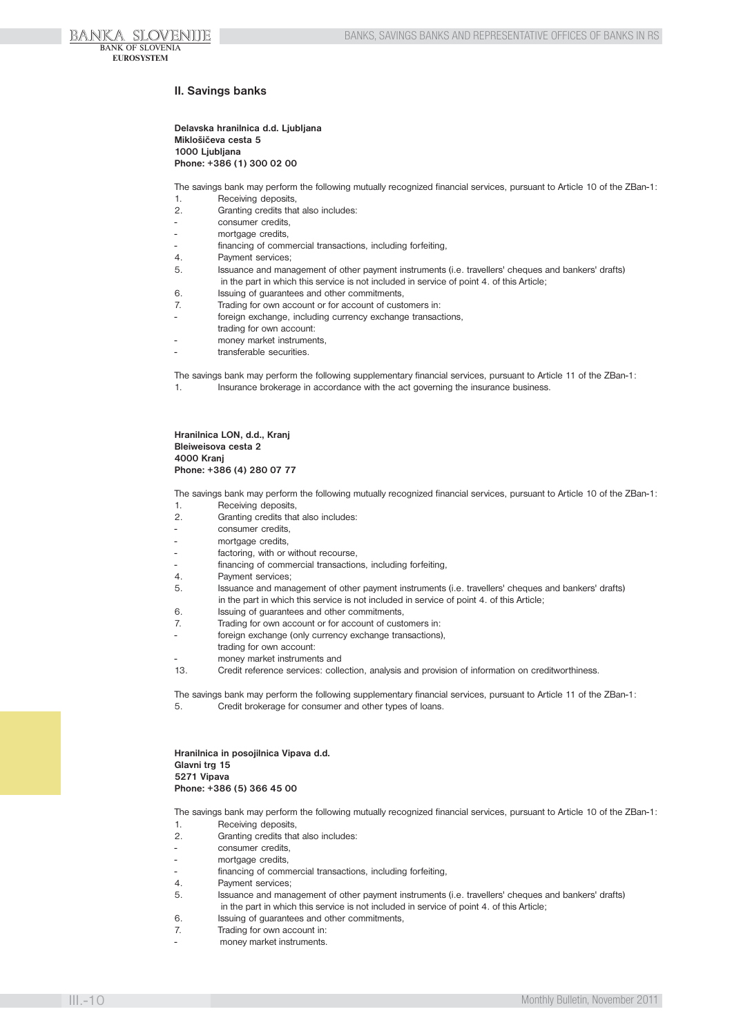## II. Savings banks

**Delavska hranilnica d.d. Ljubljana**
**Miklošičeva cesta 5**
**1000 Ljubljana**
**Phone: +386 (1) 300 02 00**

The savings bank may perform the following mutually recognized financial services, pursuant to Article 10 of the ZBan-1:

1. Receiving deposits,
2. Granting credits that also includes:
   - consumer credits,
   - mortgage credits,
   - financing of commercial transactions, including forfeiting,
4. Payment services;
5. Issuance and management of other payment instruments (i.e. travellers' cheques and bankers' drafts) in the part in which this service is not included in service of point 4. of this Article;
6. Issuing of guarantees and other commitments,
7. Trading for own account or for account of customers in:
   - foreign exchange, including currency exchange transactions,

   trading for own account:
   - money market instruments,
   - transferable securities.

The savings bank may perform the following supplementary financial services, pursuant to Article 11 of the ZBan-1:

1. Insurance brokerage in accordance with the act governing the insurance business.

**Hranilnica LON, d.d., Kranj**
**Bleiweisova cesta 2**
**4000 Kranj**
**Phone: +386 (4) 280 07 77**

The savings bank may perform the following mutually recognized financial services, pursuant to Article 10 of the ZBan-1:

1. Receiving deposits,
2. Granting credits that also includes:
   - consumer credits,
   - mortgage credits,
   - factoring, with or without recourse,
   - financing of commercial transactions, including forfeiting,
4. Payment services;
5. Issuance and management of other payment instruments (i.e. travellers' cheques and bankers' drafts) in the part in which this service is not included in service of point 4. of this Article;
6. Issuing of guarantees and other commitments,
7. Trading for own account or for account of customers in:
   - foreign exchange (only currency exchange transactions),

   trading for own account:
   - money market instruments and
13. Credit reference services: collection, analysis and provision of information on creditworthiness.

The savings bank may perform the following supplementary financial services, pursuant to Article 11 of the ZBan-1:

5. Credit brokerage for consumer and other types of loans.

**Hranilnica in posojilnica Vipava d.d.**
**Glavni trg 15**
**5271 Vipava**
**Phone: +386 (5) 366 45 00**

The savings bank may perform the following mutually recognized financial services, pursuant to Article 10 of the ZBan-1:

1. Receiving deposits,
2. Granting credits that also includes:
   - consumer credits,
   - mortgage credits,
   - financing of commercial transactions, including forfeiting,
4. Payment services;
5. Issuance and management of other payment instruments (i.e. travellers' cheques and bankers' drafts) in the part in which this service is not included in service of point 4. of this Article;
6. Issuing of guarantees and other commitments,
7. Trading for own account in:
   - money market instruments.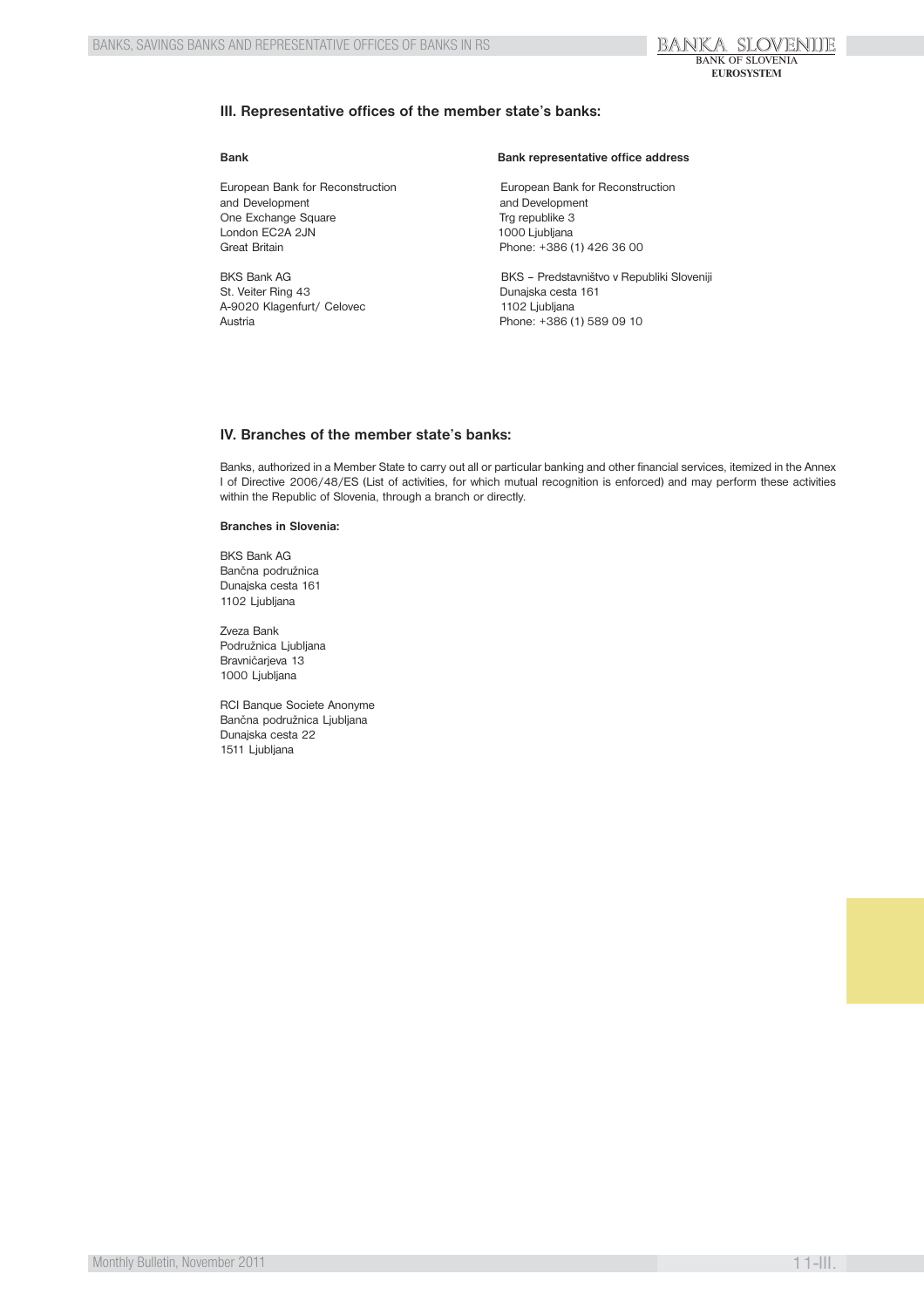## III. Representative offices of the member state's banks:

| Bank | Bank representative office address |
|---|---|
| European Bank for Reconstruction and Development<br>One Exchange Square<br>London EC2A 2JN<br>Great Britain | European Bank for Reconstruction and Development<br>Trg republike 3<br>1000 Ljubljana<br>Phone: +386 (1) 426 36 00 |
| BKS Bank AG<br>St. Veiter Ring 43<br>A-9020 Klagenfurt/ Celovec<br>Austria | BKS – Predstavništvo v Republiki Sloveniji<br>Dunajska cesta 161<br>1102 Ljubljana<br>Phone: +386 (1) 589 09 10 |

## IV. Branches of the member state's banks:

Banks, authorized in a Member State to carry out all or particular banking and other financial services, itemized in the Annex I of Directive 2006/48/ES (List of activities, for which mutual recognition is enforced) and may perform these activities within the Republic of Slovenia, through a branch or directly.

**Branches in Slovenia:**

BKS Bank AG
Bančna podružnica
Dunajska cesta 161
1102 Ljubljana

Zveza Bank
Podružnica Ljubljana
Bravničarjeva 13
1000 Ljubljana

RCI Banque Societe Anonyme
Bančna podružnica Ljubljana
Dunajska cesta 22
1511 Ljubljana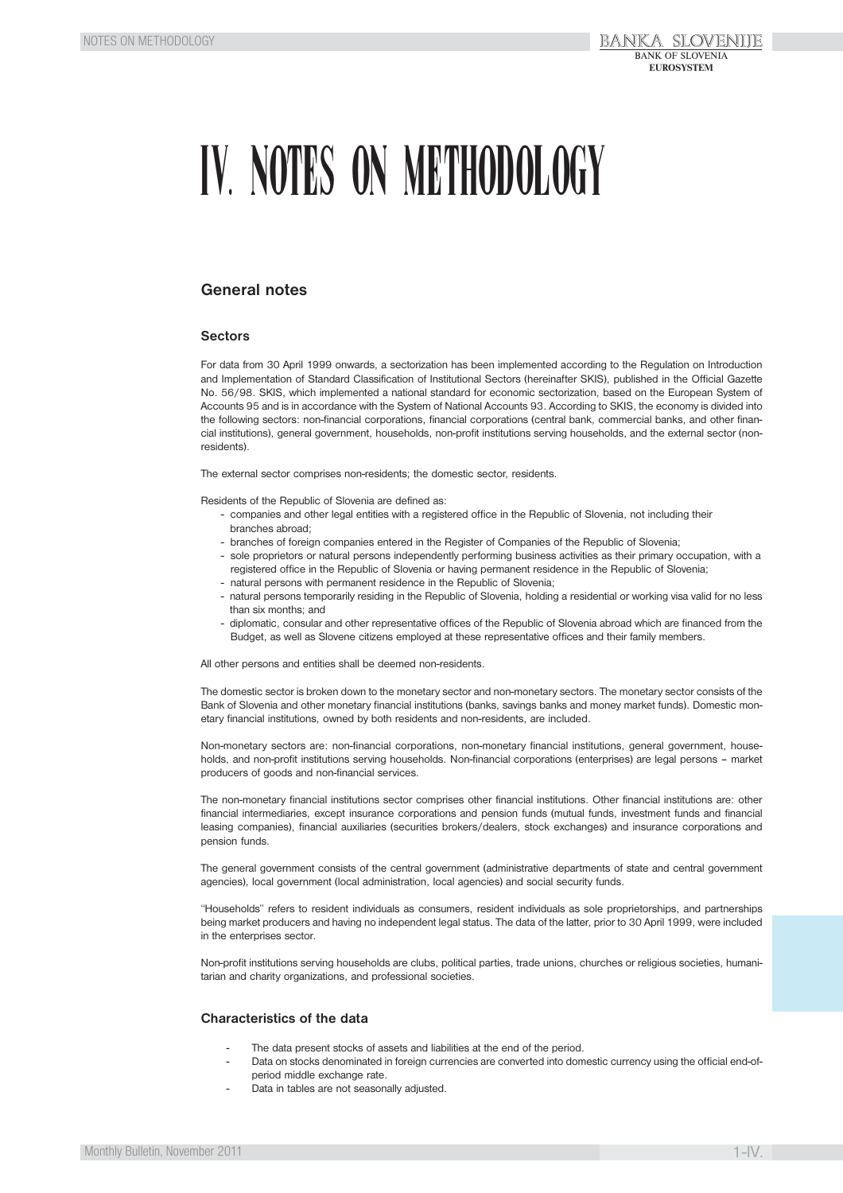# IV. NOTES ON METHODOLOGY

## General notes

### Sectors

For data from 30 April 1999 onwards, a sectorization has been implemented according to the Regulation on Introduction and Implementation of Standard Classification of Institutional Sectors (hereinafter SKIS), published in the Official Gazette No. 56/98. SKIS, which implemented a national standard for economic sectorization, based on the European System of Accounts 95 and is in accordance with the System of National Accounts 93. According to SKIS, the economy is divided into the following sectors: non-financial corporations, financial corporations (central bank, commercial banks, and other financial institutions), general government, households, non-profit institutions serving households, and the external sector (non-residents).

The external sector comprises non-residents; the domestic sector, residents.

Residents of the Republic of Slovenia are defined as:

- companies and other legal entities with a registered office in the Republic of Slovenia, not including their branches abroad;
- branches of foreign companies entered in the Register of Companies of the Republic of Slovenia;
- sole proprietors or natural persons independently performing business activities as their primary occupation, with a registered office in the Republic of Slovenia or having permanent residence in the Republic of Slovenia;
- natural persons with permanent residence in the Republic of Slovenia;
- natural persons temporarily residing in the Republic of Slovenia, holding a residential or working visa valid for no less than six months; and
- diplomatic, consular and other representative offices of the Republic of Slovenia abroad which are financed from the Budget, as well as Slovene citizens employed at these representative offices and their family members.

All other persons and entities shall be deemed non-residents.

The domestic sector is broken down to the monetary sector and non-monetary sectors. The monetary sector consists of the Bank of Slovenia and other monetary financial institutions (banks, savings banks and money market funds). Domestic monetary financial institutions, owned by both residents and non-residents, are included.

Non-monetary sectors are: non-financial corporations, non-monetary financial institutions, general government, households, and non-profit institutions serving households. Non-financial corporations (enterprises) are legal persons – market producers of goods and non-financial services.

The non-monetary financial institutions sector comprises other financial institutions. Other financial institutions are: other financial intermediaries, except insurance corporations and pension funds (mutual funds, investment funds and financial leasing companies), financial auxiliaries (securities brokers/dealers, stock exchanges) and insurance corporations and pension funds.

The general government consists of the central government (administrative departments of state and central government agencies), local government (local administration, local agencies) and social security funds.

"Households" refers to resident individuals as consumers, resident individuals as sole proprietorships, and partnerships being market producers and having no independent legal status. The data of the latter, prior to 30 April 1999, were included in the enterprises sector.

Non-profit institutions serving households are clubs, political parties, trade unions, churches or religious societies, humanitarian and charity organizations, and professional societies.

### Characteristics of the data

- The data present stocks of assets and liabilities at the end of the period.
- Data on stocks denominated in foreign currencies are converted into domestic currency using the official end-of-period middle exchange rate.
- Data in tables are not seasonally adjusted.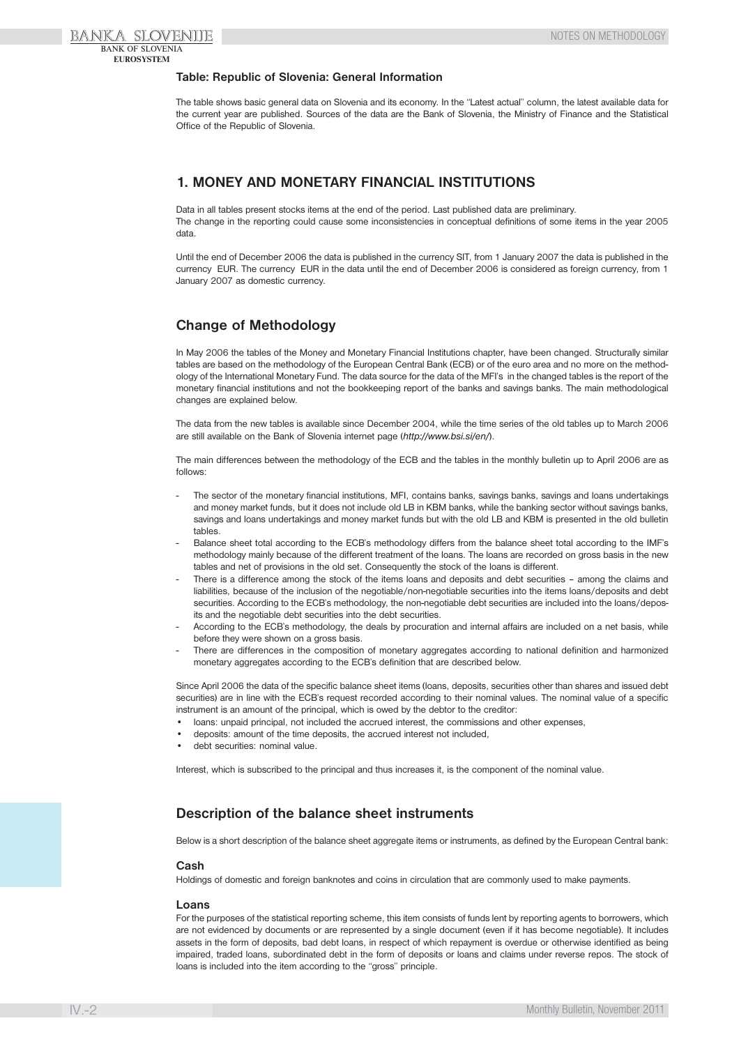### Table: Republic of Slovenia: General Information

The table shows basic general data on Slovenia and its economy. In the "Latest actual" column, the latest available data for the current year are published. Sources of the data are the Bank of Slovenia, the Ministry of Finance and the Statistical Office of the Republic of Slovenia.

## 1. MONEY AND MONETARY FINANCIAL INSTITUTIONS

Data in all tables present stocks items at the end of the period. Last published data are preliminary.
The change in the reporting could cause some inconsistencies in conceptual definitions of some items in the year 2005 data.

Until the end of December 2006 the data is published in the currency SIT, from 1 January 2007 the data is published in the currency EUR. The currency EUR in the data until the end of December 2006 is considered as foreign currency, from 1 January 2007 as domestic currency.

## Change of Methodology

In May 2006 the tables of the Money and Monetary Financial Institutions chapter, have been changed. Structurally similar tables are based on the methodology of the European Central Bank (ECB) or of the euro area and no more on the methodology of the International Monetary Fund. The data source for the data of the MFI's in the changed tables is the report of the monetary financial institutions and not the bookkeeping report of the banks and savings banks. The main methodological changes are explained below.

The data from the new tables is available since December 2004, while the time series of the old tables up to March 2006 are still available on the Bank of Slovenia internet page (*http://www.bsi.si/en/*).

The main differences between the methodology of the ECB and the tables in the monthly bulletin up to April 2006 are as follows:

- The sector of the monetary financial institutions, MFI, contains banks, savings banks, savings and loans undertakings and money market funds, but it does not include old LB in KBM banks, while the banking sector without savings banks, savings and loans undertakings and money market funds but with the old LB and KBM is presented in the old bulletin tables.
- Balance sheet total according to the ECB's methodology differs from the balance sheet total according to the IMF's methodology mainly because of the different treatment of the loans. The loans are recorded on gross basis in the new tables and net of provisions in the old set. Consequently the stock of the loans is different.
- There is a difference among the stock of the items loans and deposits and debt securities – among the claims and liabilities, because of the inclusion of the negotiable/non-negotiable securities into the items loans/deposits and debt securities. According to the ECB's methodology, the non-negotiable debt securities are included into the loans/deposits and the negotiable debt securities into the debt securities.
- According to the ECB's methodology, the deals by procuration and internal affairs are included on a net basis, while before they were shown on a gross basis.
- There are differences in the composition of monetary aggregates according to national definition and harmonized monetary aggregates according to the ECB's definition that are described below.

Since April 2006 the data of the specific balance sheet items (loans, deposits, securities other than shares and issued debt securities) are in line with the ECB's request recorded according to their nominal values. The nominal value of a specific instrument is an amount of the principal, which is owed by the debtor to the creditor:

- loans: unpaid principal, not included the accrued interest, the commissions and other expenses,
- deposits: amount of the time deposits, the accrued interest not included,
- debt securities: nominal value.

Interest, which is subscribed to the principal and thus increases it, is the component of the nominal value.

## Description of the balance sheet instruments

Below is a short description of the balance sheet aggregate items or instruments, as defined by the European Central bank:

### Cash

Holdings of domestic and foreign banknotes and coins in circulation that are commonly used to make payments.

### Loans

For the purposes of the statistical reporting scheme, this item consists of funds lent by reporting agents to borrowers, which are not evidenced by documents or are represented by a single document (even if it has become negotiable). It includes assets in the form of deposits, bad debt loans, in respect of which repayment is overdue or otherwise identified as being impaired, traded loans, subordinated debt in the form of deposits or loans and claims under reverse repos. The stock of loans is included into the item according to the "gross" principle.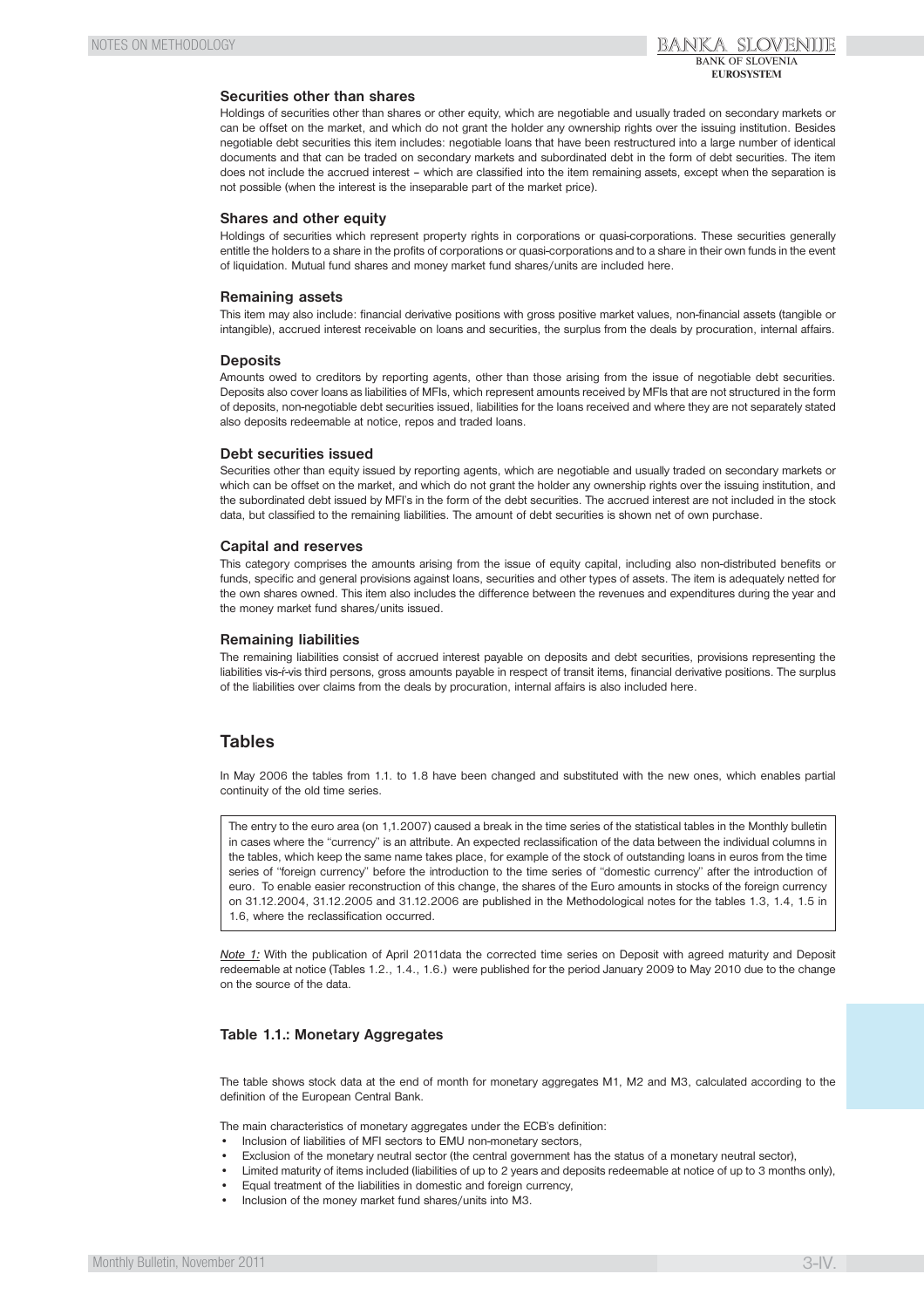### Securities other than shares

Holdings of securities other than shares or other equity, which are negotiable and usually traded on secondary markets or can be offset on the market, and which do not grant the holder any ownership rights over the issuing institution. Besides negotiable debt securities this item includes: negotiable loans that have been restructured into a large number of identical documents and that can be traded on secondary markets and subordinated debt in the form of debt securities. The item does not include the accrued interest – which are classified into the item remaining assets, except when the separation is not possible (when the interest is the inseparable part of the market price).

### Shares and other equity

Holdings of securities which represent property rights in corporations or quasi-corporations. These securities generally entitle the holders to a share in the profits of corporations or quasi-corporations and to a share in their own funds in the event of liquidation. Mutual fund shares and money market fund shares/units are included here.

### Remaining assets

This item may also include: financial derivative positions with gross positive market values, non-financial assets (tangible or intangible), accrued interest receivable on loans and securities, the surplus from the deals by procuration, internal affairs.

### Deposits

Amounts owed to creditors by reporting agents, other than those arising from the issue of negotiable debt securities. Deposits also cover loans as liabilities of MFIs, which represent amounts received by MFIs that are not structured in the form of deposits, non-negotiable debt securities issued, liabilities for the loans received and where they are not separately stated also deposits redeemable at notice, repos and traded loans.

### Debt securities issued

Securities other than equity issued by reporting agents, which are negotiable and usually traded on secondary markets or which can be offset on the market, and which do not grant the holder any ownership rights over the issuing institution, and the subordinated debt issued by MFI's in the form of the debt securities. The accrued interest are not included in the stock data, but classified to the remaining liabilities. The amount of debt securities is shown net of own purchase.

### Capital and reserves

This category comprises the amounts arising from the issue of equity capital, including also non-distributed benefits or funds, specific and general provisions against loans, securities and other types of assets. The item is adequately netted for the own shares owned. This item also includes the difference between the revenues and expenditures during the year and the money market fund shares/units issued.

### Remaining liabilities

The remaining liabilities consist of accrued interest payable on deposits and debt securities, provisions representing the liabilities vis-r-vis third persons, gross amounts payable in respect of transit items, financial derivative positions. The surplus of the liabilities over claims from the deals by procuration, internal affairs is also included here.

## Tables

In May 2006 the tables from 1.1. to 1.8 have been changed and substituted with the new ones, which enables partial continuity of the old time series.

The entry to the euro area (on 1,1.2007) caused a break in the time series of the statistical tables in the Monthly bulletin in cases where the "currency" is an attribute. An expected reclassification of the data between the individual columns in the tables, which keep the same name takes place, for example of the stock of outstanding loans in euros from the time series of "foreign currency" before the introduction to the time series of "domestic currency" after the introduction of euro. To enable easier reconstruction of this change, the shares of the Euro amounts in stocks of the foreign currency on 31.12.2004, 31.12.2005 and 31.12.2006 are published in the Methodological notes for the tables 1.3, 1.4, 1.5 in 1.6, where the reclassification occurred.

*Note 1:* With the publication of April 2011data the corrected time series on Deposit with agreed maturity and Deposit redeemable at notice (Tables 1.2., 1.4., 1.6.) were published for the period January 2009 to May 2010 due to the change on the source of the data.

### Table 1.1.: Monetary Aggregates

The table shows stock data at the end of month for monetary aggregates M1, M2 and M3, calculated according to the definition of the European Central Bank.

The main characteristics of monetary aggregates under the ECB's definition:

- Inclusion of liabilities of MFI sectors to EMU non-monetary sectors,
- Exclusion of the monetary neutral sector (the central government has the status of a monetary neutral sector),
- Limited maturity of items included (liabilities of up to 2 years and deposits redeemable at notice of up to 3 months only),
- Equal treatment of the liabilities in domestic and foreign currency,
- Inclusion of the money market fund shares/units into M3.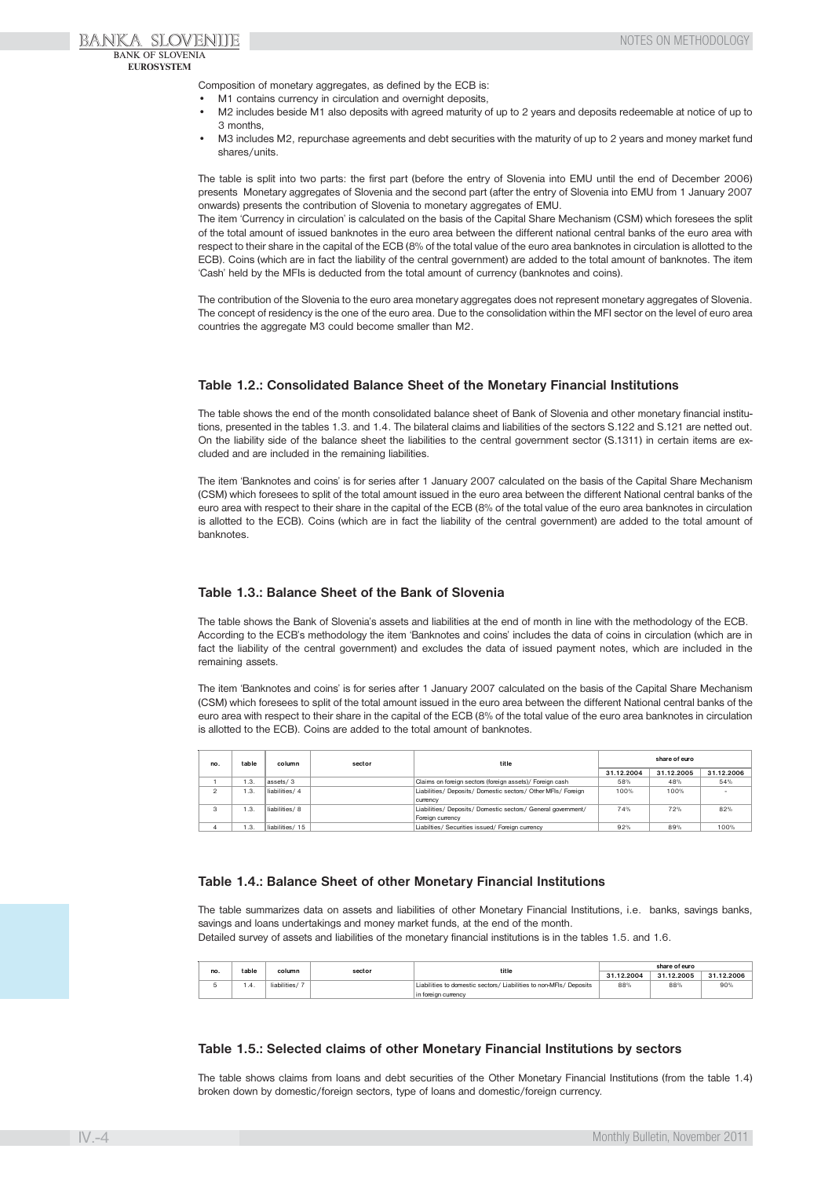Composition of monetary aggregates, as defined by the ECB is:

- M1 contains currency in circulation and overnight deposits,
- M2 includes beside M1 also deposits with agreed maturity of up to 2 years and deposits redeemable at notice of up to 3 months,
- M3 includes M2, repurchase agreements and debt securities with the maturity of up to 2 years and money market fund shares/units.

The table is split into two parts: the first part (before the entry of Slovenia into EMU until the end of December 2006) presents Monetary aggregates of Slovenia and the second part (after the entry of Slovenia into EMU from 1 January 2007 onwards) presents the contribution of Slovenia to monetary aggregates of EMU.

The item 'Currency in circulation' is calculated on the basis of the Capital Share Mechanism (CSM) which foresees the split of the total amount of issued banknotes in the euro area between the different national central banks of the euro area with respect to their share in the capital of the ECB (8% of the total value of the euro area banknotes in circulation is allotted to the ECB). Coins (which are in fact the liability of the central government) are added to the total amount of banknotes. The item 'Cash' held by the MFIs is deducted from the total amount of currency (banknotes and coins).

The contribution of the Slovenia to the euro area monetary aggregates does not represent monetary aggregates of Slovenia. The concept of residency is the one of the euro area. Due to the consolidation within the MFI sector on the level of euro area countries the aggregate M3 could become smaller than M2.

## Table 1.2.: Consolidated Balance Sheet of the Monetary Financial Institutions

The table shows the end of the month consolidated balance sheet of Bank of Slovenia and other monetary financial institutions, presented in the tables 1.3. and 1.4. The bilateral claims and liabilities of the sectors S.122 and S.121 are netted out. On the liability side of the balance sheet the liabilities to the central government sector (S.1311) in certain items are excluded and are included in the remaining liabilities.

The item 'Banknotes and coins' is for series after 1 January 2007 calculated on the basis of the Capital Share Mechanism (CSM) which foresees to split of the total amount issued in the euro area between the different National central banks of the euro area with respect to their share in the capital of the ECB (8% of the total value of the euro area banknotes in circulation is allotted to the ECB). Coins (which are in fact the liability of the central government) are added to the total amount of banknotes.

## Table 1.3.: Balance Sheet of the Bank of Slovenia

The table shows the Bank of Slovenia's assets and liabilities at the end of month in line with the methodology of the ECB. According to the ECB's methodology the item 'Banknotes and coins' includes the data of coins in circulation (which are in fact the liability of the central government) and excludes the data of issued payment notes, which are included in the remaining assets.

The item 'Banknotes and coins' is for series after 1 January 2007 calculated on the basis of the Capital Share Mechanism (CSM) which foresees to split of the total amount issued in the euro area between the different National central banks of the euro area with respect to their share in the capital of the ECB (8% of the total value of the euro area banknotes in circulation is allotted to the ECB). Coins are added to the total amount of banknotes.

| no. | table | column | sector | title | share of euro | | |
|---|---|---|---|---|---|---|---|
| | | | | | 31.12.2004 | 31.12.2005 | 31.12.2006 |
| 1 | 1.3. | assets/ 3 | | Claims on foreign sectors (foreign assets)/ Foreign cash | 58% | 48% | 54% |
| 2 | 1.3. | liabilities/ 4 | | Liabilities/ Deposits/ Domestic sectors/ Other MFIs/ Foreign currency | 100% | 100% | - |
| 3 | 1.3. | liabilities/ 8 | | Liabilities/ Deposits/ Domestic sectors/ General government/ Foreign currency | 74% | 72% | 82% |
| 4 | 1.3. | liabilities/ 15 | | Liabilties/ Securities issued/ Foreign currency | 92% | 89% | 100% |

## Table 1.4.: Balance Sheet of other Monetary Financial Institutions

The table summarizes data on assets and liabilities of other Monetary Financial Institutions, i.e. banks, savings banks, savings and loans undertakings and money market funds, at the end of the month.
Detailed survey of assets and liabilities of the monetary financial institutions is in the tables 1.5. and 1.6.

| no. | table | column | sector | title | share of euro | | |
|---|---|---|---|---|---|---|---|
| | | | | | 31.12.2004 | 31.12.2005 | 31.12.2006 |
| 5 | 1.4. | liabilities/ 7 | | Liabilities to domestic sectors/ Liabilities to non-MFIs/ Deposits in foreign currency | 88% | 88% | 90% |

## Table 1.5.: Selected claims of other Monetary Financial Institutions by sectors

The table shows claims from loans and debt securities of the Other Monetary Financial Institutions (from the table 1.4) broken down by domestic/foreign sectors, type of loans and domestic/foreign currency.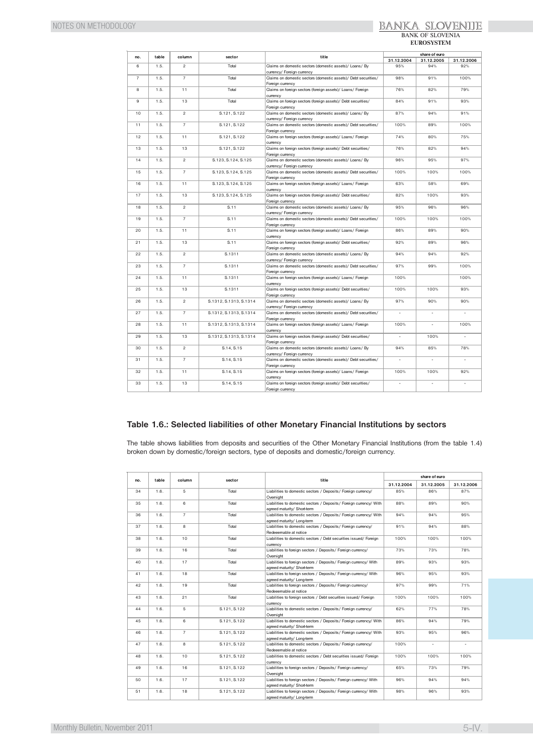| no. | table | column | sector | title | share of euro | | |
|---|---|---|---|---|---|---|---|
| | | | | | 31.12.2004 | 31.12.2005 | 31.12.2006 |
| 6 | 1.5. | 2 | Total | Claims on domestic sectors (domestic assets)/ Loans/ By currency/ Foreign currency | 95% | 94% | 92% |
| 7 | 1.5. | 7 | Total | Claims on domestic sectors (domestic assets)/ Debt securities/ Foreign currency | 98% | 91% | 100% |
| 8 | 1.5. | 11 | Total | Claims on foreign sectors (foreign assets)/ Loans/ Foreign currency | 76% | 82% | 79% |
| 9 | 1.5. | 13 | Total | Claims on foreign sectors (foreign assets)/ Debt securities/ Foreign currency | 84% | 91% | 93% |
| 10 | 1.5. | 2 | S.121, S.122 | Claims on domestic sectors (domestic assets)/ Loans/ By currency/ Foreign currency | 87% | 94% | 91% |
| 11 | 1.5. | 7 | S.121, S.122 | Claims on domestic sectors (domestic assets)/ Debt securities/ Foreign currency | 100% | 89% | 100% |
| 12 | 1.5. | 11 | S.121, S.122 | Claims on foreign sectors (foreign assets)/ Loans/ Foreign currency | 74% | 80% | 75% |
| 13 | 1.5. | 13 | S.121, S.122 | Claims on foreign sectors (foreign assets)/ Debt securities/ Foreign currency | 76% | 82% | 94% |
| 14 | 1.5. | 2 | S.123, S.124, S.125 | Claims on domestic sectors (domestic assets)/ Loans/ By currency/ Foreign currency | 96% | 95% | 97% |
| 15 | 1.5. | 7 | S.123, S.124, S.125 | Claims on domestic sectors (domestic assets)/ Debt securities/ Foreign currency | 100% | 100% | 100% |
| 16 | 1.5. | 11 | S.123, S.124, S.125 | Claims on foreign sectors (foreign assets)/ Loans/ Foreign currency | 63% | 58% | 69% |
| 17 | 1.5. | 13 | S.123, S.124, S.125 | Claims on foreign sectors (foreign assets)/ Debt securities/ Foreign currency | 82% | 100% | 93% |
| 18 | 1.5. | 2 | S.11 | Claims on domestic sectors (domestic assets)/ Loans/ By currency/ Foreign currency | 95% | 96% | 96% |
| 19 | 1.5. | 7 | S.11 | Claims on domestic sectors (domestic assets)/ Debt securities/ Foreign currency | 100% | 100% | 100% |
| 20 | 1.5. | 11 | S.11 | Claims on foreign sectors (foreign assets)/ Loans/ Foreign currency | 86% | 89% | 90% |
| 21 | 1.5. | 13 | S.11 | Claims on foreign sectors (foreign assets)/ Debt securities/ Foreign currency | 92% | 89% | 96% |
| 22 | 1.5. | 2 | S.1311 | Claims on domestic sectors (domestic assets)/ Loans/ By currency/ Foreign currency | 94% | 94% | 92% |
| 23 | 1.5. | 7 | S.1311 | Claims on domestic sectors (domestic assets)/ Debt securities/ Foreign currency | 97% | 99% | 100% |
| 24 | 1.5. | 11 | S.1311 | Claims on foreign sectors (foreign assets)/ Loans/ Foreign currency | 100% | | 100% |
| 25 | 1.5. | 13 | S.1311 | Claims on foreign sectors (foreign assets)/ Debt securities/ Foreign currency | 100% | 100% | 93% |
| 26 | 1.5. | 2 | S.1312, S.1313, S.1314 | Claims on domestic sectors (domestic assets)/ Loans/ By currency/ Foreign currency | 97% | 90% | 90% |
| 27 | 1.5. | 7 | S.1312, S.1313, S.1314 | Claims on domestic sectors (domestic assets)/ Debt securities/ Foreign currency | - | - | - |
| 28 | 1.5. | 11 | S.1312, S.1313, S.1314 | Claims on foreign sectors (foreign assets)/ Loans/ Foreign currency | 100% | - | 100% |
| 29 | 1.5. | 13 | S.1312, S.1313, S.1314 | Claims on foreign sectors (foreign assets)/ Debt securities/ Foreign currency | - | 100% | - |
| 30 | 1.5. | 2 | S.14, S.15 | Claims on domestic sectors (domestic assets)/ Loans/ By currency/ Foreign currency | 94% | 85% | 78% |
| 31 | 1.5. | 7 | S.14, S.15 | Claims on domestic sectors (domestic assets)/ Debt securities/ Foreign currency | - | - | - |
| 32 | 1.5. | 11 | S.14, S.15 | Claims on foreign sectors (foreign assets)/ Loans/ Foreign currency | 100% | 100% | 92% |
| 33 | 1.5. | 13 | S.14, S.15 | Claims on foreign sectors (foreign assets)/ Debt securities/ Foreign currency | - | - | - |

## Table 1.6.: Selected liabilities of other Monetary Financial Institutions by sectors

The table shows liabilities from deposits and securities of the Other Monetary Financial Institutions (from the table 1.4) broken down by domestic/foreign sectors, type of deposits and domestic/foreign currency.

| no. | table | column | sector | title | share of euro | | |
|---|---|---|---|---|---|---|---|
| | | | | | 31.12.2004 | 31.12.2005 | 31.12.2006 |
| 34 | 1.6. | 5 | Total | Liabilities to domestic sectors / Deposits/ Foreign currency/ Overnight | 85% | 86% | 87% |
| 35 | 1.6. | 6 | Total | Liabilities to domestic sectors / Deposits/ Foreign currency/ With agreed maturity/ Short-term | 88% | 89% | 90% |
| 36 | 1.6. | 7 | Total | Liabilities to domestic sectors / Deposits/ Foreign currency/ With agreed maturity/ Long-term | 94% | 94% | 95% |
| 37 | 1.6. | 8 | Total | Liabilities to domestic sectors / Deposits/ Foreign currency/ Redeemable at notice | 91% | 94% | 88% |
| 38 | 1.6. | 10 | Total | Liabilities to domestic sectors / Debt securities issued/ Foreign currency | 100% | 100% | 100% |
| 39 | 1.6. | 16 | Total | Liabilities to foreign sectors / Deposits/ Foreign currency/ Overnight | 73% | 73% | 78% |
| 40 | 1.6. | 17 | Total | Liabilities to foreign sectors / Deposits/ Foreign currency/ With agreed maturity/ Short-term | 89% | 93% | 93% |
| 41 | 1.6. | 18 | Total | Liabilities to foreign sectors / Deposits/ Foreign currency/ With agreed maturity/ Long-term | 96% | 95% | 93% |
| 42 | 1.6. | 19 | Total | Liabilities to foreign sectors / Deposits/ Foreign currency/ Redeemable at notice | 97% | 99% | 71% |
| 43 | 1.6. | 21 | Total | Liabilities to foreign sectors / Debt securities issued/ Foreign currency | 100% | 100% | 100% |
| 44 | 1.6. | 5 | S.121, S.122 | Liabilities to domestic sectors / Deposits/ Foreign currency/ Overnight | 62% | 77% | 78% |
| 45 | 1.6. | 6 | S.121, S.122 | Liabilities to domestic sectors / Deposits/ Foreign currency/ With agreed maturity/ Short-term | 86% | 94% | 79% |
| 46 | 1.6. | 7 | S.121, S.122 | Liabilities to domestic sectors / Deposits/ Foreign currency/ With agreed maturity/ Long-term | 93% | 95% | 96% |
| 47 | 1.6. | 8 | S.121, S.122 | Liabilities to domestic sectors / Deposits/ Foreign currency/ Redeemable at notice | 100% | - | - |
| 48 | 1.6. | 10 | S.121, S.122 | Liabilities to domestic sectors / Debt securities issued/ Foreign currency | 100% | 100% | 100% |
| 49 | 1.6. | 16 | S.121, S.122 | Liabilities to foreign sectors / Deposits/ Foreign currency/ Overnight | 65% | 73% | 79% |
| 50 | 1.6. | 17 | S.121, S.122 | Liabilities to foreign sectors / Deposits/ Foreign currency/ With agreed maturity/ Short-term | 96% | 94% | 94% |
| 51 | 1.6. | 18 | S.121, S.122 | Liabilities to foreign sectors / Deposits/ Foreign currency/ With agreed maturity/ Long-term | 98% | 96% | 93% |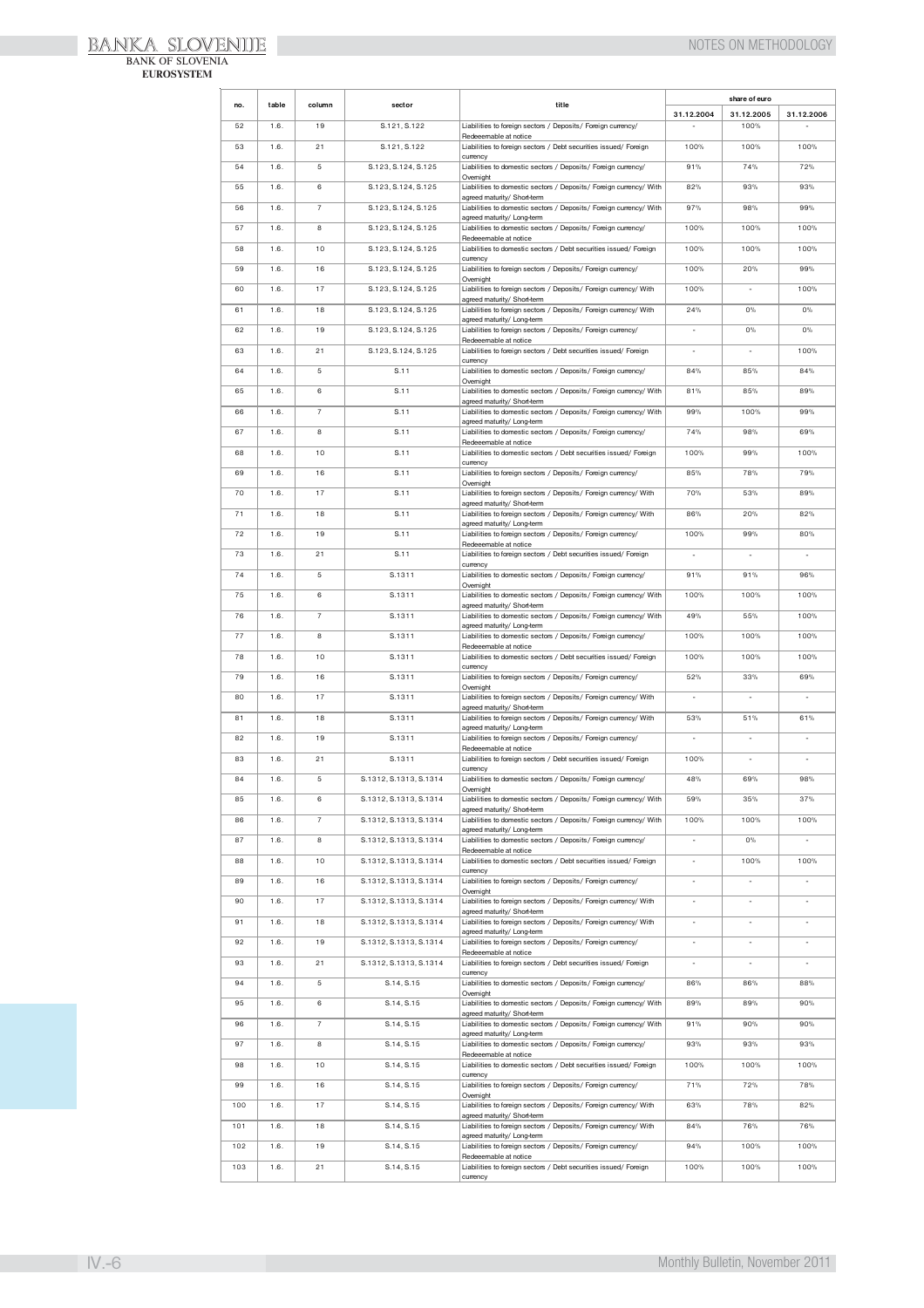| no. | table | column | sector | title | share of euro | | |
|---|---|---|---|---|---|---|---|
| | | | | | 31.12.2004 | 31.12.2005 | 31.12.2006 |
| 52 | 1.6. | 19 | S.121, S.122 | Liabilities to foreign sectors / Deposits/ Foreign currency/ Redeeemable at notice | - | 100% | - |
| 53 | 1.6. | 21 | S.121, S.122 | Liabilities to foreign sectors / Debt securities issued/ Foreign currency | 100% | 100% | 100% |
| 54 | 1.6. | 5 | S.123, S.124, S.125 | Liabilities to domestic sectors / Deposits/ Foreign currency/ Overnight | 91% | 74% | 72% |
| 55 | 1.6. | 6 | S.123, S.124, S.125 | Liabilities to domestic sectors / Deposits/ Foreign currency/ With agreed maturity/ Short-term | 82% | 93% | 93% |
| 56 | 1.6. | 7 | S.123, S.124, S.125 | Liabilities to domestic sectors / Deposits/ Foreign currency/ With agreed maturity/ Long-term | 97% | 98% | 99% |
| 57 | 1.6. | 8 | S.123, S.124, S.125 | Liabilities to domestic sectors / Deposits/ Foreign currency/ Redeeemable at notice | 100% | 100% | 100% |
| 58 | 1.6. | 10 | S.123, S.124, S.125 | Liabilities to domestic sectors / Debt securities issued/ Foreign currency | 100% | 100% | 100% |
| 59 | 1.6. | 16 | S.123, S.124, S.125 | Liabilities to foreign sectors / Deposits/ Foreign currency/ Overnight | 100% | 20% | 99% |
| 60 | 1.6. | 17 | S.123, S.124, S.125 | Liabilities to foreign sectors / Deposits/ Foreign currency/ With agreed maturity/ Short-term | 100% | - | 100% |
| 61 | 1.6. | 18 | S.123, S.124, S.125 | Liabilities to foreign sectors / Deposits/ Foreign currency/ With agreed maturity/ Long-term | 24% | 0% | 0% |
| 62 | 1.6. | 19 | S.123, S.124, S.125 | Liabilities to foreign sectors / Deposits/ Foreign currency/ Redeeemable at notice | - | 0% | 0% |
| 63 | 1.6. | 21 | S.123, S.124, S.125 | Liabilities to foreign sectors / Debt securities issued/ Foreign currency | - | - | 100% |
| 64 | 1.6. | 5 | S.11 | Liabilities to domestic sectors / Deposits/ Foreign currency/ Overnight | 84% | 85% | 84% |
| 65 | 1.6. | 6 | S.11 | Liabilities to domestic sectors / Deposits/ Foreign currency/ With agreed maturity/ Short-term | 81% | 85% | 89% |
| 66 | 1.6. | 7 | S.11 | Liabilities to domestic sectors / Deposits/ Foreign currency/ With agreed maturity/ Long-term | 99% | 100% | 99% |
| 67 | 1.6. | 8 | S.11 | Liabilities to domestic sectors / Deposits/ Foreign currency/ Redeeemable at notice | 74% | 98% | 69% |
| 68 | 1.6. | 10 | S.11 | Liabilities to domestic sectors / Debt securities issued/ Foreign currency | 100% | 99% | 100% |
| 69 | 1.6. | 16 | S.11 | Liabilities to foreign sectors / Deposits/ Foreign currency/ Overnight | 85% | 78% | 79% |
| 70 | 1.6. | 17 | S.11 | Liabilities to foreign sectors / Deposits/ Foreign currency/ With agreed maturity/ Short-term | 70% | 53% | 89% |
| 71 | 1.6. | 18 | S.11 | Liabilities to foreign sectors / Deposits/ Foreign currency/ With agreed maturity/ Long-term | 86% | 20% | 82% |
| 72 | 1.6. | 19 | S.11 | Liabilities to foreign sectors / Deposits/ Foreign currency/ Redeeemable at notice | 100% | 99% | 80% |
| 73 | 1.6. | 21 | S.11 | Liabilities to foreign sectors / Debt securities issued/ Foreign currency | - | - | - |
| 74 | 1.6. | 5 | S.1311 | Liabilities to domestic sectors / Deposits/ Foreign currency/ Overnight | 91% | 91% | 96% |
| 75 | 1.6. | 6 | S.1311 | Liabilities to domestic sectors / Deposits/ Foreign currency/ With agreed maturity/ Short-term | 100% | 100% | 100% |
| 76 | 1.6. | 7 | S.1311 | Liabilities to domestic sectors / Deposits/ Foreign currency/ With agreed maturity/ Long-term | 49% | 55% | 100% |
| 77 | 1.6. | 8 | S.1311 | Liabilities to domestic sectors / Deposits/ Foreign currency/ Redeeemable at notice | 100% | 100% | 100% |
| 78 | 1.6. | 10 | S.1311 | Liabilities to domestic sectors / Debt securities issued/ Foreign currency | 100% | 100% | 100% |
| 79 | 1.6. | 16 | S.1311 | Liabilities to foreign sectors / Deposits/ Foreign currency/ Overnight | 52% | 33% | 69% |
| 80 | 1.6. | 17 | S.1311 | Liabilities to foreign sectors / Deposits/ Foreign currency/ With agreed maturity/ Short-term | - | - | - |
| 81 | 1.6. | 18 | S.1311 | Liabilities to foreign sectors / Deposits/ Foreign currency/ With agreed maturity/ Long-term | 53% | 51% | 61% |
| 82 | 1.6. | 19 | S.1311 | Liabilities to foreign sectors / Deposits/ Foreign currency/ Redeeemable at notice | - | - | - |
| 83 | 1.6. | 21 | S.1311 | Liabilities to foreign sectors / Debt securities issued/ Foreign currency | 100% | - | - |
| 84 | 1.6. | 5 | S.1312, S.1313, S.1314 | Liabilities to domestic sectors / Deposits/ Foreign currency/ Overnight | 48% | 69% | 98% |
| 85 | 1.6. | 6 | S.1312, S.1313, S.1314 | Liabilities to domestic sectors / Deposits/ Foreign currency/ With agreed maturity/ Short-term | 59% | 35% | 37% |
| 86 | 1.6. | 7 | S.1312, S.1313, S.1314 | Liabilities to domestic sectors / Deposits/ Foreign currency/ With agreed maturity/ Long-term | 100% | 100% | 100% |
| 87 | 1.6. | 8 | S.1312, S.1313, S.1314 | Liabilities to domestic sectors / Deposits/ Foreign currency/ Redeeemable at notice | - | 0% | - |
| 88 | 1.6. | 10 | S.1312, S.1313, S.1314 | Liabilities to domestic sectors / Debt securities issued/ Foreign currency | - | 100% | 100% |
| 89 | 1.6. | 16 | S.1312, S.1313, S.1314 | Liabilities to foreign sectors / Deposits/ Foreign currency/ Overnight | - | - | - |
| 90 | 1.6. | 17 | S.1312, S.1313, S.1314 | Liabilities to foreign sectors / Deposits/ Foreign currency/ With agreed maturity/ Short-term | - | - | - |
| 91 | 1.6. | 18 | S.1312, S.1313, S.1314 | Liabilities to foreign sectors / Deposits/ Foreign currency/ With agreed maturity/ Long-term | - | - | - |
| 92 | 1.6. | 19 | S.1312, S.1313, S.1314 | Liabilities to foreign sectors / Deposits/ Foreign currency/ Redeeemable at notice | - | - | - |
| 93 | 1.6. | 21 | S.1312, S.1313, S.1314 | Liabilities to foreign sectors / Debt securities issued/ Foreign currency | - | - | - |
| 94 | 1.6. | 5 | S.14, S.15 | Liabilities to domestic sectors / Deposits/ Foreign currency/ Overnight | 86% | 86% | 88% |
| 95 | 1.6. | 6 | S.14, S.15 | Liabilities to domestic sectors / Deposits/ Foreign currency/ With agreed maturity/ Short-term | 89% | 89% | 90% |
| 96 | 1.6. | 7 | S.14, S.15 | Liabilities to domestic sectors / Deposits/ Foreign currency/ With agreed maturity/ Long-term | 91% | 90% | 90% |
| 97 | 1.6. | 8 | S.14, S.15 | Liabilities to domestic sectors / Deposits/ Foreign currency/ Redeeemable at notice | 93% | 93% | 93% |
| 98 | 1.6. | 10 | S.14, S.15 | Liabilities to domestic sectors / Debt securities issued/ Foreign currency | 100% | 100% | 100% |
| 99 | 1.6. | 16 | S.14, S.15 | Liabilities to foreign sectors / Deposits/ Foreign currency/ Overnight | 71% | 72% | 78% |
| 100 | 1.6. | 17 | S.14, S.15 | Liabilities to foreign sectors / Deposits/ Foreign currency/ With agreed maturity/ Short-term | 63% | 78% | 82% |
| 101 | 1.6. | 18 | S.14, S.15 | Liabilities to foreign sectors / Deposits/ Foreign currency/ With agreed maturity/ Long-term | 84% | 76% | 76% |
| 102 | 1.6. | 19 | S.14, S.15 | Liabilities to foreign sectors / Deposits/ Foreign currency/ Redeeemable at notice | 94% | 100% | 100% |
| 103 | 1.6. | 21 | S.14, S.15 | Liabilities to foreign sectors / Debt securities issued/ Foreign currency | 100% | 100% | 100% |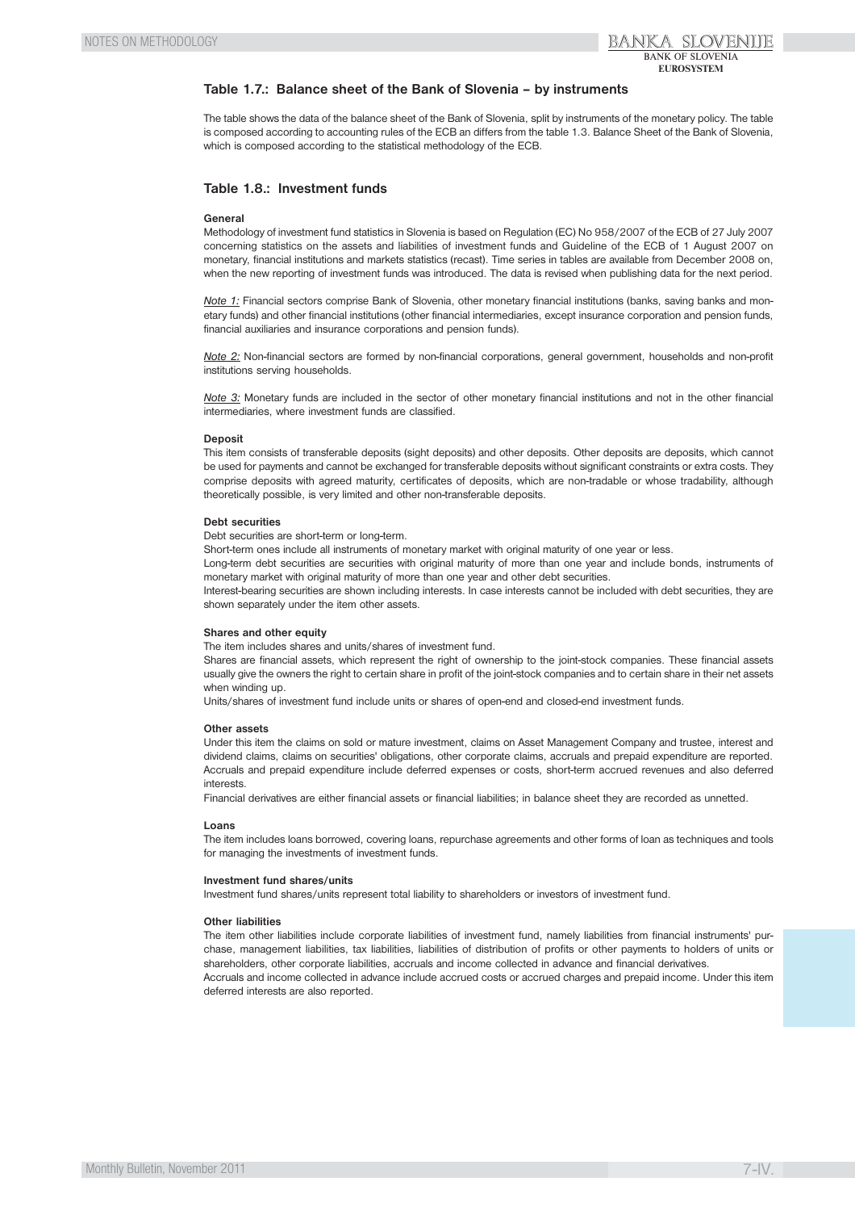## Table 1.7.: Balance sheet of the Bank of Slovenia – by instruments

The table shows the data of the balance sheet of the Bank of Slovenia, split by instruments of the monetary policy. The table is composed according to accounting rules of the ECB an differs from the table 1.3. Balance Sheet of the Bank of Slovenia, which is composed according to the statistical methodology of the ECB.

## Table 1.8.: Investment funds

**General**

Methodology of investment fund statistics in Slovenia is based on Regulation (EC) No 958/2007 of the ECB of 27 July 2007 concerning statistics on the assets and liabilities of investment funds and Guideline of the ECB of 1 August 2007 on monetary, financial institutions and markets statistics (recast). Time series in tables are available from December 2008 on, when the new reporting of investment funds was introduced. The data is revised when publishing data for the next period.

*Note 1:* Financial sectors comprise Bank of Slovenia, other monetary financial institutions (banks, saving banks and monetary funds) and other financial institutions (other financial intermediaries, except insurance corporation and pension funds, financial auxiliaries and insurance corporations and pension funds).

*Note 2:* Non-financial sectors are formed by non-financial corporations, general government, households and non-profit institutions serving households.

*Note 3:* Monetary funds are included in the sector of other monetary financial institutions and not in the other financial intermediaries, where investment funds are classified.

**Deposit**

This item consists of transferable deposits (sight deposits) and other deposits. Other deposits are deposits, which cannot be used for payments and cannot be exchanged for transferable deposits without significant constraints or extra costs. They comprise deposits with agreed maturity, certificates of deposits, which are non-tradable or whose tradability, although theoretically possible, is very limited and other non-transferable deposits.

**Debt securities**

Debt securities are short-term or long-term.

Short-term ones include all instruments of monetary market with original maturity of one year or less.

Long-term debt securities are securities with original maturity of more than one year and include bonds, instruments of monetary market with original maturity of more than one year and other debt securities.

Interest-bearing securities are shown including interests. In case interests cannot be included with debt securities, they are shown separately under the item other assets.

**Shares and other equity**

The item includes shares and units/shares of investment fund.

Shares are financial assets, which represent the right of ownership to the joint-stock companies. These financial assets usually give the owners the right to certain share in profit of the joint-stock companies and to certain share in their net assets when winding up.

Units/shares of investment fund include units or shares of open-end and closed-end investment funds.

**Other assets**

Under this item the claims on sold or mature investment, claims on Asset Management Company and trustee, interest and dividend claims, claims on securities' obligations, other corporate claims, accruals and prepaid expenditure are reported. Accruals and prepaid expenditure include deferred expenses or costs, short-term accrued revenues and also deferred interests.

Financial derivatives are either financial assets or financial liabilities; in balance sheet they are recorded as unnetted.

**Loans**

The item includes loans borrowed, covering loans, repurchase agreements and other forms of loan as techniques and tools for managing the investments of investment funds.

**Investment fund shares/units**

Investment fund shares/units represent total liability to shareholders or investors of investment fund.

**Other liabilities**

The item other liabilities include corporate liabilities of investment fund, namely liabilities from financial instruments' purchase, management liabilities, tax liabilities, liabilities of distribution of profits or other payments to holders of units or shareholders, other corporate liabilities, accruals and income collected in advance and financial derivatives.

Accruals and income collected in advance include accrued costs or accrued charges and prepaid income. Under this item deferred interests are also reported.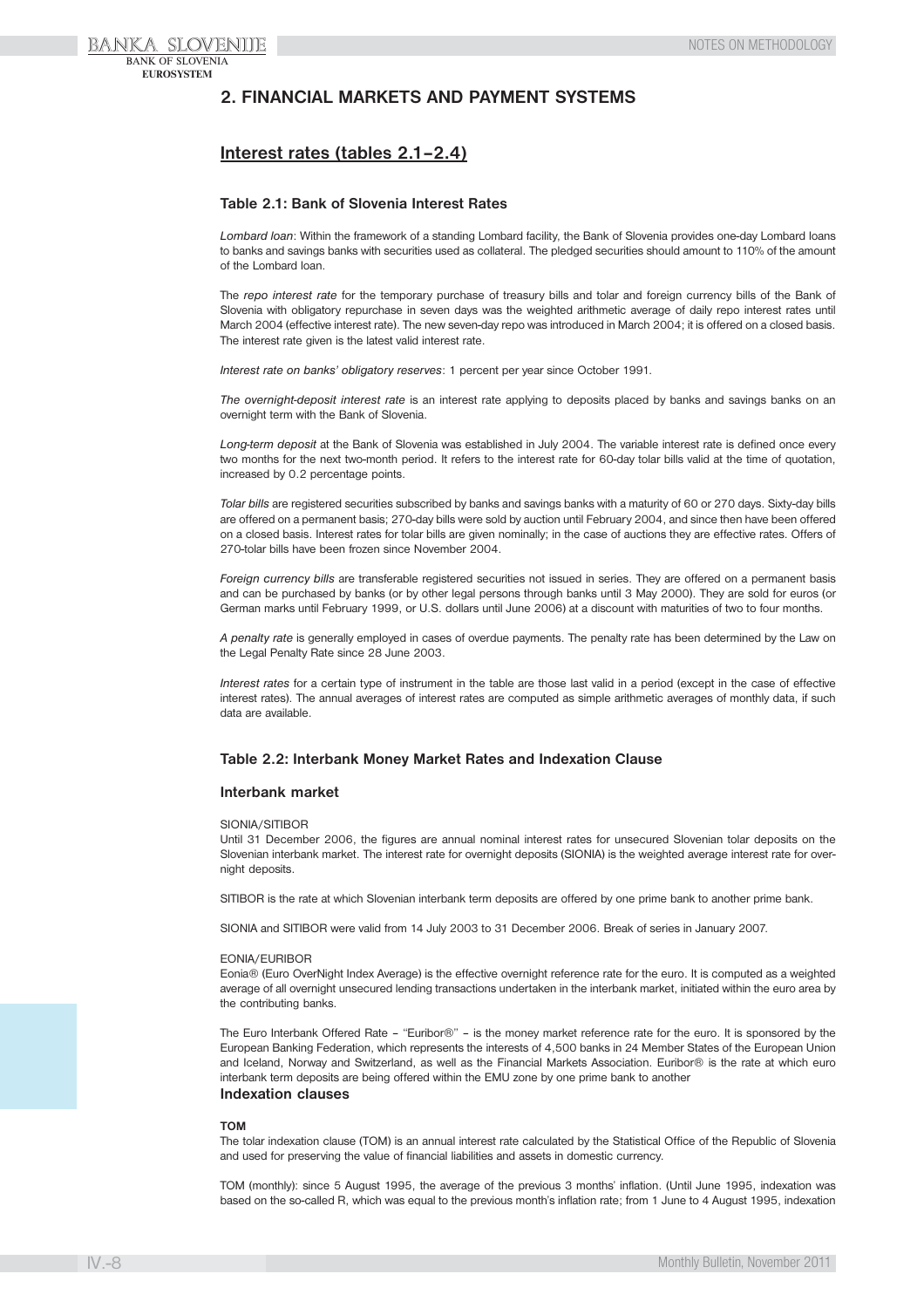## 2. FINANCIAL MARKETS AND PAYMENT SYSTEMS

### Interest rates (tables 2.1–2.4)

#### Table 2.1: Bank of Slovenia Interest Rates

*Lombard loan*: Within the framework of a standing Lombard facility, the Bank of Slovenia provides one-day Lombard loans to banks and savings banks with securities used as collateral. The pledged securities should amount to 110% of the amount of the Lombard loan.

The *repo interest rate* for the temporary purchase of treasury bills and tolar and foreign currency bills of the Bank of Slovenia with obligatory repurchase in seven days was the weighted arithmetic average of daily repo interest rates until March 2004 (effective interest rate). The new seven-day repo was introduced in March 2004; it is offered on a closed basis. The interest rate given is the latest valid interest rate.

*Interest rate on banks' obligatory reserves*: 1 percent per year since October 1991.

*The overnight-deposit interest rate* is an interest rate applying to deposits placed by banks and savings banks on an overnight term with the Bank of Slovenia.

*Long-term deposit* at the Bank of Slovenia was established in July 2004. The variable interest rate is defined once every two months for the next two-month period. It refers to the interest rate for 60-day tolar bills valid at the time of quotation, increased by 0.2 percentage points.

*Tolar bills* are registered securities subscribed by banks and savings banks with a maturity of 60 or 270 days. Sixty-day bills are offered on a permanent basis; 270-day bills were sold by auction until February 2004, and since then have been offered on a closed basis. Interest rates for tolar bills are given nominally; in the case of auctions they are effective rates. Offers of 270-tolar bills have been frozen since November 2004.

*Foreign currency bills* are transferable registered securities not issued in series. They are offered on a permanent basis and can be purchased by banks (or by other legal persons through banks until 3 May 2000). They are sold for euros (or German marks until February 1999, or U.S. dollars until June 2006) at a discount with maturities of two to four months.

*A penalty rate* is generally employed in cases of overdue payments. The penalty rate has been determined by the Law on the Legal Penalty Rate since 28 June 2003.

*Interest rates* for a certain type of instrument in the table are those last valid in a period (except in the case of effective interest rates). The annual averages of interest rates are computed as simple arithmetic averages of monthly data, if such data are available.

#### Table 2.2: Interbank Money Market Rates and Indexation Clause

#### Interbank market

SIONIA/SITIBOR
Until 31 December 2006, the figures are annual nominal interest rates for unsecured Slovenian tolar deposits on the Slovenian interbank market. The interest rate for overnight deposits (SIONIA) is the weighted average interest rate for overnight deposits.

SITIBOR is the rate at which Slovenian interbank term deposits are offered by one prime bank to another prime bank.

SIONIA and SITIBOR were valid from 14 July 2003 to 31 December 2006. Break of series in January 2007.

EONIA/EURIBOR
Eonia® (Euro OverNight Index Average) is the effective overnight reference rate for the euro. It is computed as a weighted average of all overnight unsecured lending transactions undertaken in the interbank market, initiated within the euro area by the contributing banks.

The Euro Interbank Offered Rate – "Euribor®" – is the money market reference rate for the euro. It is sponsored by the European Banking Federation, which represents the interests of 4,500 banks in 24 Member States of the European Union and Iceland, Norway and Switzerland, as well as the Financial Markets Association. Euribor® is the rate at which euro interbank term deposits are being offered within the EMU zone by one prime bank to another

#### Indexation clauses

**TOM**
The tolar indexation clause (TOM) is an annual interest rate calculated by the Statistical Office of the Republic of Slovenia and used for preserving the value of financial liabilities and assets in domestic currency.

TOM (monthly): since 5 August 1995, the average of the previous 3 months' inflation. (Until June 1995, indexation was based on the so-called R, which was equal to the previous month's inflation rate; from 1 June to 4 August 1995, indexation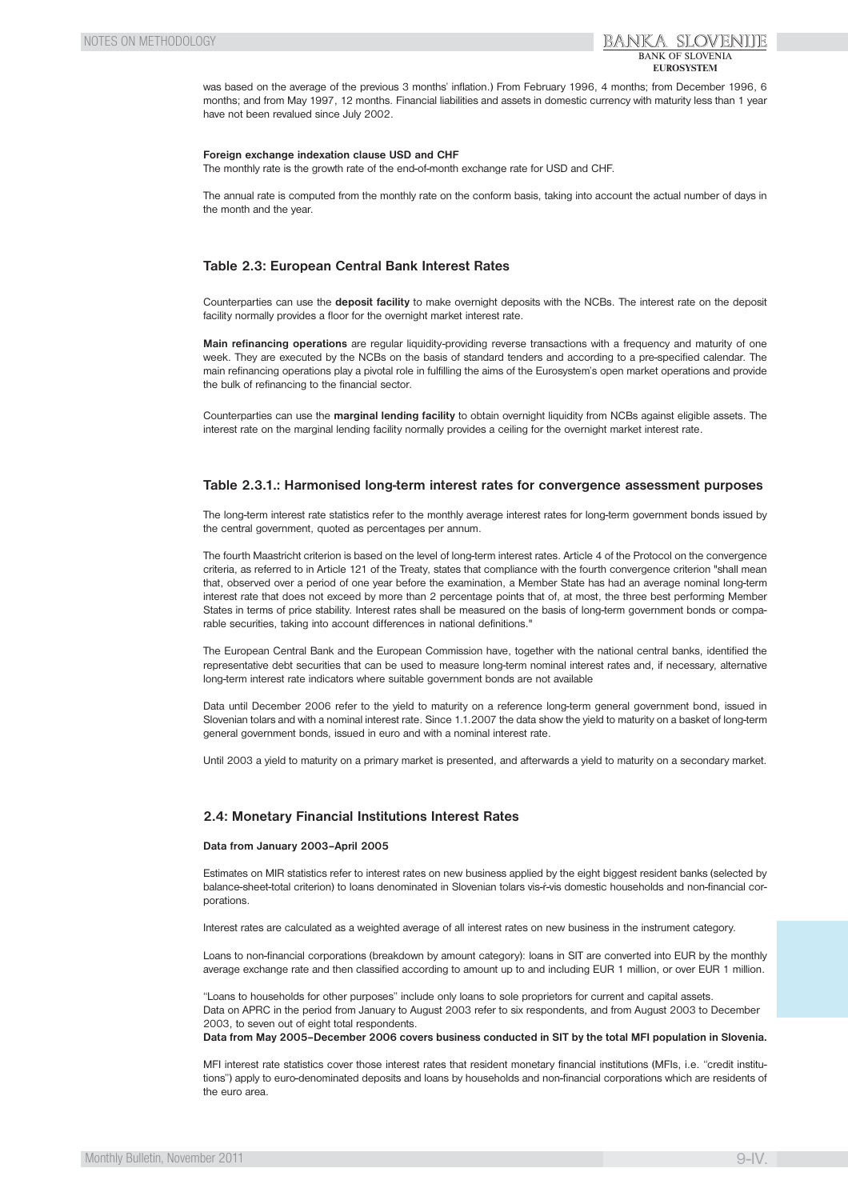was based on the average of the previous 3 months' inflation.) From February 1996, 4 months; from December 1996, 6 months; and from May 1997, 12 months. Financial liabilities and assets in domestic currency with maturity less than 1 year have not been revalued since July 2002.

**Foreign exchange indexation clause USD and CHF**

The monthly rate is the growth rate of the end-of-month exchange rate for USD and CHF.

The annual rate is computed from the monthly rate on the conform basis, taking into account the actual number of days in the month and the year.

### Table 2.3: European Central Bank Interest Rates

Counterparties can use the **deposit facility** to make overnight deposits with the NCBs. The interest rate on the deposit facility normally provides a floor for the overnight market interest rate.

**Main refinancing operations** are regular liquidity-providing reverse transactions with a frequency and maturity of one week. They are executed by the NCBs on the basis of standard tenders and according to a pre-specified calendar. The main refinancing operations play a pivotal role in fulfilling the aims of the Eurosystem's open market operations and provide the bulk of refinancing to the financial sector.

Counterparties can use the **marginal lending facility** to obtain overnight liquidity from NCBs against eligible assets. The interest rate on the marginal lending facility normally provides a ceiling for the overnight market interest rate.

### Table 2.3.1.: Harmonised long-term interest rates for convergence assessment purposes

The long-term interest rate statistics refer to the monthly average interest rates for long-term government bonds issued by the central government, quoted as percentages per annum.

The fourth Maastricht criterion is based on the level of long-term interest rates. Article 4 of the Protocol on the convergence criteria, as referred to in Article 121 of the Treaty, states that compliance with the fourth convergence criterion "shall mean that, observed over a period of one year before the examination, a Member State has had an average nominal long-term interest rate that does not exceed by more than 2 percentage points that of, at most, the three best performing Member States in terms of price stability. Interest rates shall be measured on the basis of long-term government bonds or comparable securities, taking into account differences in national definitions."

The European Central Bank and the European Commission have, together with the national central banks, identified the representative debt securities that can be used to measure long-term nominal interest rates and, if necessary, alternative long-term interest rate indicators where suitable government bonds are not available

Data until December 2006 refer to the yield to maturity on a reference long-term general government bond, issued in Slovenian tolars and with a nominal interest rate. Since 1.1.2007 the data show the yield to maturity on a basket of long-term general government bonds, issued in euro and with a nominal interest rate.

Until 2003 a yield to maturity on a primary market is presented, and afterwards a yield to maturity on a secondary market.

### 2.4: Monetary Financial Institutions Interest Rates

**Data from January 2003–April 2005**

Estimates on MIR statistics refer to interest rates on new business applied by the eight biggest resident banks (selected by balance-sheet-total criterion) to loans denominated in Slovenian tolars vis-ŕ-vis domestic households and non-financial corporations.

Interest rates are calculated as a weighted average of all interest rates on new business in the instrument category.

Loans to non-financial corporations (breakdown by amount category): loans in SIT are converted into EUR by the monthly average exchange rate and then classified according to amount up to and including EUR 1 million, or over EUR 1 million.

"Loans to households for other purposes" include only loans to sole proprietors for current and capital assets.
Data on APRC in the period from January to August 2003 refer to six respondents, and from August 2003 to December 2003, to seven out of eight total respondents.
**Data from May 2005–December 2006 covers business conducted in SIT by the total MFI population in Slovenia.**

MFI interest rate statistics cover those interest rates that resident monetary financial institutions (MFIs, i.e. "credit institutions") apply to euro-denominated deposits and loans by households and non-financial corporations which are residents of the euro area.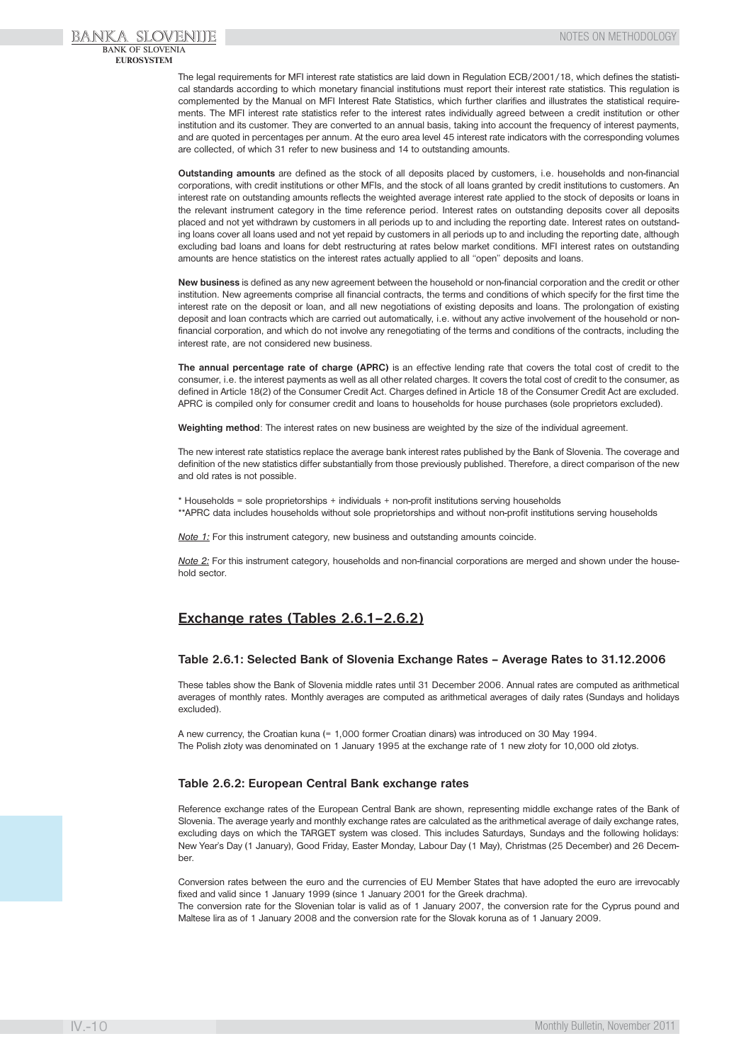The legal requirements for MFI interest rate statistics are laid down in Regulation ECB/2001/18, which defines the statistical standards according to which monetary financial institutions must report their interest rate statistics. This regulation is complemented by the Manual on MFI Interest Rate Statistics, which further clarifies and illustrates the statistical requirements. The MFI interest rate statistics refer to the interest rates individually agreed between a credit institution or other institution and its customer. They are converted to an annual basis, taking into account the frequency of interest payments, and are quoted in percentages per annum. At the euro area level 45 interest rate indicators with the corresponding volumes are collected, of which 31 refer to new business and 14 to outstanding amounts.

**Outstanding amounts** are defined as the stock of all deposits placed by customers, i.e. households and non-financial corporations, with credit institutions or other MFIs, and the stock of all loans granted by credit institutions to customers. An interest rate on outstanding amounts reflects the weighted average interest rate applied to the stock of deposits or loans in the relevant instrument category in the time reference period. Interest rates on outstanding deposits cover all deposits placed and not yet withdrawn by customers in all periods up to and including the reporting date. Interest rates on outstanding loans cover all loans used and not yet repaid by customers in all periods up to and including the reporting date, although excluding bad loans and loans for debt restructuring at rates below market conditions. MFI interest rates on outstanding amounts are hence statistics on the interest rates actually applied to all "open" deposits and loans.

**New business** is defined as any new agreement between the household or non-financial corporation and the credit or other institution. New agreements comprise all financial contracts, the terms and conditions of which specify for the first time the interest rate on the deposit or loan, and all new negotiations of existing deposits and loans. The prolongation of existing deposit and loan contracts which are carried out automatically, i.e. without any active involvement of the household or non-financial corporation, and which do not involve any renegotiating of the terms and conditions of the contracts, including the interest rate, are not considered new business.

**The annual percentage rate of charge (APRC)** is an effective lending rate that covers the total cost of credit to the consumer, i.e. the interest payments as well as all other related charges. It covers the total cost of credit to the consumer, as defined in Article 18(2) of the Consumer Credit Act. Charges defined in Article 18 of the Consumer Credit Act are excluded. APRC is compiled only for consumer credit and loans to households for house purchases (sole proprietors excluded).

**Weighting method**: The interest rates on new business are weighted by the size of the individual agreement.

The new interest rate statistics replace the average bank interest rates published by the Bank of Slovenia. The coverage and definition of the new statistics differ substantially from those previously published. Therefore, a direct comparison of the new and old rates is not possible.

* Households = sole proprietorships + individuals + non-profit institutions serving households
**APRC data includes households without sole proprietorships and without non-profit institutions serving households

_Note 1:_ For this instrument category, new business and outstanding amounts coincide.

_Note 2:_ For this instrument category, households and non-financial corporations are merged and shown under the household sector.

## Exchange rates (Tables 2.6.1–2.6.2)

### Table 2.6.1: Selected Bank of Slovenia Exchange Rates – Average Rates to 31.12.2006

These tables show the Bank of Slovenia middle rates until 31 December 2006. Annual rates are computed as arithmetical averages of monthly rates. Monthly averages are computed as arithmetical averages of daily rates (Sundays and holidays excluded).

A new currency, the Croatian kuna (= 1,000 former Croatian dinars) was introduced on 30 May 1994.
The Polish złoty was denominated on 1 January 1995 at the exchange rate of 1 new złoty for 10,000 old złotys.

### Table 2.6.2: European Central Bank exchange rates

Reference exchange rates of the European Central Bank are shown, representing middle exchange rates of the Bank of Slovenia. The average yearly and monthly exchange rates are calculated as the arithmetical average of daily exchange rates, excluding days on which the TARGET system was closed. This includes Saturdays, Sundays and the following holidays: New Year's Day (1 January), Good Friday, Easter Monday, Labour Day (1 May), Christmas (25 December) and 26 December.

Conversion rates between the euro and the currencies of EU Member States that have adopted the euro are irrevocably fixed and valid since 1 January 1999 (since 1 January 2001 for the Greek drachma).
The conversion rate for the Slovenian tolar is valid as of 1 January 2007, the conversion rate for the Cyprus pound and Maltese lira as of 1 January 2008 and the conversion rate for the Slovak koruna as of 1 January 2009.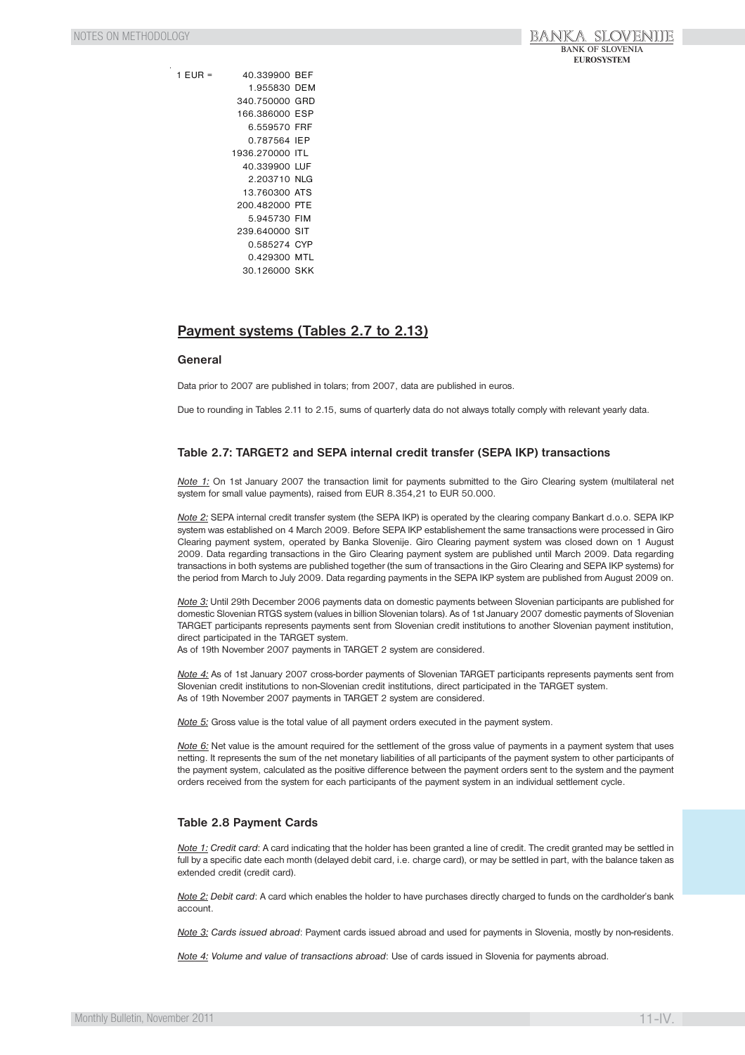| 1 EUR = | 40.339900 | BEF |
|---|---|---|
| | 1.955830 | DEM |
| | 340.750000 | GRD |
| | 166.386000 | ESP |
| | 6.559570 | FRF |
| | 0.787564 | IEP |
| | 1936.270000 | ITL |
| | 40.339900 | LUF |
| | 2.203710 | NLG |
| | 13.760300 | ATS |
| | 200.482000 | PTE |
| | 5.945730 | FIM |
| | 239.640000 | SIT |
| | 0.585274 | CYP |
| | 0.429300 | MTL |
| | 30.126000 | SKK |

## Payment systems (Tables 2.7 to 2.13)

### General

Data prior to 2007 are published in tolars; from 2007, data are published in euros.

Due to rounding in Tables 2.11 to 2.15, sums of quarterly data do not always totally comply with relevant yearly data.

### Table 2.7: TARGET2 and SEPA internal credit transfer (SEPA IKP) transactions

*Note 1:* On 1st January 2007 the transaction limit for payments submitted to the Giro Clearing system (multilateral net system for small value payments), raised from EUR 8.354,21 to EUR 50.000.

*Note 2:* SEPA internal credit transfer system (the SEPA IKP) is operated by the clearing company Bankart d.o.o. SEPA IKP system was established on 4 March 2009. Before SEPA IKP establishement the same transactions were processed in Giro Clearing payment system, operated by Banka Slovenije. Giro Clearing payment system was closed down on 1 August 2009. Data regarding transactions in the Giro Clearing payment system are published until March 2009. Data regarding transactions in both systems are published together (the sum of transactions in the Giro Clearing and SEPA IKP systems) for the period from March to July 2009. Data regarding payments in the SEPA IKP system are published from August 2009 on.

*Note 3:* Until 29th December 2006 payments data on domestic payments between Slovenian participants are published for domestic Slovenian RTGS system (values in billion Slovenian tolars). As of 1st January 2007 domestic payments of Slovenian TARGET participants represents payments sent from Slovenian credit institutions to another Slovenian payment institution, direct participated in the TARGET system.
As of 19th November 2007 payments in TARGET 2 system are considered.

*Note 4:* As of 1st January 2007 cross-border payments of Slovenian TARGET participants represents payments sent from Slovenian credit institutions to non-Slovenian credit institutions, direct participated in the TARGET system.
As of 19th November 2007 payments in TARGET 2 system are considered.

*Note 5:* Gross value is the total value of all payment orders executed in the payment system.

*Note 6:* Net value is the amount required for the settlement of the gross value of payments in a payment system that uses netting. It represents the sum of the net monetary liabilities of all participants of the payment system to other participants of the payment system, calculated as the positive difference between the payment orders sent to the system and the payment orders received from the system for each participants of the payment system in an individual settlement cycle.

### Table 2.8 Payment Cards

*Note 1: Credit card*: A card indicating that the holder has been granted a line of credit. The credit granted may be settled in full by a specific date each month (delayed debit card, i.e. charge card), or may be settled in part, with the balance taken as extended credit (credit card).

*Note 2: Debit card*: A card which enables the holder to have purchases directly charged to funds on the cardholder's bank account.

*Note 3: Cards issued abroad*: Payment cards issued abroad and used for payments in Slovenia, mostly by non-residents.

*Note 4: Volume and value of transactions abroad*: Use of cards issued in Slovenia for payments abroad.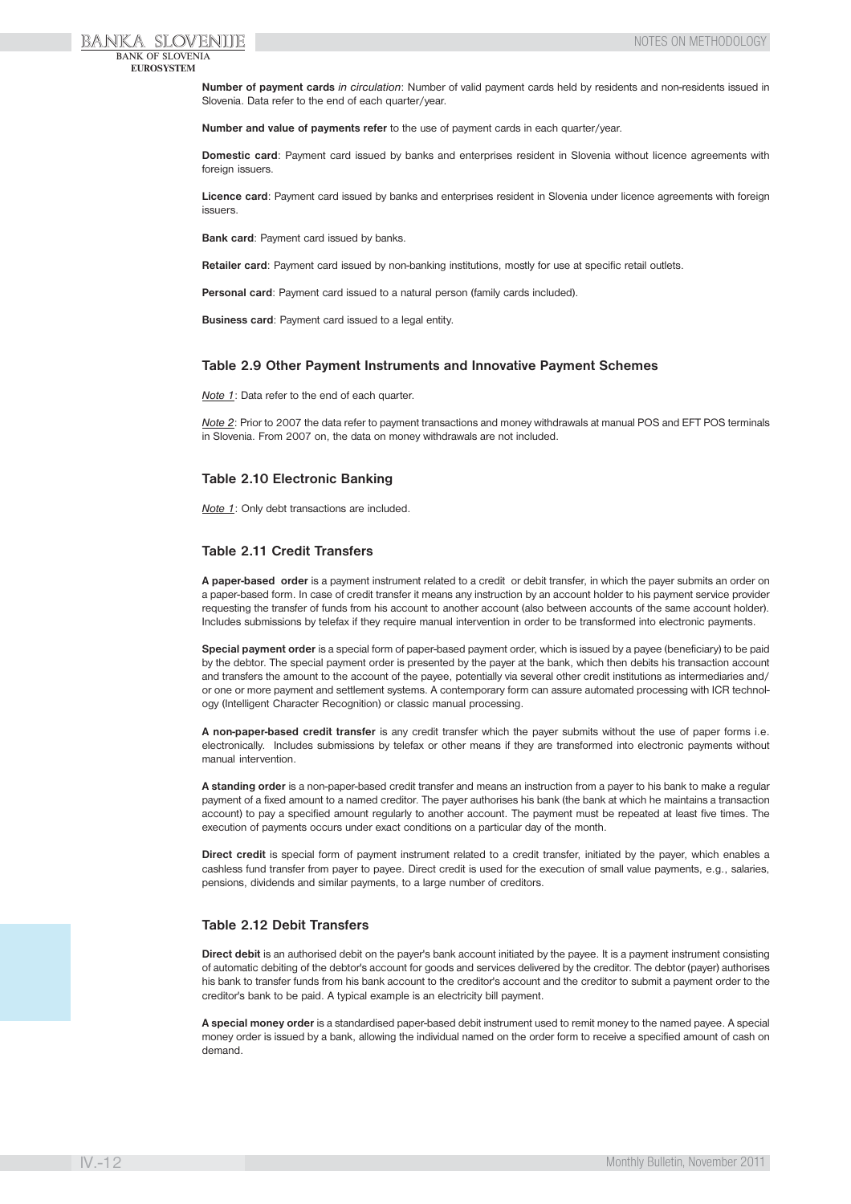**Number of payment cards** *in circulation*: Number of valid payment cards held by residents and non-residents issued in Slovenia. Data refer to the end of each quarter/year.

**Number and value of payments refer** to the use of payment cards in each quarter/year.

**Domestic card**: Payment card issued by banks and enterprises resident in Slovenia without licence agreements with foreign issuers.

**Licence card**: Payment card issued by banks and enterprises resident in Slovenia under licence agreements with foreign issuers.

**Bank card**: Payment card issued by banks.

**Retailer card**: Payment card issued by non-banking institutions, mostly for use at specific retail outlets.

**Personal card**: Payment card issued to a natural person (family cards included).

**Business card**: Payment card issued to a legal entity.

### Table 2.9 Other Payment Instruments and Innovative Payment Schemes

*Note 1*: Data refer to the end of each quarter.

*Note 2*: Prior to 2007 the data refer to payment transactions and money withdrawals at manual POS and EFT POS terminals in Slovenia. From 2007 on, the data on money withdrawals are not included.

### Table 2.10 Electronic Banking

*Note 1*: Only debt transactions are included.

### Table 2.11 Credit Transfers

**A paper-based order** is a payment instrument related to a credit or debit transfer, in which the payer submits an order on a paper-based form. In case of credit transfer it means any instruction by an account holder to his payment service provider requesting the transfer of funds from his account to another account (also between accounts of the same account holder). Includes submissions by telefax if they require manual intervention in order to be transformed into electronic payments.

**Special payment order** is a special form of paper-based payment order, which is issued by a payee (beneficiary) to be paid by the debtor. The special payment order is presented by the payer at the bank, which then debits his transaction account and transfers the amount to the account of the payee, potentially via several other credit institutions as intermediaries and/or one or more payment and settlement systems. A contemporary form can assure automated processing with ICR technology (Intelligent Character Recognition) or classic manual processing.

**A non-paper-based credit transfer** is any credit transfer which the payer submits without the use of paper forms i.e. electronically. Includes submissions by telefax or other means if they are transformed into electronic payments without manual intervention.

**A standing order** is a non-paper-based credit transfer and means an instruction from a payer to his bank to make a regular payment of a fixed amount to a named creditor. The payer authorises his bank (the bank at which he maintains a transaction account) to pay a specified amount regularly to another account. The payment must be repeated at least five times. The execution of payments occurs under exact conditions on a particular day of the month.

**Direct credit** is special form of payment instrument related to a credit transfer, initiated by the payer, which enables a cashless fund transfer from payer to payee. Direct credit is used for the execution of small value payments, e.g., salaries, pensions, dividends and similar payments, to a large number of creditors.

### Table 2.12 Debit Transfers

**Direct debit** is an authorised debit on the payer's bank account initiated by the payee. It is a payment instrument consisting of automatic debiting of the debtor's account for goods and services delivered by the creditor. The debtor (payer) authorises his bank to transfer funds from his bank account to the creditor's account and the creditor to submit a payment order to the creditor's bank to be paid. A typical example is an electricity bill payment.

**A special money order** is a standardised paper-based debit instrument used to remit money to the named payee. A special money order is issued by a bank, allowing the individual named on the order form to receive a specified amount of cash on demand.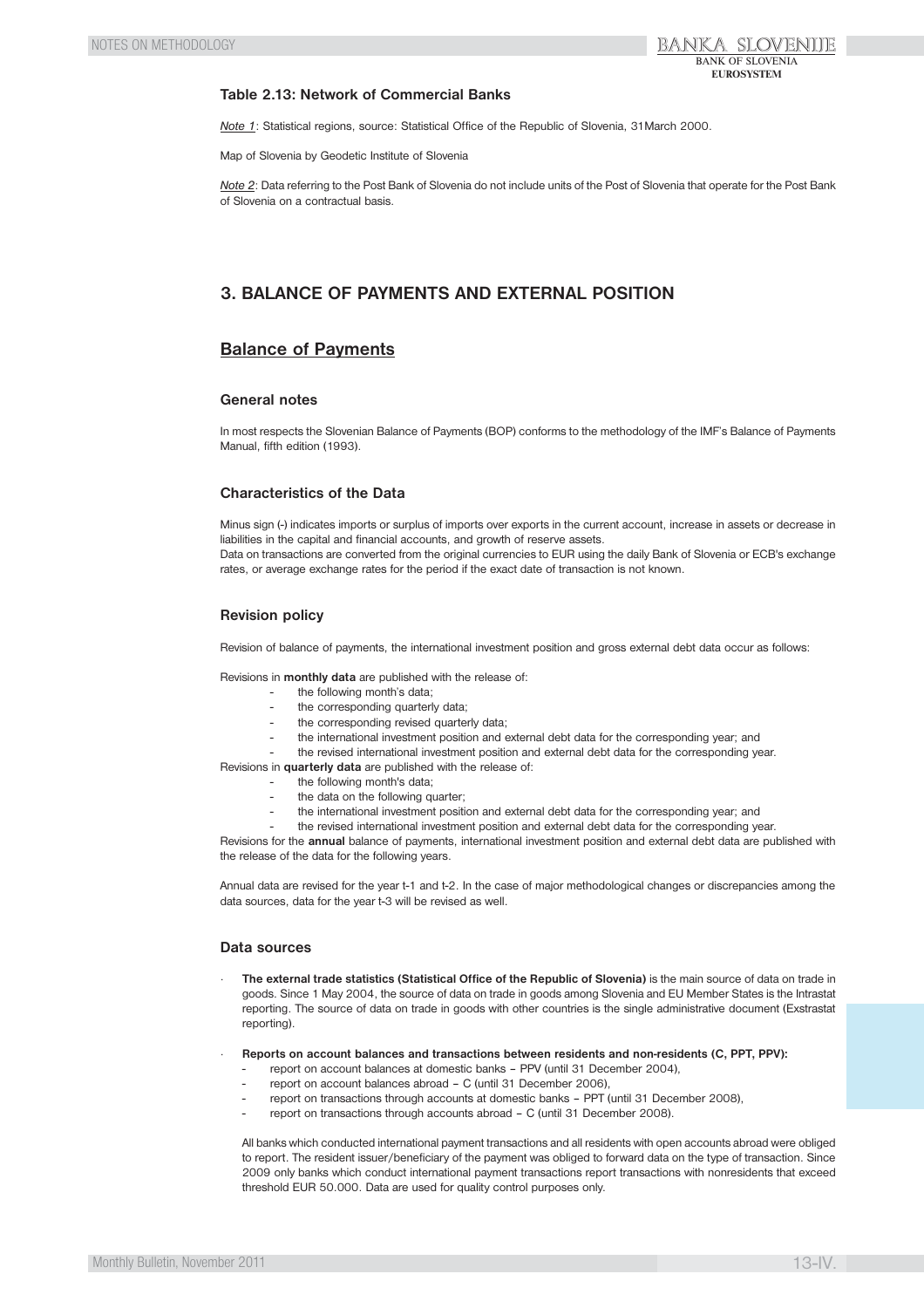### Table 2.13: Network of Commercial Banks

*Note 1*: Statistical regions, source: Statistical Office of the Republic of Slovenia, 31March 2000.

Map of Slovenia by Geodetic Institute of Slovenia

*Note 2*: Data referring to the Post Bank of Slovenia do not include units of the Post of Slovenia that operate for the Post Bank of Slovenia on a contractual basis.

## 3. BALANCE OF PAYMENTS AND EXTERNAL POSITION

## Balance of Payments

### General notes

In most respects the Slovenian Balance of Payments (BOP) conforms to the methodology of the IMF's Balance of Payments Manual, fifth edition (1993).

### Characteristics of the Data

Minus sign (-) indicates imports or surplus of imports over exports in the current account, increase in assets or decrease in liabilities in the capital and financial accounts, and growth of reserve assets.
Data on transactions are converted from the original currencies to EUR using the daily Bank of Slovenia or ECB's exchange rates, or average exchange rates for the period if the exact date of transaction is not known.

### Revision policy

Revision of balance of payments, the international investment position and gross external debt data occur as follows:

Revisions in **monthly data** are published with the release of:

- the following month's data;
- the corresponding quarterly data;
- the corresponding revised quarterly data;
- the international investment position and external debt data for the corresponding year; and
- the revised international investment position and external debt data for the corresponding year.

Revisions in **quarterly data** are published with the release of:

- the following month's data;
- the data on the following quarter;
- the international investment position and external debt data for the corresponding year; and
- the revised international investment position and external debt data for the corresponding year.

Revisions for the **annual** balance of payments, international investment position and external debt data are published with the release of the data for the following years.

Annual data are revised for the year t-1 and t-2. In the case of major methodological changes or discrepancies among the data sources, data for the year t-3 will be revised as well.

### Data sources

- **The external trade statistics (Statistical Office of the Republic of Slovenia)** is the main source of data on trade in goods. Since 1 May 2004, the source of data on trade in goods among Slovenia and EU Member States is the Intrastat reporting. The source of data on trade in goods with other countries is the single administrative document (Exstrastat reporting).

- **Reports on account balances and transactions between residents and non-residents (C, PPT, PPV):**
  - report on account balances at domestic banks – PPV (until 31 December 2004),
  - report on account balances abroad – C (until 31 December 2006),
  - report on transactions through accounts at domestic banks – PPT (until 31 December 2008),
  - report on transactions through accounts abroad – C (until 31 December 2008).

  All banks which conducted international payment transactions and all residents with open accounts abroad were obliged to report. The resident issuer/beneficiary of the payment was obliged to forward data on the type of transaction. Since 2009 only banks which conduct international payment transactions report transactions with nonresidents that exceed threshold EUR 50.000. Data are used for quality control purposes only.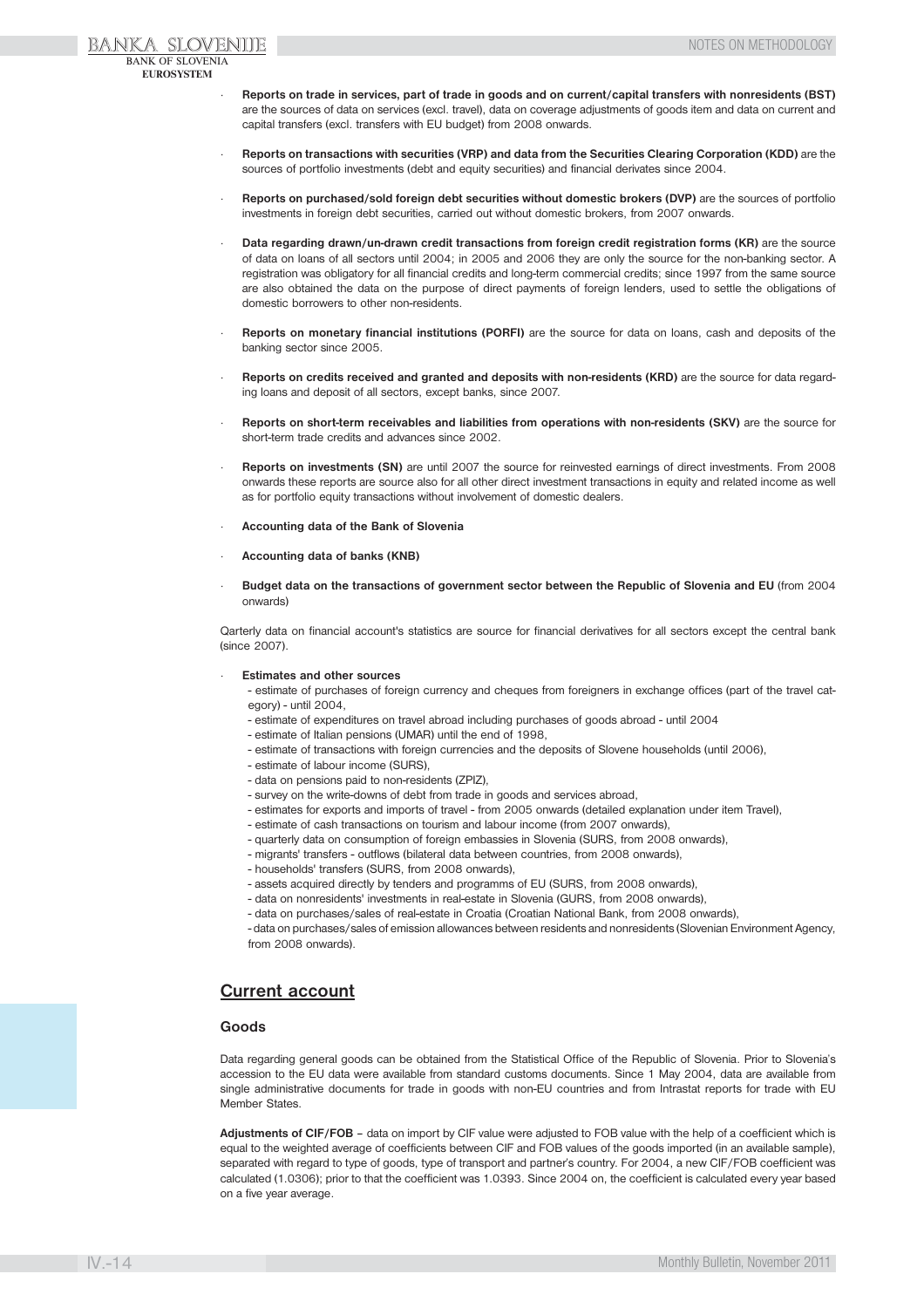- **Reports on trade in services, part of trade in goods and on current/capital transfers with nonresidents (BST)** are the sources of data on services (excl. travel), data on coverage adjustments of goods item and data on current and capital transfers (excl. transfers with EU budget) from 2008 onwards.

- **Reports on transactions with securities (VRP) and data from the Securities Clearing Corporation (KDD)** are the sources of portfolio investments (debt and equity securities) and financial derivates since 2004.

- **Reports on purchased/sold foreign debt securities without domestic brokers (DVP)** are the sources of portfolio investments in foreign debt securities, carried out without domestic brokers, from 2007 onwards.

- **Data regarding drawn/un-drawn credit transactions from foreign credit registration forms (KR)** are the source of data on loans of all sectors until 2004; in 2005 and 2006 they are only the source for the non-banking sector. A registration was obligatory for all financial credits and long-term commercial credits; since 1997 from the same source are also obtained the data on the purpose of direct payments of foreign lenders, used to settle the obligations of domestic borrowers to other non-residents.

- **Reports on monetary financial institutions (PORFI)** are the source for data on loans, cash and deposits of the banking sector since 2005.

- **Reports on credits received and granted and deposits with non-residents (KRD)** are the source for data regarding loans and deposit of all sectors, except banks, since 2007.

- **Reports on short-term receivables and liabilities from operations with non-residents (SKV)** are the source for short-term trade credits and advances since 2002.

- **Reports on investments (SN)** are until 2007 the source for reinvested earnings of direct investments. From 2008 onwards these reports are source also for all other direct investment transactions in equity and related income as well as for portfolio equity transactions without involvement of domestic dealers.

- **Accounting data of the Bank of Slovenia**

- **Accounting data of banks (KNB)**

- **Budget data on the transactions of government sector between the Republic of Slovenia and EU** (from 2004 onwards)

Qarterly data on financial account's statistics are source for financial derivatives for all sectors except the central bank (since 2007).

- **Estimates and other sources**
  - estimate of purchases of foreign currency and cheques from foreigners in exchange offices (part of the travel category) - until 2004,
  - estimate of expenditures on travel abroad including purchases of goods abroad - until 2004
  - estimate of Italian pensions (UMAR) until the end of 1998,
  - estimate of transactions with foreign currencies and the deposits of Slovene households (until 2006),
  - estimate of labour income (SURS),
  - data on pensions paid to non-residents (ZPIZ),
  - survey on the write-downs of debt from trade in goods and services abroad,
  - estimates for exports and imports of travel - from 2005 onwards (detailed explanation under item Travel),
  - estimate of cash transactions on tourism and labour income (from 2007 onwards),
  - quarterly data on consumption of foreign embassies in Slovenia (SURS, from 2008 onwards),
  - migrants' transfers - outflows (bilateral data between countries, from 2008 onwards),
  - households' transfers (SURS, from 2008 onwards),
  - assets acquired directly by tenders and programms of EU (SURS, from 2008 onwards),
  - data on nonresidents' investments in real-estate in Slovenia (GURS, from 2008 onwards),
  - data on purchases/sales of real-estate in Croatia (Croatian National Bank, from 2008 onwards),
  - data on purchases/sales of emission allowances between residents and nonresidents (Slovenian Environment Agency, from 2008 onwards).

## Current account

### Goods

Data regarding general goods can be obtained from the Statistical Office of the Republic of Slovenia. Prior to Slovenia's accession to the EU data were available from standard customs documents. Since 1 May 2004, data are available from single administrative documents for trade in goods with non-EU countries and from Intrastat reports for trade with EU Member States.

**Adjustments of CIF/FOB** – data on import by CIF value were adjusted to FOB value with the help of a coefficient which is equal to the weighted average of coefficients between CIF and FOB values of the goods imported (in an available sample), separated with regard to type of goods, type of transport and partner's country. For 2004, a new CIF/FOB coefficient was calculated (1.0306); prior to that the coefficient was 1.0393. Since 2004 on, the coefficient is calculated every year based on a five year average.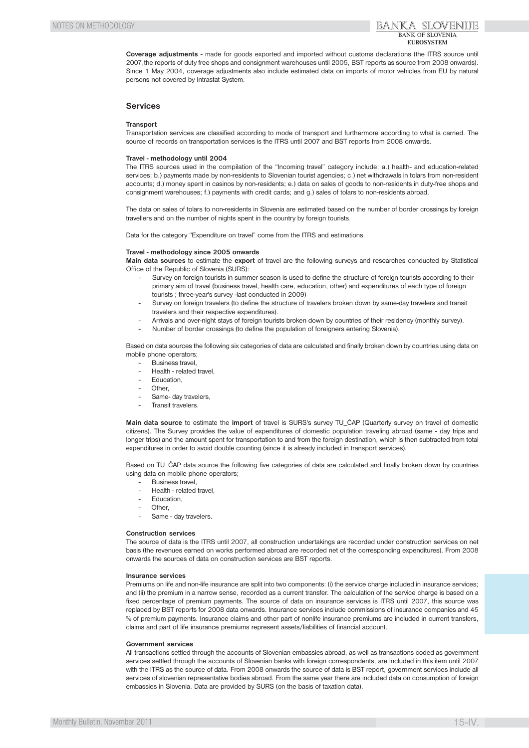**Coverage adjustments** - made for goods exported and imported without customs declarations (the ITRS source until 2007,the reports of duty free shops and consignment warehouses until 2005, BST reports as source from 2008 onwards). Since 1 May 2004, coverage adjustments also include estimated data on imports of motor vehicles from EU by natural persons not covered by Intrastat System.

## Services

#### Transport

Transportation services are classified according to mode of transport and furthermore according to what is carried. The source of records on transportation services is the ITRS until 2007 and BST reports from 2008 onwards.

#### Travel - methodology until 2004

The ITRS sources used in the compilation of the "Incoming travel" category include: a.) health- and education-related services; b.) payments made by non-residents to Slovenian tourist agencies; c.) net withdrawals in tolars from non-resident accounts; d.) money spent in casinos by non-residents; e.) data on sales of goods to non-residents in duty-free shops and consignment warehouses; f.) payments with credit cards; and g.) sales of tolars to non-residents abroad.

The data on sales of tolars to non-residents in Slovenia are estimated based on the number of border crossings by foreign travellers and on the number of nights spent in the country by foreign tourists.

Data for the category "Expenditure on travel" come from the ITRS and estimations.

#### Travel - methodology since 2005 onwards

**Main data sources** to estimate the **export** of travel are the following surveys and researches conducted by Statistical Office of the Republic of Slovenia (SURS):

- Survey on foreign tourists in summer season is used to define the structure of foreign tourists according to their primary aim of travel (business travel, health care, education, other) and expenditures of each type of foreign tourists ; three-year's survey -last conducted in 2009)
- Survey on foreign travelers (to define the structure of travelers broken down by same-day travelers and transit travelers and their respective expenditures).
- Arrivals and over-night stays of foreign tourists broken down by countries of their residency (monthly survey).
- Number of border crossings (to define the population of foreigners entering Slovenia).

Based on data sources the following six categories of data are calculated and finally broken down by countries using data on mobile phone operators;

- Business travel,
- Health - related travel,
- Education,
- Other,
- Same- day travelers,
- Transit travelers.

**Main data source** to estimate the **import** of travel is SURS's survey TU_ČAP (Quarterly survey on travel of domestic citizens). The Survey provides the value of expenditures of domestic population traveling abroad (same - day trips and longer trips) and the amount spent for transportation to and from the foreign destination, which is then subtracted from total expenditures in order to avoid double counting (since it is already included in transport services).

Based on TU_ČAP data source the following five categories of data are calculated and finally broken down by countries using data on mobile phone operators;

- Business travel,
- Health - related travel,
- Education,
- Other,
- Same - day travelers.

#### Construction services

The source of data is the ITRS until 2007, all construction undertakings are recorded under construction services on net basis (the revenues earned on works performed abroad are recorded net of the corresponding expenditures). From 2008 onwards the sources of data on construction services are BST reports.

#### Insurance services

Premiums on life and non-life insurance are split into two components: (i) the service charge included in insurance services; and (ii) the premium in a narrow sense, recorded as a current transfer. The calculation of the service charge is based on a fixed percentage of premium payments. The source of data on insurance services is ITRS until 2007, this source was replaced by BST reports for 2008 data onwards. Insurance services include commissions of insurance companies and 45 % of premium payments. Insurance claims and other part of nonlife insurance premiums are included in current transfers, claims and part of life insurance premiums represent assets/liabilities of financial account.

#### Government services

All transactions settled through the accounts of Slovenian embassies abroad, as well as transactions coded as government services settled through the accounts of Slovenian banks with foreign correspondents, are included in this item until 2007 with the ITRS as the source of data. From 2008 onwards the source of data is BST report, government services include all services of slovenian representative bodies abroad. From the same year there are included data on consumption of foreign embassies in Slovenia. Data are provided by SURS (on the basis of taxation data).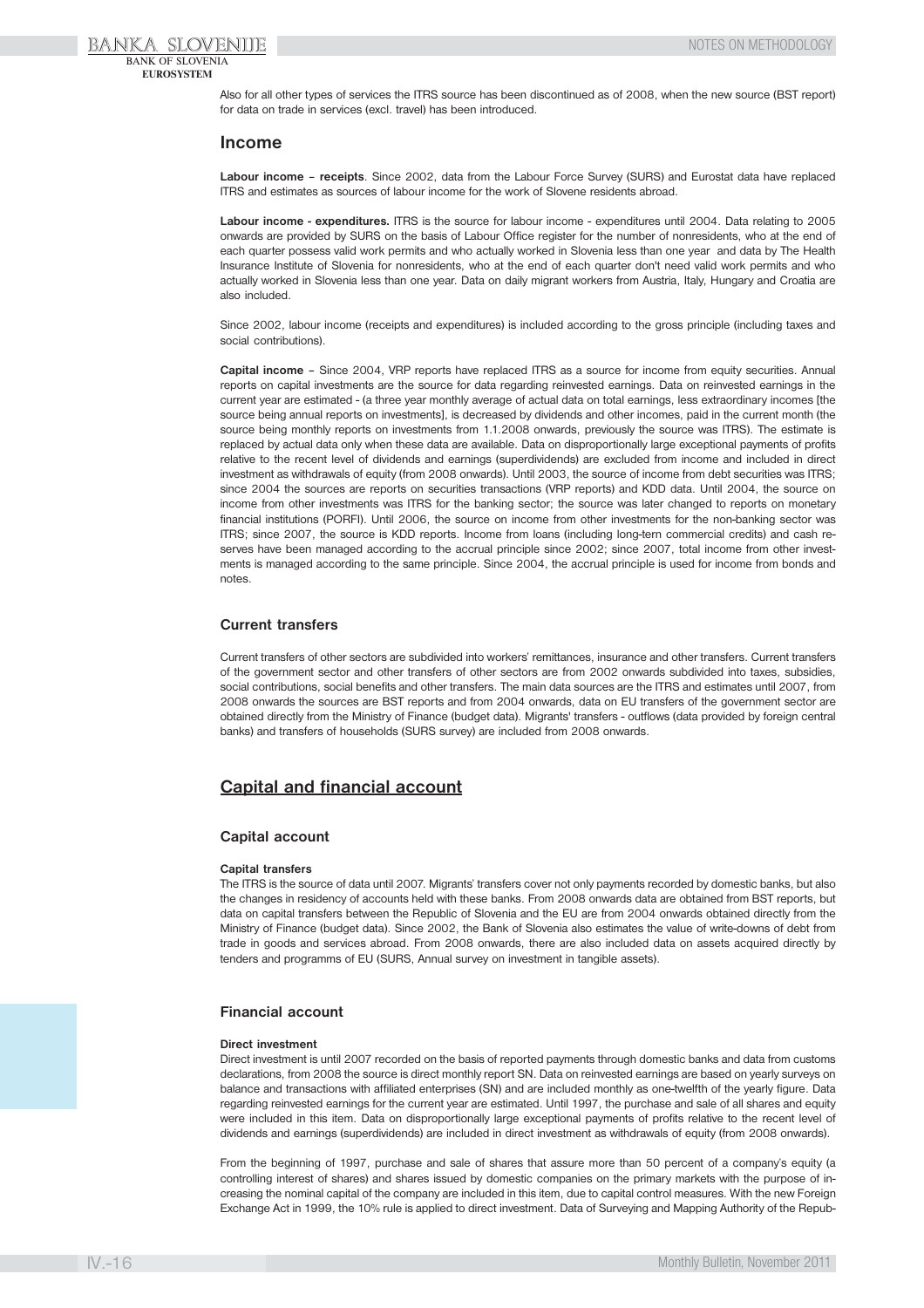Also for all other types of services the ITRS source has been discontinued as of 2008, when the new source (BST report) for data on trade in services (excl. travel) has been introduced.

## Income

**Labour income – receipts**. Since 2002, data from the Labour Force Survey (SURS) and Eurostat data have replaced ITRS and estimates as sources of labour income for the work of Slovene residents abroad.

**Labour income - expenditures.** ITRS is the source for labour income - expenditures until 2004. Data relating to 2005 onwards are provided by SURS on the basis of Labour Office register for the number of nonresidents, who at the end of each quarter possess valid work permits and who actually worked in Slovenia less than one year and data by The Health Insurance Institute of Slovenia for nonresidents, who at the end of each quarter don't need valid work permits and who actually worked in Slovenia less than one year. Data on daily migrant workers from Austria, Italy, Hungary and Croatia are also included.

Since 2002, labour income (receipts and expenditures) is included according to the gross principle (including taxes and social contributions).

**Capital income** – Since 2004, VRP reports have replaced ITRS as a source for income from equity securities. Annual reports on capital investments are the source for data regarding reinvested earnings. Data on reinvested earnings in the current year are estimated - (a three year monthly average of actual data on total earnings, less extraordinary incomes [the source being annual reports on investments], is decreased by dividends and other incomes, paid in the current month (the source being monthly reports on investments from 1.1.2008 onwards, previously the source was ITRS). The estimate is replaced by actual data only when these data are available. Data on disproportionally large exceptional payments of profits relative to the recent level of dividends and earnings (superdividends) are excluded from income and included in direct investment as withdrawals of equity (from 2008 onwards). Until 2003, the source of income from debt securities was ITRS; since 2004 the sources are reports on securities transactions (VRP reports) and KDD data. Until 2004, the source on income from other investments was ITRS for the banking sector; the source was later changed to reports on monetary financial institutions (PORFI). Until 2006, the source on income from other investments for the non-banking sector was ITRS; since 2007, the source is KDD reports. Income from loans (including long-tern commercial credits) and cash reserves have been managed according to the accrual principle since 2002; since 2007, total income from other investments is managed according to the same principle. Since 2004, the accrual principle is used for income from bonds and notes.

### Current transfers

Current transfers of other sectors are subdivided into workers' remittances, insurance and other transfers. Current transfers of the government sector and other transfers of other sectors are from 2002 onwards subdivided into taxes, subsidies, social contributions, social benefits and other transfers. The main data sources are the ITRS and estimates until 2007, from 2008 onwards the sources are BST reports and from 2004 onwards, data on EU transfers of the government sector are obtained directly from the Ministry of Finance (budget data). Migrants' transfers - outflows (data provided by foreign central banks) and transfers of households (SURS survey) are included from 2008 onwards.

## Capital and financial account

### Capital account

**Capital transfers**

The ITRS is the source of data until 2007. Migrants' transfers cover not only payments recorded by domestic banks, but also the changes in residency of accounts held with these banks. From 2008 onwards data are obtained from BST reports, but data on capital transfers between the Republic of Slovenia and the EU are from 2004 onwards obtained directly from the Ministry of Finance (budget data). Since 2002, the Bank of Slovenia also estimates the value of write-downs of debt from trade in goods and services abroad. From 2008 onwards, there are also included data on assets acquired directly by tenders and programms of EU (SURS, Annual survey on investment in tangible assets).

### Financial account

**Direct investment**

Direct investment is until 2007 recorded on the basis of reported payments through domestic banks and data from customs declarations, from 2008 the source is direct monthly report SN. Data on reinvested earnings are based on yearly surveys on balance and transactions with affiliated enterprises (SN) and are included monthly as one-twelfth of the yearly figure. Data regarding reinvested earnings for the current year are estimated. Until 1997, the purchase and sale of all shares and equity were included in this item. Data on disproportionally large exceptional payments of profits relative to the recent level of dividends and earnings (superdividends) are included in direct investment as withdrawals of equity (from 2008 onwards).

From the beginning of 1997, purchase and sale of shares that assure more than 50 percent of a company's equity (a controlling interest of shares) and shares issued by domestic companies on the primary markets with the purpose of increasing the nominal capital of the company are included in this item, due to capital control measures. With the new Foreign Exchange Act in 1999, the 10% rule is applied to direct investment. Data of Surveying and Mapping Authority of the Repub-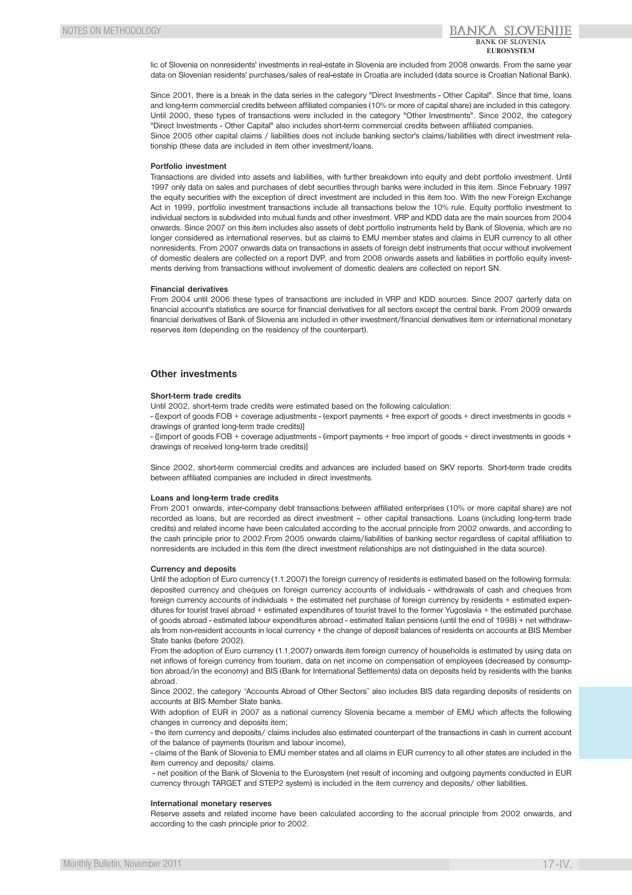lic of Slovenia on nonresidents' investments in real-estate in Slovenia are included from 2008 onwards. From the same year data on Slovenian residents' purchases/sales of real-estate in Croatia are included (data source is Croatian National Bank).

Since 2001, there is a break in the data series in the category "Direct Investments - Other Capital". Since that time, loans and long-term commercial credits between affiliated companies (10% or more of capital share) are included in this category. Until 2000, these types of transactions were included in the category "Other Investments". Since 2002, the category "Direct Investments - Other Capital" also includes short-term commercial credits between affiliated companies.
Since 2005 other capital claims / liabilities does not include banking sector's claims/liabilities with direct investment relationship (these data are included in item other investment/loans.

**Portfolio investment**

Transactions are divided into assets and liabilities, with further breakdown into equity and debt portfolio investment. Until 1997 only data on sales and purchases of debt securities through banks were included in this item. Since February 1997 the equity securities with the exception of direct investment are included in this item too. With the new Foreign Exchange Act in 1999, portfolio investment transactions include all transactions below the 10% rule. Equity portfolio investment to individual sectors is subdivided into mutual funds and other investment. VRP and KDD data are the main sources from 2004 onwards. Since 2007 on this item includes also assets of debt portfolio instruments held by Bank of Slovenia, which are no longer considered as international reserves, but as claims to EMU member states and claims in EUR currency to all other nonresidents. From 2007 onwards data on transactions in assets of foreign debt instruments that occur without involvement of domestic dealers are collected on a report DVP, and from 2008 onwards assets and liabilities in portfolio equity investments deriving from transactions without involvement of domestic dealers are collected on report SN.

**Financial derivatives**

From 2004 until 2006 these types of transactions are included in VRP and KDD sources. Since 2007 qarterly data on financial account's statistics are source for financial derivatives for all sectors except the central bank. From 2009 onwards financial derivatives of Bank of Slovenia are included in other investment/financial derivatives item or international monetary reserves item (depending on the residency of the counterpart).

## Other investments

**Short-term trade credits**

Until 2002, short-term trade credits were estimated based on the following calculation:

- {[export of goods FOB + coverage adjustments - (export payments + free export of goods + direct investments in goods + drawings of granted long-term trade credits)]

- {[import of goods FOB + coverage adjustments - (import payments + free import of goods + direct investments in goods + drawings of received long-term trade credits)]

Since 2002, short-term commercial credits and advances are included based on SKV reports. Short-term trade credits between affiliated companies are included in direct investments.

**Loans and long-term trade credits**

From 2001 onwards, inter-company debt transactions between affiliated enterprises (10% or more capital share) are not recorded as loans, but are recorded as direct investment – other capital transactions. Loans (including long-term trade credits) and related income have been calculated according to the accrual principle from 2002 onwards, and according to the cash principle prior to 2002.From 2005 onwards claims/liabilities of banking sector regardless of capital affiliation to nonresidents are included in this item (the direct investment relationships are not distinguished in the data source).

**Currency and deposits**

Until the adoption of Euro currency (1.1.2007) the foreign currency of residents is estimated based on the following formula: deposited currency and cheques on foreign currency accounts of individuals - withdrawals of cash and cheques from foreign currency accounts of individuals + the estimated net purchase of foreign currency by residents + estimated expenditures for tourist travel abroad + estimated expenditures of tourist travel to the former Yugoslavia + the estimated purchase of goods abroad - estimated labour expenditures abroad - estimated Italian pensions (until the end of 1998) + net withdrawals from non-resident accounts in local currency + the change of deposit balances of residents on accounts at BIS Member State banks (before 2002).

From the adoption of Euro currency (1.1.2007) onwards item foreign currency of households is estimated by using data on net inflows of foreign currency from tourism, data on net income on compensation of employees (decreased by consumption abroad/in the economy) and BIS (Bank for International Settlements) data on deposits held by residents with the banks abroad.

Since 2002, the category "Accounts Abroad of Other Sectors" also includes BIS data regarding deposits of residents on accounts at BIS Member State banks.

With adoption of EUR in 2007 as a national currency Slovenia became a member of EMU which affects the following changes in currency and deposits item;

- the item currency and deposits/ claims includes also estimated counterpart of the transactions in cash in current account of the balance of payments (tourism and labour income),

- claims of the Bank of Slovenia to EMU member states and all claims in EUR currency to all other states are included in the item currency and deposits/ claims.

- net position of the Bank of Slovenia to the Eurosystem (net result of incoming and outgoing payments conducted in EUR currency through TARGET and STEP2 system) is included in the item currency and deposits/ other liabilities.

**International monetary reserves**

Reserve assets and related income have been calculated according to the accrual principle from 2002 onwards, and according to the cash principle prior to 2002.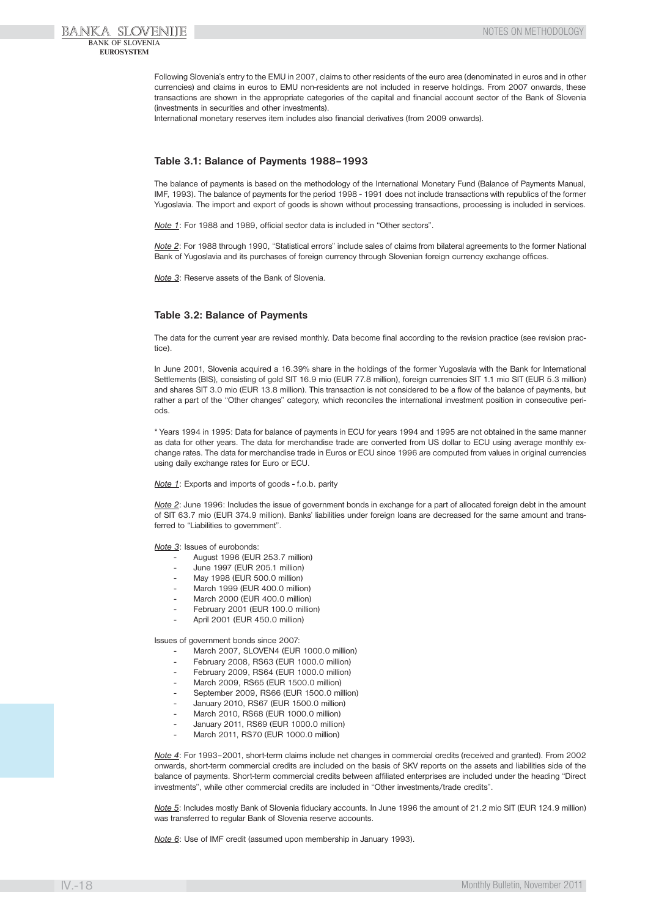Following Slovenia's entry to the EMU in 2007, claims to other residents of the euro area (denominated in euros and in other currencies) and claims in euros to EMU non-residents are not included in reserve holdings. From 2007 onwards, these transactions are shown in the appropriate categories of the capital and financial account sector of the Bank of Slovenia (investments in securities and other investments).
International monetary reserves item includes also financial derivatives (from 2009 onwards).

### Table 3.1: Balance of Payments 1988–1993

The balance of payments is based on the methodology of the International Monetary Fund (Balance of Payments Manual, IMF, 1993). The balance of payments for the period 1998 - 1991 does not include transactions with republics of the former Yugoslavia. The import and export of goods is shown without processing transactions, processing is included in services.

_Note 1_: For 1988 and 1989, official sector data is included in "Other sectors".

_Note 2_: For 1988 through 1990, "Statistical errors" include sales of claims from bilateral agreements to the former National Bank of Yugoslavia and its purchases of foreign currency through Slovenian foreign currency exchange offices.

_Note 3_: Reserve assets of the Bank of Slovenia.

### Table 3.2: Balance of Payments

The data for the current year are revised monthly. Data become final according to the revision practice (see revision practice).

In June 2001, Slovenia acquired a 16.39% share in the holdings of the former Yugoslavia with the Bank for International Settlements (BIS), consisting of gold SIT 16.9 mio (EUR 77.8 million), foreign currencies SIT 1.1 mio SIT (EUR 5.3 million) and shares SIT 3.0 mio (EUR 13.8 million). This transaction is not considered to be a flow of the balance of payments, but rather a part of the "Other changes" category, which reconciles the international investment position in consecutive periods.

* Years 1994 in 1995: Data for balance of payments in ECU for years 1994 and 1995 are not obtained in the same manner as data for other years. The data for merchandise trade are converted from US dollar to ECU using average monthly exchange rates. The data for merchandise trade in Euros or ECU since 1996 are computed from values in original currencies using daily exchange rates for Euro or ECU.

_Note 1_: Exports and imports of goods - f.o.b. parity

_Note 2_: June 1996: Includes the issue of government bonds in exchange for a part of allocated foreign debt in the amount of SIT 63.7 mio (EUR 374.9 million). Banks' liabilities under foreign loans are decreased for the same amount and transferred to "Liabilities to government".

_Note 3_: Issues of eurobonds:

- August 1996 (EUR 253.7 million)
- June 1997 (EUR 205.1 million)
- May 1998 (EUR 500.0 million)
- March 1999 (EUR 400.0 million)
- March 2000 (EUR 400.0 million)
- February 2001 (EUR 100.0 million)
- April 2001 (EUR 450.0 million)

Issues of government bonds since 2007:

- March 2007, SLOVEN4 (EUR 1000.0 million)
- February 2008, RS63 (EUR 1000.0 million)
- February 2009, RS64 (EUR 1000.0 million)
- March 2009, RS65 (EUR 1500.0 million)
- September 2009, RS66 (EUR 1500.0 million)
- January 2010, RS67 (EUR 1500.0 million)
- March 2010, RS68 (EUR 1000.0 million)
- January 2011, RS69 (EUR 1000.0 million)
- March 2011, RS70 (EUR 1000.0 million)

_Note 4_: For 1993–2001, short-term claims include net changes in commercial credits (received and granted). From 2002 onwards, short-term commercial credits are included on the basis of SKV reports on the assets and liabilities side of the balance of payments. Short-term commercial credits between affiliated enterprises are included under the heading "Direct investments", while other commercial credits are included in "Other investments/trade credits".

_Note 5_: Includes mostly Bank of Slovenia fiduciary accounts. In June 1996 the amount of 21.2 mio SIT (EUR 124.9 million) was transferred to regular Bank of Slovenia reserve accounts.

_Note 6_: Use of IMF credit (assumed upon membership in January 1993).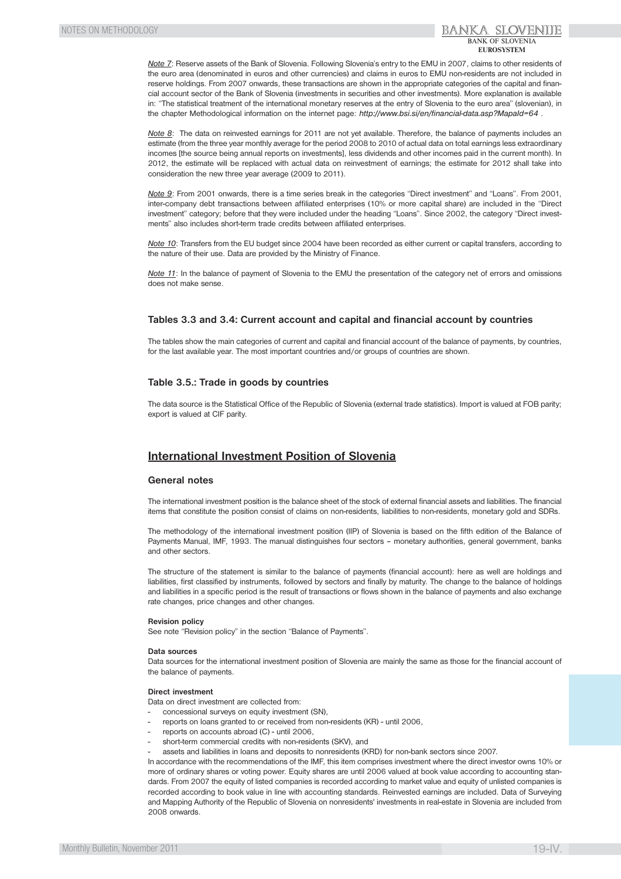*Note 7*: Reserve assets of the Bank of Slovenia. Following Slovenia's entry to the EMU in 2007, claims to other residents of the euro area (denominated in euros and other currencies) and claims in euros to EMU non-residents are not included in reserve holdings. From 2007 onwards, these transactions are shown in the appropriate categories of the capital and financial account sector of the Bank of Slovenia (investments in securities and other investments). More explanation is available in: "The statistical treatment of the international monetary reserves at the entry of Slovenia to the euro area" (slovenian), in the chapter Methodological information on the internet page: *http://www.bsi.si/en/financial-data.asp?MapaId=64* .

*Note 8*: The data on reinvested earnings for 2011 are not yet available. Therefore, the balance of payments includes an estimate (from the three year monthly average for the period 2008 to 2010 of actual data on total earnings less extraordinary incomes [the source being annual reports on investments], less dividends and other incomes paid in the current month). In 2012, the estimate will be replaced with actual data on reinvestment of earnings; the estimate for 2012 shall take into consideration the new three year average (2009 to 2011).

*Note 9*: From 2001 onwards, there is a time series break in the categories "Direct investment" and "Loans". From 2001, inter-company debt transactions between affiliated enterprises (10% or more capital share) are included in the "Direct investment" category; before that they were included under the heading "Loans". Since 2002, the category "Direct investments" also includes short-term trade credits between affiliated enterprises.

*Note 10*: Transfers from the EU budget since 2004 have been recorded as either current or capital transfers, according to the nature of their use. Data are provided by the Ministry of Finance.

*Note 11*: In the balance of payment of Slovenia to the EMU the presentation of the category net of errors and omissions does not make sense.

### Tables 3.3 and 3.4: Current account and capital and financial account by countries

The tables show the main categories of current and capital and financial account of the balance of payments, by countries, for the last available year. The most important countries and/or groups of countries are shown.

### Table 3.5.: Trade in goods by countries

The data source is the Statistical Office of the Republic of Slovenia (external trade statistics). Import is valued at FOB parity; export is valued at CIF parity.

## International Investment Position of Slovenia

### General notes

The international investment position is the balance sheet of the stock of external financial assets and liabilities. The financial items that constitute the position consist of claims on non-residents, liabilities to non-residents, monetary gold and SDRs.

The methodology of the international investment position (IIP) of Slovenia is based on the fifth edition of the Balance of Payments Manual, IMF, 1993. The manual distinguishes four sectors – monetary authorities, general government, banks and other sectors.

The structure of the statement is similar to the balance of payments (financial account): here as well are holdings and liabilities, first classified by instruments, followed by sectors and finally by maturity. The change to the balance of holdings and liabilities in a specific period is the result of transactions or flows shown in the balance of payments and also exchange rate changes, price changes and other changes.

**Revision policy**

See note "Revision policy" in the section "Balance of Payments".

**Data sources**

Data sources for the international investment position of Slovenia are mainly the same as those for the financial account of the balance of payments.

**Direct investment**

Data on direct investment are collected from:

- concessional surveys on equity investment (SN),
- reports on loans granted to or received from non-residents (KR) - until 2006,
- reports on accounts abroad (C) - until 2006,
- short-term commercial credits with non-residents (SKV), and
- assets and liabilities in loans and deposits to nonresidents (KRD) for non-bank sectors since 2007.

In accordance with the recommendations of the IMF, this item comprises investment where the direct investor owns 10% or more of ordinary shares or voting power. Equity shares are until 2006 valued at book value according to accounting standards. From 2007 the equity of listed companies is recorded according to market value and equity of unlisted companies is recorded according to book value in line with accounting standards. Reinvested earnings are included. Data of Surveying and Mapping Authority of the Republic of Slovenia on nonresidents' investments in real-estate in Slovenia are included from 2008 onwards.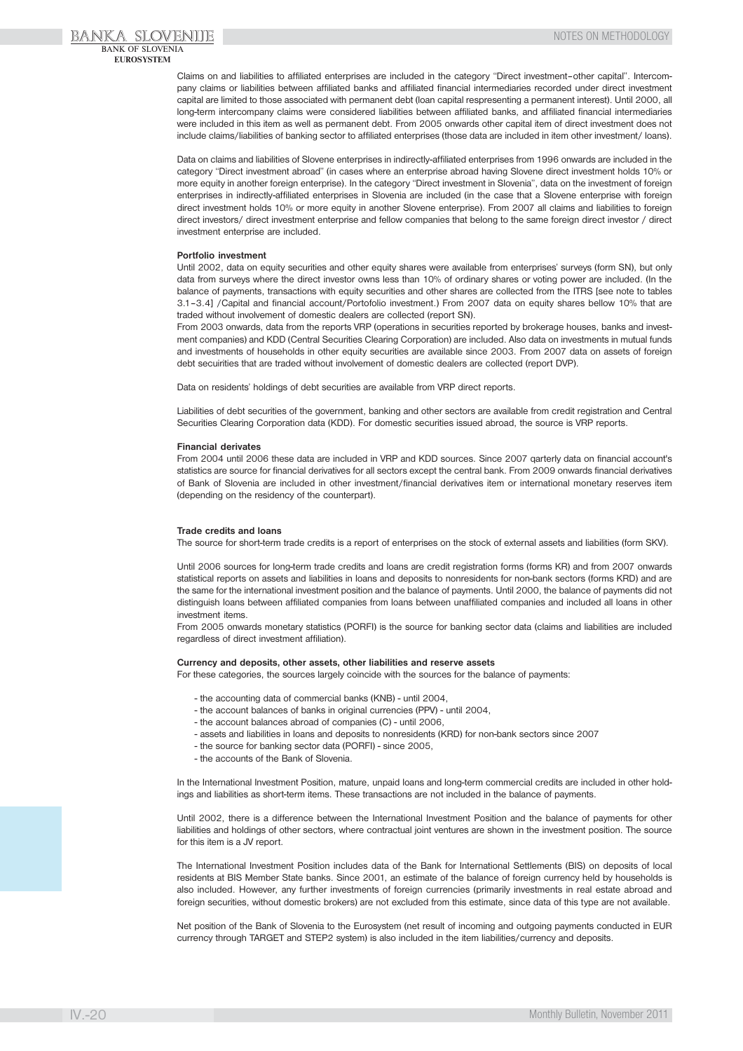Claims on and liabilities to affiliated enterprises are included in the category "Direct investment–other capital". Intercompany claims or liabilities between affiliated banks and affiliated financial intermediaries recorded under direct investment capital are limited to those associated with permanent debt (loan capital respresenting a permanent interest). Until 2000, all long-term intercompany claims were considered liabilities between affiliated banks, and affiliated financial intermediaries were included in this item as well as permanent debt. From 2005 onwards other capital item of direct investment does not include claims/liabilities of banking sector to affiliated enterprises (those data are included in item other investment/ loans).

Data on claims and liabilities of Slovene enterprises in indirectly-affiliated enterprises from 1996 onwards are included in the category "Direct investment abroad" (in cases where an enterprise abroad having Slovene direct investment holds 10% or more equity in another foreign enterprise). In the category "Direct investment in Slovenia", data on the investment of foreign enterprises in indirectly-affiliated enterprises in Slovenia are included (in the case that a Slovene enterprise with foreign direct investment holds 10% or more equity in another Slovene enterprise). From 2007 all claims and liabilities to foreign direct investors/ direct investment enterprise and fellow companies that belong to the same foreign direct investor / direct investment enterprise are included.

**Portfolio investment**

Until 2002, data on equity securities and other equity shares were available from enterprises' surveys (form SN), but only data from surveys where the direct investor owns less than 10% of ordinary shares or voting power are included. (In the balance of payments, transactions with equity securities and other shares are collected from the ITRS [see note to tables 3.1–3.4] /Capital and financial account/Portofolio investment.) From 2007 data on equity shares bellow 10% that are traded without involvement of domestic dealers are collected (report SN).

From 2003 onwards, data from the reports VRP (operations in securities reported by brokerage houses, banks and investment companies) and KDD (Central Securities Clearing Corporation) are included. Also data on investments in mutual funds and investments of households in other equity securities are available since 2003. From 2007 data on assets of foreign debt secuirities that are traded without involvement of domestic dealers are collected (report DVP).

Data on residents' holdings of debt securities are available from VRP direct reports.

Liabilities of debt securities of the government, banking and other sectors are available from credit registration and Central Securities Clearing Corporation data (KDD). For domestic securities issued abroad, the source is VRP reports.

**Financial derivates**

From 2004 until 2006 these data are included in VRP and KDD sources. Since 2007 qarterly data on financial account's statistics are source for financial derivatives for all sectors except the central bank. From 2009 onwards financial derivatives of Bank of Slovenia are included in other investment/financial derivatives item or international monetary reserves item (depending on the residency of the counterpart).

**Trade credits and loans**

The source for short-term trade credits is a report of enterprises on the stock of external assets and liabilities (form SKV).

Until 2006 sources for long-term trade credits and loans are credit registration forms (forms KR) and from 2007 onwards statistical reports on assets and liabilities in loans and deposits to nonresidents for non-bank sectors (forms KRD) and are the same for the international investment position and the balance of payments. Until 2000, the balance of payments did not distinguish loans between affiliated companies from loans between unaffiliated companies and included all loans in other investment items.

From 2005 onwards monetary statistics (PORFI) is the source for banking sector data (claims and liabilities are included regardless of direct investment affiliation).

**Currency and deposits, other assets, other liabilities and reserve assets**

For these categories, the sources largely coincide with the sources for the balance of payments:

- the accounting data of commercial banks (KNB) - until 2004,
- the account balances of banks in original currencies (PPV) - until 2004,
- the account balances abroad of companies (C) - until 2006,
- assets and liabilities in loans and deposits to nonresidents (KRD) for non-bank sectors since 2007
- the source for banking sector data (PORFI) - since 2005,
- the accounts of the Bank of Slovenia.

In the International Investment Position, mature, unpaid loans and long-term commercial credits are included in other holdings and liabilities as short-term items. These transactions are not included in the balance of payments.

Until 2002, there is a difference between the International Investment Position and the balance of payments for other liabilities and holdings of other sectors, where contractual joint ventures are shown in the investment position. The source for this item is a JV report.

The International Investment Position includes data of the Bank for International Settlements (BIS) on deposits of local residents at BIS Member State banks. Since 2001, an estimate of the balance of foreign currency held by households is also included. However, any further investments of foreign currencies (primarily investments in real estate abroad and foreign securities, without domestic brokers) are not excluded from this estimate, since data of this type are not available.

Net position of the Bank of Slovenia to the Eurosystem (net result of incoming and outgoing payments conducted in EUR currency through TARGET and STEP2 system) is also included in the item liabilities/currency and deposits.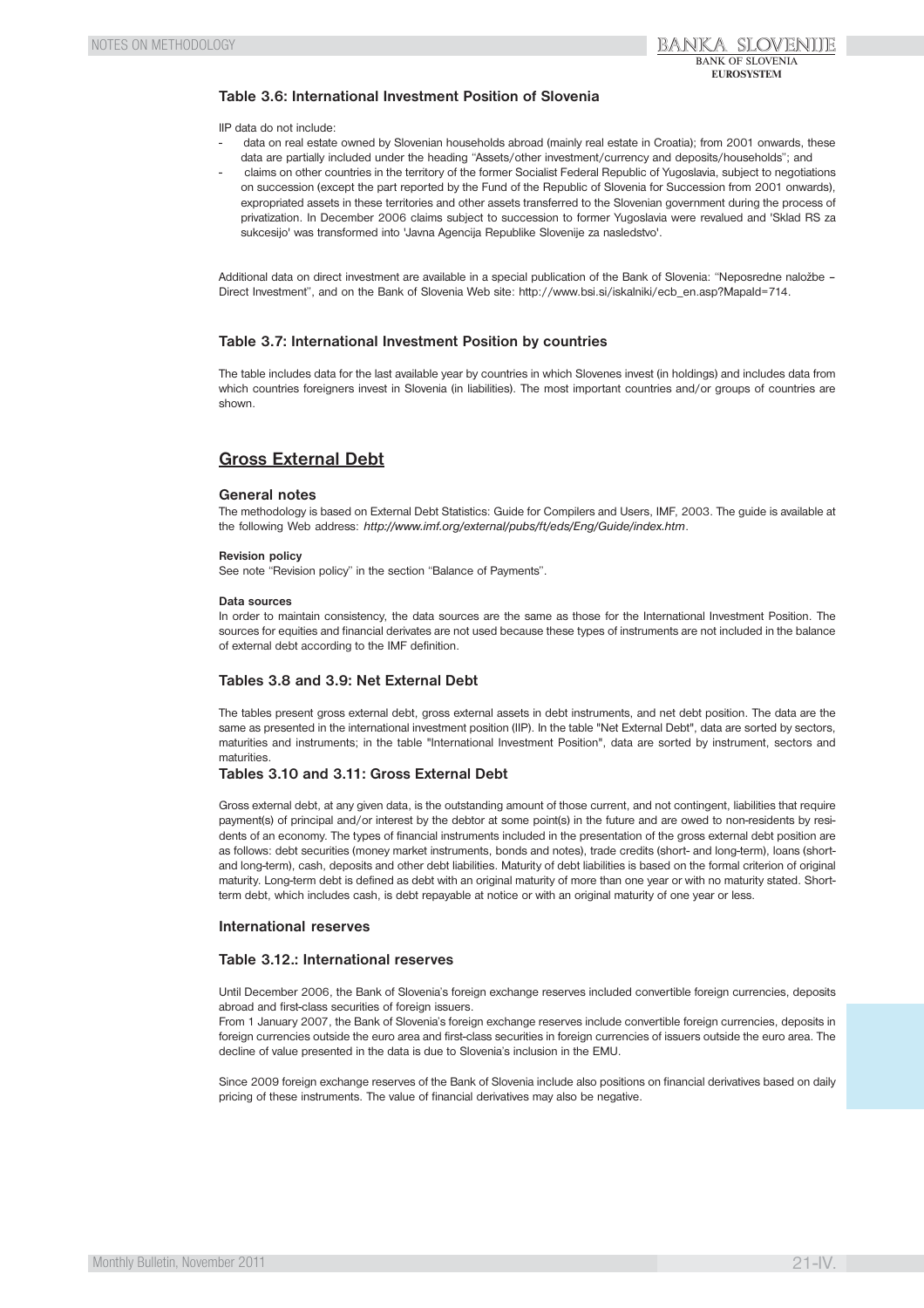### Table 3.6: International Investment Position of Slovenia

IIP data do not include:

- data on real estate owned by Slovenian households abroad (mainly real estate in Croatia); from 2001 onwards, these data are partially included under the heading "Assets/other investment/currency and deposits/households"; and
- claims on other countries in the territory of the former Socialist Federal Republic of Yugoslavia, subject to negotiations on succession (except the part reported by the Fund of the Republic of Slovenia for Succession from 2001 onwards), expropriated assets in these territories and other assets transferred to the Slovenian government during the process of privatization. In December 2006 claims subject to succession to former Yugoslavia were revalued and 'Sklad RS za sukcesijo' was transformed into 'Javna Agencija Republike Slovenije za nasledstvo'.

Additional data on direct investment are available in a special publication of the Bank of Slovenia: "Neposredne naložbe – Direct Investment", and on the Bank of Slovenia Web site: http://www.bsi.si/iskalniki/ecb_en.asp?MapaId=714.

### Table 3.7: International Investment Position by countries

The table includes data for the last available year by countries in which Slovenes invest (in holdings) and includes data from which countries foreigners invest in Slovenia (in liabilities). The most important countries and/or groups of countries are shown.

## Gross External Debt

### General notes

The methodology is based on External Debt Statistics: Guide for Compilers and Users, IMF, 2003. The guide is available at the following Web address: *http://www.imf.org/external/pubs/ft/eds/Eng/Guide/index.htm*.

**Revision policy**

See note "Revision policy" in the section "Balance of Payments".

**Data sources**

In order to maintain consistency, the data sources are the same as those for the International Investment Position. The sources for equities and financial derivates are not used because these types of instruments are not included in the balance of external debt according to the IMF definition.

### Tables 3.8 and 3.9: Net External Debt

The tables present gross external debt, gross external assets in debt instruments, and net debt position. The data are the same as presented in the international investment position (IIP). In the table "Net External Debt", data are sorted by sectors, maturities and instruments; in the table "International Investment Position", data are sorted by instrument, sectors and maturities.

### Tables 3.10 and 3.11: Gross External Debt

Gross external debt, at any given data, is the outstanding amount of those current, and not contingent, liabilities that require payment(s) of principal and/or interest by the debtor at some point(s) in the future and are owed to non-residents by residents of an economy. The types of financial instruments included in the presentation of the gross external debt position are as follows: debt securities (money market instruments, bonds and notes), trade credits (short- and long-term), loans (short- and long-term), cash, deposits and other debt liabilities. Maturity of debt liabilities is based on the formal criterion of original maturity. Long-term debt is defined as debt with an original maturity of more than one year or with no maturity stated. Short-term debt, which includes cash, is debt repayable at notice or with an original maturity of one year or less.

### International reserves

### Table 3.12.: International reserves

Until December 2006, the Bank of Slovenia's foreign exchange reserves included convertible foreign currencies, deposits abroad and first-class securities of foreign issuers.
From 1 January 2007, the Bank of Slovenia's foreign exchange reserves include convertible foreign currencies, deposits in foreign currencies outside the euro area and first-class securities in foreign currencies of issuers outside the euro area. The decline of value presented in the data is due to Slovenia's inclusion in the EMU.

Since 2009 foreign exchange reserves of the Bank of Slovenia include also positions on financial derivatives based on daily pricing of these instruments. The value of financial derivatives may also be negative.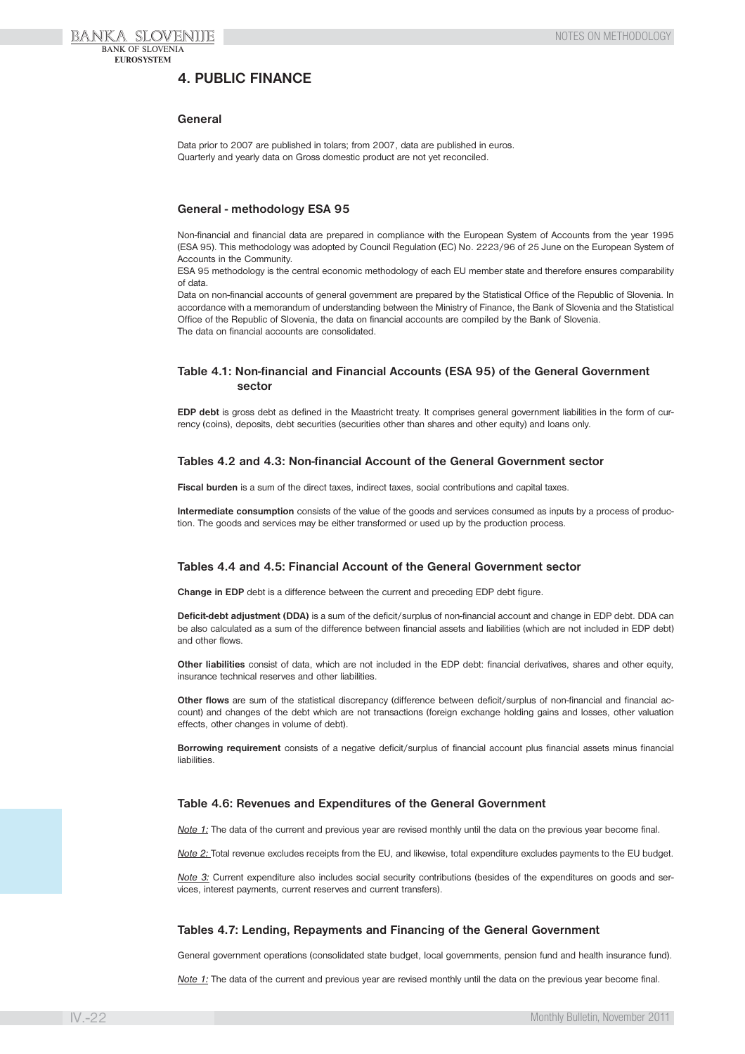## 4. PUBLIC FINANCE

### General

Data prior to 2007 are published in tolars; from 2007, data are published in euros.
Quarterly and yearly data on Gross domestic product are not yet reconciled.

### General - methodology ESA 95

Non-financial and financial data are prepared in compliance with the European System of Accounts from the year 1995 (ESA 95). This methodology was adopted by Council Regulation (EC) No. 2223/96 of 25 June on the European System of Accounts in the Community.
ESA 95 methodology is the central economic methodology of each EU member state and therefore ensures comparability of data.
Data on non-financial accounts of general government are prepared by the Statistical Office of the Republic of Slovenia. In accordance with a memorandum of understanding between the Ministry of Finance, the Bank of Slovenia and the Statistical Office of the Republic of Slovenia, the data on financial accounts are compiled by the Bank of Slovenia.
The data on financial accounts are consolidated.

### Table 4.1: Non-financial and Financial Accounts (ESA 95) of the General Government sector

**EDP debt** is gross debt as defined in the Maastricht treaty. It comprises general government liabilities in the form of currency (coins), deposits, debt securities (securities other than shares and other equity) and loans only.

### Tables 4.2 and 4.3: Non-financial Account of the General Government sector

**Fiscal burden** is a sum of the direct taxes, indirect taxes, social contributions and capital taxes.

**Intermediate consumption** consists of the value of the goods and services consumed as inputs by a process of production. The goods and services may be either transformed or used up by the production process.

### Tables 4.4 and 4.5: Financial Account of the General Government sector

**Change in EDP** debt is a difference between the current and preceding EDP debt figure.

**Deficit-debt adjustment (DDA)** is a sum of the deficit/surplus of non-financial account and change in EDP debt. DDA can be also calculated as a sum of the difference between financial assets and liabilities (which are not included in EDP debt) and other flows.

**Other liabilities** consist of data, which are not included in the EDP debt: financial derivatives, shares and other equity, insurance technical reserves and other liabilities.

**Other flows** are sum of the statistical discrepancy (difference between deficit/surplus of non-financial and financial account) and changes of the debt which are not transactions (foreign exchange holding gains and losses, other valuation effects, other changes in volume of debt).

**Borrowing requirement** consists of a negative deficit/surplus of financial account plus financial assets minus financial liabilities.

### Table 4.6: Revenues and Expenditures of the General Government

_Note 1:_ The data of the current and previous year are revised monthly until the data on the previous year become final.

_Note 2:_ Total revenue excludes receipts from the EU, and likewise, total expenditure excludes payments to the EU budget.

_Note 3:_ Current expenditure also includes social security contributions (besides of the expenditures on goods and services, interest payments, current reserves and current transfers).

### Tables 4.7: Lending, Repayments and Financing of the General Government

General government operations (consolidated state budget, local governments, pension fund and health insurance fund).

_Note 1:_ The data of the current and previous year are revised monthly until the data on the previous year become final.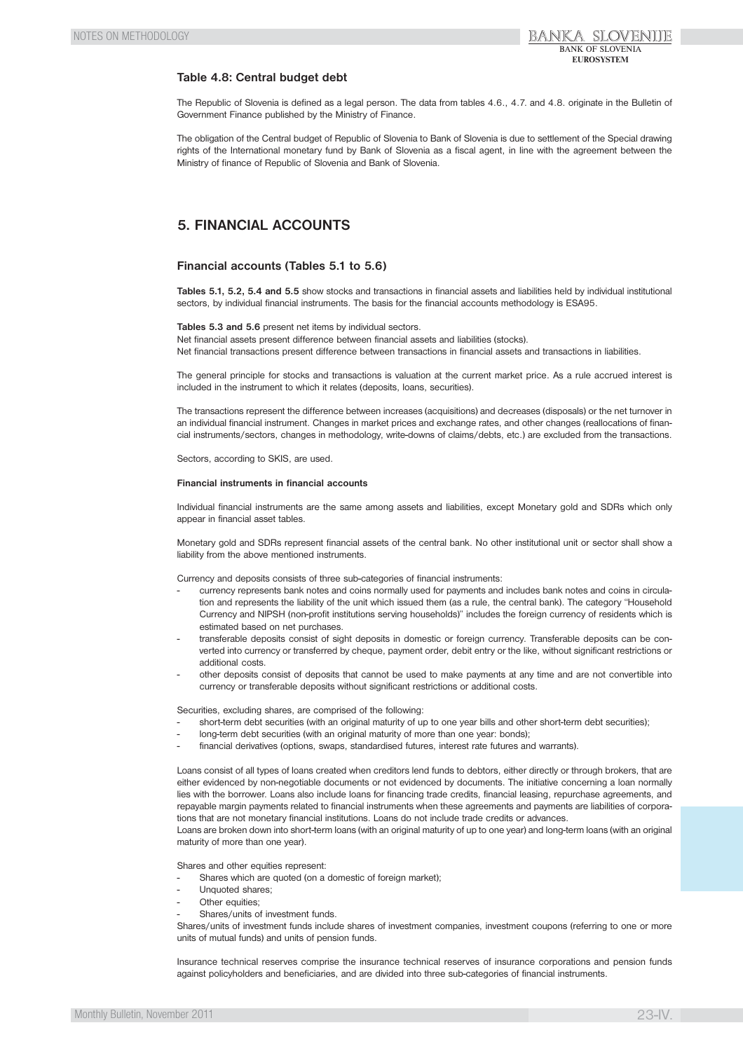### Table 4.8: Central budget debt

The Republic of Slovenia is defined as a legal person. The data from tables 4.6., 4.7. and 4.8. originate in the Bulletin of Government Finance published by the Ministry of Finance.

The obligation of the Central budget of Republic of Slovenia to Bank of Slovenia is due to settlement of the Special drawing rights of the International monetary fund by Bank of Slovenia as a fiscal agent, in line with the agreement between the Ministry of finance of Republic of Slovenia and Bank of Slovenia.

## 5. FINANCIAL ACCOUNTS

### Financial accounts (Tables 5.1 to 5.6)

**Tables 5.1, 5.2, 5.4 and 5.5** show stocks and transactions in financial assets and liabilities held by individual institutional sectors, by individual financial instruments. The basis for the financial accounts methodology is ESA95.

**Tables 5.3 and 5.6** present net items by individual sectors.
Net financial assets present difference between financial assets and liabilities (stocks).
Net financial transactions present difference between transactions in financial assets and transactions in liabilities.

The general principle for stocks and transactions is valuation at the current market price. As a rule accrued interest is included in the instrument to which it relates (deposits, loans, securities).

The transactions represent the difference between increases (acquisitions) and decreases (disposals) or the net turnover in an individual financial instrument. Changes in market prices and exchange rates, and other changes (reallocations of financial instruments/sectors, changes in methodology, write-downs of claims/debts, etc.) are excluded from the transactions.

Sectors, according to SKIS, are used.

**Financial instruments in financial accounts**

Individual financial instruments are the same among assets and liabilities, except Monetary gold and SDRs which only appear in financial asset tables.

Monetary gold and SDRs represent financial assets of the central bank. No other institutional unit or sector shall show a liability from the above mentioned instruments.

Currency and deposits consists of three sub-categories of financial instruments:

- currency represents bank notes and coins normally used for payments and includes bank notes and coins in circulation and represents the liability of the unit which issued them (as a rule, the central bank). The category "Household Currency and NIPSH (non-profit institutions serving households)" includes the foreign currency of residents which is estimated based on net purchases.
- transferable deposits consist of sight deposits in domestic or foreign currency. Transferable deposits can be converted into currency or transferred by cheque, payment order, debit entry or the like, without significant restrictions or additional costs.
- other deposits consist of deposits that cannot be used to make payments at any time and are not convertible into currency or transferable deposits without significant restrictions or additional costs.

Securities, excluding shares, are comprised of the following:

- short-term debt securities (with an original maturity of up to one year bills and other short-term debt securities);
- long-term debt securities (with an original maturity of more than one year: bonds);
- financial derivatives (options, swaps, standardised futures, interest rate futures and warrants).

Loans consist of all types of loans created when creditors lend funds to debtors, either directly or through brokers, that are either evidenced by non-negotiable documents or not evidenced by documents. The initiative concerning a loan normally lies with the borrower. Loans also include loans for financing trade credits, financial leasing, repurchase agreements, and repayable margin payments related to financial instruments when these agreements and payments are liabilities of corporations that are not monetary financial institutions. Loans do not include trade credits or advances.
Loans are broken down into short-term loans (with an original maturity of up to one year) and long-term loans (with an original maturity of more than one year).

Shares and other equities represent:

- Shares which are quoted (on a domestic of foreign market);
- Unquoted shares;
- Other equities;
- Shares/units of investment funds.

Shares/units of investment funds include shares of investment companies, investment coupons (referring to one or more units of mutual funds) and units of pension funds.

Insurance technical reserves comprise the insurance technical reserves of insurance corporations and pension funds against policyholders and beneficiaries, and are divided into three sub-categories of financial instruments.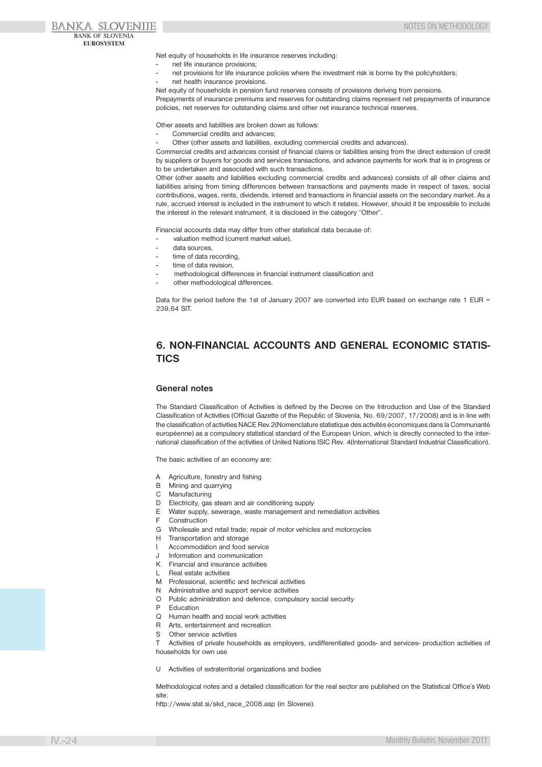Net equity of households in life insurance reserves including:

- net life insurance provisions;
- net provisions for life insurance policies where the investment risk is borne by the policyholders;
- net health insurance provisions.

Net equity of households in pension fund reserves consists of provisions deriving from pensions.
Prepayments of insurance premiums and reserves for outstanding claims represent net prepayments of insurance policies, net reserves for outstanding claims and other net insurance technical reserves.

Other assets and liabilities are broken down as follows:

- Commercial credits and advances;
- Other (other assets and liabilities, excluding commercial credits and advances).

Commercial credits and advances consist of financial claims or liabilities arising from the direct extension of credit by suppliers or buyers for goods and services transactions, and advance payments for work that is in progress or to be undertaken and associated with such transactions.
Other (other assets and liabilities excluding commercial credits and advances) consists of all other claims and liabilities arising from timing differences between transactions and payments made in respect of taxes, social contributions, wages, rents, dividends, interest and transactions in financial assets on the secondary market. As a rule, accrued interest is included in the instrument to which it relates. However, should it be impossible to include the interest in the relevant instrument, it is disclosed in the category "Other".

Financial accounts data may differ from other statistical data because of:

- valuation method (current market value),
- data sources,
- time of data recording,
- time of data revision,
- methodological differences in financial instrument classification and
- other methodological differences.

Data for the period before the 1st of January 2007 are converted into EUR based on exchange rate 1 EUR = 239,64 SIT.

## 6. NON-FINANCIAL ACCOUNTS AND GENERAL ECONOMIC STATISTICS

### General notes

The Standard Classification of Activities is defined by the Decree on the Introduction and Use of the Standard Classification of Activities (Official Gazette of the Republic of Slovenia, No. 69/2007, 17/2008) and is in line with the classification of activities NACE Rev.2(Nomenclature statistique des activités économiques dans la Communanté européenne) as a compulsory statistical standard of the European Union, which is directly connected to the international classification of the activities of United Nations ISIC Rev. 4(International Standard Industrial Classification).

The basic activities of an economy are:

- A Agriculture, forestry and fishing
- B Mining and quarrying
- C Manufacturing
- D Electricity, gas steam and air conditioning supply
- E Water supply, sewerage, waste management and remediation activities
- F Construction
- G Wholesale and retail trade; repair of motor vehicles and motorcycles
- H Transportation and storage
- I Accommodation and food service
- J Information and communication
- K Financial and insurance activities
- L Real estate activities
- M Professional, scientific and technical activities
- N Administrative and support service activities
- O Public administration and defence, compulsory social security
- P Education
- Q Human health and social work activities
- R Arts, entertainment and recreation
- S Other service activities
- T Activities of private households as employers, undifferentiated goods- and services- production activities of households for own use

- U Activities of extraterritorial organizations and bodies

Methodological notes and a detailed classification for the real sector are published on the Statistical Office's Web site:
http://www.stat.si/skd_nace_2008.asp (in Slovene).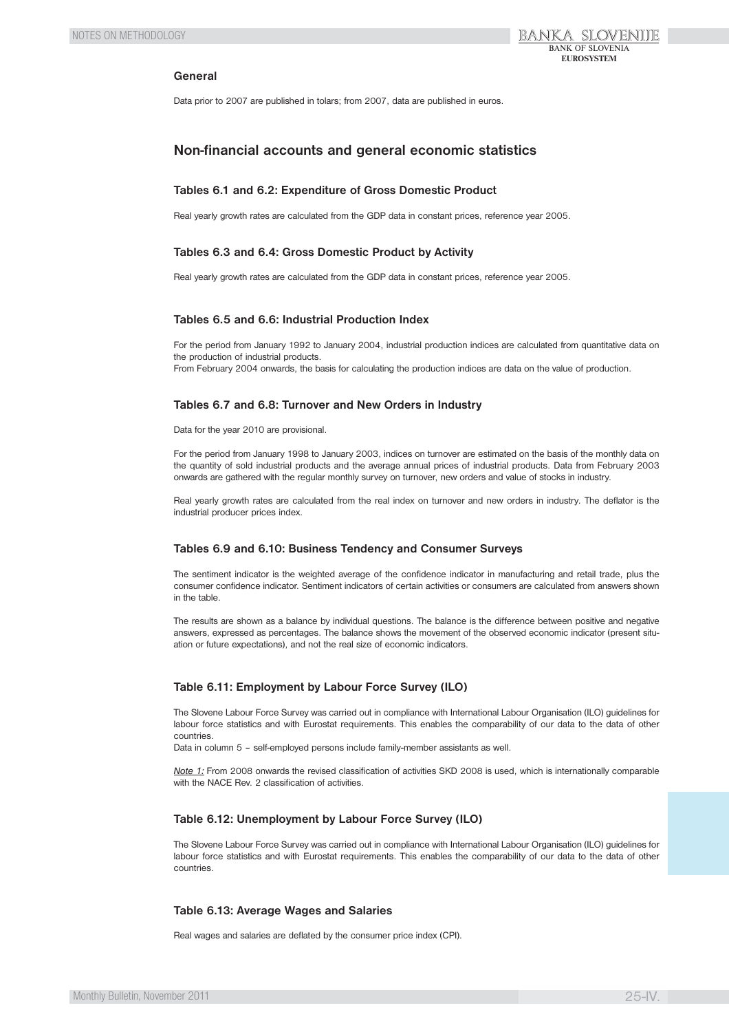### General

Data prior to 2007 are published in tolars; from 2007, data are published in euros.

## Non-financial accounts and general economic statistics

### Tables 6.1 and 6.2: Expenditure of Gross Domestic Product

Real yearly growth rates are calculated from the GDP data in constant prices, reference year 2005.

### Tables 6.3 and 6.4: Gross Domestic Product by Activity

Real yearly growth rates are calculated from the GDP data in constant prices, reference year 2005.

### Tables 6.5 and 6.6: Industrial Production Index

For the period from January 1992 to January 2004, industrial production indices are calculated from quantitative data on the production of industrial products.
From February 2004 onwards, the basis for calculating the production indices are data on the value of production.

### Tables 6.7 and 6.8: Turnover and New Orders in Industry

Data for the year 2010 are provisional.

For the period from January 1998 to January 2003, indices on turnover are estimated on the basis of the monthly data on the quantity of sold industrial products and the average annual prices of industrial products. Data from February 2003 onwards are gathered with the regular monthly survey on turnover, new orders and value of stocks in industry.

Real yearly growth rates are calculated from the real index on turnover and new orders in industry. The deflator is the industrial producer prices index.

### Tables 6.9 and 6.10: Business Tendency and Consumer Surveys

The sentiment indicator is the weighted average of the confidence indicator in manufacturing and retail trade, plus the consumer confidence indicator. Sentiment indicators of certain activities or consumers are calculated from answers shown in the table.

The results are shown as a balance by individual questions. The balance is the difference between positive and negative answers, expressed as percentages. The balance shows the movement of the observed economic indicator (present situation or future expectations), and not the real size of economic indicators.

### Table 6.11: Employment by Labour Force Survey (ILO)

The Slovene Labour Force Survey was carried out in compliance with International Labour Organisation (ILO) guidelines for labour force statistics and with Eurostat requirements. This enables the comparability of our data to the data of other countries.
Data in column 5 – self-employed persons include family-member assistants as well.

*Note 1:* From 2008 onwards the revised classification of activities SKD 2008 is used, which is internationally comparable with the NACE Rev. 2 classification of activities.

### Table 6.12: Unemployment by Labour Force Survey (ILO)

The Slovene Labour Force Survey was carried out in compliance with International Labour Organisation (ILO) guidelines for labour force statistics and with Eurostat requirements. This enables the comparability of our data to the data of other countries.

### Table 6.13: Average Wages and Salaries

Real wages and salaries are deflated by the consumer price index (CPI).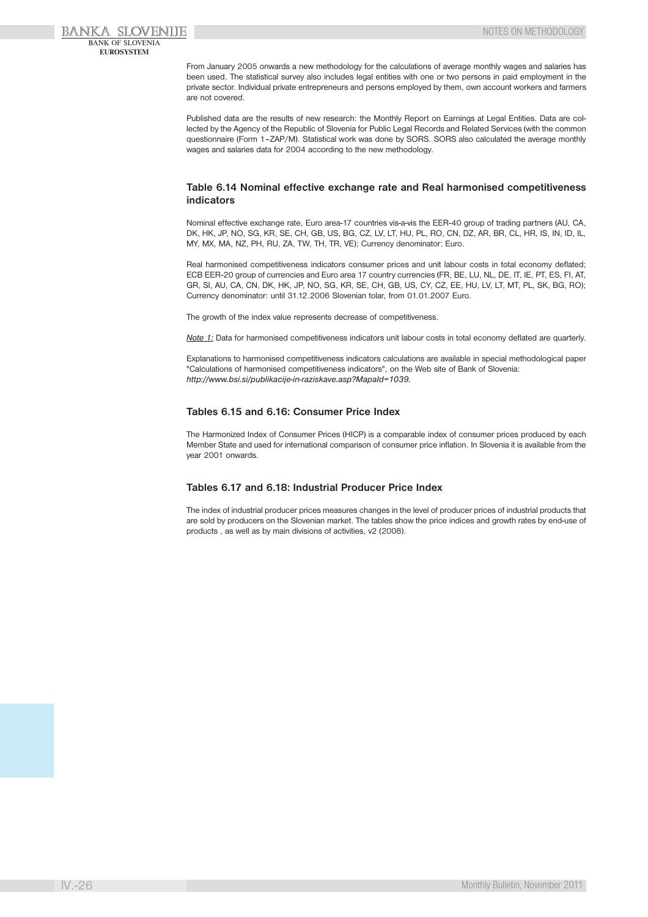From January 2005 onwards a new methodology for the calculations of average monthly wages and salaries has been used. The statistical survey also includes legal entities with one or two persons in paid employment in the private sector. Individual private entrepreneurs and persons employed by them, own account workers and farmers are not covered.

Published data are the results of new research: the Monthly Report on Earnings at Legal Entities. Data are collected by the Agency of the Republic of Slovenia for Public Legal Records and Related Services (with the common questionnaire (Form 1–ZAP/M). Statistical work was done by SORS. SORS also calculated the average monthly wages and salaries data for 2004 according to the new methodology.

### Table 6.14 Nominal effective exchange rate and Real harmonised competitiveness indicators

Nominal effective exchange rate, Euro area-17 countries vis-a-vis the EER-40 group of trading partners (AU, CA, DK, HK, JP, NO, SG, KR, SE, CH, GB, US, BG, CZ, LV, LT, HU, PL, RO, CN, DZ, AR, BR, CL, HR, IS, IN, ID, IL, MY, MX, MA, NZ, PH, RU, ZA, TW, TH, TR, VE); Currency denominator: Euro.

Real harmonised competitiveness indicators consumer prices and unit labour costs in total economy deflated; ECB EER-20 group of currencies and Euro area 17 country currencies (FR, BE, LU, NL, DE, IT, IE, PT, ES, FI, AT, GR, SI, AU, CA, CN, DK, HK, JP, NO, SG, KR, SE, CH, GB, US, CY, CZ, EE, HU, LV, LT, MT, PL, SK, BG, RO); Currency denominator: until 31.12.2006 Slovenian tolar, from 01.01.2007 Euro.

The growth of the index value represents decrease of competitiveness.

*Note 1:* Data for harmonised competitiveness indicators unit labour costs in total economy deflated are quarterly.

Explanations to harmonised competitiveness indicators calculations are available in special methodological paper "Calculations of harmonised competitiveness indicators", on the Web site of Bank of Slovenia: *http://www.bsi.si/publikacije-in-raziskave.asp?MapaId=1039.*

### Tables 6.15 and 6.16: Consumer Price Index

The Harmonized Index of Consumer Prices (HICP) is a comparable index of consumer prices produced by each Member State and used for international comparison of consumer price inflation. In Slovenia it is available from the year 2001 onwards.

### Tables 6.17 and 6.18: Industrial Producer Price Index

The index of industrial producer prices measures changes in the level of producer prices of industrial products that are sold by producers on the Slovenian market. The tables show the price indices and growth rates by end-use of products , as well as by main divisions of activities, v2 (2008).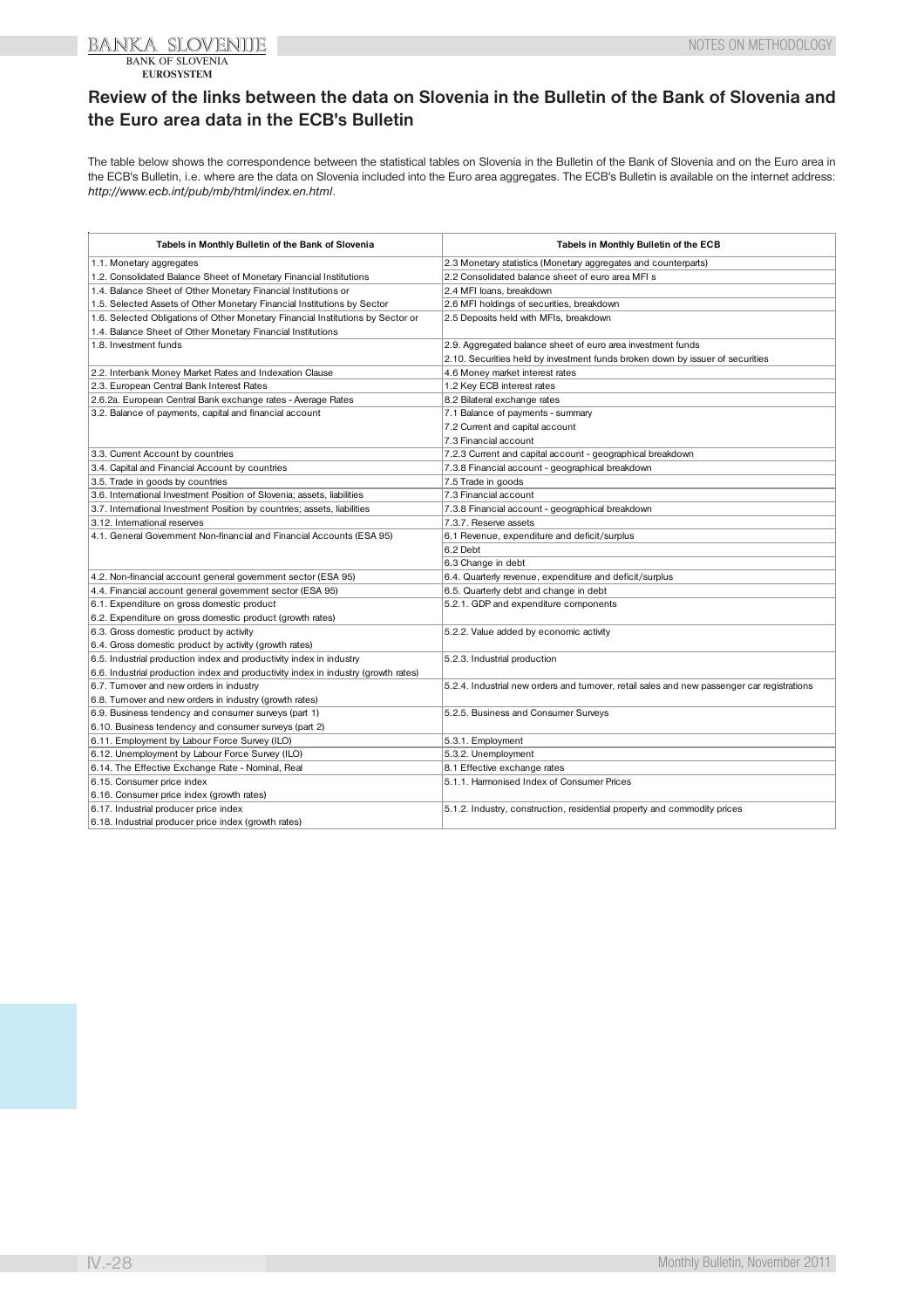## Review of the links between the data on Slovenia in the Bulletin of the Bank of Slovenia and the Euro area data in the ECB's Bulletin

The table below shows the correspondence between the statistical tables on Slovenia in the Bulletin of the Bank of Slovenia and on the Euro area in the ECB's Bulletin, i.e. where are the data on Slovenia included into the Euro area aggregates. The ECB's Bulletin is available on the internet address: *http://www.ecb.int/pub/mb/html/index.en.html*.

| Tabels in Monthly Bulletin of the Bank of Slovenia | Tabels in Monthly Bulletin of the ECB |
|---|---|
| 1.1. Monetary aggregates | 2.3 Monetary statistics (Monetary aggregates and counterparts) |
| 1.2. Consolidated Balance Sheet of Monetary Financial Institutions | 2.2 Consolidated balance sheet of euro area MFI s |
| 1.4. Balance Sheet of Other Monetary Financial Institutions or | 2.4 MFI loans, breakdown |
| 1.5. Selected Assets of Other Monetary Financial Institutions by Sector | 2.6 MFI holdings of securities, breakdown |
| 1.6. Selected Obligations of Other Monetary Financial Institutions by Sector or<br>1.4. Balance Sheet of Other Monetary Financial Institutions | 2.5 Deposits held with MFIs, breakdown |
| 1.8. Investment funds | 2.9. Aggregated balance sheet of euro area investment funds<br>2.10. Securities held by investment funds broken down by issuer of securities |
| 2.2. Interbank Money Market Rates and Indexation Clause | 4.6 Money market interest rates |
| 2.3. European Central Bank Interest Rates | 1.2 Key ECB interest rates |
| 2.6.2a. European Central Bank exchange rates - Average Rates | 8.2 Bilateral exchange rates |
| 3.2. Balance of payments, capital and financial account | 7.1 Balance of payments - summary<br>7.2 Current and capital account<br>7.3 Financial account |
| 3.3. Current Account by countries | 7.2.3 Current and capital account - geographical breakdown |
| 3.4. Capital and Financial Account by countries | 7.3.8 Financial account - geographical breakdown |
| 3.5. Trade in goods by countries | 7.5 Trade in goods |
| 3.6. International Investment Position of Slovenia; assets, liabilities | 7.3 Financial account |
| 3.7. International Investment Position by countries; assets, liabilities | 7.3.8 Financial account - geographical breakdown |
| 3.12. International reserves | 7.3.7. Reserve assets |
| 4.1. General Government Non-financial and Financial Accounts (ESA 95) | 6.1 Revenue, expenditure and deficit/surplus<br>6.2 Debt<br>6.3 Change in debt |
| 4.2. Non-financial account general government sector (ESA 95) | 6.4. Quarterly revenue, expenditure and deficit/surplus |
| 4.4. Financial account general government sector (ESA 95) | 6.5. Quarterly debt and change in debt |
| 6.1. Expenditure on gross domestic product<br>6.2. Expenditure on gross domestic product (growth rates) | 5.2.1. GDP and expenditure components |
| 6.3. Gross domestic product by activity<br>6.4. Gross domestic product by activity (growth rates) | 5.2.2. Value added by economic activity |
| 6.5. Industrial production index and productivity index in industry<br>6.6. Industrial production index and productivity index in industry (growth rates) | 5.2.3. Industrial production |
| 6.7. Turnover and new orders in industry<br>6.8. Turnover and new orders in industry (growth rates) | 5.2.4. Industrial new orders and turnover, retail sales and new passenger car registrations |
| 6.9. Business tendency and consumer surveys (part 1)<br>6.10. Business tendency and consumer surveys (part 2) | 5.2.5. Business and Consumer Surveys |
| 6.11. Employment by Labour Force Survey (ILO) | 5.3.1. Employment |
| 6.12. Unemployment by Labour Force Survey (ILO) | 5.3.2. Unemployment |
| 6.14. The Effective Exchange Rate - Nominal, Real | 8.1 Effective exchange rates |
| 6.15. Consumer price index<br>6.16. Consumer price index (growth rates) | 5.1.1. Harmonised Index of Consumer Prices |
| 6.17. Industrial producer price index<br>6.18. Industrial producer price index (growth rates) | 5.1.2. Industry, construction, residential property and commodity prices |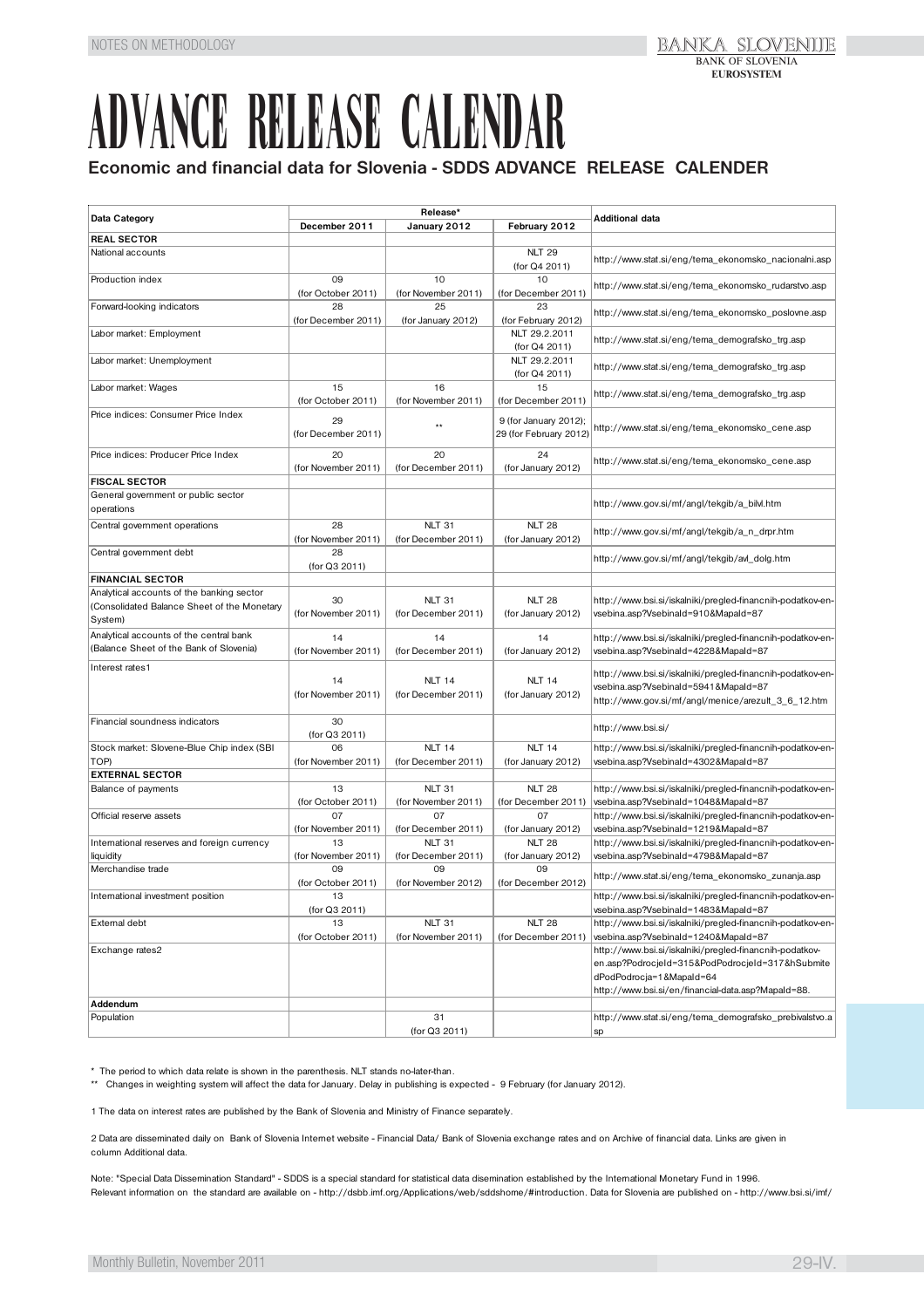# ADVANCE RELEASE CALENDAR

## Economic and financial data for Slovenia - SDDS ADVANCE RELEASE CALENDER

| Data Category | Release* | | | Additional data |
|---|---|---|---|---|
| | December 2011 | January 2012 | February 2012 | |
| **REAL SECTOR** | | | | |
| National accounts | | | NLT 29 (for Q4 2011) | http://www.stat.si/eng/tema_ekonomsko_nacionalni.asp |
| Production index | 09 (for October 2011) | 10 (for November 2011) | 10 (for December 2011) | http://www.stat.si/eng/tema_ekonomsko_rudarstvo.asp |
| Forward-looking indicators | 28 (for December 2011) | 25 (for January 2012) | 23 (for February 2012) | http://www.stat.si/eng/tema_ekonomsko_poslovne.asp |
| Labor market: Employment | | | NLT 29.2.2011 (for Q4 2011) | http://www.stat.si/eng/tema_demografsko_trg.asp |
| Labor market: Unemployment | | | NLT 29.2.2011 (for Q4 2011) | http://www.stat.si/eng/tema_demografsko_trg.asp |
| Labor market: Wages | 15 (for October 2011) | 16 (for November 2011) | 15 (for December 2011) | http://www.stat.si/eng/tema_demografsko_trg.asp |
| Price indices: Consumer Price Index | 29 (for December 2011) | ** | 9 (for January 2012); 29 (for February 2012) | http://www.stat.si/eng/tema_ekonomsko_cene.asp |
| Price indices: Producer Price Index | 20 (for November 2011) | 20 (for December 2011) | 24 (for January 2012) | http://www.stat.si/eng/tema_ekonomsko_cene.asp |
| **FISCAL SECTOR** | | | | |
| General government or public sector operations | | | | http://www.gov.si/mf/angl/tekgib/a_bilvl.htm |
| Central government operations | 28 (for November 2011) | NLT 31 (for December 2011) | NLT 28 (for January 2012) | http://www.gov.si/mf/angl/tekgib/a_n_drpr.htm |
| Central government debt | 28 (for Q3 2011) | | | http://www.gov.si/mf/angl/tekgib/avl_dolg.htm |
| **FINANCIAL SECTOR** | | | | |
| Analytical accounts of the banking sector (Consolidated Balance Sheet of the Monetary System) | 30 (for November 2011) | NLT 31 (for December 2011) | NLT 28 (for January 2012) | http://www.bsi.si/iskalniki/pregled-financnih-podatkov-en-vsebina.asp?VsebinaId=910&MapaId=87 |
| Analytical accounts of the central bank (Balance Sheet of the Bank of Slovenia) | 14 (for November 2011) | 14 (for December 2011) | 14 (for January 2012) | http://www.bsi.si/iskalniki/pregled-financnih-podatkov-en-vsebina.asp?VsebinaId=4228&MapaId=87 |
| Interest rates1 | 14 (for November 2011) | NLT 14 (for December 2011) | NLT 14 (for January 2012) | http://www.bsi.si/iskalniki/pregled-financnih-podatkov-en-vsebina.asp?VsebinaId=5941&MapaId=87 http://www.gov.si/mf/angl/menice/arezult_3_6_12.htm |
| Financial soundness indicators | 30 (for Q3 2011) | | | http://www.bsi.si/ |
| Stock market: Slovene-Blue Chip index (SBI TOP) | 06 (for November 2011) | NLT 14 (for December 2011) | NLT 14 (for January 2012) | http://www.bsi.si/iskalniki/pregled-financnih-podatkov-en-vsebina.asp?VsebinaId=4302&MapaId=87 |
| **EXTERNAL SECTOR** | | | | |
| Balance of payments | 13 (for October 2011) | NLT 31 (for November 2011) | NLT 28 (for December 2011) | http://www.bsi.si/iskalniki/pregled-financnih-podatkov-en-vsebina.asp?VsebinaId=1048&MapaId=87 |
| Official reserve assets | 07 (for November 2011) | 07 (for December 2011) | 07 (for January 2012) | http://www.bsi.si/iskalniki/pregled-financnih-podatkov-en-vsebina.asp?VsebinaId=1219&MapaId=87 |
| International reserves and foreign currency liquidity | 13 (for November 2011) | NLT 31 (for December 2011) | NLT 28 (for January 2012) | http://www.bsi.si/iskalniki/pregled-financnih-podatkov-en-vsebina.asp?VsebinaId=4798&MapaId=87 |
| Merchandise trade | 09 (for October 2011) | 09 (for November 2012) | 09 (for December 2012) | http://www.stat.si/eng/tema_ekonomsko_zunanja.asp |
| International investment position | 13 (for Q3 2011) | | | http://www.bsi.si/iskalniki/pregled-financnih-podatkov-en-vsebina.asp?VsebinaId=1483&MapaId=87 |
| External debt | 13 (for October 2011) | NLT 31 (for November 2011) | NLT 28 (for December 2011) | http://www.bsi.si/iskalniki/pregled-financnih-podatkov-en-vsebina.asp?VsebinaId=1240&MapaId=87 |
| Exchange rates2 | | | | http://www.bsi.si/iskalniki/pregled-financnih-podatkov-en.asp?PodrocjeId=315&PodPodrocjeId=317&hSubmitedPodPodrocja=1&MapaId=64 http://www.bsi.si/en/financial-data.asp?MapaId=88. |
| **Addendum** | | | | |
| Population | | 31 (for Q3 2011) | | http://www.stat.si/eng/tema_demografsko_prebivalstvo.asp |

\* The period to which data relate is shown in the parenthesis. NLT stands no-later-than.

\*\* Changes in weighting system will affect the data for January. Delay in publishing is expected - 9 February (for January 2012).

1 The data on interest rates are published by the Bank of Slovenia and Ministry of Finance separately.

2 Data are disseminated daily on Bank of Slovenia Internet website - Financial Data/ Bank of Slovenia exchange rates and on Archive of financial data. Links are given in column Additional data.

Note: "Special Data Dissemination Standard" - SDDS is a special standard for statistical data disemination established by the International Monetary Fund in 1996. Relevant information on the standard are available on - http://dsbb.imf.org/Applications/web/sddshome/#introduction. Data for Slovenia are published on - http://www.bsi.si/imf/